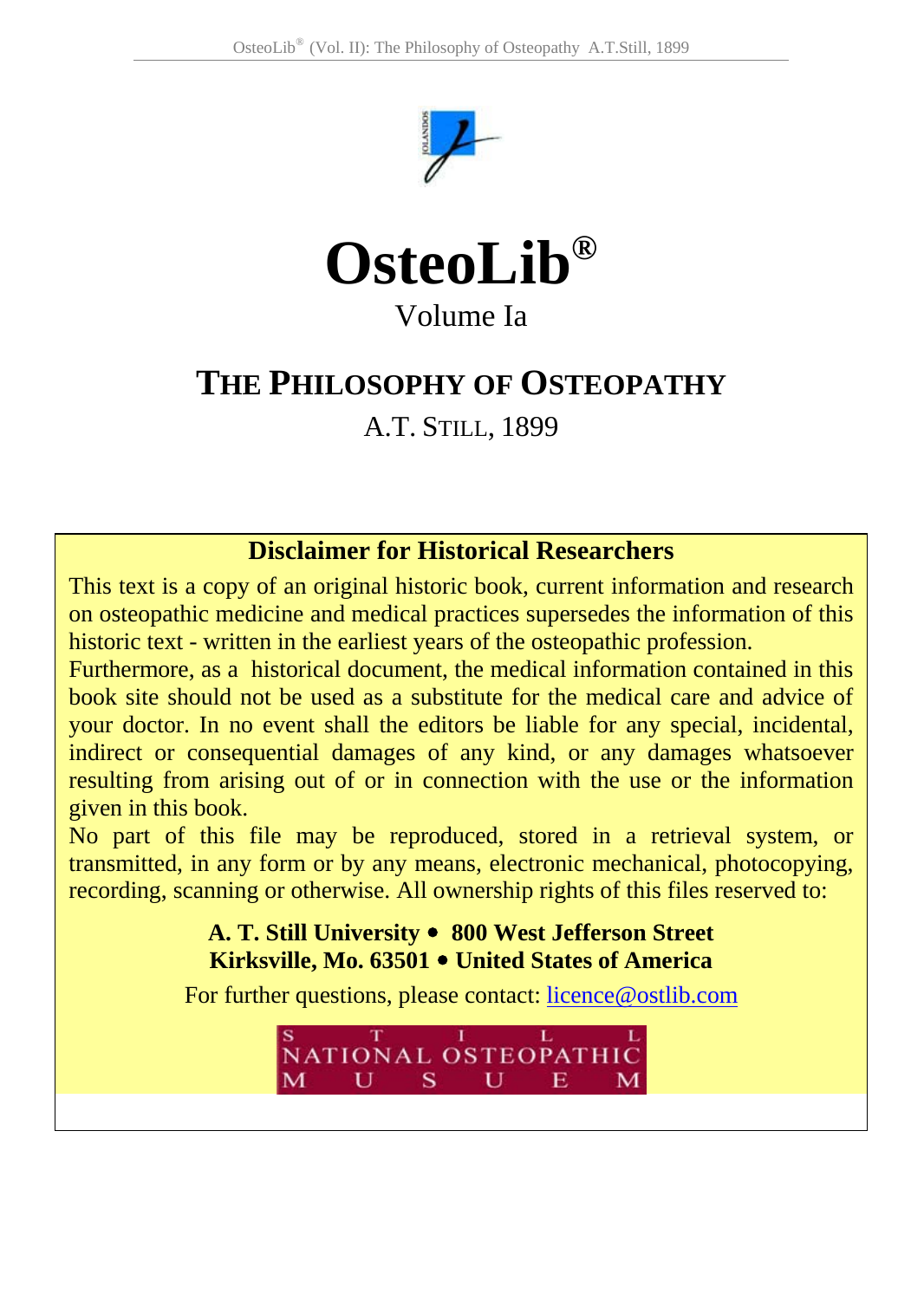# OsteoLib®

Volume Ia

## THE PHILOSOPHY OF OSTEOPATHY

A.T. STILL, 1899

**Disclaimer for Historical Researchers**

This text is a copy of an original historic book, current information and research on osteopathic medicine and medical practices supersedes the information of this historic text - written in the earliest years of the osteopathic profession.
Furthermore, as a historical document, the medical information contained in this book site should not be used as a substitute for the medical care and advice of your doctor. In no event shall the editors be liable for any special, incidental, indirect or consequential damages of any kind, or any damages whatsoever resulting from arising out of or in connection with the use or the information given in this book.
No part of this file may be reproduced, stored in a retrieval system, or transmitted, in any form or by any means, electronic mechanical, photocopying, recording, scanning or otherwise. All ownership rights of this files reserved to:

**A. T. Still University • 800 West Jefferson Street**
**Kirksville, Mo. 63501 • United States of America**

For further questions, please contact: licence@ostlib.com

STILL NATIONAL OSTEOPATHIC MUSEUM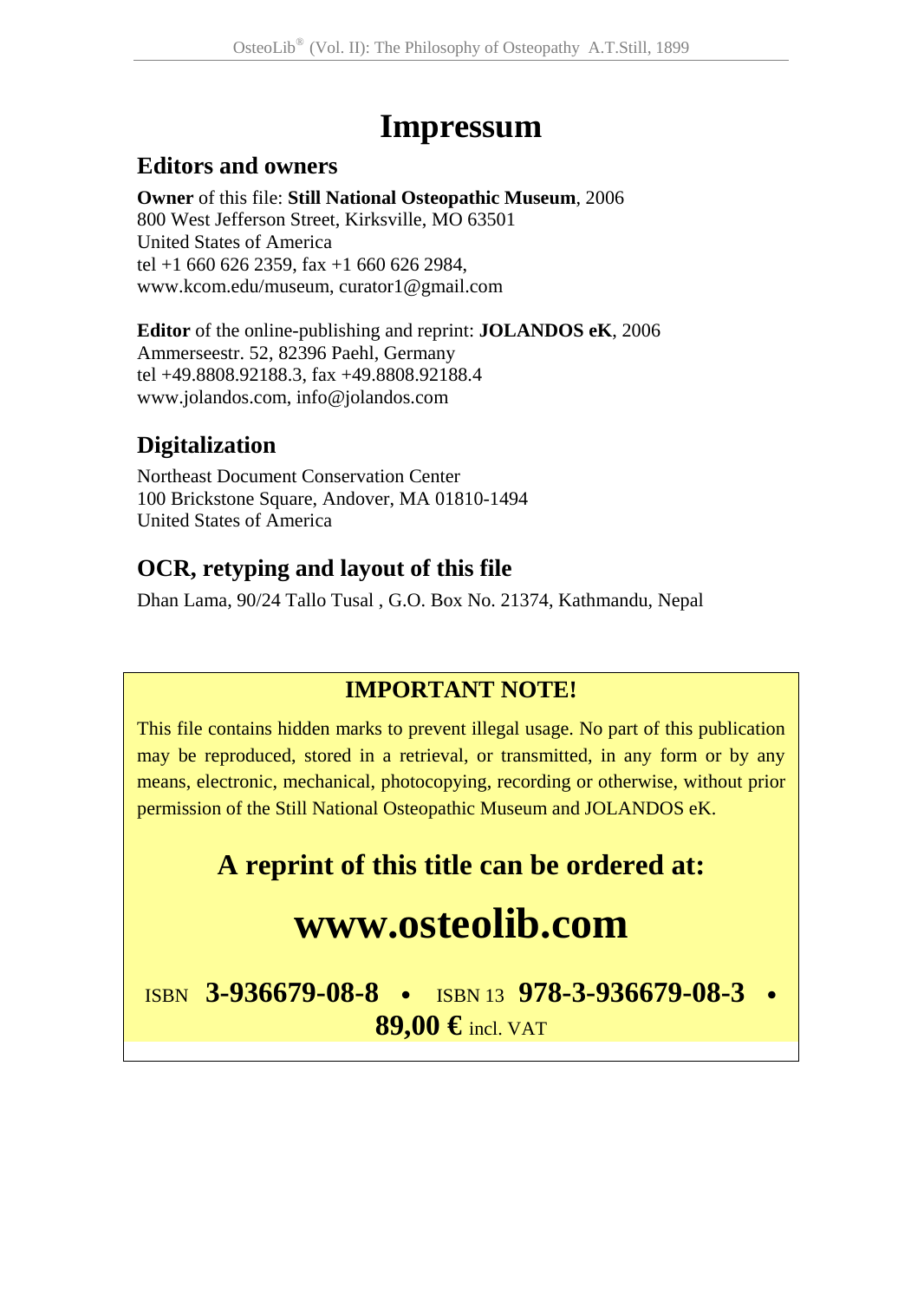# Impressum

## Editors and owners

**Owner** of this file: **Still National Osteopathic Museum**, 2006
800 West Jefferson Street, Kirksville, MO 63501
United States of America
tel +1 660 626 2359, fax +1 660 626 2984,
www.kcom.edu/museum, curator1@gmail.com

**Editor** of the online-publishing and reprint: **JOLANDOS eK**, 2006
Ammerseestr. 52, 82396 Paehl, Germany
tel +49.8808.92188.3, fax +49.8808.92188.4
www.jolandos.com, info@jolandos.com

## Digitalization

Northeast Document Conservation Center
100 Brickstone Square, Andover, MA 01810-1494
United States of America

## OCR, retyping and layout of this file

Dhan Lama, 90/24 Tallo Tusal , G.O. Box No. 21374, Kathmandu, Nepal

**IMPORTANT NOTE!**

This file contains hidden marks to prevent illegal usage. No part of this publication may be reproduced, stored in a retrieval, or transmitted, in any form or by any means, electronic, mechanical, photocopying, recording or otherwise, without prior permission of the Still National Osteopathic Museum and JOLANDOS eK.

**A reprint of this title can be ordered at:**

**www.osteolib.com**

ISBN **3-936679-08-8** • ISBN 13 **978-3-936679-08-3** • **89,00 €** incl. VAT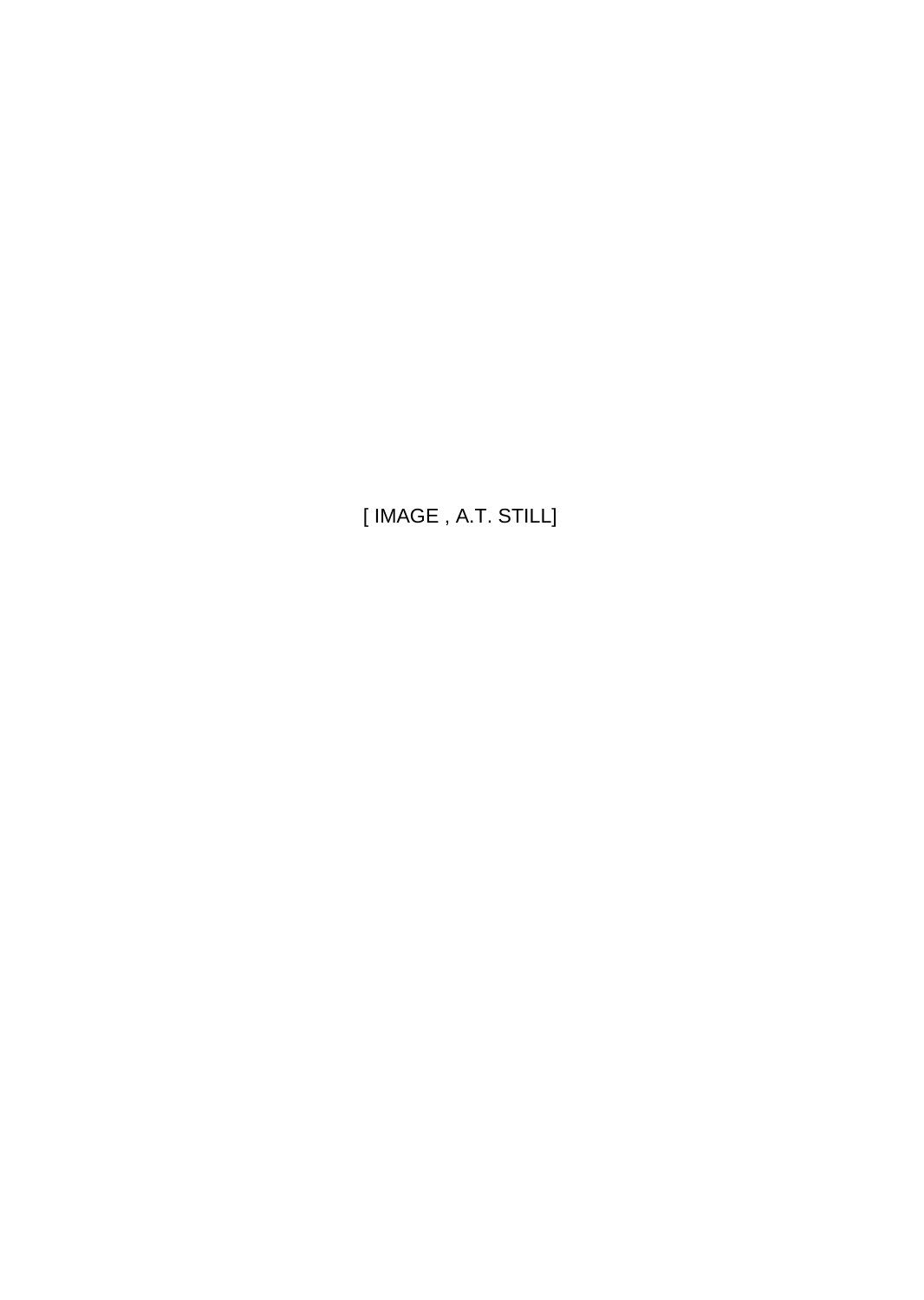[ IMAGE , A.T. STILL]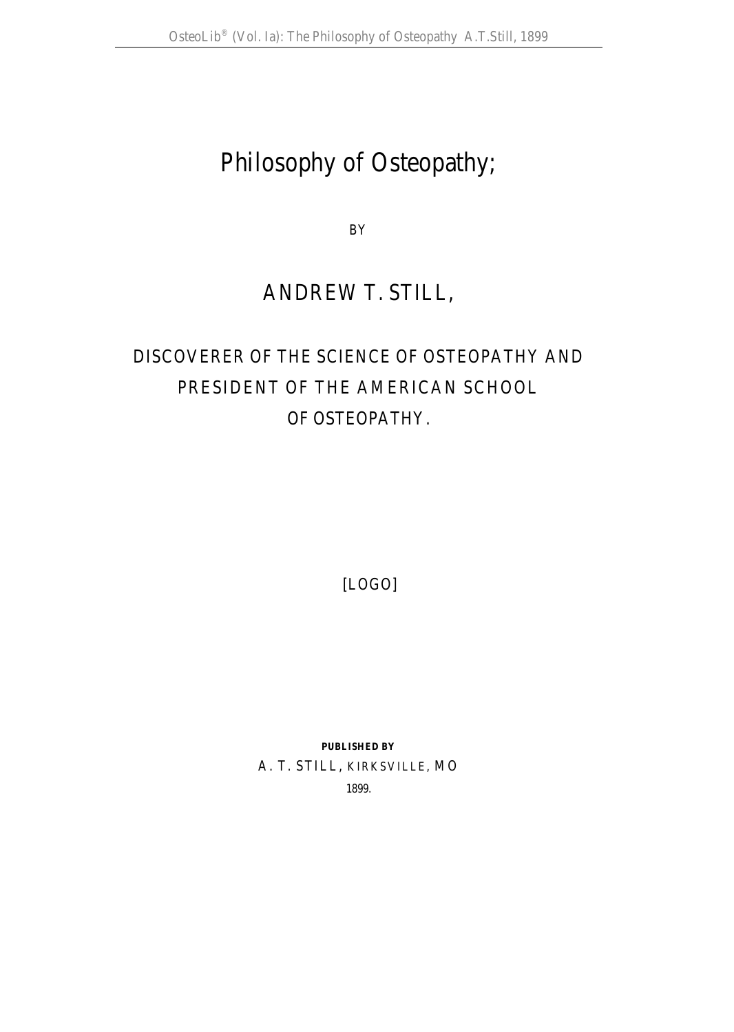# Philosophy of Osteopathy;

BY

## ANDREW T. STILL,

DISCOVERER OF THE SCIENCE OF OSTEOPATHY AND PRESIDENT OF THE AMERICAN SCHOOL OF OSTEOPATHY.

[LOGO]

**PUBLISHED BY**

A. T. STILL, KIRKSVILLE, MO

1899.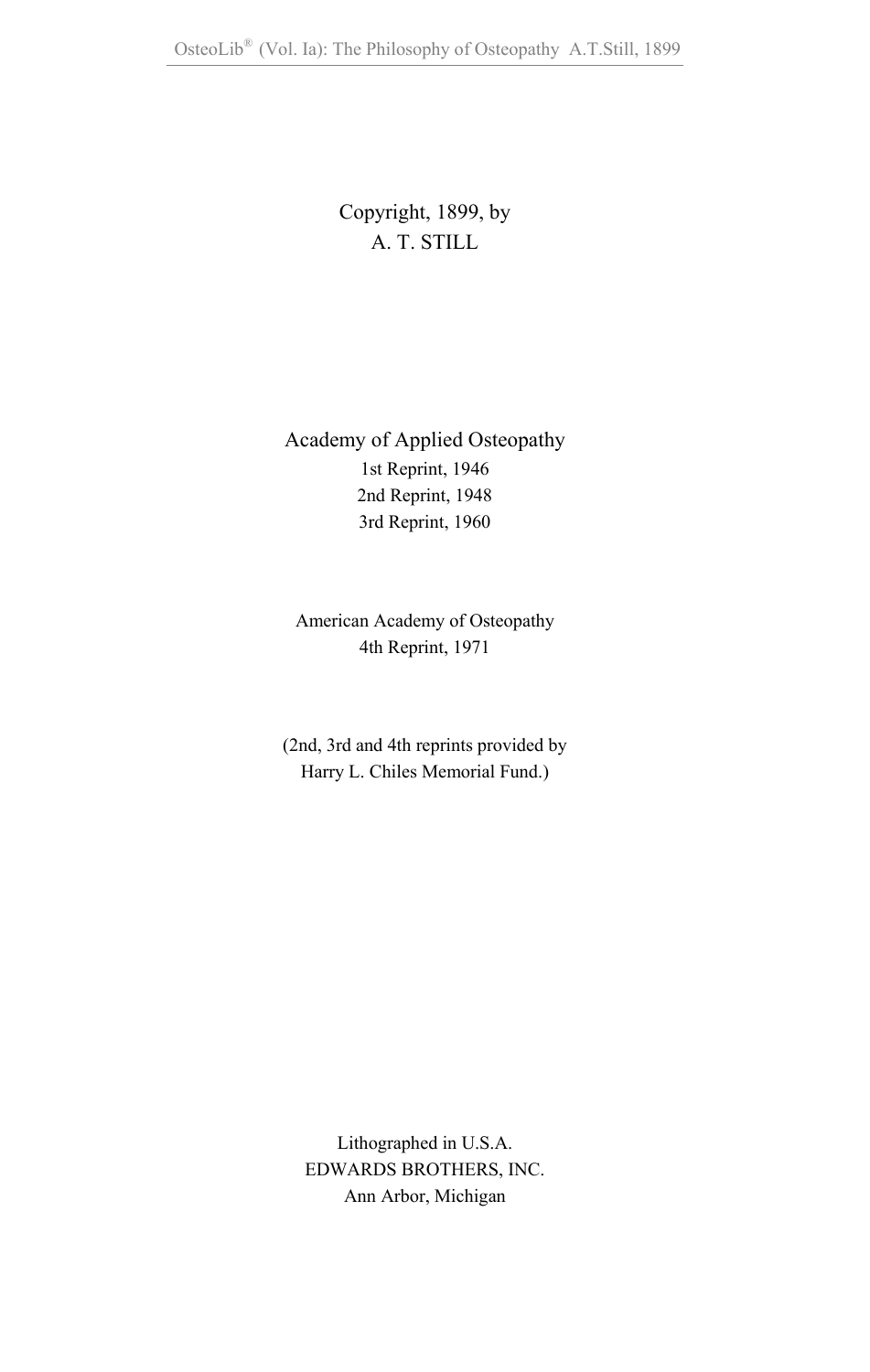Copyright, 1899, by
A. T. STILL

Academy of Applied Osteopathy
1st Reprint, 1946
2nd Reprint, 1948
3rd Reprint, 1960

American Academy of Osteopathy
4th Reprint, 1971

(2nd, 3rd and 4th reprints provided by
Harry L. Chiles Memorial Fund.)

Lithographed in U.S.A.
EDWARDS BROTHERS, INC.
Ann Arbor, Michigan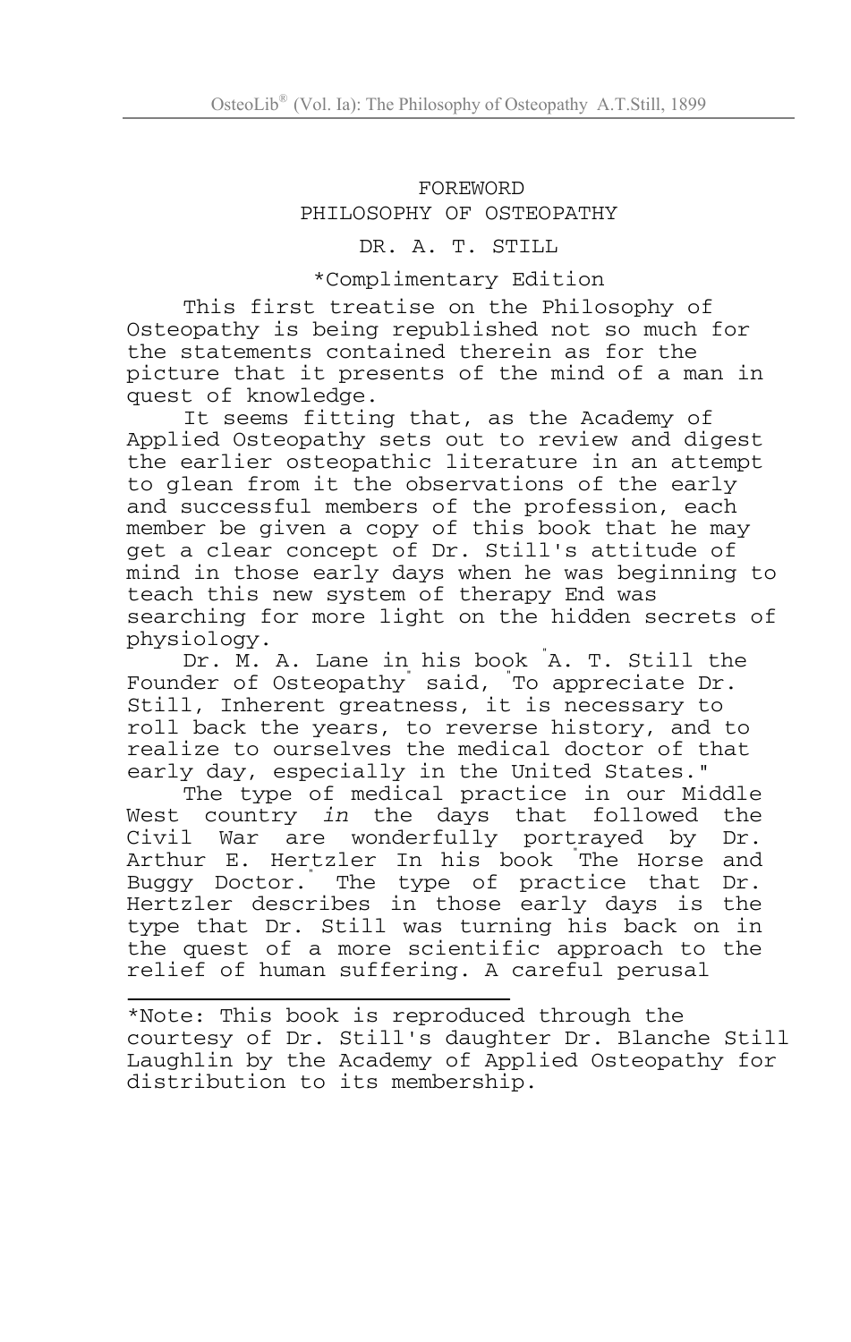# FOREWORD
## PHILOSOPHY OF OSTEOPATHY

DR. A. T. STILL

*Complimentary Edition

This first treatise on the Philosophy of Osteopathy is being republished not so much for the statements contained therein as for the picture that it presents of the mind of a man in quest of knowledge.

It seems fitting that, as the Academy of Applied Osteopathy sets out to review and digest the earlier osteopathic literature in an attempt to glean from it the observations of the early and successful members of the profession, each member be given a copy of this book that he may get a clear concept of Dr. Still's attitude of mind in those early days when he was beginning to teach this new system of therapy End was searching for more light on the hidden secrets of physiology.

Dr. M. A. Lane in his book "A. T. Still the Founder of Osteopathy" said, "To appreciate Dr. Still, Inherent greatness, it is necessary to roll back the years, to reverse history, and to realize to ourselves the medical doctor of that early day, especially in the United States."

The type of medical practice in our Middle West country *in* the days that followed the Civil War are wonderfully portrayed by Dr. Arthur E. Hertzler In his book "The Horse and Buggy Doctor." The type of practice that Dr. Hertzler describes in those early days is the type that Dr. Still was turning his back on in the quest of a more scientific approach to the relief of human suffering. A careful perusal

*Note: This book is reproduced through the courtesy of Dr. Still's daughter Dr. Blanche Still Laughlin by the Academy of Applied Osteopathy for distribution to its membership.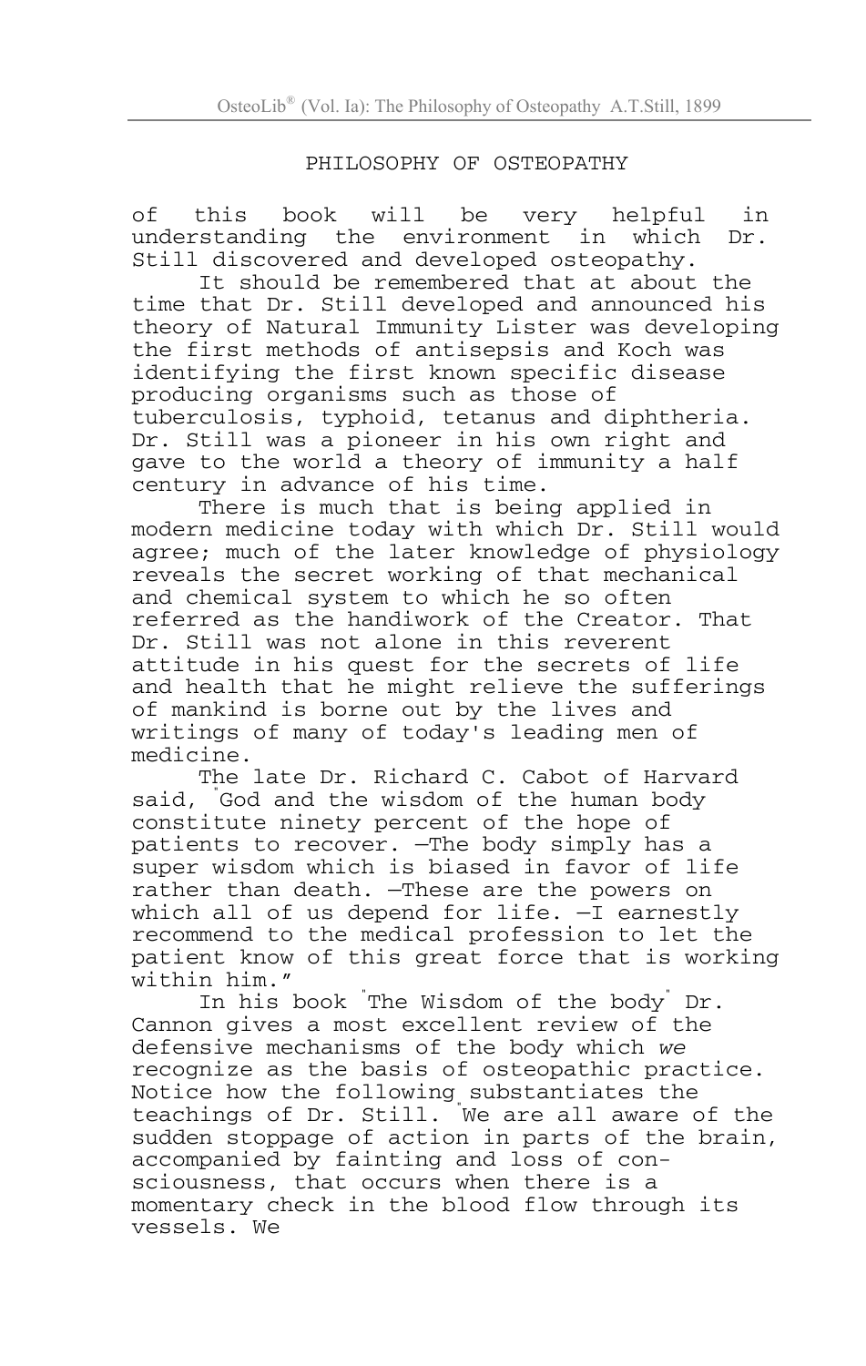## PHILOSOPHY OF OSTEOPATHY

of this book will be very helpful in understanding the environment in which Dr. Still discovered and developed osteopathy.

It should be remembered that at about the time that Dr. Still developed and announced his theory of Natural Immunity Lister was developing the first methods of antisepsis and Koch was identifying the first known specific disease producing organisms such as those of tuberculosis, typhoid, tetanus and diphtheria. Dr. Still was a pioneer in his own right and gave to the world a theory of immunity a half century in advance of his time.

There is much that is being applied in modern medicine today with which Dr. Still would agree; much of the later knowledge of physiology reveals the secret working of that mechanical and chemical system to which he so often referred as the handiwork of the Creator. That Dr. Still was not alone in this reverent attitude in his quest for the secrets of life and health that he might relieve the sufferings of mankind is borne out by the lives and writings of many of today's leading men of medicine.

The late Dr. Richard C. Cabot of Harvard said, "God and the wisdom of the human body constitute ninety percent of the hope of patients to recover. —The body simply has a super wisdom which is biased in favor of life rather than death. —These are the powers on which all of us depend for life. —I earnestly recommend to the medical profession to let the patient know of this great force that is working within him."

In his book "The Wisdom of the body" Dr. Cannon gives a most excellent review of the defensive mechanisms of the body which *we* recognize as the basis of osteopathic practice. Notice how the following substantiates the teachings of Dr. Still. "We are all aware of the sudden stoppage of action in parts of the brain, accompanied by fainting and loss of consciousness, that occurs when there is a momentary check in the blood flow through its vessels. We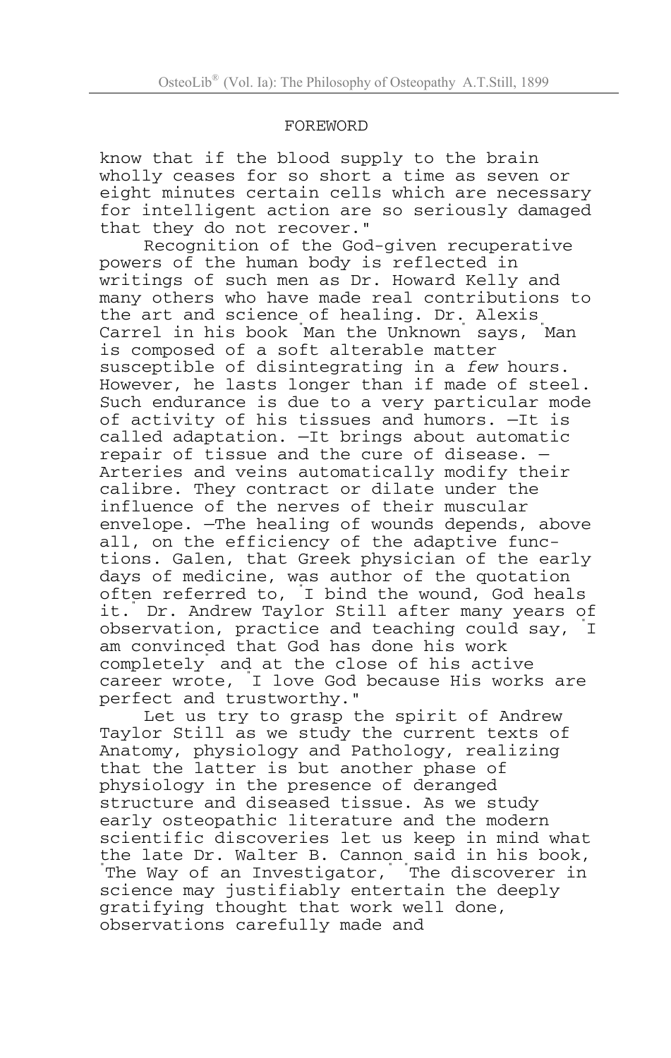## FOREWORD

know that if the blood supply to the brain wholly ceases for so short a time as seven or eight minutes certain cells which are necessary for intelligent action are so seriously damaged that they do not recover."

Recognition of the God-given recuperative powers of the human body is reflected in writings of such men as Dr. Howard Kelly and many others who have made real contributions to the art and science of healing. Dr. Alexis Carrel in his book "Man the Unknown" says, "Man is composed of a soft alterable matter susceptible of disintegrating in a *few* hours. However, he lasts longer than if made of steel. Such endurance is due to a very particular mode of activity of his tissues and humors. —It is called adaptation. —It brings about automatic repair of tissue and the cure of disease. —Arteries and veins automatically modify their calibre. They contract or dilate under the influence of the nerves of their muscular envelope. —The healing of wounds depends, above all, on the efficiency of the adaptive functions. Galen, that Greek physician of the early days of medicine, was author of the quotation often referred to, "I bind the wound, God heals it." Dr. Andrew Taylor Still after many years of observation, practice and teaching could say, "I am convinced that God has done his work completely" and at the close of his active career wrote, "I love God because His works are perfect and trustworthy."

Let us try to grasp the spirit of Andrew Taylor Still as we study the current texts of Anatomy, physiology and Pathology, realizing that the latter is but another phase of physiology in the presence of deranged structure and diseased tissue. As we study early osteopathic literature and the modern scientific discoveries let us keep in mind what the late Dr. Walter B. Cannon said in his book, "The Way of an Investigator," "The discoverer in science may justifiably entertain the deeply gratifying thought that work well done, observations carefully made and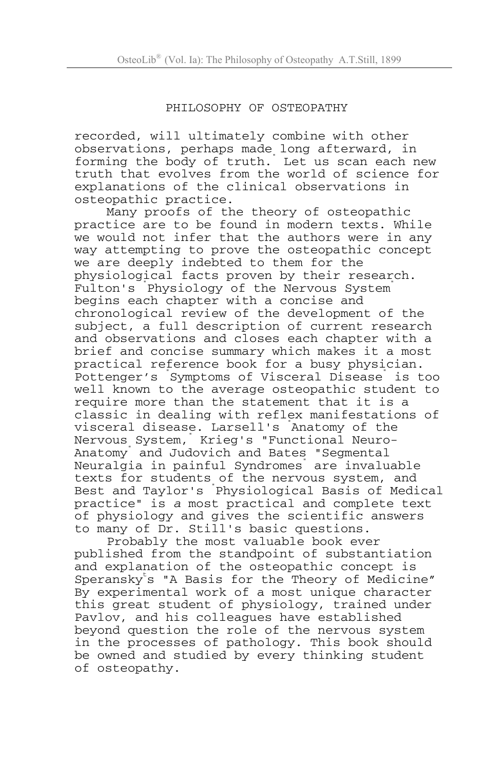recorded, will ultimately combine with other observations, perhaps made long afterward, in forming the body of truth. Let us scan each new truth that evolves from the world of science for explanations of the clinical observations in osteopathic practice.

Many proofs of the theory of osteopathic practice are to be found in modern texts. While we would not infer that the authors were in any way attempting to prove the osteopathic concept we are deeply indebted to them for the physiological facts proven by their research. Fulton's "Physiology of the Nervous System" begins each chapter with a concise and chronological review of the development of the subject, a full description of current research and observations and closes each chapter with a brief and concise summary which makes it a most practical reference book for a busy physician. Pottenger's "Symptoms of Visceral Disease" is too well known to the average osteopathic student to require more than the statement that it is a classic in dealing with reflex manifestations of visceral disease. Larsell's "Anatomy of the Nervous System," Krieg's "Functional Neuro-Anatomy" and Judovich and Bates "Segmental Neuralgia in painful Syndromes" are invaluable texts for students of the nervous system, and Best and Taylor's "Physiological Basis of Medical practice" is *a* most practical and complete text of physiology and gives the scientific answers to many of Dr. Still's basic questions.

Probably the most valuable book ever published from the standpoint of substantiation and explanation of the osteopathic concept is Speransky's "A Basis for the Theory of Medicine" By experimental work of a most unique character this great student of physiology, trained under Pavlov, and his colleagues have established beyond question the role of the nervous system in the processes of pathology. This book should be owned and studied by every thinking student of osteopathy.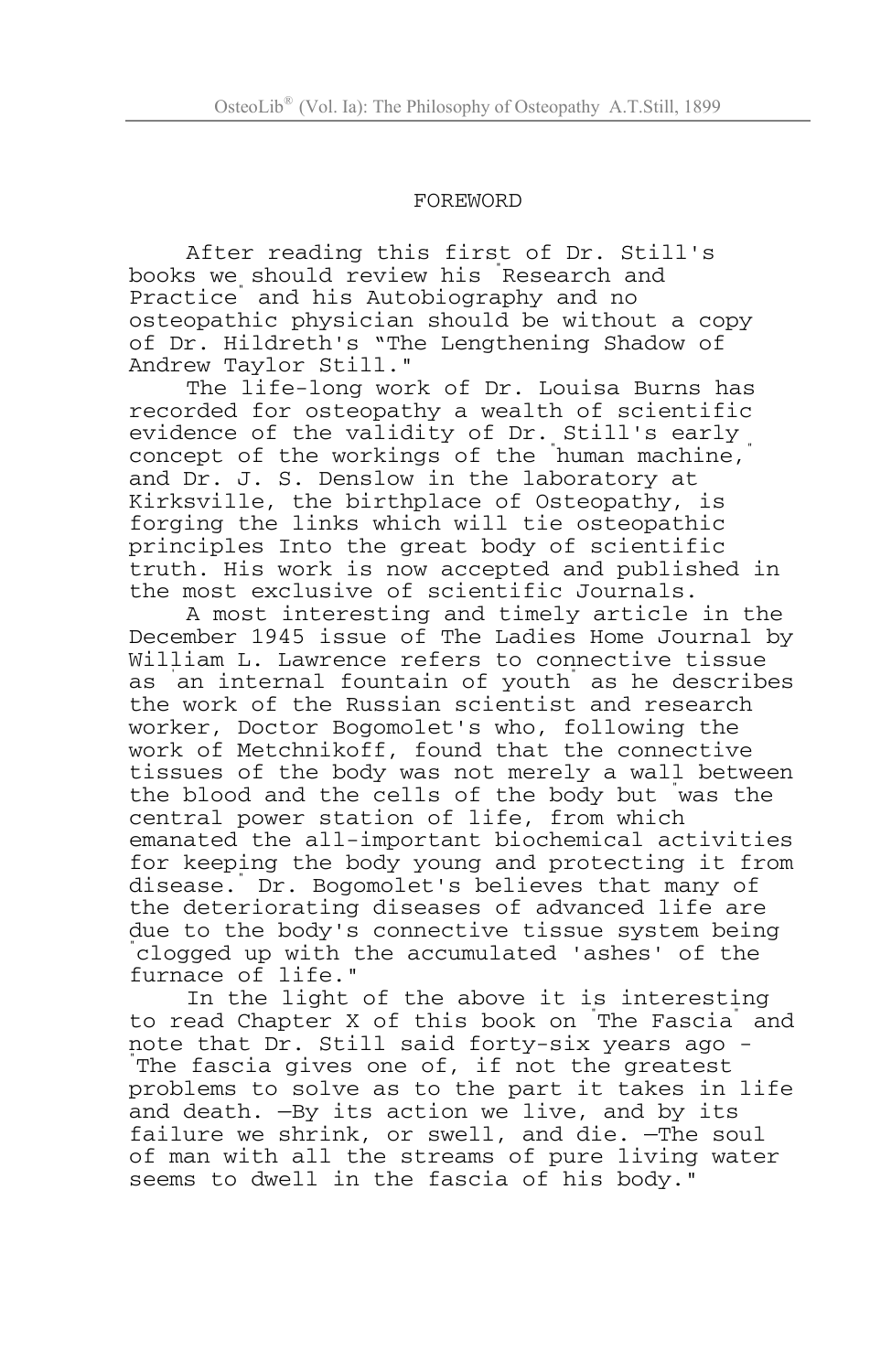## FOREWORD

After reading this first of Dr. Still's books we should review his "Research and Practice" and his Autobiography and no osteopathic physician should be without a copy of Dr. Hildreth's "The Lengthening Shadow of Andrew Taylor Still."

The life-long work of Dr. Louisa Burns has recorded for osteopathy a wealth of scientific evidence of the validity of Dr. Still's early concept of the workings of the "human machine," and Dr. J. S. Denslow in the laboratory at Kirksville, the birthplace of Osteopathy, is forging the links which will tie osteopathic principles Into the great body of scientific truth. His work is now accepted and published in the most exclusive of scientific Journals.

A most interesting and timely article in the December 1945 issue of The Ladies Home Journal by William L. Lawrence refers to connective tissue as 'an internal fountain of youth' as he describes the work of the Russian scientist and research worker, Doctor Bogomolet's who, following the work of Metchnikoff, found that the connective tissues of the body was not merely a wall between the blood and the cells of the body but "was the central power station of life, from which emanated the all-important biochemical activities for keeping the body young and protecting it from disease." Dr. Bogomolet's believes that many of the deteriorating diseases of advanced life are due to the body's connective tissue system being "clogged up with the accumulated 'ashes' of the furnace of life."

In the light of the above it is interesting to read Chapter X of this book on "The Fascia" and note that Dr. Still said forty-six years ago - "The fascia gives one of, if not the greatest problems to solve as to the part it takes in life and death. —By its action we live, and by its failure we shrink, or swell, and die. —The soul of man with all the streams of pure living water seems to dwell in the fascia of his body."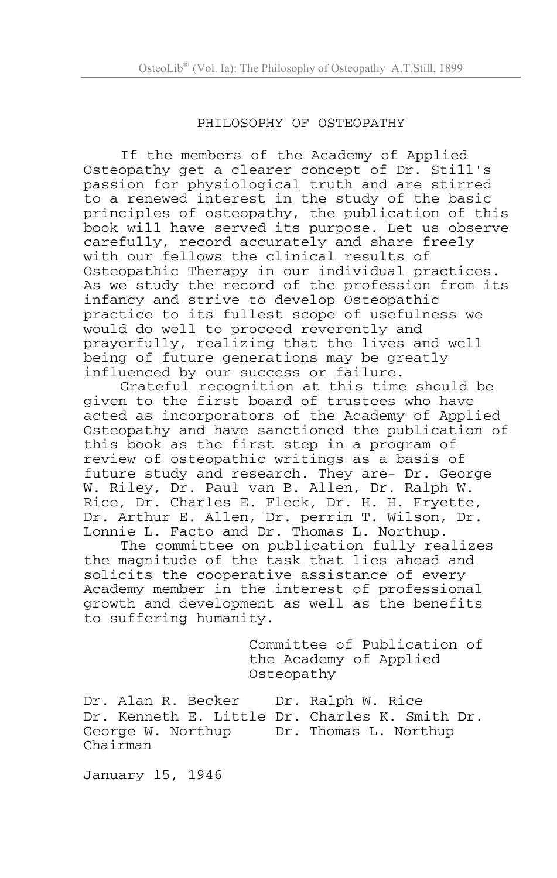# PHILOSOPHY OF OSTEOPATHY

If the members of the Academy of Applied Osteopathy get a clearer concept of Dr. Still's passion for physiological truth and are stirred to a renewed interest in the study of the basic principles of osteopathy, the publication of this book will have served its purpose. Let us observe carefully, record accurately and share freely with our fellows the clinical results of Osteopathic Therapy in our individual practices. As we study the record of the profession from its infancy and strive to develop Osteopathic practice to its fullest scope of usefulness we would do well to proceed reverently and prayerfully, realizing that the lives and well being of future generations may be greatly influenced by our success or failure.

Grateful recognition at this time should be given to the first board of trustees who have acted as incorporators of the Academy of Applied Osteopathy and have sanctioned the publication of this book as the first step in a program of review of osteopathic writings as a basis of future study and research. They are- Dr. George W. Riley, Dr. Paul van B. Allen, Dr. Ralph W. Rice, Dr. Charles E. Fleck, Dr. H. H. Fryette, Dr. Arthur E. Allen, Dr. perrin T. Wilson, Dr. Lonnie L. Facto and Dr. Thomas L. Northup.

The committee on publication fully realizes the magnitude of the task that lies ahead and solicits the cooperative assistance of every Academy member in the interest of professional growth and development as well as the benefits to suffering humanity.

Committee of Publication of the Academy of Applied Osteopathy

Dr. Alan R. Becker
Dr. Ralph W. Rice
Dr. Kenneth E. Little
Dr. Charles K. Smith
Dr. George W. Northup, Chairman
Dr. Thomas L. Northup

January 15, 1946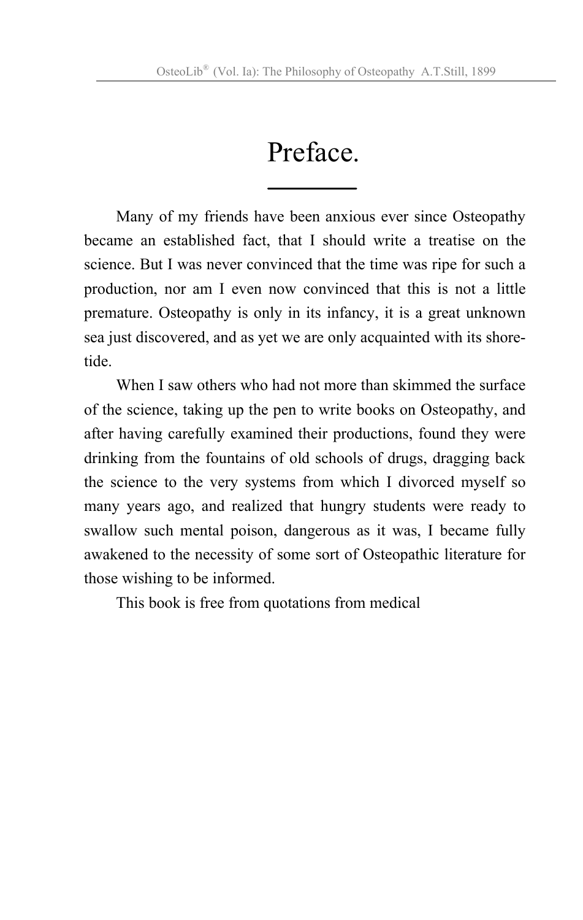# Preface.

Many of my friends have been anxious ever since Osteopathy became an established fact, that I should write a treatise on the science. But I was never convinced that the time was ripe for such a production, nor am I even now convinced that this is not a little premature. Osteopathy is only in its infancy, it is a great unknown sea just discovered, and as yet we are only acquainted with its shore-tide.

When I saw others who had not more than skimmed the surface of the science, taking up the pen to write books on Osteopathy, and after having carefully examined their productions, found they were drinking from the fountains of old schools of drugs, dragging back the science to the very systems from which I divorced myself so many years ago, and realized that hungry students were ready to swallow such mental poison, dangerous as it was, I became fully awakened to the necessity of some sort of Osteopathic literature for those wishing to be informed.

This book is free from quotations from medical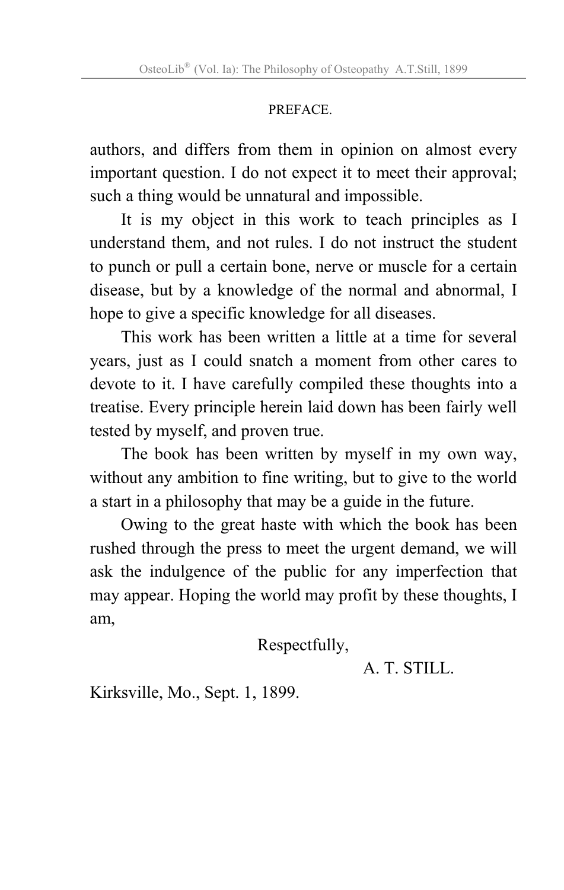authors, and differs from them in opinion on almost every important question. I do not expect it to meet their approval; such a thing would be unnatural and impossible.

It is my object in this work to teach principles as I understand them, and not rules. I do not instruct the student to punch or pull a certain bone, nerve or muscle for a certain disease, but by a knowledge of the normal and abnormal, I hope to give a specific knowledge for all diseases.

This work has been written a little at a time for several years, just as I could snatch a moment from other cares to devote to it. I have carefully compiled these thoughts into a treatise. Every principle herein laid down has been fairly well tested by myself, and proven true.

The book has been written by myself in my own way, without any ambition to fine writing, but to give to the world a start in a philosophy that may be a guide in the future.

Owing to the great haste with which the book has been rushed through the press to meet the urgent demand, we will ask the indulgence of the public for any imperfection that may appear. Hoping the world may profit by these thoughts, I am,

Respectfully,

A. T. STILL.

Kirksville, Mo., Sept. 1, 1899.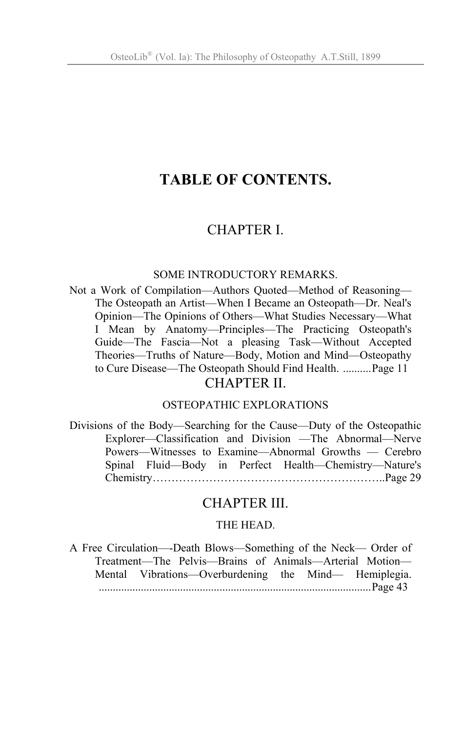# TABLE OF CONTENTS.

## CHAPTER I.

### SOME INTRODUCTORY REMARKS.

Not a Work of Compilation—Authors Quoted—Method of Reasoning—The Osteopath an Artist—When I Became an Osteopath—Dr. Neal's Opinion—The Opinions of Others—What Studies Necessary—What I Mean by Anatomy—Principles—The Practicing Osteopath's Guide—The Fascia—Not a pleasing Task—Without Accepted Theories—Truths of Nature—Body, Motion and Mind—Osteopathy to Cure Disease—The Osteopath Should Find Health. ..........Page 11

## CHAPTER II.

### OSTEOPATHIC EXPLORATIONS

Divisions of the Body—Searching for the Cause—Duty of the Osteopathic Explorer—Classification and Division —The Abnormal—Nerve Powers—Witnesses to Examine—Abnormal Growths — Cerebro Spinal Fluid—Body in Perfect Health—Chemistry—Nature's Chemistry…………………………………………………..Page 29

## CHAPTER III.

### THE HEAD.

A Free Circulation—-Death Blows—Something of the Neck— Order of Treatment—The Pelvis—Brains of Animals—Arterial Motion—Mental Vibrations—Overburdening the Mind— Hemiplegia. ................................................................................................Page 43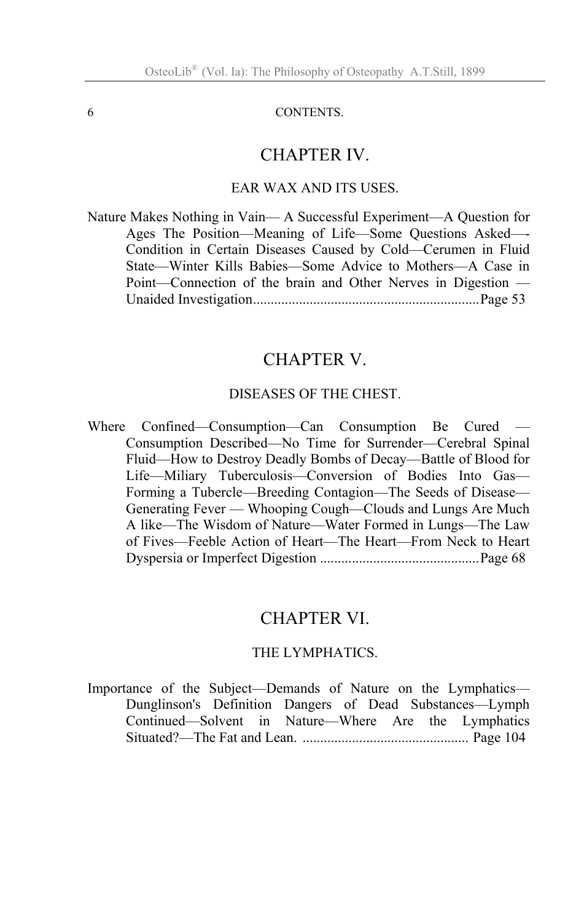## CHAPTER IV.

### EAR WAX AND ITS USES.

Nature Makes Nothing in Vain— A Successful Experiment—A Question for Ages The Position—Meaning of Life—Some Questions Asked—-Condition in Certain Diseases Caused by Cold—Cerumen in Fluid State—Winter Kills Babies—Some Advice to Mothers—A Case in Point—Connection of the brain and Other Nerves in Digestion —Unaided Investigation................................................................Page 53

## CHAPTER V.

### DISEASES OF THE CHEST.

Where Confined—Consumption—Can Consumption Be Cured —Consumption Described—No Time for Surrender—Cerebral Spinal Fluid—How to Destroy Deadly Bombs of Decay—Battle of Blood for Life—Miliary Tuberculosis—Conversion of Bodies Into Gas—Forming a Tubercle—Breeding Contagion—The Seeds of Disease—Generating Fever — Whooping Cough—Clouds and Lungs Are Much A like—The Wisdom of Nature—Water Formed in Lungs—The Law of Fives—Feeble Action of Heart—The Heart—From Neck to Heart Dyspersia or Imperfect Digestion .............................................Page 68

## CHAPTER VI.

### THE LYMPHATICS.

Importance of the Subject—Demands of Nature on the Lymphatics—Dunglinson's Definition Dangers of Dead Substances—Lymph Continued—Solvent in Nature—Where Are the Lymphatics Situated?—The Fat and Lean. ............................................... Page 104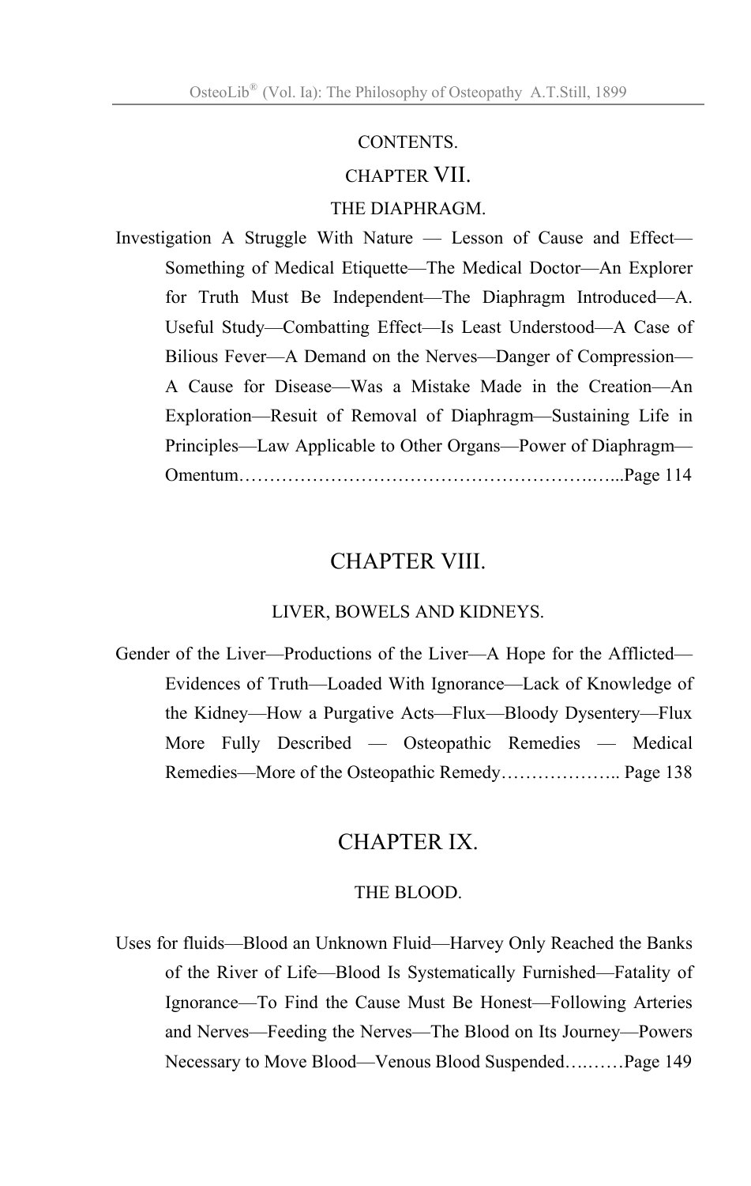CONTENTS.

## CHAPTER VII.

### THE DIAPHRAGM.

Investigation A Struggle With Nature — Lesson of Cause and Effect—Something of Medical Etiquette—The Medical Doctor—An Explorer for Truth Must Be Independent—The Diaphragm Introduced—A. Useful Study—Combatting Effect—Is Least Understood—A Case of Bilious Fever—A Demand on the Nerves—Danger of Compression—A Cause for Disease—Was a Mistake Made in the Creation—An Exploration—Resuit of Removal of Diaphragm—Sustaining Life in Principles—Law Applicable to Other Organs—Power of Diaphragm—Omentum…………………………………………………….…...Page 114

## CHAPTER VIII.

### LIVER, BOWELS AND KIDNEYS.

Gender of the Liver—Productions of the Liver—A Hope for the Afflicted—Evidences of Truth—Loaded With Ignorance—Lack of Knowledge of the Kidney—How a Purgative Acts—Flux—Bloody Dysentery—Flux More Fully Described — Osteopathic Remedies — Medical Remedies—More of the Osteopathic Remedy……………….. Page 138

## CHAPTER IX.

### THE BLOOD.

Uses for fluids—Blood an Unknown Fluid—Harvey Only Reached the Banks of the River of Life—Blood Is Systematically Furnished—Fatality of Ignorance—To Find the Cause Must Be Honest—Following Arteries and Nerves—Feeding the Nerves—The Blood on Its Journey—Powers Necessary to Move Blood—Venous Blood Suspended….……Page 149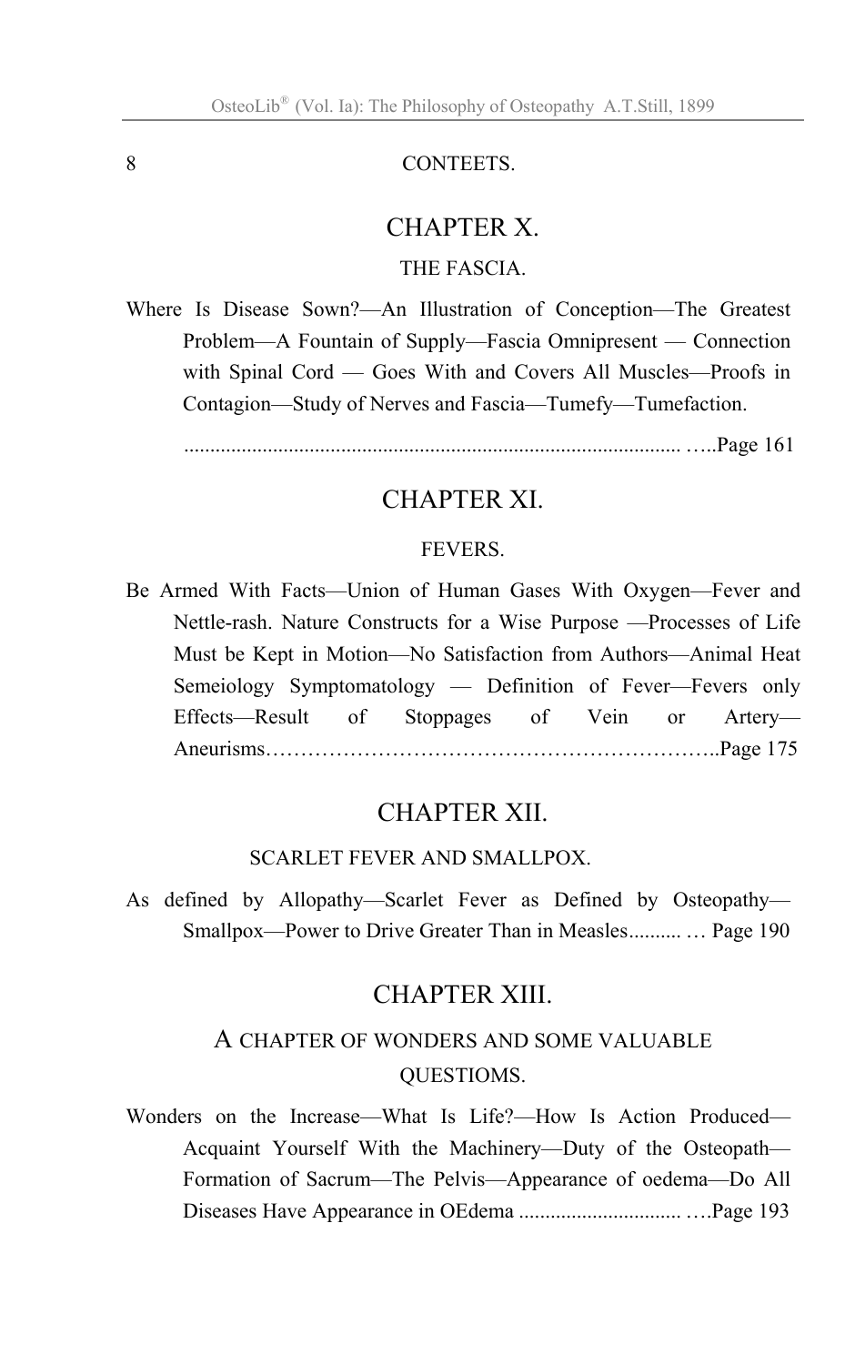CONTEETS.

## CHAPTER X.

### THE FASCIA.

Where Is Disease Sown?—An Illustration of Conception—The Greatest Problem—A Fountain of Supply—Fascia Omnipresent — Connection with Spinal Cord — Goes With and Covers All Muscles—Proofs in Contagion—Study of Nerves and Fascia—Tumefy—Tumefaction.

............................................................................................. …..Page 161

## CHAPTER XI.

### FEVERS.

Be Armed With Facts—Union of Human Gases With Oxygen—Fever and Nettle-rash. Nature Constructs for a Wise Purpose —Processes of Life Must be Kept in Motion—No Satisfaction from Authors—Animal Heat Semeiology Symptomatology — Definition of Fever—Fevers only Effects—Result of Stoppages of Vein or Artery—Aneurisms………………………………………………………..Page 175

## CHAPTER XII.

### SCARLET FEVER AND SMALLPOX.

As defined by Allopathy—Scarlet Fever as Defined by Osteopathy—Smallpox—Power to Drive Greater Than in Measles.......... … Page 190

## CHAPTER XIII.

### A CHAPTER OF WONDERS AND SOME VALUABLE QUESTIOMS.

Wonders on the Increase—What Is Life?—How Is Action Produced—Acquaint Yourself With the Machinery—Duty of the Osteopath—Formation of Sacrum—The Pelvis—Appearance of oedema—Do All Diseases Have Appearance in OEdema .............................. ….Page 193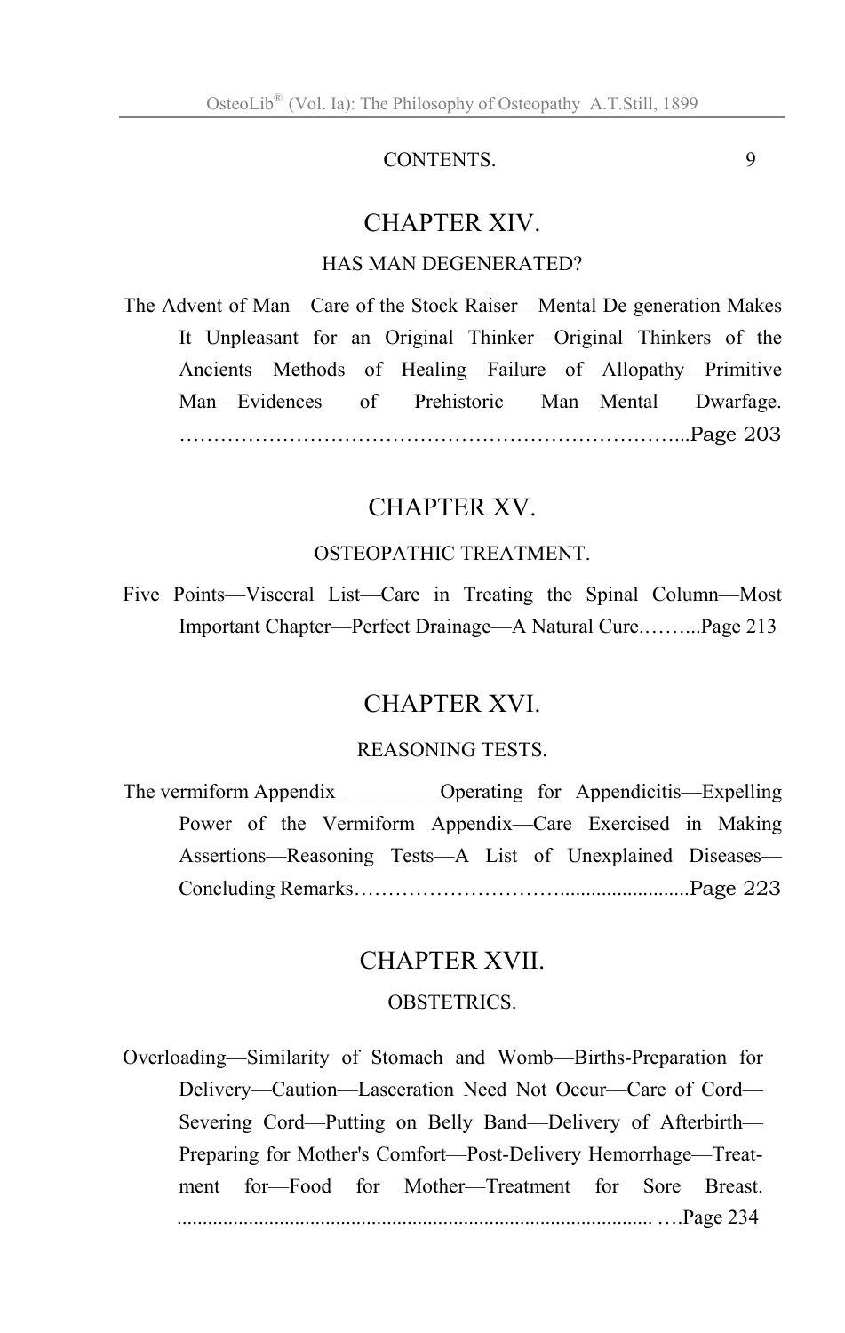## CHAPTER XIV.

### HAS MAN DEGENERATED?

The Advent of Man—Care of the Stock Raiser—Mental De generation Makes It Unpleasant for an Original Thinker—Original Thinkers of the Ancients—Methods of Healing—Failure of Allopathy—Primitive Man—Evidences of Prehistoric Man—Mental Dwarfage. ………………………………………………………………...Page 203

## CHAPTER XV.

### OSTEOPATHIC TREATMENT.

Five Points—Visceral List—Care in Treating the Spinal Column—Most Important Chapter—Perfect Drainage—A Natural Cure.……...Page 213

## CHAPTER XVI.

### REASONING TESTS.

The vermiform Appendix _________ Operating for Appendicitis—Expelling Power of the Vermiform Appendix—Care Exercised in Making Assertions—Reasoning Tests—A List of Unexplained Diseases—Concluding Remarks……………………….......................Page 223

## CHAPTER XVII.

### OBSTETRICS.

Overloading—Similarity of Stomach and Womb—Births-Preparation for Delivery—Caution—Lasceration Need Not Occur—Care of Cord—Severing Cord—Putting on Belly Band—Delivery of Afterbirth—Preparing for Mother's Comfort—Post-Delivery Hemorrhage—Treatment for—Food for Mother—Treatment for Sore Breast. ............................................................................................ ….Page 234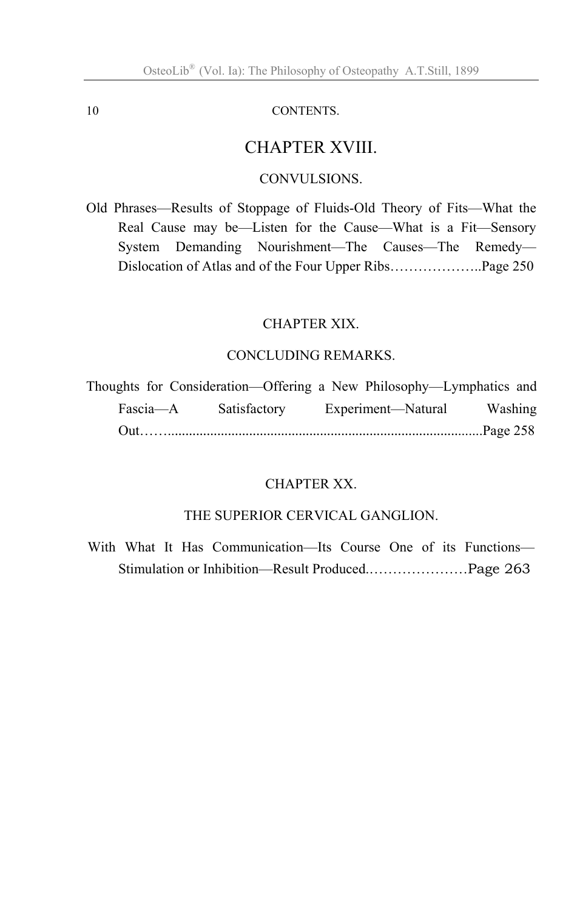CONTENTS.

## CHAPTER XVIII.

### CONVULSIONS.

Old Phrases—Results of Stoppage of Fluids-Old Theory of Fits—What the Real Cause may be—Listen for the Cause—What is a Fit—Sensory System Demanding Nourishment—The Causes—The Remedy—Dislocation of Atlas and of the Four Upper Ribs………………..Page 250

## CHAPTER XIX.

### CONCLUDING REMARKS.

Thoughts for Consideration—Offering a New Philosophy—Lymphatics and Fascia—A Satisfactory Experiment—Natural Washing Out……..........................................................................................Page 258

## CHAPTER XX.

### THE SUPERIOR CERVICAL GANGLION.

With What It Has Communication—Its Course One of its Functions—Stimulation or Inhibition—Result Produced.…………………Page 263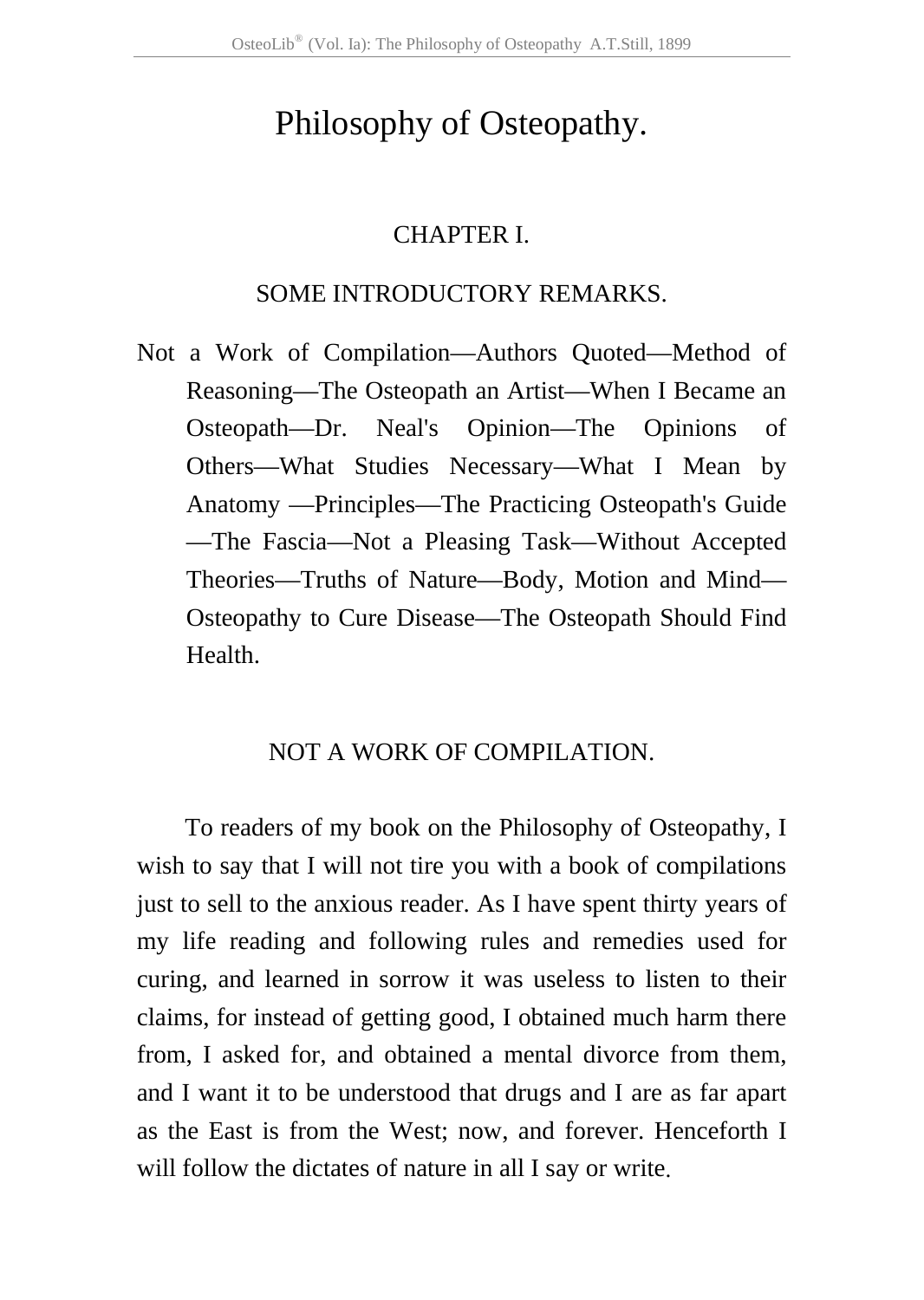# Philosophy of Osteopathy.

## CHAPTER I.

## SOME INTRODUCTORY REMARKS.

Not a Work of Compilation—Authors Quoted—Method of Reasoning—The Osteopath an Artist—When I Became an Osteopath—Dr. Neal's Opinion—The Opinions of Others—What Studies Necessary—What I Mean by Anatomy —Principles—The Practicing Osteopath's Guide —The Fascia—Not a Pleasing Task—Without Accepted Theories—Truths of Nature—Body, Motion and Mind—Osteopathy to Cure Disease—The Osteopath Should Find Health.

### NOT A WORK OF COMPILATION.

To readers of my book on the Philosophy of Osteopathy, I wish to say that I will not tire you with a book of compilations just to sell to the anxious reader. As I have spent thirty years of my life reading and following rules and remedies used for curing, and learned in sorrow it was useless to listen to their claims, for instead of getting good, I obtained much harm there from, I asked for, and obtained a mental divorce from them, and I want it to be understood that drugs and I are as far apart as the East is from the West; now, and forever. Henceforth I will follow the dictates of nature in all I say or write.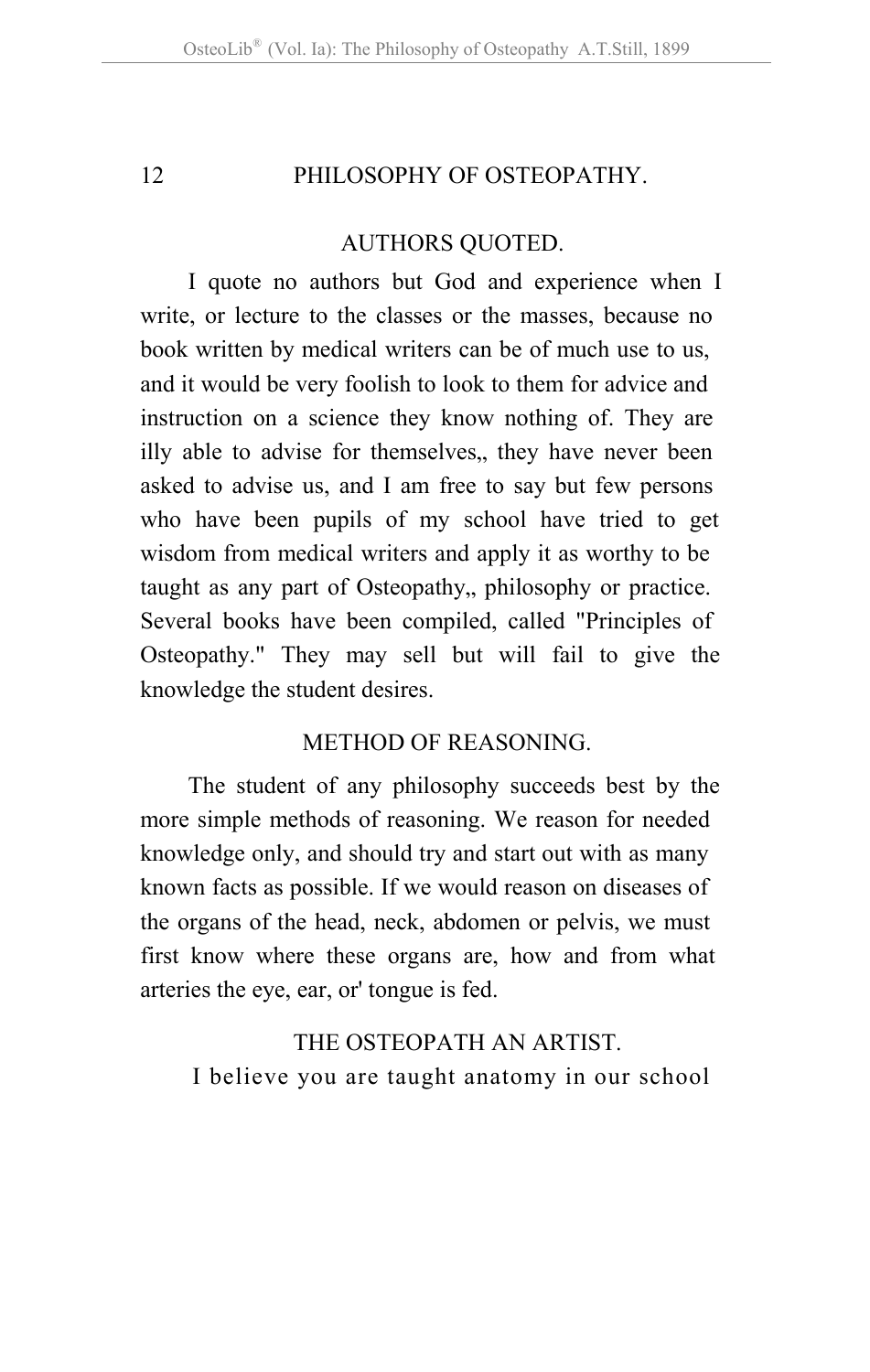## AUTHORS QUOTED.

I quote no authors but God and experience when I write, or lecture to the classes or the masses, because no book written by medical writers can be of much use to us, and it would be very foolish to look to them for advice and instruction on a science they know nothing of. They are illy able to advise for themselves,, they have never been asked to advise us, and I am free to say but few persons who have been pupils of my school have tried to get wisdom from medical writers and apply it as worthy to be taught as any part of Osteopathy,, philosophy or practice. Several books have been compiled, called "Principles of Osteopathy." They may sell but will fail to give the knowledge the student desires.

## METHOD OF REASONING.

The student of any philosophy succeeds best by the more simple methods of reasoning. We reason for needed knowledge only, and should try and start out with as many known facts as possible. If we would reason on diseases of the organs of the head, neck, abdomen or pelvis, we must first know where these organs are, how and from what arteries the eye, ear, or' tongue is fed.

## THE OSTEOPATH AN ARTIST.

I believe you are taught anatomy in our school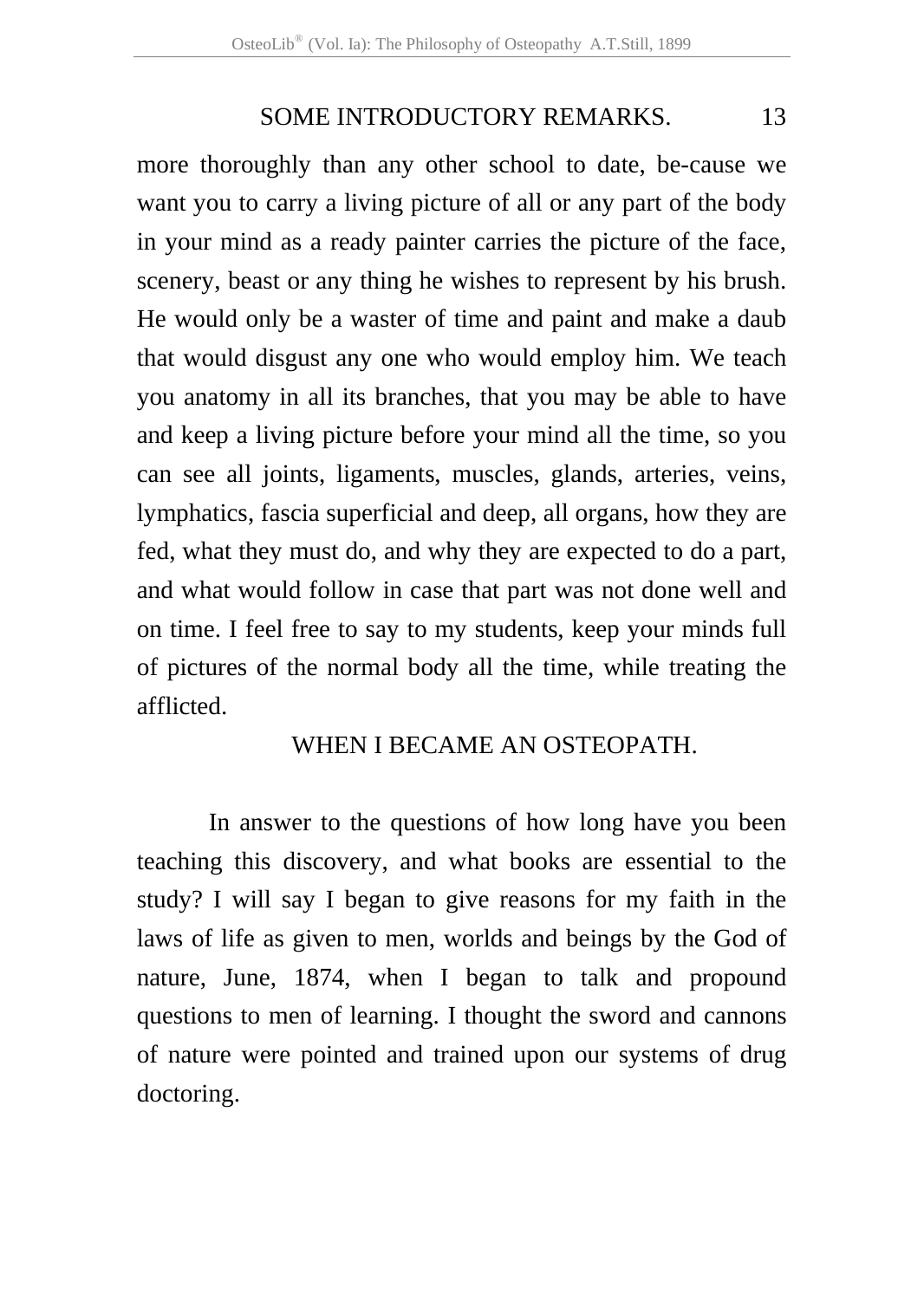more thoroughly than any other school to date, be-cause we want you to carry a living picture of all or any part of the body in your mind as a ready painter carries the picture of the face, scenery, beast or any thing he wishes to represent by his brush. He would only be a waster of time and paint and make a daub that would disgust any one who would employ him. We teach you anatomy in all its branches, that you may be able to have and keep a living picture before your mind all the time, so you can see all joints, ligaments, muscles, glands, arteries, veins, lymphatics, fascia superficial and deep, all organs, how they are fed, what they must do, and why they are expected to do a part, and what would follow in case that part was not done well and on time. I feel free to say to my students, keep your minds full of pictures of the normal body all the time, while treating the afflicted.

## WHEN I BECAME AN OSTEOPATH.

In answer to the questions of how long have you been teaching this discovery, and what books are essential to the study? I will say I began to give reasons for my faith in the laws of life as given to men, worlds and beings by the God of nature, June, 1874, when I began to talk and propound questions to men of learning. I thought the sword and cannons of nature were pointed and trained upon our systems of drug doctoring.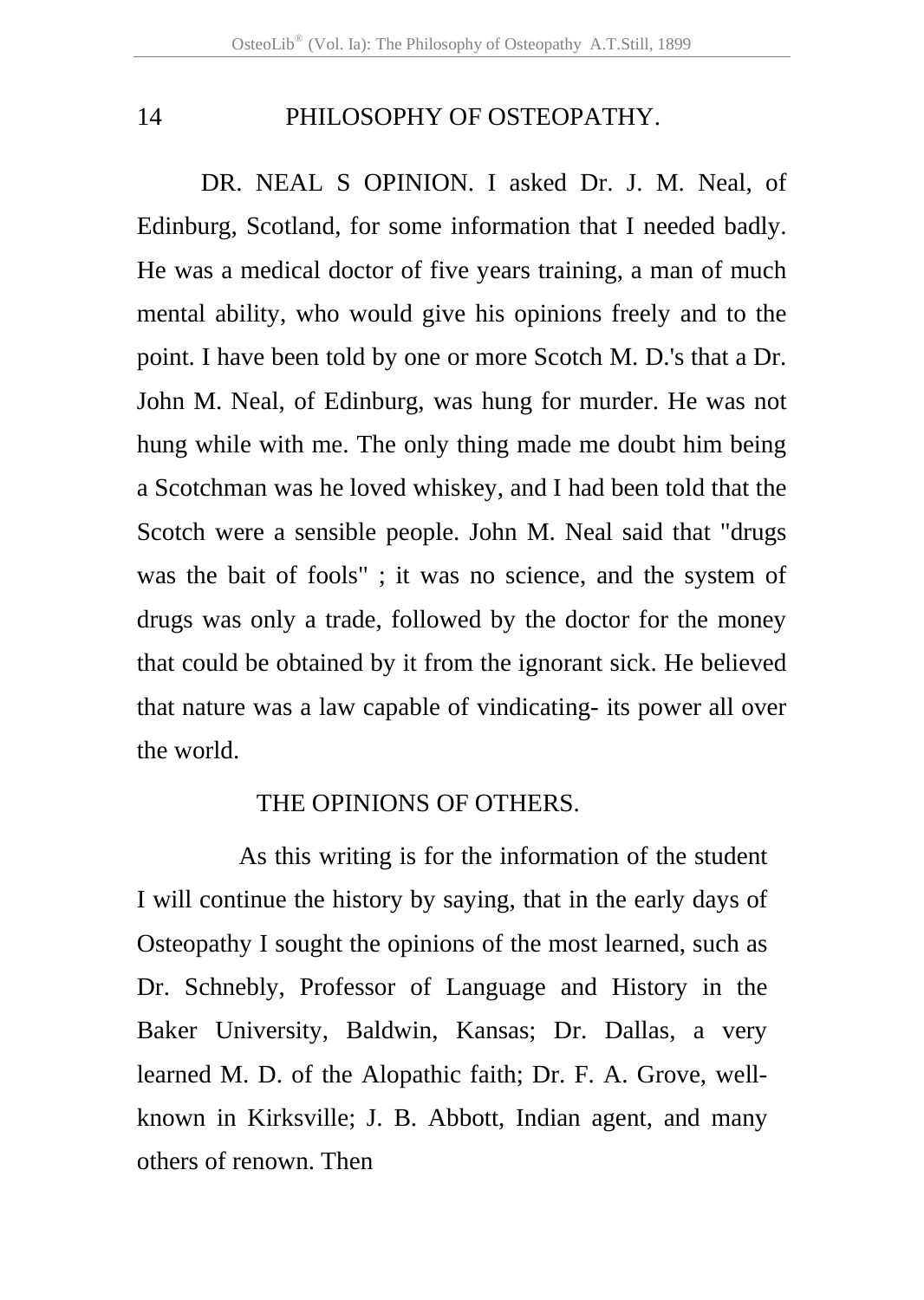DR. NEAL S OPINION. I asked Dr. J. M. Neal, of Edinburg, Scotland, for some information that I needed badly. He was a medical doctor of five years training, a man of much mental ability, who would give his opinions freely and to the point. I have been told by one or more Scotch M. D.'s that a Dr. John M. Neal, of Edinburg, was hung for murder. He was not hung while with me. The only thing made me doubt him being a Scotchman was he loved whiskey, and I had been told that the Scotch were a sensible people. John M. Neal said that "drugs was the bait of fools" ; it was no science, and the system of drugs was only a trade, followed by the doctor for the money that could be obtained by it from the ignorant sick. He believed that nature was a law capable of vindicating- its power all over the world.

## THE OPINIONS OF OTHERS.

As this writing is for the information of the student I will continue the history by saying, that in the early days of Osteopathy I sought the opinions of the most learned, such as Dr. Schnebly, Professor of Language and History in the Baker University, Baldwin, Kansas; Dr. Dallas, a very learned M. D. of the Alopathic faith; Dr. F. A. Grove, well-known in Kirksville; J. B. Abbott, Indian agent, and many others of renown. Then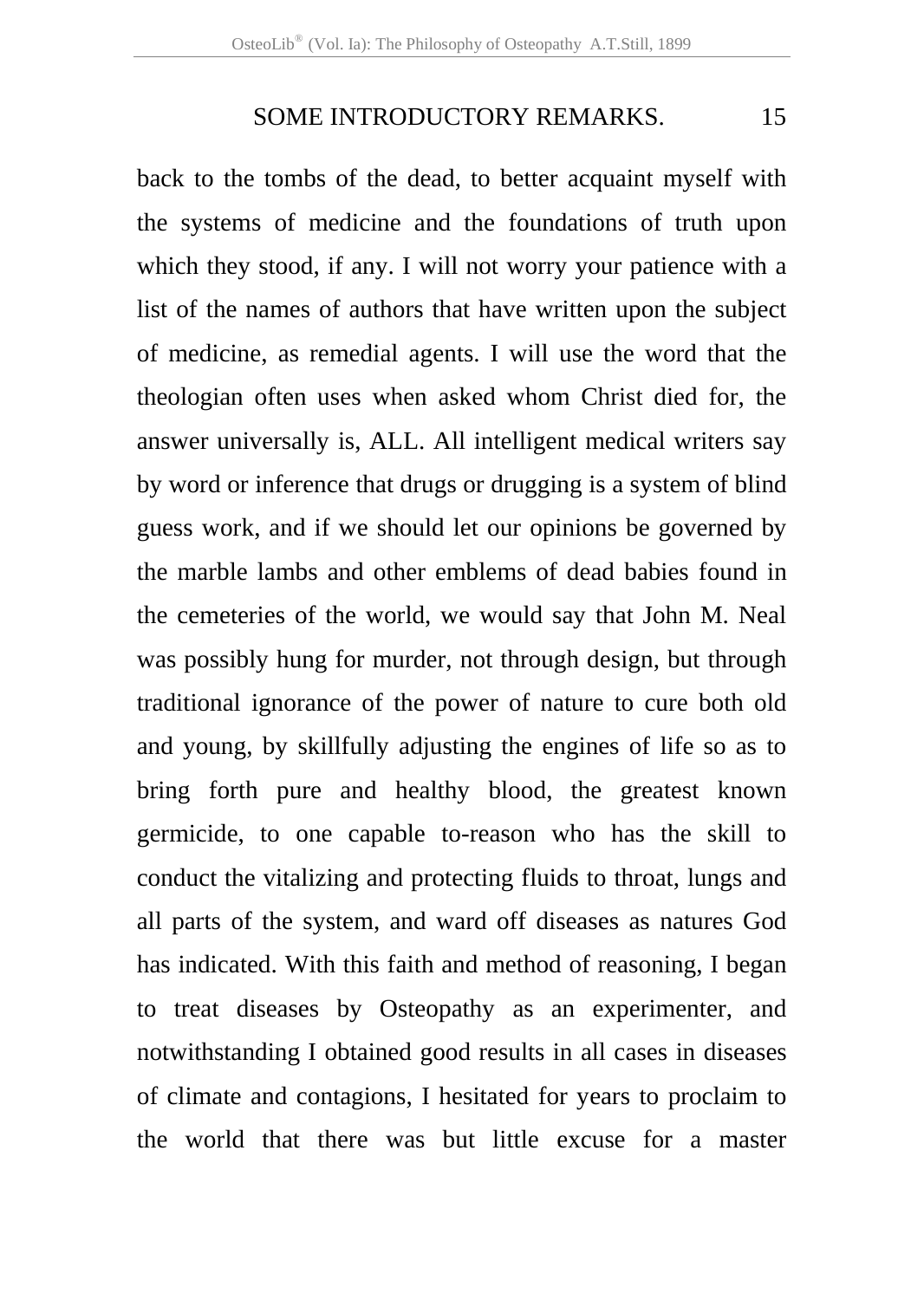back to the tombs of the dead, to better acquaint myself with the systems of medicine and the foundations of truth upon which they stood, if any. I will not worry your patience with a list of the names of authors that have written upon the subject of medicine, as remedial agents. I will use the word that the theologian often uses when asked whom Christ died for, the answer universally is, ALL. All intelligent medical writers say by word or inference that drugs or drugging is a system of blind guess work, and if we should let our opinions be governed by the marble lambs and other emblems of dead babies found in the cemeteries of the world, we would say that John M. Neal was possibly hung for murder, not through design, but through traditional ignorance of the power of nature to cure both old and young, by skillfully adjusting the engines of life so as to bring forth pure and healthy blood, the greatest known germicide, to one capable to-reason who has the skill to conduct the vitalizing and protecting fluids to throat, lungs and all parts of the system, and ward off diseases as natures God has indicated. With this faith and method of reasoning, I began to treat diseases by Osteopathy as an experimenter, and notwithstanding I obtained good results in all cases in diseases of climate and contagions, I hesitated for years to proclaim to the world that there was but little excuse for a master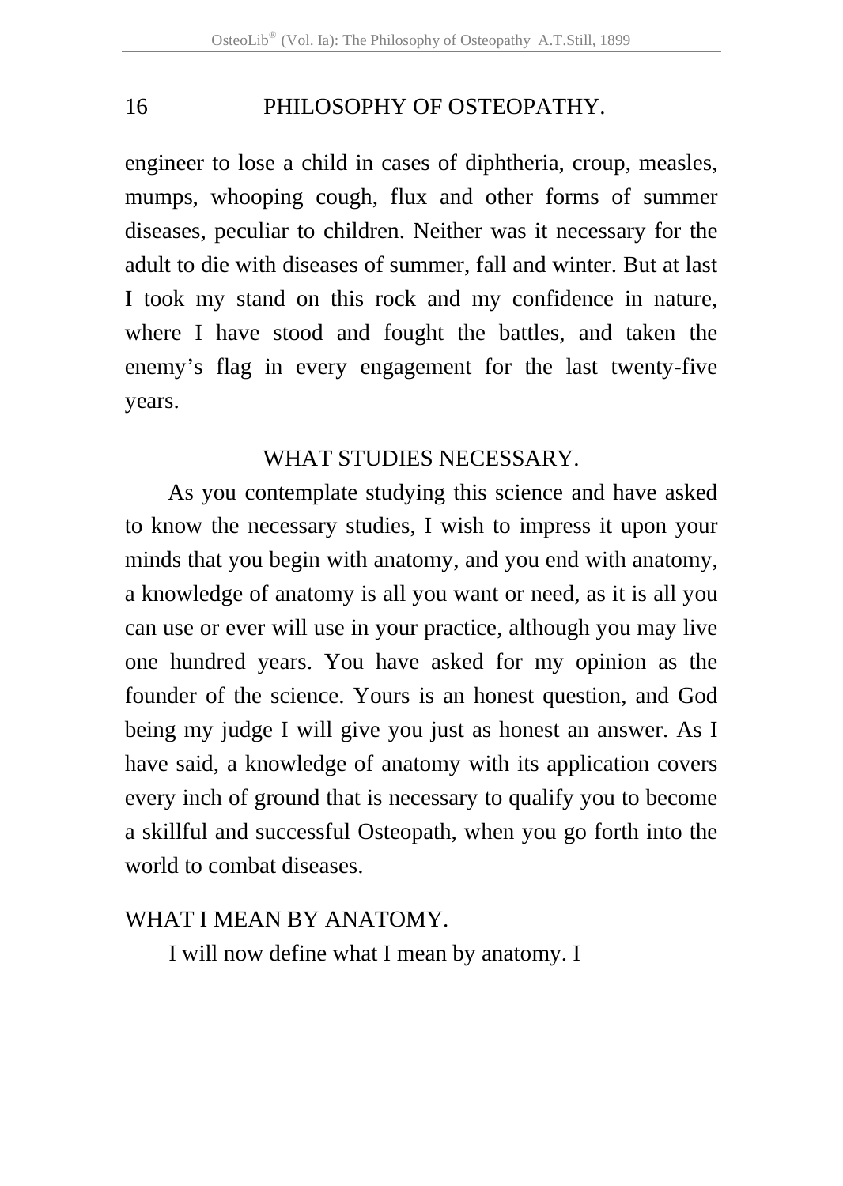engineer to lose a child in cases of diphtheria, croup, measles, mumps, whooping cough, flux and other forms of summer diseases, peculiar to children. Neither was it necessary for the adult to die with diseases of summer, fall and winter. But at last I took my stand on this rock and my confidence in nature, where I have stood and fought the battles, and taken the enemy's flag in every engagement for the last twenty-five years.

## WHAT STUDIES NECESSARY.

As you contemplate studying this science and have asked to know the necessary studies, I wish to impress it upon your minds that you begin with anatomy, and you end with anatomy, a knowledge of anatomy is all you want or need, as it is all you can use or ever will use in your practice, although you may live one hundred years. You have asked for my opinion as the founder of the science. Yours is an honest question, and God being my judge I will give you just as honest an answer. As I have said, a knowledge of anatomy with its application covers every inch of ground that is necessary to qualify you to become a skillful and successful Osteopath, when you go forth into the world to combat diseases.

## WHAT I MEAN BY ANATOMY.

I will now define what I mean by anatomy. I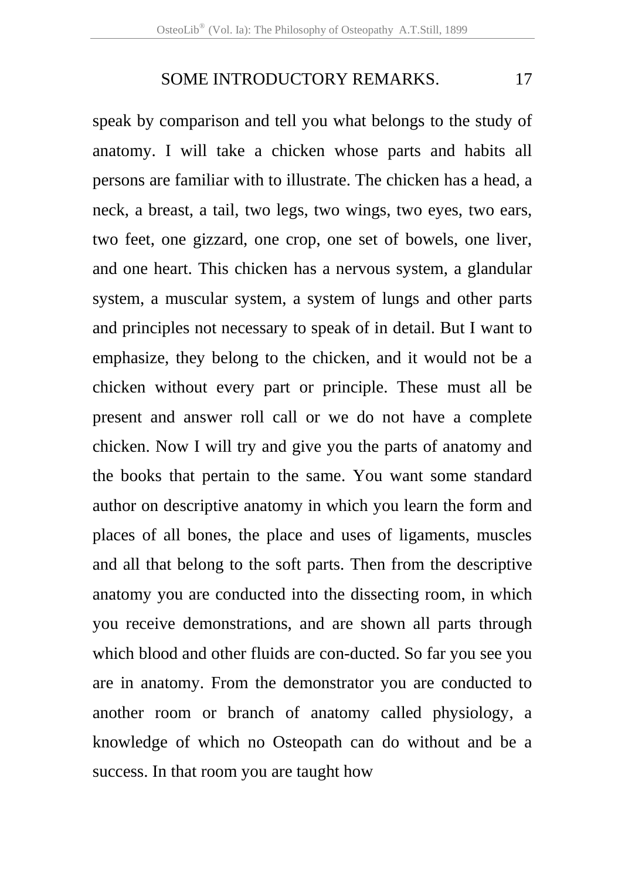speak by comparison and tell you what belongs to the study of anatomy. I will take a chicken whose parts and habits all persons are familiar with to illustrate. The chicken has a head, a neck, a breast, a tail, two legs, two wings, two eyes, two ears, two feet, one gizzard, one crop, one set of bowels, one liver, and one heart. This chicken has a nervous system, a glandular system, a muscular system, a system of lungs and other parts and principles not necessary to speak of in detail. But I want to emphasize, they belong to the chicken, and it would not be a chicken without every part or principle. These must all be present and answer roll call or we do not have a complete chicken. Now I will try and give you the parts of anatomy and the books that pertain to the same. You want some standard author on descriptive anatomy in which you learn the form and places of all bones, the place and uses of ligaments, muscles and all that belong to the soft parts. Then from the descriptive anatomy you are conducted into the dissecting room, in which you receive demonstrations, and are shown all parts through which blood and other fluids are con-ducted. So far you see you are in anatomy. From the demonstrator you are conducted to another room or branch of anatomy called physiology, a knowledge of which no Osteopath can do without and be a success. In that room you are taught how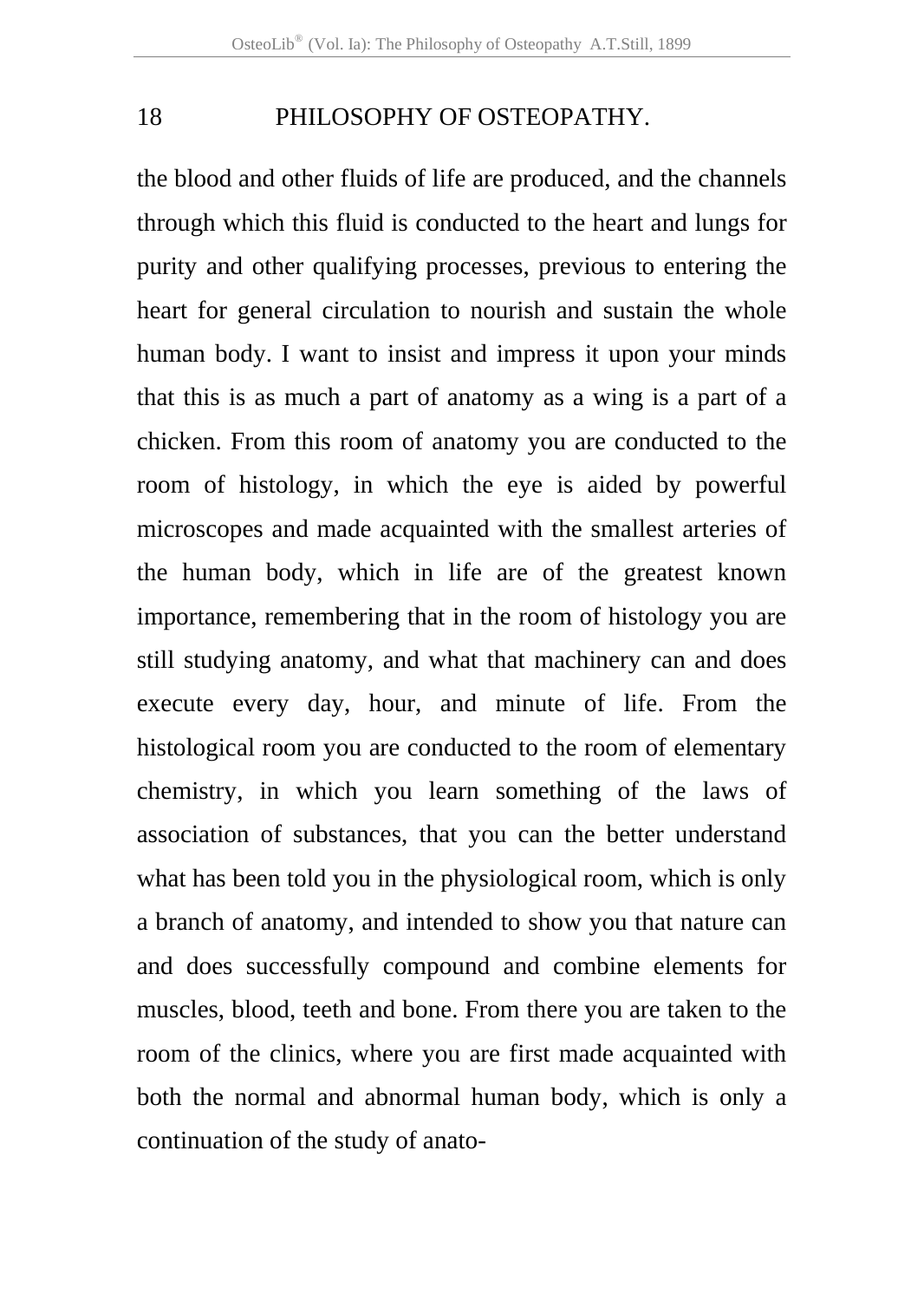the blood and other fluids of life are produced, and the channels through which this fluid is conducted to the heart and lungs for purity and other qualifying processes, previous to entering the heart for general circulation to nourish and sustain the whole human body. I want to insist and impress it upon your minds that this is as much a part of anatomy as a wing is a part of a chicken. From this room of anatomy you are conducted to the room of histology, in which the eye is aided by powerful microscopes and made acquainted with the smallest arteries of the human body, which in life are of the greatest known importance, remembering that in the room of histology you are still studying anatomy, and what that machinery can and does execute every day, hour, and minute of life. From the histological room you are conducted to the room of elementary chemistry, in which you learn something of the laws of association of substances, that you can the better understand what has been told you in the physiological room, which is only a branch of anatomy, and intended to show you that nature can and does successfully compound and combine elements for muscles, blood, teeth and bone. From there you are taken to the room of the clinics, where you are first made acquainted with both the normal and abnormal human body, which is only a continuation of the study of anato-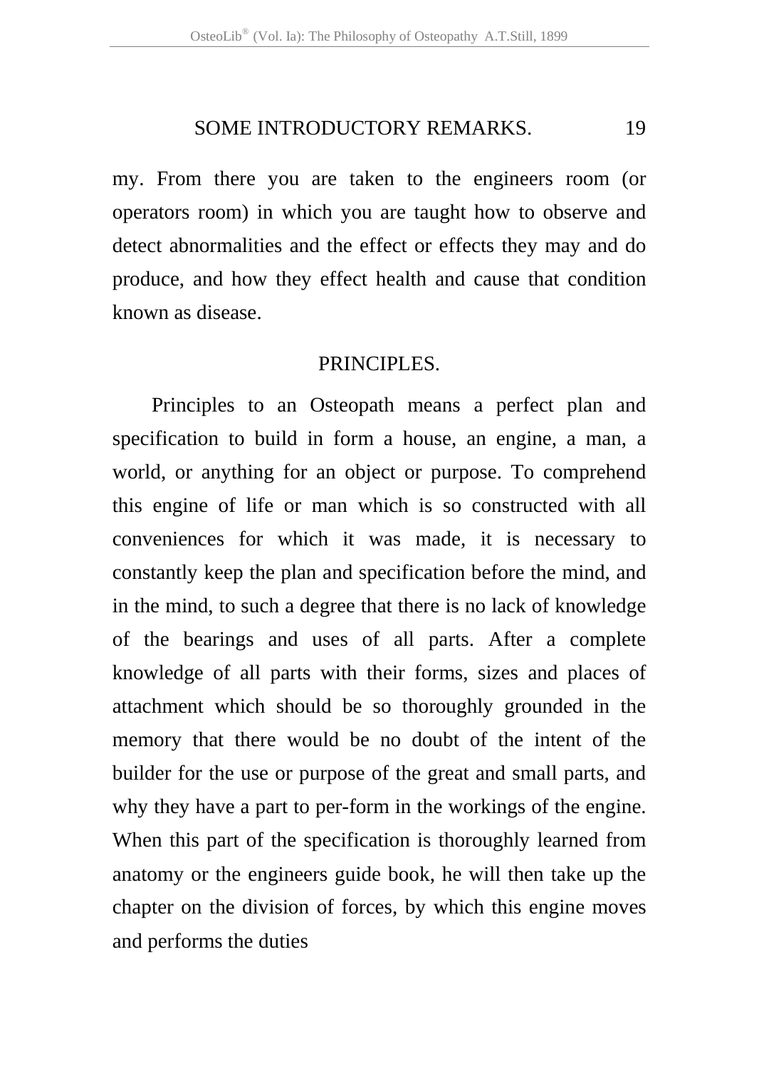my. From there you are taken to the engineers room (or operators room) in which you are taught how to observe and detect abnormalities and the effect or effects they may and do produce, and how they effect health and cause that condition known as disease.

## PRINCIPLES.

Principles to an Osteopath means a perfect plan and specification to build in form a house, an engine, a man, a world, or anything for an object or purpose. To comprehend this engine of life or man which is so constructed with all conveniences for which it was made, it is necessary to constantly keep the plan and specification before the mind, and in the mind, to such a degree that there is no lack of knowledge of the bearings and uses of all parts. After a complete knowledge of all parts with their forms, sizes and places of attachment which should be so thoroughly grounded in the memory that there would be no doubt of the intent of the builder for the use or purpose of the great and small parts, and why they have a part to per-form in the workings of the engine. When this part of the specification is thoroughly learned from anatomy or the engineers guide book, he will then take up the chapter on the division of forces, by which this engine moves and performs the duties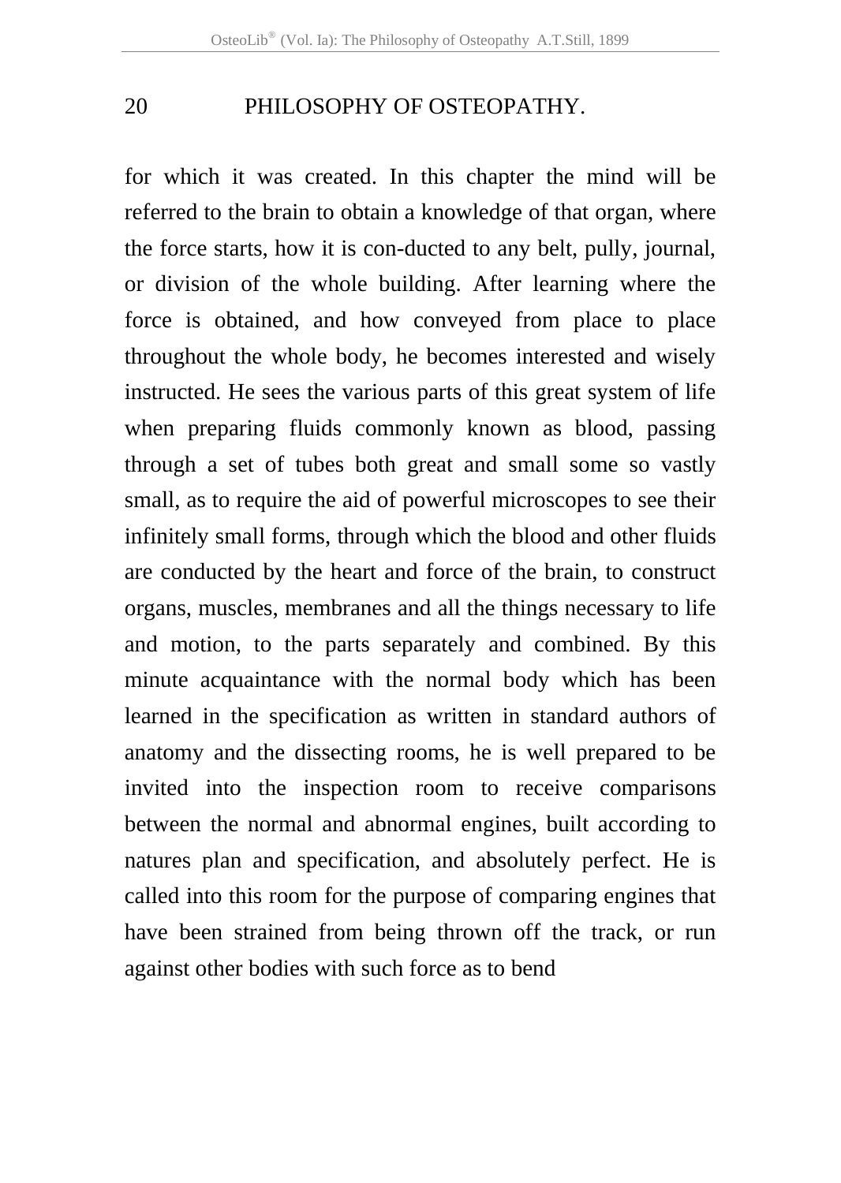for which it was created. In this chapter the mind will be referred to the brain to obtain a knowledge of that organ, where the force starts, how it is con-ducted to any belt, pully, journal, or division of the whole building. After learning where the force is obtained, and how conveyed from place to place throughout the whole body, he becomes interested and wisely instructed. He sees the various parts of this great system of life when preparing fluids commonly known as blood, passing through a set of tubes both great and small some so vastly small, as to require the aid of powerful microscopes to see their infinitely small forms, through which the blood and other fluids are conducted by the heart and force of the brain, to construct organs, muscles, membranes and all the things necessary to life and motion, to the parts separately and combined. By this minute acquaintance with the normal body which has been learned in the specification as written in standard authors of anatomy and the dissecting rooms, he is well prepared to be invited into the inspection room to receive comparisons between the normal and abnormal engines, built according to natures plan and specification, and absolutely perfect. He is called into this room for the purpose of comparing engines that have been strained from being thrown off the track, or run against other bodies with such force as to bend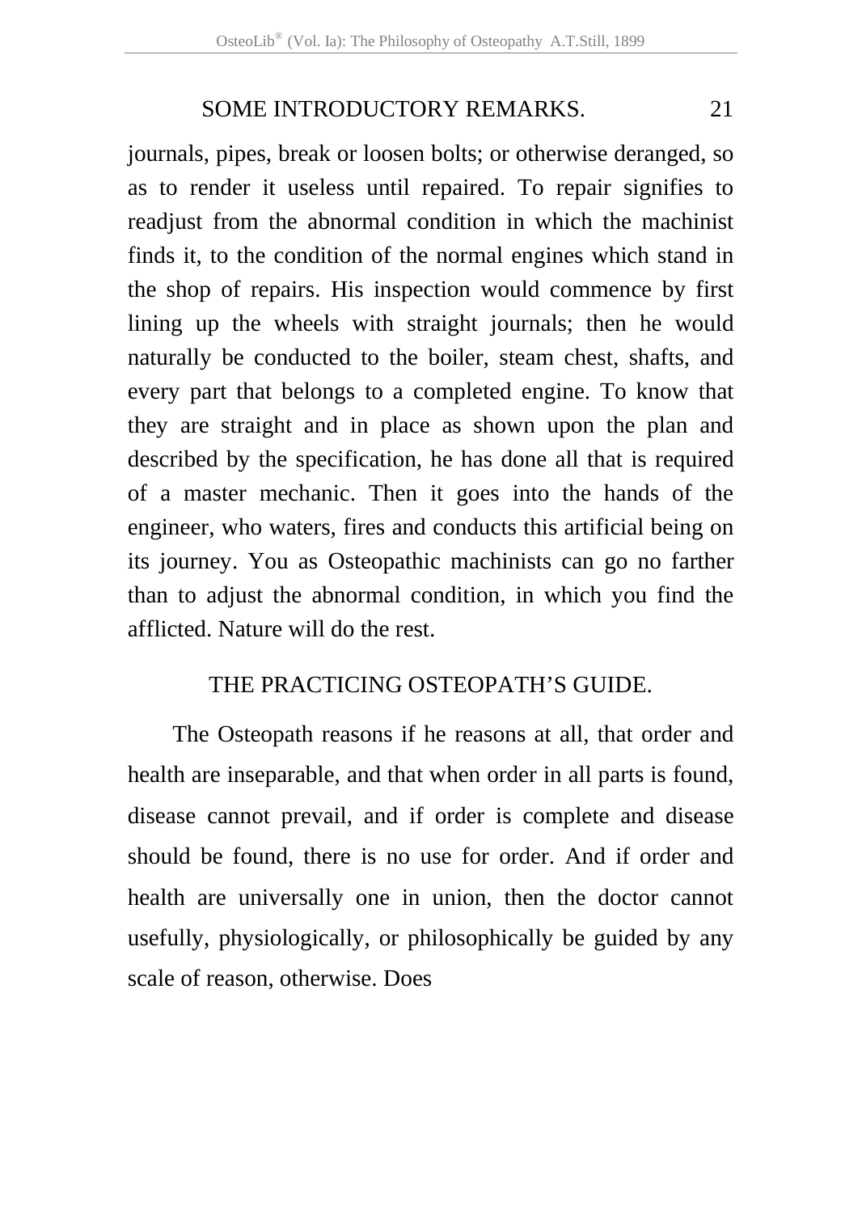journals, pipes, break or loosen bolts; or otherwise deranged, so as to render it useless until repaired. To repair signifies to readjust from the abnormal condition in which the machinist finds it, to the condition of the normal engines which stand in the shop of repairs. His inspection would commence by first lining up the wheels with straight journals; then he would naturally be conducted to the boiler, steam chest, shafts, and every part that belongs to a completed engine. To know that they are straight and in place as shown upon the plan and described by the specification, he has done all that is required of a master mechanic. Then it goes into the hands of the engineer, who waters, fires and conducts this artificial being on its journey. You as Osteopathic machinists can go no farther than to adjust the abnormal condition, in which you find the afflicted. Nature will do the rest.

## THE PRACTICING OSTEOPATH'S GUIDE.

The Osteopath reasons if he reasons at all, that order and health are inseparable, and that when order in all parts is found, disease cannot prevail, and if order is complete and disease should be found, there is no use for order. And if order and health are universally one in union, then the doctor cannot usefully, physiologically, or philosophically be guided by any scale of reason, otherwise. Does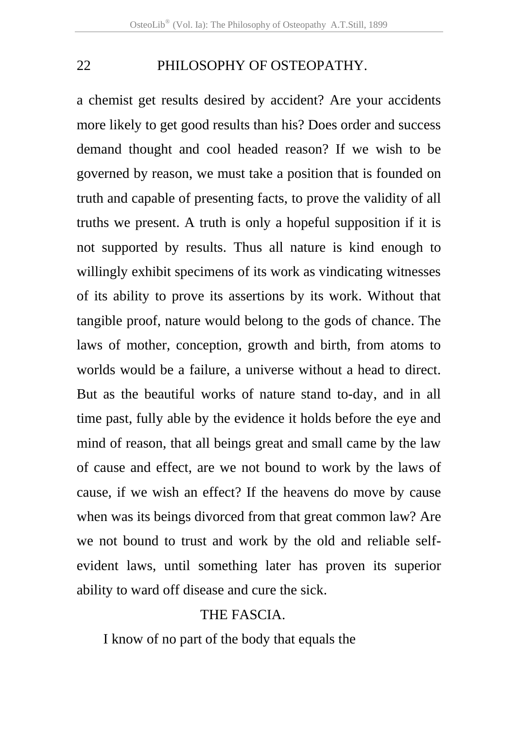a chemist get results desired by accident? Are your accidents more likely to get good results than his? Does order and success demand thought and cool headed reason? If we wish to be governed by reason, we must take a position that is founded on truth and capable of presenting facts, to prove the validity of all truths we present. A truth is only a hopeful supposition if it is not supported by results. Thus all nature is kind enough to willingly exhibit specimens of its work as vindicating witnesses of its ability to prove its assertions by its work. Without that tangible proof, nature would belong to the gods of chance. The laws of mother, conception, growth and birth, from atoms to worlds would be a failure, a universe without a head to direct. But as the beautiful works of nature stand to-day, and in all time past, fully able by the evidence it holds before the eye and mind of reason, that all beings great and small came by the law of cause and effect, are we not bound to work by the laws of cause, if we wish an effect? If the heavens do move by cause when was its beings divorced from that great common law? Are we not bound to trust and work by the old and reliable self-evident laws, until something later has proven its superior ability to ward off disease and cure the sick.

## THE FASCIA.

I know of no part of the body that equals the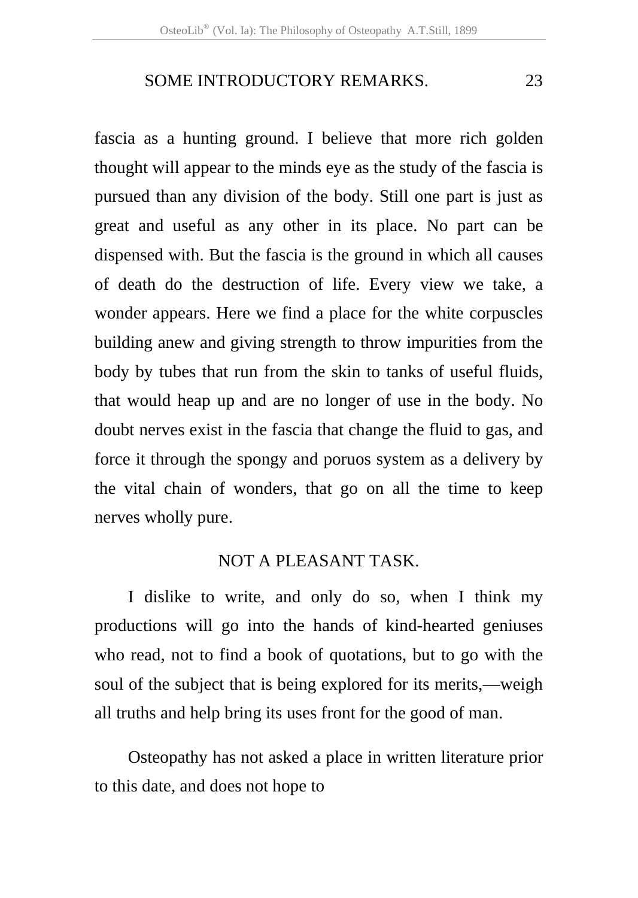fascia as a hunting ground. I believe that more rich golden thought will appear to the minds eye as the study of the fascia is pursued than any division of the body. Still one part is just as great and useful as any other in its place. No part can be dispensed with. But the fascia is the ground in which all causes of death do the destruction of life. Every view we take, a wonder appears. Here we find a place for the white corpuscles building anew and giving strength to throw impurities from the body by tubes that run from the skin to tanks of useful fluids, that would heap up and are no longer of use in the body. No doubt nerves exist in the fascia that change the fluid to gas, and force it through the spongy and poruos system as a delivery by the vital chain of wonders, that go on all the time to keep nerves wholly pure.

## NOT A PLEASANT TASK.

I dislike to write, and only do so, when I think my productions will go into the hands of kind-hearted geniuses who read, not to find a book of quotations, but to go with the soul of the subject that is being explored for its merits,—weigh all truths and help bring its uses front for the good of man.

Osteopathy has not asked a place in written literature prior to this date, and does not hope to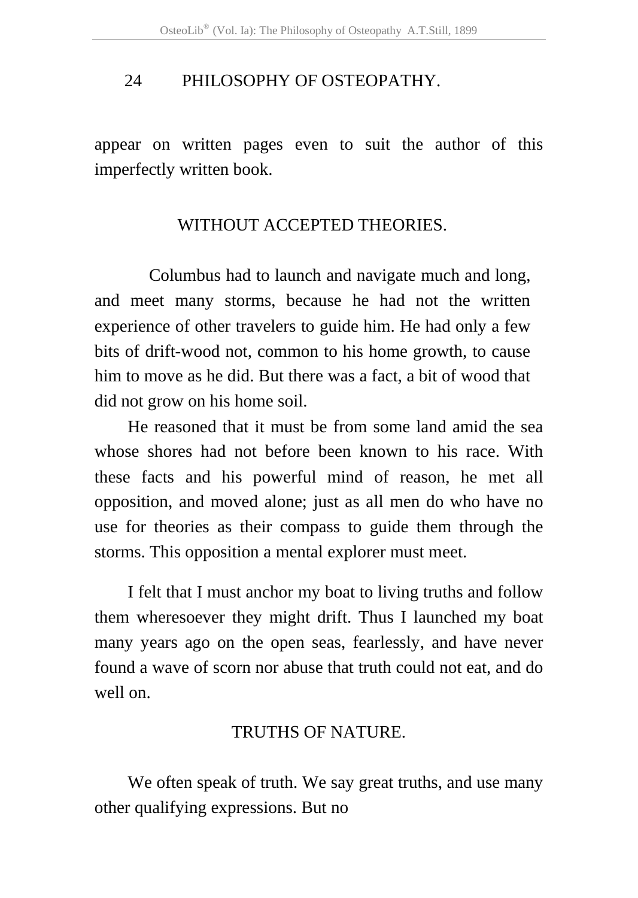appear on written pages even to suit the author of this imperfectly written book.

## WITHOUT ACCEPTED THEORIES.

Columbus had to launch and navigate much and long, and meet many storms, because he had not the written experience of other travelers to guide him. He had only a few bits of drift-wood not, common to his home growth, to cause him to move as he did. But there was a fact, a bit of wood that did not grow on his home soil.

He reasoned that it must be from some land amid the sea whose shores had not before been known to his race. With these facts and his powerful mind of reason, he met all opposition, and moved alone; just as all men do who have no use for theories as their compass to guide them through the storms. This opposition a mental explorer must meet.

I felt that I must anchor my boat to living truths and follow them wheresoever they might drift. Thus I launched my boat many years ago on the open seas, fearlessly, and have never found a wave of scorn nor abuse that truth could not eat, and do well on.

## TRUTHS OF NATURE.

We often speak of truth. We say great truths, and use many other qualifying expressions. But no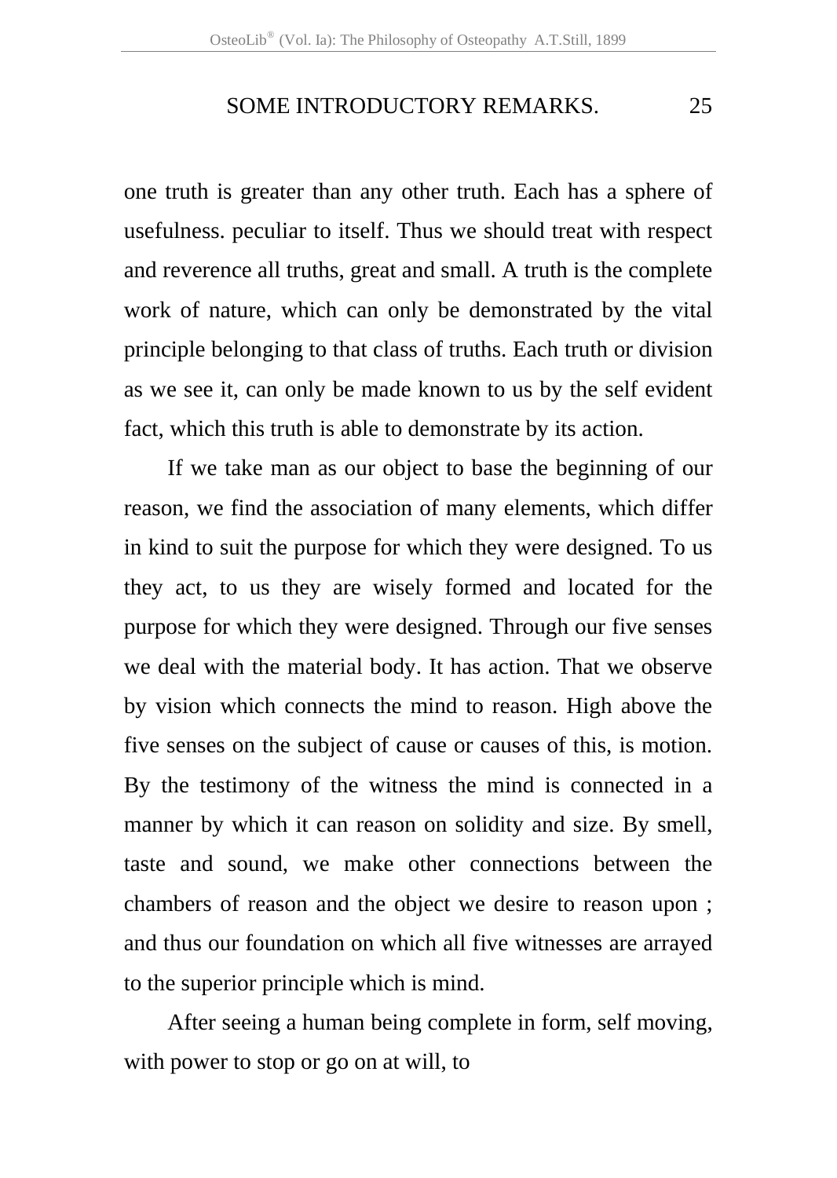one truth is greater than any other truth. Each has a sphere of usefulness. peculiar to itself. Thus we should treat with respect and reverence all truths, great and small. A truth is the complete work of nature, which can only be demonstrated by the vital principle belonging to that class of truths. Each truth or division as we see it, can only be made known to us by the self evident fact, which this truth is able to demonstrate by its action.

If we take man as our object to base the beginning of our reason, we find the association of many elements, which differ in kind to suit the purpose for which they were designed. To us they act, to us they are wisely formed and located for the purpose for which they were designed. Through our five senses we deal with the material body. It has action. That we observe by vision which connects the mind to reason. High above the five senses on the subject of cause or causes of this, is motion. By the testimony of the witness the mind is connected in a manner by which it can reason on solidity and size. By smell, taste and sound, we make other connections between the chambers of reason and the object we desire to reason upon ; and thus our foundation on which all five witnesses are arrayed to the superior principle which is mind.

After seeing a human being complete in form, self moving, with power to stop or go on at will, to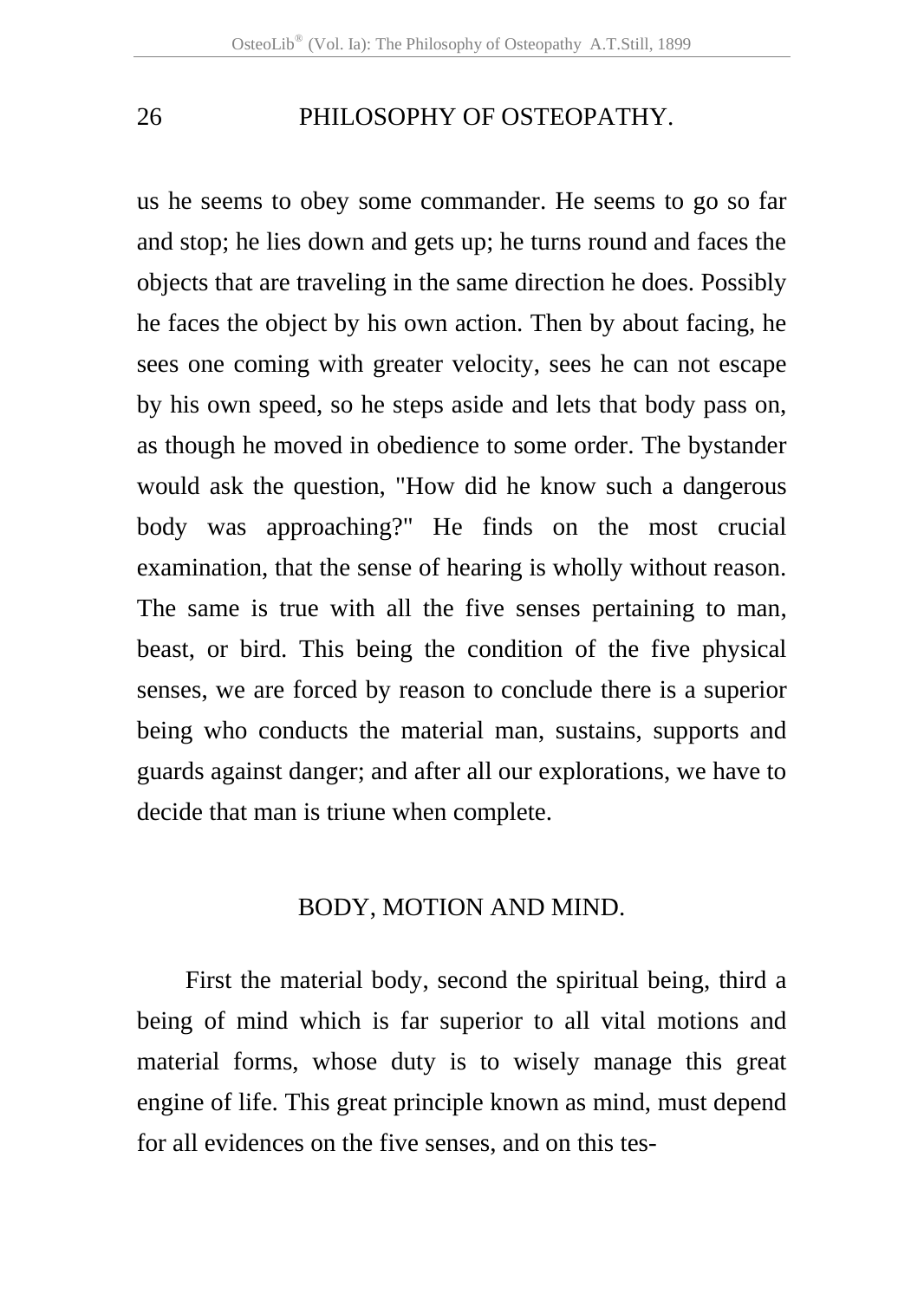us he seems to obey some commander. He seems to go so far and stop; he lies down and gets up; he turns round and faces the objects that are traveling in the same direction he does. Possibly he faces the object by his own action. Then by about facing, he sees one coming with greater velocity, sees he can not escape by his own speed, so he steps aside and lets that body pass on, as though he moved in obedience to some order. The bystander would ask the question, "How did he know such a dangerous body was approaching?" He finds on the most crucial examination, that the sense of hearing is wholly without reason. The same is true with all the five senses pertaining to man, beast, or bird. This being the condition of the five physical senses, we are forced by reason to conclude there is a superior being who conducts the material man, sustains, supports and guards against danger; and after all our explorations, we have to decide that man is triune when complete.

## BODY, MOTION AND MIND.

First the material body, second the spiritual being, third a being of mind which is far superior to all vital motions and material forms, whose duty is to wisely manage this great engine of life. This great principle known as mind, must depend for all evidences on the five senses, and on this tes-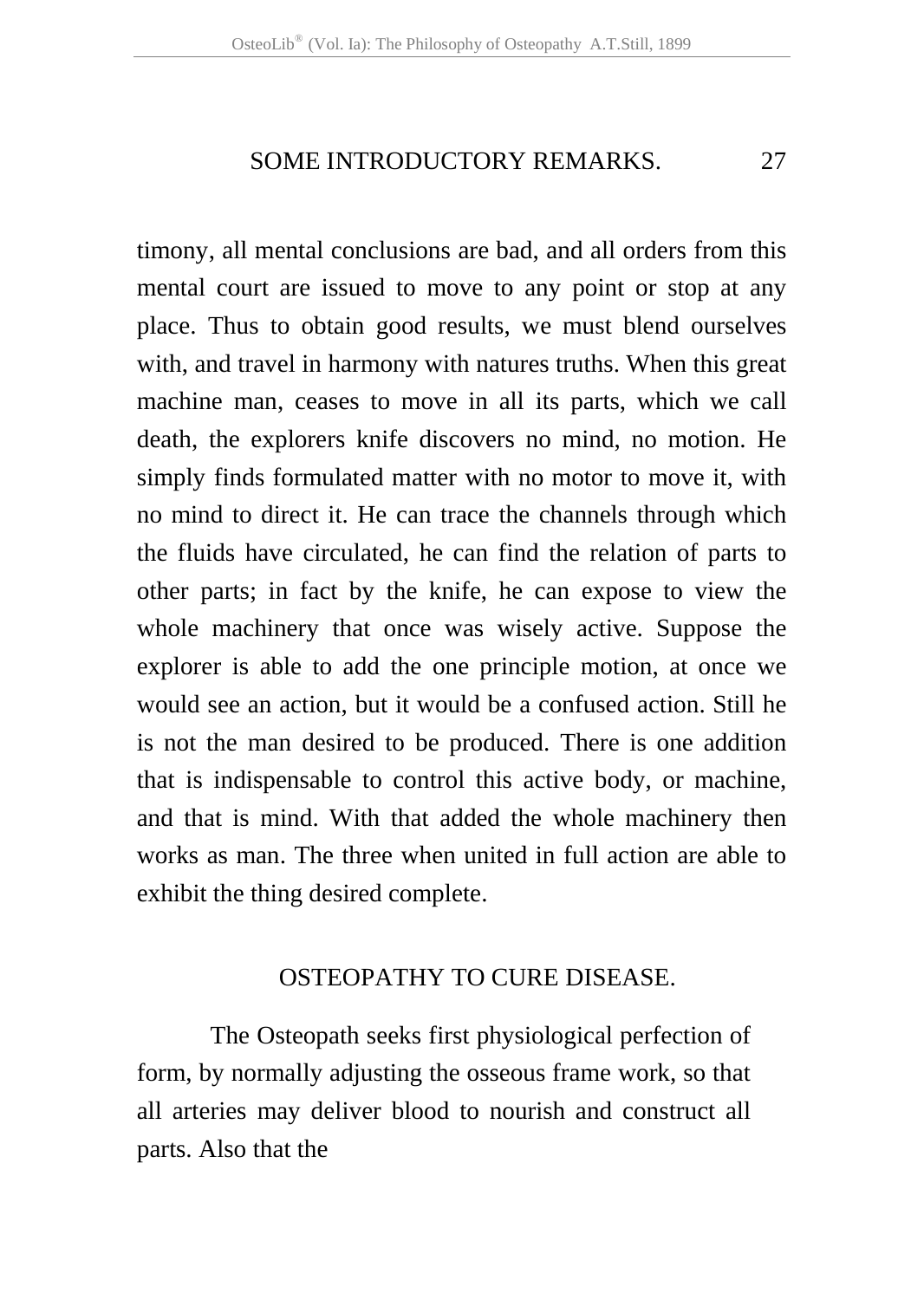timony, all mental conclusions are bad, and all orders from this mental court are issued to move to any point or stop at any place. Thus to obtain good results, we must blend ourselves with, and travel in harmony with natures truths. When this great machine man, ceases to move in all its parts, which we call death, the explorers knife discovers no mind, no motion. He simply finds formulated matter with no motor to move it, with no mind to direct it. He can trace the channels through which the fluids have circulated, he can find the relation of parts to other parts; in fact by the knife, he can expose to view the whole machinery that once was wisely active. Suppose the explorer is able to add the one principle motion, at once we would see an action, but it would be a confused action. Still he is not the man desired to be produced. There is one addition that is indispensable to control this active body, or machine, and that is mind. With that added the whole machinery then works as man. The three when united in full action are able to exhibit the thing desired complete.

## OSTEOPATHY TO CURE DISEASE.

The Osteopath seeks first physiological perfection of form, by normally adjusting the osseous frame work, so that all arteries may deliver blood to nourish and construct all parts. Also that the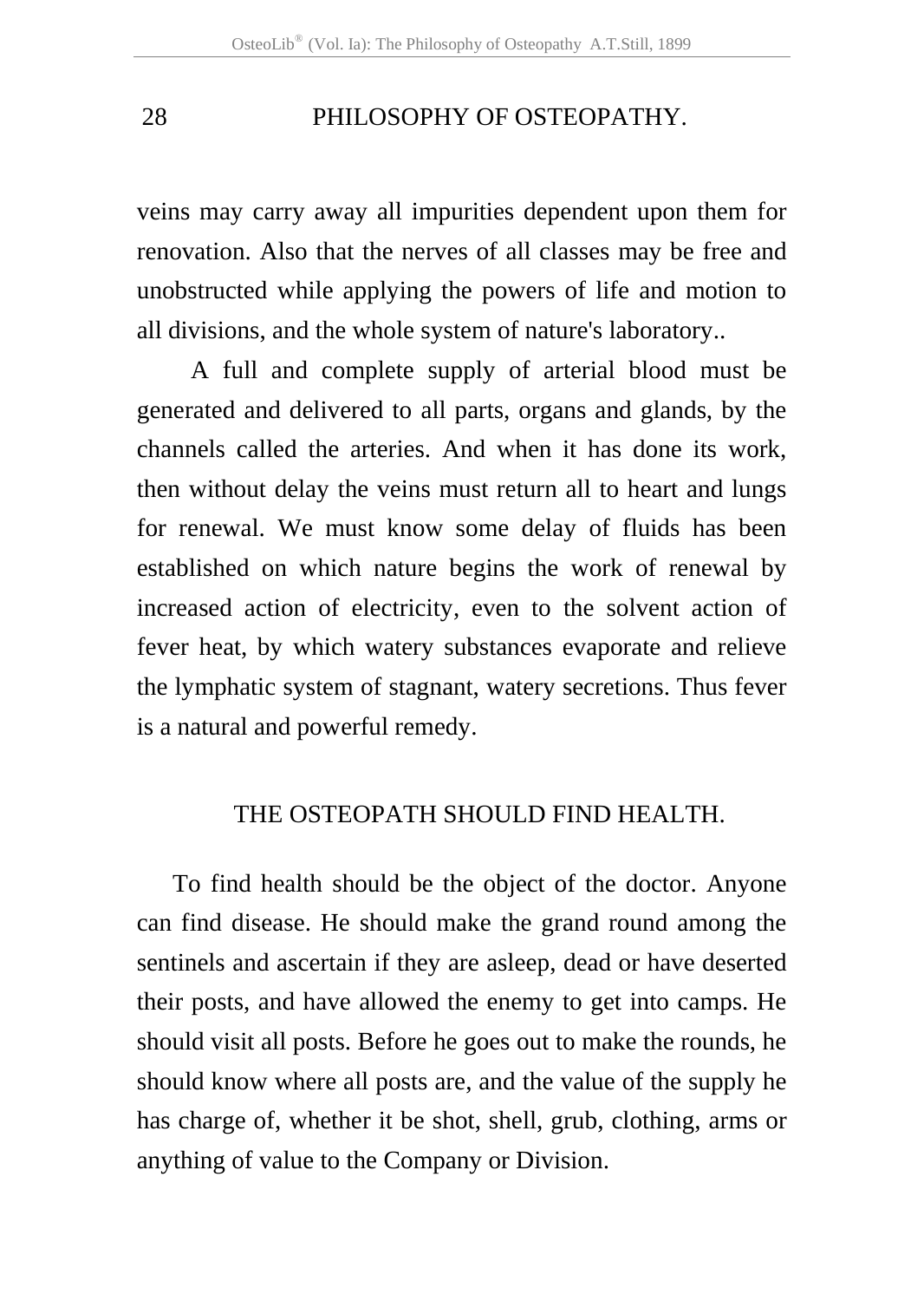veins may carry away all impurities dependent upon them for renovation. Also that the nerves of all classes may be free and unobstructed while applying the powers of life and motion to all divisions, and the whole system of nature's laboratory..

A full and complete supply of arterial blood must be generated and delivered to all parts, organs and glands, by the channels called the arteries. And when it has done its work, then without delay the veins must return all to heart and lungs for renewal. We must know some delay of fluids has been established on which nature begins the work of renewal by increased action of electricity, even to the solvent action of fever heat, by which watery substances evaporate and relieve the lymphatic system of stagnant, watery secretions. Thus fever is a natural and powerful remedy.

## THE OSTEOPATH SHOULD FIND HEALTH.

To find health should be the object of the doctor. Anyone can find disease. He should make the grand round among the sentinels and ascertain if they are asleep, dead or have deserted their posts, and have allowed the enemy to get into camps. He should visit all posts. Before he goes out to make the rounds, he should know where all posts are, and the value of the supply he has charge of, whether it be shot, shell, grub, clothing, arms or anything of value to the Company or Division.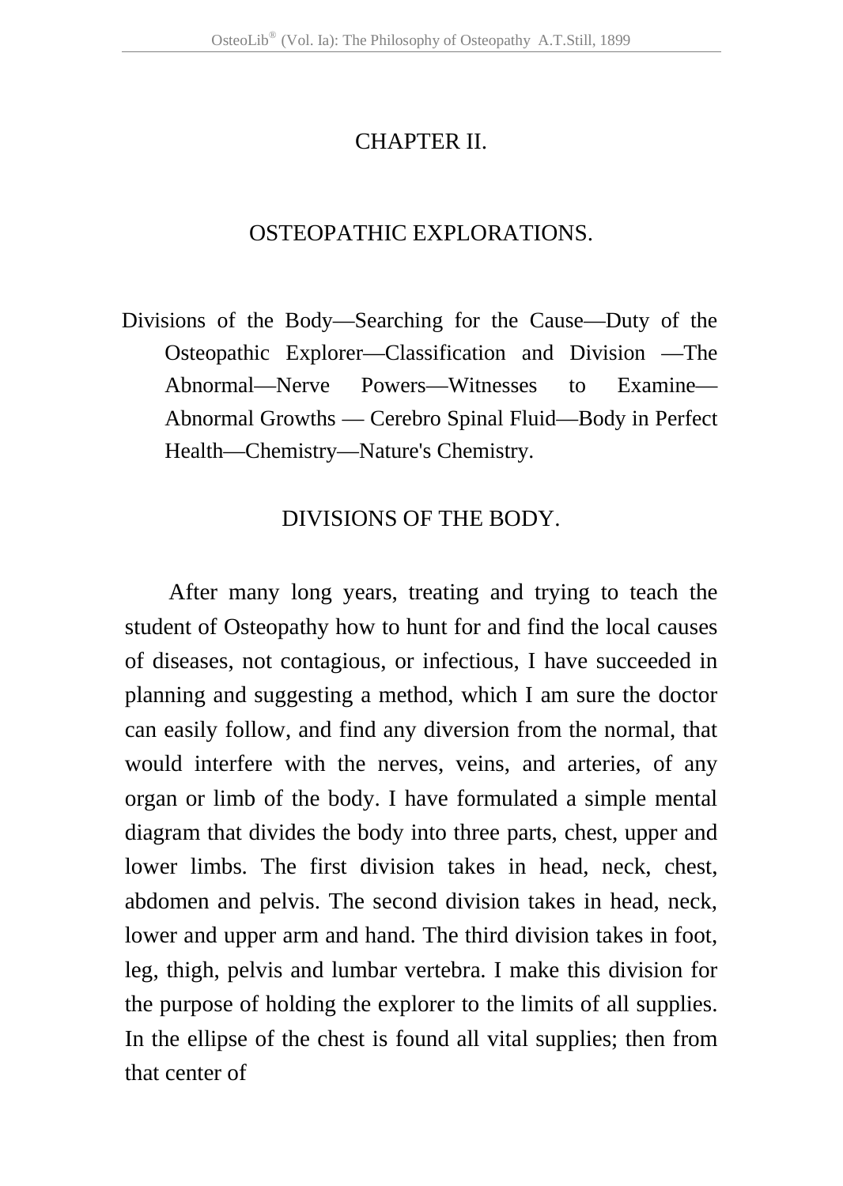# CHAPTER II.

## OSTEOPATHIC EXPLORATIONS.

Divisions of the Body—Searching for the Cause—Duty of the Osteopathic Explorer—Classification and Division —The Abnormal—Nerve Powers—Witnesses to Examine—Abnormal Growths — Cerebro Spinal Fluid—Body in Perfect Health—Chemistry—Nature's Chemistry.

### DIVISIONS OF THE BODY.

After many long years, treating and trying to teach the student of Osteopathy how to hunt for and find the local causes of diseases, not contagious, or infectious, I have succeeded in planning and suggesting a method, which I am sure the doctor can easily follow, and find any diversion from the normal, that would interfere with the nerves, veins, and arteries, of any organ or limb of the body. I have formulated a simple mental diagram that divides the body into three parts, chest, upper and lower limbs. The first division takes in head, neck, chest, abdomen and pelvis. The second division takes in head, neck, lower and upper arm and hand. The third division takes in foot, leg, thigh, pelvis and lumbar vertebra. I make this division for the purpose of holding the explorer to the limits of all supplies. In the ellipse of the chest is found all vital supplies; then from that center of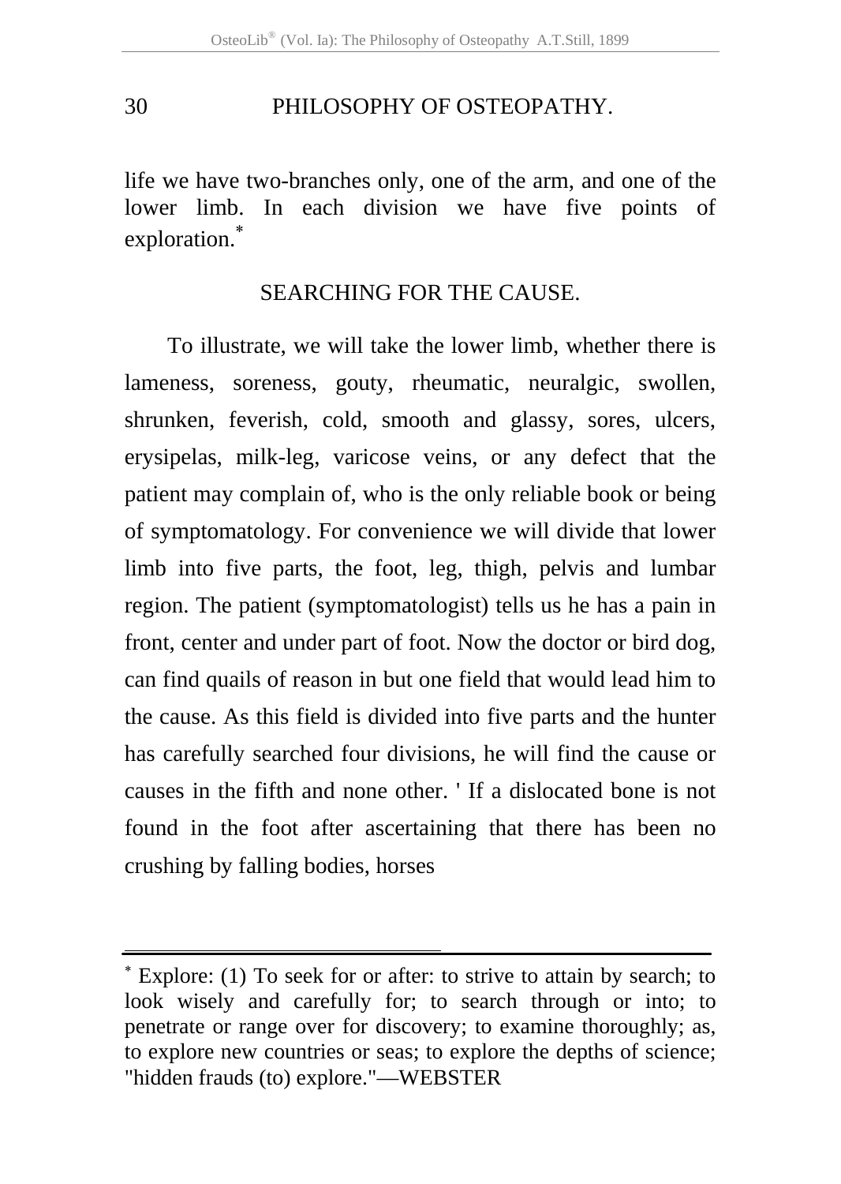life we have two-branches only, one of the arm, and one of the lower limb. In each division we have five points of exploration.*

## SEARCHING FOR THE CAUSE.

To illustrate, we will take the lower limb, whether there is lameness, soreness, gouty, rheumatic, neuralgic, swollen, shrunken, feverish, cold, smooth and glassy, sores, ulcers, erysipelas, milk-leg, varicose veins, or any defect that the patient may complain of, who is the only reliable book or being of symptomatology. For convenience we will divide that lower limb into five parts, the foot, leg, thigh, pelvis and lumbar region. The patient (symptomatologist) tells us he has a pain in front, center and under part of foot. Now the doctor or bird dog, can find quails of reason in but one field that would lead him to the cause. As this field is divided into five parts and the hunter has carefully searched four divisions, he will find the cause or causes in the fifth and none other. ' If a dislocated bone is not found in the foot after ascertaining that there has been no crushing by falling bodies, horses

---

* Explore: (1) To seek for or after: to strive to attain by search; to look wisely and carefully for; to search through or into; to penetrate or range over for discovery; to examine thoroughly; as, to explore new countries or seas; to explore the depths of science; "hidden frauds (to) explore."—WEBSTER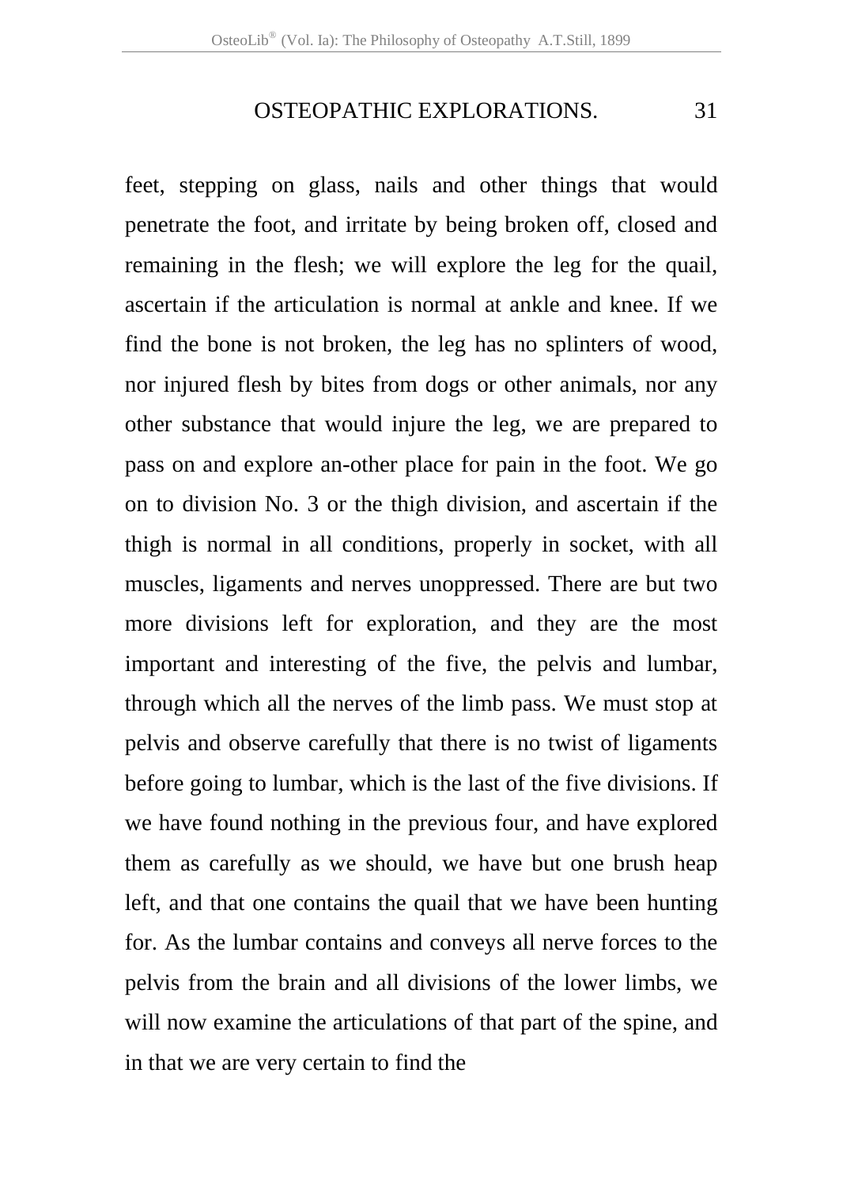feet, stepping on glass, nails and other things that would penetrate the foot, and irritate by being broken off, closed and remaining in the flesh; we will explore the leg for the quail, ascertain if the articulation is normal at ankle and knee. If we find the bone is not broken, the leg has no splinters of wood, nor injured flesh by bites from dogs or other animals, nor any other substance that would injure the leg, we are prepared to pass on and explore an-other place for pain in the foot. We go on to division No. 3 or the thigh division, and ascertain if the thigh is normal in all conditions, properly in socket, with all muscles, ligaments and nerves unoppressed. There are but two more divisions left for exploration, and they are the most important and interesting of the five, the pelvis and lumbar, through which all the nerves of the limb pass. We must stop at pelvis and observe carefully that there is no twist of ligaments before going to lumbar, which is the last of the five divisions. If we have found nothing in the previous four, and have explored them as carefully as we should, we have but one brush heap left, and that one contains the quail that we have been hunting for. As the lumbar contains and conveys all nerve forces to the pelvis from the brain and all divisions of the lower limbs, we will now examine the articulations of that part of the spine, and in that we are very certain to find the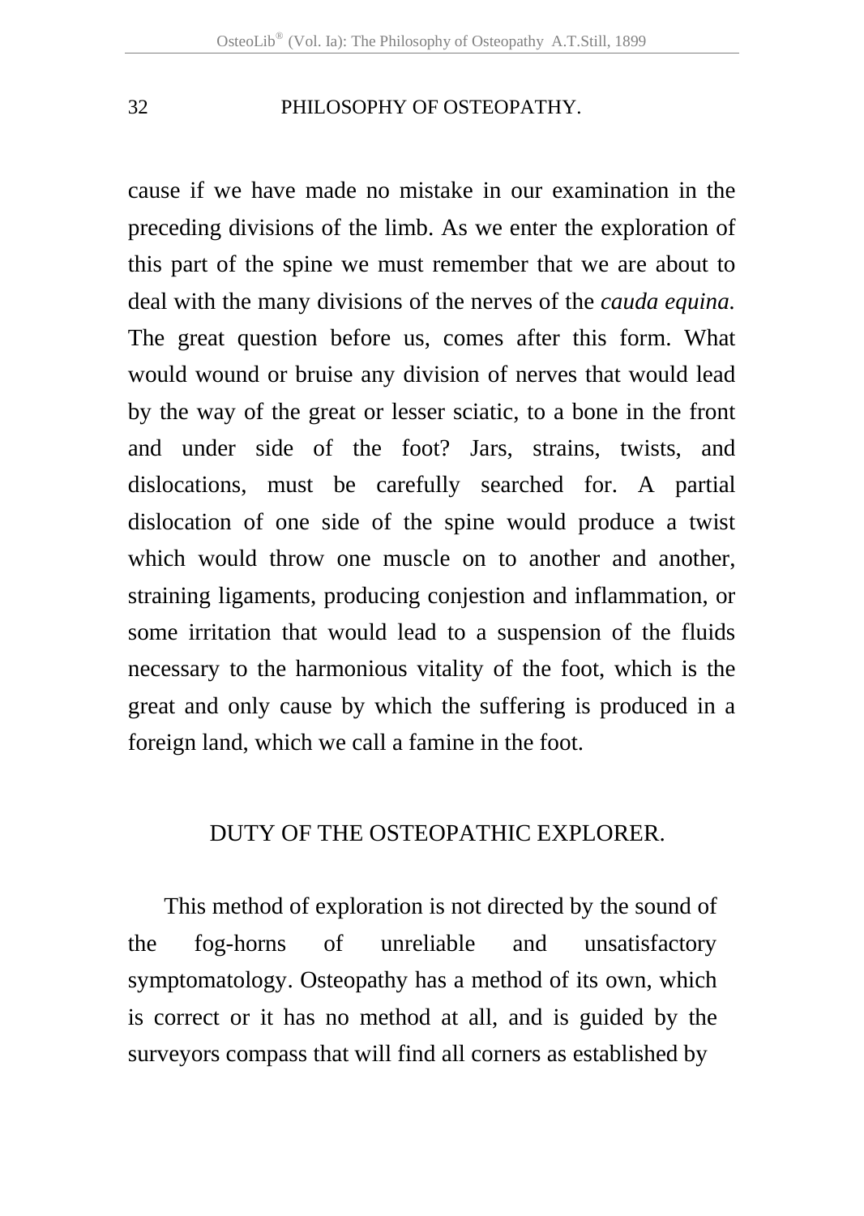cause if we have made no mistake in our examination in the preceding divisions of the limb. As we enter the exploration of this part of the spine we must remember that we are about to deal with the many divisions of the nerves of the *cauda equina.* The great question before us, comes after this form. What would wound or bruise any division of nerves that would lead by the way of the great or lesser sciatic, to a bone in the front and under side of the foot? Jars, strains, twists, and dislocations, must be carefully searched for. A partial dislocation of one side of the spine would produce a twist which would throw one muscle on to another and another, straining ligaments, producing conjestion and inflammation, or some irritation that would lead to a suspension of the fluids necessary to the harmonious vitality of the foot, which is the great and only cause by which the suffering is produced in a foreign land, which we call a famine in the foot.

## DUTY OF THE OSTEOPATHIC EXPLORER.

This method of exploration is not directed by the sound of the fog-horns of unreliable and unsatisfactory symptomatology. Osteopathy has a method of its own, which is correct or it has no method at all, and is guided by the surveyors compass that will find all corners as established by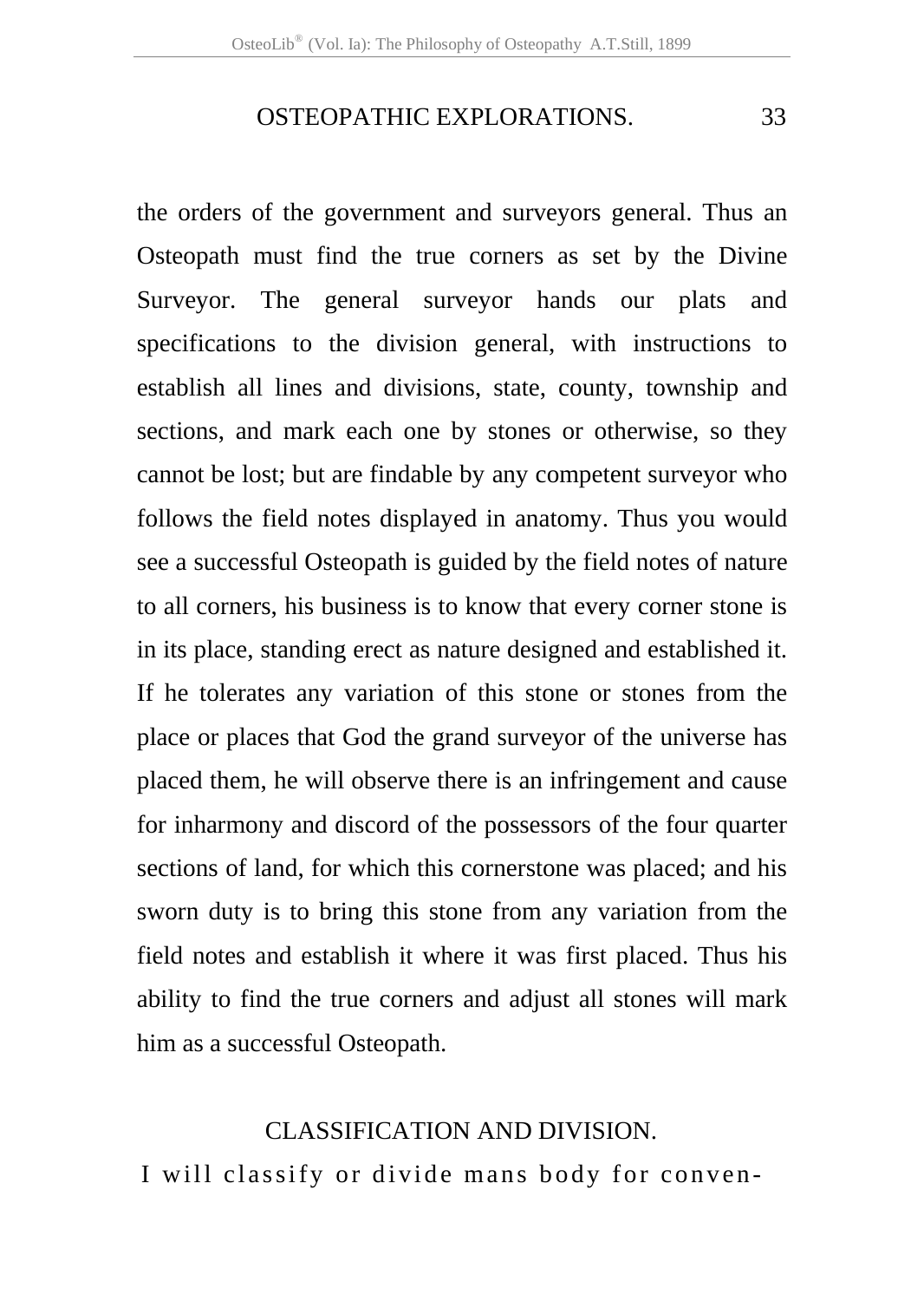the orders of the government and surveyors general. Thus an Osteopath must find the true corners as set by the Divine Surveyor. The general surveyor hands our plats and specifications to the division general, with instructions to establish all lines and divisions, state, county, township and sections, and mark each one by stones or otherwise, so they cannot be lost; but are findable by any competent surveyor who follows the field notes displayed in anatomy. Thus you would see a successful Osteopath is guided by the field notes of nature to all corners, his business is to know that every corner stone is in its place, standing erect as nature designed and established it. If he tolerates any variation of this stone or stones from the place or places that God the grand surveyor of the universe has placed them, he will observe there is an infringement and cause for inharmony and discord of the possessors of the four quarter sections of land, for which this cornerstone was placed; and his sworn duty is to bring this stone from any variation from the field notes and establish it where it was first placed. Thus his ability to find the true corners and adjust all stones will mark him as a successful Osteopath.

## CLASSIFICATION AND DIVISION.

I will classify or divide mans body for conven-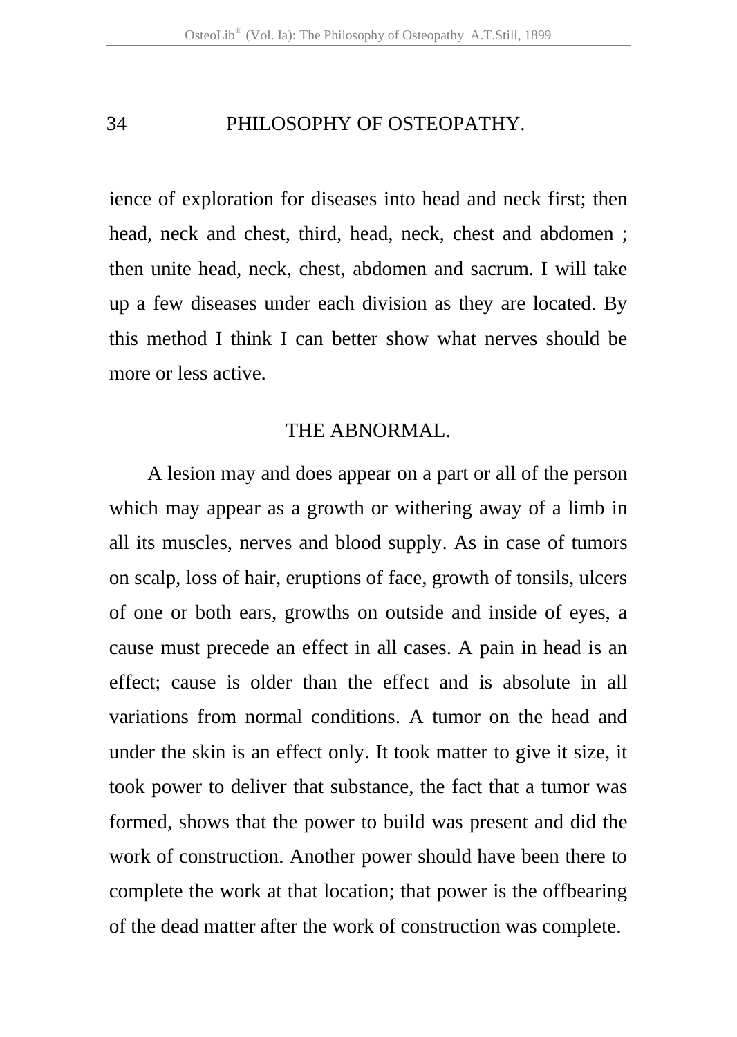ience of exploration for diseases into head and neck first; then head, neck and chest, third, head, neck, chest and abdomen ; then unite head, neck, chest, abdomen and sacrum. I will take up a few diseases under each division as they are located. By this method I think I can better show what nerves should be more or less active.

## THE ABNORMAL.

A lesion may and does appear on a part or all of the person which may appear as a growth or withering away of a limb in all its muscles, nerves and blood supply. As in case of tumors on scalp, loss of hair, eruptions of face, growth of tonsils, ulcers of one or both ears, growths on outside and inside of eyes, a cause must precede an effect in all cases. A pain in head is an effect; cause is older than the effect and is absolute in all variations from normal conditions. A tumor on the head and under the skin is an effect only. It took matter to give it size, it took power to deliver that substance, the fact that a tumor was formed, shows that the power to build was present and did the work of construction. Another power should have been there to complete the work at that location; that power is the offbearing of the dead matter after the work of construction was complete.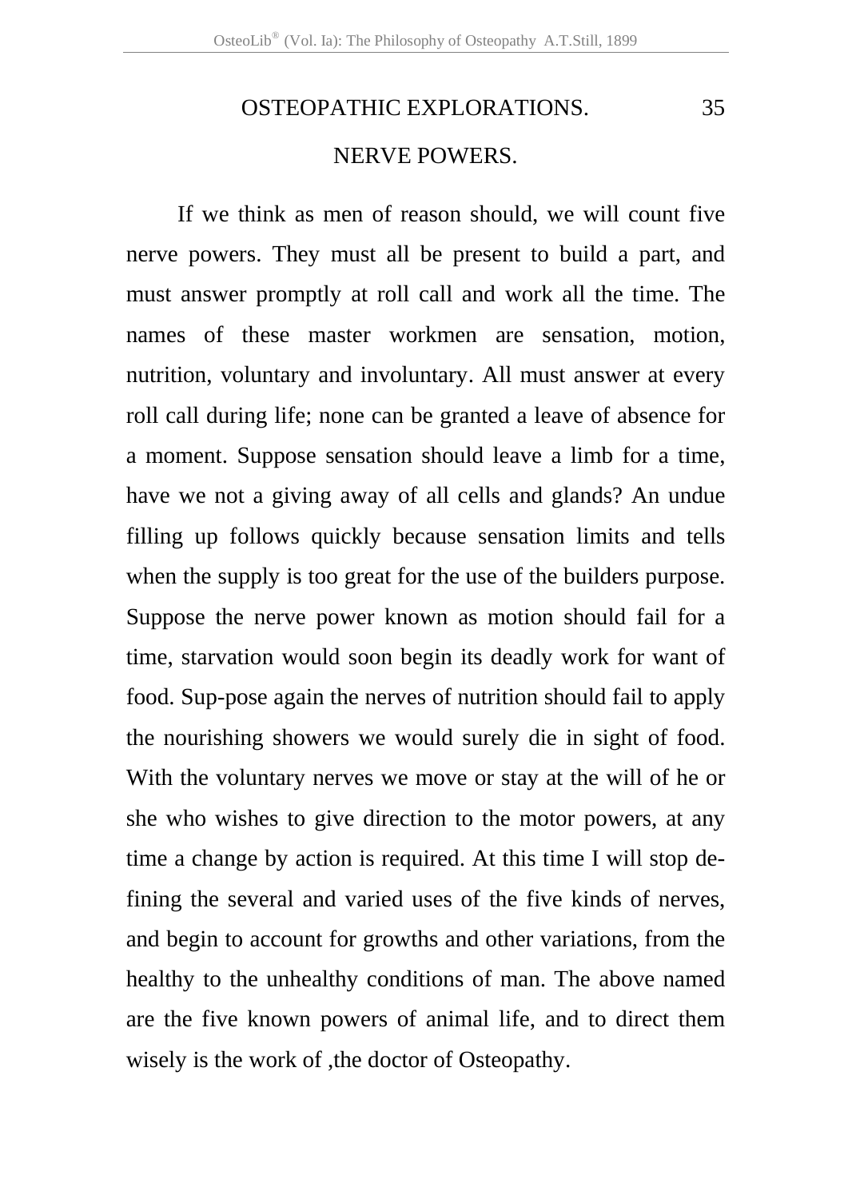## NERVE POWERS.

If we think as men of reason should, we will count five nerve powers. They must all be present to build a part, and must answer promptly at roll call and work all the time. The names of these master workmen are sensation, motion, nutrition, voluntary and involuntary. All must answer at every roll call during life; none can be granted a leave of absence for a moment. Suppose sensation should leave a limb for a time, have we not a giving away of all cells and glands? An undue filling up follows quickly because sensation limits and tells when the supply is too great for the use of the builders purpose. Suppose the nerve power known as motion should fail for a time, starvation would soon begin its deadly work for want of food. Sup-pose again the nerves of nutrition should fail to apply the nourishing showers we would surely die in sight of food. With the voluntary nerves we move or stay at the will of he or she who wishes to give direction to the motor powers, at any time a change by action is required. At this time I will stop defining the several and varied uses of the five kinds of nerves, and begin to account for growths and other variations, from the healthy to the unhealthy conditions of man. The above named are the five known powers of animal life, and to direct them wisely is the work of ,the doctor of Osteopathy.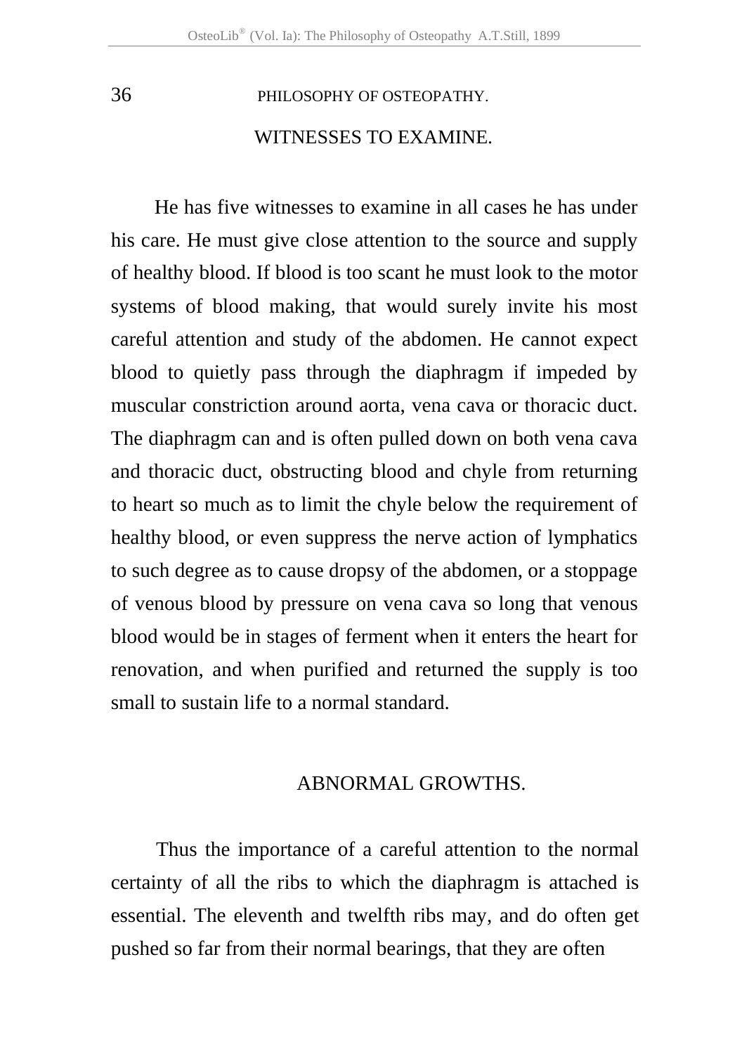## WITNESSES TO EXAMINE.

He has five witnesses to examine in all cases he has under his care. He must give close attention to the source and supply of healthy blood. If blood is too scant he must look to the motor systems of blood making, that would surely invite his most careful attention and study of the abdomen. He cannot expect blood to quietly pass through the diaphragm if impeded by muscular constriction around aorta, vena cava or thoracic duct. The diaphragm can and is often pulled down on both vena cava and thoracic duct, obstructing blood and chyle from returning to heart so much as to limit the chyle below the requirement of healthy blood, or even suppress the nerve action of lymphatics to such degree as to cause dropsy of the abdomen, or a stoppage of venous blood by pressure on vena cava so long that venous blood would be in stages of ferment when it enters the heart for renovation, and when purified and returned the supply is too small to sustain life to a normal standard.

## ABNORMAL GROWTHS.

Thus the importance of a careful attention to the normal certainty of all the ribs to which the diaphragm is attached is essential. The eleventh and twelfth ribs may, and do often get pushed so far from their normal bearings, that they are often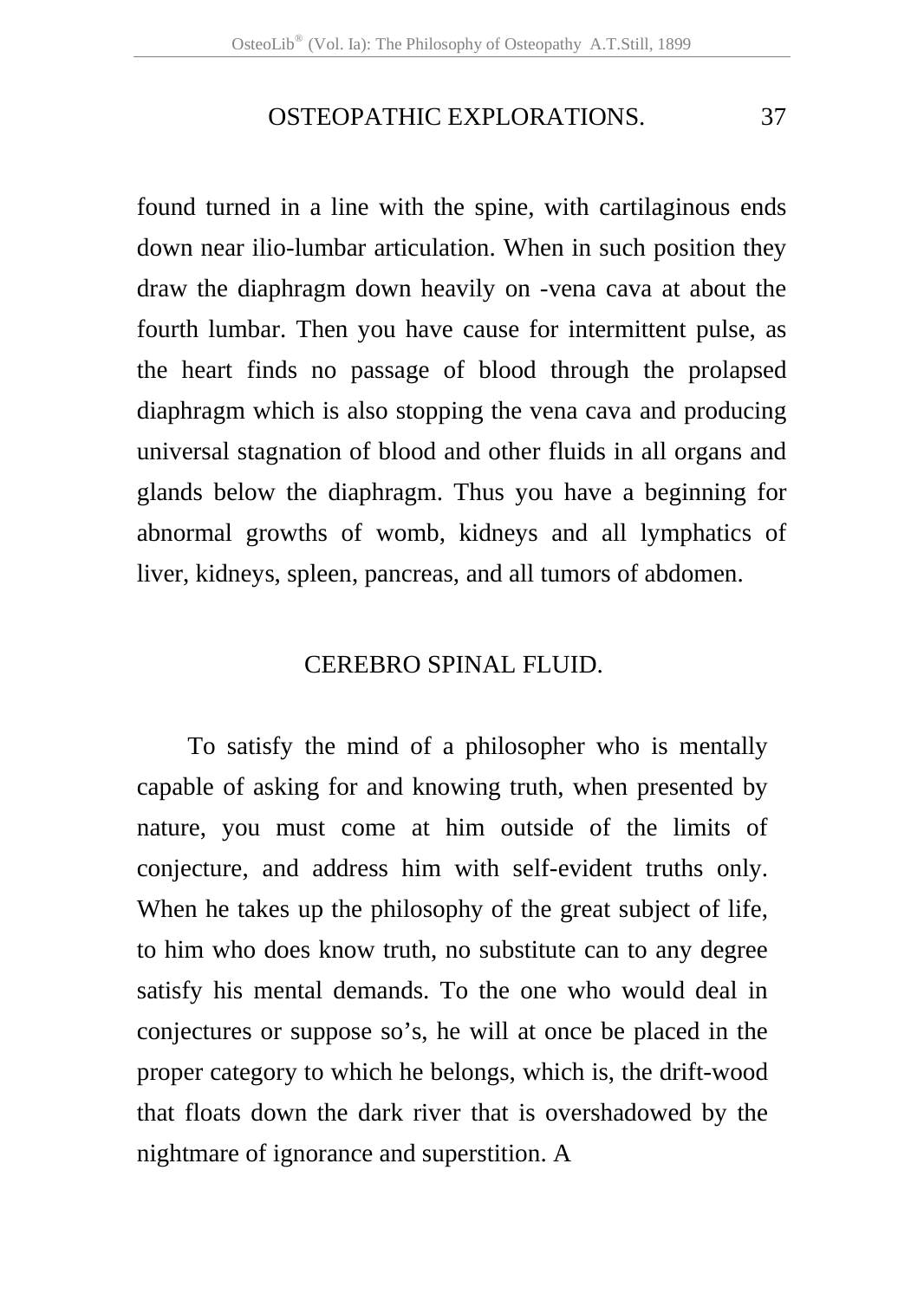found turned in a line with the spine, with cartilaginous ends down near ilio-lumbar articulation. When in such position they draw the diaphragm down heavily on -vena cava at about the fourth lumbar. Then you have cause for intermittent pulse, as the heart finds no passage of blood through the prolapsed diaphragm which is also stopping the vena cava and producing universal stagnation of blood and other fluids in all organs and glands below the diaphragm. Thus you have a beginning for abnormal growths of womb, kidneys and all lymphatics of liver, kidneys, spleen, pancreas, and all tumors of abdomen.

## CEREBRO SPINAL FLUID.

To satisfy the mind of a philosopher who is mentally capable of asking for and knowing truth, when presented by nature, you must come at him outside of the limits of conjecture, and address him with self-evident truths only. When he takes up the philosophy of the great subject of life, to him who does know truth, no substitute can to any degree satisfy his mental demands. To the one who would deal in conjectures or suppose so's, he will at once be placed in the proper category to which he belongs, which is, the drift-wood that floats down the dark river that is overshadowed by the nightmare of ignorance and superstition. A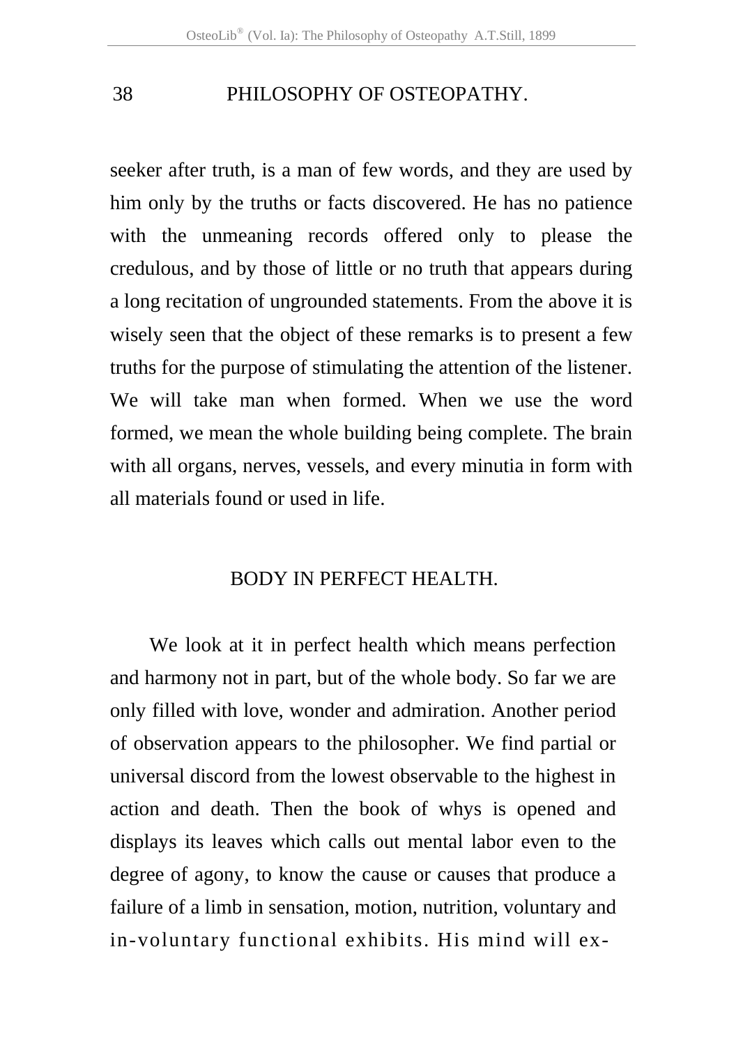seeker after truth, is a man of few words, and they are used by him only by the truths or facts discovered. He has no patience with the unmeaning records offered only to please the credulous, and by those of little or no truth that appears during a long recitation of ungrounded statements. From the above it is wisely seen that the object of these remarks is to present a few truths for the purpose of stimulating the attention of the listener. We will take man when formed. When we use the word formed, we mean the whole building being complete. The brain with all organs, nerves, vessels, and every minutia in form with all materials found or used in life.

## BODY IN PERFECT HEALTH.

We look at it in perfect health which means perfection and harmony not in part, but of the whole body. So far we are only filled with love, wonder and admiration. Another period of observation appears to the philosopher. We find partial or universal discord from the lowest observable to the highest in action and death. Then the book of whys is opened and displays its leaves which calls out mental labor even to the degree of agony, to know the cause or causes that produce a failure of a limb in sensation, motion, nutrition, voluntary and in-voluntary functional exhibits. His mind will ex-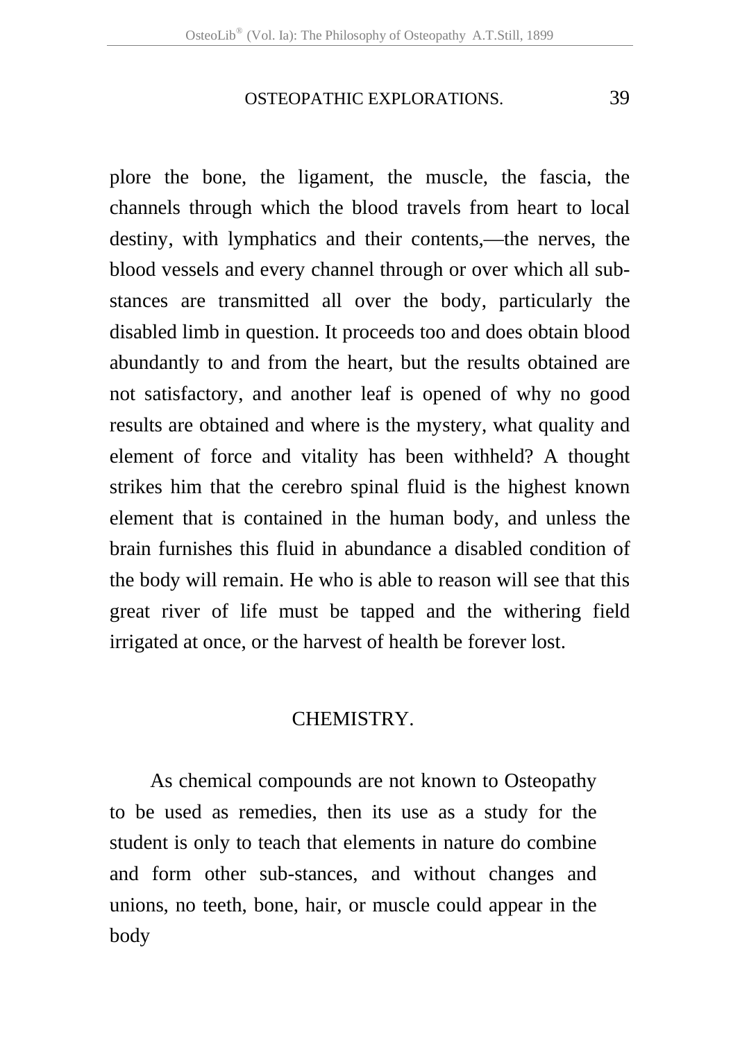plore the bone, the ligament, the muscle, the fascia, the channels through which the blood travels from heart to local destiny, with lymphatics and their contents,—the nerves, the blood vessels and every channel through or over which all substances are transmitted all over the body, particularly the disabled limb in question. It proceeds too and does obtain blood abundantly to and from the heart, but the results obtained are not satisfactory, and another leaf is opened of why no good results are obtained and where is the mystery, what quality and element of force and vitality has been withheld? A thought strikes him that the cerebro spinal fluid is the highest known element that is contained in the human body, and unless the brain furnishes this fluid in abundance a disabled condition of the body will remain. He who is able to reason will see that this great river of life must be tapped and the withering field irrigated at once, or the harvest of health be forever lost.

## CHEMISTRY.

As chemical compounds are not known to Osteopathy to be used as remedies, then its use as a study for the student is only to teach that elements in nature do combine and form other sub-stances, and without changes and unions, no teeth, bone, hair, or muscle could appear in the body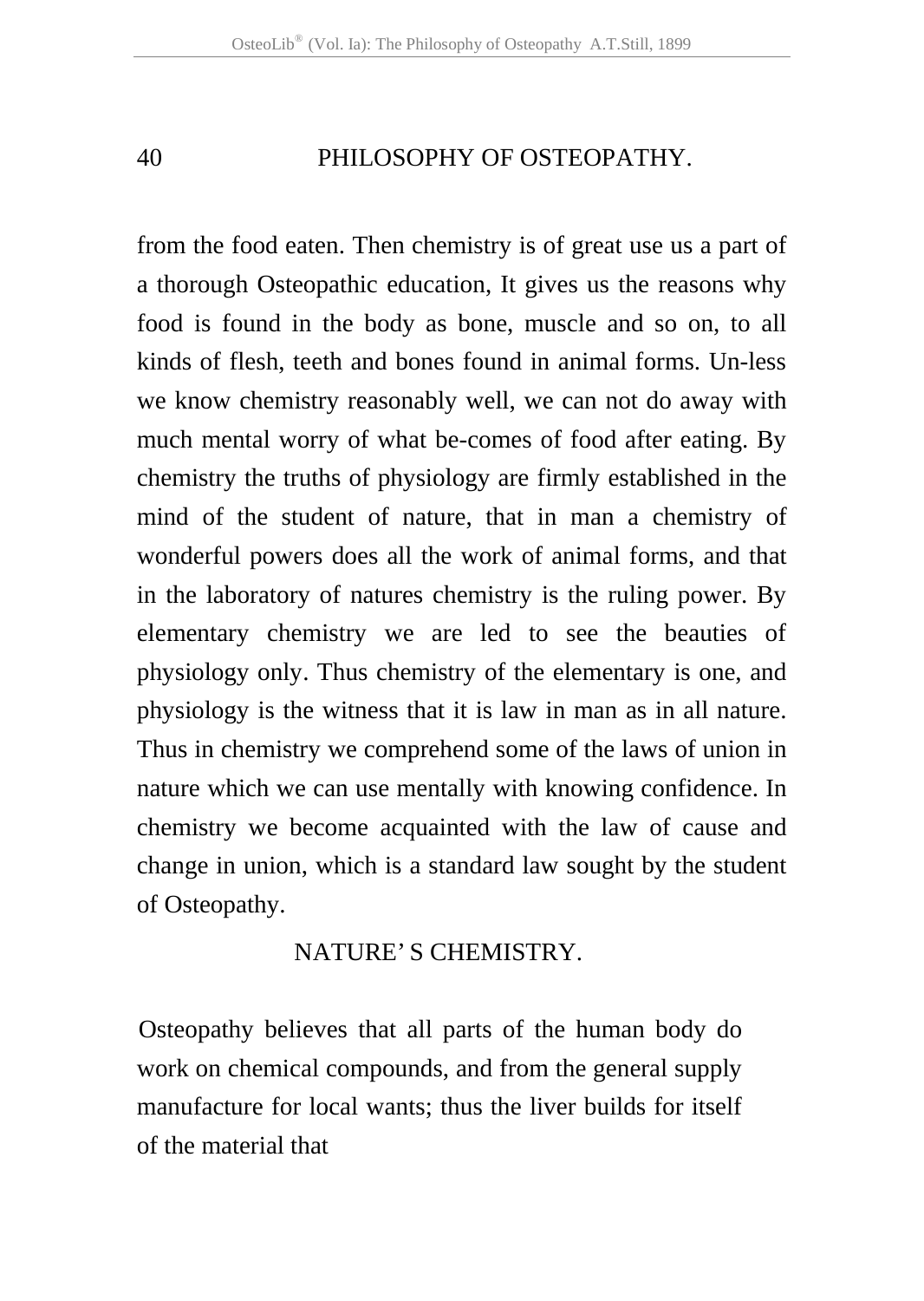from the food eaten. Then chemistry is of great use us a part of a thorough Osteopathic education, It gives us the reasons why food is found in the body as bone, muscle and so on, to all kinds of flesh, teeth and bones found in animal forms. Un-less we know chemistry reasonably well, we can not do away with much mental worry of what be-comes of food after eating. By chemistry the truths of physiology are firmly established in the mind of the student of nature, that in man a chemistry of wonderful powers does all the work of animal forms, and that in the laboratory of natures chemistry is the ruling power. By elementary chemistry we are led to see the beauties of physiology only. Thus chemistry of the elementary is one, and physiology is the witness that it is law in man as in all nature. Thus in chemistry we comprehend some of the laws of union in nature which we can use mentally with knowing confidence. In chemistry we become acquainted with the law of cause and change in union, which is a standard law sought by the student of Osteopathy.

## NATURE' S CHEMISTRY.

Osteopathy believes that all parts of the human body do work on chemical compounds, and from the general supply manufacture for local wants; thus the liver builds for itself of the material that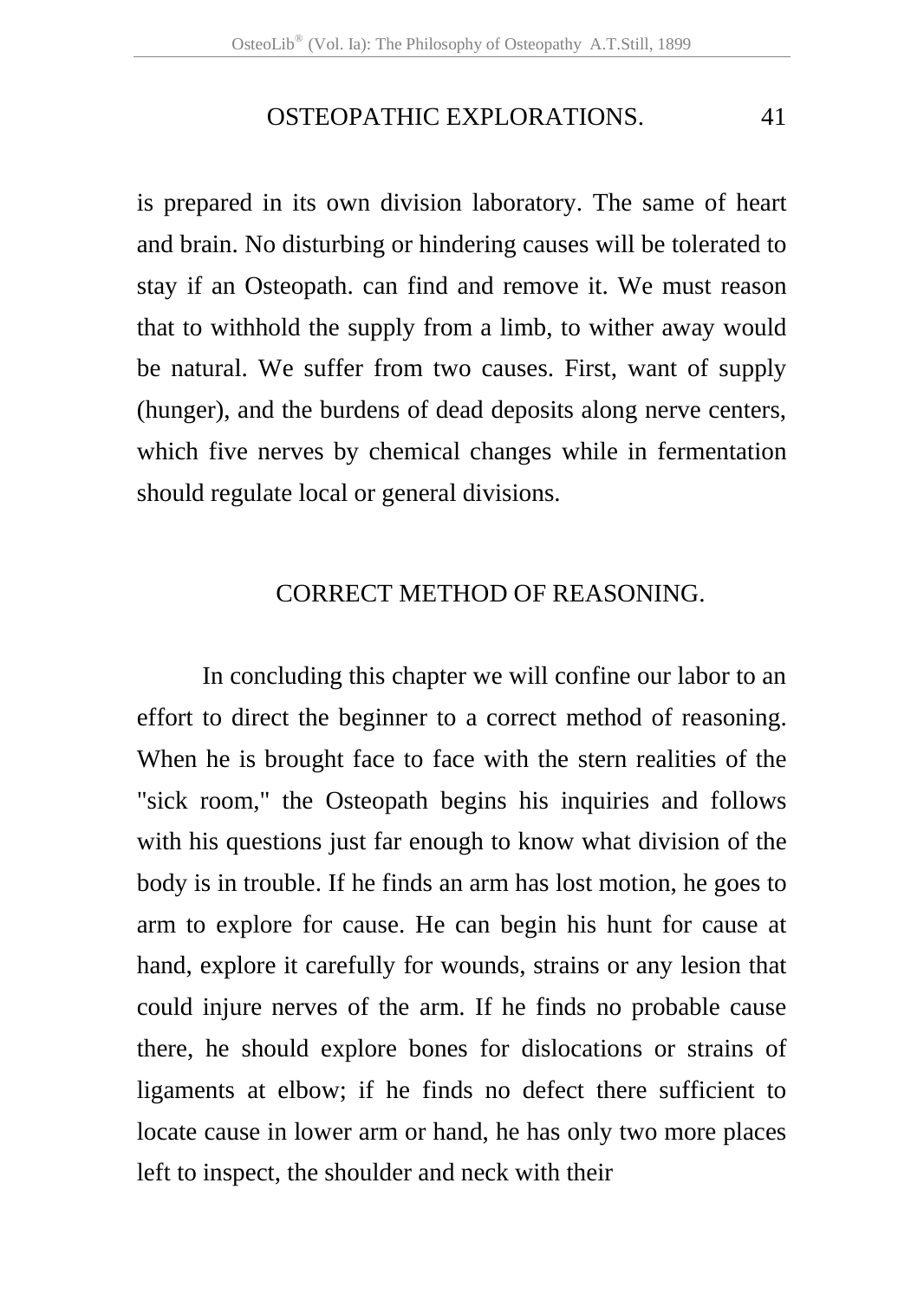is prepared in its own division laboratory. The same of heart and brain. No disturbing or hindering causes will be tolerated to stay if an Osteopath. can find and remove it. We must reason that to withhold the supply from a limb, to wither away would be natural. We suffer from two causes. First, want of supply (hunger), and the burdens of dead deposits along nerve centers, which five nerves by chemical changes while in fermentation should regulate local or general divisions.

## CORRECT METHOD OF REASONING.

In concluding this chapter we will confine our labor to an effort to direct the beginner to a correct method of reasoning. When he is brought face to face with the stern realities of the "sick room," the Osteopath begins his inquiries and follows with his questions just far enough to know what division of the body is in trouble. If he finds an arm has lost motion, he goes to arm to explore for cause. He can begin his hunt for cause at hand, explore it carefully for wounds, strains or any lesion that could injure nerves of the arm. If he finds no probable cause there, he should explore bones for dislocations or strains of ligaments at elbow; if he finds no defect there sufficient to locate cause in lower arm or hand, he has only two more places left to inspect, the shoulder and neck with their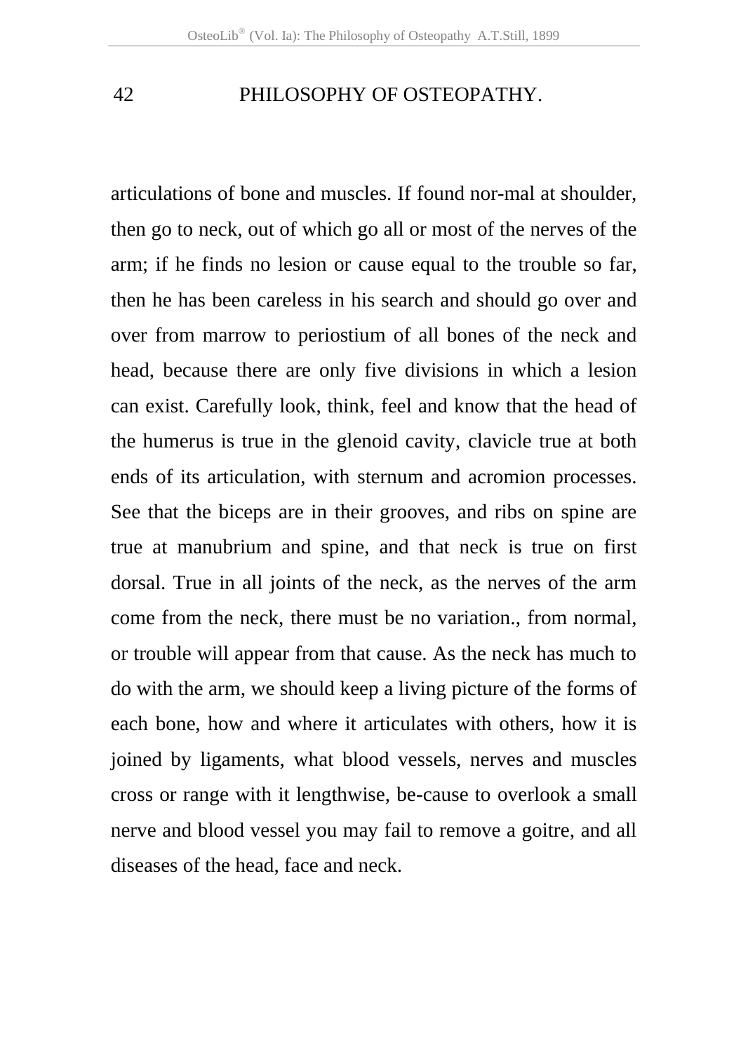articulations of bone and muscles. If found nor-mal at shoulder, then go to neck, out of which go all or most of the nerves of the arm; if he finds no lesion or cause equal to the trouble so far, then he has been careless in his search and should go over and over from marrow to periostium of all bones of the neck and head, because there are only five divisions in which a lesion can exist. Carefully look, think, feel and know that the head of the humerus is true in the glenoid cavity, clavicle true at both ends of its articulation, with sternum and acromion processes. See that the biceps are in their grooves, and ribs on spine are true at manubrium and spine, and that neck is true on first dorsal. True in all joints of the neck, as the nerves of the arm come from the neck, there must be no variation., from normal, or trouble will appear from that cause. As the neck has much to do with the arm, we should keep a living picture of the forms of each bone, how and where it articulates with others, how it is joined by ligaments, what blood vessels, nerves and muscles cross or range with it lengthwise, be-cause to overlook a small nerve and blood vessel you may fail to remove a goitre, and all diseases of the head, face and neck.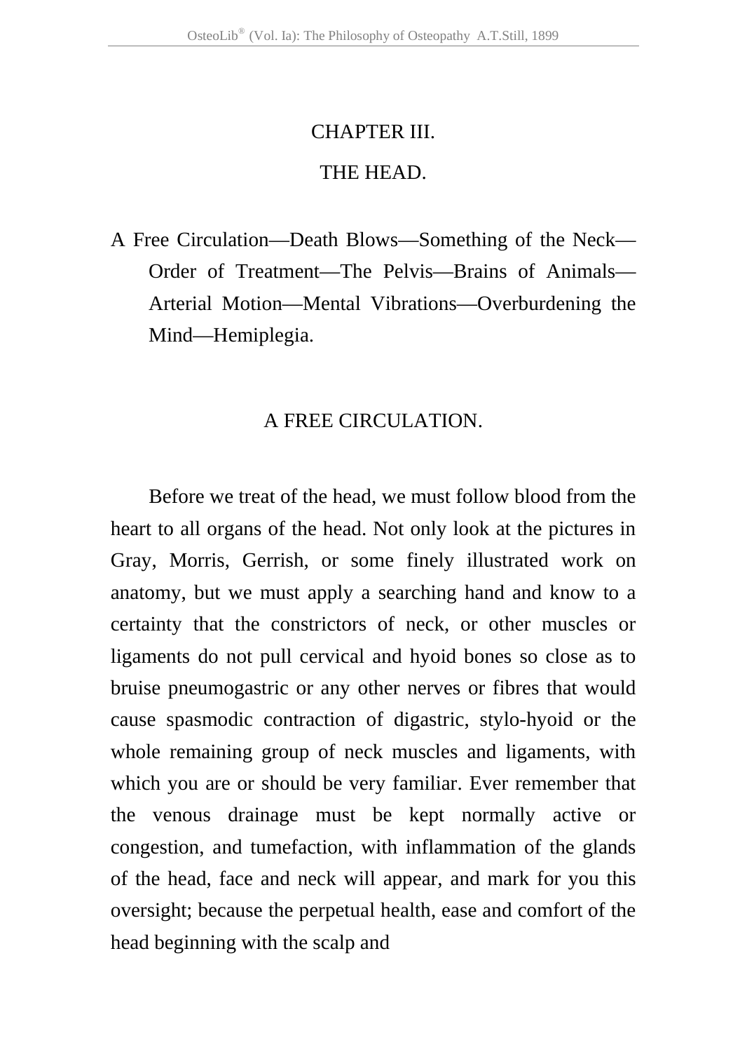# CHAPTER III.

# THE HEAD.

A Free Circulation—Death Blows—Something of the Neck—Order of Treatment—The Pelvis—Brains of Animals—Arterial Motion—Mental Vibrations—Overburdening the Mind—Hemiplegia.

## A FREE CIRCULATION.

Before we treat of the head, we must follow blood from the heart to all organs of the head. Not only look at the pictures in Gray, Morris, Gerrish, or some finely illustrated work on anatomy, but we must apply a searching hand and know to a certainty that the constrictors of neck, or other muscles or ligaments do not pull cervical and hyoid bones so close as to bruise pneumogastric or any other nerves or fibres that would cause spasmodic contraction of digastric, stylo-hyoid or the whole remaining group of neck muscles and ligaments, with which you are or should be very familiar. Ever remember that the venous drainage must be kept normally active or congestion, and tumefaction, with inflammation of the glands of the head, face and neck will appear, and mark for you this oversight; because the perpetual health, ease and comfort of the head beginning with the scalp and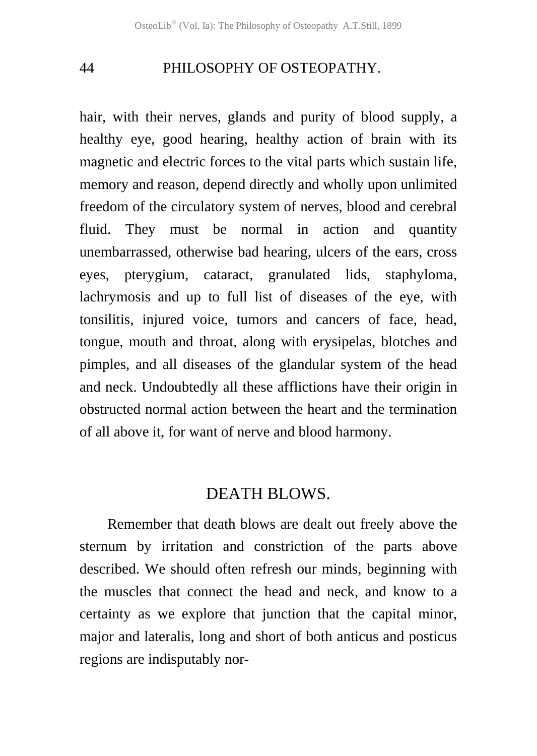hair, with their nerves, glands and purity of blood supply, a healthy eye, good hearing, healthy action of brain with its magnetic and electric forces to the vital parts which sustain life, memory and reason, depend directly and wholly upon unlimited freedom of the circulatory system of nerves, blood and cerebral fluid. They must be normal in action and quantity unembarrassed, otherwise bad hearing, ulcers of the ears, cross eyes, pterygium, cataract, granulated lids, staphyloma, lachrymosis and up to full list of diseases of the eye, with tonsilitis, injured voice, tumors and cancers of face, head, tongue, mouth and throat, along with erysipelas, blotches and pimples, and all diseases of the glandular system of the head and neck. Undoubtedly all these afflictions have their origin in obstructed normal action between the heart and the termination of all above it, for want of nerve and blood harmony.

## DEATH BLOWS.

Remember that death blows are dealt out freely above the sternum by irritation and constriction of the parts above described. We should often refresh our minds, beginning with the muscles that connect the head and neck, and know to a certainty as we explore that junction that the capital minor, major and lateralis, long and short of both anticus and posticus regions are indisputably nor-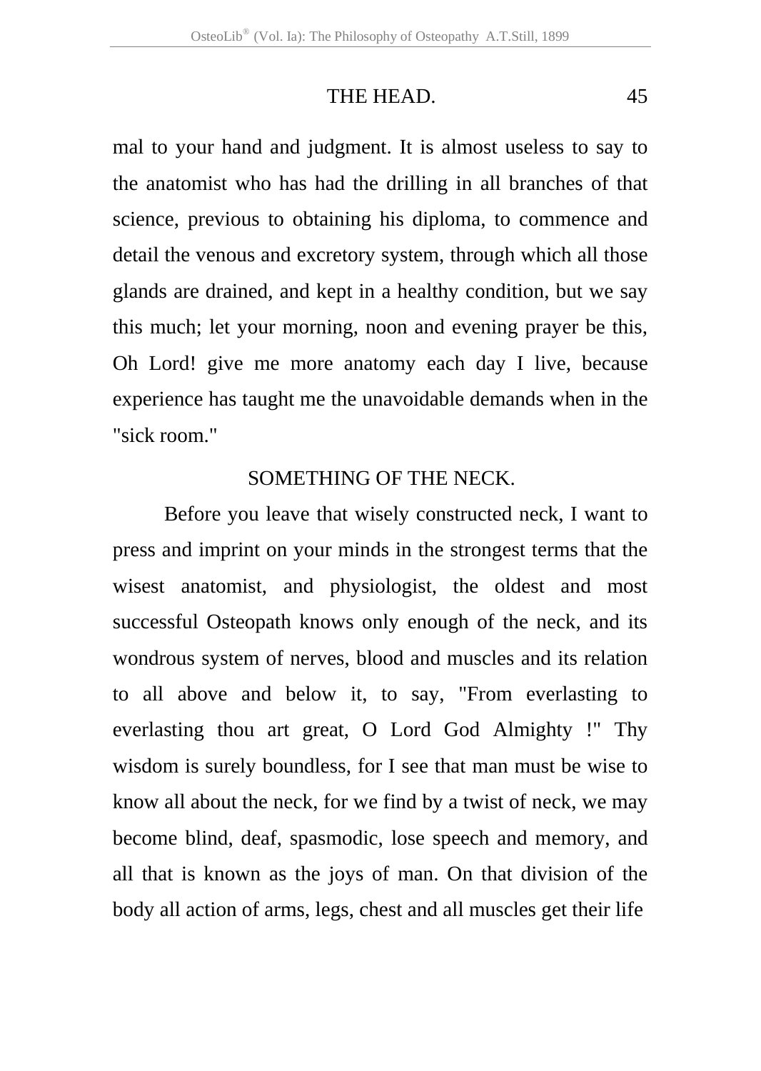mal to your hand and judgment. It is almost useless to say to the anatomist who has had the drilling in all branches of that science, previous to obtaining his diploma, to commence and detail the venous and excretory system, through which all those glands are drained, and kept in a healthy condition, but we say this much; let your morning, noon and evening prayer be this, Oh Lord! give me more anatomy each day I live, because experience has taught me the unavoidable demands when in the "sick room."

## SOMETHING OF THE NECK.

Before you leave that wisely constructed neck, I want to press and imprint on your minds in the strongest terms that the wisest anatomist, and physiologist, the oldest and most successful Osteopath knows only enough of the neck, and its wondrous system of nerves, blood and muscles and its relation to all above and below it, to say, "From everlasting to everlasting thou art great, O Lord God Almighty !" Thy wisdom is surely boundless, for I see that man must be wise to know all about the neck, for we find by a twist of neck, we may become blind, deaf, spasmodic, lose speech and memory, and all that is known as the joys of man. On that division of the body all action of arms, legs, chest and all muscles get their life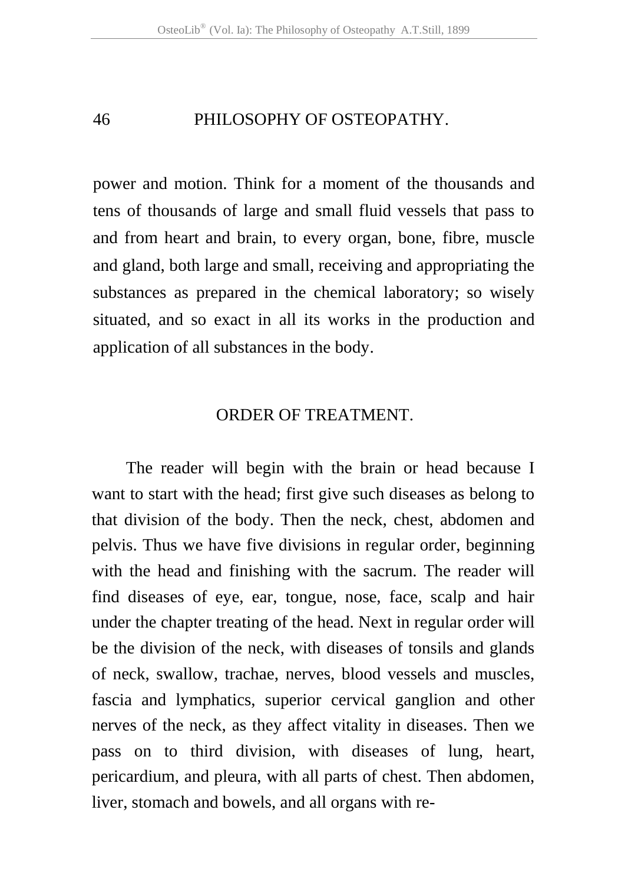power and motion. Think for a moment of the thousands and tens of thousands of large and small fluid vessels that pass to and from heart and brain, to every organ, bone, fibre, muscle and gland, both large and small, receiving and appropriating the substances as prepared in the chemical laboratory; so wisely situated, and so exact in all its works in the production and application of all substances in the body.

## ORDER OF TREATMENT.

The reader will begin with the brain or head because I want to start with the head; first give such diseases as belong to that division of the body. Then the neck, chest, abdomen and pelvis. Thus we have five divisions in regular order, beginning with the head and finishing with the sacrum. The reader will find diseases of eye, ear, tongue, nose, face, scalp and hair under the chapter treating of the head. Next in regular order will be the division of the neck, with diseases of tonsils and glands of neck, swallow, trachae, nerves, blood vessels and muscles, fascia and lymphatics, superior cervical ganglion and other nerves of the neck, as they affect vitality in diseases. Then we pass on to third division, with diseases of lung, heart, pericardium, and pleura, with all parts of chest. Then abdomen, liver, stomach and bowels, and all organs with re-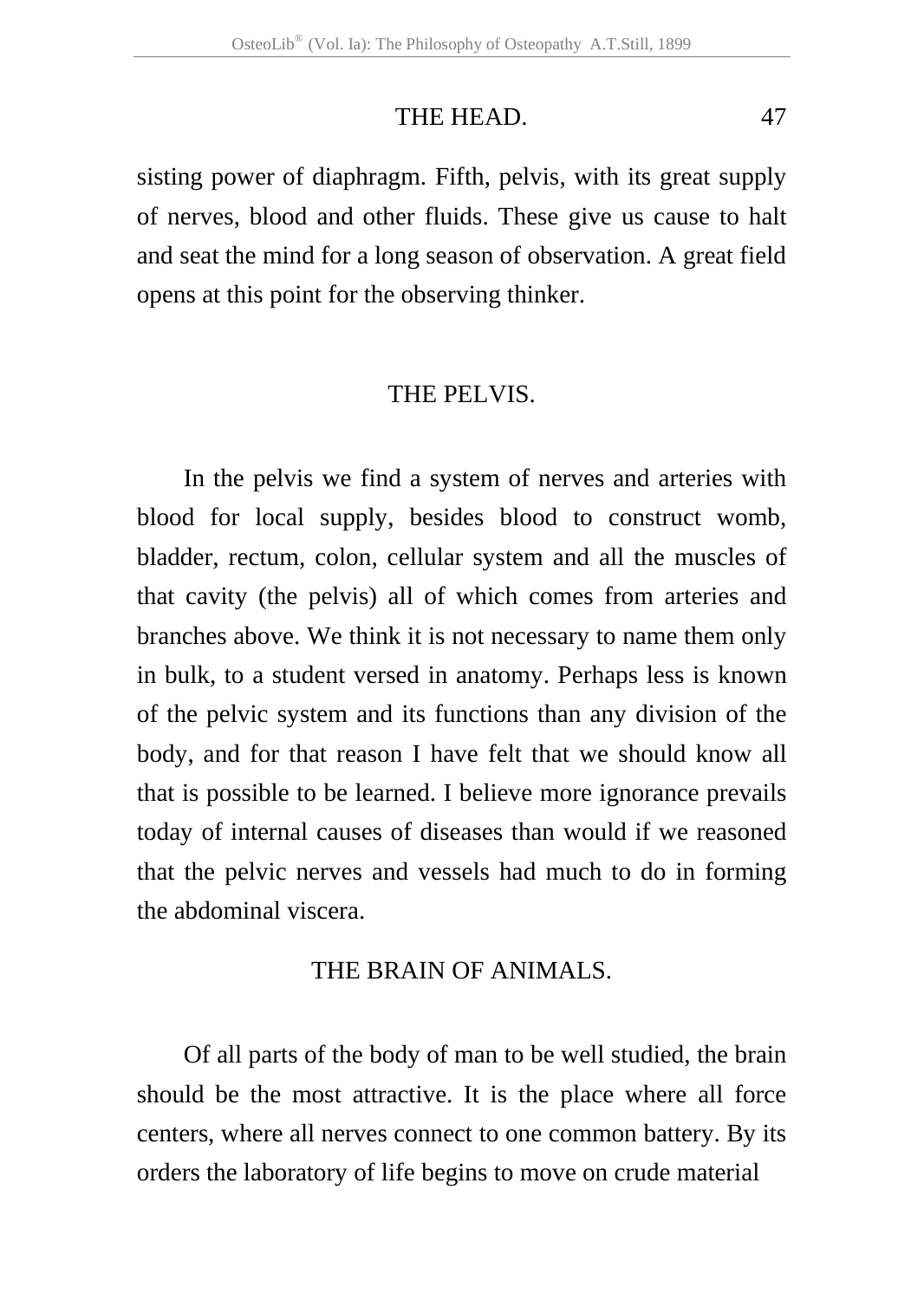sisting power of diaphragm. Fifth, pelvis, with its great supply of nerves, blood and other fluids. These give us cause to halt and seat the mind for a long season of observation. A great field opens at this point for the observing thinker.

## THE PELVIS.

In the pelvis we find a system of nerves and arteries with blood for local supply, besides blood to construct womb, bladder, rectum, colon, cellular system and all the muscles of that cavity (the pelvis) all of which comes from arteries and branches above. We think it is not necessary to name them only in bulk, to a student versed in anatomy. Perhaps less is known of the pelvic system and its functions than any division of the body, and for that reason I have felt that we should know all that is possible to be learned. I believe more ignorance prevails today of internal causes of diseases than would if we reasoned that the pelvic nerves and vessels had much to do in forming the abdominal viscera.

## THE BRAIN OF ANIMALS.

Of all parts of the body of man to be well studied, the brain should be the most attractive. It is the place where all force centers, where all nerves connect to one common battery. By its orders the laboratory of life begins to move on crude material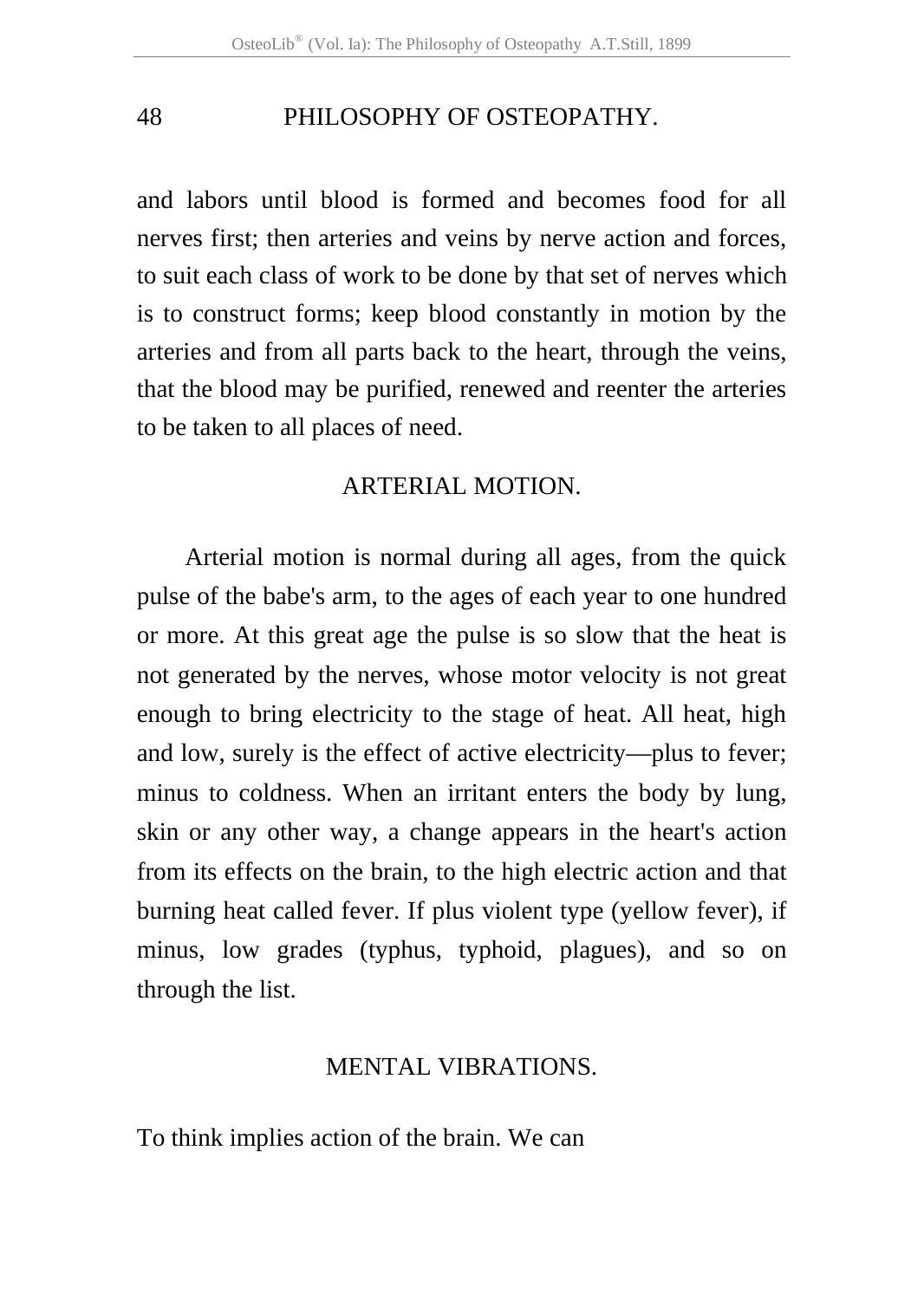and labors until blood is formed and becomes food for all nerves first; then arteries and veins by nerve action and forces, to suit each class of work to be done by that set of nerves which is to construct forms; keep blood constantly in motion by the arteries and from all parts back to the heart, through the veins, that the blood may be purified, renewed and reenter the arteries to be taken to all places of need.

## ARTERIAL MOTION.

Arterial motion is normal during all ages, from the quick pulse of the babe's arm, to the ages of each year to one hundred or more. At this great age the pulse is so slow that the heat is not generated by the nerves, whose motor velocity is not great enough to bring electricity to the stage of heat. All heat, high and low, surely is the effect of active electricity—plus to fever; minus to coldness. When an irritant enters the body by lung, skin or any other way, a change appears in the heart's action from its effects on the brain, to the high electric action and that burning heat called fever. If plus violent type (yellow fever), if minus, low grades (typhus, typhoid, plagues), and so on through the list.

## MENTAL VIBRATIONS.

To think implies action of the brain. We can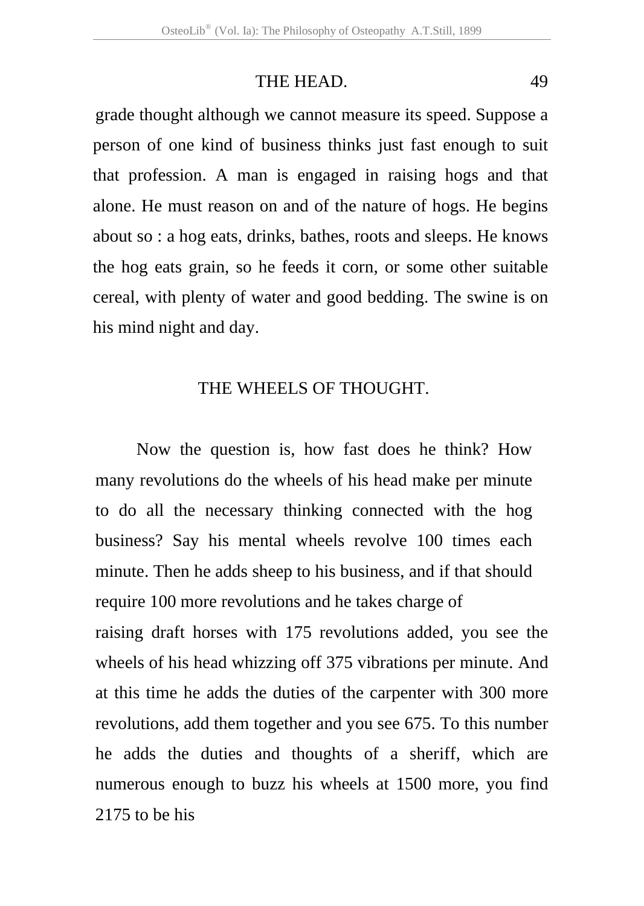grade thought although we cannot measure its speed. Suppose a person of one kind of business thinks just fast enough to suit that profession. A man is engaged in raising hogs and that alone. He must reason on and of the nature of hogs. He begins about so : a hog eats, drinks, bathes, roots and sleeps. He knows the hog eats grain, so he feeds it corn, or some other suitable cereal, with plenty of water and good bedding. The swine is on his mind night and day.

## THE WHEELS OF THOUGHT.

Now the question is, how fast does he think? How many revolutions do the wheels of his head make per minute to do all the necessary thinking connected with the hog business? Say his mental wheels revolve 100 times each minute. Then he adds sheep to his business, and if that should require 100 more revolutions and he takes charge of raising draft horses with 175 revolutions added, you see the wheels of his head whizzing off 375 vibrations per minute. And at this time he adds the duties of the carpenter with 300 more revolutions, add them together and you see 675. To this number he adds the duties and thoughts of a sheriff, which are numerous enough to buzz his wheels at 1500 more, you find 2175 to be his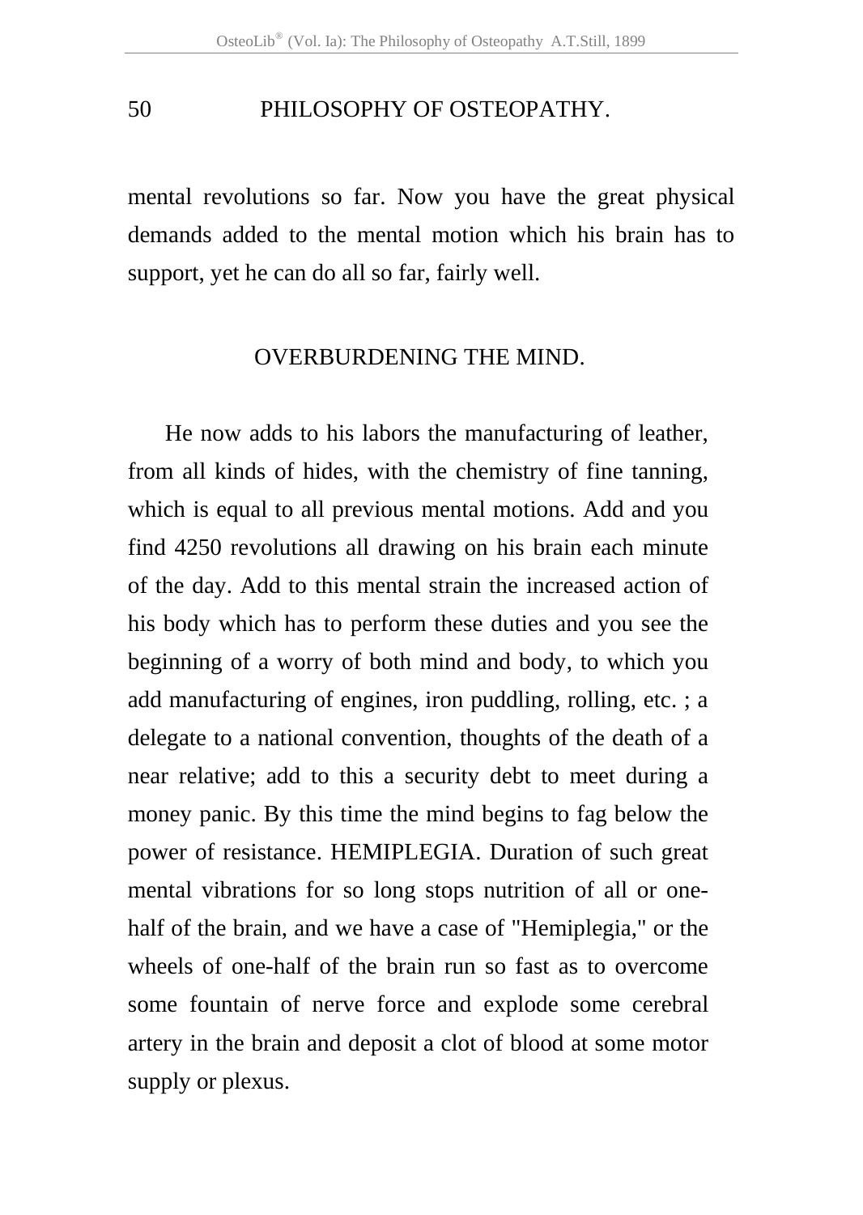mental revolutions so far. Now you have the great physical demands added to the mental motion which his brain has to support, yet he can do all so far, fairly well.

## OVERBURDENING THE MIND.

He now adds to his labors the manufacturing of leather, from all kinds of hides, with the chemistry of fine tanning, which is equal to all previous mental motions. Add and you find 4250 revolutions all drawing on his brain each minute of the day. Add to this mental strain the increased action of his body which has to perform these duties and you see the beginning of a worry of both mind and body, to which you add manufacturing of engines, iron puddling, rolling, etc. ; a delegate to a national convention, thoughts of the death of a near relative; add to this a security debt to meet during a money panic. By this time the mind begins to fag below the power of resistance. HEMIPLEGIA. Duration of such great mental vibrations for so long stops nutrition of all or one-half of the brain, and we have a case of "Hemiplegia," or the wheels of one-half of the brain run so fast as to overcome some fountain of nerve force and explode some cerebral artery in the brain and deposit a clot of blood at some motor supply or plexus.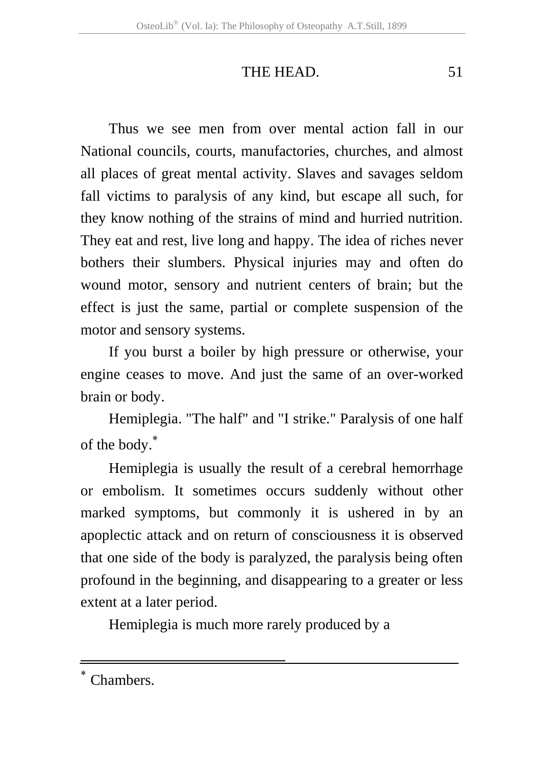Thus we see men from over mental action fall in our National councils, courts, manufactories, churches, and almost all places of great mental activity. Slaves and savages seldom fall victims to paralysis of any kind, but escape all such, for they know nothing of the strains of mind and hurried nutrition. They eat and rest, live long and happy. The idea of riches never bothers their slumbers. Physical injuries may and often do wound motor, sensory and nutrient centers of brain; but the effect is just the same, partial or complete suspension of the motor and sensory systems.

If you burst a boiler by high pressure or otherwise, your engine ceases to move. And just the same of an over-worked brain or body.

Hemiplegia. "The half" and "I strike." Paralysis of one half of the body.*

Hemiplegia is usually the result of a cerebral hemorrhage or embolism. It sometimes occurs suddenly without other marked symptoms, but commonly it is ushered in by an apoplectic attack and on return of consciousness it is observed that one side of the body is paralyzed, the paralysis being often profound in the beginning, and disappearing to a greater or less extent at a later period.

Hemiplegia is much more rarely produced by a

---

* Chambers.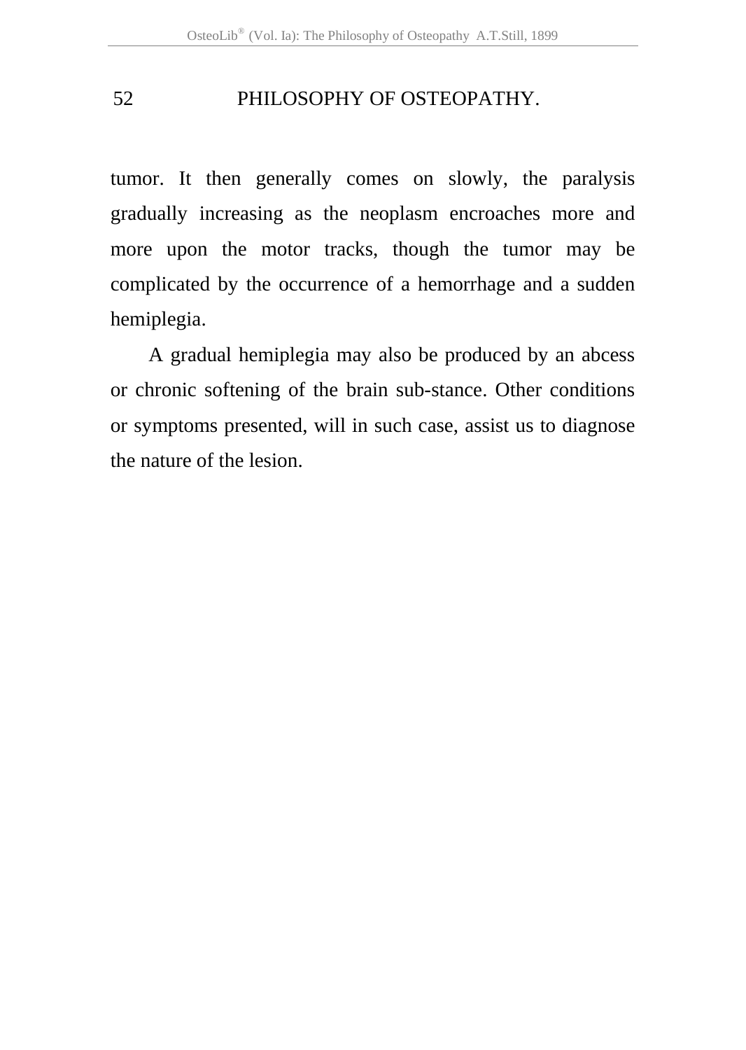tumor. It then generally comes on slowly, the paralysis gradually increasing as the neoplasm encroaches more and more upon the motor tracks, though the tumor may be complicated by the occurrence of a hemorrhage and a sudden hemiplegia.

A gradual hemiplegia may also be produced by an abcess or chronic softening of the brain sub-stance. Other conditions or symptoms presented, will in such case, assist us to diagnose the nature of the lesion.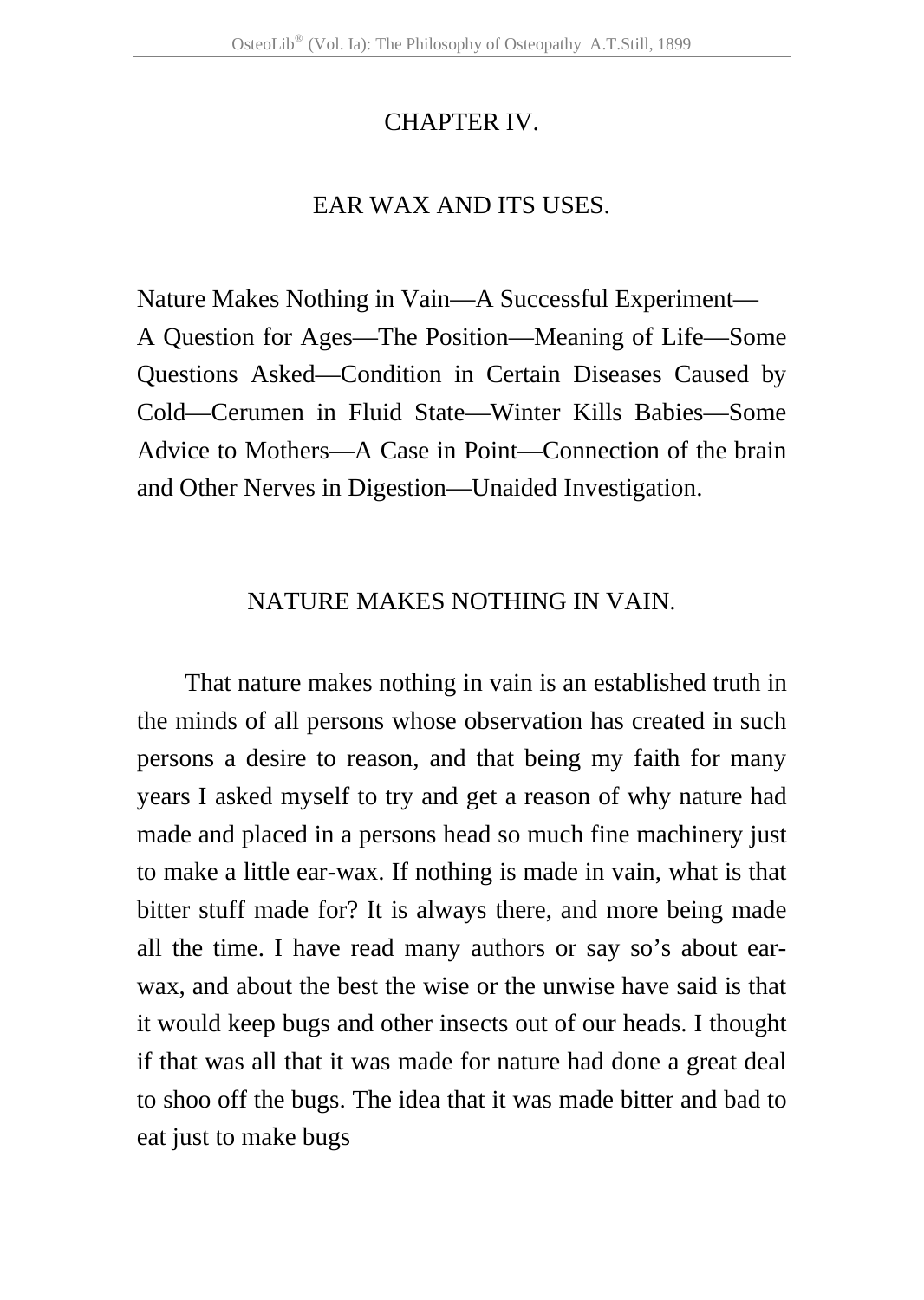## CHAPTER IV.

## EAR WAX AND ITS USES.

Nature Makes Nothing in Vain—A Successful Experiment—A Question for Ages—The Position—Meaning of Life—Some Questions Asked—Condition in Certain Diseases Caused by Cold—Cerumen in Fluid State—Winter Kills Babies—Some Advice to Mothers—A Case in Point—Connection of the brain and Other Nerves in Digestion—Unaided Investigation.

### NATURE MAKES NOTHING IN VAIN.

That nature makes nothing in vain is an established truth in the minds of all persons whose observation has created in such persons a desire to reason, and that being my faith for many years I asked myself to try and get a reason of why nature had made and placed in a persons head so much fine machinery just to make a little ear-wax. If nothing is made in vain, what is that bitter stuff made for? It is always there, and more being made all the time. I have read many authors or say so's about ear-wax, and about the best the wise or the unwise have said is that it would keep bugs and other insects out of our heads. I thought if that was all that it was made for nature had done a great deal to shoo off the bugs. The idea that it was made bitter and bad to eat just to make bugs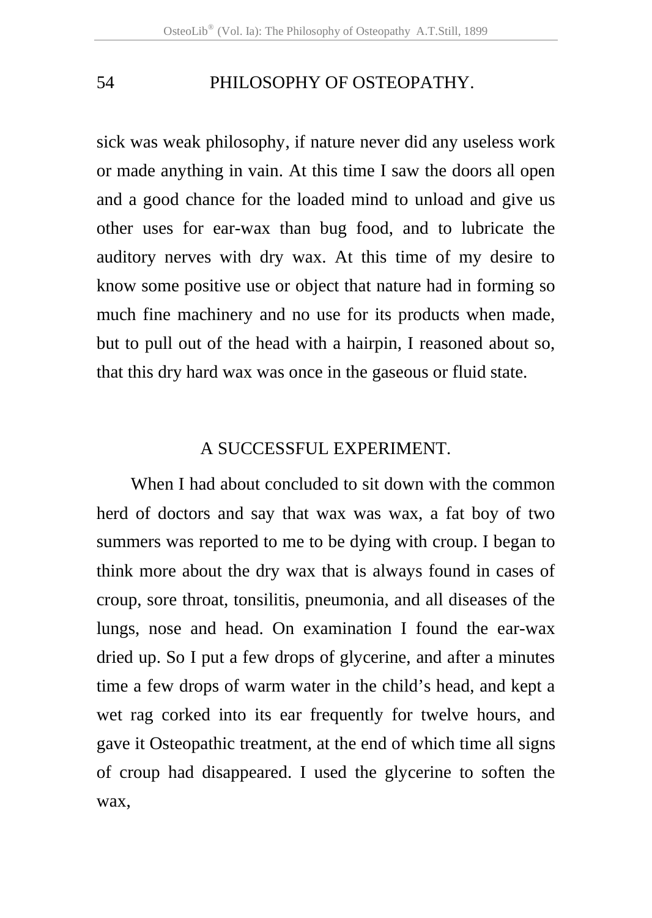sick was weak philosophy, if nature never did any useless work or made anything in vain. At this time I saw the doors all open and a good chance for the loaded mind to unload and give us other uses for ear-wax than bug food, and to lubricate the auditory nerves with dry wax. At this time of my desire to know some positive use or object that nature had in forming so much fine machinery and no use for its products when made, but to pull out of the head with a hairpin, I reasoned about so, that this dry hard wax was once in the gaseous or fluid state.

## A SUCCESSFUL EXPERIMENT.

When I had about concluded to sit down with the common herd of doctors and say that wax was wax, a fat boy of two summers was reported to me to be dying with croup. I began to think more about the dry wax that is always found in cases of croup, sore throat, tonsilitis, pneumonia, and all diseases of the lungs, nose and head. On examination I found the ear-wax dried up. So I put a few drops of glycerine, and after a minutes time a few drops of warm water in the child's head, and kept a wet rag corked into its ear frequently for twelve hours, and gave it Osteopathic treatment, at the end of which time all signs of croup had disappeared. I used the glycerine to soften the wax,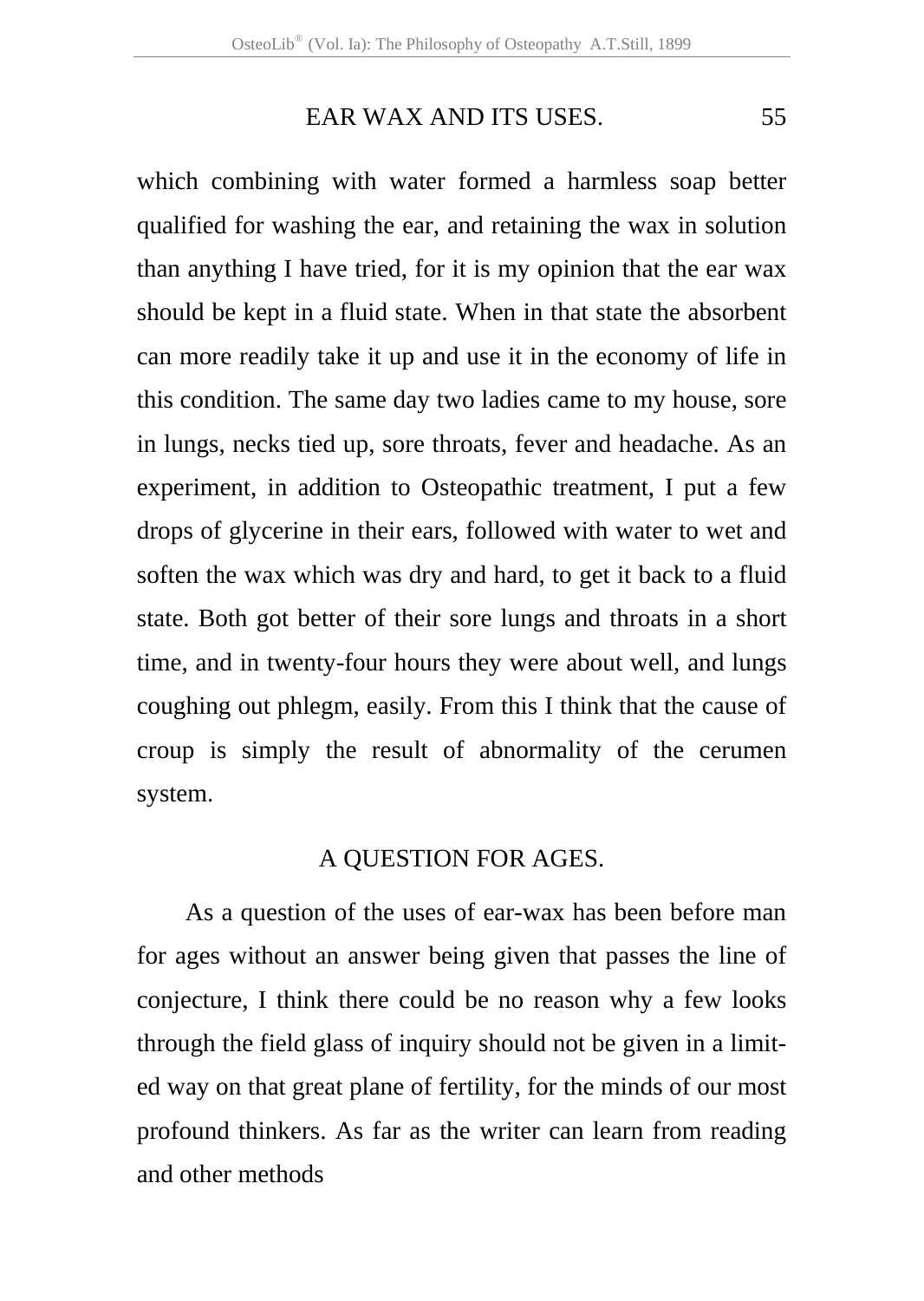which combining with water formed a harmless soap better qualified for washing the ear, and retaining the wax in solution than anything I have tried, for it is my opinion that the ear wax should be kept in a fluid state. When in that state the absorbent can more readily take it up and use it in the economy of life in this condition. The same day two ladies came to my house, sore in lungs, necks tied up, sore throats, fever and headache. As an experiment, in addition to Osteopathic treatment, I put a few drops of glycerine in their ears, followed with water to wet and soften the wax which was dry and hard, to get it back to a fluid state. Both got better of their sore lungs and throats in a short time, and in twenty-four hours they were about well, and lungs coughing out phlegm, easily. From this I think that the cause of croup is simply the result of abnormality of the cerumen system.

## A QUESTION FOR AGES.

As a question of the uses of ear-wax has been before man for ages without an answer being given that passes the line of conjecture, I think there could be no reason why a few looks through the field glass of inquiry should not be given in a limited way on that great plane of fertility, for the minds of our most profound thinkers. As far as the writer can learn from reading and other methods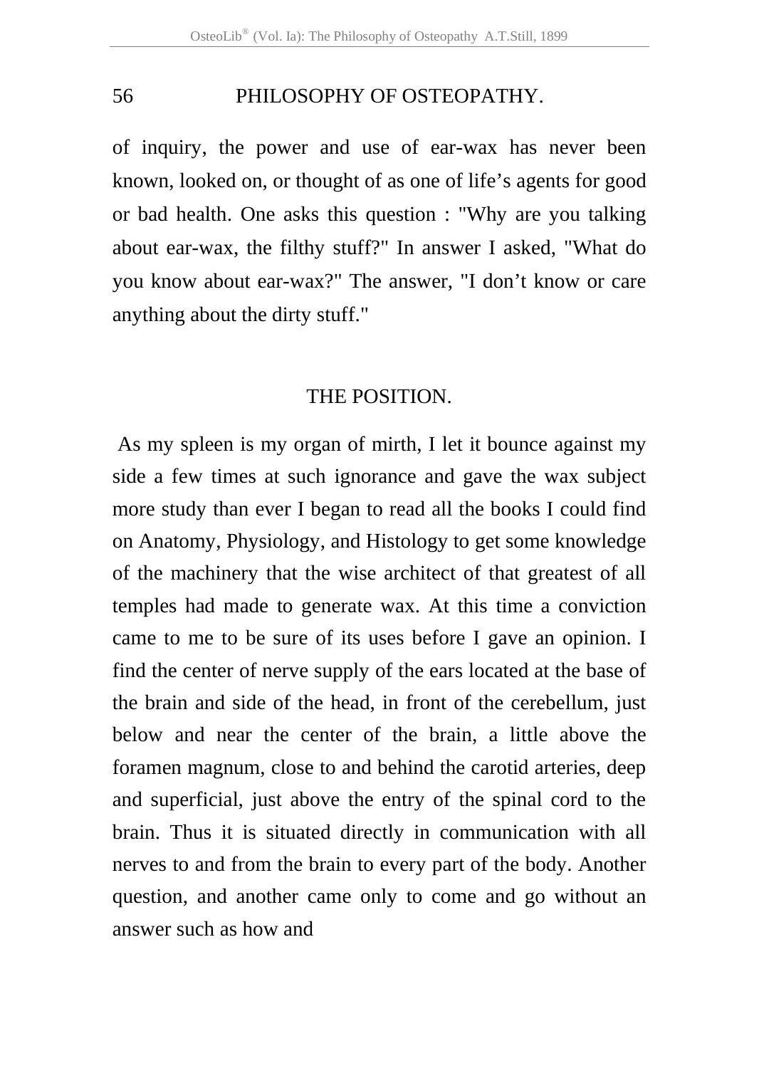of inquiry, the power and use of ear-wax has never been known, looked on, or thought of as one of life’s agents for good or bad health. One asks this question : "Why are you talking about ear-wax, the filthy stuff?" In answer I asked, "What do you know about ear-wax?" The answer, "I don’t know or care anything about the dirty stuff."

## THE POSITION.

As my spleen is my organ of mirth, I let it bounce against my side a few times at such ignorance and gave the wax subject more study than ever I began to read all the books I could find on Anatomy, Physiology, and Histology to get some knowledge of the machinery that the wise architect of that greatest of all temples had made to generate wax. At this time a conviction came to me to be sure of its uses before I gave an opinion. I find the center of nerve supply of the ears located at the base of the brain and side of the head, in front of the cerebellum, just below and near the center of the brain, a little above the foramen magnum, close to and behind the carotid arteries, deep and superficial, just above the entry of the spinal cord to the brain. Thus it is situated directly in communication with all nerves to and from the brain to every part of the body. Another question, and another came only to come and go without an answer such as how and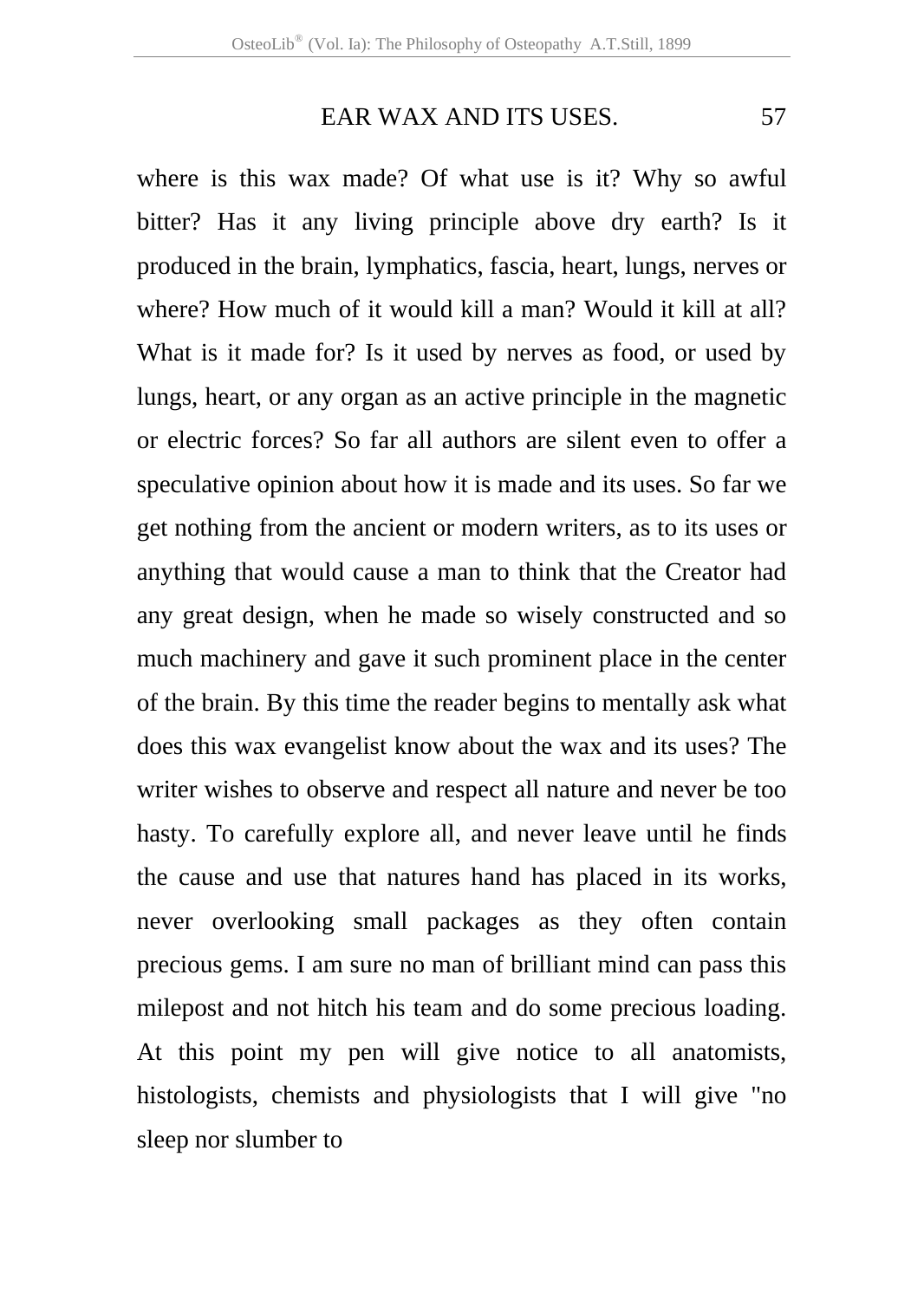where is this wax made? Of what use is it? Why so awful bitter? Has it any living principle above dry earth? Is it produced in the brain, lymphatics, fascia, heart, lungs, nerves or where? How much of it would kill a man? Would it kill at all? What is it made for? Is it used by nerves as food, or used by lungs, heart, or any organ as an active principle in the magnetic or electric forces? So far all authors are silent even to offer a speculative opinion about how it is made and its uses. So far we get nothing from the ancient or modern writers, as to its uses or anything that would cause a man to think that the Creator had any great design, when he made so wisely constructed and so much machinery and gave it such prominent place in the center of the brain. By this time the reader begins to mentally ask what does this wax evangelist know about the wax and its uses? The writer wishes to observe and respect all nature and never be too hasty. To carefully explore all, and never leave until he finds the cause and use that natures hand has placed in its works, never overlooking small packages as they often contain precious gems. I am sure no man of brilliant mind can pass this milepost and not hitch his team and do some precious loading. At this point my pen will give notice to all anatomists, histologists, chemists and physiologists that I will give "no sleep nor slumber to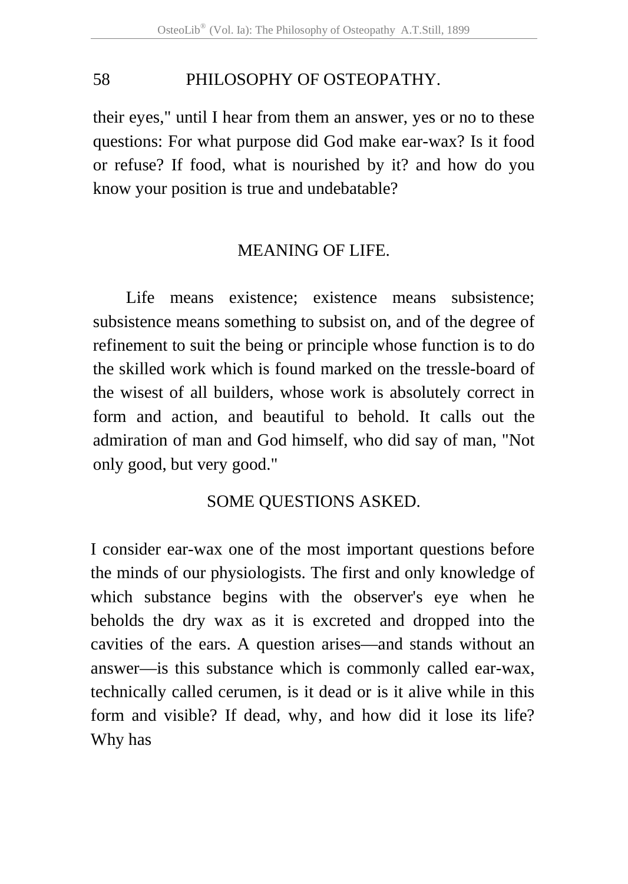their eyes," until I hear from them an answer, yes or no to these questions: For what purpose did God make ear-wax? Is it food or refuse? If food, what is nourished by it? and how do you know your position is true and undebatable?

## MEANING OF LIFE.

Life means existence; existence means subsistence; subsistence means something to subsist on, and of the degree of refinement to suit the being or principle whose function is to do the skilled work which is found marked on the tressle-board of the wisest of all builders, whose work is absolutely correct in form and action, and beautiful to behold. It calls out the admiration of man and God himself, who did say of man, "Not only good, but very good."

## SOME QUESTIONS ASKED.

I consider ear-wax one of the most important questions before the minds of our physiologists. The first and only knowledge of which substance begins with the observer's eye when he beholds the dry wax as it is excreted and dropped into the cavities of the ears. A question arises—and stands without an answer—is this substance which is commonly called ear-wax, technically called cerumen, is it dead or is it alive while in this form and visible? If dead, why, and how did it lose its life? Why has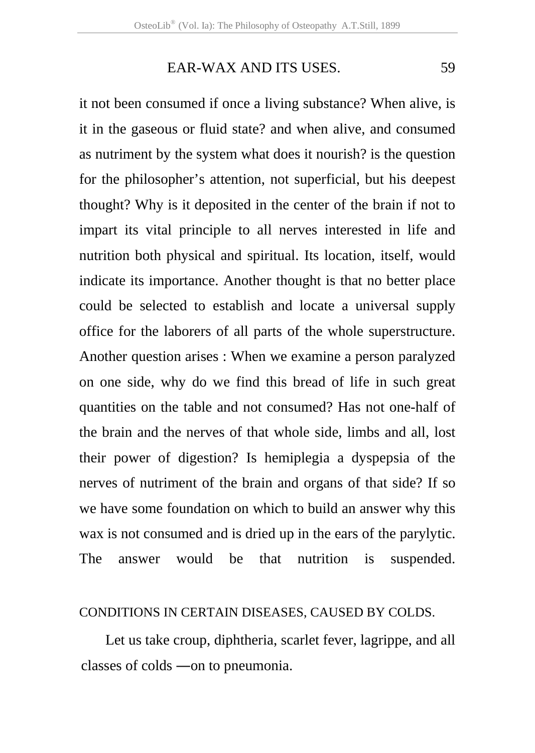it not been consumed if once a living substance? When alive, is it in the gaseous or fluid state? and when alive, and consumed as nutriment by the system what does it nourish? is the question for the philosopher's attention, not superficial, but his deepest thought? Why is it deposited in the center of the brain if not to impart its vital principle to all nerves interested in life and nutrition both physical and spiritual. Its location, itself, would indicate its importance. Another thought is that no better place could be selected to establish and locate a universal supply office for the laborers of all parts of the whole superstructure. Another question arises : When we examine a person paralyzed on one side, why do we find this bread of life in such great quantities on the table and not consumed? Has not one-half of the brain and the nerves of that whole side, limbs and all, lost their power of digestion? Is hemiplegia a dyspepsia of the nerves of nutriment of the brain and organs of that side? If so we have some foundation on which to build an answer why this wax is not consumed and is dried up in the ears of the parylytic. The answer would be that nutrition is suspended.

## CONDITIONS IN CERTAIN DISEASES, CAUSED BY COLDS.

Let us take croup, diphtheria, scarlet fever, lagrippe, and all classes of colds —on to pneumonia.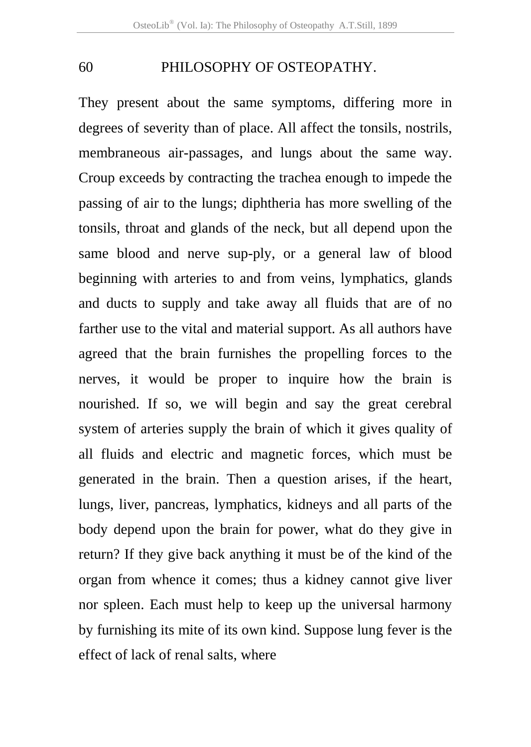They present about the same symptoms, differing more in degrees of severity than of place. All affect the tonsils, nostrils, membraneous air-passages, and lungs about the same way. Croup exceeds by contracting the trachea enough to impede the passing of air to the lungs; diphtheria has more swelling of the tonsils, throat and glands of the neck, but all depend upon the same blood and nerve sup-ply, or a general law of blood beginning with arteries to and from veins, lymphatics, glands and ducts to supply and take away all fluids that are of no farther use to the vital and material support. As all authors have agreed that the brain furnishes the propelling forces to the nerves, it would be proper to inquire how the brain is nourished. If so, we will begin and say the great cerebral system of arteries supply the brain of which it gives quality of all fluids and electric and magnetic forces, which must be generated in the brain. Then a question arises, if the heart, lungs, liver, pancreas, lymphatics, kidneys and all parts of the body depend upon the brain for power, what do they give in return? If they give back anything it must be of the kind of the organ from whence it comes; thus a kidney cannot give liver nor spleen. Each must help to keep up the universal harmony by furnishing its mite of its own kind. Suppose lung fever is the effect of lack of renal salts, where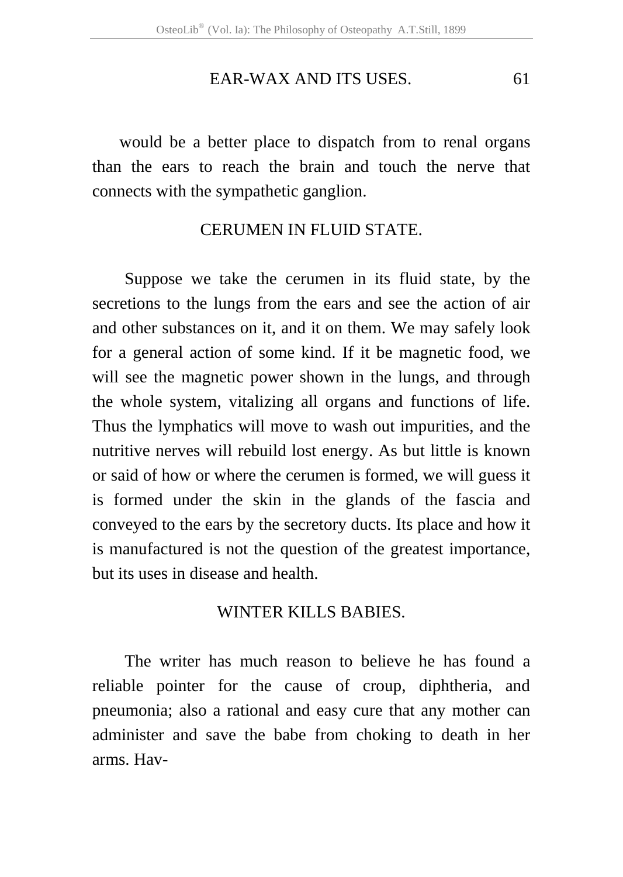would be a better place to dispatch from to renal organs than the ears to reach the brain and touch the nerve that connects with the sympathetic ganglion.

## CERUMEN IN FLUID STATE.

Suppose we take the cerumen in its fluid state, by the secretions to the lungs from the ears and see the action of air and other substances on it, and it on them. We may safely look for a general action of some kind. If it be magnetic food, we will see the magnetic power shown in the lungs, and through the whole system, vitalizing all organs and functions of life. Thus the lymphatics will move to wash out impurities, and the nutritive nerves will rebuild lost energy. As but little is known or said of how or where the cerumen is formed, we will guess it is formed under the skin in the glands of the fascia and conveyed to the ears by the secretory ducts. Its place and how it is manufactured is not the question of the greatest importance, but its uses in disease and health.

## WINTER KILLS BABIES.

The writer has much reason to believe he has found a reliable pointer for the cause of croup, diphtheria, and pneumonia; also a rational and easy cure that any mother can administer and save the babe from choking to death in her arms. Hav-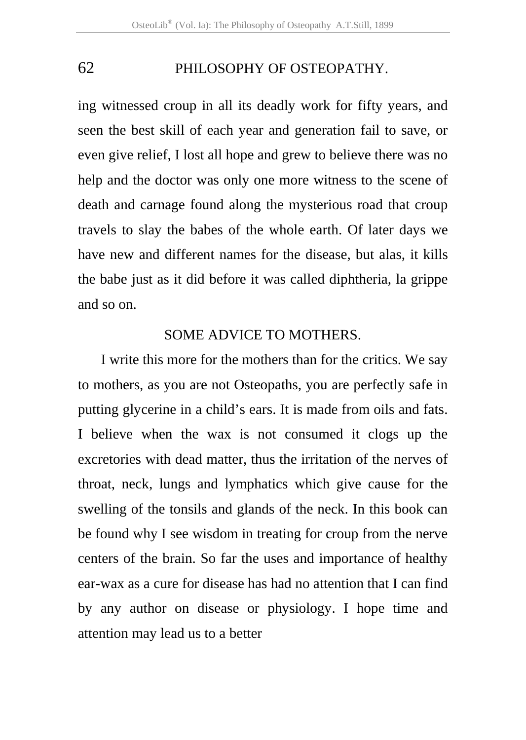ing witnessed croup in all its deadly work for fifty years, and seen the best skill of each year and generation fail to save, or even give relief, I lost all hope and grew to believe there was no help and the doctor was only one more witness to the scene of death and carnage found along the mysterious road that croup travels to slay the babes of the whole earth. Of later days we have new and different names for the disease, but alas, it kills the babe just as it did before it was called diphtheria, la grippe and so on.

## SOME ADVICE TO MOTHERS.

I write this more for the mothers than for the critics. We say to mothers, as you are not Osteopaths, you are perfectly safe in putting glycerine in a child's ears. It is made from oils and fats. I believe when the wax is not consumed it clogs up the excretories with dead matter, thus the irritation of the nerves of throat, neck, lungs and lymphatics which give cause for the swelling of the tonsils and glands of the neck. In this book can be found why I see wisdom in treating for croup from the nerve centers of the brain. So far the uses and importance of healthy ear-wax as a cure for disease has had no attention that I can find by any author on disease or physiology. I hope time and attention may lead us to a better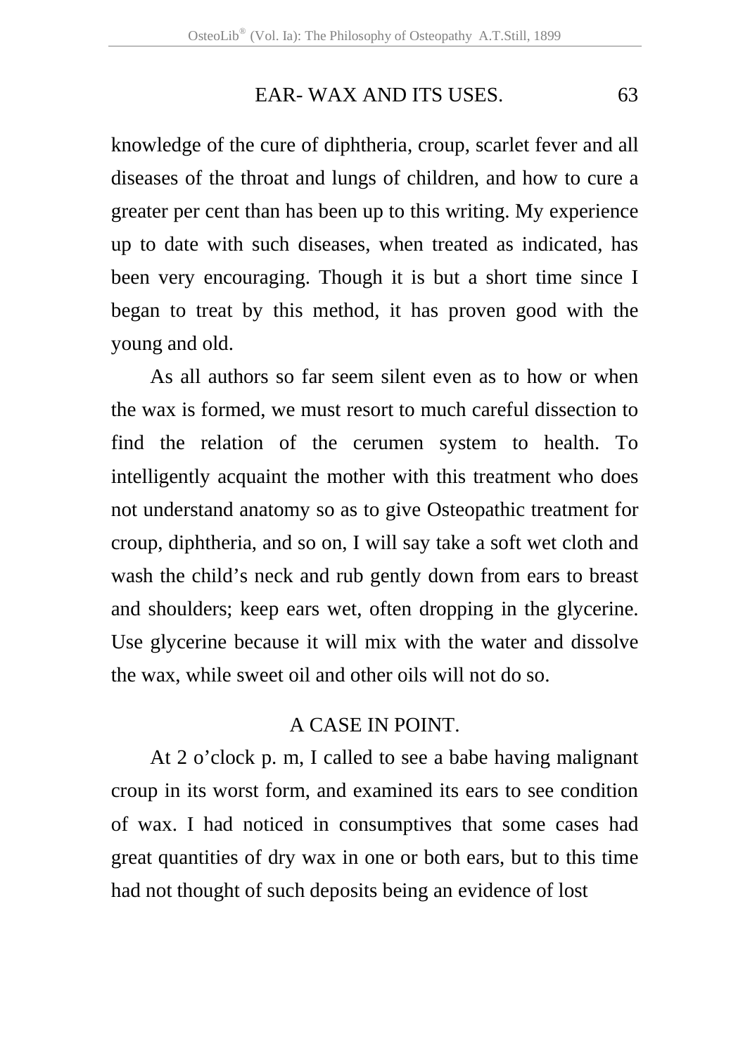knowledge of the cure of diphtheria, croup, scarlet fever and all diseases of the throat and lungs of children, and how to cure a greater per cent than has been up to this writing. My experience up to date with such diseases, when treated as indicated, has been very encouraging. Though it is but a short time since I began to treat by this method, it has proven good with the young and old.

As all authors so far seem silent even as to how or when the wax is formed, we must resort to much careful dissection to find the relation of the cerumen system to health. To intelligently acquaint the mother with this treatment who does not understand anatomy so as to give Osteopathic treatment for croup, diphtheria, and so on, I will say take a soft wet cloth and wash the child's neck and rub gently down from ears to breast and shoulders; keep ears wet, often dropping in the glycerine. Use glycerine because it will mix with the water and dissolve the wax, while sweet oil and other oils will not do so.

## A CASE IN POINT.

At 2 o'clock p. m, I called to see a babe having malignant croup in its worst form, and examined its ears to see condition of wax. I had noticed in consumptives that some cases had great quantities of dry wax in one or both ears, but to this time had not thought of such deposits being an evidence of lost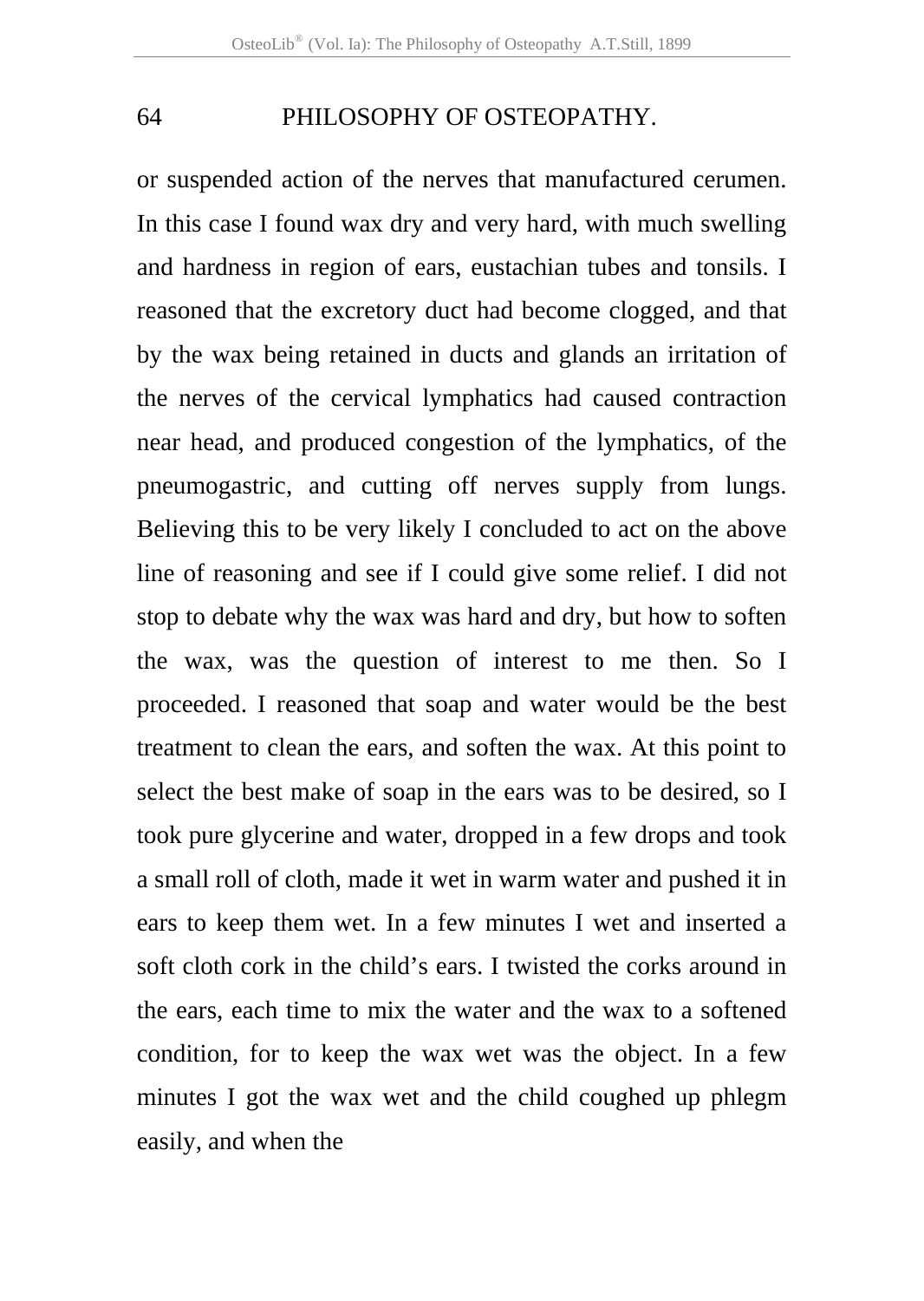or suspended action of the nerves that manufactured cerumen. In this case I found wax dry and very hard, with much swelling and hardness in region of ears, eustachian tubes and tonsils. I reasoned that the excretory duct had become clogged, and that by the wax being retained in ducts and glands an irritation of the nerves of the cervical lymphatics had caused contraction near head, and produced congestion of the lymphatics, of the pneumogastric, and cutting off nerves supply from lungs. Believing this to be very likely I concluded to act on the above line of reasoning and see if I could give some relief. I did not stop to debate why the wax was hard and dry, but how to soften the wax, was the question of interest to me then. So I proceeded. I reasoned that soap and water would be the best treatment to clean the ears, and soften the wax. At this point to select the best make of soap in the ears was to be desired, so I took pure glycerine and water, dropped in a few drops and took a small roll of cloth, made it wet in warm water and pushed it in ears to keep them wet. In a few minutes I wet and inserted a soft cloth cork in the child's ears. I twisted the corks around in the ears, each time to mix the water and the wax to a softened condition, for to keep the wax wet was the object. In a few minutes I got the wax wet and the child coughed up phlegm easily, and when the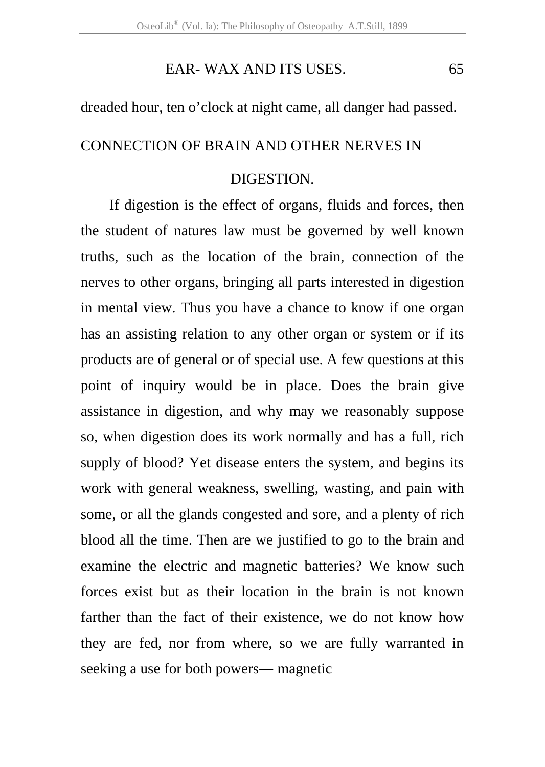dreaded hour, ten o'clock at night came, all danger had passed.

## CONNECTION OF BRAIN AND OTHER NERVES IN DIGESTION.

If digestion is the effect of organs, fluids and forces, then the student of natures law must be governed by well known truths, such as the location of the brain, connection of the nerves to other organs, bringing all parts interested in digestion in mental view. Thus you have a chance to know if one organ has an assisting relation to any other organ or system or if its products are of general or of special use. A few questions at this point of inquiry would be in place. Does the brain give assistance in digestion, and why may we reasonably suppose so, when digestion does its work normally and has a full, rich supply of blood? Yet disease enters the system, and begins its work with general weakness, swelling, wasting, and pain with some, or all the glands congested and sore, and a plenty of rich blood all the time. Then are we justified to go to the brain and examine the electric and magnetic batteries? We know such forces exist but as their location in the brain is not known farther than the fact of their existence, we do not know how they are fed, nor from where, so we are fully warranted in seeking a use for both powers— magnetic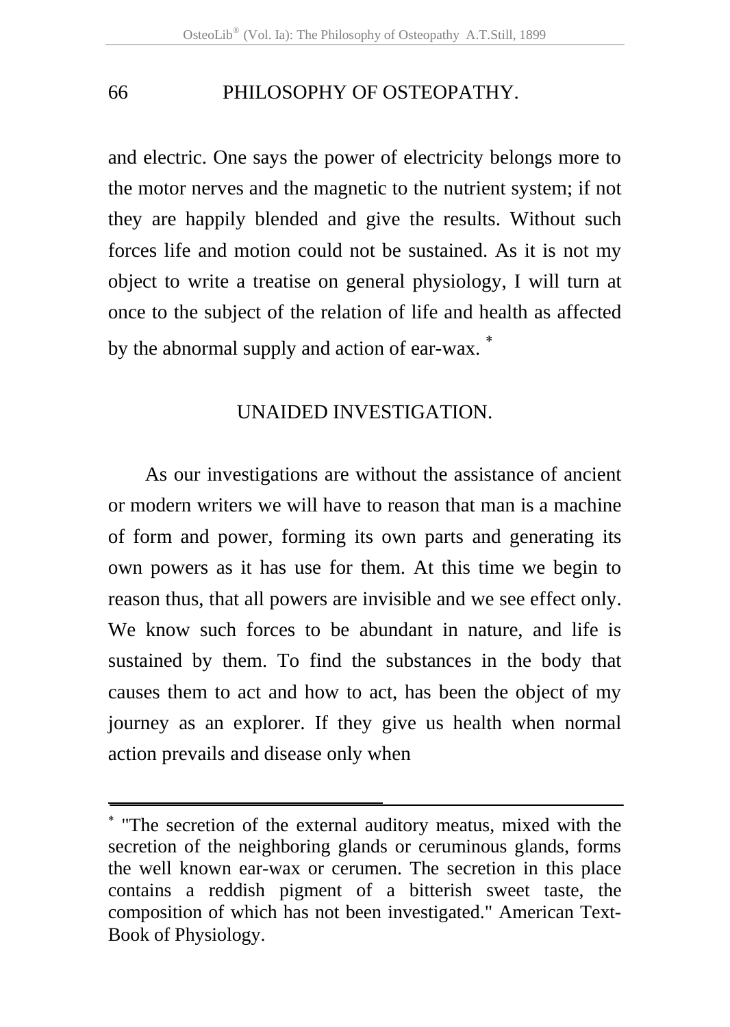and electric. One says the power of electricity belongs more to the motor nerves and the magnetic to the nutrient system; if not they are happily blended and give the results. Without such forces life and motion could not be sustained. As it is not my object to write a treatise on general physiology, I will turn at once to the subject of the relation of life and health as affected by the abnormal supply and action of ear-wax. *

## UNAIDED INVESTIGATION.

As our investigations are without the assistance of ancient or modern writers we will have to reason that man is a machine of form and power, forming its own parts and generating its own powers as it has use for them. At this time we begin to reason thus, that all powers are invisible and we see effect only. We know such forces to be abundant in nature, and life is sustained by them. To find the substances in the body that causes them to act and how to act, has been the object of my journey as an explorer. If they give us health when normal action prevails and disease only when

---

* "The secretion of the external auditory meatus, mixed with the secretion of the neighboring glands or ceruminous glands, forms the well known ear-wax or cerumen. The secretion in this place contains a reddish pigment of a bitterish sweet taste, the composition of which has not been investigated." American Text-Book of Physiology.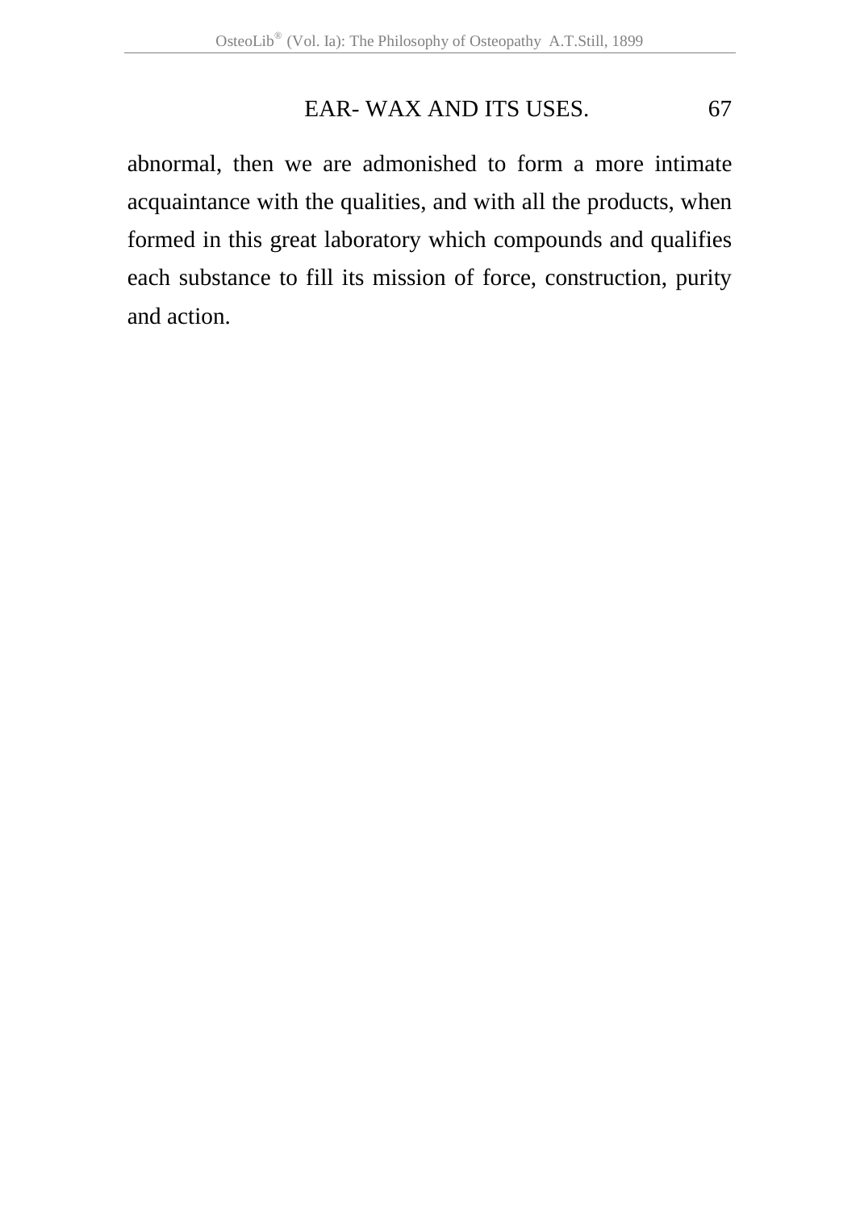abnormal, then we are admonished to form a more intimate acquaintance with the qualities, and with all the products, when formed in this great laboratory which compounds and qualifies each substance to fill its mission of force, construction, purity and action.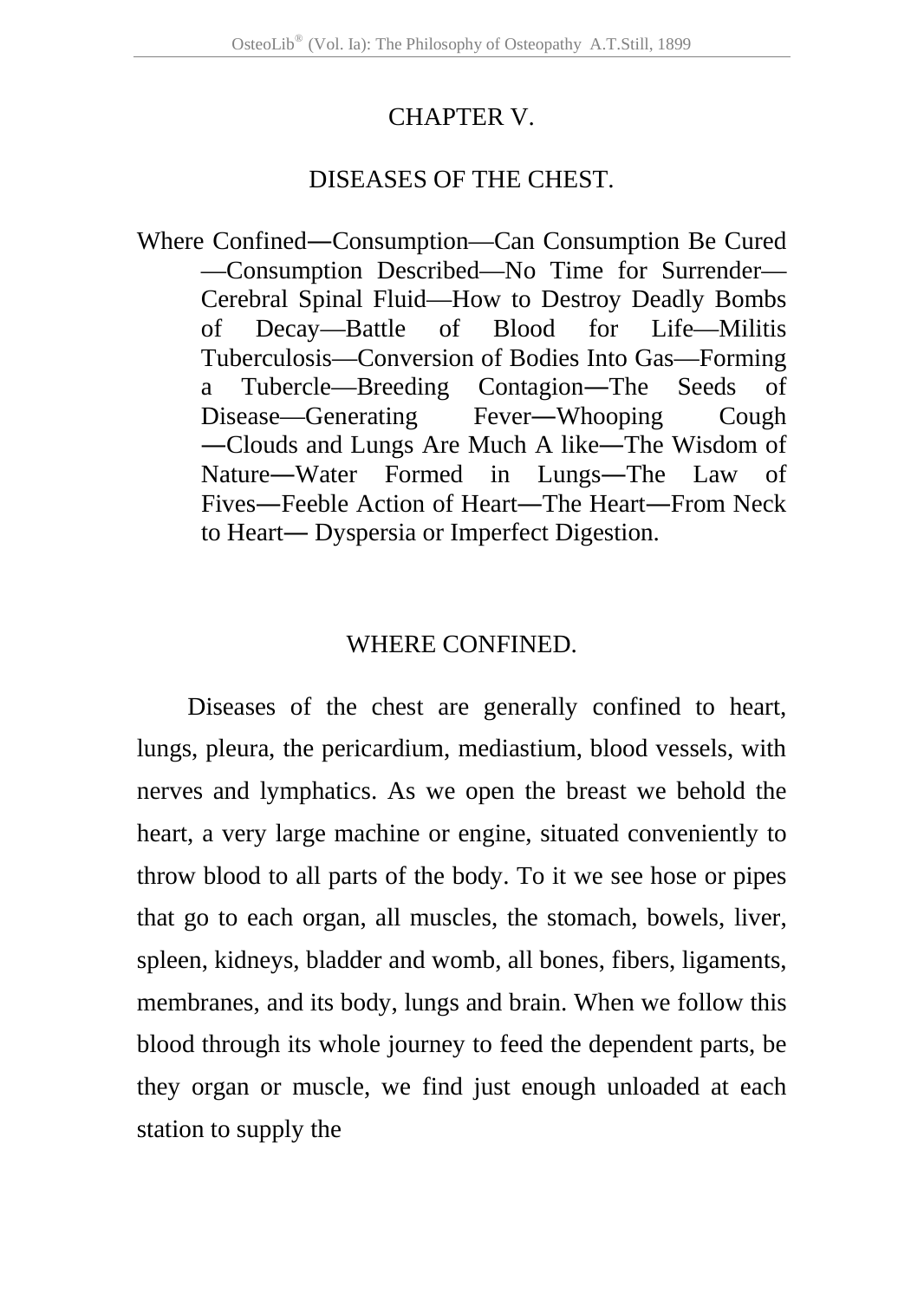# CHAPTER V.

## DISEASES OF THE CHEST.

Where Confined—Consumption—Can Consumption Be Cured—Consumption Described—No Time for Surrender—Cerebral Spinal Fluid—How to Destroy Deadly Bombs of Decay—Battle of Blood for Life—Militis Tuberculosis—Conversion of Bodies Into Gas—Forming a Tubercle—Breeding Contagion—The Seeds of Disease—Generating Fever—Whooping Cough—Clouds and Lungs Are Much A like—The Wisdom of Nature—Water Formed in Lungs—The Law of Fives—Feeble Action of Heart—The Heart—From Neck to Heart— Dyspersia or Imperfect Digestion.

### WHERE CONFINED.

Diseases of the chest are generally confined to heart, lungs, pleura, the pericardium, mediastium, blood vessels, with nerves and lymphatics. As we open the breast we behold the heart, a very large machine or engine, situated conveniently to throw blood to all parts of the body. To it we see hose or pipes that go to each organ, all muscles, the stomach, bowels, liver, spleen, kidneys, bladder and womb, all bones, fibers, ligaments, membranes, and its body, lungs and brain. When we follow this blood through its whole journey to feed the dependent parts, be they organ or muscle, we find just enough unloaded at each station to supply the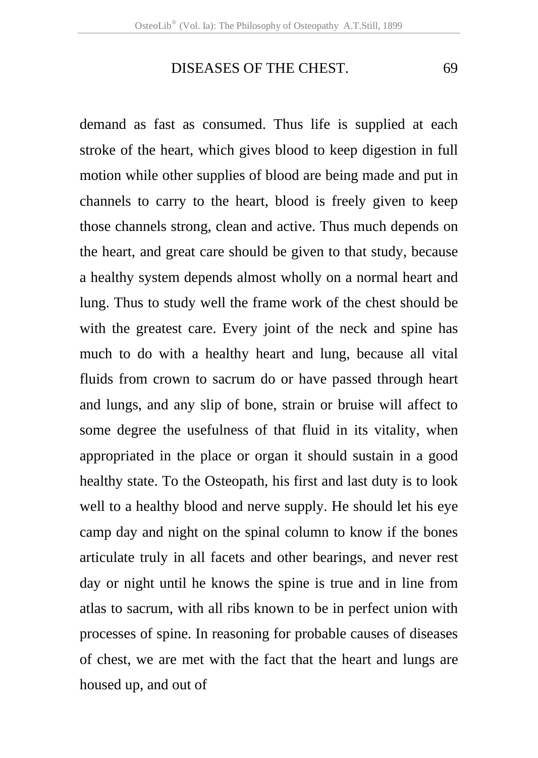demand as fast as consumed. Thus life is supplied at each stroke of the heart, which gives blood to keep digestion in full motion while other supplies of blood are being made and put in channels to carry to the heart, blood is freely given to keep those channels strong, clean and active. Thus much depends on the heart, and great care should be given to that study, because a healthy system depends almost wholly on a normal heart and lung. Thus to study well the frame work of the chest should be with the greatest care. Every joint of the neck and spine has much to do with a healthy heart and lung, because all vital fluids from crown to sacrum do or have passed through heart and lungs, and any slip of bone, strain or bruise will affect to some degree the usefulness of that fluid in its vitality, when appropriated in the place or organ it should sustain in a good healthy state. To the Osteopath, his first and last duty is to look well to a healthy blood and nerve supply. He should let his eye camp day and night on the spinal column to know if the bones articulate truly in all facets and other bearings, and never rest day or night until he knows the spine is true and in line from atlas to sacrum, with all ribs known to be in perfect union with processes of spine. In reasoning for probable causes of diseases of chest, we are met with the fact that the heart and lungs are housed up, and out of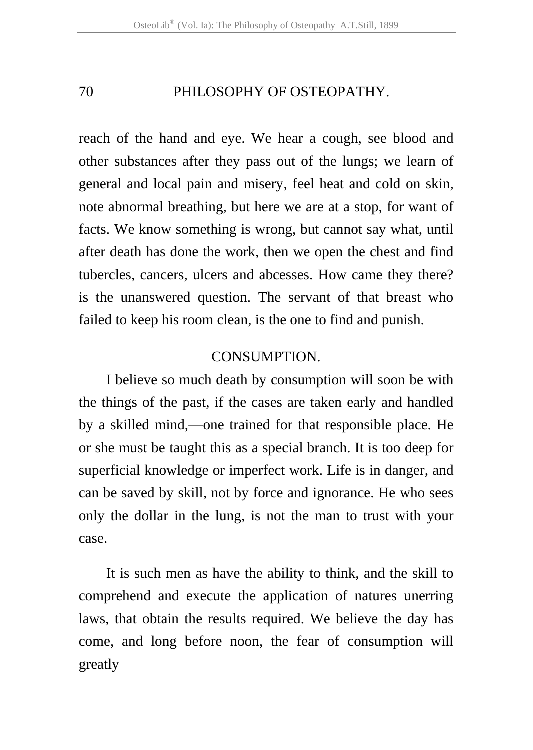reach of the hand and eye. We hear a cough, see blood and other substances after they pass out of the lungs; we learn of general and local pain and misery, feel heat and cold on skin, note abnormal breathing, but here we are at a stop, for want of facts. We know something is wrong, but cannot say what, until after death has done the work, then we open the chest and find tubercles, cancers, ulcers and abcesses. How came they there? is the unanswered question. The servant of that breast who failed to keep his room clean, is the one to find and punish.

## CONSUMPTION.

I believe so much death by consumption will soon be with the things of the past, if the cases are taken early and handled by a skilled mind,—one trained for that responsible place. He or she must be taught this as a special branch. It is too deep for superficial knowledge or imperfect work. Life is in danger, and can be saved by skill, not by force and ignorance. He who sees only the dollar in the lung, is not the man to trust with your case.

It is such men as have the ability to think, and the skill to comprehend and execute the application of natures unerring laws, that obtain the results required. We believe the day has come, and long before noon, the fear of consumption will greatly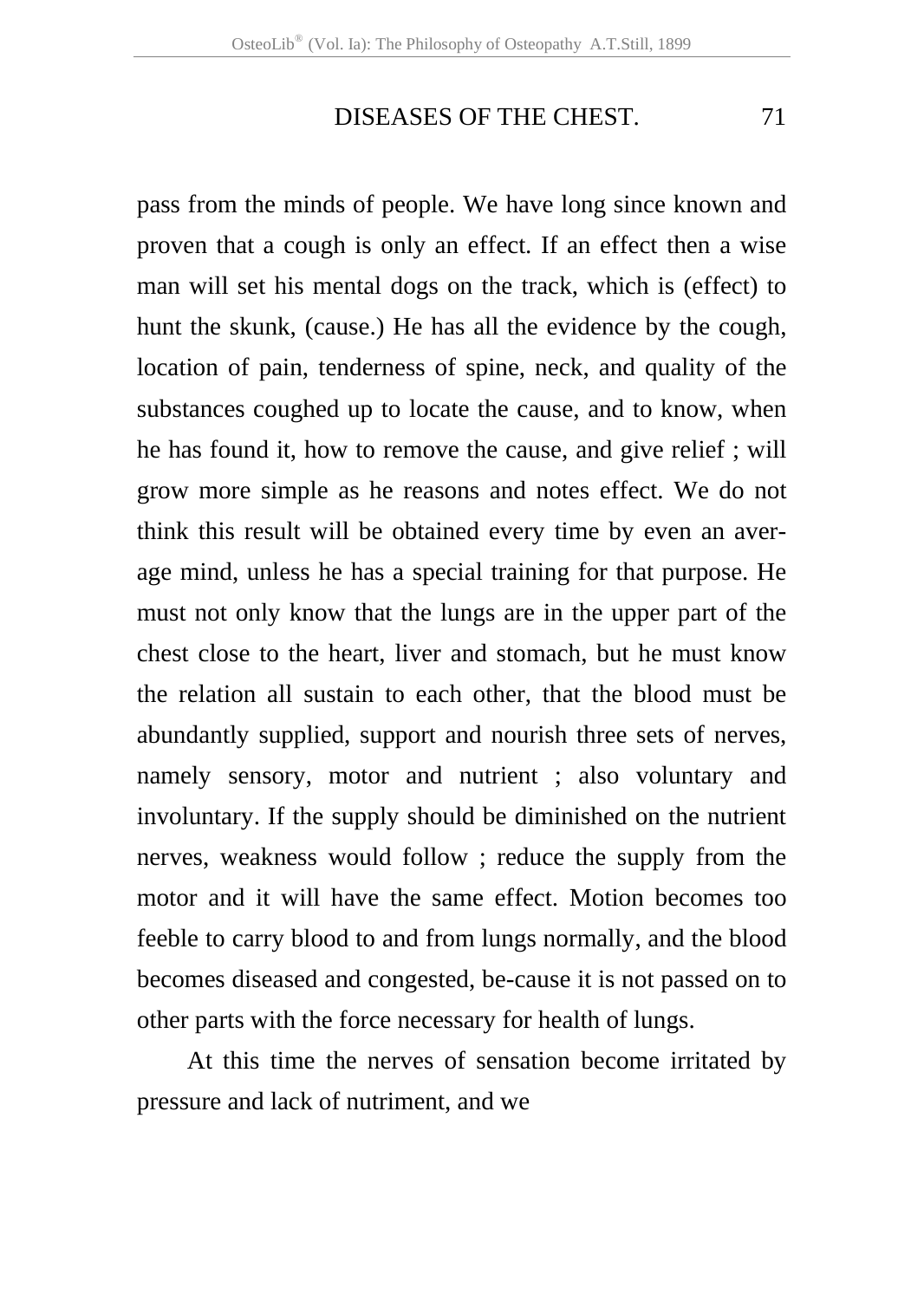pass from the minds of people. We have long since known and proven that a cough is only an effect. If an effect then a wise man will set his mental dogs on the track, which is (effect) to hunt the skunk, (cause.) He has all the evidence by the cough, location of pain, tenderness of spine, neck, and quality of the substances coughed up to locate the cause, and to know, when he has found it, how to remove the cause, and give relief ; will grow more simple as he reasons and notes effect. We do not think this result will be obtained every time by even an average mind, unless he has a special training for that purpose. He must not only know that the lungs are in the upper part of the chest close to the heart, liver and stomach, but he must know the relation all sustain to each other, that the blood must be abundantly supplied, support and nourish three sets of nerves, namely sensory, motor and nutrient ; also voluntary and involuntary. If the supply should be diminished on the nutrient nerves, weakness would follow ; reduce the supply from the motor and it will have the same effect. Motion becomes too feeble to carry blood to and from lungs normally, and the blood becomes diseased and congested, be-cause it is not passed on to other parts with the force necessary for health of lungs.

At this time the nerves of sensation become irritated by pressure and lack of nutriment, and we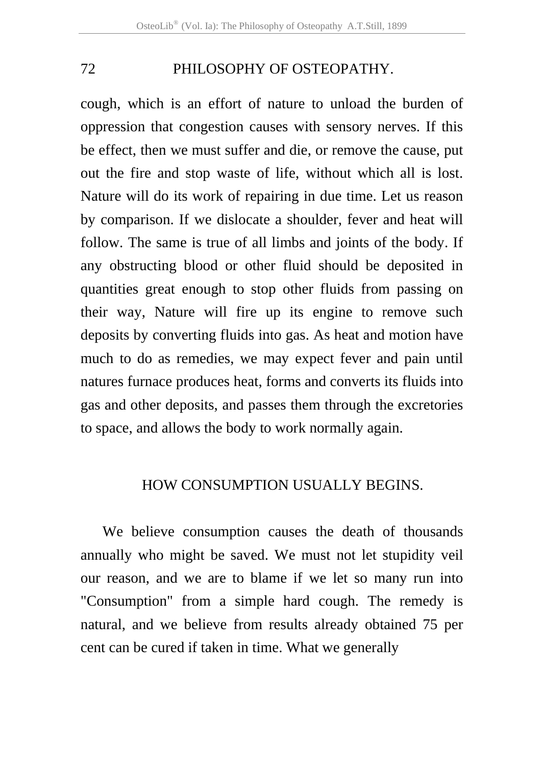cough, which is an effort of nature to unload the burden of oppression that congestion causes with sensory nerves. If this be effect, then we must suffer and die, or remove the cause, put out the fire and stop waste of life, without which all is lost. Nature will do its work of repairing in due time. Let us reason by comparison. If we dislocate a shoulder, fever and heat will follow. The same is true of all limbs and joints of the body. If any obstructing blood or other fluid should be deposited in quantities great enough to stop other fluids from passing on their way, Nature will fire up its engine to remove such deposits by converting fluids into gas. As heat and motion have much to do as remedies, we may expect fever and pain until natures furnace produces heat, forms and converts its fluids into gas and other deposits, and passes them through the excretories to space, and allows the body to work normally again.

## HOW CONSUMPTION USUALLY BEGINS.

We believe consumption causes the death of thousands annually who might be saved. We must not let stupidity veil our reason, and we are to blame if we let so many run into "Consumption" from a simple hard cough. The remedy is natural, and we believe from results already obtained 75 per cent can be cured if taken in time. What we generally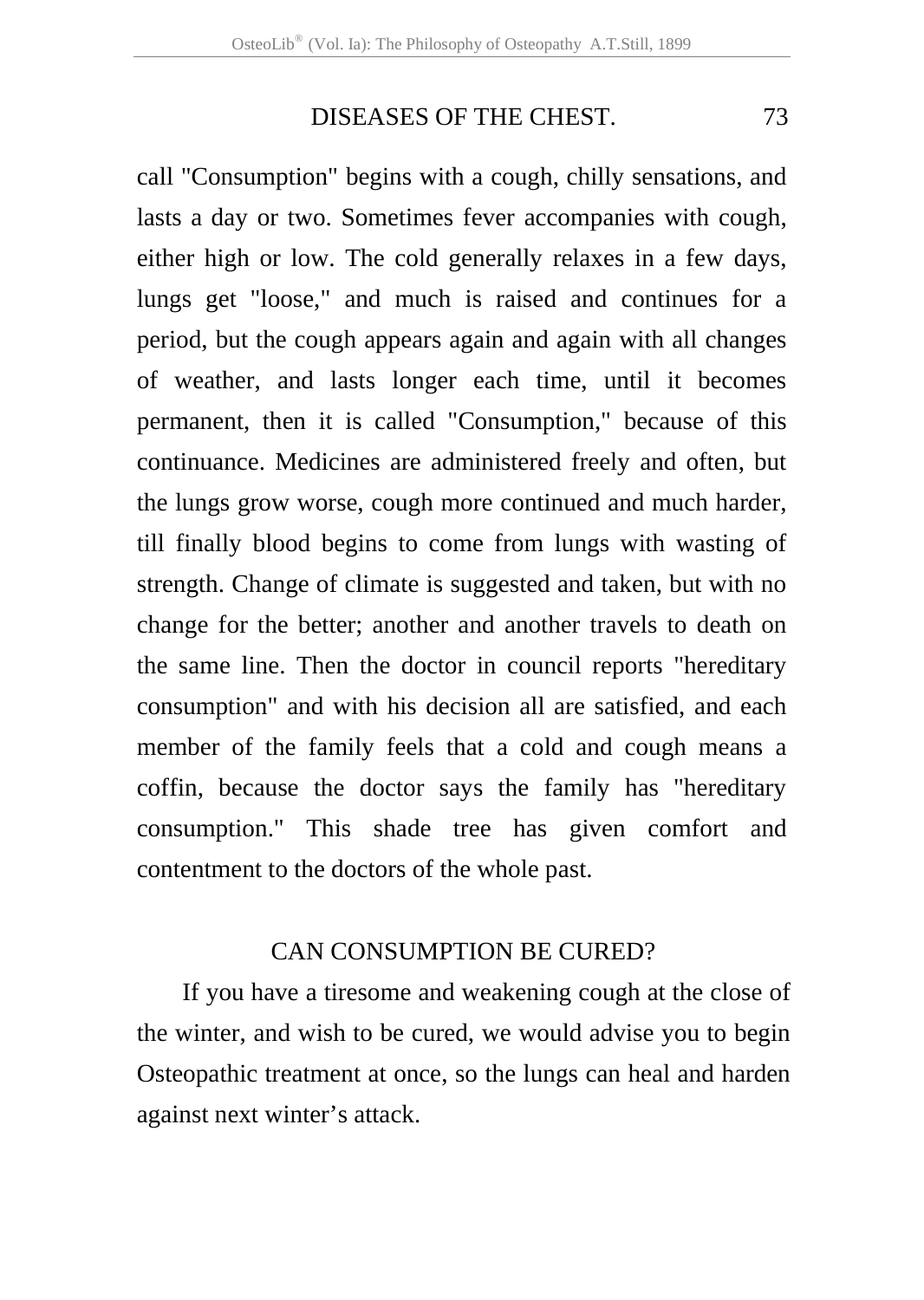call "Consumption" begins with a cough, chilly sensations, and lasts a day or two. Sometimes fever accompanies with cough, either high or low. The cold generally relaxes in a few days, lungs get "loose," and much is raised and continues for a period, but the cough appears again and again with all changes of weather, and lasts longer each time, until it becomes permanent, then it is called "Consumption," because of this continuance. Medicines are administered freely and often, but the lungs grow worse, cough more continued and much harder, till finally blood begins to come from lungs with wasting of strength. Change of climate is suggested and taken, but with no change for the better; another and another travels to death on the same line. Then the doctor in council reports "hereditary consumption" and with his decision all are satisfied, and each member of the family feels that a cold and cough means a coffin, because the doctor says the family has "hereditary consumption." This shade tree has given comfort and contentment to the doctors of the whole past.

## CAN CONSUMPTION BE CURED?

If you have a tiresome and weakening cough at the close of the winter, and wish to be cured, we would advise you to begin Osteopathic treatment at once, so the lungs can heal and harden against next winter's attack.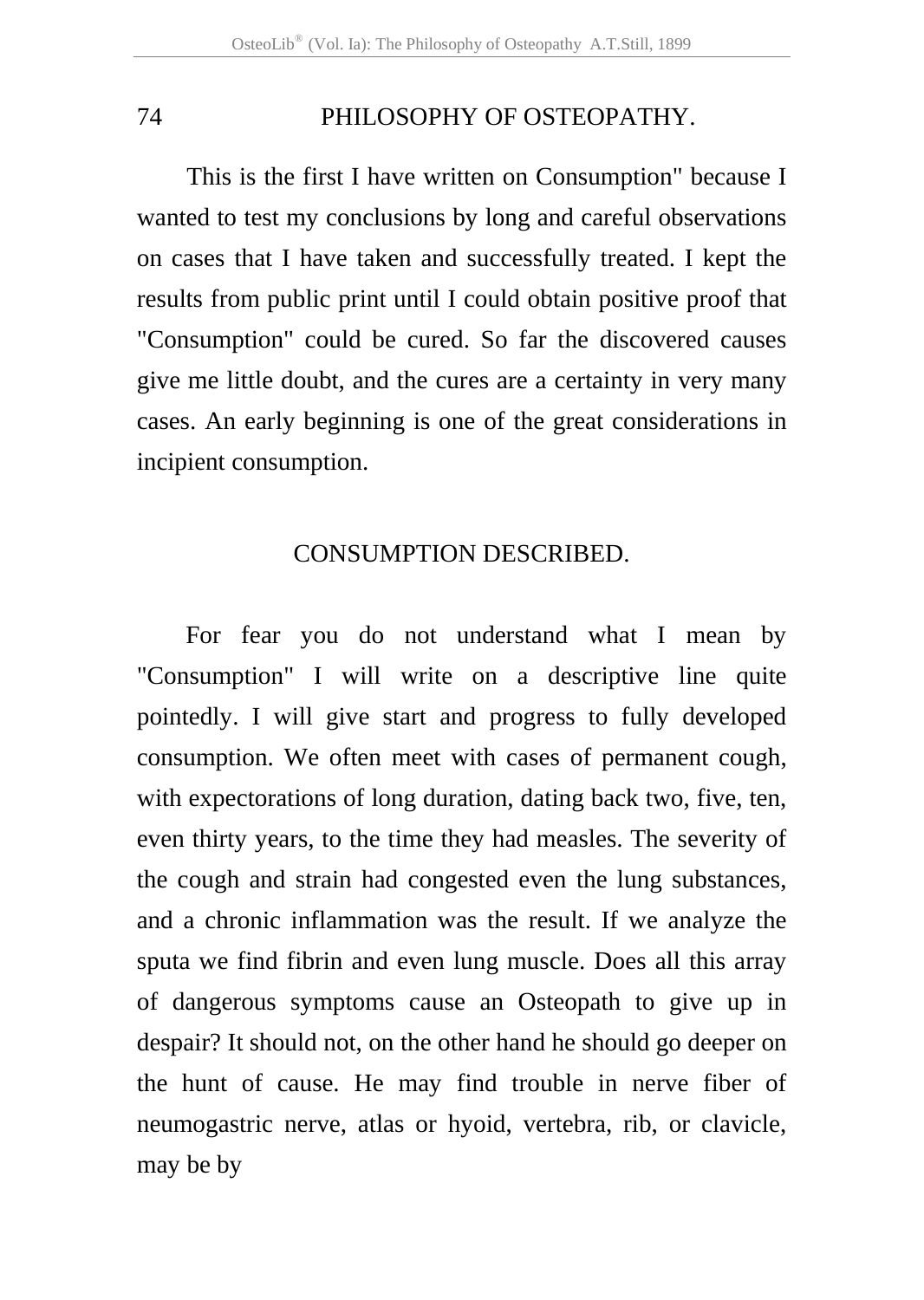This is the first I have written on Consumption" because I wanted to test my conclusions by long and careful observations on cases that I have taken and successfully treated. I kept the results from public print until I could obtain positive proof that "Consumption" could be cured. So far the discovered causes give me little doubt, and the cures are a certainty in very many cases. An early beginning is one of the great considerations in incipient consumption.

## CONSUMPTION DESCRIBED.

For fear you do not understand what I mean by "Consumption" I will write on a descriptive line quite pointedly. I will give start and progress to fully developed consumption. We often meet with cases of permanent cough, with expectorations of long duration, dating back two, five, ten, even thirty years, to the time they had measles. The severity of the cough and strain had congested even the lung substances, and a chronic inflammation was the result. If we analyze the sputa we find fibrin and even lung muscle. Does all this array of dangerous symptoms cause an Osteopath to give up in despair? It should not, on the other hand he should go deeper on the hunt of cause. He may find trouble in nerve fiber of neumogastric nerve, atlas or hyoid, vertebra, rib, or clavicle, may be by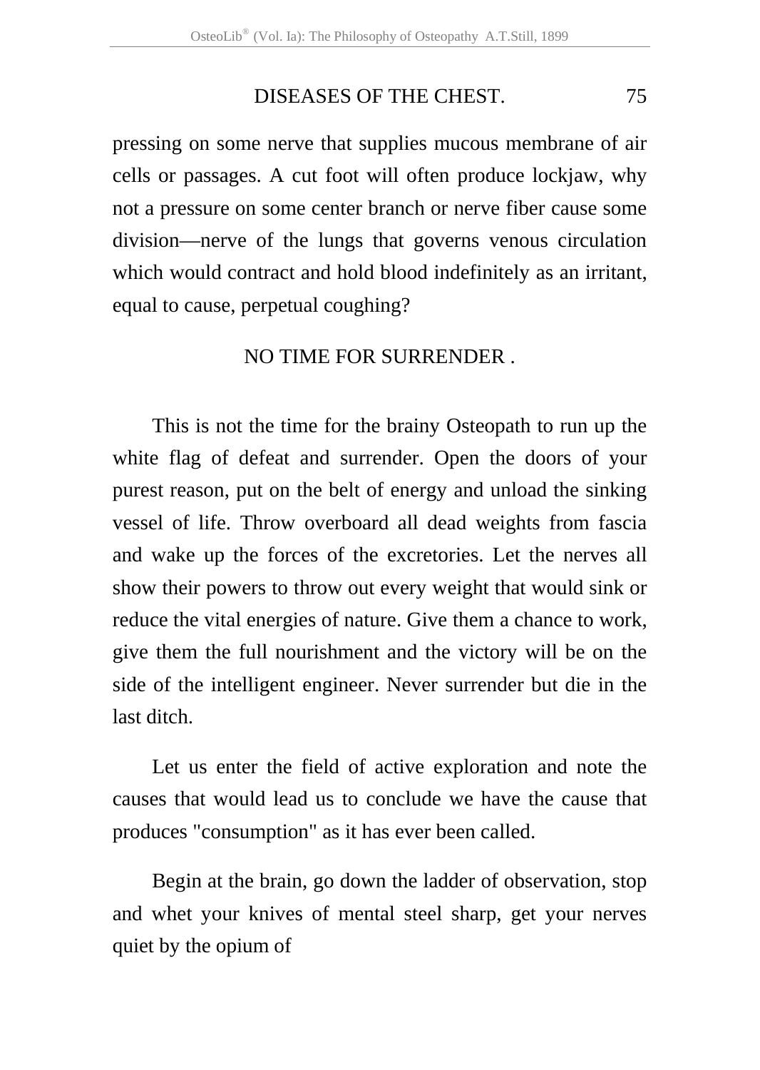pressing on some nerve that supplies mucous membrane of air cells or passages. A cut foot will often produce lockjaw, why not a pressure on some center branch or nerve fiber cause some division—nerve of the lungs that governs venous circulation which would contract and hold blood indefinitely as an irritant, equal to cause, perpetual coughing?

## NO TIME FOR SURRENDER .

This is not the time for the brainy Osteopath to run up the white flag of defeat and surrender. Open the doors of your purest reason, put on the belt of energy and unload the sinking vessel of life. Throw overboard all dead weights from fascia and wake up the forces of the excretories. Let the nerves all show their powers to throw out every weight that would sink or reduce the vital energies of nature. Give them a chance to work, give them the full nourishment and the victory will be on the side of the intelligent engineer. Never surrender but die in the last ditch.

Let us enter the field of active exploration and note the causes that would lead us to conclude we have the cause that produces "consumption" as it has ever been called.

Begin at the brain, go down the ladder of observation, stop and whet your knives of mental steel sharp, get your nerves quiet by the opium of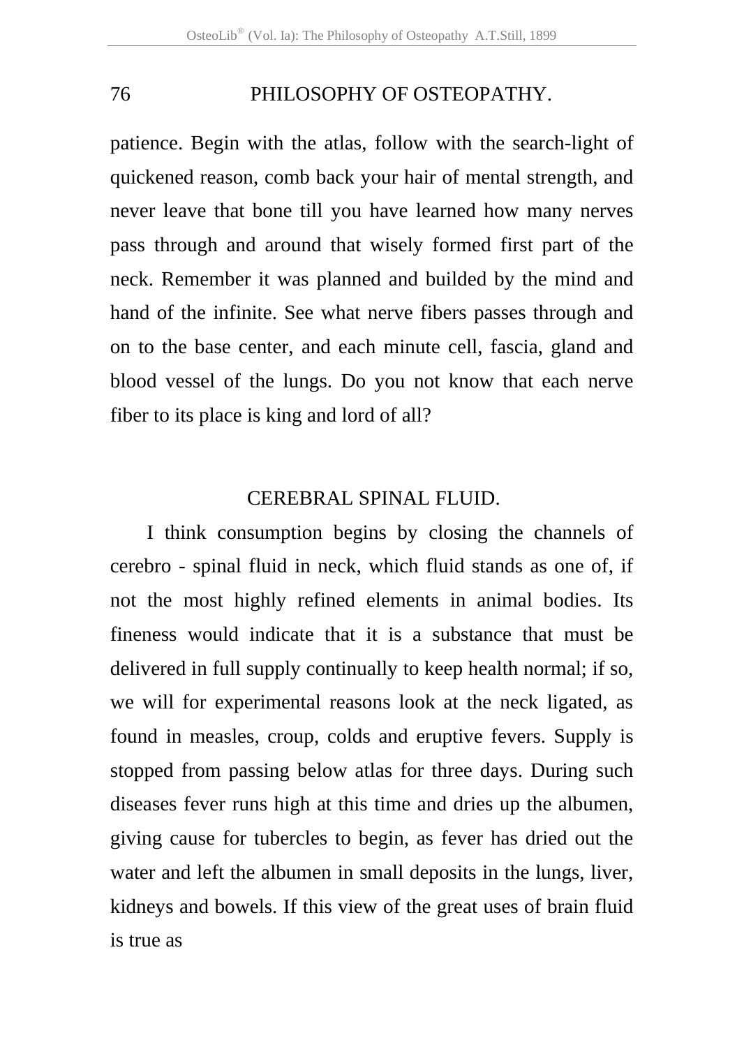patience. Begin with the atlas, follow with the search-light of quickened reason, comb back your hair of mental strength, and never leave that bone till you have learned how many nerves pass through and around that wisely formed first part of the neck. Remember it was planned and builded by the mind and hand of the infinite. See what nerve fibers passes through and on to the base center, and each minute cell, fascia, gland and blood vessel of the lungs. Do you not know that each nerve fiber to its place is king and lord of all?

## CEREBRAL SPINAL FLUID.

I think consumption begins by closing the channels of cerebro - spinal fluid in neck, which fluid stands as one of, if not the most highly refined elements in animal bodies. Its fineness would indicate that it is a substance that must be delivered in full supply continually to keep health normal; if so, we will for experimental reasons look at the neck ligated, as found in measles, croup, colds and eruptive fevers. Supply is stopped from passing below atlas for three days. During such diseases fever runs high at this time and dries up the albumen, giving cause for tubercles to begin, as fever has dried out the water and left the albumen in small deposits in the lungs, liver, kidneys and bowels. If this view of the great uses of brain fluid is true as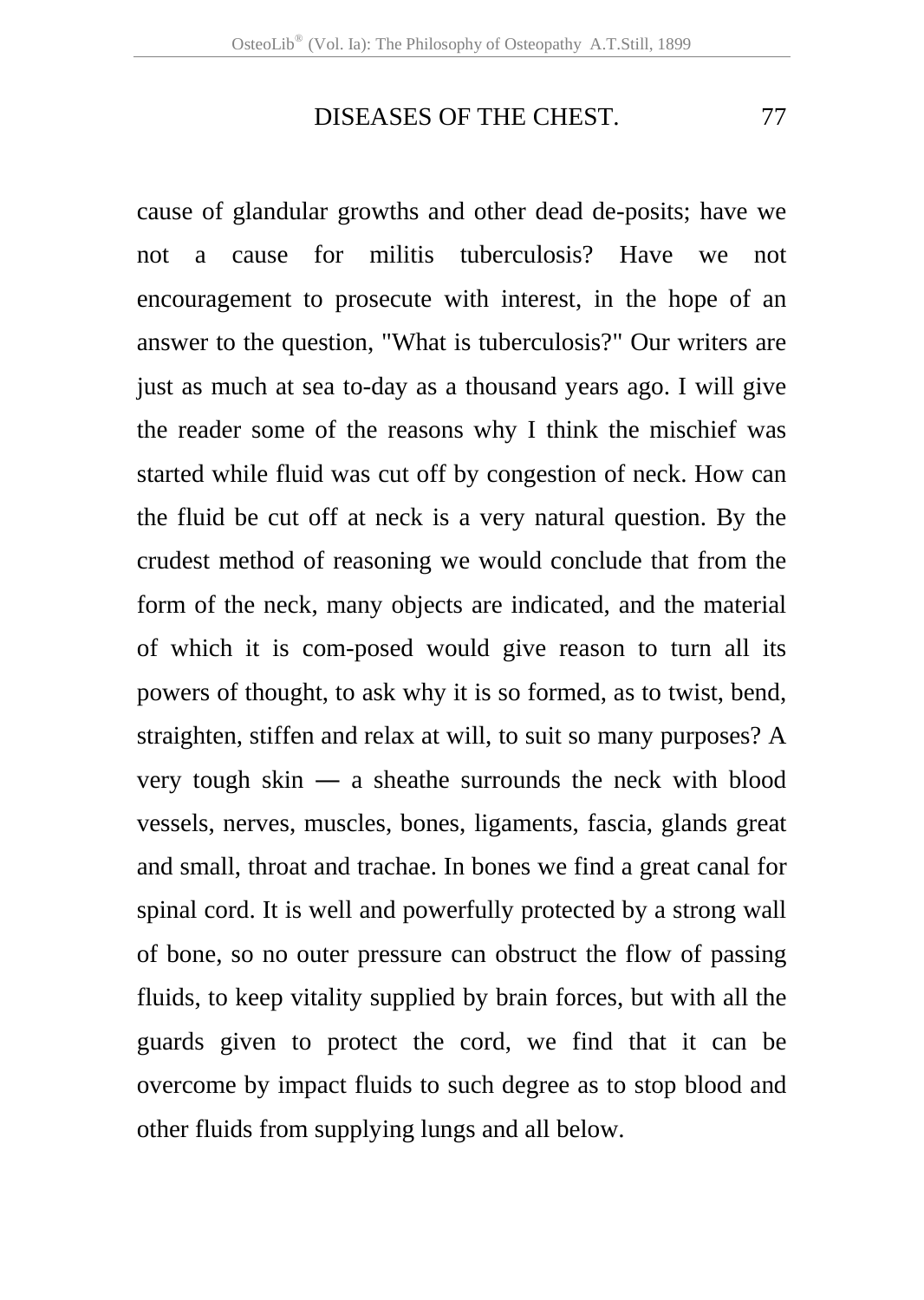cause of glandular growths and other dead de-posits; have we not a cause for militis tuberculosis? Have we not encouragement to prosecute with interest, in the hope of an answer to the question, "What is tuberculosis?" Our writers are just as much at sea to-day as a thousand years ago. I will give the reader some of the reasons why I think the mischief was started while fluid was cut off by congestion of neck. How can the fluid be cut off at neck is a very natural question. By the crudest method of reasoning we would conclude that from the form of the neck, many objects are indicated, and the material of which it is com-posed would give reason to turn all its powers of thought, to ask why it is so formed, as to twist, bend, straighten, stiffen and relax at will, to suit so many purposes? A very tough skin — a sheathe surrounds the neck with blood vessels, nerves, muscles, bones, ligaments, fascia, glands great and small, throat and trachae. In bones we find a great canal for spinal cord. It is well and powerfully protected by a strong wall of bone, so no outer pressure can obstruct the flow of passing fluids, to keep vitality supplied by brain forces, but with all the guards given to protect the cord, we find that it can be overcome by impact fluids to such degree as to stop blood and other fluids from supplying lungs and all below.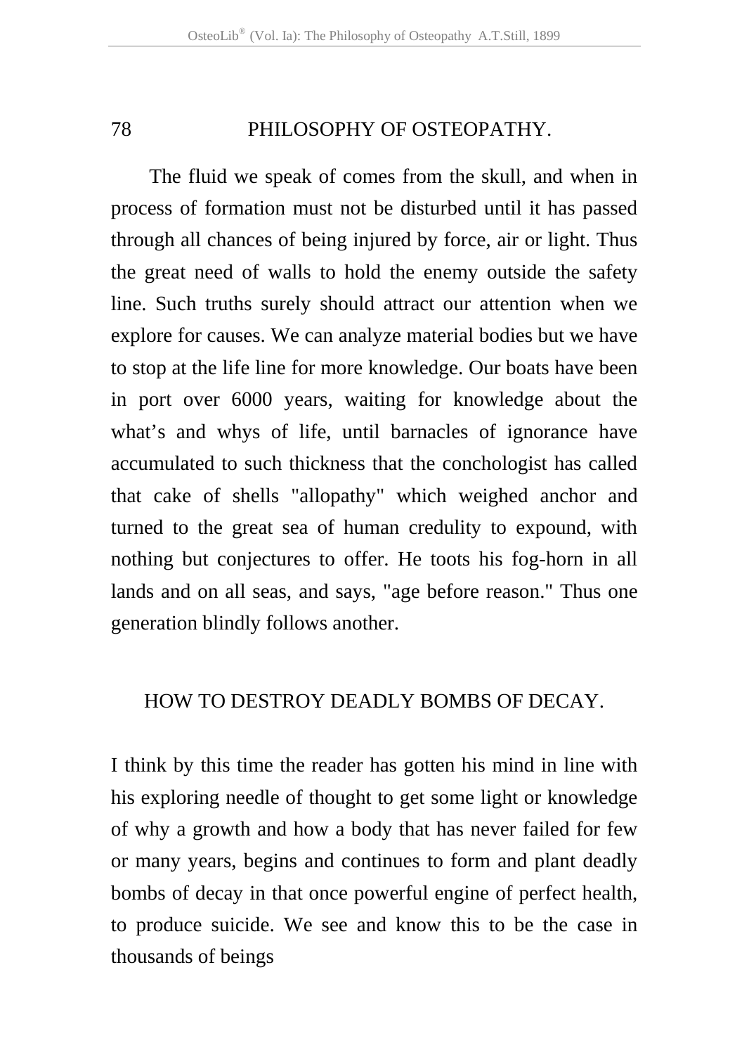The fluid we speak of comes from the skull, and when in process of formation must not be disturbed until it has passed through all chances of being injured by force, air or light. Thus the great need of walls to hold the enemy outside the safety line. Such truths surely should attract our attention when we explore for causes. We can analyze material bodies but we have to stop at the life line for more knowledge. Our boats have been in port over 6000 years, waiting for knowledge about the what's and whys of life, until barnacles of ignorance have accumulated to such thickness that the conchologist has called that cake of shells "allopathy" which weighed anchor and turned to the great sea of human credulity to expound, with nothing but conjectures to offer. He toots his fog-horn in all lands and on all seas, and says, "age before reason." Thus one generation blindly follows another.

## HOW TO DESTROY DEADLY BOMBS OF DECAY.

I think by this time the reader has gotten his mind in line with his exploring needle of thought to get some light or knowledge of why a growth and how a body that has never failed for few or many years, begins and continues to form and plant deadly bombs of decay in that once powerful engine of perfect health, to produce suicide. We see and know this to be the case in thousands of beings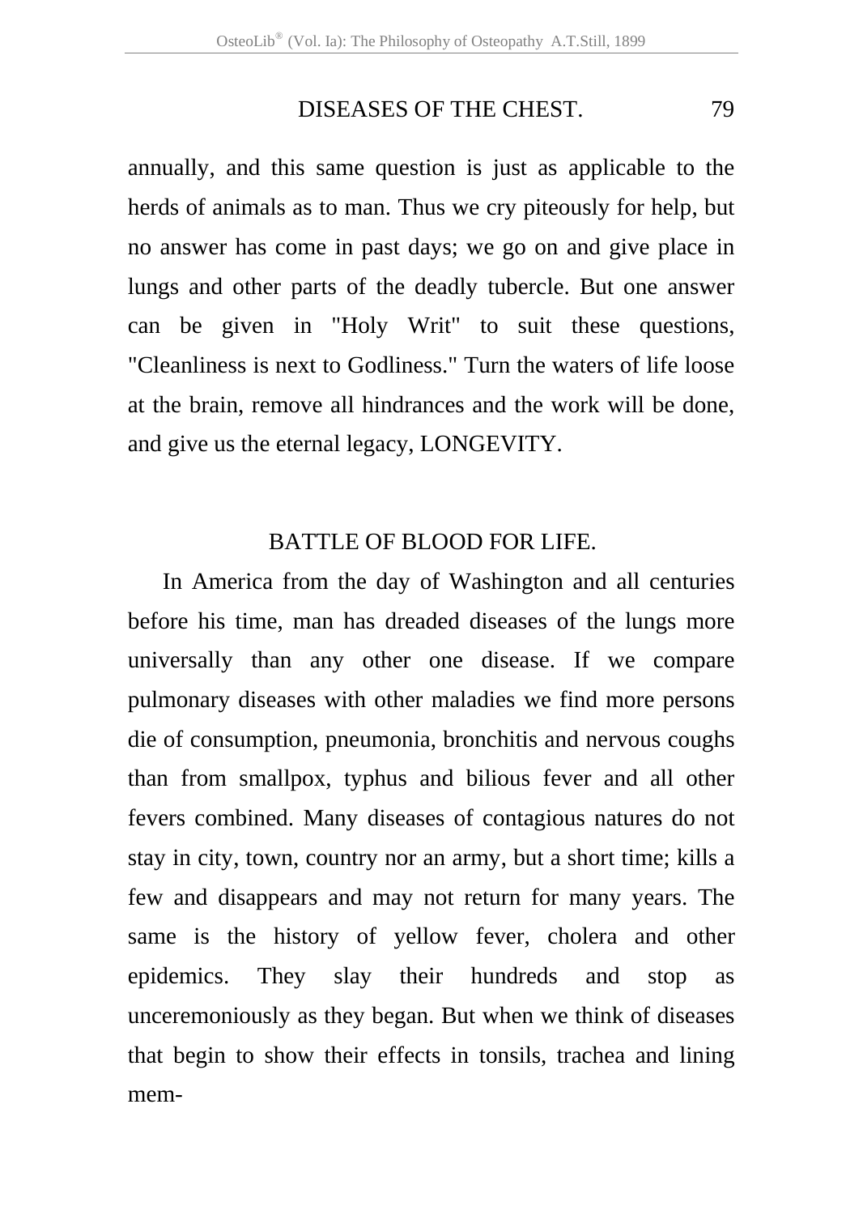annually, and this same question is just as applicable to the herds of animals as to man. Thus we cry piteously for help, but no answer has come in past days; we go on and give place in lungs and other parts of the deadly tubercle. But one answer can be given in "Holy Writ" to suit these questions, "Cleanliness is next to Godliness." Turn the waters of life loose at the brain, remove all hindrances and the work will be done, and give us the eternal legacy, LONGEVITY.

## BATTLE OF BLOOD FOR LIFE.

In America from the day of Washington and all centuries before his time, man has dreaded diseases of the lungs more universally than any other one disease. If we compare pulmonary diseases with other maladies we find more persons die of consumption, pneumonia, bronchitis and nervous coughs than from smallpox, typhus and bilious fever and all other fevers combined. Many diseases of contagious natures do not stay in city, town, country nor an army, but a short time; kills a few and disappears and may not return for many years. The same is the history of yellow fever, cholera and other epidemics. They slay their hundreds and stop as unceremoniously as they began. But when we think of diseases that begin to show their effects in tonsils, trachea and lining mem-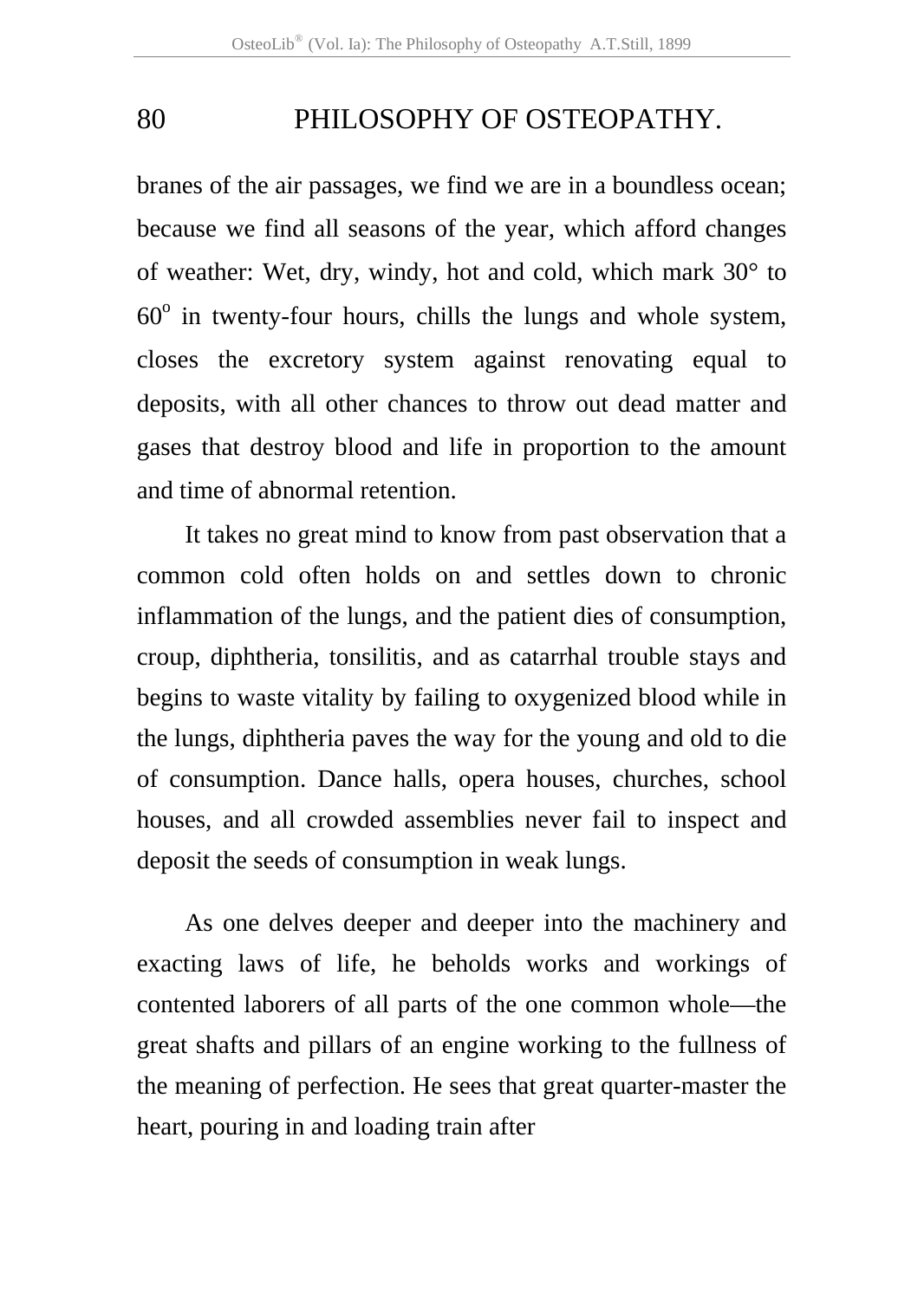branes of the air passages, we find we are in a boundless ocean; because we find all seasons of the year, which afford changes of weather: Wet, dry, windy, hot and cold, which mark 30° to 60° in twenty-four hours, chills the lungs and whole system, closes the excretory system against renovating equal to deposits, with all other chances to throw out dead matter and gases that destroy blood and life in proportion to the amount and time of abnormal retention.

It takes no great mind to know from past observation that a common cold often holds on and settles down to chronic inflammation of the lungs, and the patient dies of consumption, croup, diphtheria, tonsilitis, and as catarrhal trouble stays and begins to waste vitality by failing to oxygenized blood while in the lungs, diphtheria paves the way for the young and old to die of consumption. Dance halls, opera houses, churches, school houses, and all crowded assemblies never fail to inspect and deposit the seeds of consumption in weak lungs.

As one delves deeper and deeper into the machinery and exacting laws of life, he beholds works and workings of contented laborers of all parts of the one common whole—the great shafts and pillars of an engine working to the fullness of the meaning of perfection. He sees that great quarter-master the heart, pouring in and loading train after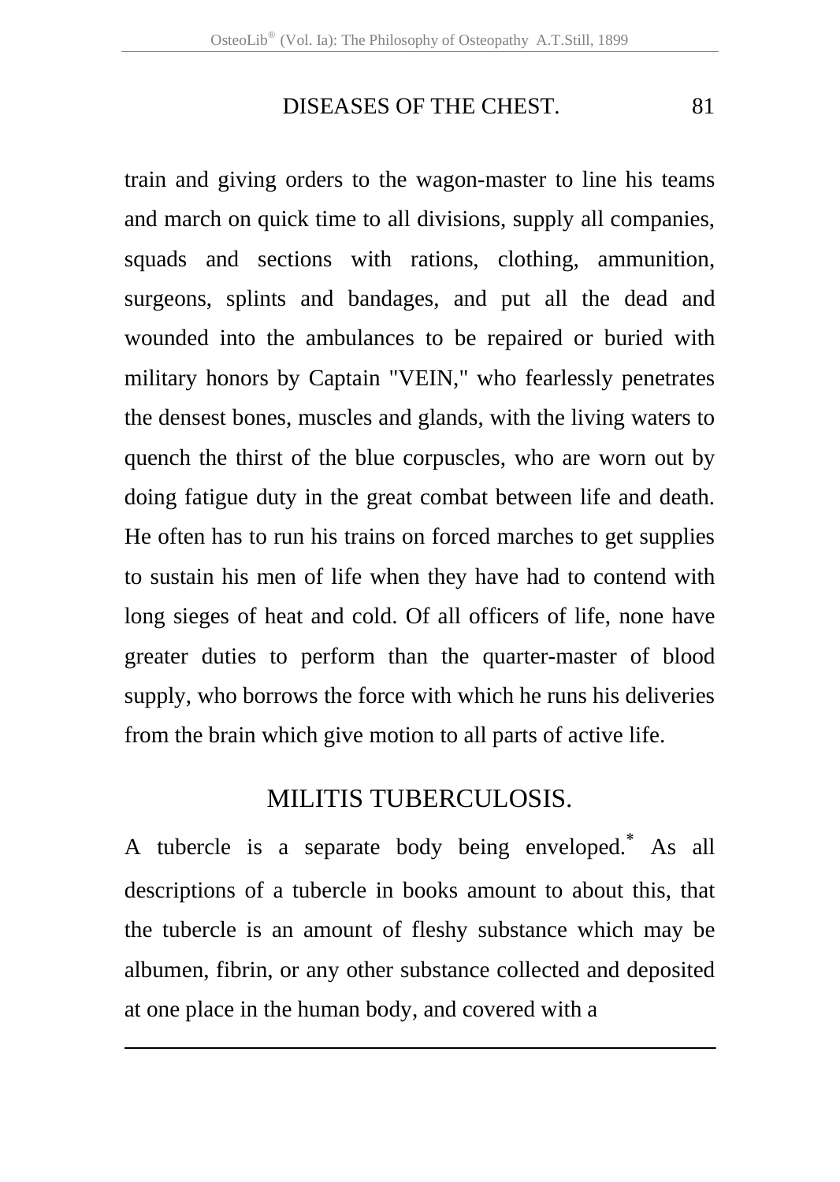train and giving orders to the wagon-master to line his teams and march on quick time to all divisions, supply all companies, squads and sections with rations, clothing, ammunition, surgeons, splints and bandages, and put all the dead and wounded into the ambulances to be repaired or buried with military honors by Captain "VEIN," who fearlessly penetrates the densest bones, muscles and glands, with the living waters to quench the thirst of the blue corpuscles, who are worn out by doing fatigue duty in the great combat between life and death. He often has to run his trains on forced marches to get supplies to sustain his men of life when they have had to contend with long sieges of heat and cold. Of all officers of life, none have greater duties to perform than the quarter-master of blood supply, who borrows the force with which he runs his deliveries from the brain which give motion to all parts of active life.

## MILITIS TUBERCULOSIS.

A tubercle is a separate body being enveloped.[*] As all descriptions of a tubercle in books amount to about this, that the tubercle is an amount of fleshy substance which may be albumen, fibrin, or any other substance collected and deposited at one place in the human body, and covered with a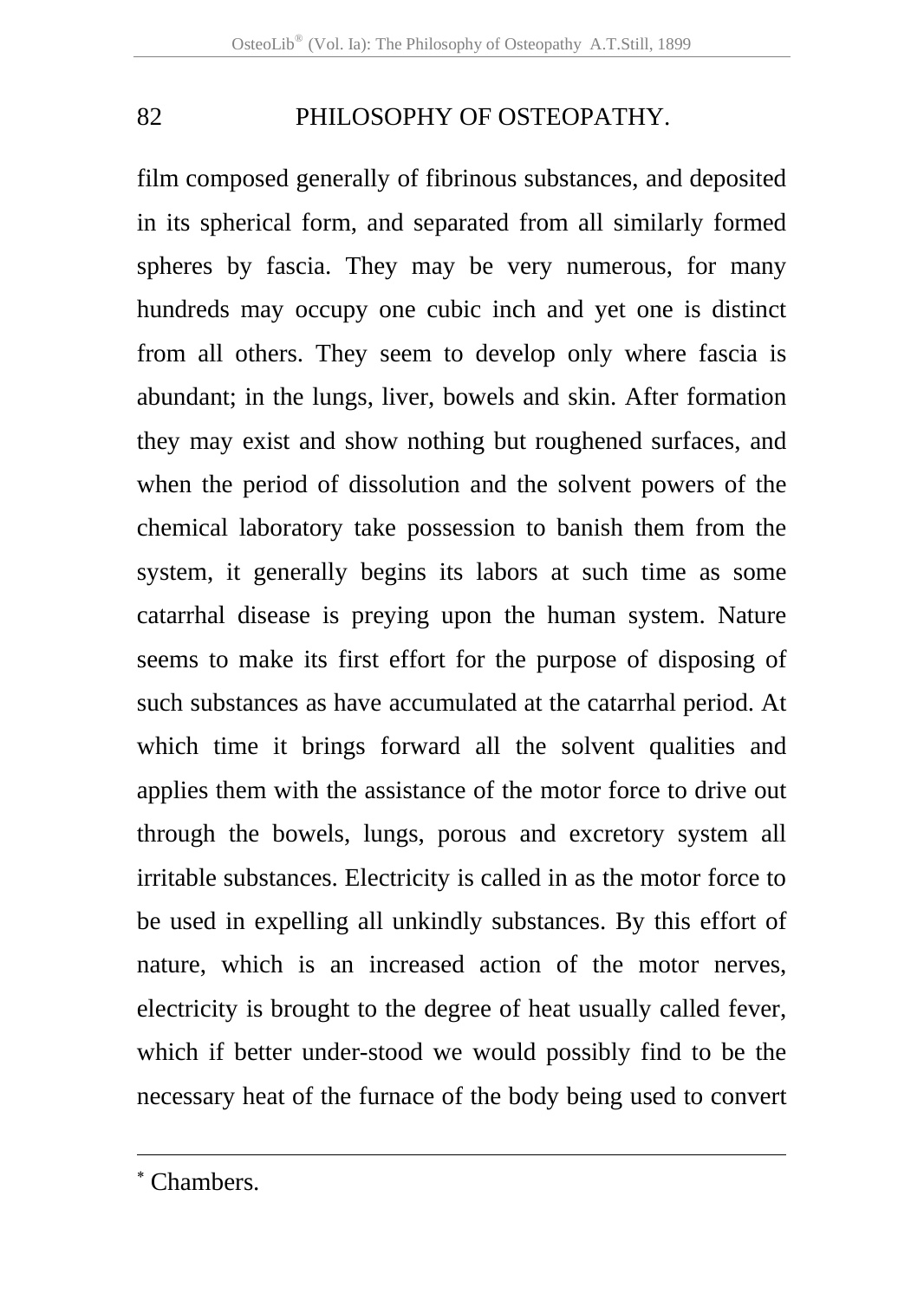film composed generally of fibrinous substances, and deposited in its spherical form, and separated from all similarly formed spheres by fascia. They may be very numerous, for many hundreds may occupy one cubic inch and yet one is distinct from all others. They seem to develop only where fascia is abundant; in the lungs, liver, bowels and skin. After formation they may exist and show nothing but roughened surfaces, and when the period of dissolution and the solvent powers of the chemical laboratory take possession to banish them from the system, it generally begins its labors at such time as some catarrhal disease is preying upon the human system. Nature seems to make its first effort for the purpose of disposing of such substances as have accumulated at the catarrhal period. At which time it brings forward all the solvent qualities and applies them with the assistance of the motor force to drive out through the bowels, lungs, porous and excretory system all irritable substances. Electricity is called in as the motor force to be used in expelling all unkindly substances. By this effort of nature, which is an increased action of the motor nerves, electricity is brought to the degree of heat usually called fever, which if better under-stood we would possibly find to be the necessary heat of the furnace of the body being used to convert

---

* Chambers.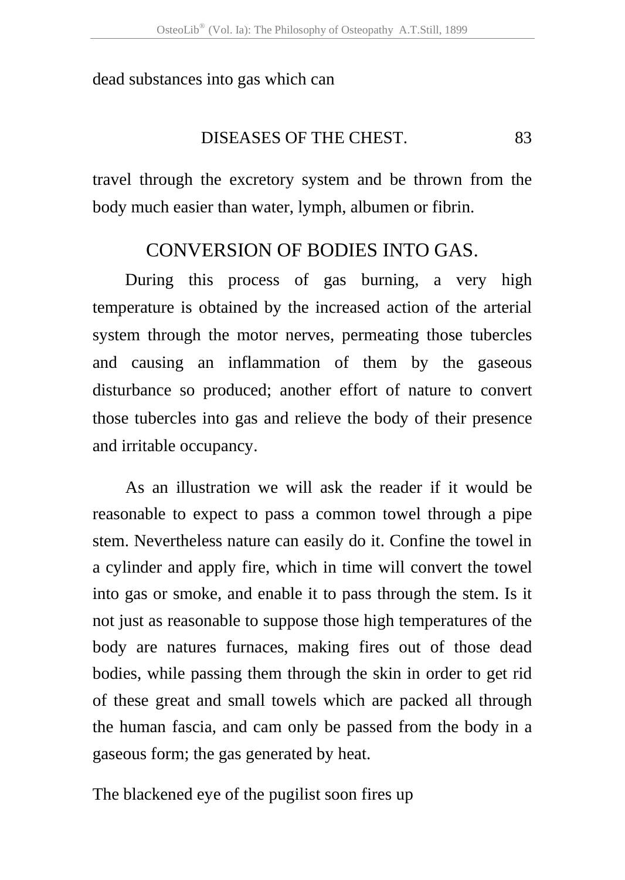dead substances into gas which can

travel through the excretory system and be thrown from the body much easier than water, lymph, albumen or fibrin.

## CONVERSION OF BODIES INTO GAS.

During this process of gas burning, a very high temperature is obtained by the increased action of the arterial system through the motor nerves, permeating those tubercles and causing an inflammation of them by the gaseous disturbance so produced; another effort of nature to convert those tubercles into gas and relieve the body of their presence and irritable occupancy.

As an illustration we will ask the reader if it would be reasonable to expect to pass a common towel through a pipe stem. Nevertheless nature can easily do it. Confine the towel in a cylinder and apply fire, which in time will convert the towel into gas or smoke, and enable it to pass through the stem. Is it not just as reasonable to suppose those high temperatures of the body are natures furnaces, making fires out of those dead bodies, while passing them through the skin in order to get rid of these great and small towels which are packed all through the human fascia, and cam only be passed from the body in a gaseous form; the gas generated by heat.

The blackened eye of the pugilist soon fires up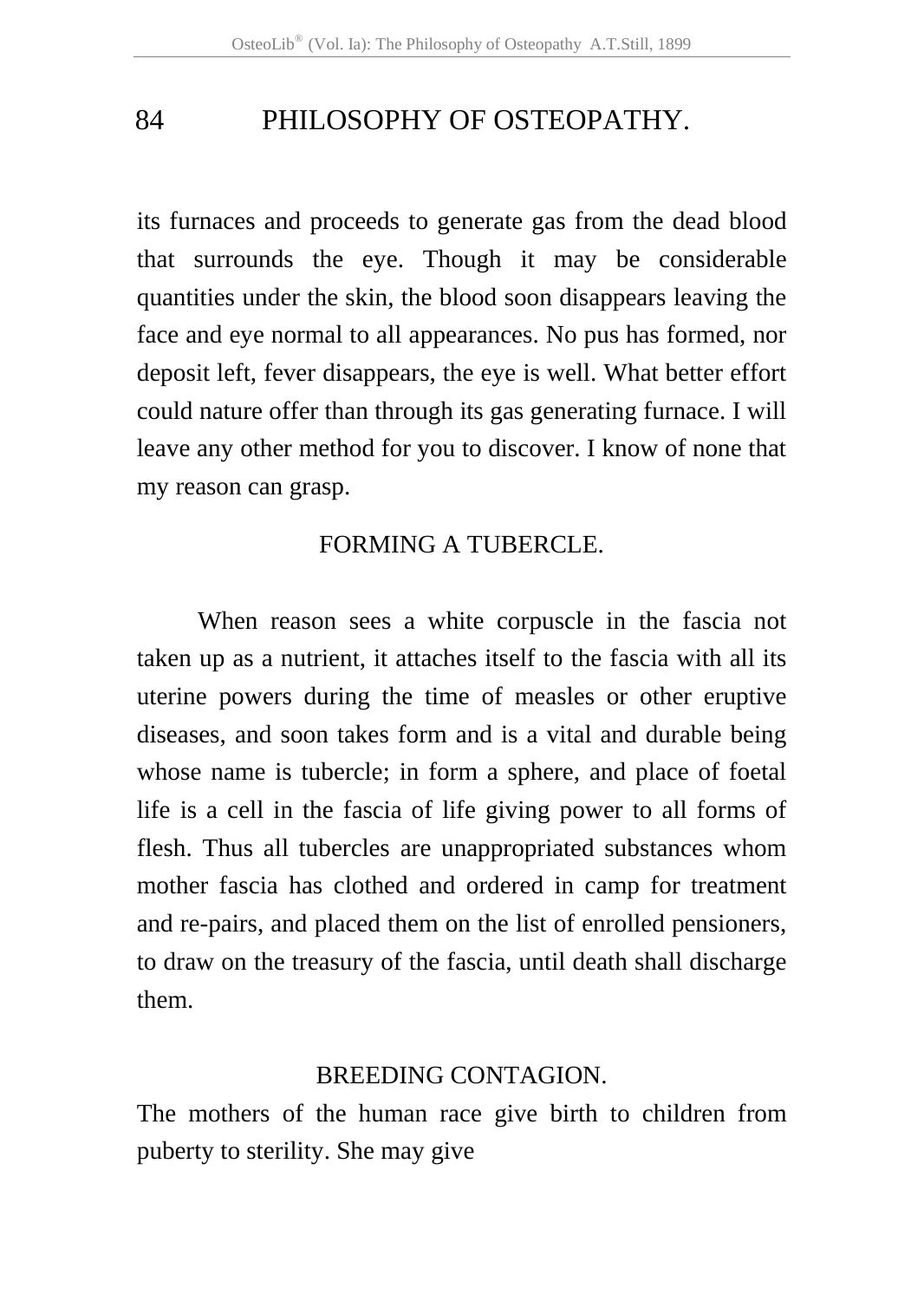its furnaces and proceeds to generate gas from the dead blood that surrounds the eye. Though it may be considerable quantities under the skin, the blood soon disappears leaving the face and eye normal to all appearances. No pus has formed, nor deposit left, fever disappears, the eye is well. What better effort could nature offer than through its gas generating furnace. I will leave any other method for you to discover. I know of none that my reason can grasp.

## FORMING A TUBERCLE.

When reason sees a white corpuscle in the fascia not taken up as a nutrient, it attaches itself to the fascia with all its uterine powers during the time of measles or other eruptive diseases, and soon takes form and is a vital and durable being whose name is tubercle; in form a sphere, and place of foetal life is a cell in the fascia of life giving power to all forms of flesh. Thus all tubercles are unappropriated substances whom mother fascia has clothed and ordered in camp for treatment and re-pairs, and placed them on the list of enrolled pensioners, to draw on the treasury of the fascia, until death shall discharge them.

## BREEDING CONTAGION.

The mothers of the human race give birth to children from puberty to sterility. She may give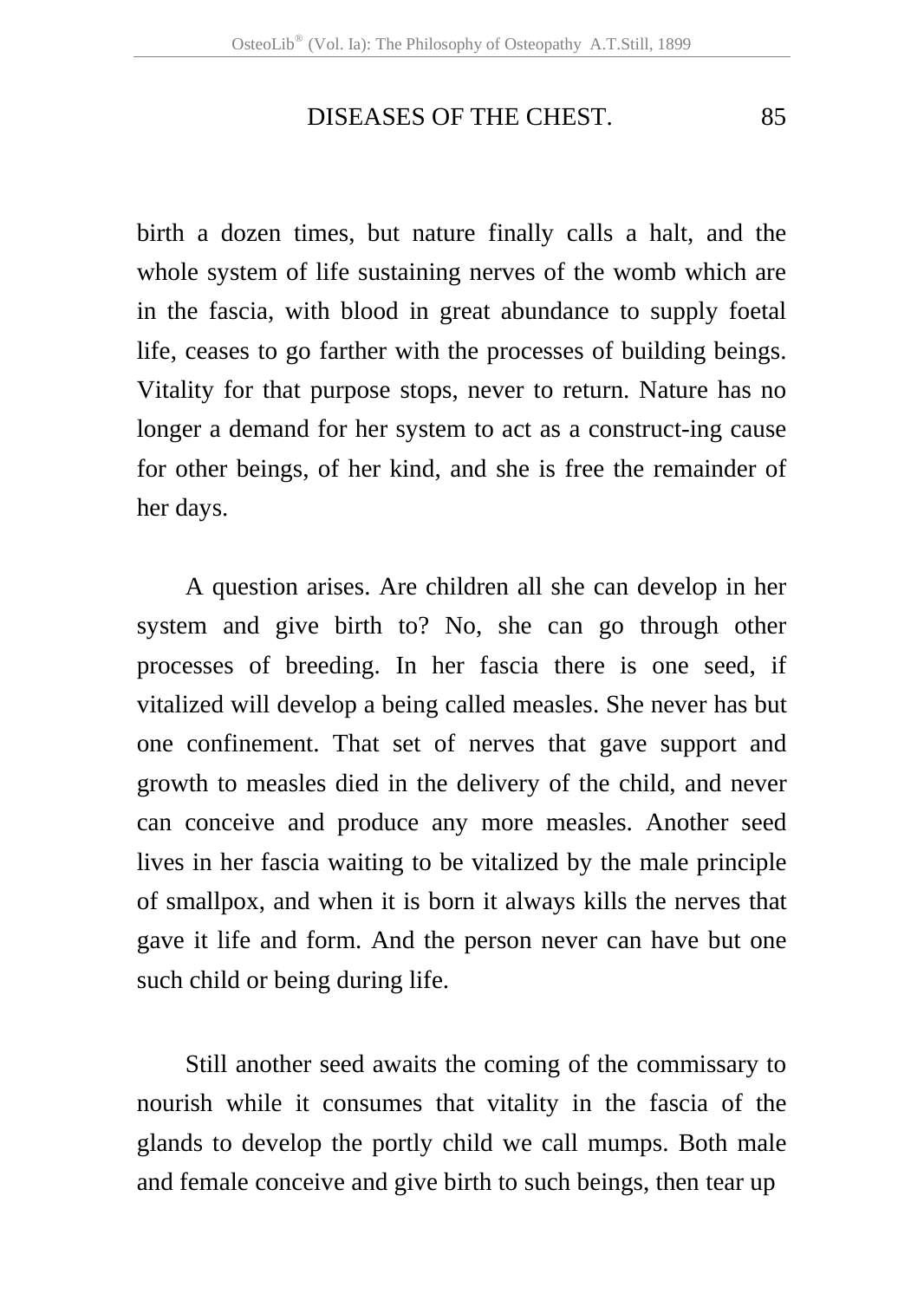birth a dozen times, but nature finally calls a halt, and the whole system of life sustaining nerves of the womb which are in the fascia, with blood in great abundance to supply foetal life, ceases to go farther with the processes of building beings. Vitality for that purpose stops, never to return. Nature has no longer a demand for her system to act as a construct-ing cause for other beings, of her kind, and she is free the remainder of her days.

A question arises. Are children all she can develop in her system and give birth to? No, she can go through other processes of breeding. In her fascia there is one seed, if vitalized will develop a being called measles. She never has but one confinement. That set of nerves that gave support and growth to measles died in the delivery of the child, and never can conceive and produce any more measles. Another seed lives in her fascia waiting to be vitalized by the male principle of smallpox, and when it is born it always kills the nerves that gave it life and form. And the person never can have but one such child or being during life.

Still another seed awaits the coming of the commissary to nourish while it consumes that vitality in the fascia of the glands to develop the portly child we call mumps. Both male and female conceive and give birth to such beings, then tear up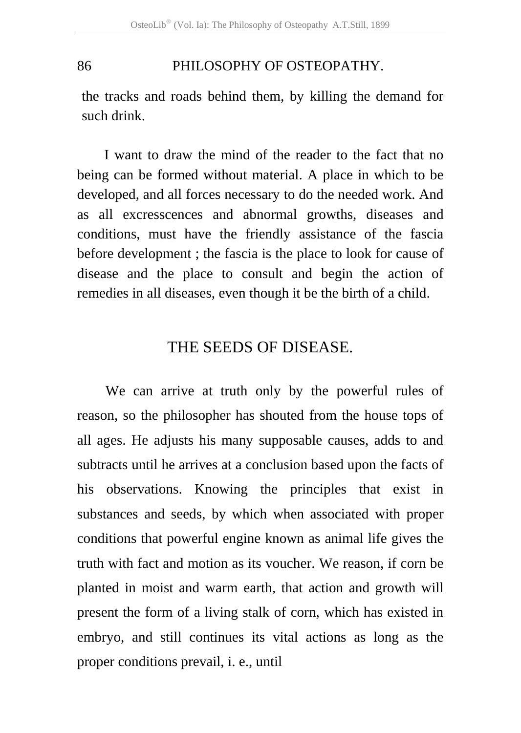the tracks and roads behind them, by killing the demand for such drink.

I want to draw the mind of the reader to the fact that no being can be formed without material. A place in which to be developed, and all forces necessary to do the needed work. And as all excresscences and abnormal growths, diseases and conditions, must have the friendly assistance of the fascia before development ; the fascia is the place to look for cause of disease and the place to consult and begin the action of remedies in all diseases, even though it be the birth of a child.

## THE SEEDS OF DISEASE.

We can arrive at truth only by the powerful rules of reason, so the philosopher has shouted from the house tops of all ages. He adjusts his many supposable causes, adds to and subtracts until he arrives at a conclusion based upon the facts of his observations. Knowing the principles that exist in substances and seeds, by which when associated with proper conditions that powerful engine known as animal life gives the truth with fact and motion as its voucher. We reason, if corn be planted in moist and warm earth, that action and growth will present the form of a living stalk of corn, which has existed in embryo, and still continues its vital actions as long as the proper conditions prevail, i. e., until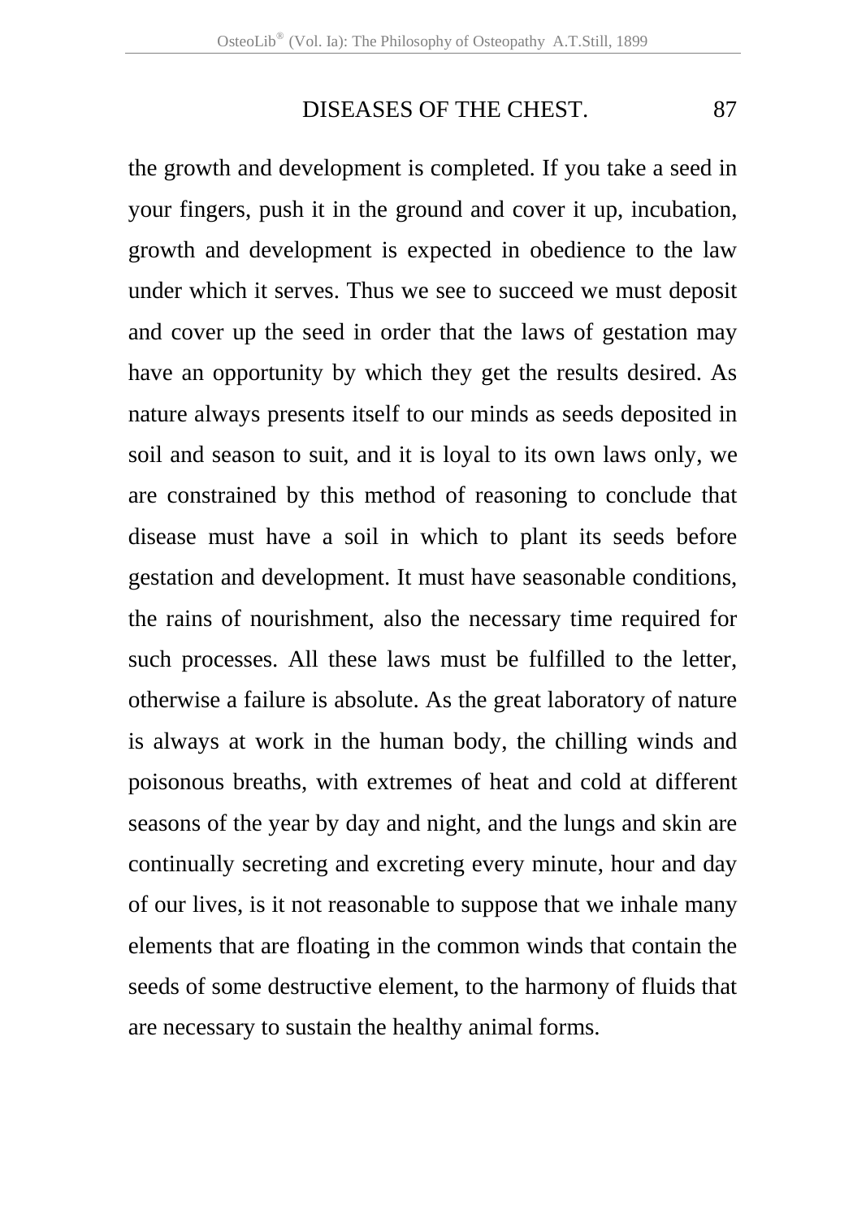the growth and development is completed. If you take a seed in your fingers, push it in the ground and cover it up, incubation, growth and development is expected in obedience to the law under which it serves. Thus we see to succeed we must deposit and cover up the seed in order that the laws of gestation may have an opportunity by which they get the results desired. As nature always presents itself to our minds as seeds deposited in soil and season to suit, and it is loyal to its own laws only, we are constrained by this method of reasoning to conclude that disease must have a soil in which to plant its seeds before gestation and development. It must have seasonable conditions, the rains of nourishment, also the necessary time required for such processes. All these laws must be fulfilled to the letter, otherwise a failure is absolute. As the great laboratory of nature is always at work in the human body, the chilling winds and poisonous breaths, with extremes of heat and cold at different seasons of the year by day and night, and the lungs and skin are continually secreting and excreting every minute, hour and day of our lives, is it not reasonable to suppose that we inhale many elements that are floating in the common winds that contain the seeds of some destructive element, to the harmony of fluids that are necessary to sustain the healthy animal forms.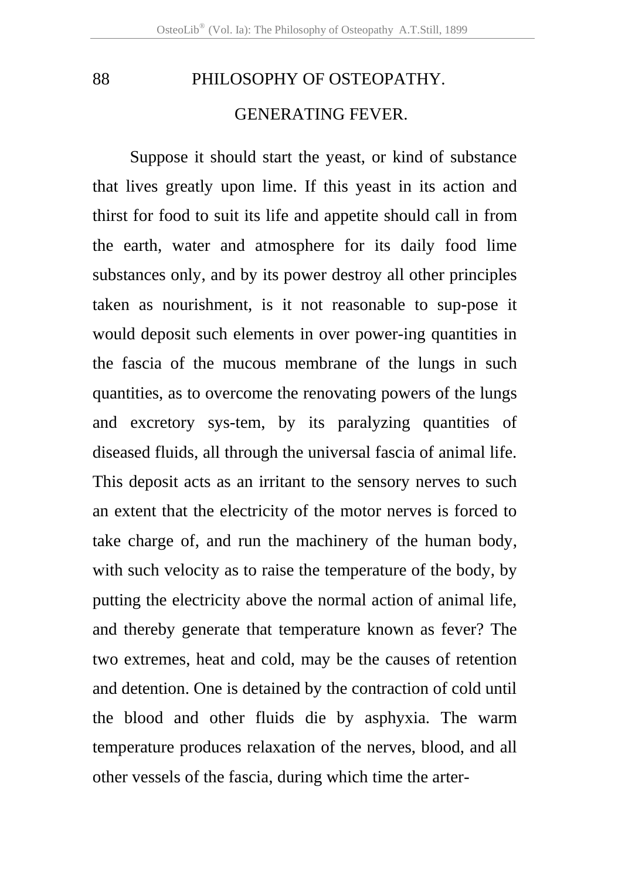## GENERATING FEVER.

Suppose it should start the yeast, or kind of substance that lives greatly upon lime. If this yeast in its action and thirst for food to suit its life and appetite should call in from the earth, water and atmosphere for its daily food lime substances only, and by its power destroy all other principles taken as nourishment, is it not reasonable to sup-pose it would deposit such elements in over power-ing quantities in the fascia of the mucous membrane of the lungs in such quantities, as to overcome the renovating powers of the lungs and excretory sys-tem, by its paralyzing quantities of diseased fluids, all through the universal fascia of animal life. This deposit acts as an irritant to the sensory nerves to such an extent that the electricity of the motor nerves is forced to take charge of, and run the machinery of the human body, with such velocity as to raise the temperature of the body, by putting the electricity above the normal action of animal life, and thereby generate that temperature known as fever? The two extremes, heat and cold, may be the causes of retention and detention. One is detained by the contraction of cold until the blood and other fluids die by asphyxia. The warm temperature produces relaxation of the nerves, blood, and all other vessels of the fascia, during which time the arter-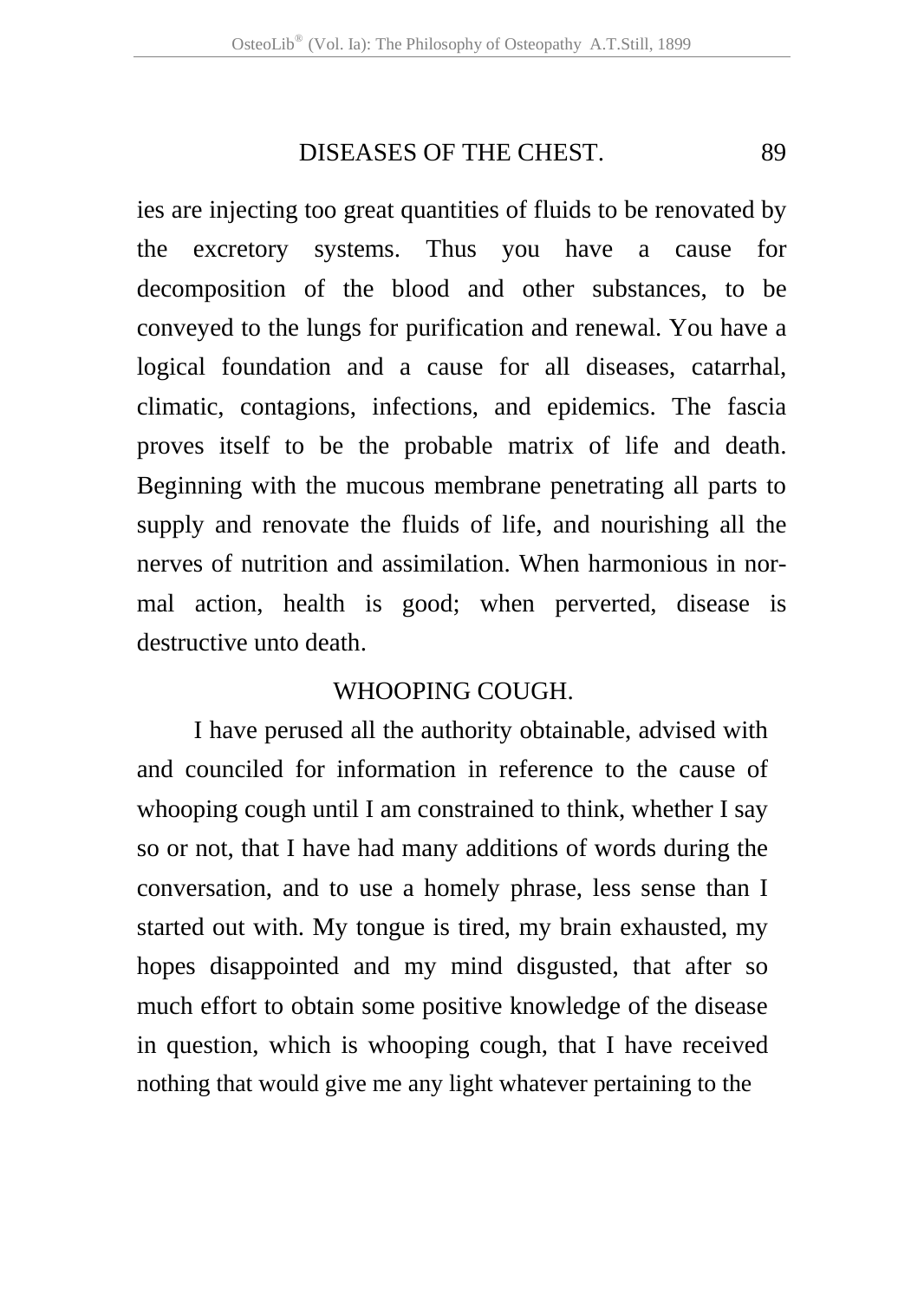ies are injecting too great quantities of fluids to be renovated by the excretory systems. Thus you have a cause for decomposition of the blood and other substances, to be conveyed to the lungs for purification and renewal. You have a logical foundation and a cause for all diseases, catarrhal, climatic, contagions, infections, and epidemics. The fascia proves itself to be the probable matrix of life and death. Beginning with the mucous membrane penetrating all parts to supply and renovate the fluids of life, and nourishing all the nerves of nutrition and assimilation. When harmonious in normal action, health is good; when perverted, disease is destructive unto death.

## WHOOPING COUGH.

I have perused all the authority obtainable, advised with and counciled for information in reference to the cause of whooping cough until I am constrained to think, whether I say so or not, that I have had many additions of words during the conversation, and to use a homely phrase, less sense than I started out with. My tongue is tired, my brain exhausted, my hopes disappointed and my mind disgusted, that after so much effort to obtain some positive knowledge of the disease in question, which is whooping cough, that I have received nothing that would give me any light whatever pertaining to the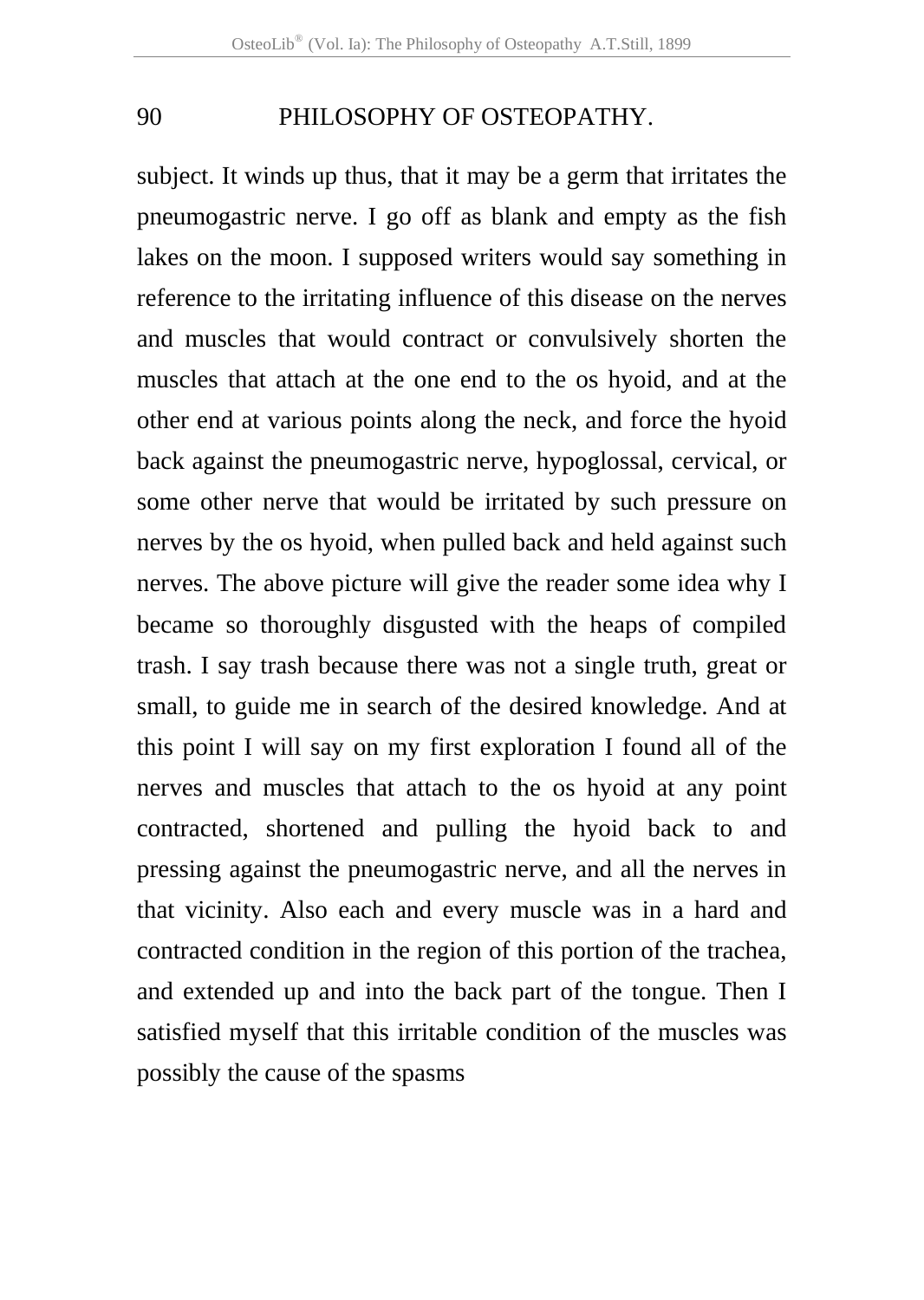subject. It winds up thus, that it may be a germ that irritates the pneumogastric nerve. I go off as blank and empty as the fish lakes on the moon. I supposed writers would say something in reference to the irritating influence of this disease on the nerves and muscles that would contract or convulsively shorten the muscles that attach at the one end to the os hyoid, and at the other end at various points along the neck, and force the hyoid back against the pneumogastric nerve, hypoglossal, cervical, or some other nerve that would be irritated by such pressure on nerves by the os hyoid, when pulled back and held against such nerves. The above picture will give the reader some idea why I became so thoroughly disgusted with the heaps of compiled trash. I say trash because there was not a single truth, great or small, to guide me in search of the desired knowledge. And at this point I will say on my first exploration I found all of the nerves and muscles that attach to the os hyoid at any point contracted, shortened and pulling the hyoid back to and pressing against the pneumogastric nerve, and all the nerves in that vicinity. Also each and every muscle was in a hard and contracted condition in the region of this portion of the trachea, and extended up and into the back part of the tongue. Then I satisfied myself that this irritable condition of the muscles was possibly the cause of the spasms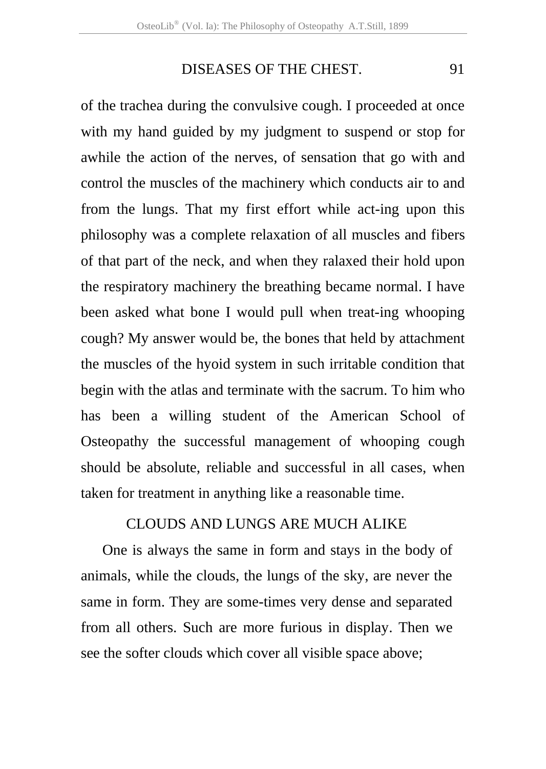of the trachea during the convulsive cough. I proceeded at once with my hand guided by my judgment to suspend or stop for awhile the action of the nerves, of sensation that go with and control the muscles of the machinery which conducts air to and from the lungs. That my first effort while act-ing upon this philosophy was a complete relaxation of all muscles and fibers of that part of the neck, and when they ralaxed their hold upon the respiratory machinery the breathing became normal. I have been asked what bone I would pull when treat-ing whooping cough? My answer would be, the bones that held by attachment the muscles of the hyoid system in such irritable condition that begin with the atlas and terminate with the sacrum. To him who has been a willing student of the American School of Osteopathy the successful management of whooping cough should be absolute, reliable and successful in all cases, when taken for treatment in anything like a reasonable time.

## CLOUDS AND LUNGS ARE MUCH ALIKE

One is always the same in form and stays in the body of animals, while the clouds, the lungs of the sky, are never the same in form. They are some-times very dense and separated from all others. Such are more furious in display. Then we see the softer clouds which cover all visible space above;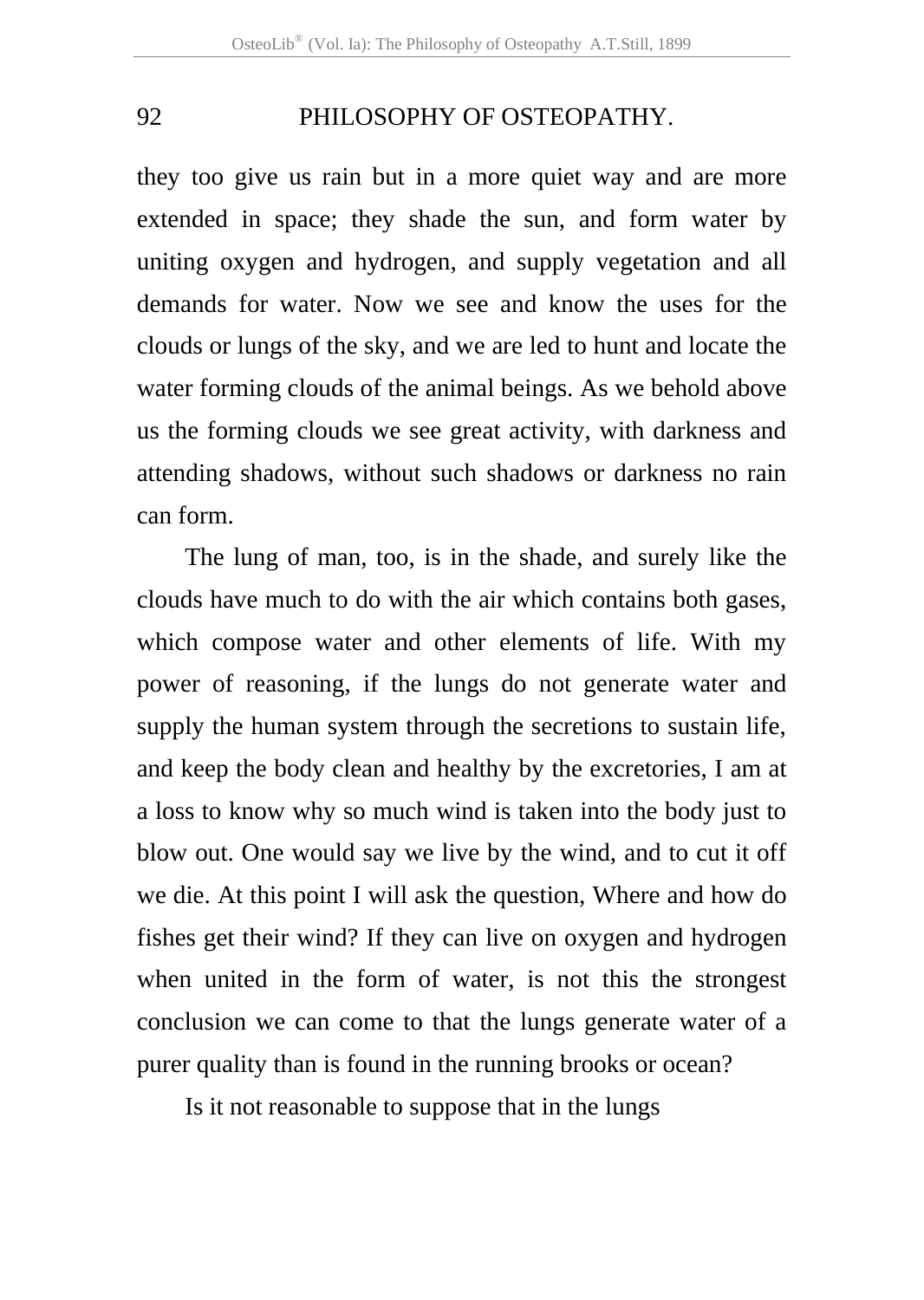they too give us rain but in a more quiet way and are more extended in space; they shade the sun, and form water by uniting oxygen and hydrogen, and supply vegetation and all demands for water. Now we see and know the uses for the clouds or lungs of the sky, and we are led to hunt and locate the water forming clouds of the animal beings. As we behold above us the forming clouds we see great activity, with darkness and attending shadows, without such shadows or darkness no rain can form.

The lung of man, too, is in the shade, and surely like the clouds have much to do with the air which contains both gases, which compose water and other elements of life. With my power of reasoning, if the lungs do not generate water and supply the human system through the secretions to sustain life, and keep the body clean and healthy by the excretories, I am at a loss to know why so much wind is taken into the body just to blow out. One would say we live by the wind, and to cut it off we die. At this point I will ask the question, Where and how do fishes get their wind? If they can live on oxygen and hydrogen when united in the form of water, is not this the strongest conclusion we can come to that the lungs generate water of a purer quality than is found in the running brooks or ocean?

Is it not reasonable to suppose that in the lungs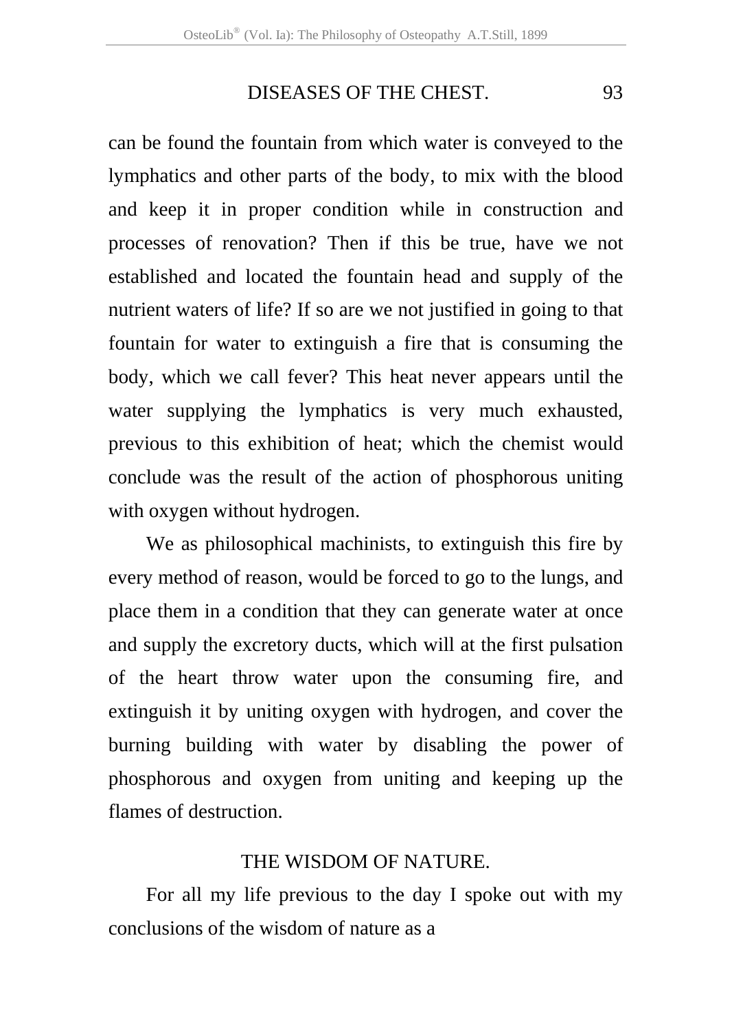can be found the fountain from which water is conveyed to the lymphatics and other parts of the body, to mix with the blood and keep it in proper condition while in construction and processes of renovation? Then if this be true, have we not established and located the fountain head and supply of the nutrient waters of life? If so are we not justified in going to that fountain for water to extinguish a fire that is consuming the body, which we call fever? This heat never appears until the water supplying the lymphatics is very much exhausted, previous to this exhibition of heat; which the chemist would conclude was the result of the action of phosphorous uniting with oxygen without hydrogen.

We as philosophical machinists, to extinguish this fire by every method of reason, would be forced to go to the lungs, and place them in a condition that they can generate water at once and supply the excretory ducts, which will at the first pulsation of the heart throw water upon the consuming fire, and extinguish it by uniting oxygen with hydrogen, and cover the burning building with water by disabling the power of phosphorous and oxygen from uniting and keeping up the flames of destruction.

## THE WISDOM OF NATURE.

For all my life previous to the day I spoke out with my conclusions of the wisdom of nature as a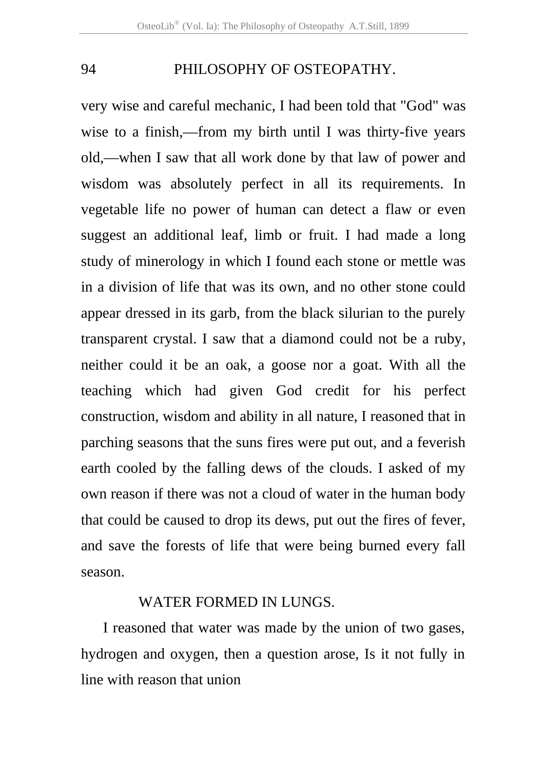very wise and careful mechanic, I had been told that "God" was wise to a finish,—from my birth until I was thirty-five years old,—when I saw that all work done by that law of power and wisdom was absolutely perfect in all its requirements. In vegetable life no power of human can detect a flaw or even suggest an additional leaf, limb or fruit. I had made a long study of minerology in which I found each stone or mettle was in a division of life that was its own, and no other stone could appear dressed in its garb, from the black silurian to the purely transparent crystal. I saw that a diamond could not be a ruby, neither could it be an oak, a goose nor a goat. With all the teaching which had given God credit for his perfect construction, wisdom and ability in all nature, I reasoned that in parching seasons that the suns fires were put out, and a feverish earth cooled by the falling dews of the clouds. I asked of my own reason if there was not a cloud of water in the human body that could be caused to drop its dews, put out the fires of fever, and save the forests of life that were being burned every fall season.

### WATER FORMED IN LUNGS.

I reasoned that water was made by the union of two gases, hydrogen and oxygen, then a question arose, Is it not fully in line with reason that union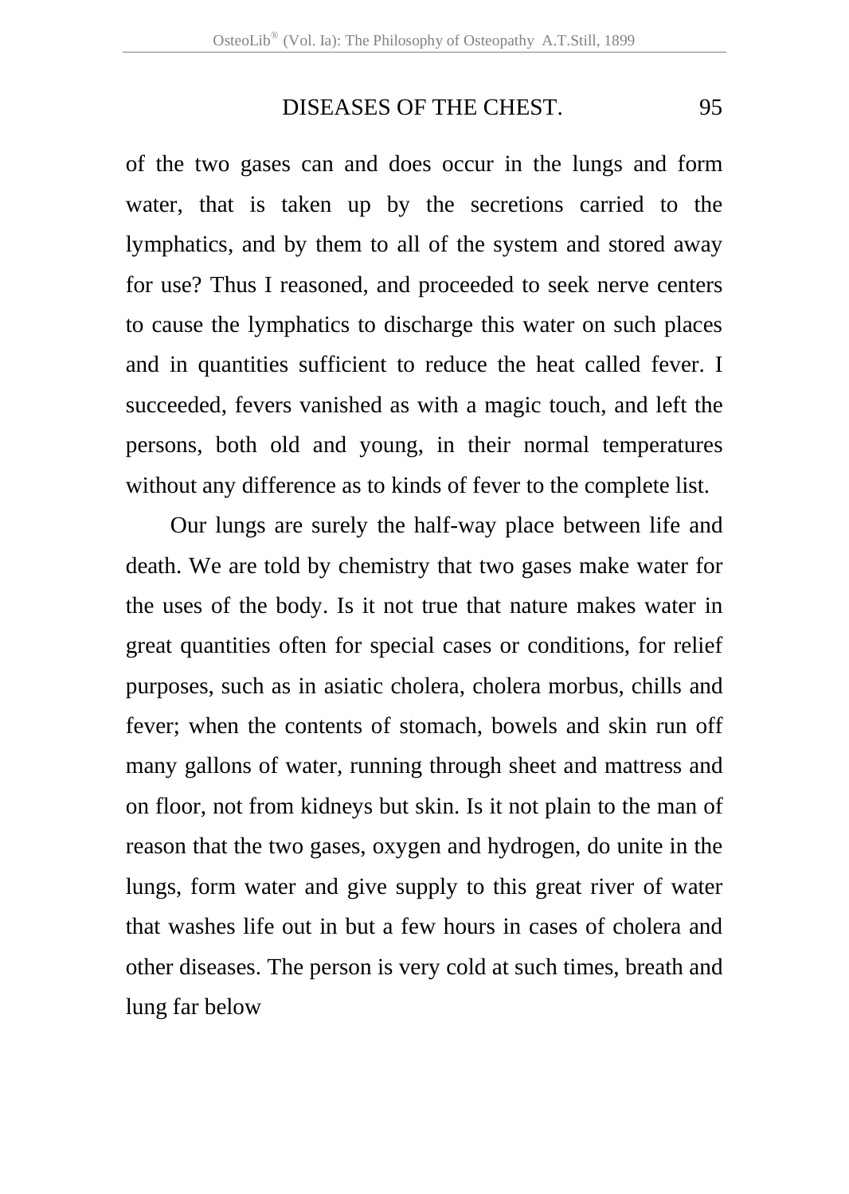of the two gases can and does occur in the lungs and form water, that is taken up by the secretions carried to the lymphatics, and by them to all of the system and stored away for use? Thus I reasoned, and proceeded to seek nerve centers to cause the lymphatics to discharge this water on such places and in quantities sufficient to reduce the heat called fever. I succeeded, fevers vanished as with a magic touch, and left the persons, both old and young, in their normal temperatures without any difference as to kinds of fever to the complete list.

Our lungs are surely the half-way place between life and death. We are told by chemistry that two gases make water for the uses of the body. Is it not true that nature makes water in great quantities often for special cases or conditions, for relief purposes, such as in asiatic cholera, cholera morbus, chills and fever; when the contents of stomach, bowels and skin run off many gallons of water, running through sheet and mattress and on floor, not from kidneys but skin. Is it not plain to the man of reason that the two gases, oxygen and hydrogen, do unite in the lungs, form water and give supply to this great river of water that washes life out in but a few hours in cases of cholera and other diseases. The person is very cold at such times, breath and lung far below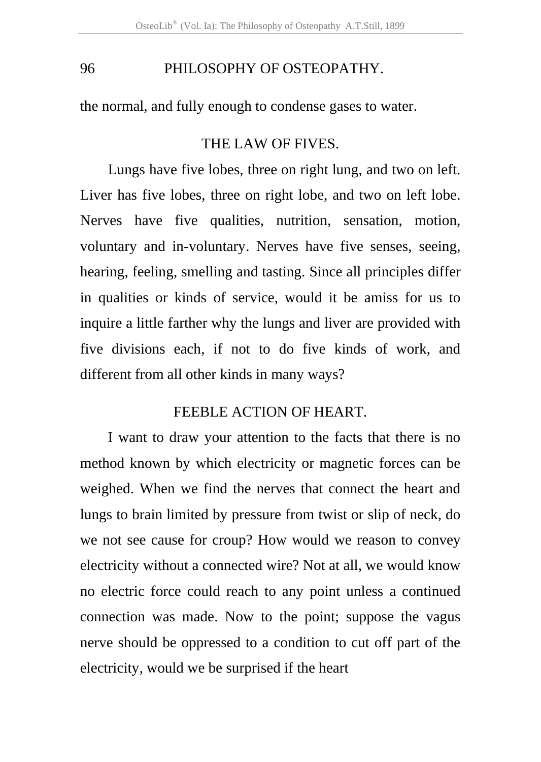the normal, and fully enough to condense gases to water.

## THE LAW OF FIVES.

Lungs have five lobes, three on right lung, and two on left. Liver has five lobes, three on right lobe, and two on left lobe. Nerves have five qualities, nutrition, sensation, motion, voluntary and in-voluntary. Nerves have five senses, seeing, hearing, feeling, smelling and tasting. Since all principles differ in qualities or kinds of service, would it be amiss for us to inquire a little farther why the lungs and liver are provided with five divisions each, if not to do five kinds of work, and different from all other kinds in many ways?

## FEEBLE ACTION OF HEART.

I want to draw your attention to the facts that there is no method known by which electricity or magnetic forces can be weighed. When we find the nerves that connect the heart and lungs to brain limited by pressure from twist or slip of neck, do we not see cause for croup? How would we reason to convey electricity without a connected wire? Not at all, we would know no electric force could reach to any point unless a continued connection was made. Now to the point; suppose the vagus nerve should be oppressed to a condition to cut off part of the electricity, would we be surprised if the heart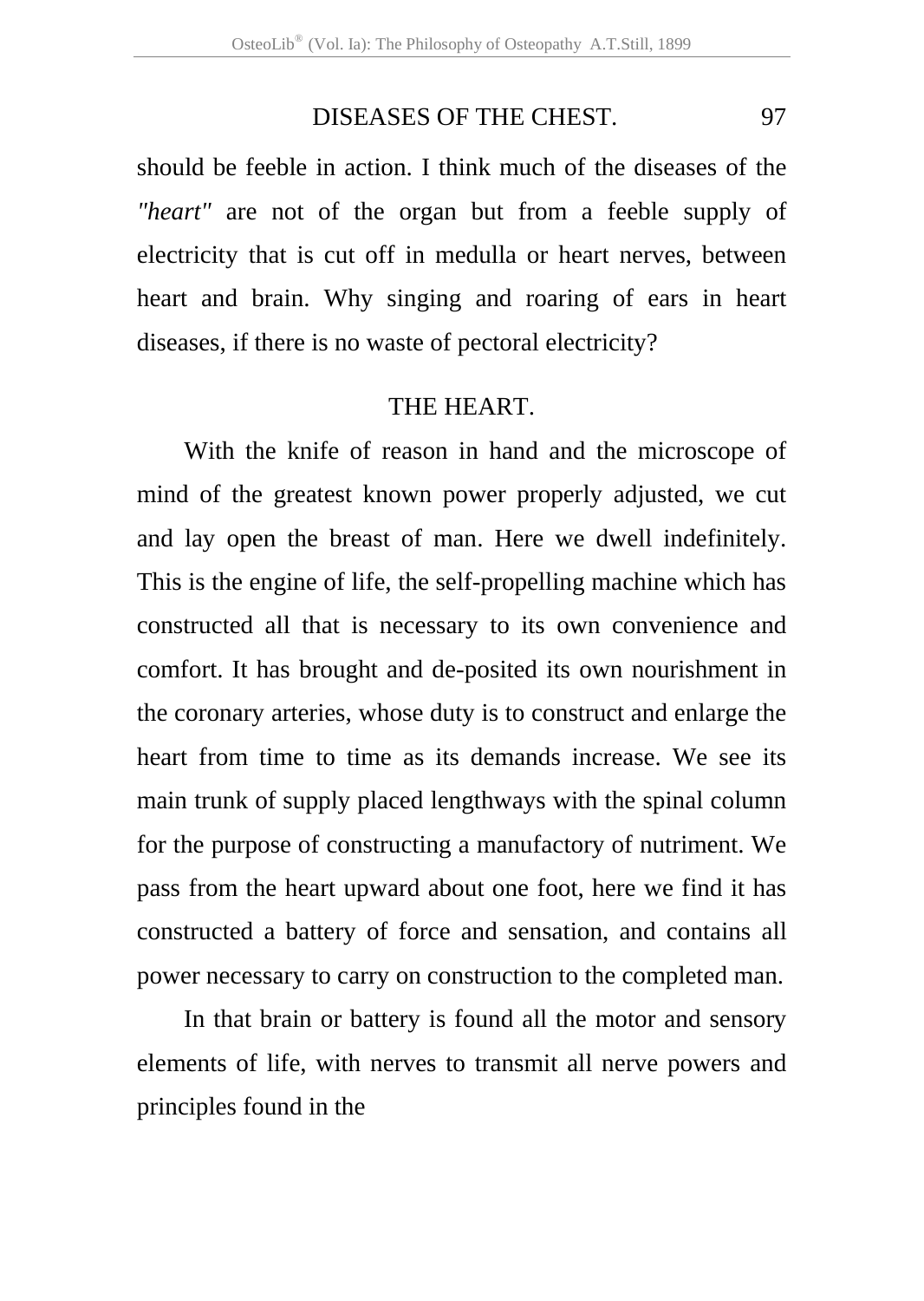should be feeble in action. I think much of the diseases of the *"heart"* are not of the organ but from a feeble supply of electricity that is cut off in medulla or heart nerves, between heart and brain. Why singing and roaring of ears in heart diseases, if there is no waste of pectoral electricity?

## THE HEART.

With the knife of reason in hand and the microscope of mind of the greatest known power properly adjusted, we cut and lay open the breast of man. Here we dwell indefinitely. This is the engine of life, the self-propelling machine which has constructed all that is necessary to its own convenience and comfort. It has brought and de-posited its own nourishment in the coronary arteries, whose duty is to construct and enlarge the heart from time to time as its demands increase. We see its main trunk of supply placed lengthways with the spinal column for the purpose of constructing a manufactory of nutriment. We pass from the heart upward about one foot, here we find it has constructed a battery of force and sensation, and contains all power necessary to carry on construction to the completed man.

In that brain or battery is found all the motor and sensory elements of life, with nerves to transmit all nerve powers and principles found in the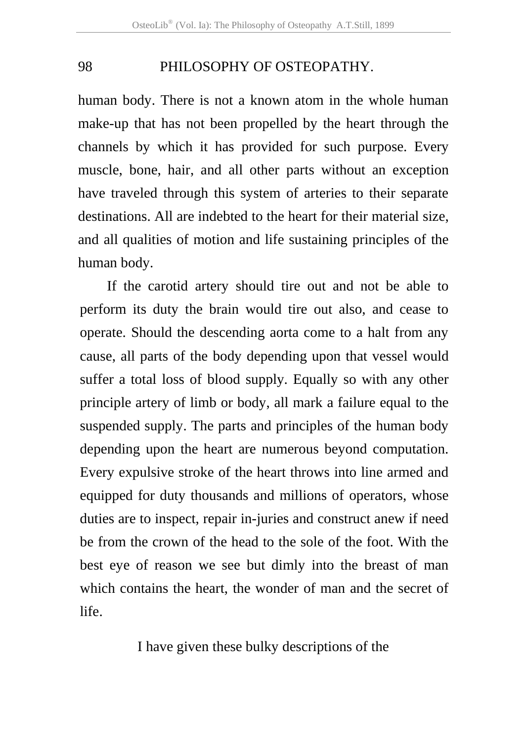human body. There is not a known atom in the whole human make-up that has not been propelled by the heart through the channels by which it has provided for such purpose. Every muscle, bone, hair, and all other parts without an exception have traveled through this system of arteries to their separate destinations. All are indebted to the heart for their material size, and all qualities of motion and life sustaining principles of the human body.

If the carotid artery should tire out and not be able to perform its duty the brain would tire out also, and cease to operate. Should the descending aorta come to a halt from any cause, all parts of the body depending upon that vessel would suffer a total loss of blood supply. Equally so with any other principle artery of limb or body, all mark a failure equal to the suspended supply. The parts and principles of the human body depending upon the heart are numerous beyond computation. Every expulsive stroke of the heart throws into line armed and equipped for duty thousands and millions of operators, whose duties are to inspect, repair in-juries and construct anew if need be from the crown of the head to the sole of the foot. With the best eye of reason we see but dimly into the breast of man which contains the heart, the wonder of man and the secret of life.

I have given these bulky descriptions of the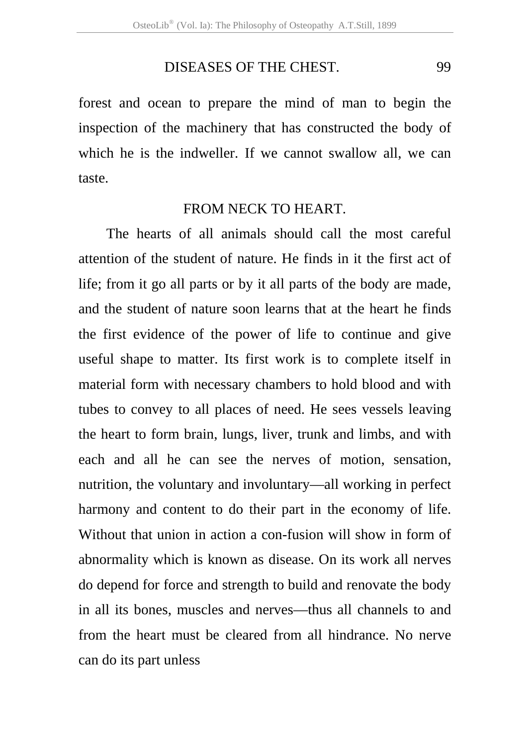forest and ocean to prepare the mind of man to begin the inspection of the machinery that has constructed the body of which he is the indweller. If we cannot swallow all, we can taste.

## FROM NECK TO HEART.

The hearts of all animals should call the most careful attention of the student of nature. He finds in it the first act of life; from it go all parts or by it all parts of the body are made, and the student of nature soon learns that at the heart he finds the first evidence of the power of life to continue and give useful shape to matter. Its first work is to complete itself in material form with necessary chambers to hold blood and with tubes to convey to all places of need. He sees vessels leaving the heart to form brain, lungs, liver, trunk and limbs, and with each and all he can see the nerves of motion, sensation, nutrition, the voluntary and involuntary—all working in perfect harmony and content to do their part in the economy of life. Without that union in action a con-fusion will show in form of abnormality which is known as disease. On its work all nerves do depend for force and strength to build and renovate the body in all its bones, muscles and nerves—thus all channels to and from the heart must be cleared from all hindrance. No nerve can do its part unless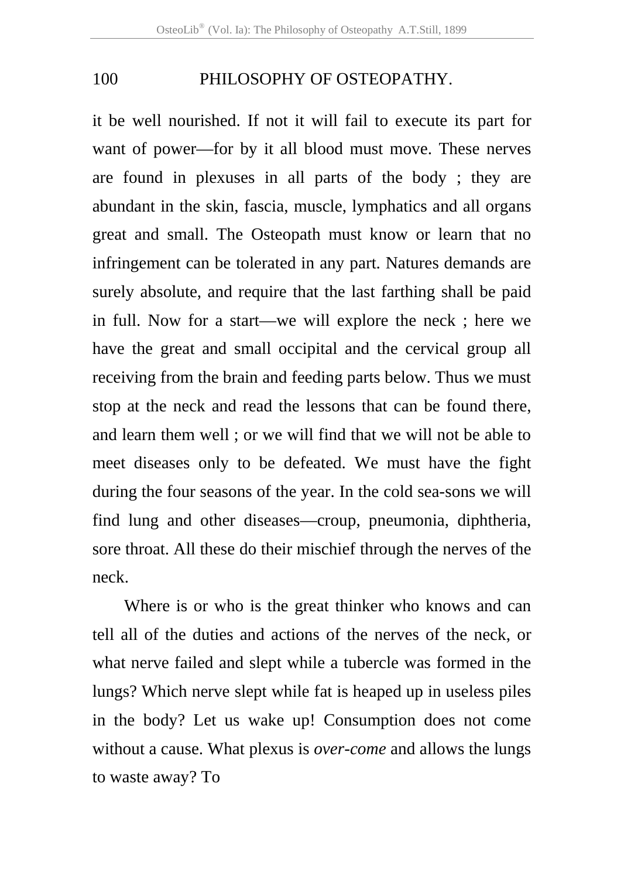it be well nourished. If not it will fail to execute its part for want of power—for by it all blood must move. These nerves are found in plexuses in all parts of the body ; they are abundant in the skin, fascia, muscle, lymphatics and all organs great and small. The Osteopath must know or learn that no infringement can be tolerated in any part. Natures demands are surely absolute, and require that the last farthing shall be paid in full. Now for a start—we will explore the neck ; here we have the great and small occipital and the cervical group all receiving from the brain and feeding parts below. Thus we must stop at the neck and read the lessons that can be found there, and learn them well ; or we will find that we will not be able to meet diseases only to be defeated. We must have the fight during the four seasons of the year. In the cold sea-sons we will find lung and other diseases—croup, pneumonia, diphtheria, sore throat. All these do their mischief through the nerves of the neck.

Where is or who is the great thinker who knows and can tell all of the duties and actions of the nerves of the neck, or what nerve failed and slept while a tubercle was formed in the lungs? Which nerve slept while fat is heaped up in useless piles in the body? Let us wake up! Consumption does not come without a cause. What plexus is *over-come* and allows the lungs to waste away? To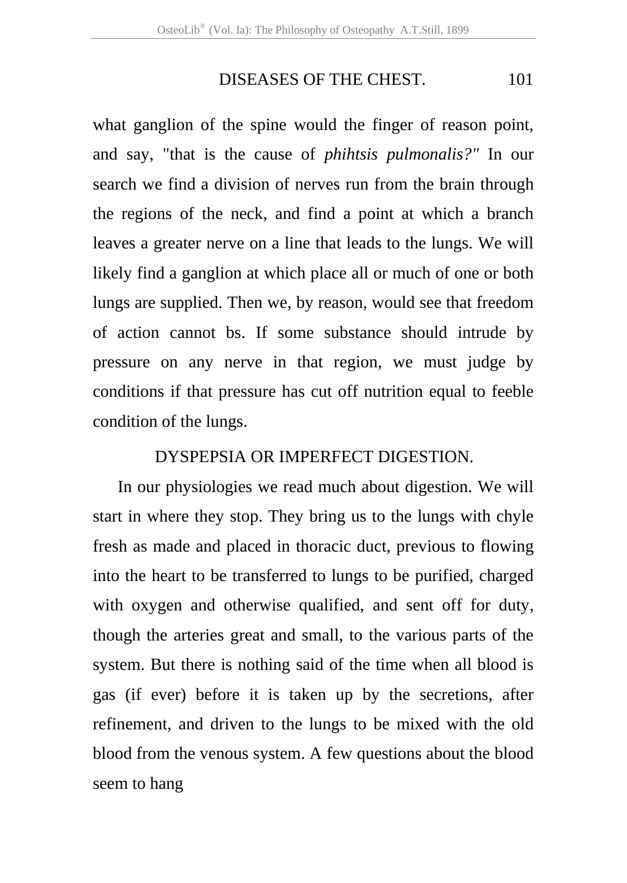what ganglion of the spine would the finger of reason point, and say, "that is the cause of *phihtsis pulmonalis?"* In our search we find a division of nerves run from the brain through the regions of the neck, and find a point at which a branch leaves a greater nerve on a line that leads to the lungs. We will likely find a ganglion at which place all or much of one or both lungs are supplied. Then we, by reason, would see that freedom of action cannot bs. If some substance should intrude by pressure on any nerve in that region, we must judge by conditions if that pressure has cut off nutrition equal to feeble condition of the lungs.

## DYSPEPSIA OR IMPERFECT DIGESTION.

In our physiologies we read much about digestion. We will start in where they stop. They bring us to the lungs with chyle fresh as made and placed in thoracic duct, previous to flowing into the heart to be transferred to lungs to be purified, charged with oxygen and otherwise qualified, and sent off for duty, though the arteries great and small, to the various parts of the system. But there is nothing said of the time when all blood is gas (if ever) before it is taken up by the secretions, after refinement, and driven to the lungs to be mixed with the old blood from the venous system. A few questions about the blood seem to hang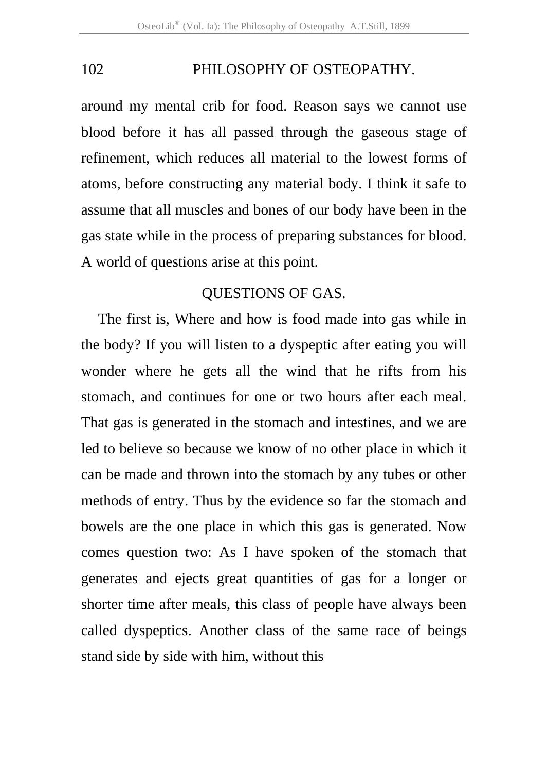around my mental crib for food. Reason says we cannot use blood before it has all passed through the gaseous stage of refinement, which reduces all material to the lowest forms of atoms, before constructing any material body. I think it safe to assume that all muscles and bones of our body have been in the gas state while in the process of preparing substances for blood. A world of questions arise at this point.

## QUESTIONS OF GAS.

The first is, Where and how is food made into gas while in the body? If you will listen to a dyspeptic after eating you will wonder where he gets all the wind that he rifts from his stomach, and continues for one or two hours after each meal. That gas is generated in the stomach and intestines, and we are led to believe so because we know of no other place in which it can be made and thrown into the stomach by any tubes or other methods of entry. Thus by the evidence so far the stomach and bowels are the one place in which this gas is generated. Now comes question two: As I have spoken of the stomach that generates and ejects great quantities of gas for a longer or shorter time after meals, this class of people have always been called dyspeptics. Another class of the same race of beings stand side by side with him, without this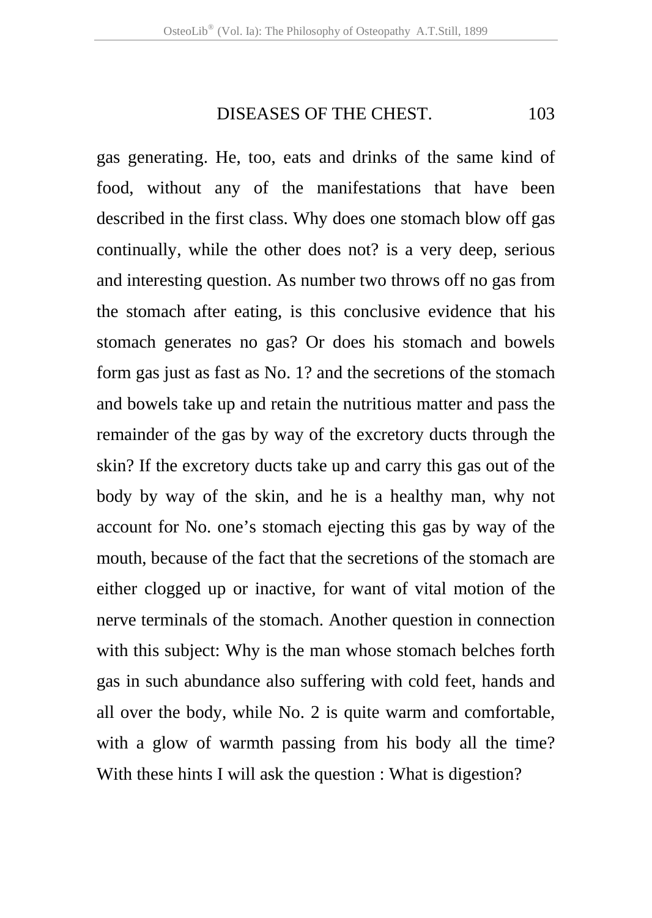gas generating. He, too, eats and drinks of the same kind of food, without any of the manifestations that have been described in the first class. Why does one stomach blow off gas continually, while the other does not? is a very deep, serious and interesting question. As number two throws off no gas from the stomach after eating, is this conclusive evidence that his stomach generates no gas? Or does his stomach and bowels form gas just as fast as No. 1? and the secretions of the stomach and bowels take up and retain the nutritious matter and pass the remainder of the gas by way of the excretory ducts through the skin? If the excretory ducts take up and carry this gas out of the body by way of the skin, and he is a healthy man, why not account for No. one's stomach ejecting this gas by way of the mouth, because of the fact that the secretions of the stomach are either clogged up or inactive, for want of vital motion of the nerve terminals of the stomach. Another question in connection with this subject: Why is the man whose stomach belches forth gas in such abundance also suffering with cold feet, hands and all over the body, while No. 2 is quite warm and comfortable, with a glow of warmth passing from his body all the time? With these hints I will ask the question : What is digestion?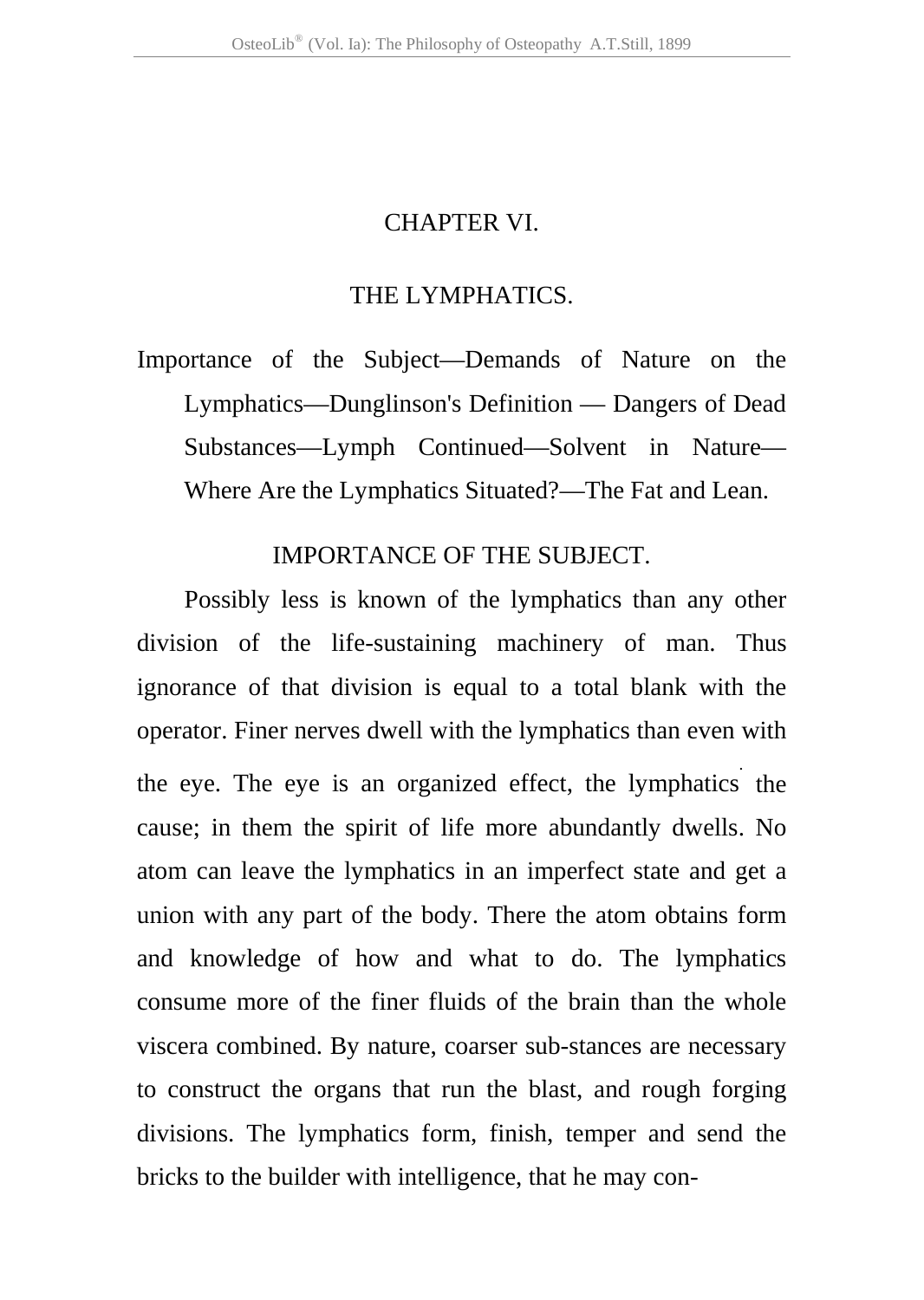# CHAPTER VI.

## THE LYMPHATICS.

Importance of the Subject—Demands of Nature on the Lymphatics—Dunglinson's Definition — Dangers of Dead Substances—Lymph Continued—Solvent in Nature—Where Are the Lymphatics Situated?—The Fat and Lean.

### IMPORTANCE OF THE SUBJECT.

Possibly less is known of the lymphatics than any other division of the life-sustaining machinery of man. Thus ignorance of that division is equal to a total blank with the operator. Finer nerves dwell with the lymphatics than even with the eye. The eye is an organized effect, the lymphatics the cause; in them the spirit of life more abundantly dwells. No atom can leave the lymphatics in an imperfect state and get a union with any part of the body. There the atom obtains form and knowledge of how and what to do. The lymphatics consume more of the finer fluids of the brain than the whole viscera combined. By nature, coarser sub-stances are necessary to construct the organs that run the blast, and rough forging divisions. The lymphatics form, finish, temper and send the bricks to the builder with intelligence, that he may con-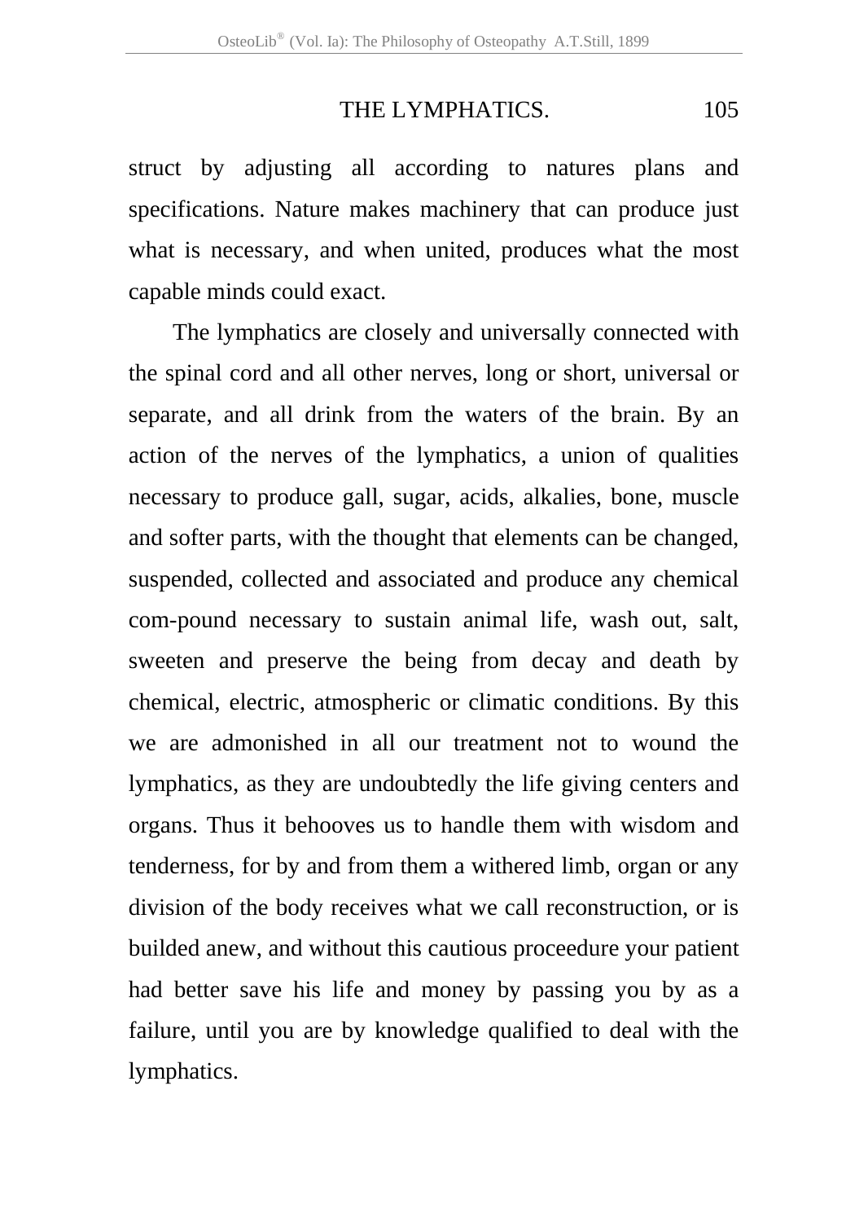struct by adjusting all according to natures plans and specifications. Nature makes machinery that can produce just what is necessary, and when united, produces what the most capable minds could exact.

The lymphatics are closely and universally connected with the spinal cord and all other nerves, long or short, universal or separate, and all drink from the waters of the brain. By an action of the nerves of the lymphatics, a union of qualities necessary to produce gall, sugar, acids, alkalies, bone, muscle and softer parts, with the thought that elements can be changed, suspended, collected and associated and produce any chemical com-pound necessary to sustain animal life, wash out, salt, sweeten and preserve the being from decay and death by chemical, electric, atmospheric or climatic conditions. By this we are admonished in all our treatment not to wound the lymphatics, as they are undoubtedly the life giving centers and organs. Thus it behooves us to handle them with wisdom and tenderness, for by and from them a withered limb, organ or any division of the body receives what we call reconstruction, or is builded anew, and without this cautious proceedure your patient had better save his life and money by passing you by as a failure, until you are by knowledge qualified to deal with the lymphatics.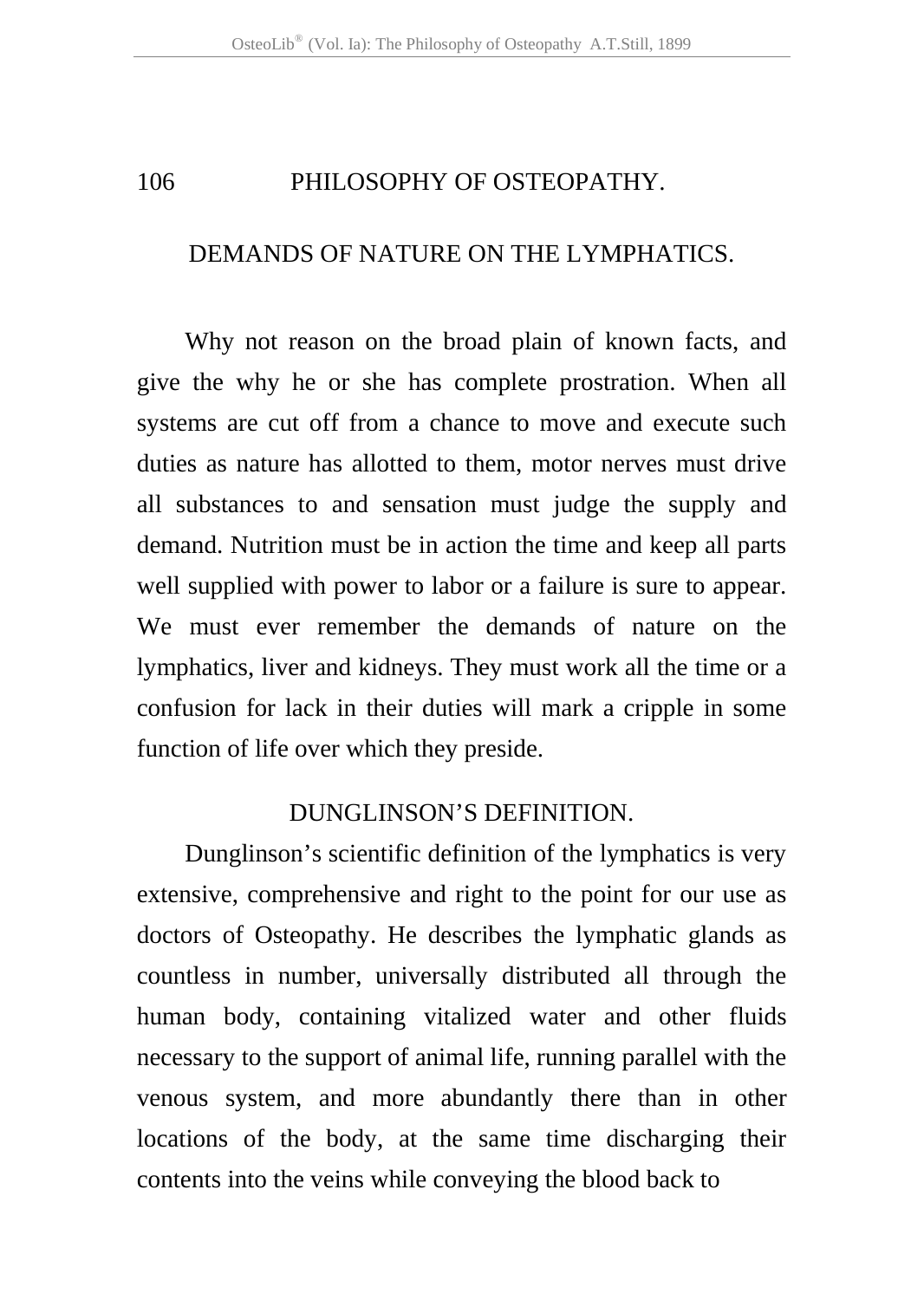## DEMANDS OF NATURE ON THE LYMPHATICS.

Why not reason on the broad plain of known facts, and give the why he or she has complete prostration. When all systems are cut off from a chance to move and execute such duties as nature has allotted to them, motor nerves must drive all substances to and sensation must judge the supply and demand. Nutrition must be in action the time and keep all parts well supplied with power to labor or a failure is sure to appear. We must ever remember the demands of nature on the lymphatics, liver and kidneys. They must work all the time or a confusion for lack in their duties will mark a cripple in some function of life over which they preside.

## DUNGLINSON'S DEFINITION.

Dunglinson's scientific definition of the lymphatics is very extensive, comprehensive and right to the point for our use as doctors of Osteopathy. He describes the lymphatic glands as countless in number, universally distributed all through the human body, containing vitalized water and other fluids necessary to the support of animal life, running parallel with the venous system, and more abundantly there than in other locations of the body, at the same time discharging their contents into the veins while conveying the blood back to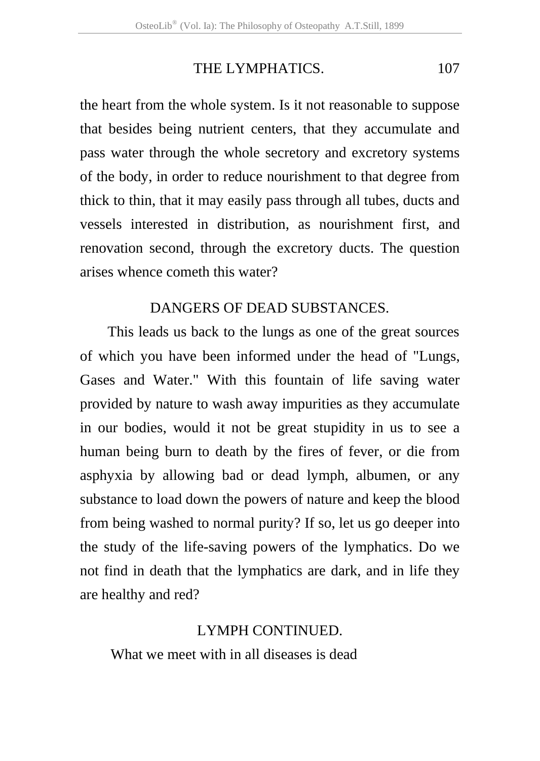the heart from the whole system. Is it not reasonable to suppose that besides being nutrient centers, that they accumulate and pass water through the whole secretory and excretory systems of the body, in order to reduce nourishment to that degree from thick to thin, that it may easily pass through all tubes, ducts and vessels interested in distribution, as nourishment first, and renovation second, through the excretory ducts. The question arises whence cometh this water?

## DANGERS OF DEAD SUBSTANCES.

This leads us back to the lungs as one of the great sources of which you have been informed under the head of "Lungs, Gases and Water." With this fountain of life saving water provided by nature to wash away impurities as they accumulate in our bodies, would it not be great stupidity in us to see a human being burn to death by the fires of fever, or die from asphyxia by allowing bad or dead lymph, albumen, or any substance to load down the powers of nature and keep the blood from being washed to normal purity? If so, let us go deeper into the study of the life-saving powers of the lymphatics. Do we not find in death that the lymphatics are dark, and in life they are healthy and red?

## LYMPH CONTINUED.

What we meet with in all diseases is dead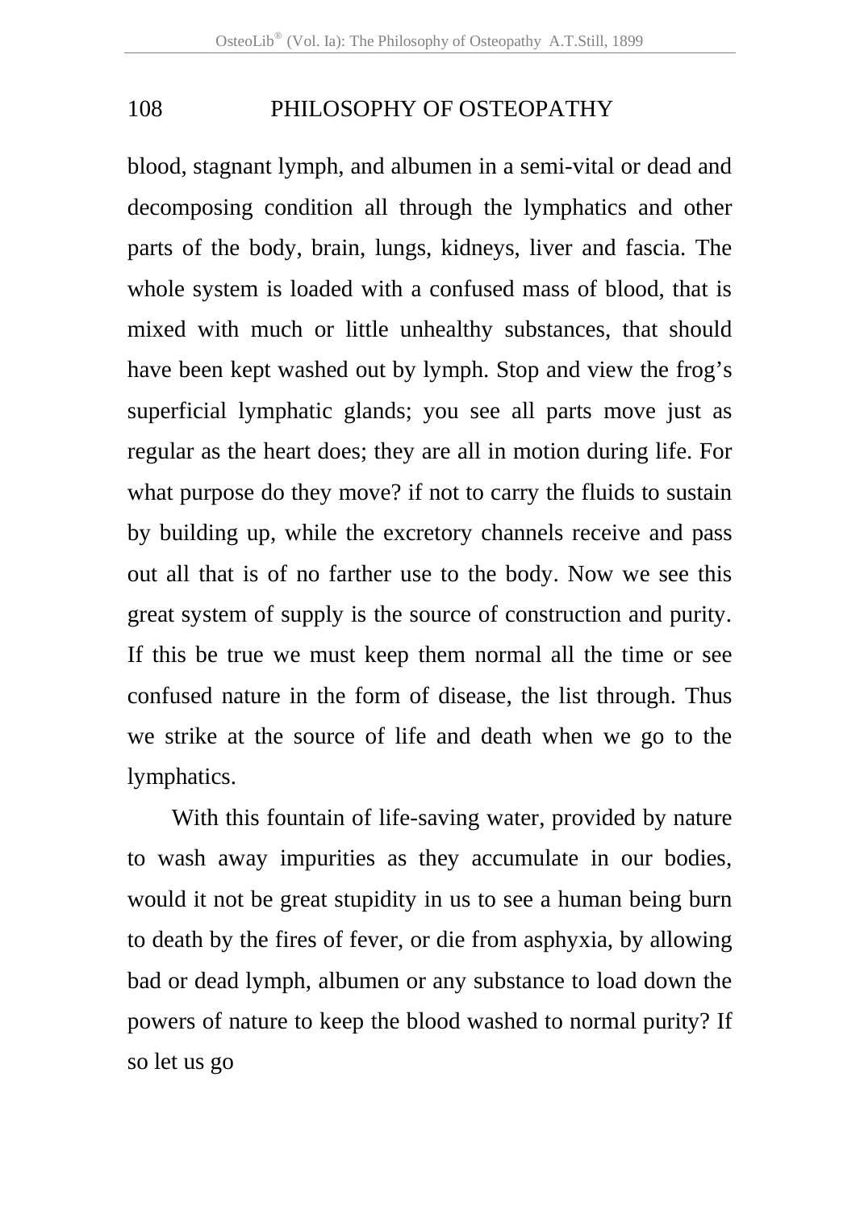blood, stagnant lymph, and albumen in a semi-vital or dead and decomposing condition all through the lymphatics and other parts of the body, brain, lungs, kidneys, liver and fascia. The whole system is loaded with a confused mass of blood, that is mixed with much or little unhealthy substances, that should have been kept washed out by lymph. Stop and view the frog's superficial lymphatic glands; you see all parts move just as regular as the heart does; they are all in motion during life. For what purpose do they move? if not to carry the fluids to sustain by building up, while the excretory channels receive and pass out all that is of no farther use to the body. Now we see this great system of supply is the source of construction and purity. If this be true we must keep them normal all the time or see confused nature in the form of disease, the list through. Thus we strike at the source of life and death when we go to the lymphatics.

With this fountain of life-saving water, provided by nature to wash away impurities as they accumulate in our bodies, would it not be great stupidity in us to see a human being burn to death by the fires of fever, or die from asphyxia, by allowing bad or dead lymph, albumen or any substance to load down the powers of nature to keep the blood washed to normal purity? If so let us go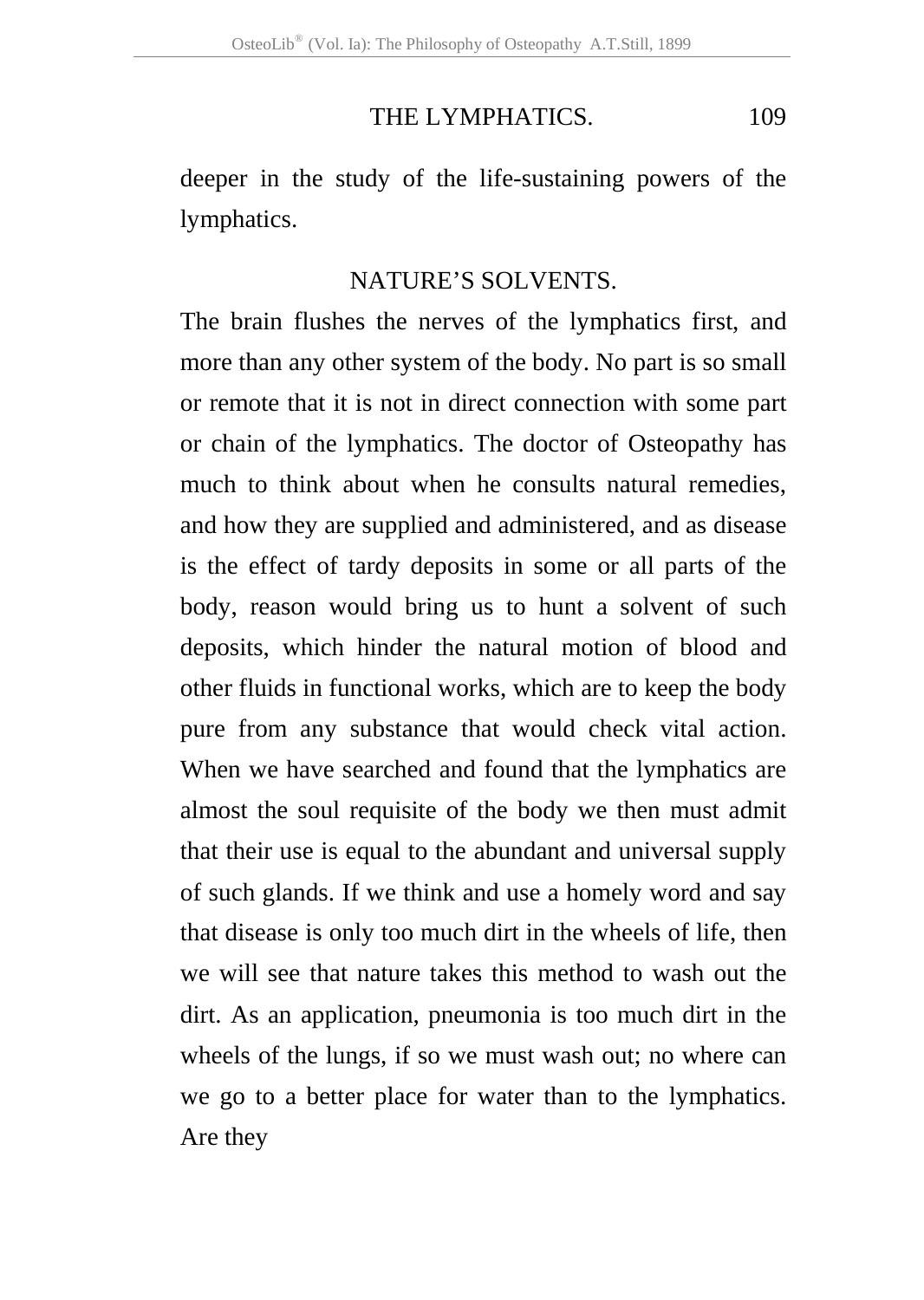deeper in the study of the life-sustaining powers of the lymphatics.

## NATURE'S SOLVENTS.

The brain flushes the nerves of the lymphatics first, and more than any other system of the body. No part is so small or remote that it is not in direct connection with some part or chain of the lymphatics. The doctor of Osteopathy has much to think about when he consults natural remedies, and how they are supplied and administered, and as disease is the effect of tardy deposits in some or all parts of the body, reason would bring us to hunt a solvent of such deposits, which hinder the natural motion of blood and other fluids in functional works, which are to keep the body pure from any substance that would check vital action. When we have searched and found that the lymphatics are almost the soul requisite of the body we then must admit that their use is equal to the abundant and universal supply of such glands. If we think and use a homely word and say that disease is only too much dirt in the wheels of life, then we will see that nature takes this method to wash out the dirt. As an application, pneumonia is too much dirt in the wheels of the lungs, if so we must wash out; no where can we go to a better place for water than to the lymphatics. Are they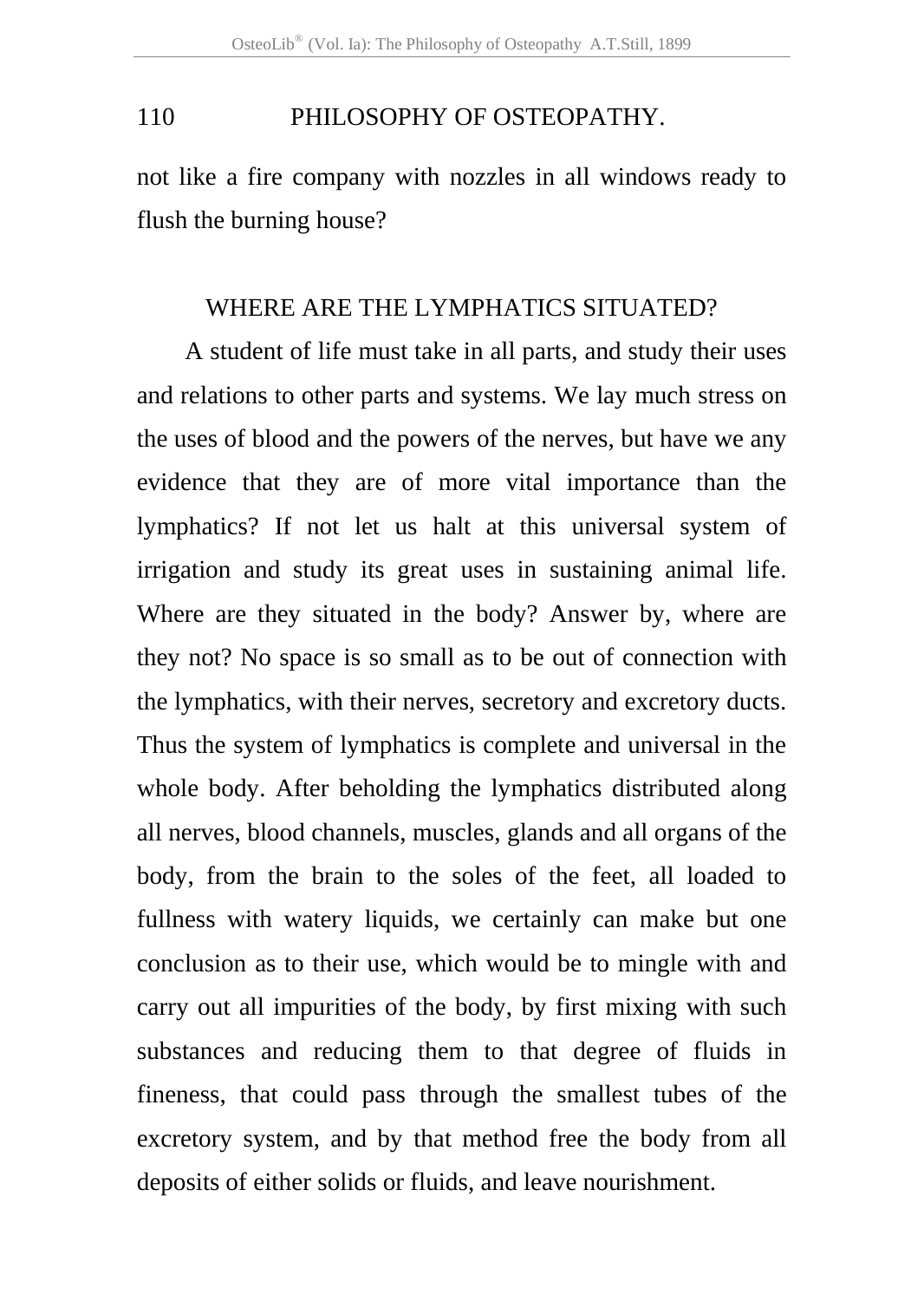not like a fire company with nozzles in all windows ready to flush the burning house?

## WHERE ARE THE LYMPHATICS SITUATED?

A student of life must take in all parts, and study their uses and relations to other parts and systems. We lay much stress on the uses of blood and the powers of the nerves, but have we any evidence that they are of more vital importance than the lymphatics? If not let us halt at this universal system of irrigation and study its great uses in sustaining animal life. Where are they situated in the body? Answer by, where are they not? No space is so small as to be out of connection with the lymphatics, with their nerves, secretory and excretory ducts. Thus the system of lymphatics is complete and universal in the whole body. After beholding the lymphatics distributed along all nerves, blood channels, muscles, glands and all organs of the body, from the brain to the soles of the feet, all loaded to fullness with watery liquids, we certainly can make but one conclusion as to their use, which would be to mingle with and carry out all impurities of the body, by first mixing with such substances and reducing them to that degree of fluids in fineness, that could pass through the smallest tubes of the excretory system, and by that method free the body from all deposits of either solids or fluids, and leave nourishment.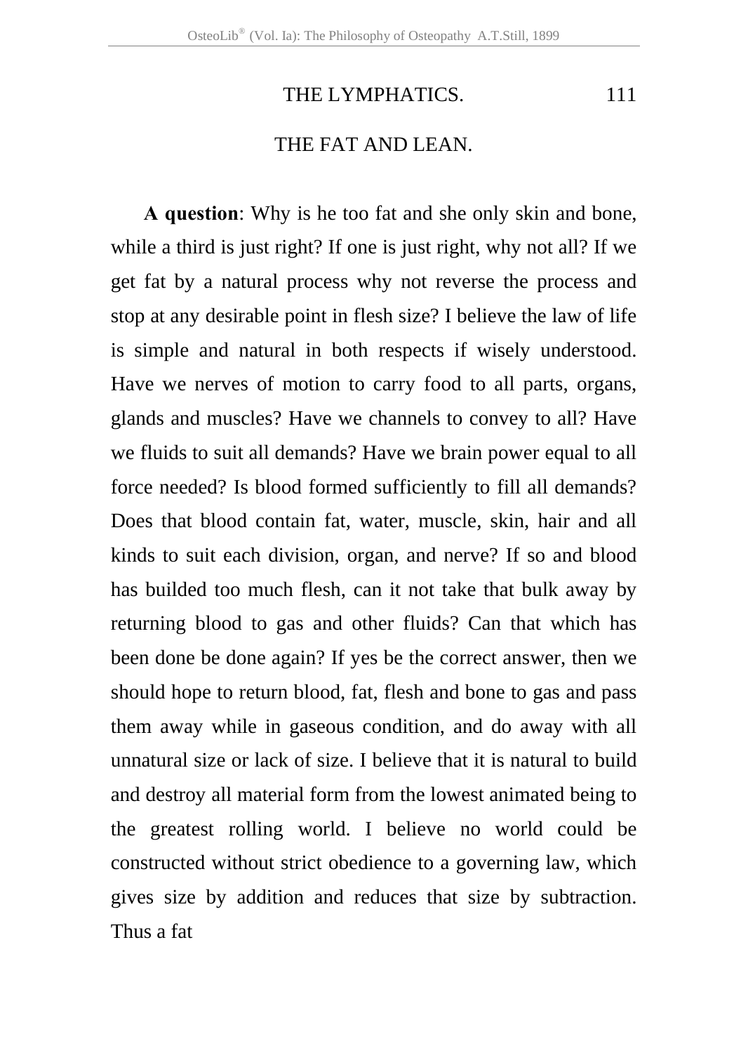## THE FAT AND LEAN.

**A question**: Why is he too fat and she only skin and bone, while a third is just right? If one is just right, why not all? If we get fat by a natural process why not reverse the process and stop at any desirable point in flesh size? I believe the law of life is simple and natural in both respects if wisely understood. Have we nerves of motion to carry food to all parts, organs, glands and muscles? Have we channels to convey to all? Have we fluids to suit all demands? Have we brain power equal to all force needed? Is blood formed sufficiently to fill all demands? Does that blood contain fat, water, muscle, skin, hair and all kinds to suit each division, organ, and nerve? If so and blood has builded too much flesh, can it not take that bulk away by returning blood to gas and other fluids? Can that which has been done be done again? If yes be the correct answer, then we should hope to return blood, fat, flesh and bone to gas and pass them away while in gaseous condition, and do away with all unnatural size or lack of size. I believe that it is natural to build and destroy all material form from the lowest animated being to the greatest rolling world. I believe no world could be constructed without strict obedience to a governing law, which gives size by addition and reduces that size by subtraction. Thus a fat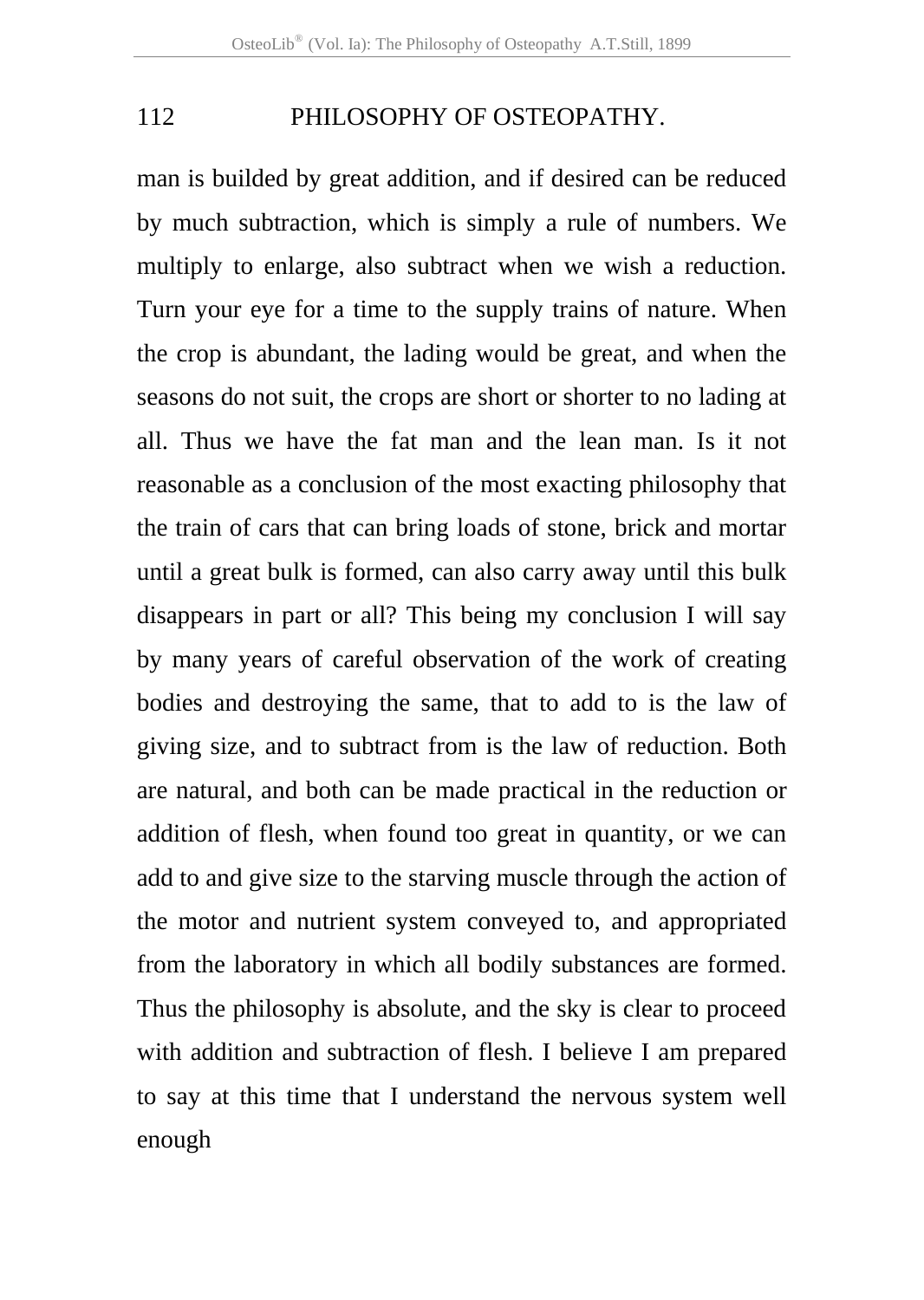man is builded by great addition, and if desired can be reduced by much subtraction, which is simply a rule of numbers. We multiply to enlarge, also subtract when we wish a reduction. Turn your eye for a time to the supply trains of nature. When the crop is abundant, the lading would be great, and when the seasons do not suit, the crops are short or shorter to no lading at all. Thus we have the fat man and the lean man. Is it not reasonable as a conclusion of the most exacting philosophy that the train of cars that can bring loads of stone, brick and mortar until a great bulk is formed, can also carry away until this bulk disappears in part or all? This being my conclusion I will say by many years of careful observation of the work of creating bodies and destroying the same, that to add to is the law of giving size, and to subtract from is the law of reduction. Both are natural, and both can be made practical in the reduction or addition of flesh, when found too great in quantity, or we can add to and give size to the starving muscle through the action of the motor and nutrient system conveyed to, and appropriated from the laboratory in which all bodily substances are formed. Thus the philosophy is absolute, and the sky is clear to proceed with addition and subtraction of flesh. I believe I am prepared to say at this time that I understand the nervous system well enough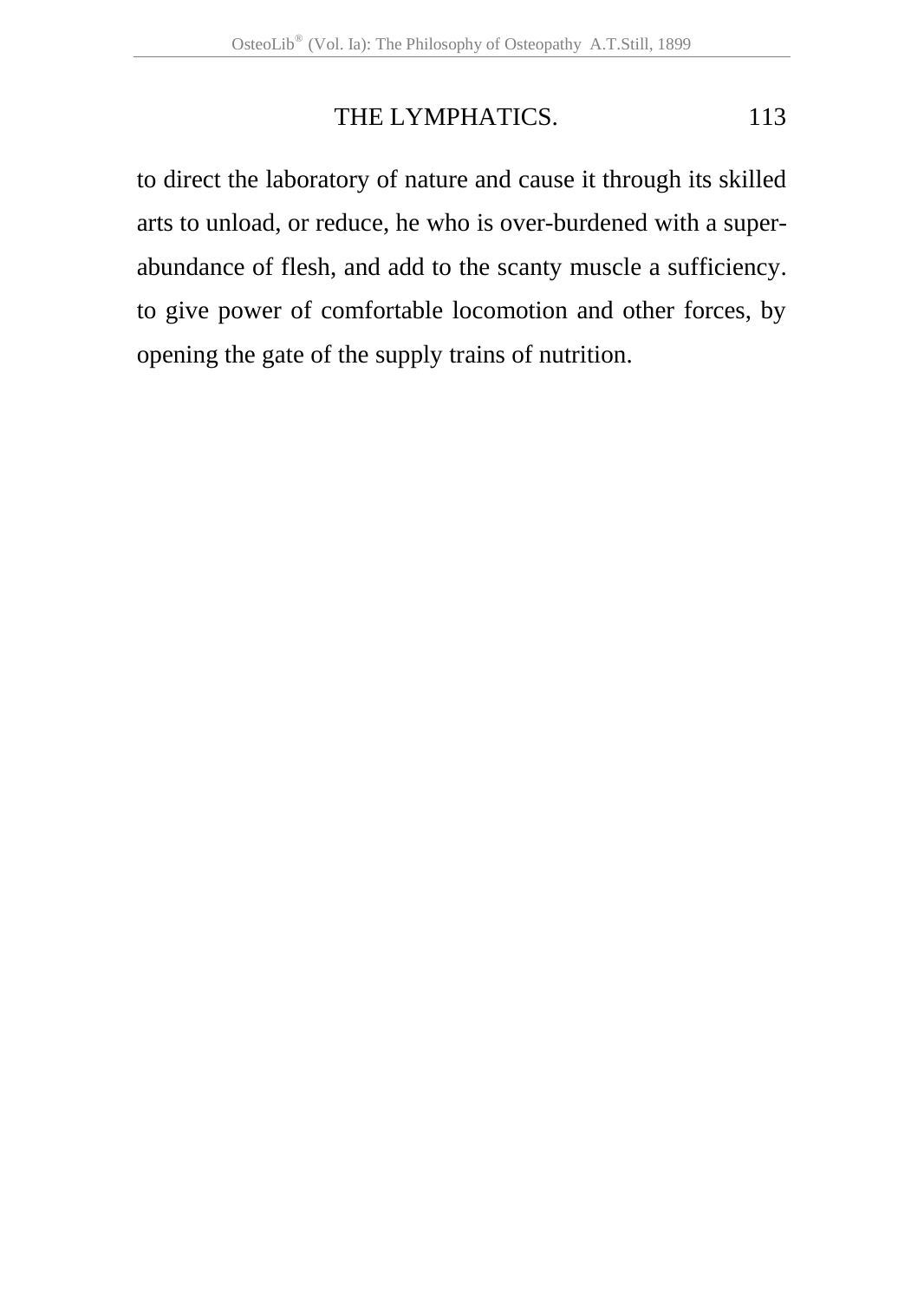to direct the laboratory of nature and cause it through its skilled arts to unload, or reduce, he who is over-burdened with a superabundance of flesh, and add to the scanty muscle a sufficiency. to give power of comfortable locomotion and other forces, by opening the gate of the supply trains of nutrition.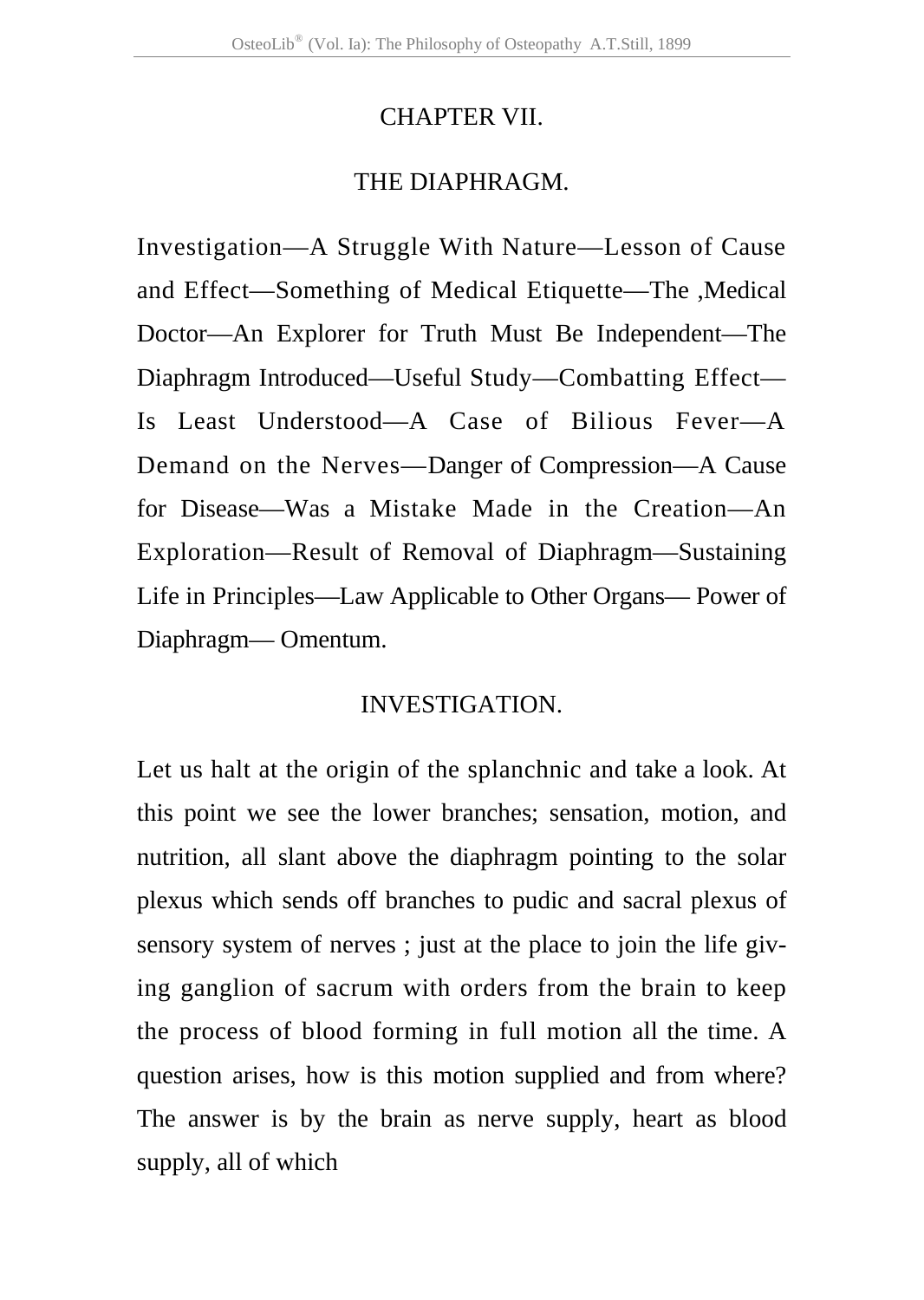# CHAPTER VII.

## THE DIAPHRAGM.

Investigation—A Struggle With Nature—Lesson of Cause and Effect—Something of Medical Etiquette—The ,Medical Doctor—An Explorer for Truth Must Be Independent—The Diaphragm Introduced—Useful Study—Combatting Effect—Is Least Understood—A Case of Bilious Fever—A Demand on the Nerves—Danger of Compression—A Cause for Disease—Was a Mistake Made in the Creation—An Exploration—Result of Removal of Diaphragm—Sustaining Life in Principles—Law Applicable to Other Organs— Power of Diaphragm— Omentum.

### INVESTIGATION.

Let us halt at the origin of the splanchnic and take a look. At this point we see the lower branches; sensation, motion, and nutrition, all slant above the diaphragm pointing to the solar plexus which sends off branches to pudic and sacral plexus of sensory system of nerves ; just at the place to join the life giv-ing ganglion of sacrum with orders from the brain to keep the process of blood forming in full motion all the time. A question arises, how is this motion supplied and from where? The answer is by the brain as nerve supply, heart as blood supply, all of which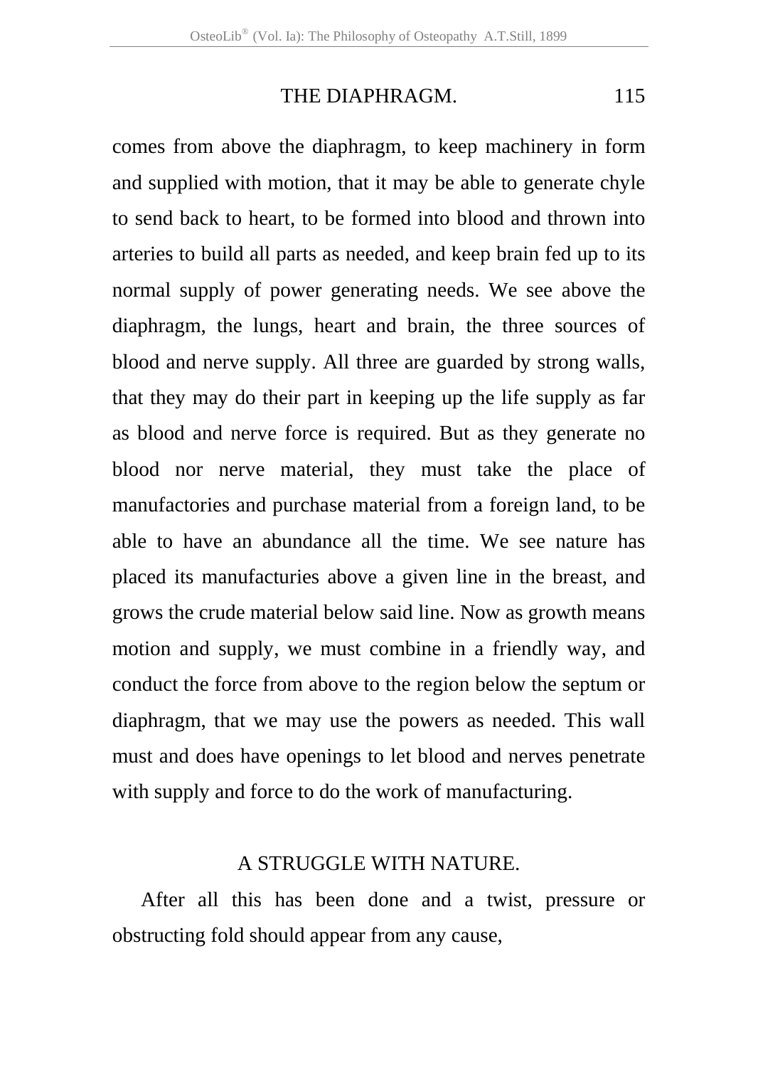comes from above the diaphragm, to keep machinery in form and supplied with motion, that it may be able to generate chyle to send back to heart, to be formed into blood and thrown into arteries to build all parts as needed, and keep brain fed up to its normal supply of power generating needs. We see above the diaphragm, the lungs, heart and brain, the three sources of blood and nerve supply. All three are guarded by strong walls, that they may do their part in keeping up the life supply as far as blood and nerve force is required. But as they generate no blood nor nerve material, they must take the place of manufactories and purchase material from a foreign land, to be able to have an abundance all the time. We see nature has placed its manufacturies above a given line in the breast, and grows the crude material below said line. Now as growth means motion and supply, we must combine in a friendly way, and conduct the force from above to the region below the septum or diaphragm, that we may use the powers as needed. This wall must and does have openings to let blood and nerves penetrate with supply and force to do the work of manufacturing.

## A STRUGGLE WITH NATURE.

After all this has been done and a twist, pressure or obstructing fold should appear from any cause,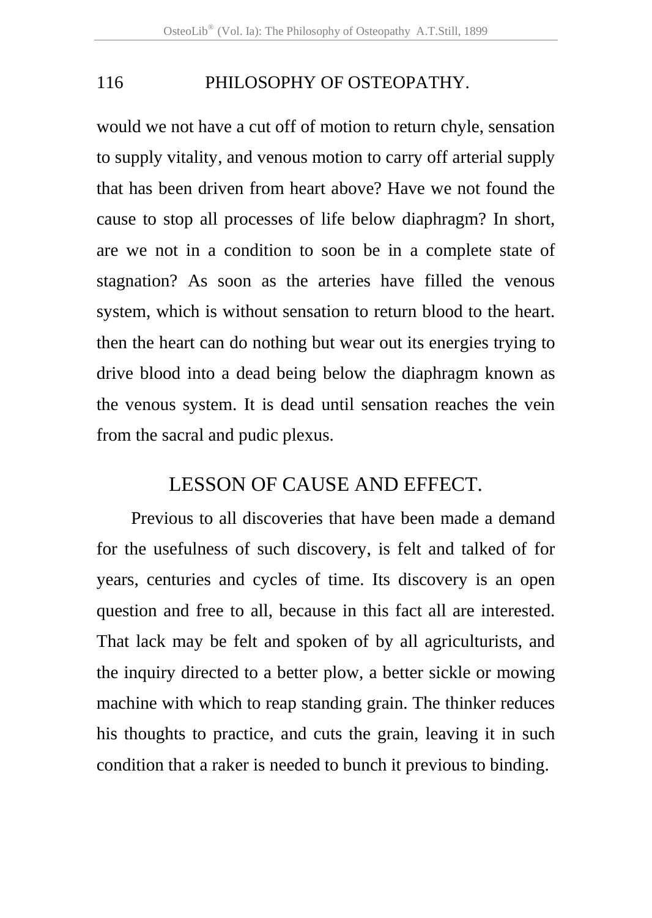would we not have a cut off of motion to return chyle, sensation to supply vitality, and venous motion to carry off arterial supply that has been driven from heart above? Have we not found the cause to stop all processes of life below diaphragm? In short, are we not in a condition to soon be in a complete state of stagnation? As soon as the arteries have filled the venous system, which is without sensation to return blood to the heart. then the heart can do nothing but wear out its energies trying to drive blood into a dead being below the diaphragm known as the venous system. It is dead until sensation reaches the vein from the sacral and pudic plexus.

## LESSON OF CAUSE AND EFFECT.

Previous to all discoveries that have been made a demand for the usefulness of such discovery, is felt and talked of for years, centuries and cycles of time. Its discovery is an open question and free to all, because in this fact all are interested. That lack may be felt and spoken of by all agriculturists, and the inquiry directed to a better plow, a better sickle or mowing machine with which to reap standing grain. The thinker reduces his thoughts to practice, and cuts the grain, leaving it in such condition that a raker is needed to bunch it previous to binding.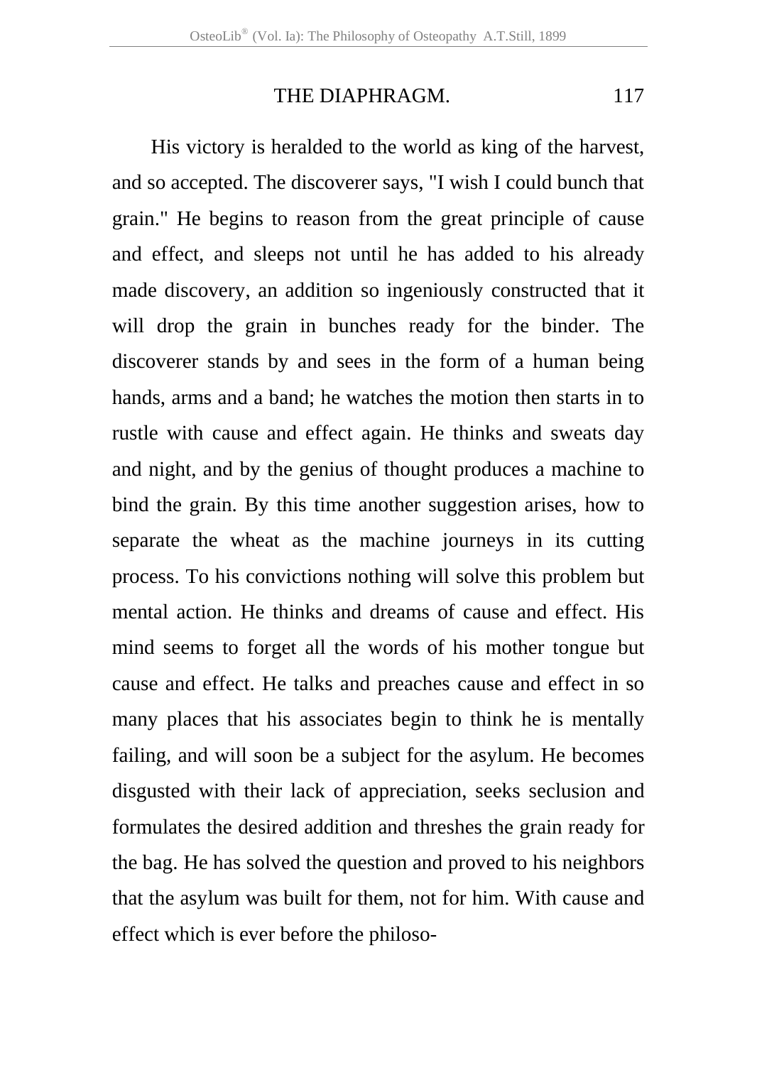His victory is heralded to the world as king of the harvest, and so accepted. The discoverer says, "I wish I could bunch that grain." He begins to reason from the great principle of cause and effect, and sleeps not until he has added to his already made discovery, an addition so ingeniously constructed that it will drop the grain in bunches ready for the binder. The discoverer stands by and sees in the form of a human being hands, arms and a band; he watches the motion then starts in to rustle with cause and effect again. He thinks and sweats day and night, and by the genius of thought produces a machine to bind the grain. By this time another suggestion arises, how to separate the wheat as the machine journeys in its cutting process. To his convictions nothing will solve this problem but mental action. He thinks and dreams of cause and effect. His mind seems to forget all the words of his mother tongue but cause and effect. He talks and preaches cause and effect in so many places that his associates begin to think he is mentally failing, and will soon be a subject for the asylum. He becomes disgusted with their lack of appreciation, seeks seclusion and formulates the desired addition and threshes the grain ready for the bag. He has solved the question and proved to his neighbors that the asylum was built for them, not for him. With cause and effect which is ever before the philoso-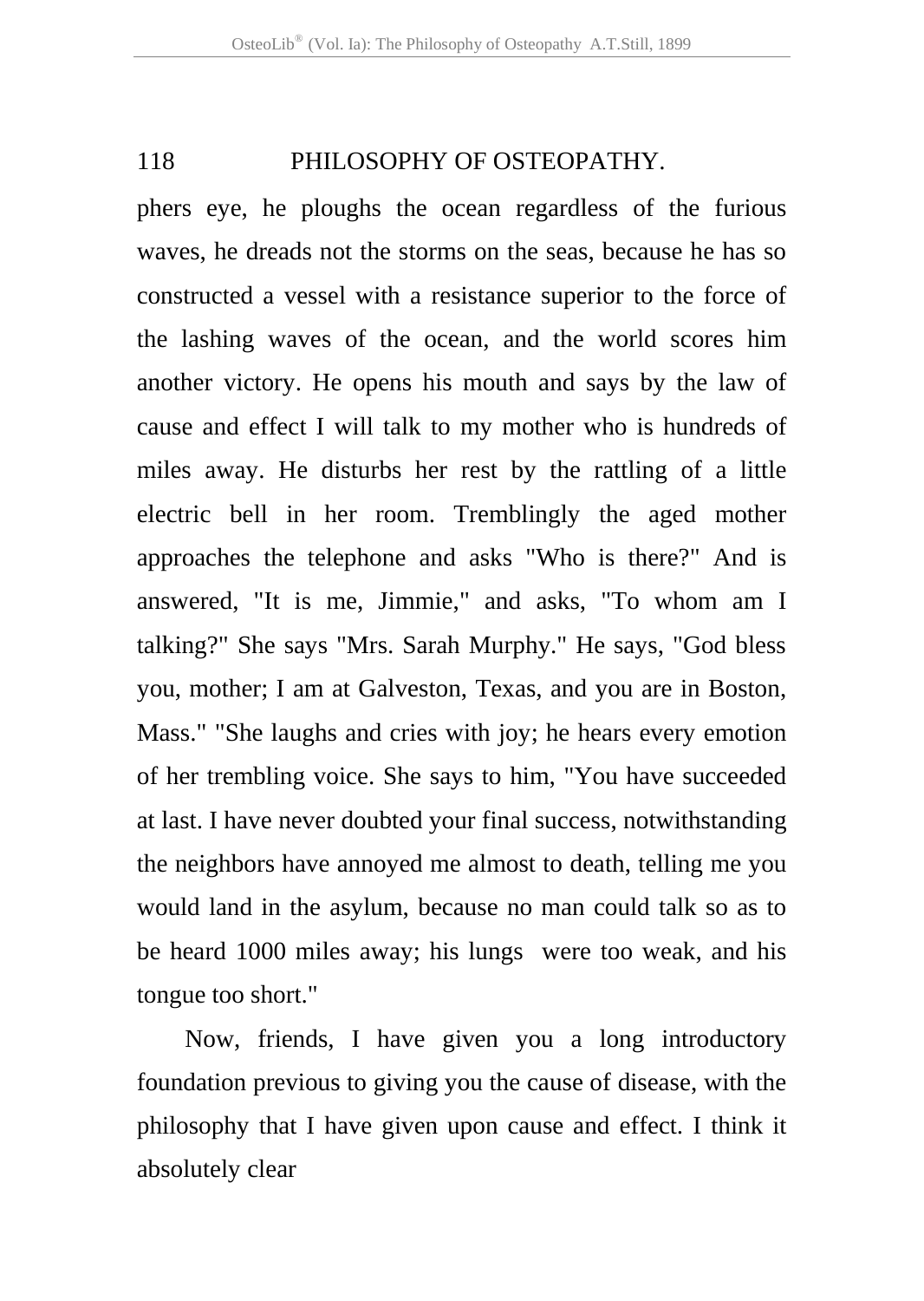phers eye, he ploughs the ocean regardless of the furious waves, he dreads not the storms on the seas, because he has so constructed a vessel with a resistance superior to the force of the lashing waves of the ocean, and the world scores him another victory. He opens his mouth and says by the law of cause and effect I will talk to my mother who is hundreds of miles away. He disturbs her rest by the rattling of a little electric bell in her room. Tremblingly the aged mother approaches the telephone and asks "Who is there?" And is answered, "It is me, Jimmie," and asks, "To whom am I talking?" She says "Mrs. Sarah Murphy." He says, "God bless you, mother; I am at Galveston, Texas, and you are in Boston, Mass." "She laughs and cries with joy; he hears every emotion of her trembling voice. She says to him, "You have succeeded at last. I have never doubted your final success, notwithstanding the neighbors have annoyed me almost to death, telling me you would land in the asylum, because no man could talk so as to be heard 1000 miles away; his lungs were too weak, and his tongue too short."

Now, friends, I have given you a long introductory foundation previous to giving you the cause of disease, with the philosophy that I have given upon cause and effect. I think it absolutely clear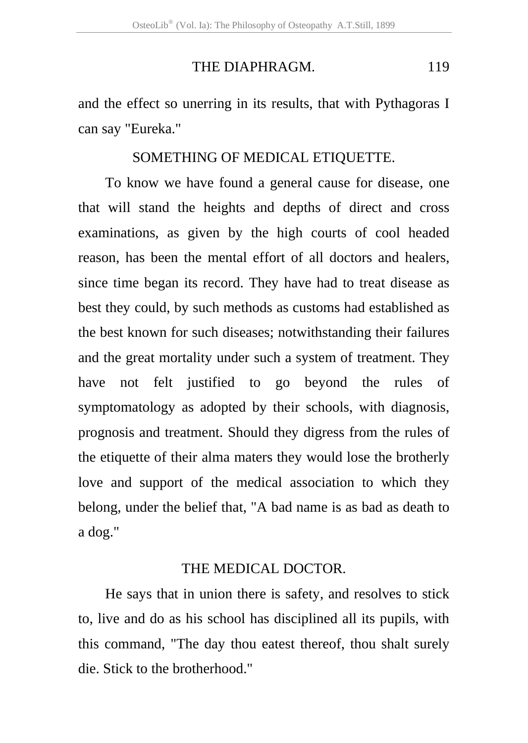and the effect so unerring in its results, that with Pythagoras I can say "Eureka."

## SOMETHING OF MEDICAL ETIQUETTE.

To know we have found a general cause for disease, one that will stand the heights and depths of direct and cross examinations, as given by the high courts of cool headed reason, has been the mental effort of all doctors and healers, since time began its record. They have had to treat disease as best they could, by such methods as customs had established as the best known for such diseases; notwithstanding their failures and the great mortality under such a system of treatment. They have not felt justified to go beyond the rules of symptomatology as adopted by their schools, with diagnosis, prognosis and treatment. Should they digress from the rules of the etiquette of their alma maters they would lose the brotherly love and support of the medical association to which they belong, under the belief that, "A bad name is as bad as death to a dog."

## THE MEDICAL DOCTOR.

He says that in union there is safety, and resolves to stick to, live and do as his school has disciplined all its pupils, with this command, "The day thou eatest thereof, thou shalt surely die. Stick to the brotherhood."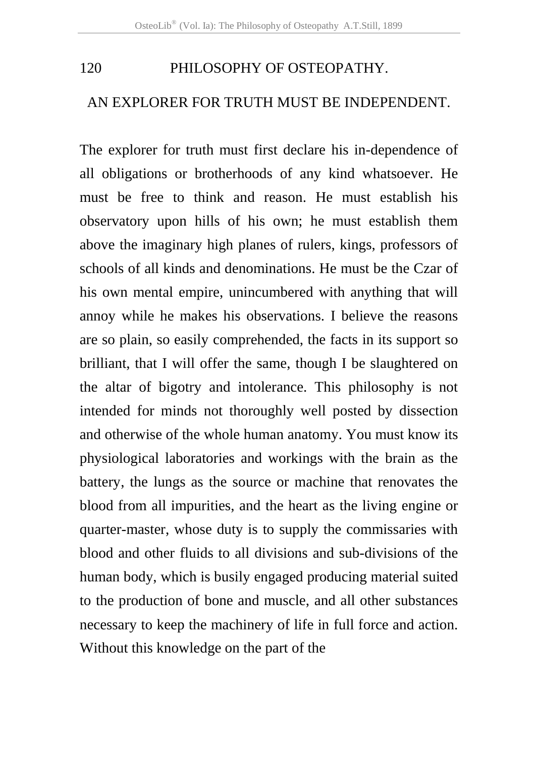## AN EXPLORER FOR TRUTH MUST BE INDEPENDENT.

The explorer for truth must first declare his in-dependence of all obligations or brotherhoods of any kind whatsoever. He must be free to think and reason. He must establish his observatory upon hills of his own; he must establish them above the imaginary high planes of rulers, kings, professors of schools of all kinds and denominations. He must be the Czar of his own mental empire, unincumbered with anything that will annoy while he makes his observations. I believe the reasons are so plain, so easily comprehended, the facts in its support so brilliant, that I will offer the same, though I be slaughtered on the altar of bigotry and intolerance. This philosophy is not intended for minds not thoroughly well posted by dissection and otherwise of the whole human anatomy. You must know its physiological laboratories and workings with the brain as the battery, the lungs as the source or machine that renovates the blood from all impurities, and the heart as the living engine or quarter-master, whose duty is to supply the commissaries with blood and other fluids to all divisions and sub-divisions of the human body, which is busily engaged producing material suited to the production of bone and muscle, and all other substances necessary to keep the machinery of life in full force and action. Without this knowledge on the part of the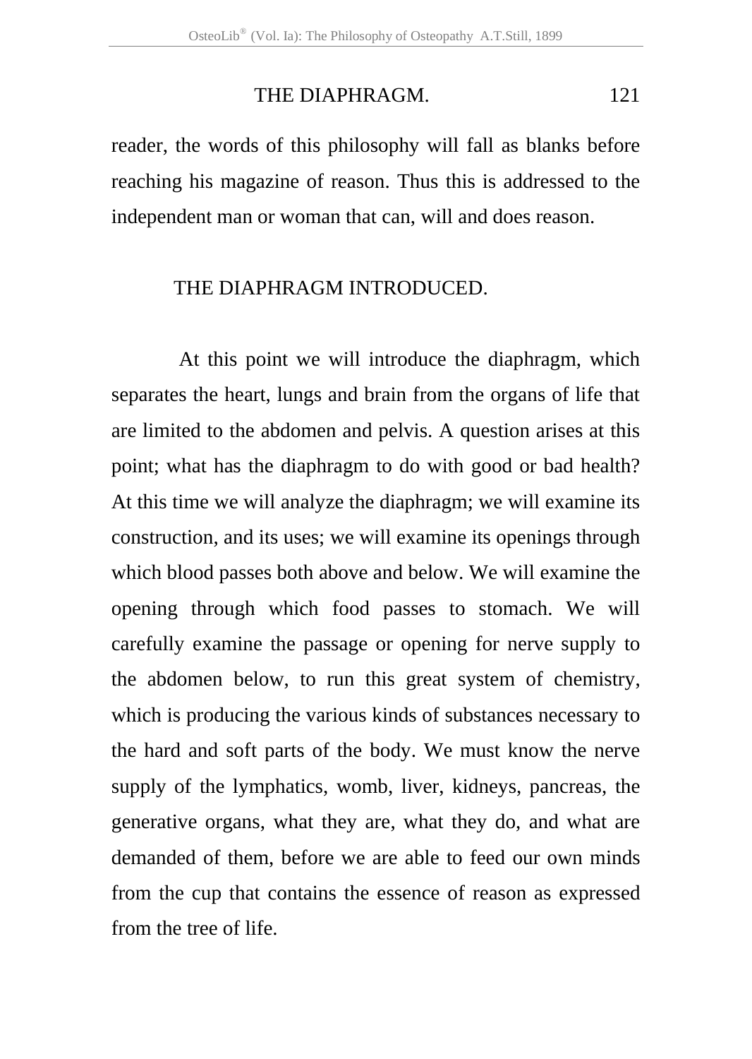reader, the words of this philosophy will fall as blanks before reaching his magazine of reason. Thus this is addressed to the independent man or woman that can, will and does reason.

## THE DIAPHRAGM INTRODUCED.

At this point we will introduce the diaphragm, which separates the heart, lungs and brain from the organs of life that are limited to the abdomen and pelvis. A question arises at this point; what has the diaphragm to do with good or bad health? At this time we will analyze the diaphragm; we will examine its construction, and its uses; we will examine its openings through which blood passes both above and below. We will examine the opening through which food passes to stomach. We will carefully examine the passage or opening for nerve supply to the abdomen below, to run this great system of chemistry, which is producing the various kinds of substances necessary to the hard and soft parts of the body. We must know the nerve supply of the lymphatics, womb, liver, kidneys, pancreas, the generative organs, what they are, what they do, and what are demanded of them, before we are able to feed our own minds from the cup that contains the essence of reason as expressed from the tree of life.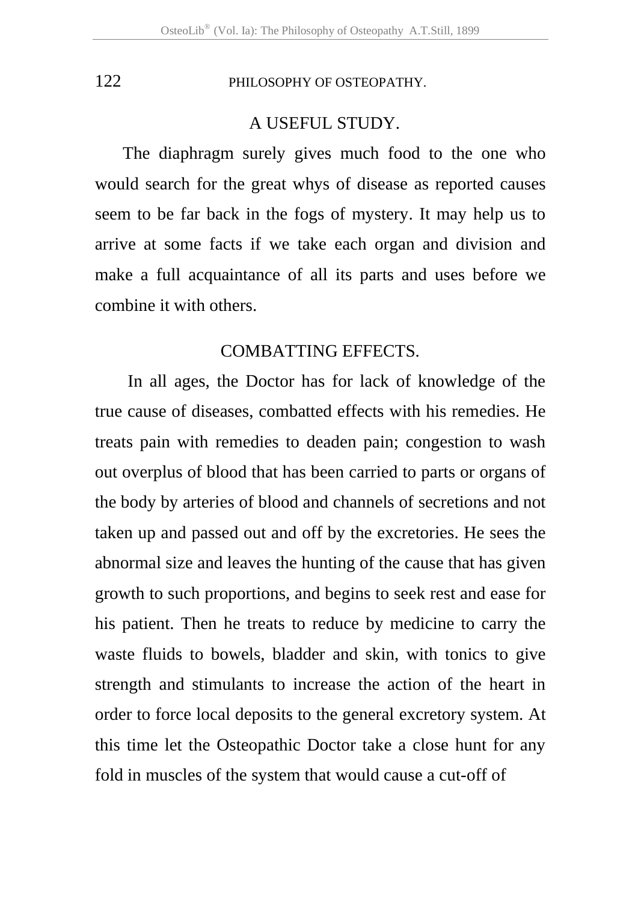## A USEFUL STUDY.

The diaphragm surely gives much food to the one who would search for the great whys of disease as reported causes seem to be far back in the fogs of mystery. It may help us to arrive at some facts if we take each organ and division and make a full acquaintance of all its parts and uses before we combine it with others.

## COMBATTING EFFECTS.

In all ages, the Doctor has for lack of knowledge of the true cause of diseases, combatted effects with his remedies. He treats pain with remedies to deaden pain; congestion to wash out overplus of blood that has been carried to parts or organs of the body by arteries of blood and channels of secretions and not taken up and passed out and off by the excretories. He sees the abnormal size and leaves the hunting of the cause that has given growth to such proportions, and begins to seek rest and ease for his patient. Then he treats to reduce by medicine to carry the waste fluids to bowels, bladder and skin, with tonics to give strength and stimulants to increase the action of the heart in order to force local deposits to the general excretory system. At this time let the Osteopathic Doctor take a close hunt for any fold in muscles of the system that would cause a cut-off of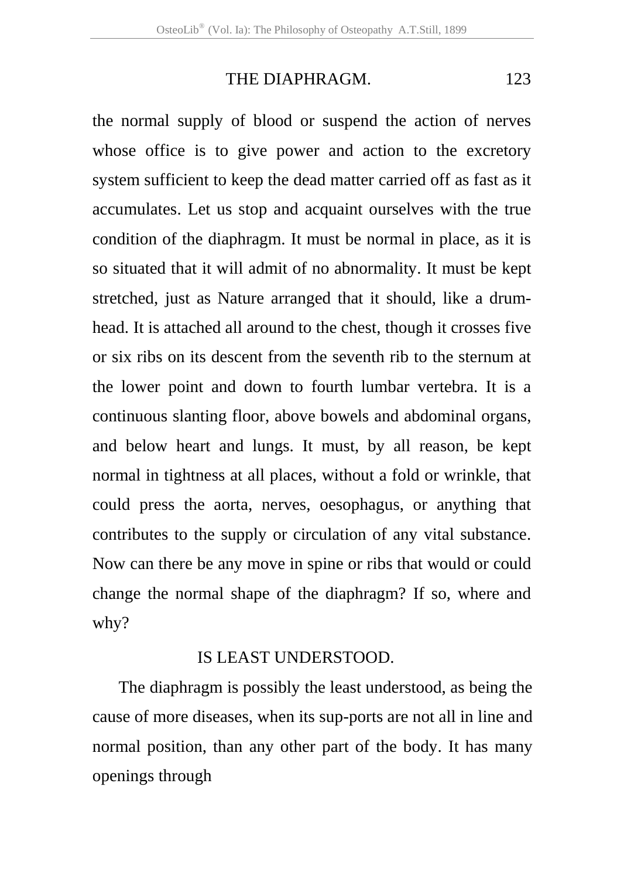the normal supply of blood or suspend the action of nerves whose office is to give power and action to the excretory system sufficient to keep the dead matter carried off as fast as it accumulates. Let us stop and acquaint ourselves with the true condition of the diaphragm. It must be normal in place, as it is so situated that it will admit of no abnormality. It must be kept stretched, just as Nature arranged that it should, like a drum-head. It is attached all around to the chest, though it crosses five or six ribs on its descent from the seventh rib to the sternum at the lower point and down to fourth lumbar vertebra. It is a continuous slanting floor, above bowels and abdominal organs, and below heart and lungs. It must, by all reason, be kept normal in tightness at all places, without a fold or wrinkle, that could press the aorta, nerves, oesophagus, or anything that contributes to the supply or circulation of any vital substance. Now can there be any move in spine or ribs that would or could change the normal shape of the diaphragm? If so, where and why?

## IS LEAST UNDERSTOOD.

The diaphragm is possibly the least understood, as being the cause of more diseases, when its sup-ports are not all in line and normal position, than any other part of the body. It has many openings through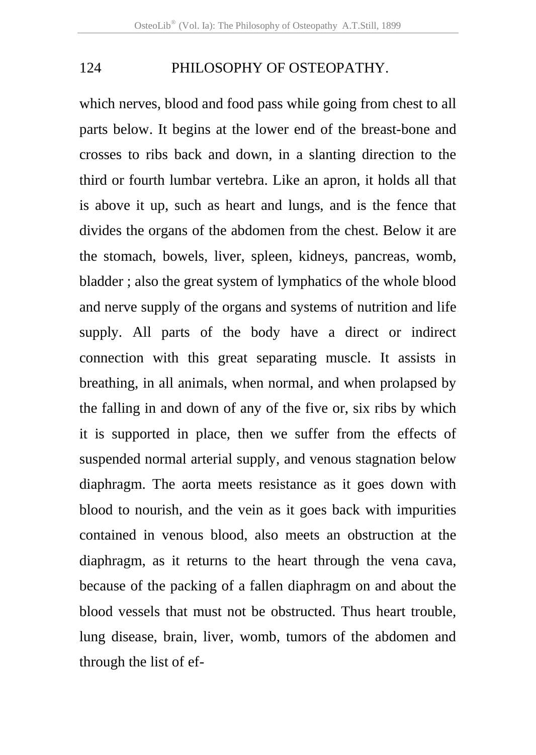which nerves, blood and food pass while going from chest to all parts below. It begins at the lower end of the breast-bone and crosses to ribs back and down, in a slanting direction to the third or fourth lumbar vertebra. Like an apron, it holds all that is above it up, such as heart and lungs, and is the fence that divides the organs of the abdomen from the chest. Below it are the stomach, bowels, liver, spleen, kidneys, pancreas, womb, bladder ; also the great system of lymphatics of the whole blood and nerve supply of the organs and systems of nutrition and life supply. All parts of the body have a direct or indirect connection with this great separating muscle. It assists in breathing, in all animals, when normal, and when prolapsed by the falling in and down of any of the five or, six ribs by which it is supported in place, then we suffer from the effects of suspended normal arterial supply, and venous stagnation below diaphragm. The aorta meets resistance as it goes down with blood to nourish, and the vein as it goes back with impurities contained in venous blood, also meets an obstruction at the diaphragm, as it returns to the heart through the vena cava, because of the packing of a fallen diaphragm on and about the blood vessels that must not be obstructed. Thus heart trouble, lung disease, brain, liver, womb, tumors of the abdomen and through the list of ef-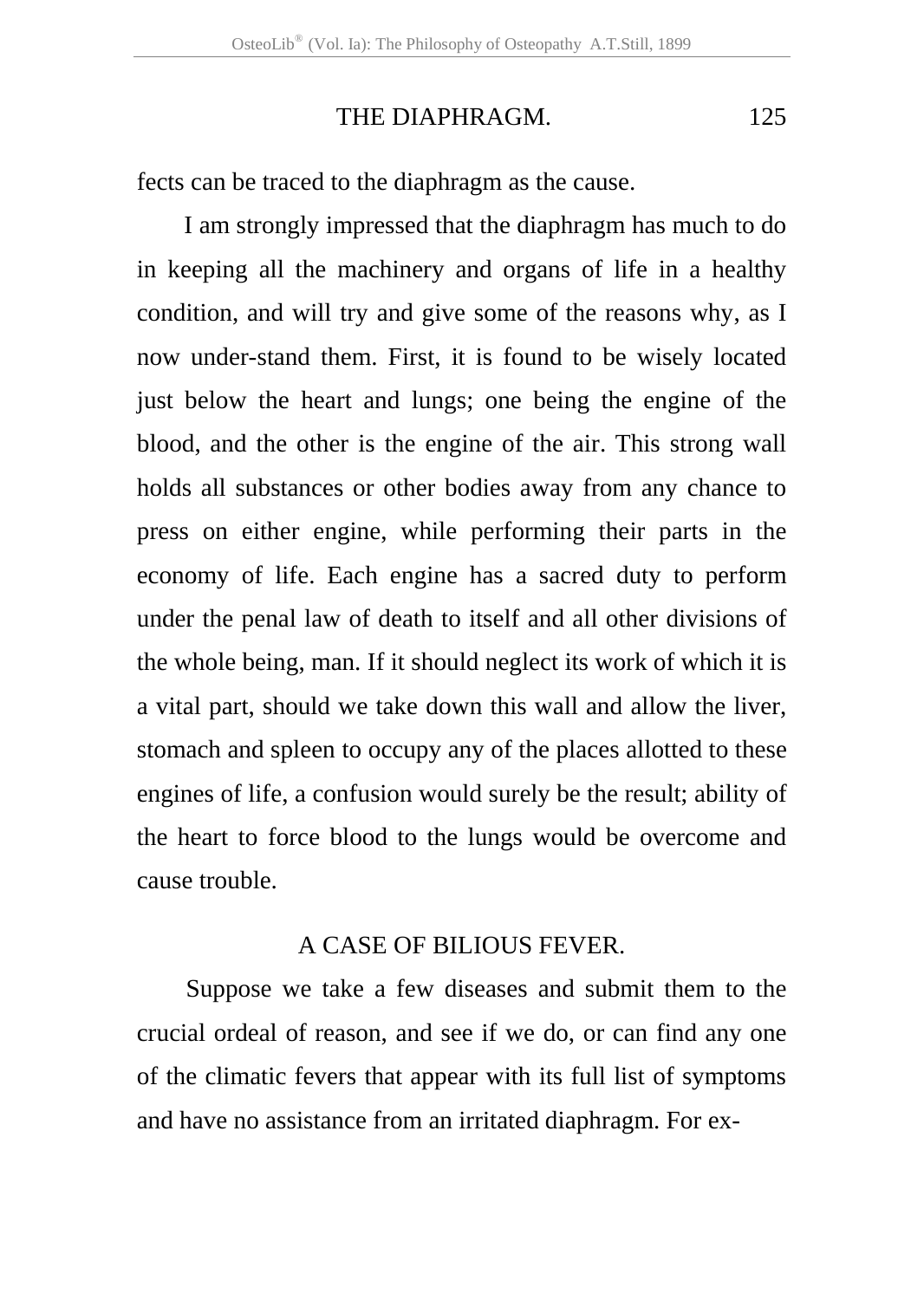fects can be traced to the diaphragm as the cause.

I am strongly impressed that the diaphragm has much to do in keeping all the machinery and organs of life in a healthy condition, and will try and give some of the reasons why, as I now under-stand them. First, it is found to be wisely located just below the heart and lungs; one being the engine of the blood, and the other is the engine of the air. This strong wall holds all substances or other bodies away from any chance to press on either engine, while performing their parts in the economy of life. Each engine has a sacred duty to perform under the penal law of death to itself and all other divisions of the whole being, man. If it should neglect its work of which it is a vital part, should we take down this wall and allow the liver, stomach and spleen to occupy any of the places allotted to these engines of life, a confusion would surely be the result; ability of the heart to force blood to the lungs would be overcome and cause trouble.

## A CASE OF BILIOUS FEVER.

Suppose we take a few diseases and submit them to the crucial ordeal of reason, and see if we do, or can find any one of the climatic fevers that appear with its full list of symptoms and have no assistance from an irritated diaphragm. For ex-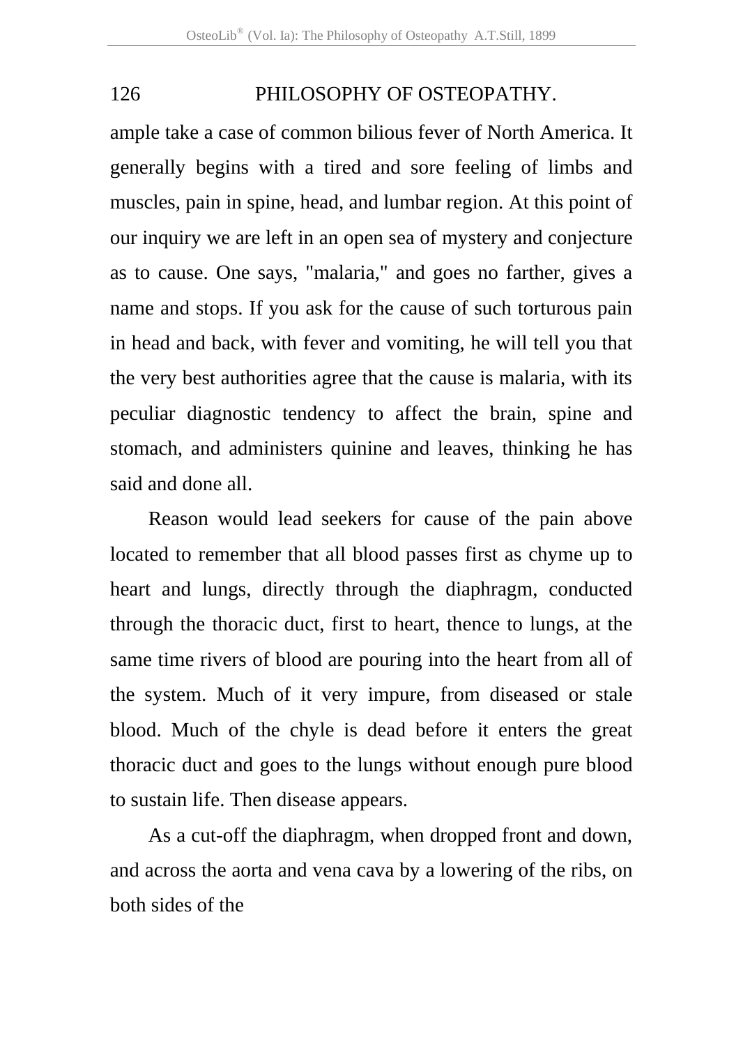ample take a case of common bilious fever of North America. It generally begins with a tired and sore feeling of limbs and muscles, pain in spine, head, and lumbar region. At this point of our inquiry we are left in an open sea of mystery and conjecture as to cause. One says, "malaria," and goes no farther, gives a name and stops. If you ask for the cause of such torturous pain in head and back, with fever and vomiting, he will tell you that the very best authorities agree that the cause is malaria, with its peculiar diagnostic tendency to affect the brain, spine and stomach, and administers quinine and leaves, thinking he has said and done all.

Reason would lead seekers for cause of the pain above located to remember that all blood passes first as chyme up to heart and lungs, directly through the diaphragm, conducted through the thoracic duct, first to heart, thence to lungs, at the same time rivers of blood are pouring into the heart from all of the system. Much of it very impure, from diseased or stale blood. Much of the chyle is dead before it enters the great thoracic duct and goes to the lungs without enough pure blood to sustain life. Then disease appears.

As a cut-off the diaphragm, when dropped front and down, and across the aorta and vena cava by a lowering of the ribs, on both sides of the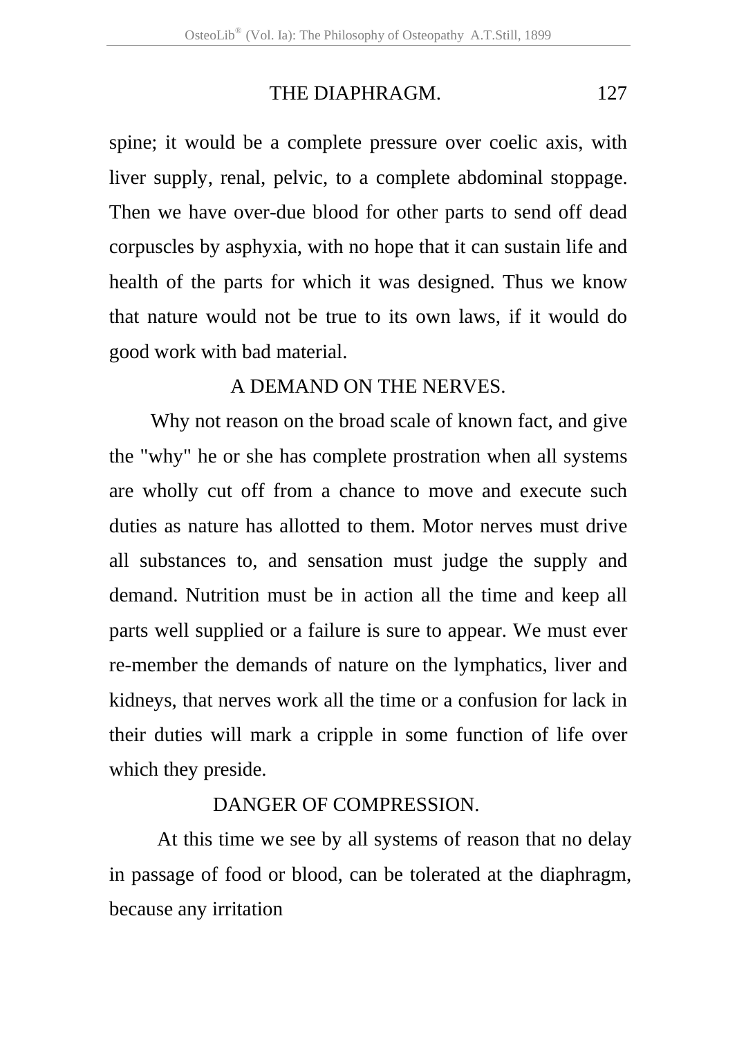spine; it would be a complete pressure over coelic axis, with liver supply, renal, pelvic, to a complete abdominal stoppage. Then we have over-due blood for other parts to send off dead corpuscles by asphyxia, with no hope that it can sustain life and health of the parts for which it was designed. Thus we know that nature would not be true to its own laws, if it would do good work with bad material.

## A DEMAND ON THE NERVES.

Why not reason on the broad scale of known fact, and give the "why" he or she has complete prostration when all systems are wholly cut off from a chance to move and execute such duties as nature has allotted to them. Motor nerves must drive all substances to, and sensation must judge the supply and demand. Nutrition must be in action all the time and keep all parts well supplied or a failure is sure to appear. We must ever re-member the demands of nature on the lymphatics, liver and kidneys, that nerves work all the time or a confusion for lack in their duties will mark a cripple in some function of life over which they preside.

## DANGER OF COMPRESSION.

At this time we see by all systems of reason that no delay in passage of food or blood, can be tolerated at the diaphragm, because any irritation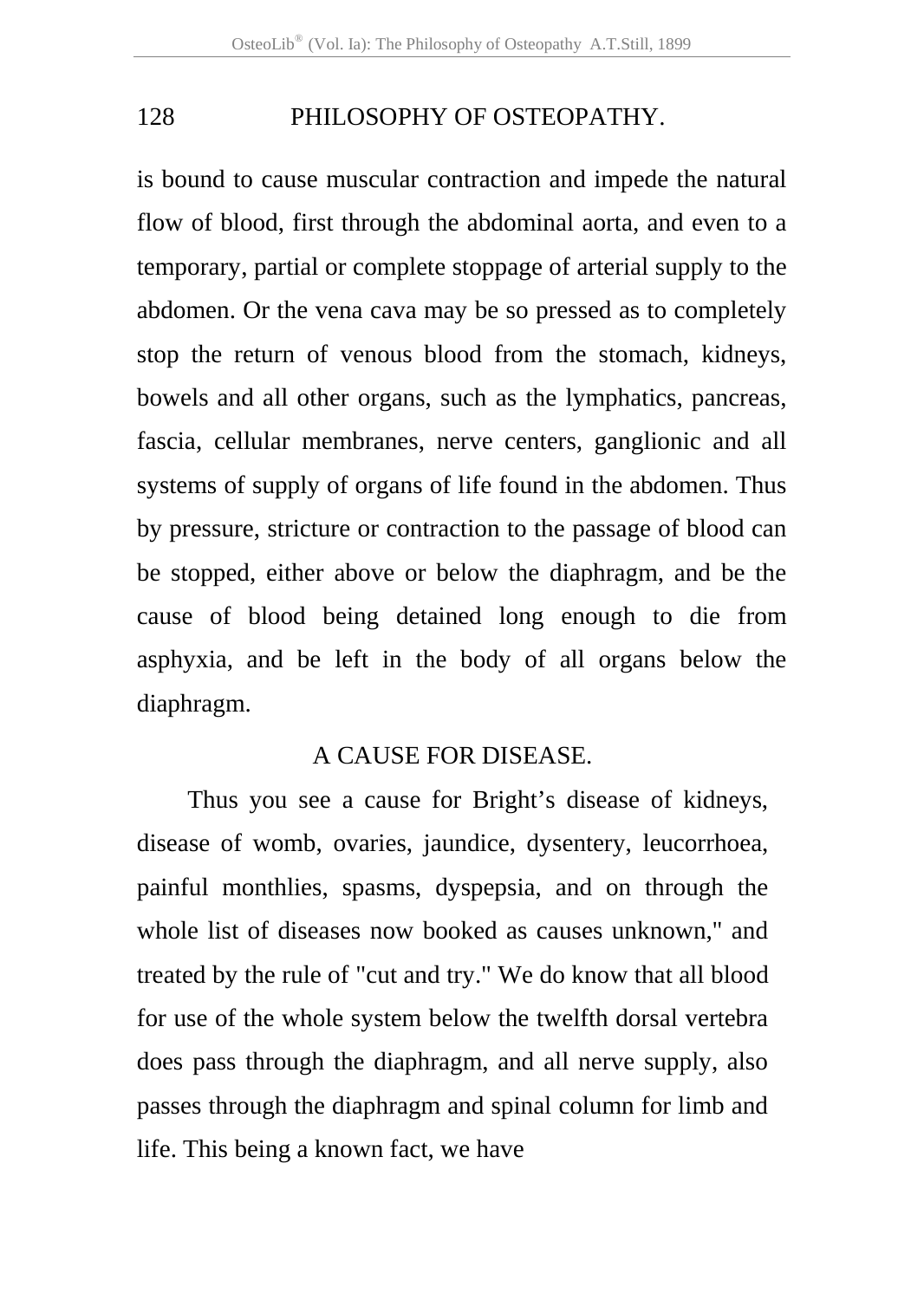is bound to cause muscular contraction and impede the natural flow of blood, first through the abdominal aorta, and even to a temporary, partial or complete stoppage of arterial supply to the abdomen. Or the vena cava may be so pressed as to completely stop the return of venous blood from the stomach, kidneys, bowels and all other organs, such as the lymphatics, pancreas, fascia, cellular membranes, nerve centers, ganglionic and all systems of supply of organs of life found in the abdomen. Thus by pressure, stricture or contraction to the passage of blood can be stopped, either above or below the diaphragm, and be the cause of blood being detained long enough to die from asphyxia, and be left in the body of all organs below the diaphragm.

## A CAUSE FOR DISEASE.

Thus you see a cause for Bright's disease of kidneys, disease of womb, ovaries, jaundice, dysentery, leucorrhoea, painful monthlies, spasms, dyspepsia, and on through the whole list of diseases now booked as causes unknown," and treated by the rule of "cut and try." We do know that all blood for use of the whole system below the twelfth dorsal vertebra does pass through the diaphragm, and all nerve supply, also passes through the diaphragm and spinal column for limb and life. This being a known fact, we have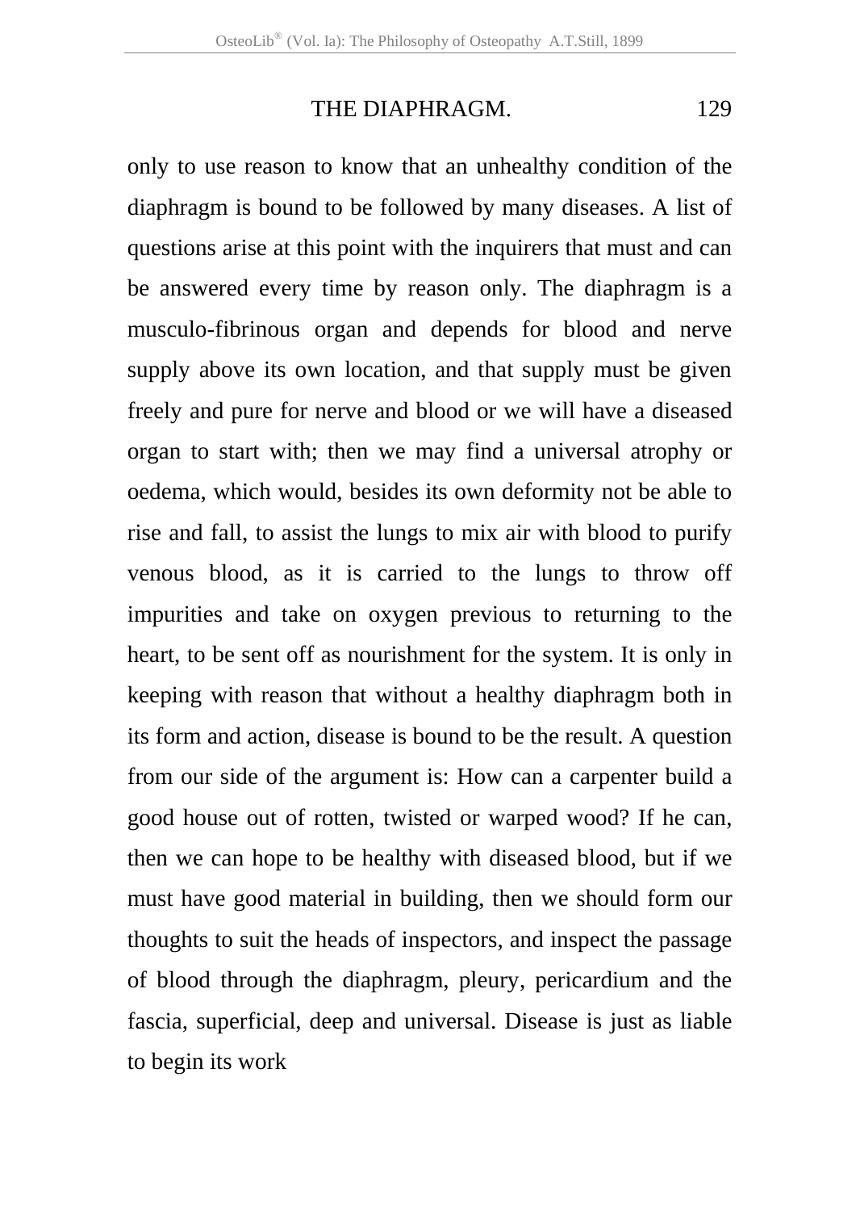only to use reason to know that an unhealthy condition of the diaphragm is bound to be followed by many diseases. A list of questions arise at this point with the inquirers that must and can be answered every time by reason only. The diaphragm is a musculo-fibrinous organ and depends for blood and nerve supply above its own location, and that supply must be given freely and pure for nerve and blood or we will have a diseased organ to start with; then we may find a universal atrophy or oedema, which would, besides its own deformity not be able to rise and fall, to assist the lungs to mix air with blood to purify venous blood, as it is carried to the lungs to throw off impurities and take on oxygen previous to returning to the heart, to be sent off as nourishment for the system. It is only in keeping with reason that without a healthy diaphragm both in its form and action, disease is bound to be the result. A question from our side of the argument is: How can a carpenter build a good house out of rotten, twisted or warped wood? If he can, then we can hope to be healthy with diseased blood, but if we must have good material in building, then we should form our thoughts to suit the heads of inspectors, and inspect the passage of blood through the diaphragm, pleury, pericardium and the fascia, superficial, deep and universal. Disease is just as liable to begin its work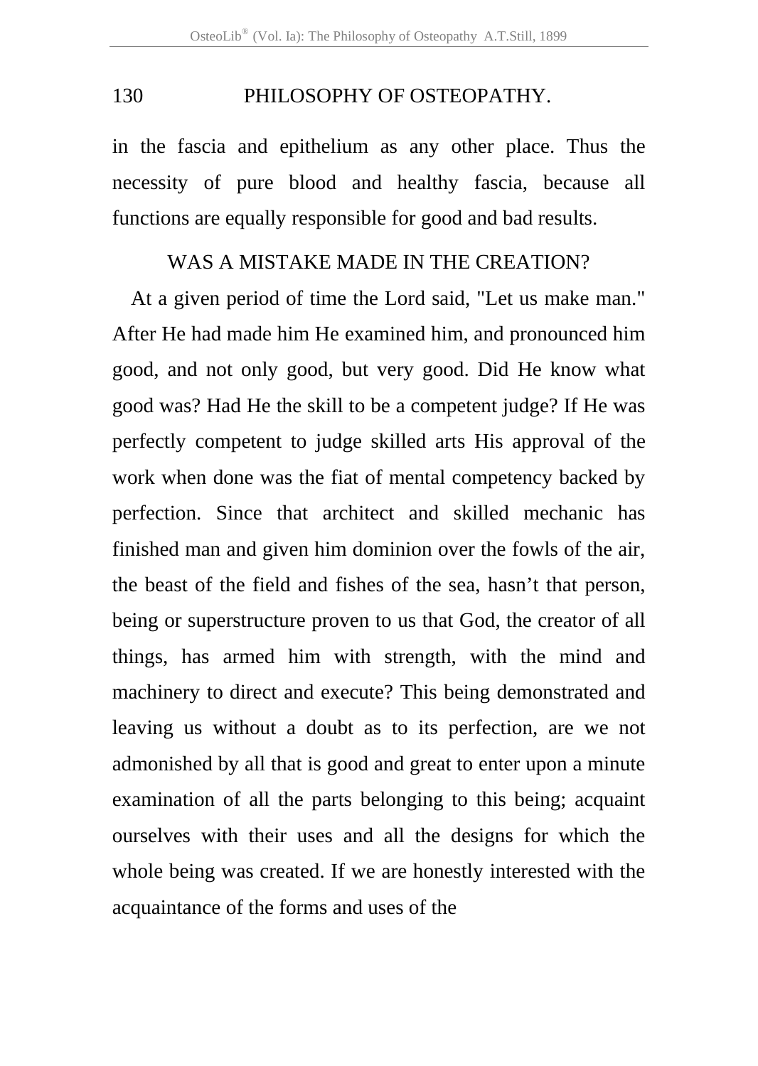in the fascia and epithelium as any other place. Thus the necessity of pure blood and healthy fascia, because all functions are equally responsible for good and bad results.

## WAS A MISTAKE MADE IN THE CREATION?

At a given period of time the Lord said, "Let us make man." After He had made him He examined him, and pronounced him good, and not only good, but very good. Did He know what good was? Had He the skill to be a competent judge? If He was perfectly competent to judge skilled arts His approval of the work when done was the fiat of mental competency backed by perfection. Since that architect and skilled mechanic has finished man and given him dominion over the fowls of the air, the beast of the field and fishes of the sea, hasn't that person, being or superstructure proven to us that God, the creator of all things, has armed him with strength, with the mind and machinery to direct and execute? This being demonstrated and leaving us without a doubt as to its perfection, are we not admonished by all that is good and great to enter upon a minute examination of all the parts belonging to this being; acquaint ourselves with their uses and all the designs for which the whole being was created. If we are honestly interested with the acquaintance of the forms and uses of the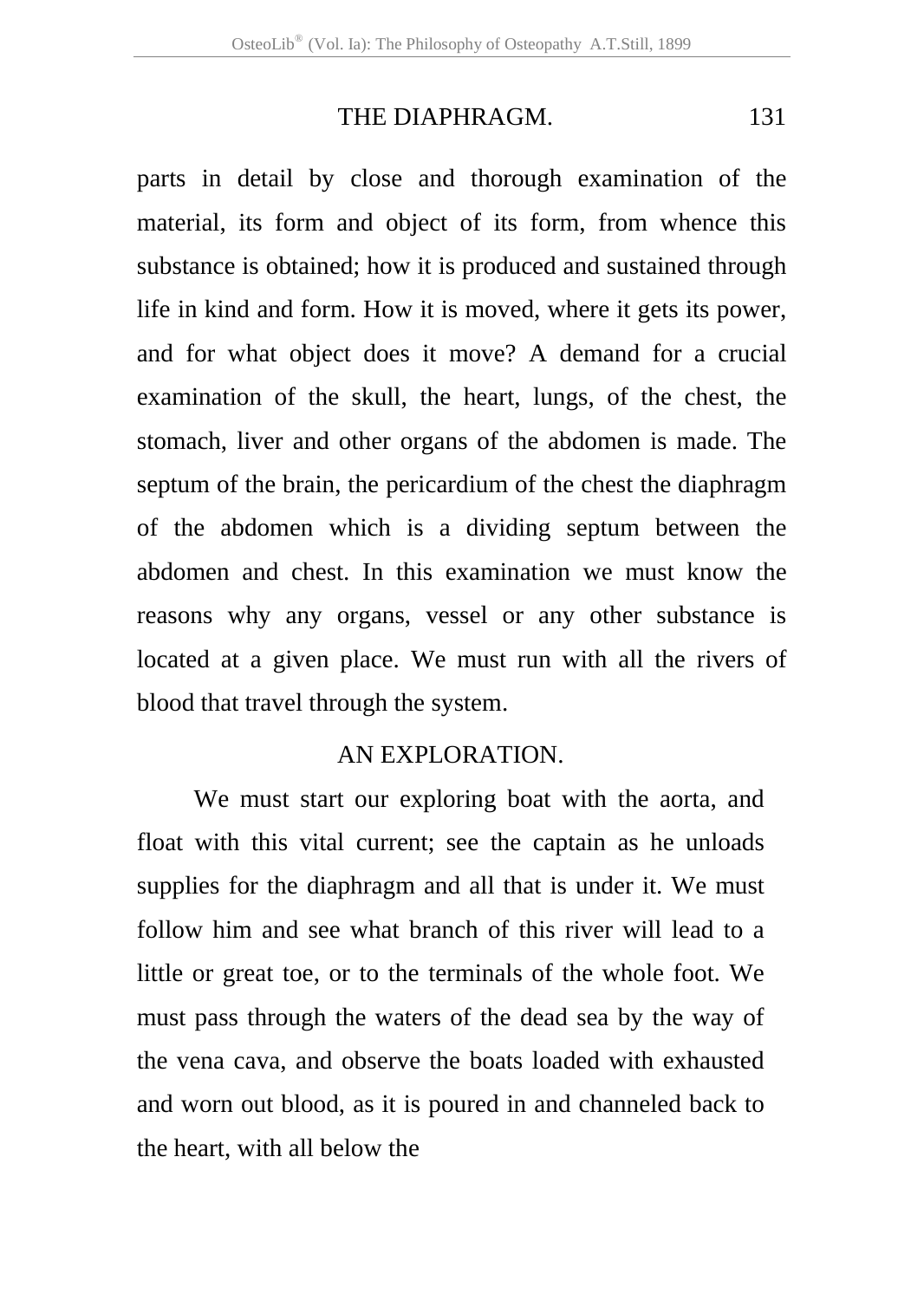parts in detail by close and thorough examination of the material, its form and object of its form, from whence this substance is obtained; how it is produced and sustained through life in kind and form. How it is moved, where it gets its power, and for what object does it move? A demand for a crucial examination of the skull, the heart, lungs, of the chest, the stomach, liver and other organs of the abdomen is made. The septum of the brain, the pericardium of the chest the diaphragm of the abdomen which is a dividing septum between the abdomen and chest. In this examination we must know the reasons why any organs, vessel or any other substance is located at a given place. We must run with all the rivers of blood that travel through the system.

## AN EXPLORATION.

We must start our exploring boat with the aorta, and float with this vital current; see the captain as he unloads supplies for the diaphragm and all that is under it. We must follow him and see what branch of this river will lead to a little or great toe, or to the terminals of the whole foot. We must pass through the waters of the dead sea by the way of the vena cava, and observe the boats loaded with exhausted and worn out blood, as it is poured in and channeled back to the heart, with all below the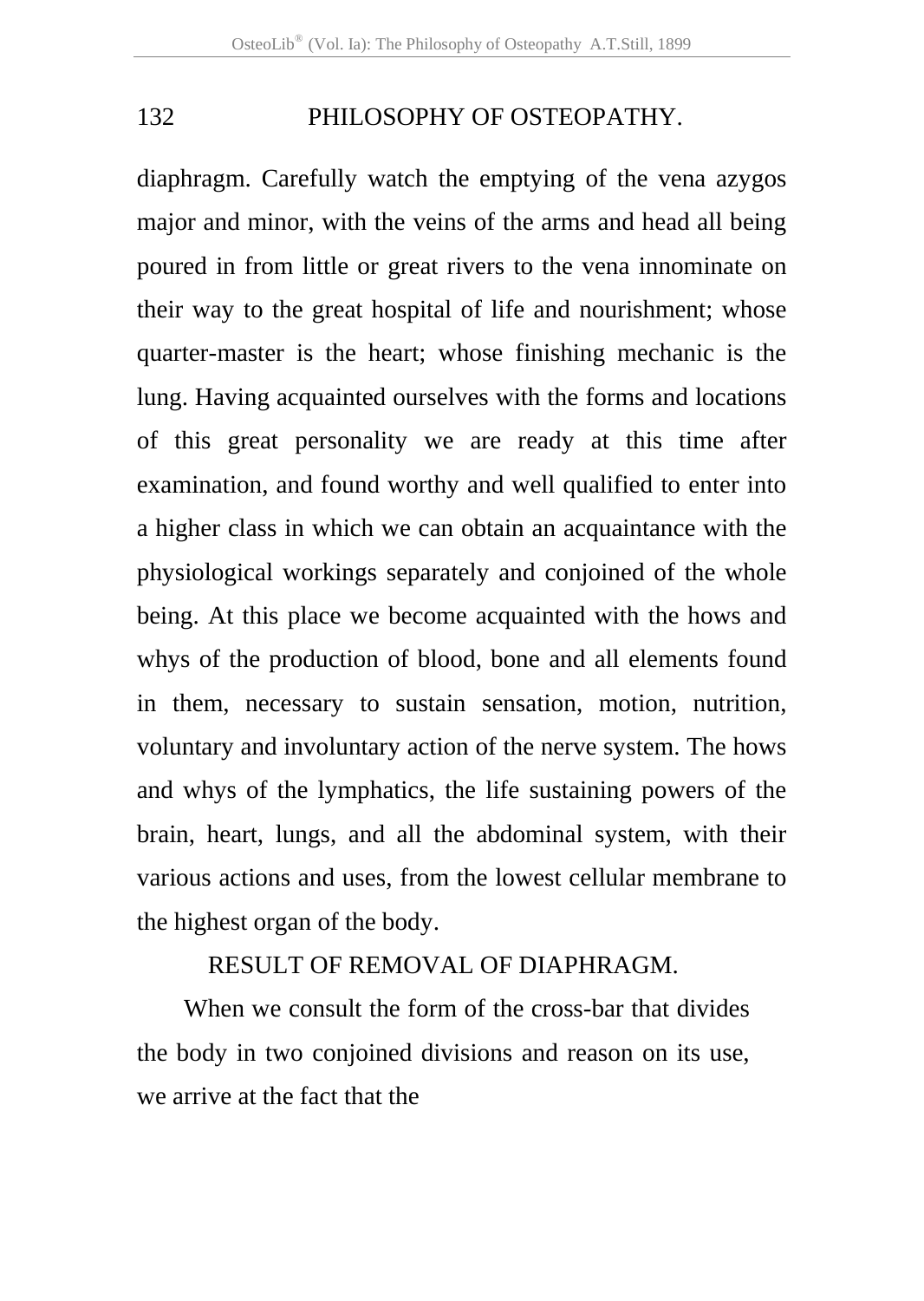diaphragm. Carefully watch the emptying of the vena azygos major and minor, with the veins of the arms and head all being poured in from little or great rivers to the vena innominate on their way to the great hospital of life and nourishment; whose quarter-master is the heart; whose finishing mechanic is the lung. Having acquainted ourselves with the forms and locations of this great personality we are ready at this time after examination, and found worthy and well qualified to enter into a higher class in which we can obtain an acquaintance with the physiological workings separately and conjoined of the whole being. At this place we become acquainted with the hows and whys of the production of blood, bone and all elements found in them, necessary to sustain sensation, motion, nutrition, voluntary and involuntary action of the nerve system. The hows and whys of the lymphatics, the life sustaining powers of the brain, heart, lungs, and all the abdominal system, with their various actions and uses, from the lowest cellular membrane to the highest organ of the body.

## RESULT OF REMOVAL OF DIAPHRAGM.

When we consult the form of the cross-bar that divides the body in two conjoined divisions and reason on its use, we arrive at the fact that the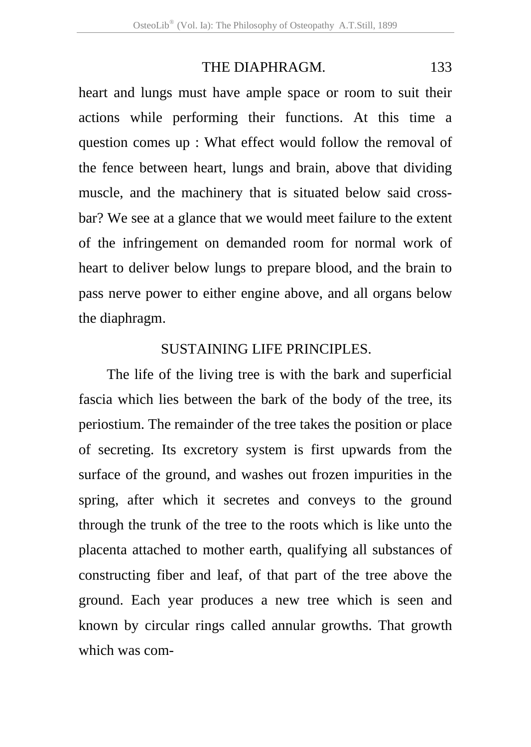heart and lungs must have ample space or room to suit their actions while performing their functions. At this time a question comes up : What effect would follow the removal of the fence between heart, lungs and brain, above that dividing muscle, and the machinery that is situated below said cross-bar? We see at a glance that we would meet failure to the extent of the infringement on demanded room for normal work of heart to deliver below lungs to prepare blood, and the brain to pass nerve power to either engine above, and all organs below the diaphragm.

## SUSTAINING LIFE PRINCIPLES.

The life of the living tree is with the bark and superficial fascia which lies between the bark of the body of the tree, its periostium. The remainder of the tree takes the position or place of secreting. Its excretory system is first upwards from the surface of the ground, and washes out frozen impurities in the spring, after which it secretes and conveys to the ground through the trunk of the tree to the roots which is like unto the placenta attached to mother earth, qualifying all substances of constructing fiber and leaf, of that part of the tree above the ground. Each year produces a new tree which is seen and known by circular rings called annular growths. That growth which was com-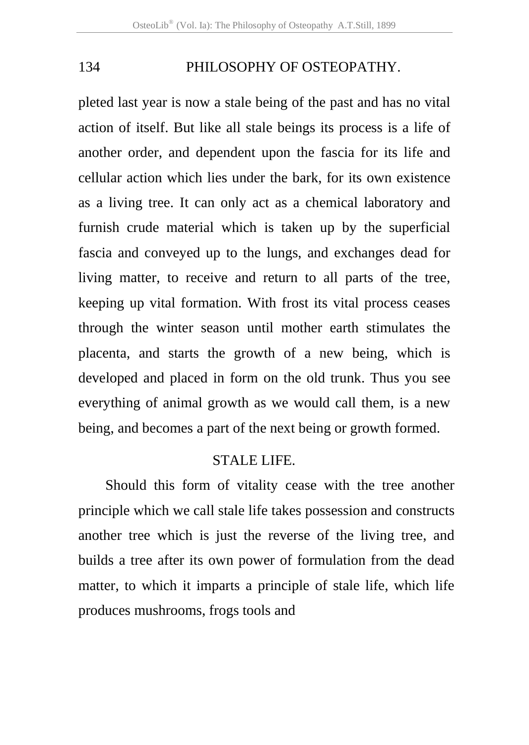pleted last year is now a stale being of the past and has no vital action of itself. But like all stale beings its process is a life of another order, and dependent upon the fascia for its life and cellular action which lies under the bark, for its own existence as a living tree. It can only act as a chemical laboratory and furnish crude material which is taken up by the superficial fascia and conveyed up to the lungs, and exchanges dead for living matter, to receive and return to all parts of the tree, keeping up vital formation. With frost its vital process ceases through the winter season until mother earth stimulates the placenta, and starts the growth of a new being, which is developed and placed in form on the old trunk. Thus you see everything of animal growth as we would call them, is a new being, and becomes a part of the next being or growth formed.

## STALE LIFE.

Should this form of vitality cease with the tree another principle which we call stale life takes possession and constructs another tree which is just the reverse of the living tree, and builds a tree after its own power of formulation from the dead matter, to which it imparts a principle of stale life, which life produces mushrooms, frogs tools and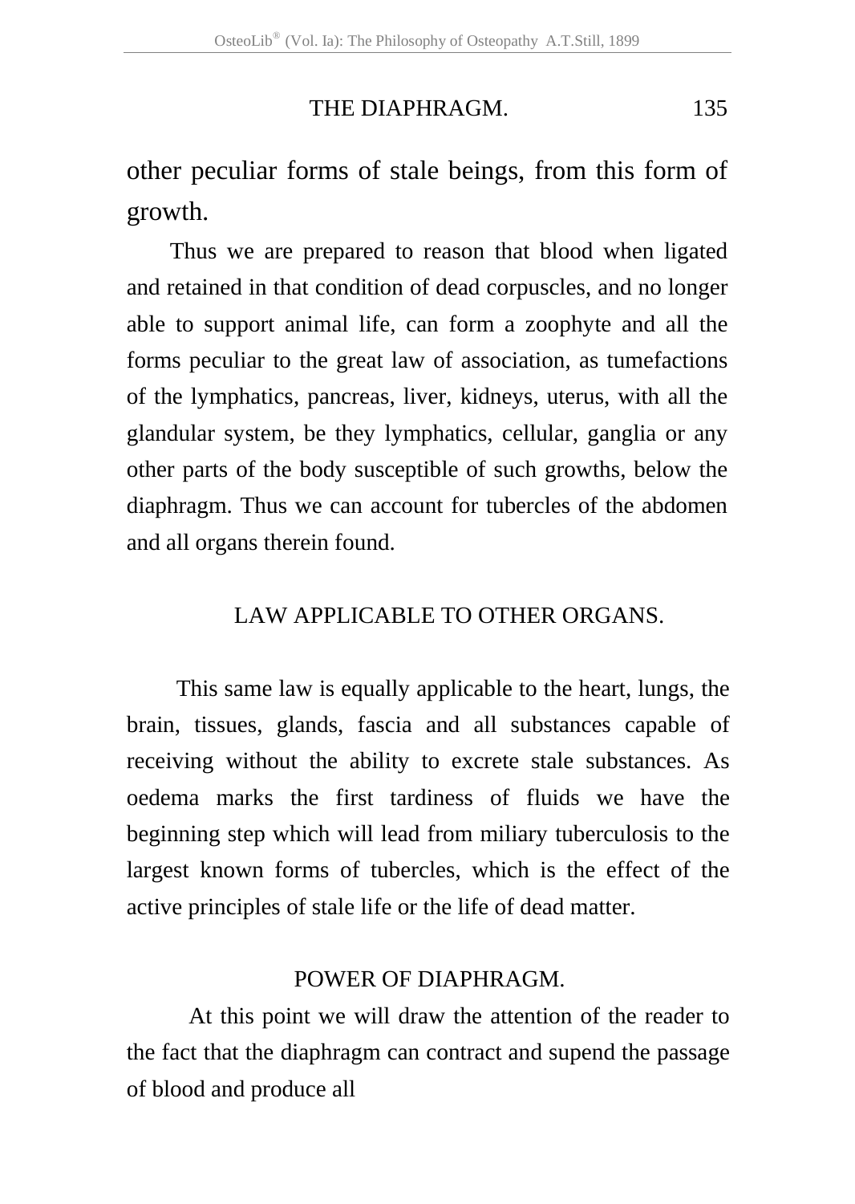other peculiar forms of stale beings, from this form of growth.

Thus we are prepared to reason that blood when ligated and retained in that condition of dead corpuscles, and no longer able to support animal life, can form a zoophyte and all the forms peculiar to the great law of association, as tumefactions of the lymphatics, pancreas, liver, kidneys, uterus, with all the glandular system, be they lymphatics, cellular, ganglia or any other parts of the body susceptible of such growths, below the diaphragm. Thus we can account for tubercles of the abdomen and all organs therein found.

## LAW APPLICABLE TO OTHER ORGANS.

This same law is equally applicable to the heart, lungs, the brain, tissues, glands, fascia and all substances capable of receiving without the ability to excrete stale substances. As oedema marks the first tardiness of fluids we have the beginning step which will lead from miliary tuberculosis to the largest known forms of tubercles, which is the effect of the active principles of stale life or the life of dead matter.

## POWER OF DIAPHRAGM.

At this point we will draw the attention of the reader to the fact that the diaphragm can contract and supend the passage of blood and produce all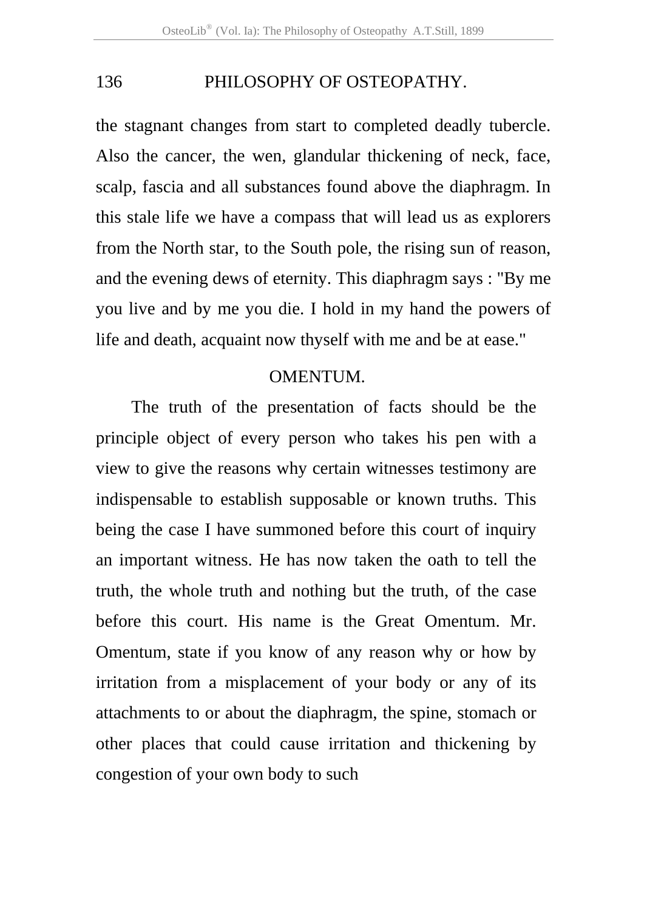the stagnant changes from start to completed deadly tubercle. Also the cancer, the wen, glandular thickening of neck, face, scalp, fascia and all substances found above the diaphragm. In this stale life we have a compass that will lead us as explorers from the North star, to the South pole, the rising sun of reason, and the evening dews of eternity. This diaphragm says : "By me you live and by me you die. I hold in my hand the powers of life and death, acquaint now thyself with me and be at ease."

## OMENTUM.

The truth of the presentation of facts should be the principle object of every person who takes his pen with a view to give the reasons why certain witnesses testimony are indispensable to establish supposable or known truths. This being the case I have summoned before this court of inquiry an important witness. He has now taken the oath to tell the truth, the whole truth and nothing but the truth, of the case before this court. His name is the Great Omentum. Mr. Omentum, state if you know of any reason why or how by irritation from a misplacement of your body or any of its attachments to or about the diaphragm, the spine, stomach or other places that could cause irritation and thickening by congestion of your own body to such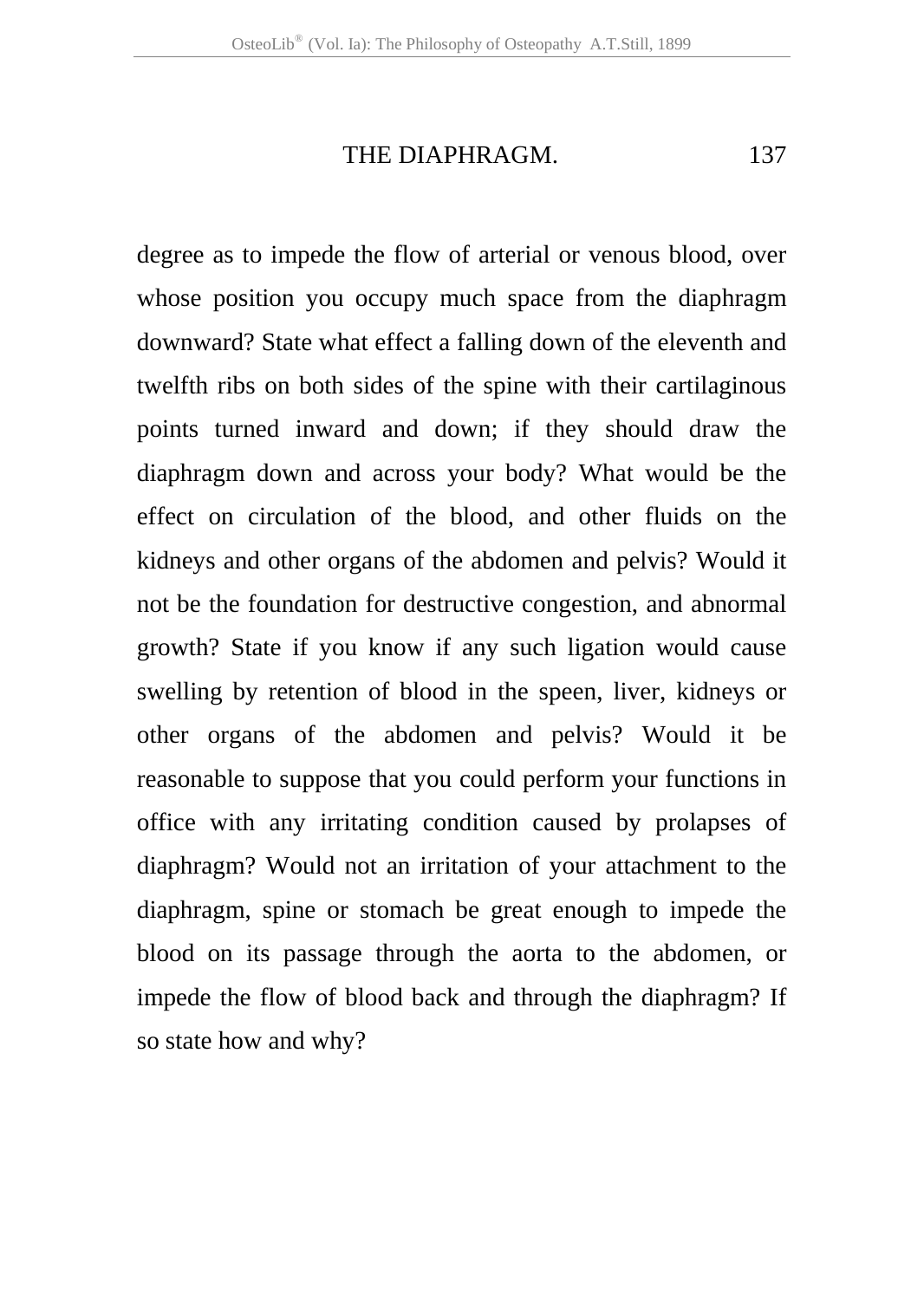degree as to impede the flow of arterial or venous blood, over whose position you occupy much space from the diaphragm downward? State what effect a falling down of the eleventh and twelfth ribs on both sides of the spine with their cartilaginous points turned inward and down; if they should draw the diaphragm down and across your body? What would be the effect on circulation of the blood, and other fluids on the kidneys and other organs of the abdomen and pelvis? Would it not be the foundation for destructive congestion, and abnormal growth? State if you know if any such ligation would cause swelling by retention of blood in the speen, liver, kidneys or other organs of the abdomen and pelvis? Would it be reasonable to suppose that you could perform your functions in office with any irritating condition caused by prolapses of diaphragm? Would not an irritation of your attachment to the diaphragm, spine or stomach be great enough to impede the blood on its passage through the aorta to the abdomen, or impede the flow of blood back and through the diaphragm? If so state how and why?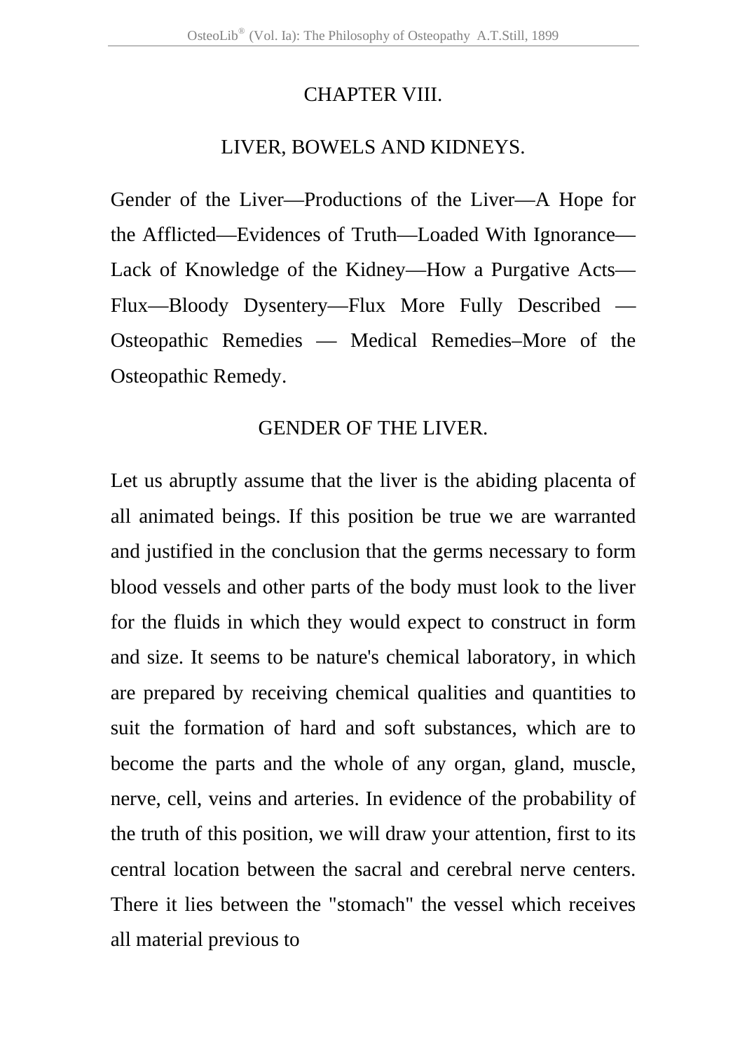## CHAPTER VIII.

## LIVER, BOWELS AND KIDNEYS.

Gender of the Liver—Productions of the Liver—A Hope for the Afflicted—Evidences of Truth—Loaded With Ignorance—Lack of Knowledge of the Kidney—How a Purgative Acts—Flux—Bloody Dysentery—Flux More Fully Described — Osteopathic Remedies — Medical Remedies–More of the Osteopathic Remedy.

### GENDER OF THE LIVER.

Let us abruptly assume that the liver is the abiding placenta of all animated beings. If this position be true we are warranted and justified in the conclusion that the germs necessary to form blood vessels and other parts of the body must look to the liver for the fluids in which they would expect to construct in form and size. It seems to be nature's chemical laboratory, in which are prepared by receiving chemical qualities and quantities to suit the formation of hard and soft substances, which are to become the parts and the whole of any organ, gland, muscle, nerve, cell, veins and arteries. In evidence of the probability of the truth of this position, we will draw your attention, first to its central location between the sacral and cerebral nerve centers. There it lies between the "stomach" the vessel which receives all material previous to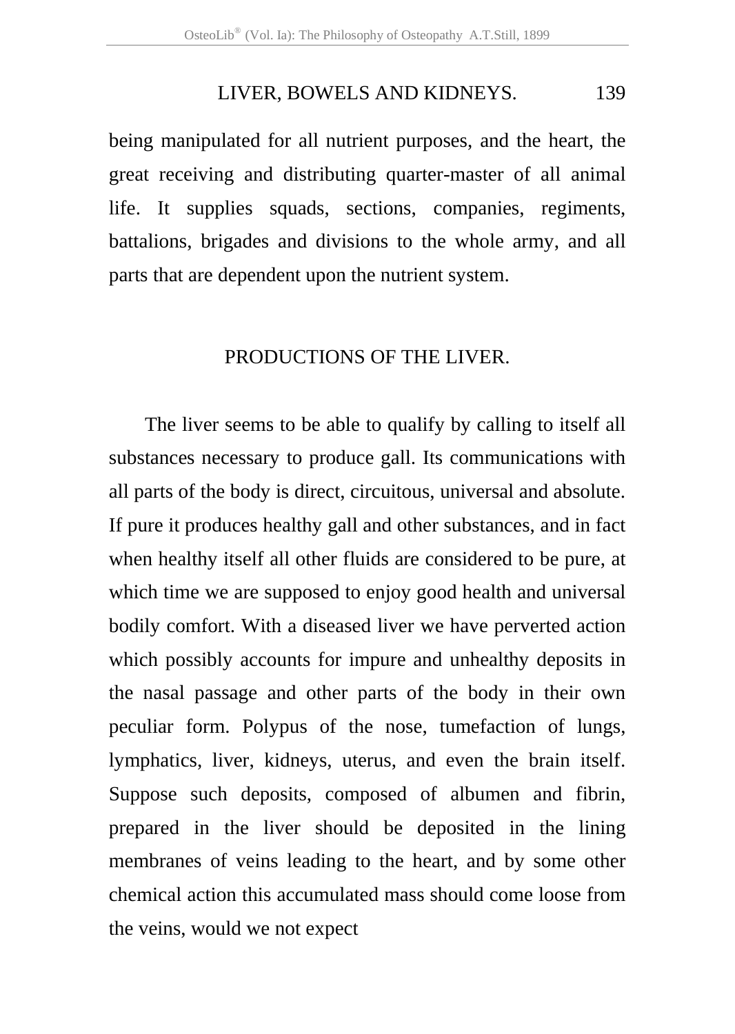being manipulated for all nutrient purposes, and the heart, the great receiving and distributing quarter-master of all animal life. It supplies squads, sections, companies, regiments, battalions, brigades and divisions to the whole army, and all parts that are dependent upon the nutrient system.

## PRODUCTIONS OF THE LIVER.

The liver seems to be able to qualify by calling to itself all substances necessary to produce gall. Its communications with all parts of the body is direct, circuitous, universal and absolute. If pure it produces healthy gall and other substances, and in fact when healthy itself all other fluids are considered to be pure, at which time we are supposed to enjoy good health and universal bodily comfort. With a diseased liver we have perverted action which possibly accounts for impure and unhealthy deposits in the nasal passage and other parts of the body in their own peculiar form. Polypus of the nose, tumefaction of lungs, lymphatics, liver, kidneys, uterus, and even the brain itself. Suppose such deposits, composed of albumen and fibrin, prepared in the liver should be deposited in the lining membranes of veins leading to the heart, and by some other chemical action this accumulated mass should come loose from the veins, would we not expect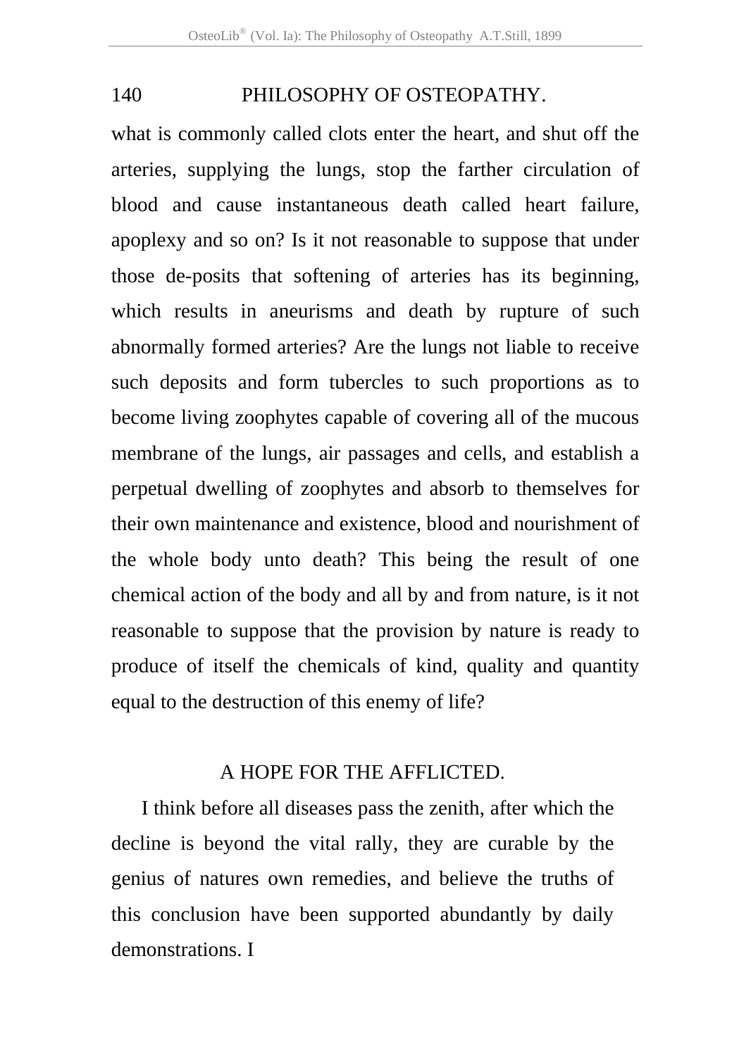what is commonly called clots enter the heart, and shut off the arteries, supplying the lungs, stop the farther circulation of blood and cause instantaneous death called heart failure, apoplexy and so on? Is it not reasonable to suppose that under those de-posits that softening of arteries has its beginning, which results in aneurisms and death by rupture of such abnormally formed arteries? Are the lungs not liable to receive such deposits and form tubercles to such proportions as to become living zoophytes capable of covering all of the mucous membrane of the lungs, air passages and cells, and establish a perpetual dwelling of zoophytes and absorb to themselves for their own maintenance and existence, blood and nourishment of the whole body unto death? This being the result of one chemical action of the body and all by and from nature, is it not reasonable to suppose that the provision by nature is ready to produce of itself the chemicals of kind, quality and quantity equal to the destruction of this enemy of life?

## A HOPE FOR THE AFFLICTED.

I think before all diseases pass the zenith, after which the decline is beyond the vital rally, they are curable by the genius of natures own remedies, and believe the truths of this conclusion have been supported abundantly by daily demonstrations. I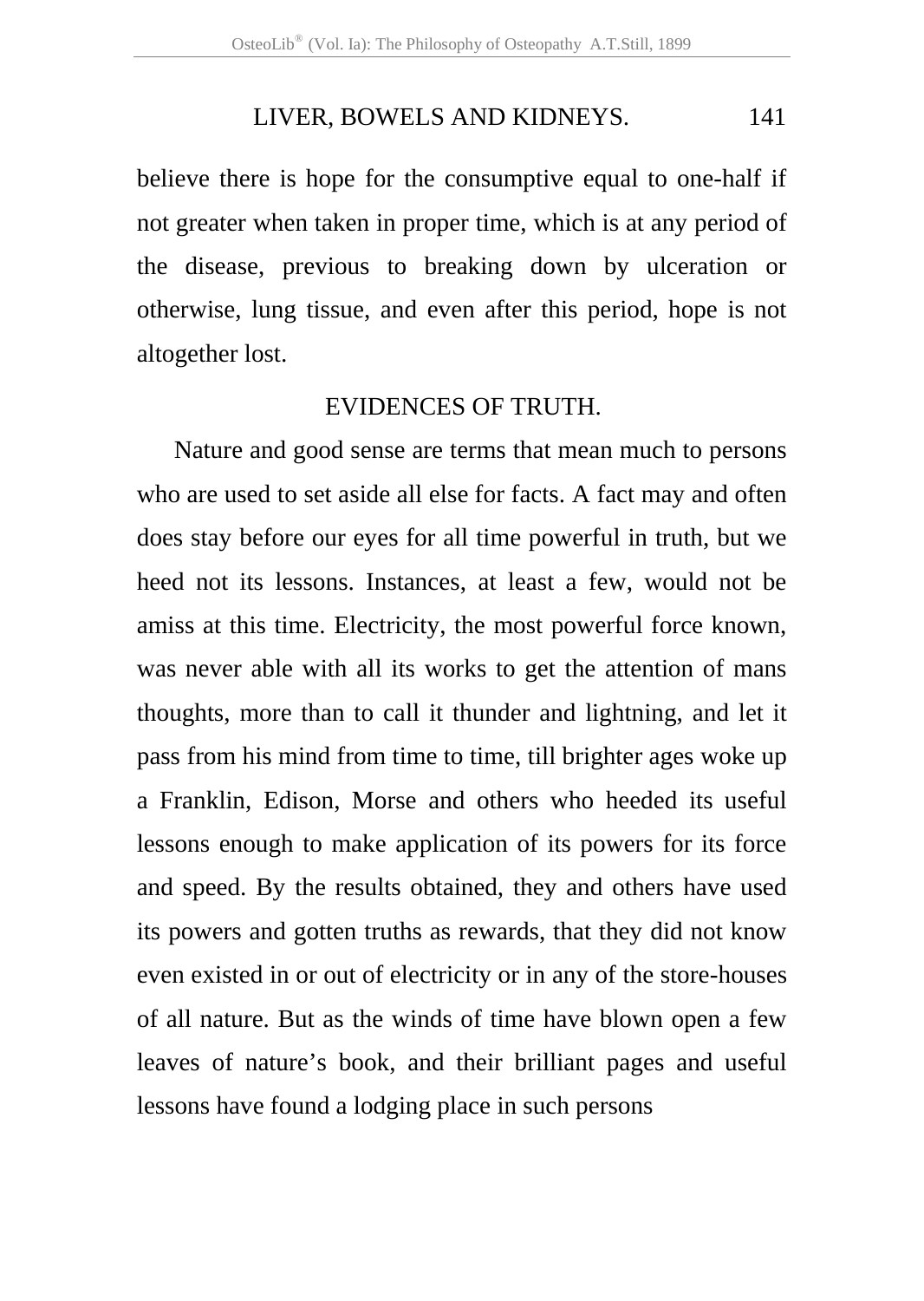believe there is hope for the consumptive equal to one-half if not greater when taken in proper time, which is at any period of the disease, previous to breaking down by ulceration or otherwise, lung tissue, and even after this period, hope is not altogether lost.

## EVIDENCES OF TRUTH.

Nature and good sense are terms that mean much to persons who are used to set aside all else for facts. A fact may and often does stay before our eyes for all time powerful in truth, but we heed not its lessons. Instances, at least a few, would not be amiss at this time. Electricity, the most powerful force known, was never able with all its works to get the attention of mans thoughts, more than to call it thunder and lightning, and let it pass from his mind from time to time, till brighter ages woke up a Franklin, Edison, Morse and others who heeded its useful lessons enough to make application of its powers for its force and speed. By the results obtained, they and others have used its powers and gotten truths as rewards, that they did not know even existed in or out of electricity or in any of the store-houses of all nature. But as the winds of time have blown open a few leaves of nature's book, and their brilliant pages and useful lessons have found a lodging place in such persons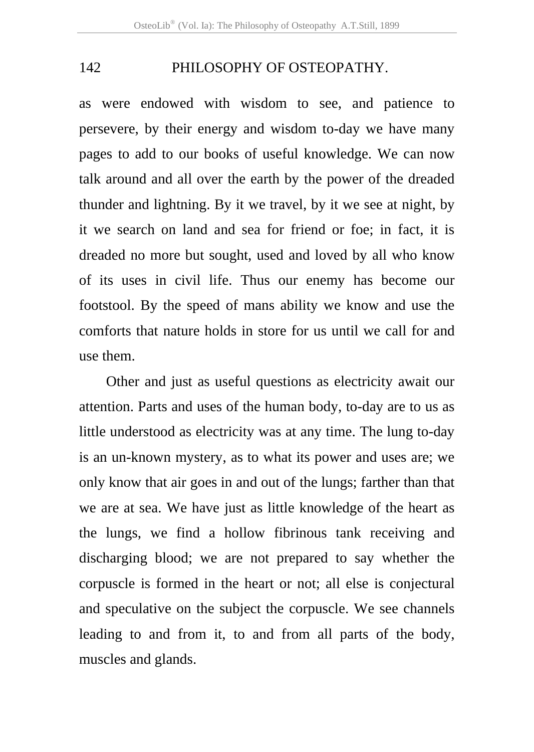as were endowed with wisdom to see, and patience to persevere, by their energy and wisdom to-day we have many pages to add to our books of useful knowledge. We can now talk around and all over the earth by the power of the dreaded thunder and lightning. By it we travel, by it we see at night, by it we search on land and sea for friend or foe; in fact, it is dreaded no more but sought, used and loved by all who know of its uses in civil life. Thus our enemy has become our footstool. By the speed of mans ability we know and use the comforts that nature holds in store for us until we call for and use them.

Other and just as useful questions as electricity await our attention. Parts and uses of the human body, to-day are to us as little understood as electricity was at any time. The lung to-day is an un-known mystery, as to what its power and uses are; we only know that air goes in and out of the lungs; farther than that we are at sea. We have just as little knowledge of the heart as the lungs, we find a hollow fibrinous tank receiving and discharging blood; we are not prepared to say whether the corpuscle is formed in the heart or not; all else is conjectural and speculative on the subject the corpuscle. We see channels leading to and from it, to and from all parts of the body, muscles and glands.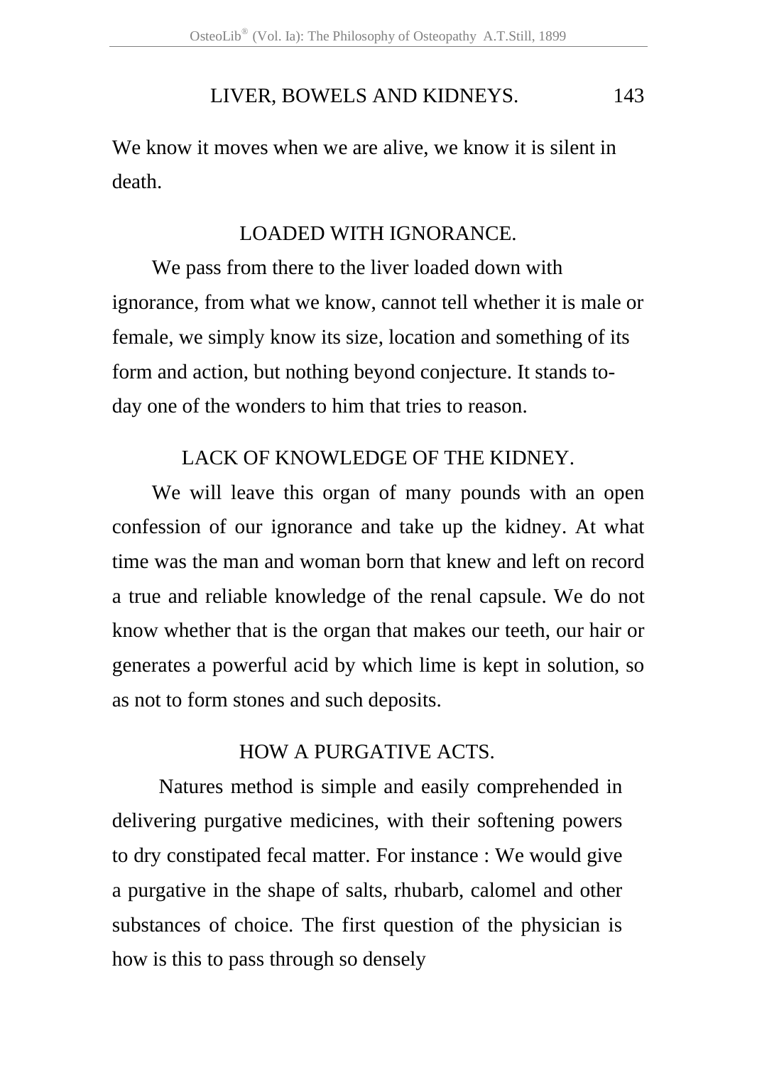We know it moves when we are alive, we know it is silent in death.

## LOADED WITH IGNORANCE.

We pass from there to the liver loaded down with ignorance, from what we know, cannot tell whether it is male or female, we simply know its size, location and something of its form and action, but nothing beyond conjecture. It stands to-day one of the wonders to him that tries to reason.

## LACK OF KNOWLEDGE OF THE KIDNEY.

We will leave this organ of many pounds with an open confession of our ignorance and take up the kidney. At what time was the man and woman born that knew and left on record a true and reliable knowledge of the renal capsule. We do not know whether that is the organ that makes our teeth, our hair or generates a powerful acid by which lime is kept in solution, so as not to form stones and such deposits.

## HOW A PURGATIVE ACTS.

Natures method is simple and easily comprehended in delivering purgative medicines, with their softening powers to dry constipated fecal matter. For instance : We would give a purgative in the shape of salts, rhubarb, calomel and other substances of choice. The first question of the physician is how is this to pass through so densely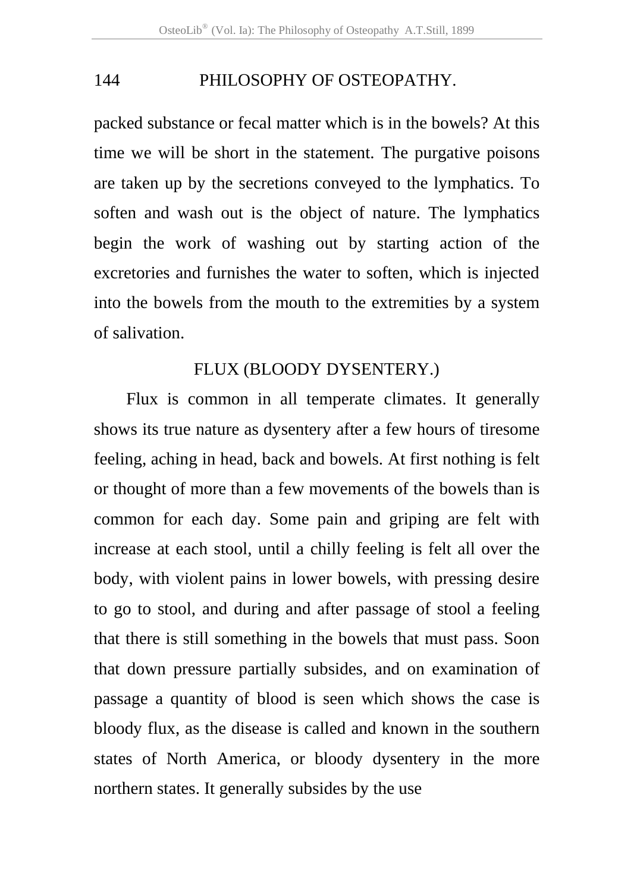packed substance or fecal matter which is in the bowels? At this time we will be short in the statement. The purgative poisons are taken up by the secretions conveyed to the lymphatics. To soften and wash out is the object of nature. The lymphatics begin the work of washing out by starting action of the excretories and furnishes the water to soften, which is injected into the bowels from the mouth to the extremities by a system of salivation.

## FLUX (BLOODY DYSENTERY.)

Flux is common in all temperate climates. It generally shows its true nature as dysentery after a few hours of tiresome feeling, aching in head, back and bowels. At first nothing is felt or thought of more than a few movements of the bowels than is common for each day. Some pain and griping are felt with increase at each stool, until a chilly feeling is felt all over the body, with violent pains in lower bowels, with pressing desire to go to stool, and during and after passage of stool a feeling that there is still something in the bowels that must pass. Soon that down pressure partially subsides, and on examination of passage a quantity of blood is seen which shows the case is bloody flux, as the disease is called and known in the southern states of North America, or bloody dysentery in the more northern states. It generally subsides by the use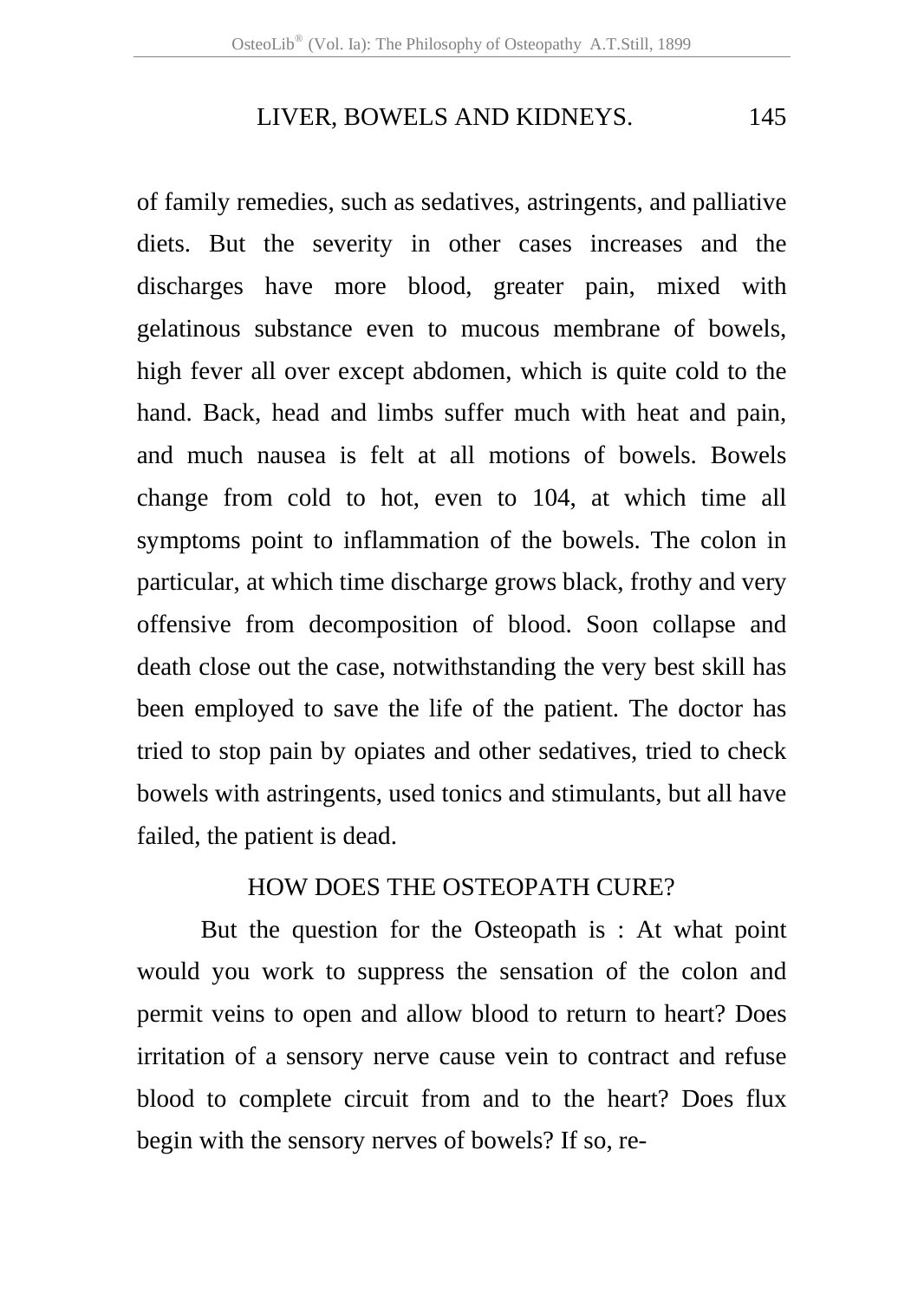of family remedies, such as sedatives, astringents, and palliative diets. But the severity in other cases increases and the discharges have more blood, greater pain, mixed with gelatinous substance even to mucous membrane of bowels, high fever all over except abdomen, which is quite cold to the hand. Back, head and limbs suffer much with heat and pain, and much nausea is felt at all motions of bowels. Bowels change from cold to hot, even to 104, at which time all symptoms point to inflammation of the bowels. The colon in particular, at which time discharge grows black, frothy and very offensive from decomposition of blood. Soon collapse and death close out the case, notwithstanding the very best skill has been employed to save the life of the patient. The doctor has tried to stop pain by opiates and other sedatives, tried to check bowels with astringents, used tonics and stimulants, but all have failed, the patient is dead.

## HOW DOES THE OSTEOPATH CURE?

But the question for the Osteopath is : At what point would you work to suppress the sensation of the colon and permit veins to open and allow blood to return to heart? Does irritation of a sensory nerve cause vein to contract and refuse blood to complete circuit from and to the heart? Does flux begin with the sensory nerves of bowels? If so, re-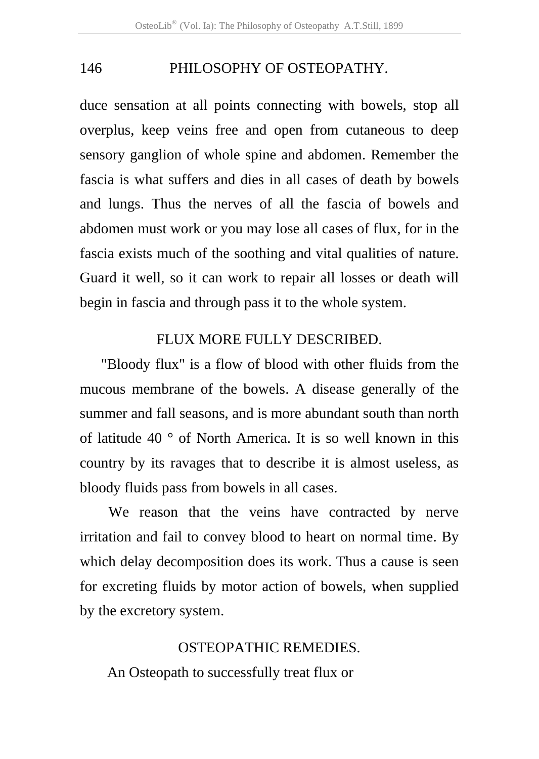duce sensation at all points connecting with bowels, stop all overplus, keep veins free and open from cutaneous to deep sensory ganglion of whole spine and abdomen. Remember the fascia is what suffers and dies in all cases of death by bowels and lungs. Thus the nerves of all the fascia of bowels and abdomen must work or you may lose all cases of flux, for in the fascia exists much of the soothing and vital qualities of nature. Guard it well, so it can work to repair all losses or death will begin in fascia and through pass it to the whole system.

## FLUX MORE FULLY DESCRIBED.

"Bloody flux" is a flow of blood with other fluids from the mucous membrane of the bowels. A disease generally of the summer and fall seasons, and is more abundant south than north of latitude 40 ° of North America. It is so well known in this country by its ravages that to describe it is almost useless, as bloody fluids pass from bowels in all cases.

We reason that the veins have contracted by nerve irritation and fail to convey blood to heart on normal time. By which delay decomposition does its work. Thus a cause is seen for excreting fluids by motor action of bowels, when supplied by the excretory system.

## OSTEOPATHIC REMEDIES.

An Osteopath to successfully treat flux or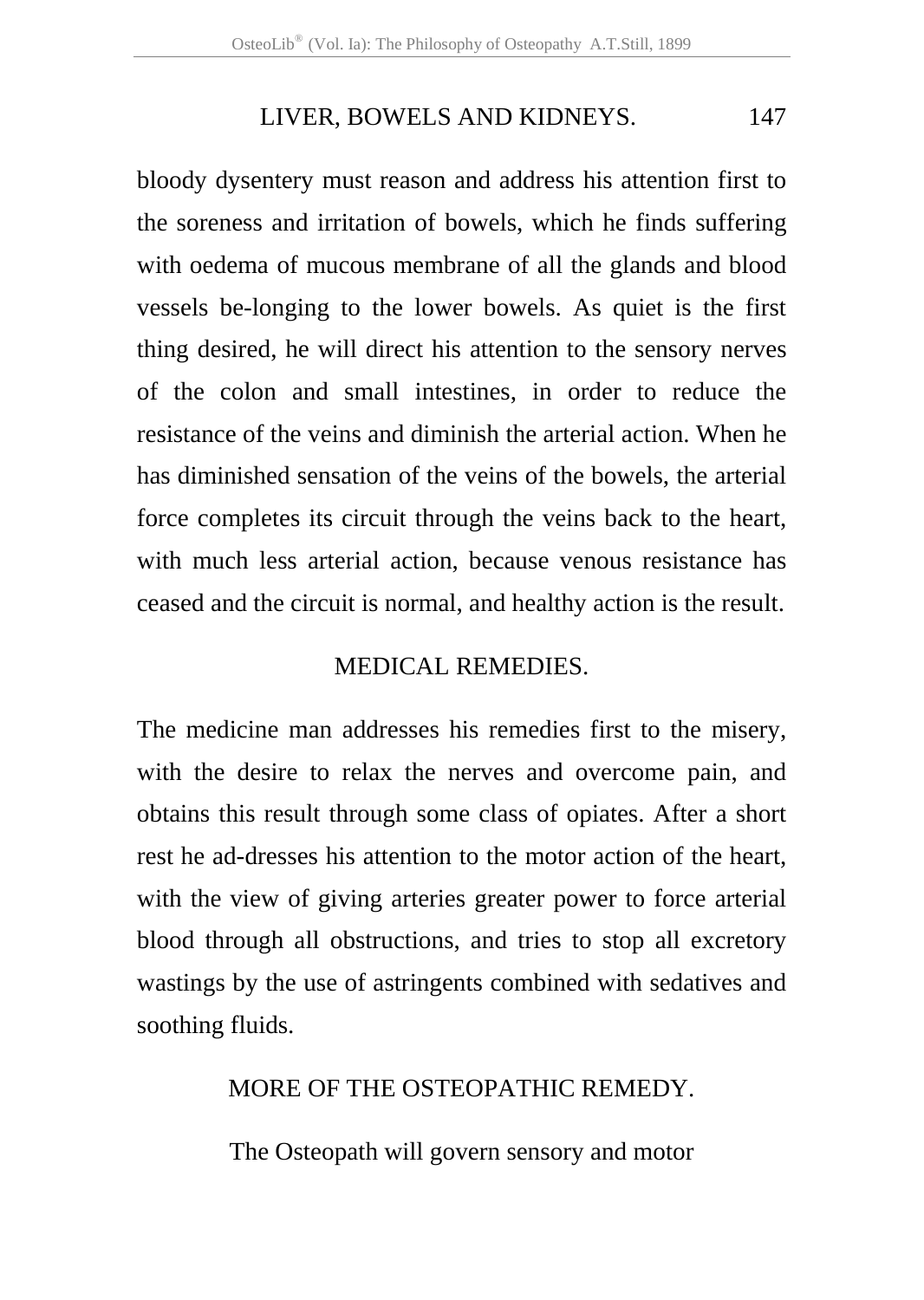bloody dysentery must reason and address his attention first to the soreness and irritation of bowels, which he finds suffering with oedema of mucous membrane of all the glands and blood vessels be-longing to the lower bowels. As quiet is the first thing desired, he will direct his attention to the sensory nerves of the colon and small intestines, in order to reduce the resistance of the veins and diminish the arterial action. When he has diminished sensation of the veins of the bowels, the arterial force completes its circuit through the veins back to the heart, with much less arterial action, because venous resistance has ceased and the circuit is normal, and healthy action is the result.

## MEDICAL REMEDIES.

The medicine man addresses his remedies first to the misery, with the desire to relax the nerves and overcome pain, and obtains this result through some class of opiates. After a short rest he ad-dresses his attention to the motor action of the heart, with the view of giving arteries greater power to force arterial blood through all obstructions, and tries to stop all excretory wastings by the use of astringents combined with sedatives and soothing fluids.

## MORE OF THE OSTEOPATHIC REMEDY.

The Osteopath will govern sensory and motor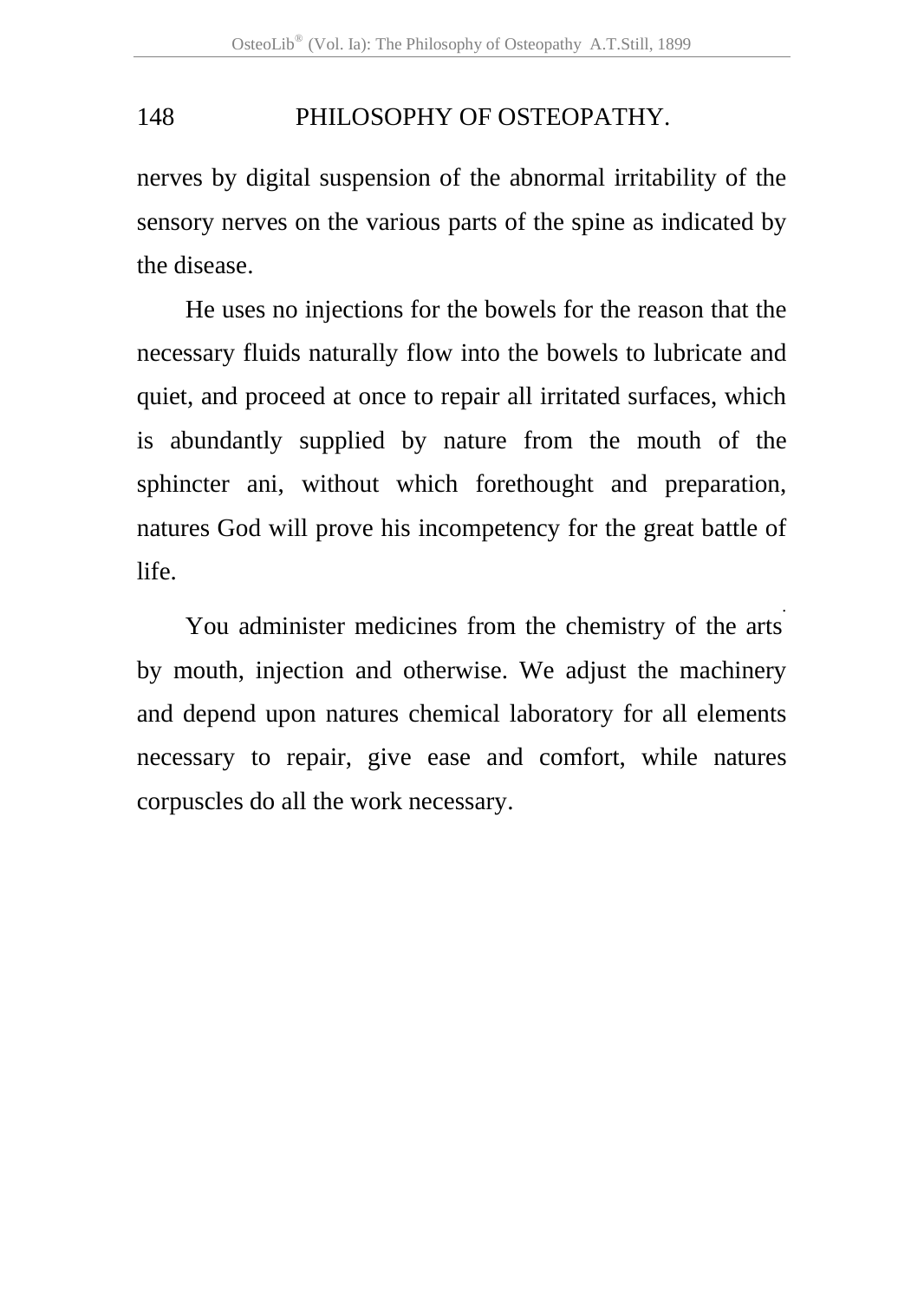nerves by digital suspension of the abnormal irritability of the sensory nerves on the various parts of the spine as indicated by the disease.

He uses no injections for the bowels for the reason that the necessary fluids naturally flow into the bowels to lubricate and quiet, and proceed at once to repair all irritated surfaces, which is abundantly supplied by nature from the mouth of the sphincter ani, without which forethought and preparation, natures God will prove his incompetency for the great battle of life.

You administer medicines from the chemistry of the arts by mouth, injection and otherwise. We adjust the machinery and depend upon natures chemical laboratory for all elements necessary to repair, give ease and comfort, while natures corpuscles do all the work necessary.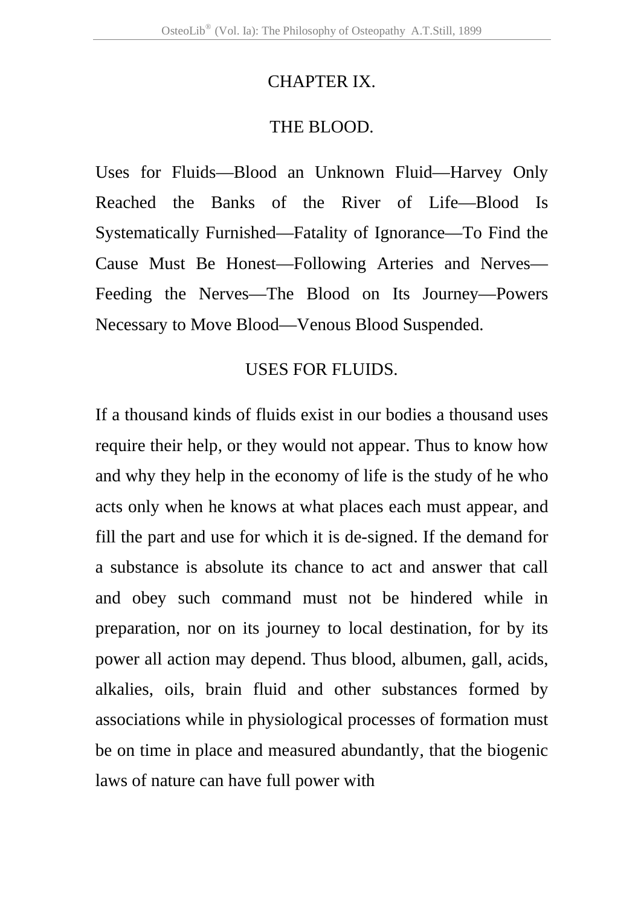## CHAPTER IX.

## THE BLOOD.

Uses for Fluids—Blood an Unknown Fluid—Harvey Only Reached the Banks of the River of Life—Blood Is Systematically Furnished—Fatality of Ignorance—To Find the Cause Must Be Honest—Following Arteries and Nerves—Feeding the Nerves—The Blood on Its Journey—Powers Necessary to Move Blood—Venous Blood Suspended.

### USES FOR FLUIDS.

If a thousand kinds of fluids exist in our bodies a thousand uses require their help, or they would not appear. Thus to know how and why they help in the economy of life is the study of he who acts only when he knows at what places each must appear, and fill the part and use for which it is de-signed. If the demand for a substance is absolute its chance to act and answer that call and obey such command must not be hindered while in preparation, nor on its journey to local destination, for by its power all action may depend. Thus blood, albumen, gall, acids, alkalies, oils, brain fluid and other substances formed by associations while in physiological processes of formation must be on time in place and measured abundantly, that the biogenic laws of nature can have full power with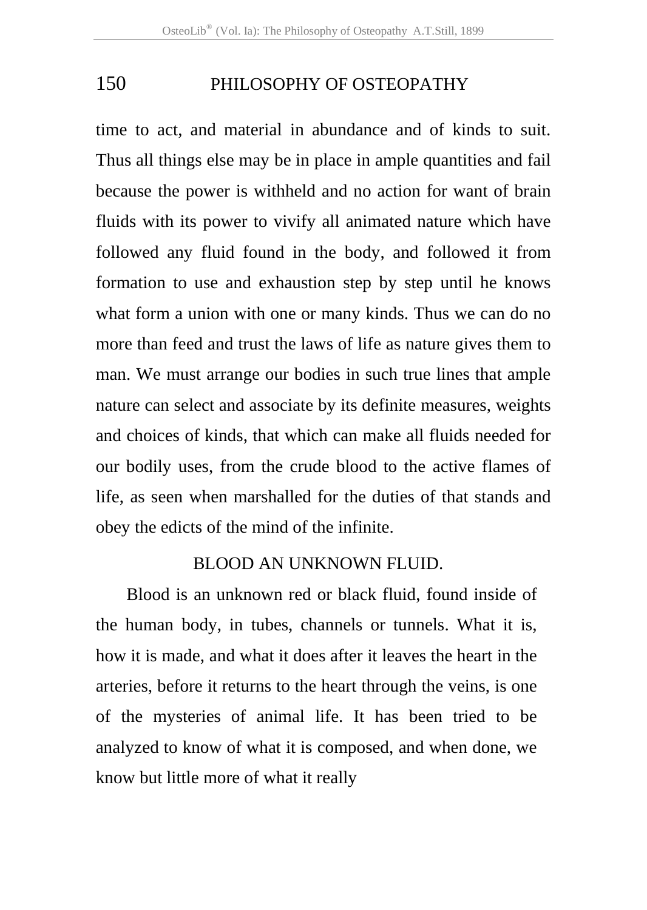time to act, and material in abundance and of kinds to suit. Thus all things else may be in place in ample quantities and fail because the power is withheld and no action for want of brain fluids with its power to vivify all animated nature which have followed any fluid found in the body, and followed it from formation to use and exhaustion step by step until he knows what form a union with one or many kinds. Thus we can do no more than feed and trust the laws of life as nature gives them to man. We must arrange our bodies in such true lines that ample nature can select and associate by its definite measures, weights and choices of kinds, that which can make all fluids needed for our bodily uses, from the crude blood to the active flames of life, as seen when marshalled for the duties of that stands and obey the edicts of the mind of the infinite.

## BLOOD AN UNKNOWN FLUID.

Blood is an unknown red or black fluid, found inside of the human body, in tubes, channels or tunnels. What it is, how it is made, and what it does after it leaves the heart in the arteries, before it returns to the heart through the veins, is one of the mysteries of animal life. It has been tried to be analyzed to know of what it is composed, and when done, we know but little more of what it really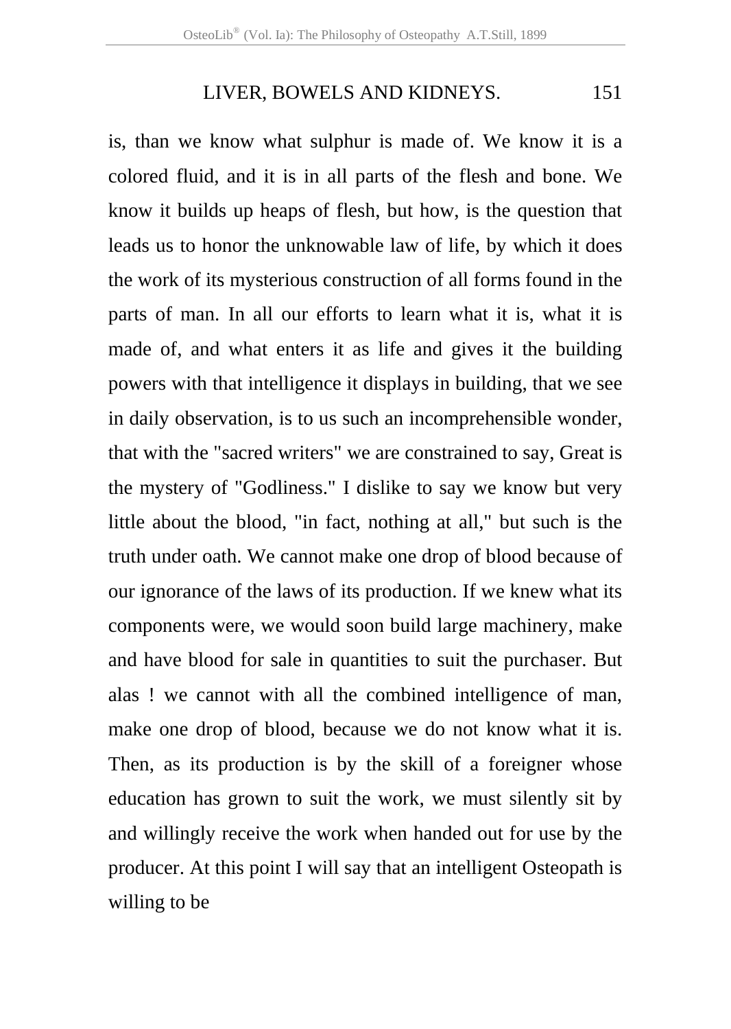is, than we know what sulphur is made of. We know it is a colored fluid, and it is in all parts of the flesh and bone. We know it builds up heaps of flesh, but how, is the question that leads us to honor the unknowable law of life, by which it does the work of its mysterious construction of all forms found in the parts of man. In all our efforts to learn what it is, what it is made of, and what enters it as life and gives it the building powers with that intelligence it displays in building, that we see in daily observation, is to us such an incomprehensible wonder, that with the "sacred writers" we are constrained to say, Great is the mystery of "Godliness." I dislike to say we know but very little about the blood, "in fact, nothing at all," but such is the truth under oath. We cannot make one drop of blood because of our ignorance of the laws of its production. If we knew what its components were, we would soon build large machinery, make and have blood for sale in quantities to suit the purchaser. But alas ! we cannot with all the combined intelligence of man, make one drop of blood, because we do not know what it is. Then, as its production is by the skill of a foreigner whose education has grown to suit the work, we must silently sit by and willingly receive the work when handed out for use by the producer. At this point I will say that an intelligent Osteopath is willing to be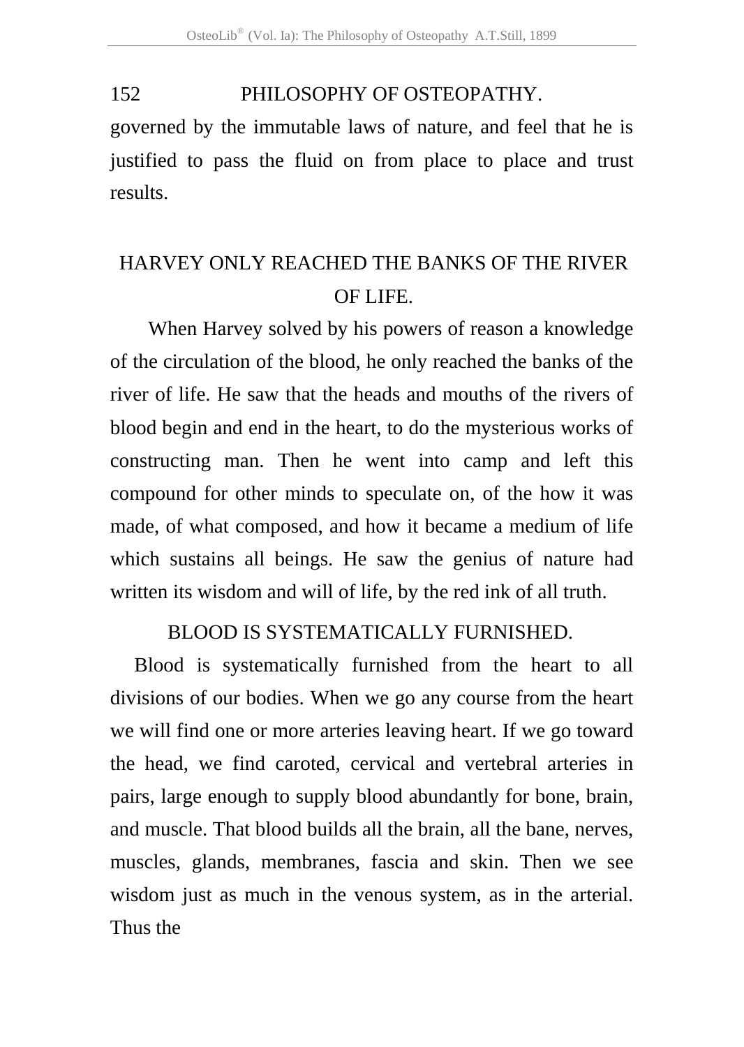governed by the immutable laws of nature, and feel that he is justified to pass the fluid on from place to place and trust results.

## HARVEY ONLY REACHED THE BANKS OF THE RIVER OF LIFE.

When Harvey solved by his powers of reason a knowledge of the circulation of the blood, he only reached the banks of the river of life. He saw that the heads and mouths of the rivers of blood begin and end in the heart, to do the mysterious works of constructing man. Then he went into camp and left this compound for other minds to speculate on, of the how it was made, of what composed, and how it became a medium of life which sustains all beings. He saw the genius of nature had written its wisdom and will of life, by the red ink of all truth.

## BLOOD IS SYSTEMATICALLY FURNISHED.

Blood is systematically furnished from the heart to all divisions of our bodies. When we go any course from the heart we will find one or more arteries leaving heart. If we go toward the head, we find caroted, cervical and vertebral arteries in pairs, large enough to supply blood abundantly for bone, brain, and muscle. That blood builds all the brain, all the bane, nerves, muscles, glands, membranes, fascia and skin. Then we see wisdom just as much in the venous system, as in the arterial. Thus the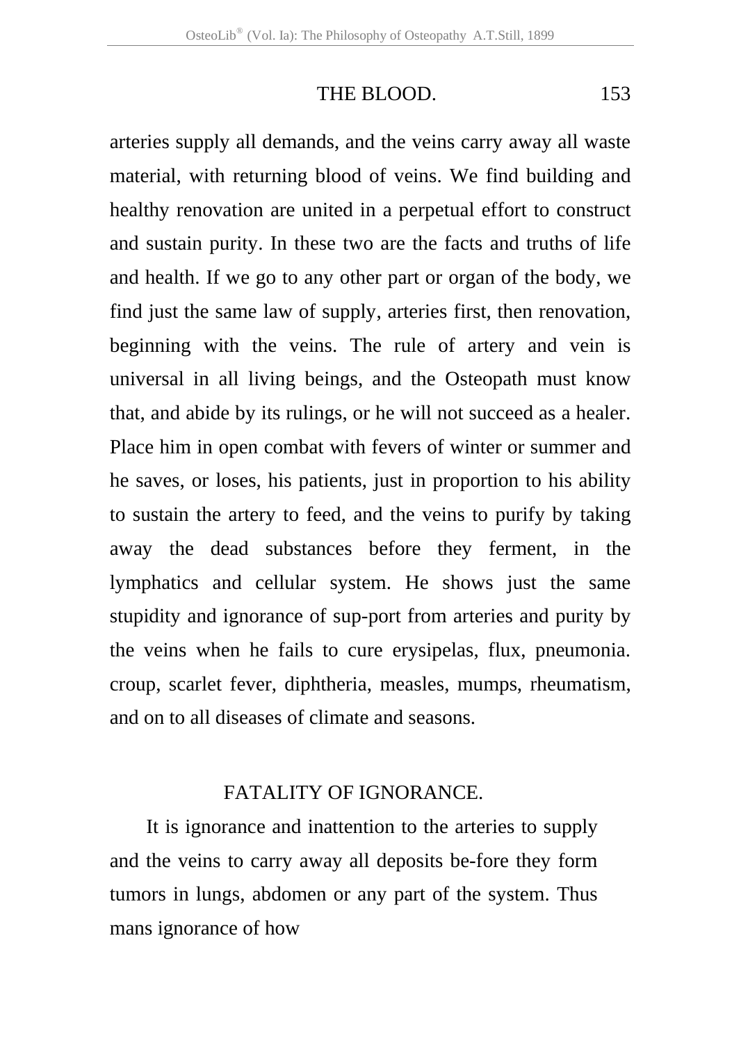arteries supply all demands, and the veins carry away all waste material, with returning blood of veins. We find building and healthy renovation are united in a perpetual effort to construct and sustain purity. In these two are the facts and truths of life and health. If we go to any other part or organ of the body, we find just the same law of supply, arteries first, then renovation, beginning with the veins. The rule of artery and vein is universal in all living beings, and the Osteopath must know that, and abide by its rulings, or he will not succeed as a healer. Place him in open combat with fevers of winter or summer and he saves, or loses, his patients, just in proportion to his ability to sustain the artery to feed, and the veins to purify by taking away the dead substances before they ferment, in the lymphatics and cellular system. He shows just the same stupidity and ignorance of sup-port from arteries and purity by the veins when he fails to cure erysipelas, flux, pneumonia. croup, scarlet fever, diphtheria, measles, mumps, rheumatism, and on to all diseases of climate and seasons.

## FATALITY OF IGNORANCE.

It is ignorance and inattention to the arteries to supply and the veins to carry away all deposits be-fore they form tumors in lungs, abdomen or any part of the system. Thus mans ignorance of how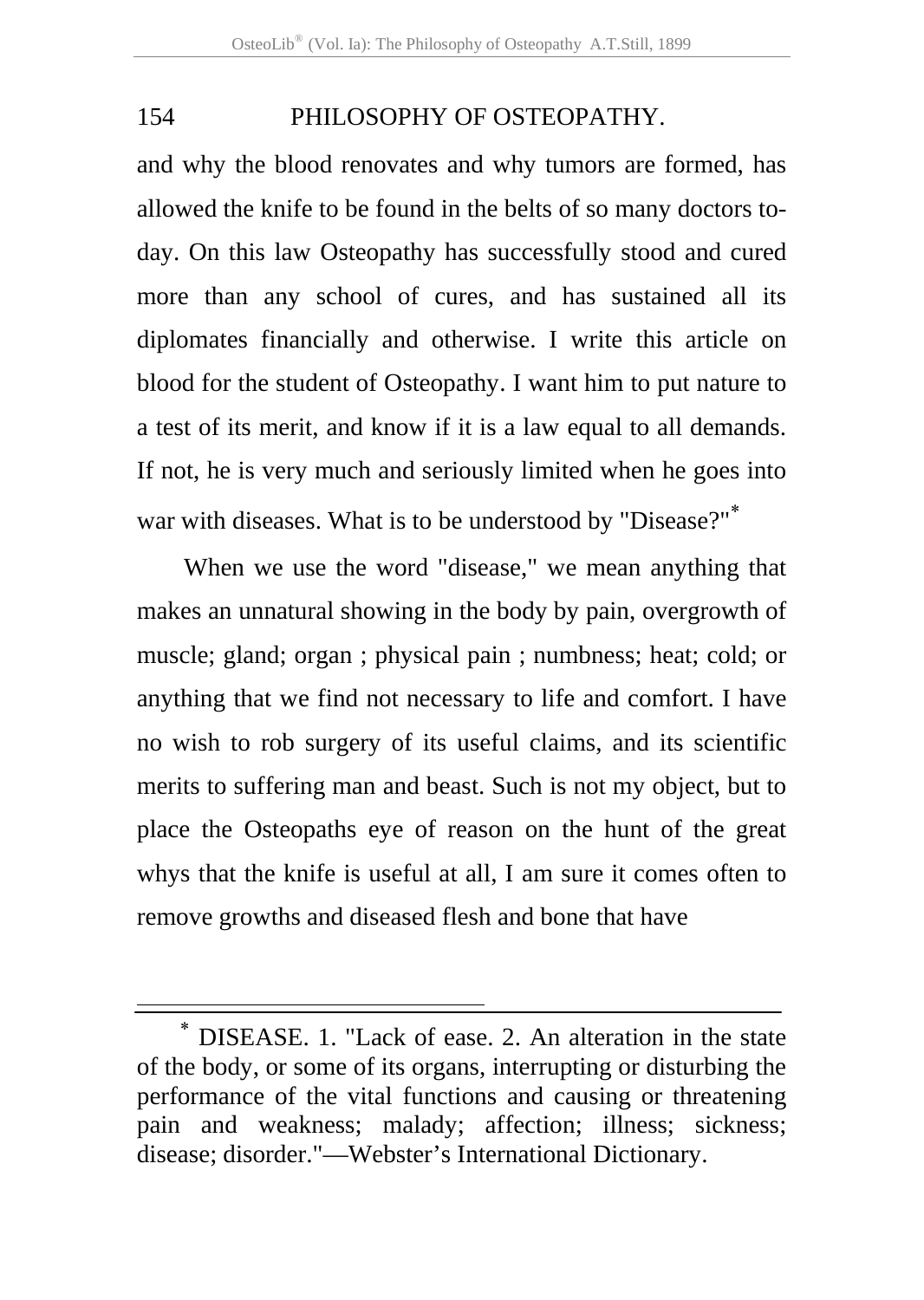and why the blood renovates and why tumors are formed, has allowed the knife to be found in the belts of so many doctors to-day. On this law Osteopathy has successfully stood and cured more than any school of cures, and has sustained all its diplomates financially and otherwise. I write this article on blood for the student of Osteopathy. I want him to put nature to a test of its merit, and know if it is a law equal to all demands. If not, he is very much and seriously limited when he goes into war with diseases. What is to be understood by "Disease?"*

When we use the word "disease," we mean anything that makes an unnatural showing in the body by pain, overgrowth of muscle; gland; organ ; physical pain ; numbness; heat; cold; or anything that we find not necessary to life and comfort. I have no wish to rob surgery of its useful claims, and its scientific merits to suffering man and beast. Such is not my object, but to place the Osteopaths eye of reason on the hunt of the great whys that the knife is useful at all, I am sure it comes often to remove growths and diseased flesh and bone that have

---

* DISEASE. 1. "Lack of ease. 2. An alteration in the state of the body, or some of its organs, interrupting or disturbing the performance of the vital functions and causing or threatening pain and weakness; malady; affection; illness; sickness; disease; disorder."—Webster's International Dictionary.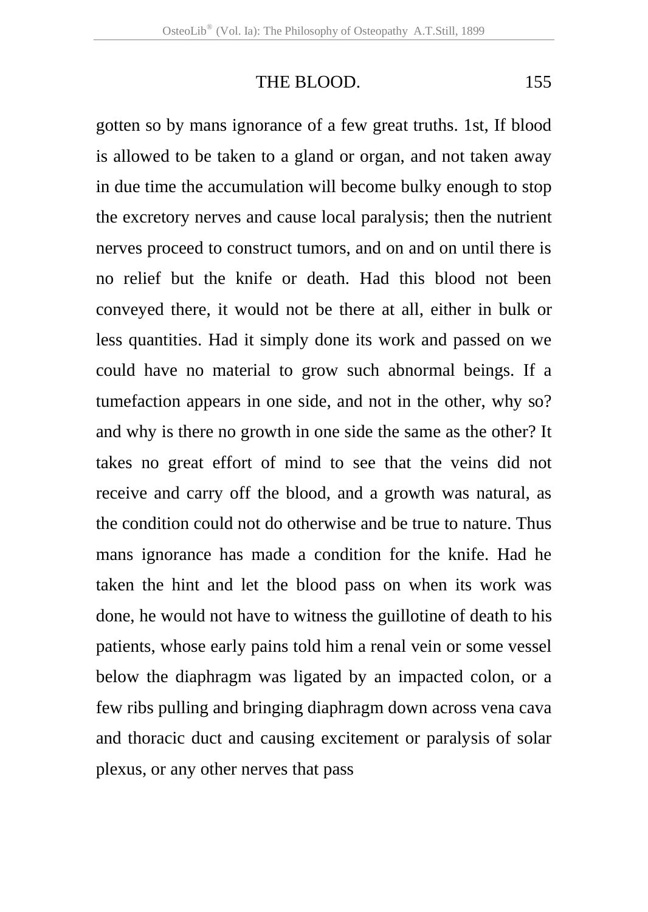gotten so by mans ignorance of a few great truths. 1st, If blood is allowed to be taken to a gland or organ, and not taken away in due time the accumulation will become bulky enough to stop the excretory nerves and cause local paralysis; then the nutrient nerves proceed to construct tumors, and on and on until there is no relief but the knife or death. Had this blood not been conveyed there, it would not be there at all, either in bulk or less quantities. Had it simply done its work and passed on we could have no material to grow such abnormal beings. If a tumefaction appears in one side, and not in the other, why so? and why is there no growth in one side the same as the other? It takes no great effort of mind to see that the veins did not receive and carry off the blood, and a growth was natural, as the condition could not do otherwise and be true to nature. Thus mans ignorance has made a condition for the knife. Had he taken the hint and let the blood pass on when its work was done, he would not have to witness the guillotine of death to his patients, whose early pains told him a renal vein or some vessel below the diaphragm was ligated by an impacted colon, or a few ribs pulling and bringing diaphragm down across vena cava and thoracic duct and causing excitement or paralysis of solar plexus, or any other nerves that pass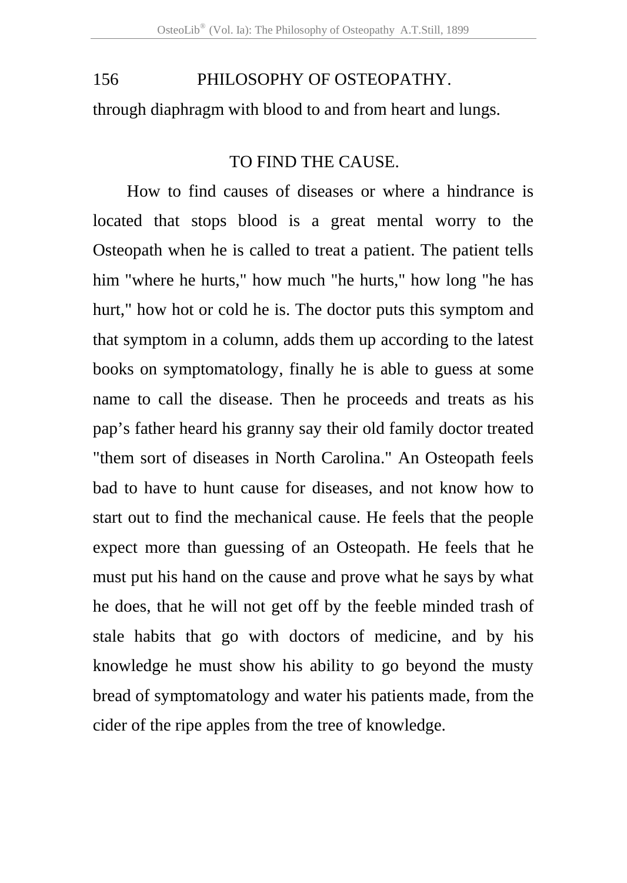through diaphragm with blood to and from heart and lungs.

## TO FIND THE CAUSE.

How to find causes of diseases or where a hindrance is located that stops blood is a great mental worry to the Osteopath when he is called to treat a patient. The patient tells him "where he hurts," how much "he hurts," how long "he has hurt," how hot or cold he is. The doctor puts this symptom and that symptom in a column, adds them up according to the latest books on symptomatology, finally he is able to guess at some name to call the disease. Then he proceeds and treats as his pap's father heard his granny say their old family doctor treated "them sort of diseases in North Carolina." An Osteopath feels bad to have to hunt cause for diseases, and not know how to start out to find the mechanical cause. He feels that the people expect more than guessing of an Osteopath. He feels that he must put his hand on the cause and prove what he says by what he does, that he will not get off by the feeble minded trash of stale habits that go with doctors of medicine, and by his knowledge he must show his ability to go beyond the musty bread of symptomatology and water his patients made, from the cider of the ripe apples from the tree of knowledge.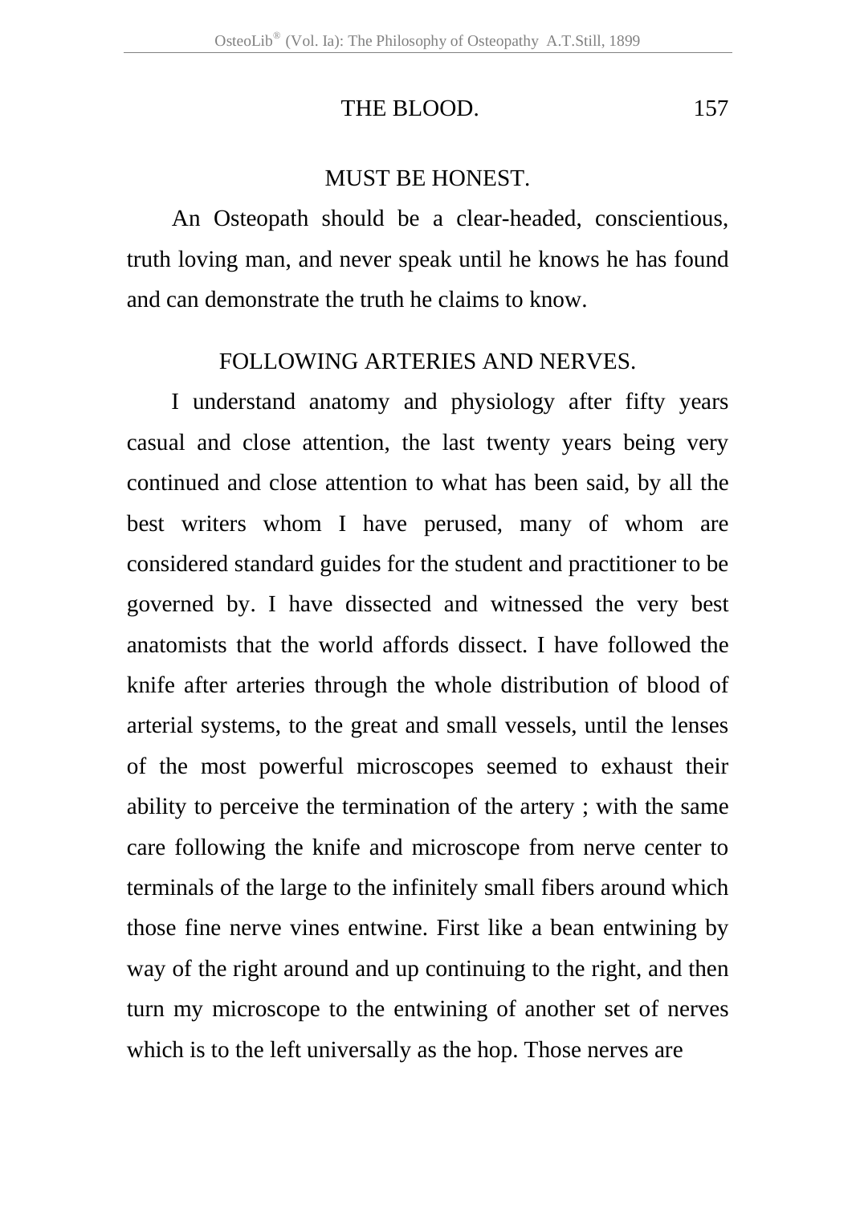## MUST BE HONEST.

An Osteopath should be a clear-headed, conscientious, truth loving man, and never speak until he knows he has found and can demonstrate the truth he claims to know.

## FOLLOWING ARTERIES AND NERVES.

I understand anatomy and physiology after fifty years casual and close attention, the last twenty years being very continued and close attention to what has been said, by all the best writers whom I have perused, many of whom are considered standard guides for the student and practitioner to be governed by. I have dissected and witnessed the very best anatomists that the world affords dissect. I have followed the knife after arteries through the whole distribution of blood of arterial systems, to the great and small vessels, until the lenses of the most powerful microscopes seemed to exhaust their ability to perceive the termination of the artery ; with the same care following the knife and microscope from nerve center to terminals of the large to the infinitely small fibers around which those fine nerve vines entwine. First like a bean entwining by way of the right around and up continuing to the right, and then turn my microscope to the entwining of another set of nerves which is to the left universally as the hop. Those nerves are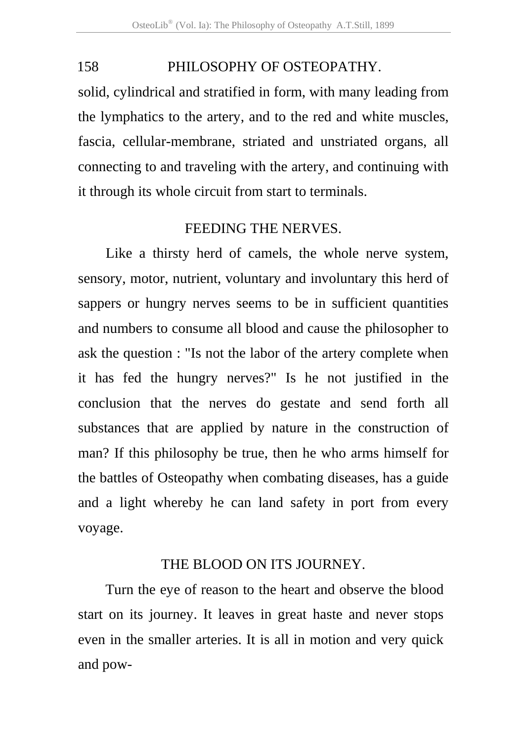solid, cylindrical and stratified in form, with many leading from the lymphatics to the artery, and to the red and white muscles, fascia, cellular-membrane, striated and unstriated organs, all connecting to and traveling with the artery, and continuing with it through its whole circuit from start to terminals.

## FEEDING THE NERVES.

Like a thirsty herd of camels, the whole nerve system, sensory, motor, nutrient, voluntary and involuntary this herd of sappers or hungry nerves seems to be in sufficient quantities and numbers to consume all blood and cause the philosopher to ask the question : "Is not the labor of the artery complete when it has fed the hungry nerves?" Is he not justified in the conclusion that the nerves do gestate and send forth all substances that are applied by nature in the construction of man? If this philosophy be true, then he who arms himself for the battles of Osteopathy when combating diseases, has a guide and a light whereby he can land safety in port from every voyage.

## THE BLOOD ON ITS JOURNEY.

Turn the eye of reason to the heart and observe the blood start on its journey. It leaves in great haste and never stops even in the smaller arteries. It is all in motion and very quick and pow-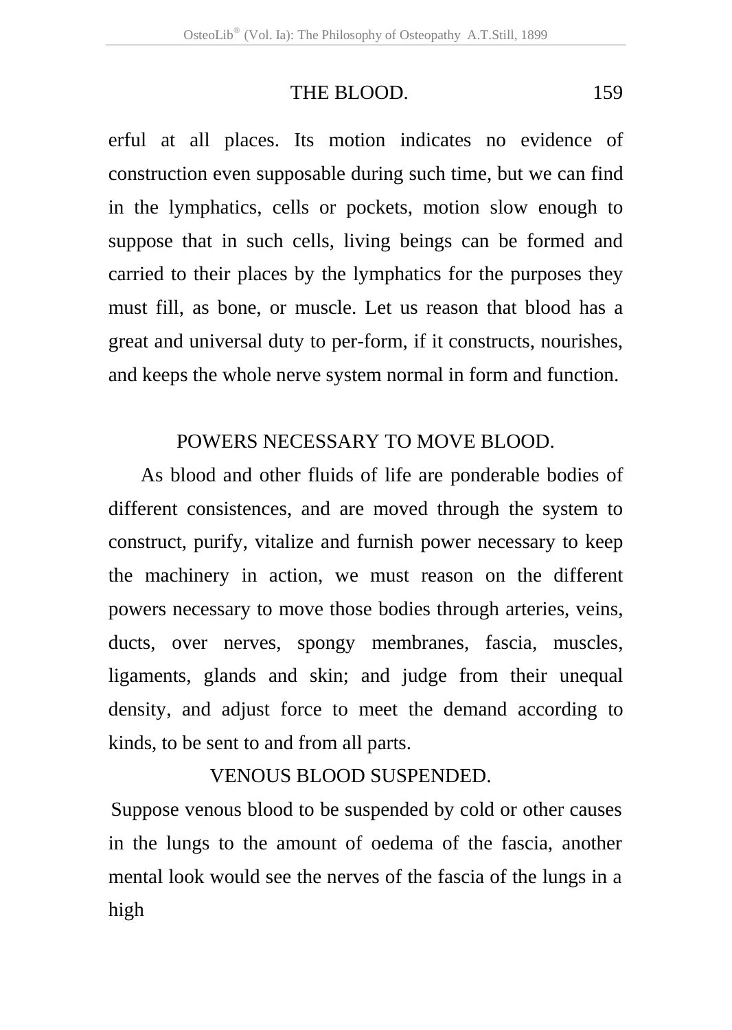erful at all places. Its motion indicates no evidence of construction even supposable during such time, but we can find in the lymphatics, cells or pockets, motion slow enough to suppose that in such cells, living beings can be formed and carried to their places by the lymphatics for the purposes they must fill, as bone, or muscle. Let us reason that blood has a great and universal duty to per-form, if it constructs, nourishes, and keeps the whole nerve system normal in form and function.

## POWERS NECESSARY TO MOVE BLOOD.

As blood and other fluids of life are ponderable bodies of different consistences, and are moved through the system to construct, purify, vitalize and furnish power necessary to keep the machinery in action, we must reason on the different powers necessary to move those bodies through arteries, veins, ducts, over nerves, spongy membranes, fascia, muscles, ligaments, glands and skin; and judge from their unequal density, and adjust force to meet the demand according to kinds, to be sent to and from all parts.

## VENOUS BLOOD SUSPENDED.

Suppose venous blood to be suspended by cold or other causes in the lungs to the amount of oedema of the fascia, another mental look would see the nerves of the fascia of the lungs in a high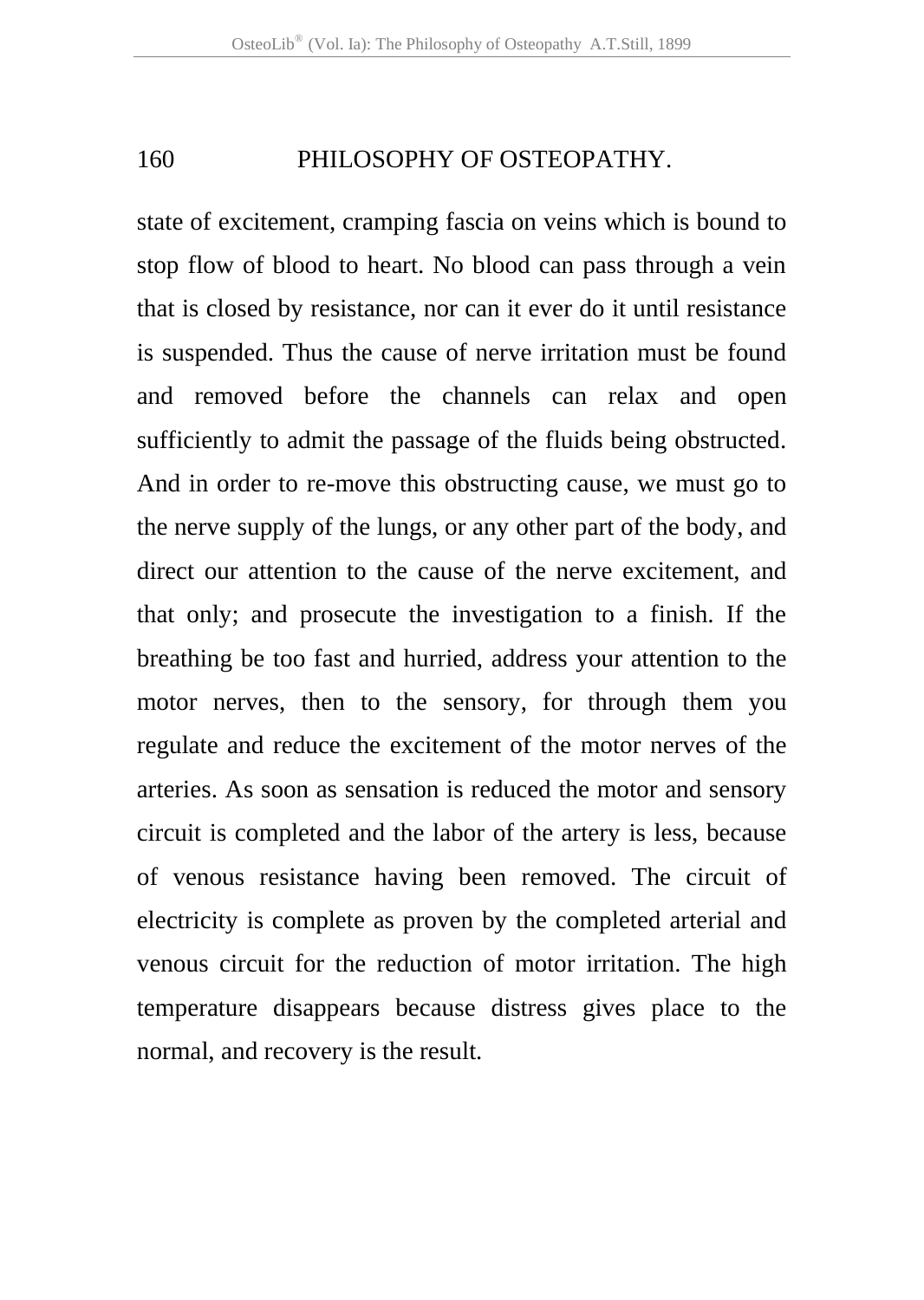state of excitement, cramping fascia on veins which is bound to stop flow of blood to heart. No blood can pass through a vein that is closed by resistance, nor can it ever do it until resistance is suspended. Thus the cause of nerve irritation must be found and removed before the channels can relax and open sufficiently to admit the passage of the fluids being obstructed. And in order to re-move this obstructing cause, we must go to the nerve supply of the lungs, or any other part of the body, and direct our attention to the cause of the nerve excitement, and that only; and prosecute the investigation to a finish. If the breathing be too fast and hurried, address your attention to the motor nerves, then to the sensory, for through them you regulate and reduce the excitement of the motor nerves of the arteries. As soon as sensation is reduced the motor and sensory circuit is completed and the labor of the artery is less, because of venous resistance having been removed. The circuit of electricity is complete as proven by the completed arterial and venous circuit for the reduction of motor irritation. The high temperature disappears because distress gives place to the normal, and recovery is the result.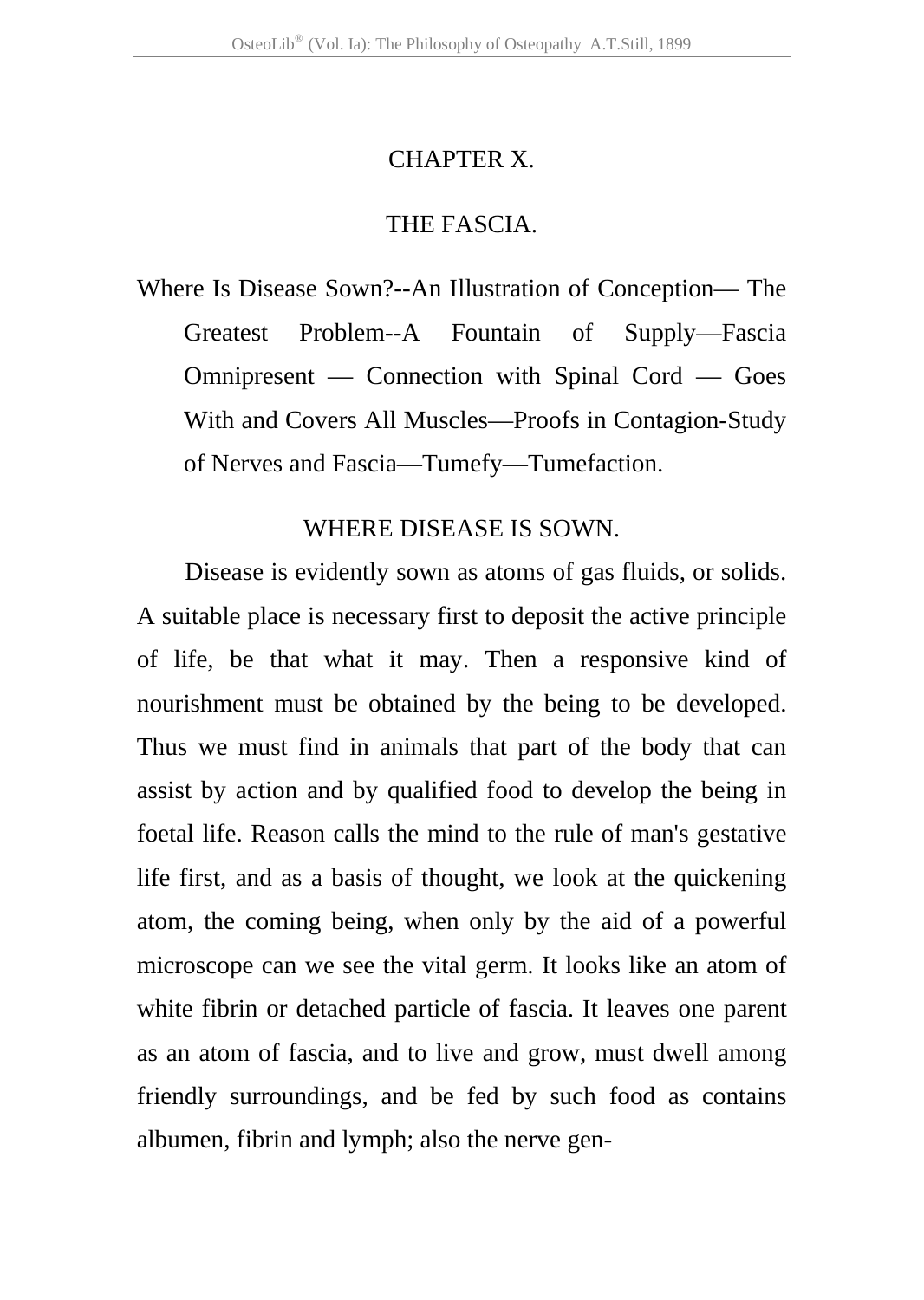# CHAPTER X.

## THE FASCIA.

Where Is Disease Sown?--An Illustration of Conception— The Greatest Problem--A Fountain of Supply—Fascia Omnipresent — Connection with Spinal Cord — Goes With and Covers All Muscles—Proofs in Contagion-Study of Nerves and Fascia—Tumefy—Tumefaction.

### WHERE DISEASE IS SOWN.

Disease is evidently sown as atoms of gas fluids, or solids. A suitable place is necessary first to deposit the active principle of life, be that what it may. Then a responsive kind of nourishment must be obtained by the being to be developed. Thus we must find in animals that part of the body that can assist by action and by qualified food to develop the being in foetal life. Reason calls the mind to the rule of man's gestative life first, and as a basis of thought, we look at the quickening atom, the coming being, when only by the aid of a powerful microscope can we see the vital germ. It looks like an atom of white fibrin or detached particle of fascia. It leaves one parent as an atom of fascia, and to live and grow, must dwell among friendly surroundings, and be fed by such food as contains albumen, fibrin and lymph; also the nerve gen-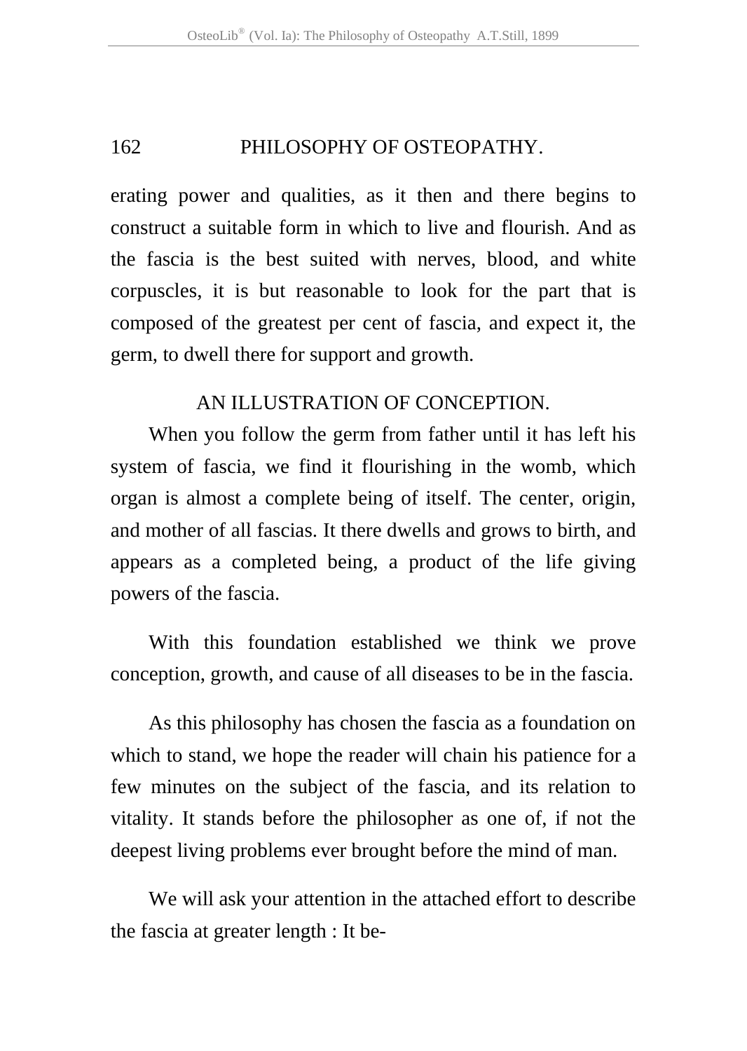erating power and qualities, as it then and there begins to construct a suitable form in which to live and flourish. And as the fascia is the best suited with nerves, blood, and white corpuscles, it is but reasonable to look for the part that is composed of the greatest per cent of fascia, and expect it, the germ, to dwell there for support and growth.

## AN ILLUSTRATION OF CONCEPTION.

When you follow the germ from father until it has left his system of fascia, we find it flourishing in the womb, which organ is almost a complete being of itself. The center, origin, and mother of all fascias. It there dwells and grows to birth, and appears as a completed being, a product of the life giving powers of the fascia.

With this foundation established we think we prove conception, growth, and cause of all diseases to be in the fascia.

As this philosophy has chosen the fascia as a foundation on which to stand, we hope the reader will chain his patience for a few minutes on the subject of the fascia, and its relation to vitality. It stands before the philosopher as one of, if not the deepest living problems ever brought before the mind of man.

We will ask your attention in the attached effort to describe the fascia at greater length : It be-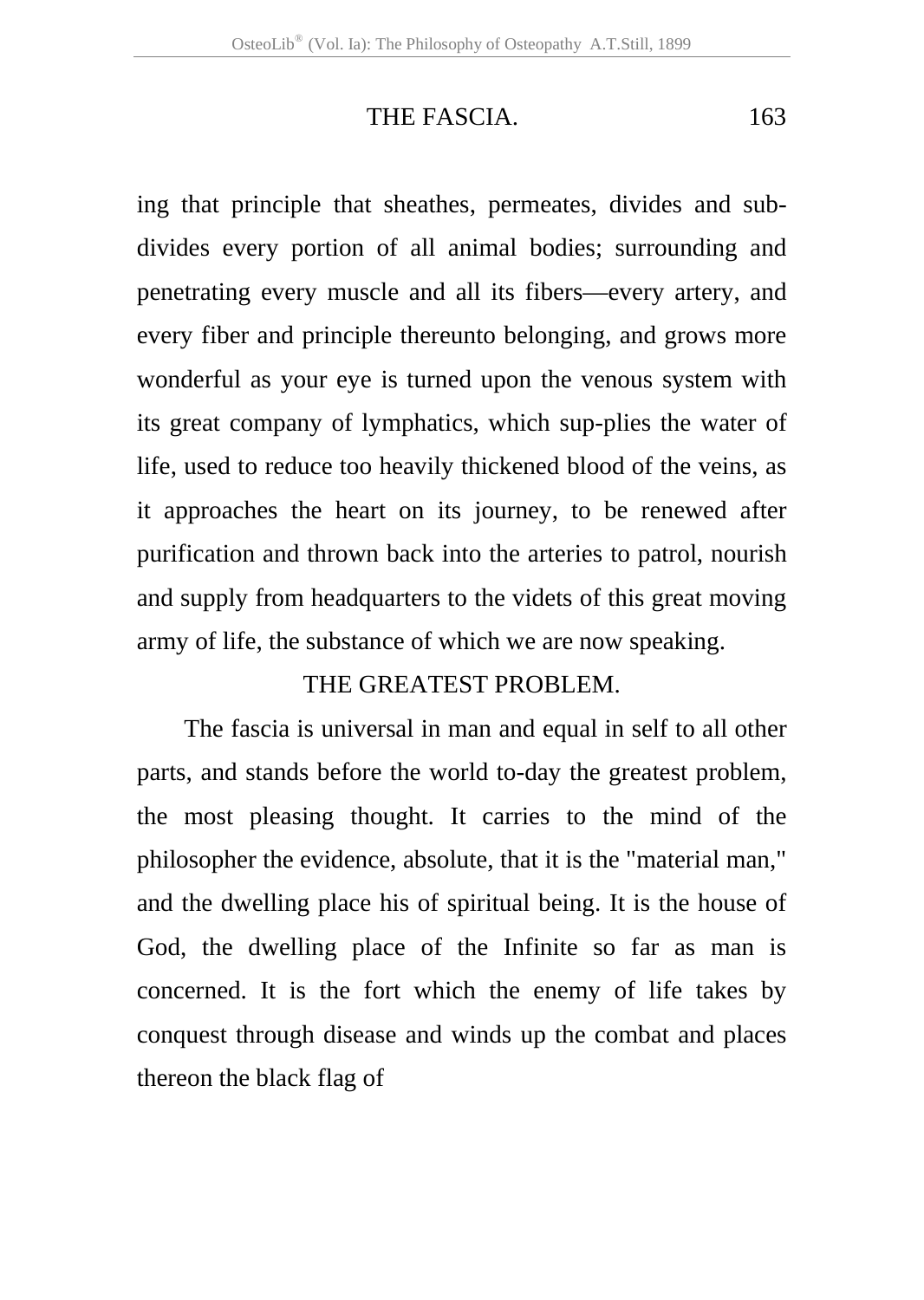ing that principle that sheathes, permeates, divides and sub-divides every portion of all animal bodies; surrounding and penetrating every muscle and all its fibers—every artery, and every fiber and principle thereunto belonging, and grows more wonderful as your eye is turned upon the venous system with its great company of lymphatics, which sup-plies the water of life, used to reduce too heavily thickened blood of the veins, as it approaches the heart on its journey, to be renewed after purification and thrown back into the arteries to patrol, nourish and supply from headquarters to the videts of this great moving army of life, the substance of which we are now speaking.

## THE GREATEST PROBLEM.

The fascia is universal in man and equal in self to all other parts, and stands before the world to-day the greatest problem, the most pleasing thought. It carries to the mind of the philosopher the evidence, absolute, that it is the "material man," and the dwelling place his of spiritual being. It is the house of God, the dwelling place of the Infinite so far as man is concerned. It is the fort which the enemy of life takes by conquest through disease and winds up the combat and places thereon the black flag of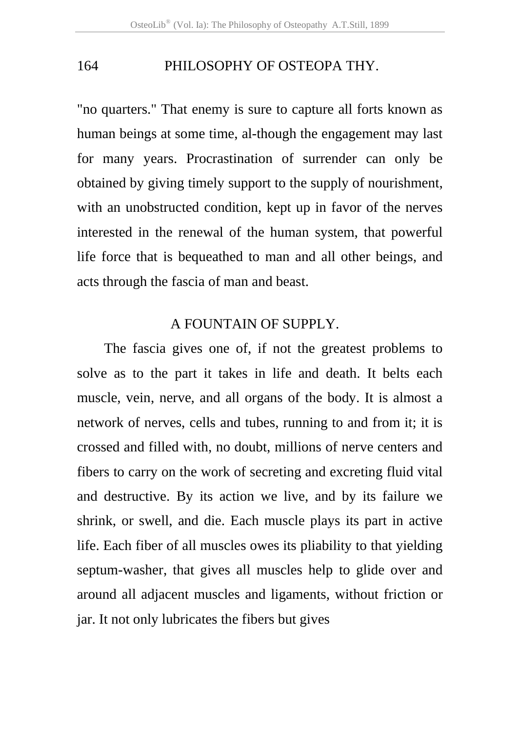"no quarters." That enemy is sure to capture all forts known as human beings at some time, al-though the engagement may last for many years. Procrastination of surrender can only be obtained by giving timely support to the supply of nourishment, with an unobstructed condition, kept up in favor of the nerves interested in the renewal of the human system, that powerful life force that is bequeathed to man and all other beings, and acts through the fascia of man and beast.

## A FOUNTAIN OF SUPPLY.

The fascia gives one of, if not the greatest problems to solve as to the part it takes in life and death. It belts each muscle, vein, nerve, and all organs of the body. It is almost a network of nerves, cells and tubes, running to and from it; it is crossed and filled with, no doubt, millions of nerve centers and fibers to carry on the work of secreting and excreting fluid vital and destructive. By its action we live, and by its failure we shrink, or swell, and die. Each muscle plays its part in active life. Each fiber of all muscles owes its pliability to that yielding septum-washer, that gives all muscles help to glide over and around all adjacent muscles and ligaments, without friction or jar. It not only lubricates the fibers but gives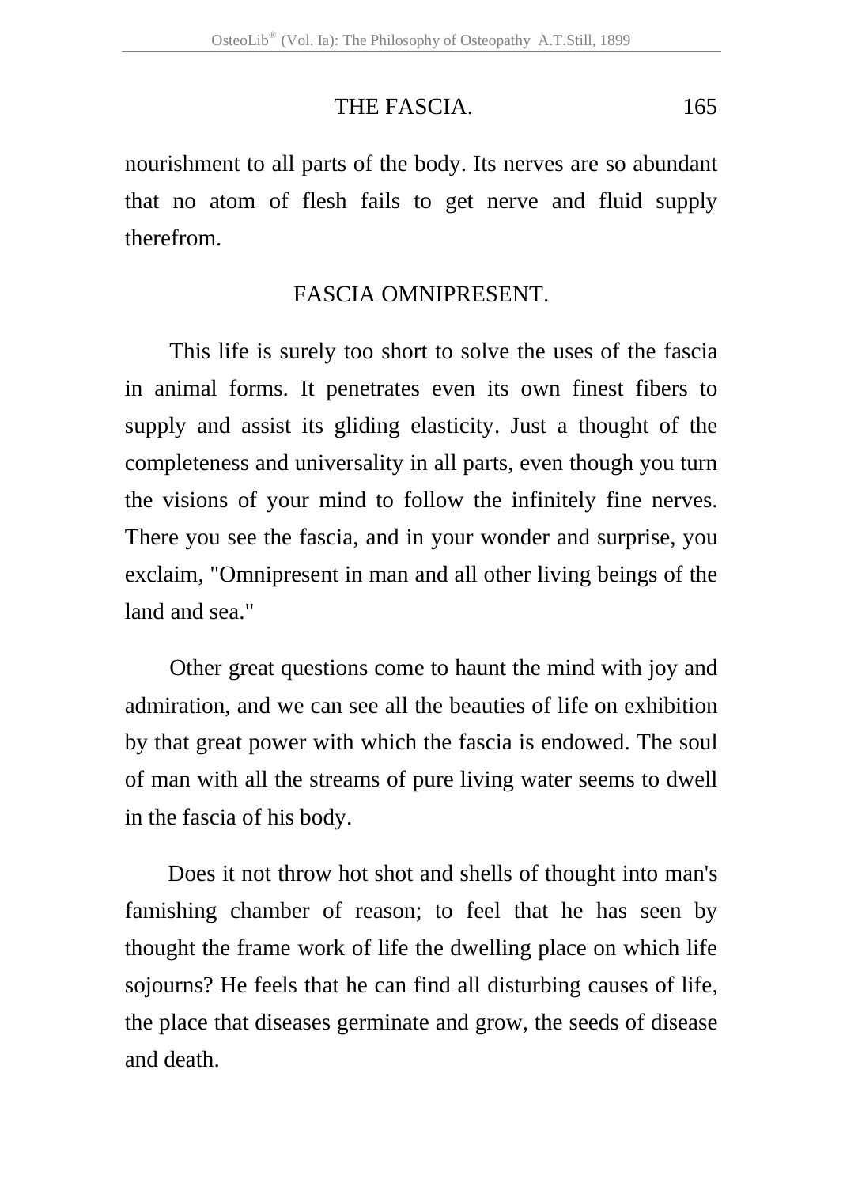nourishment to all parts of the body. Its nerves are so abundant that no atom of flesh fails to get nerve and fluid supply therefrom.

## FASCIA OMNIPRESENT.

This life is surely too short to solve the uses of the fascia in animal forms. It penetrates even its own finest fibers to supply and assist its gliding elasticity. Just a thought of the completeness and universality in all parts, even though you turn the visions of your mind to follow the infinitely fine nerves. There you see the fascia, and in your wonder and surprise, you exclaim, "Omnipresent in man and all other living beings of the land and sea."

Other great questions come to haunt the mind with joy and admiration, and we can see all the beauties of life on exhibition by that great power with which the fascia is endowed. The soul of man with all the streams of pure living water seems to dwell in the fascia of his body.

Does it not throw hot shot and shells of thought into man's famishing chamber of reason; to feel that he has seen by thought the frame work of life the dwelling place on which life sojourns? He feels that he can find all disturbing causes of life, the place that diseases germinate and grow, the seeds of disease and death.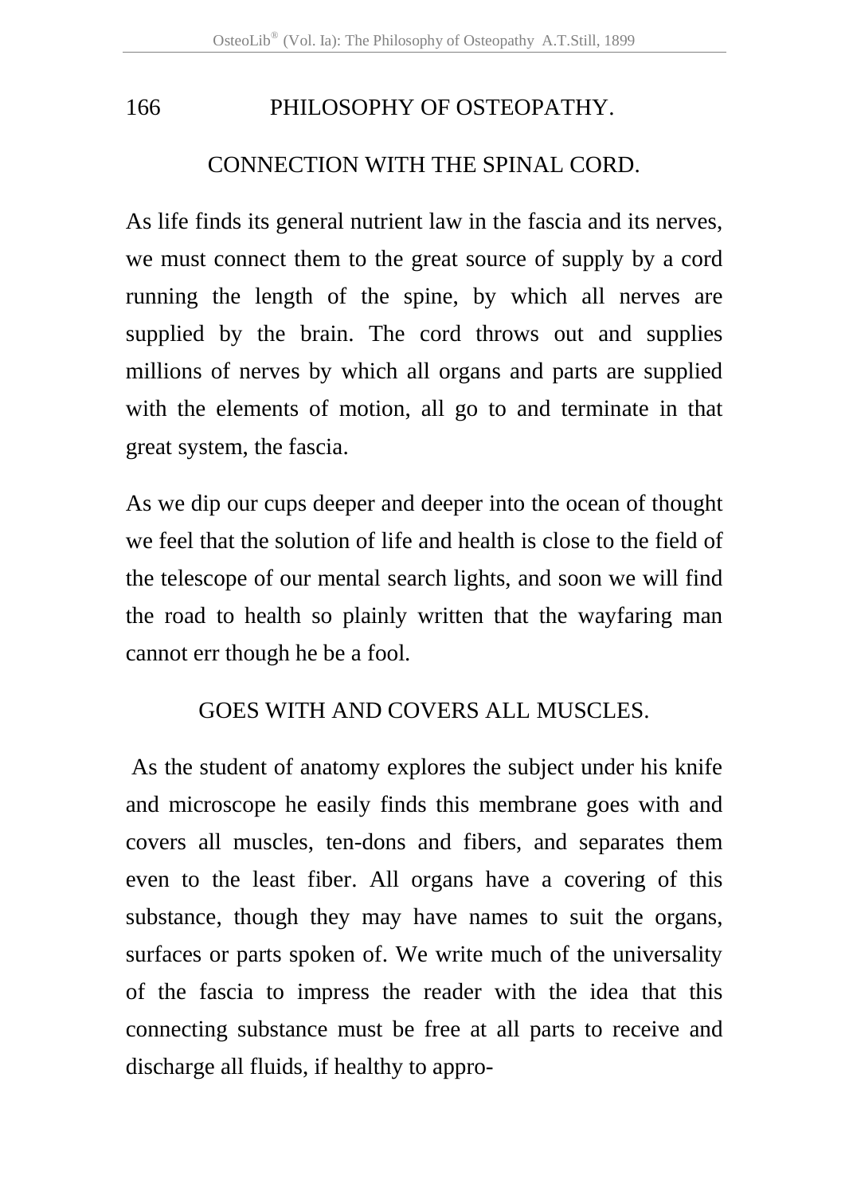## CONNECTION WITH THE SPINAL CORD.

As life finds its general nutrient law in the fascia and its nerves, we must connect them to the great source of supply by a cord running the length of the spine, by which all nerves are supplied by the brain. The cord throws out and supplies millions of nerves by which all organs and parts are supplied with the elements of motion, all go to and terminate in that great system, the fascia.

As we dip our cups deeper and deeper into the ocean of thought we feel that the solution of life and health is close to the field of the telescope of our mental search lights, and soon we will find the road to health so plainly written that the wayfaring man cannot err though he be a fool.

## GOES WITH AND COVERS ALL MUSCLES.

As the student of anatomy explores the subject under his knife and microscope he easily finds this membrane goes with and covers all muscles, ten-dons and fibers, and separates them even to the least fiber. All organs have a covering of this substance, though they may have names to suit the organs, surfaces or parts spoken of. We write much of the universality of the fascia to impress the reader with the idea that this connecting substance must be free at all parts to receive and discharge all fluids, if healthy to appro-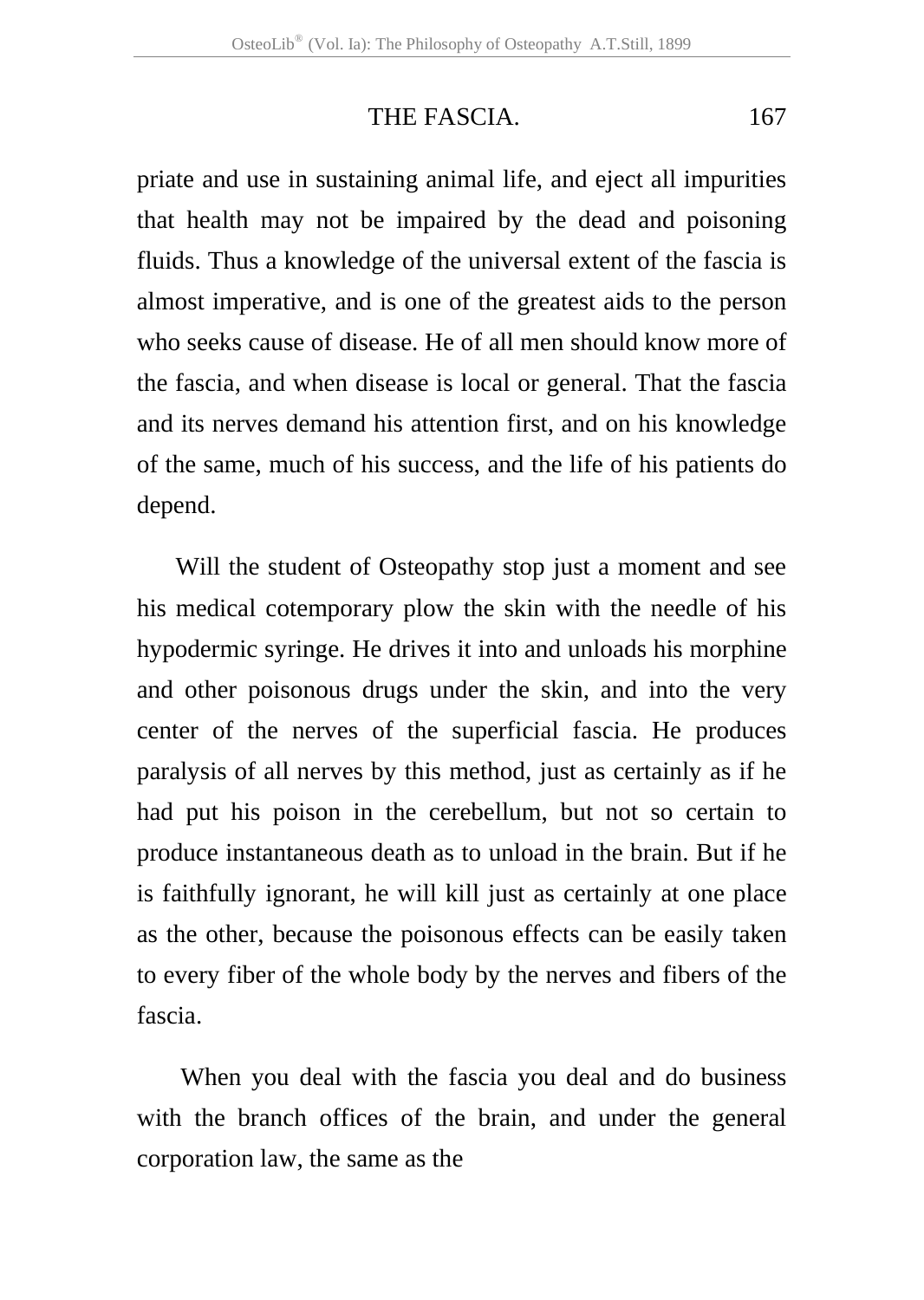priate and use in sustaining animal life, and eject all impurities that health may not be impaired by the dead and poisoning fluids. Thus a knowledge of the universal extent of the fascia is almost imperative, and is one of the greatest aids to the person who seeks cause of disease. He of all men should know more of the fascia, and when disease is local or general. That the fascia and its nerves demand his attention first, and on his knowledge of the same, much of his success, and the life of his patients do depend.

Will the student of Osteopathy stop just a moment and see his medical cotemporary plow the skin with the needle of his hypodermic syringe. He drives it into and unloads his morphine and other poisonous drugs under the skin, and into the very center of the nerves of the superficial fascia. He produces paralysis of all nerves by this method, just as certainly as if he had put his poison in the cerebellum, but not so certain to produce instantaneous death as to unload in the brain. But if he is faithfully ignorant, he will kill just as certainly at one place as the other, because the poisonous effects can be easily taken to every fiber of the whole body by the nerves and fibers of the fascia.

When you deal with the fascia you deal and do business with the branch offices of the brain, and under the general corporation law, the same as the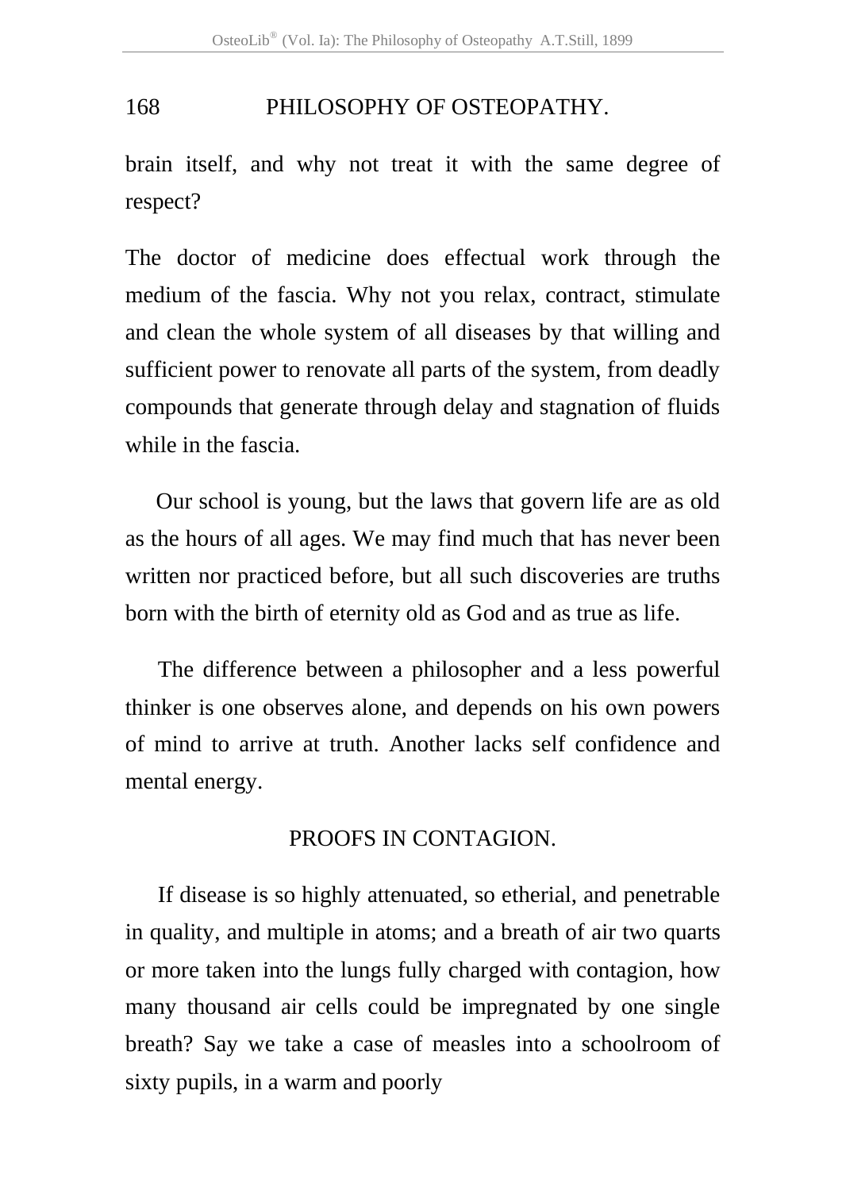brain itself, and why not treat it with the same degree of respect?

The doctor of medicine does effectual work through the medium of the fascia. Why not you relax, contract, stimulate and clean the whole system of all diseases by that willing and sufficient power to renovate all parts of the system, from deadly compounds that generate through delay and stagnation of fluids while in the fascia.

Our school is young, but the laws that govern life are as old as the hours of all ages. We may find much that has never been written nor practiced before, but all such discoveries are truths born with the birth of eternity old as God and as true as life.

The difference between a philosopher and a less powerful thinker is one observes alone, and depends on his own powers of mind to arrive at truth. Another lacks self confidence and mental energy.

## PROOFS IN CONTAGION.

If disease is so highly attenuated, so etherial, and penetrable in quality, and multiple in atoms; and a breath of air two quarts or more taken into the lungs fully charged with contagion, how many thousand air cells could be impregnated by one single breath? Say we take a case of measles into a schoolroom of sixty pupils, in a warm and poorly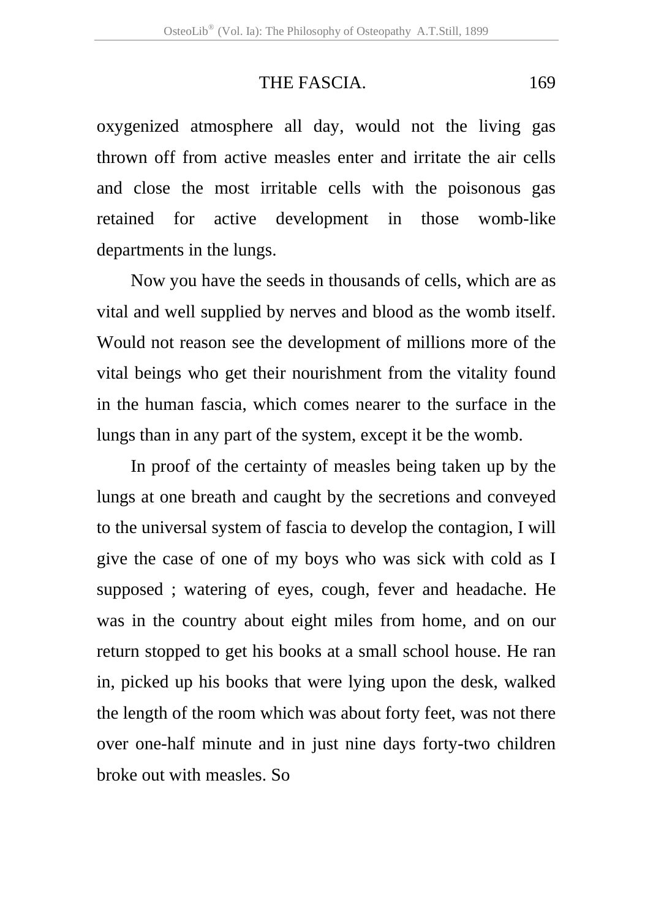oxygenized atmosphere all day, would not the living gas thrown off from active measles enter and irritate the air cells and close the most irritable cells with the poisonous gas retained for active development in those womb-like departments in the lungs.

Now you have the seeds in thousands of cells, which are as vital and well supplied by nerves and blood as the womb itself. Would not reason see the development of millions more of the vital beings who get their nourishment from the vitality found in the human fascia, which comes nearer to the surface in the lungs than in any part of the system, except it be the womb.

In proof of the certainty of measles being taken up by the lungs at one breath and caught by the secretions and conveyed to the universal system of fascia to develop the contagion, I will give the case of one of my boys who was sick with cold as I supposed ; watering of eyes, cough, fever and headache. He was in the country about eight miles from home, and on our return stopped to get his books at a small school house. He ran in, picked up his books that were lying upon the desk, walked the length of the room which was about forty feet, was not there over one-half minute and in just nine days forty-two children broke out with measles. So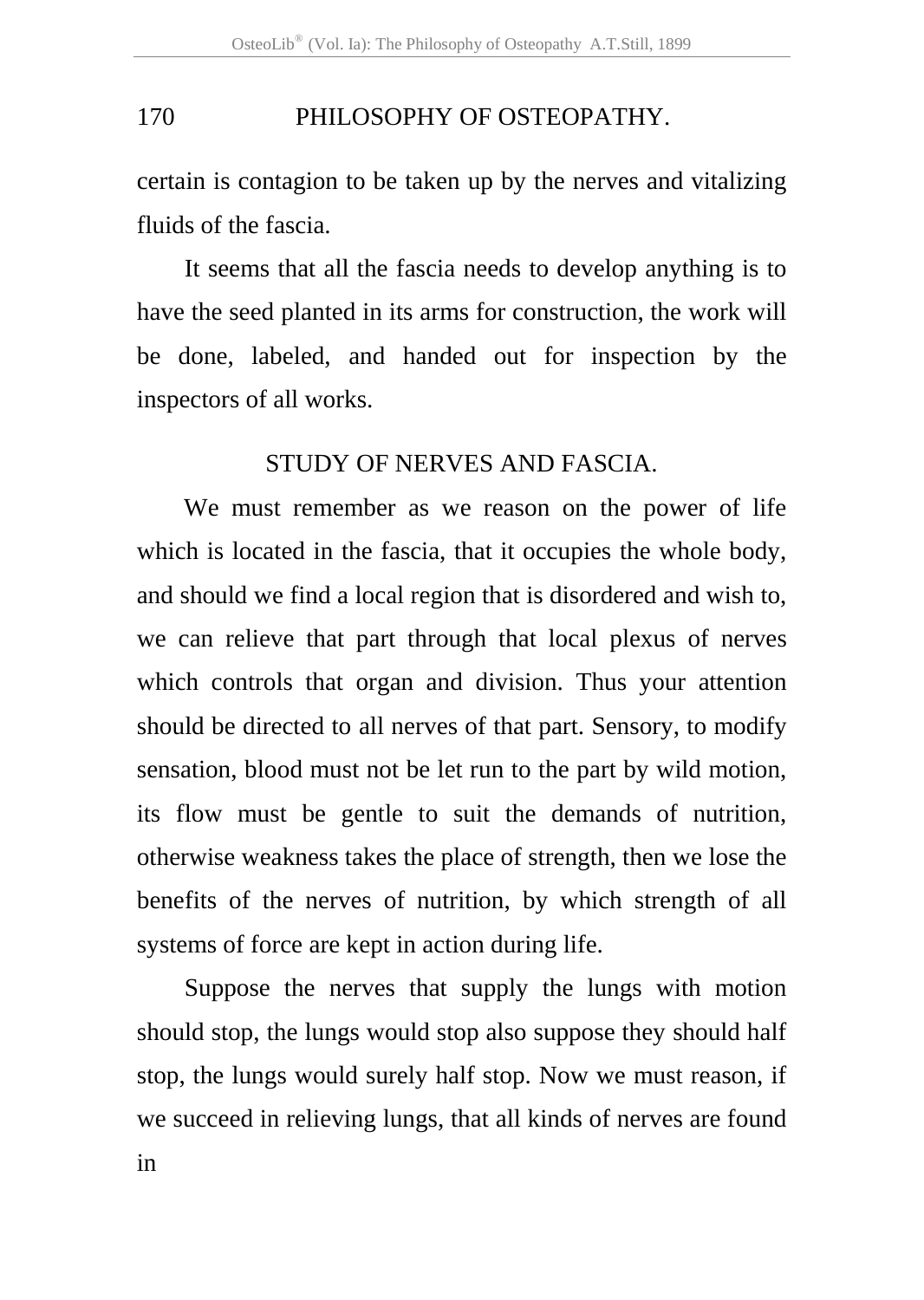certain is contagion to be taken up by the nerves and vitalizing fluids of the fascia.

It seems that all the fascia needs to develop anything is to have the seed planted in its arms for construction, the work will be done, labeled, and handed out for inspection by the inspectors of all works.

## STUDY OF NERVES AND FASCIA.

We must remember as we reason on the power of life which is located in the fascia, that it occupies the whole body, and should we find a local region that is disordered and wish to, we can relieve that part through that local plexus of nerves which controls that organ and division. Thus your attention should be directed to all nerves of that part. Sensory, to modify sensation, blood must not be let run to the part by wild motion, its flow must be gentle to suit the demands of nutrition, otherwise weakness takes the place of strength, then we lose the benefits of the nerves of nutrition, by which strength of all systems of force are kept in action during life.

Suppose the nerves that supply the lungs with motion should stop, the lungs would stop also suppose they should half stop, the lungs would surely half stop. Now we must reason, if we succeed in relieving lungs, that all kinds of nerves are found in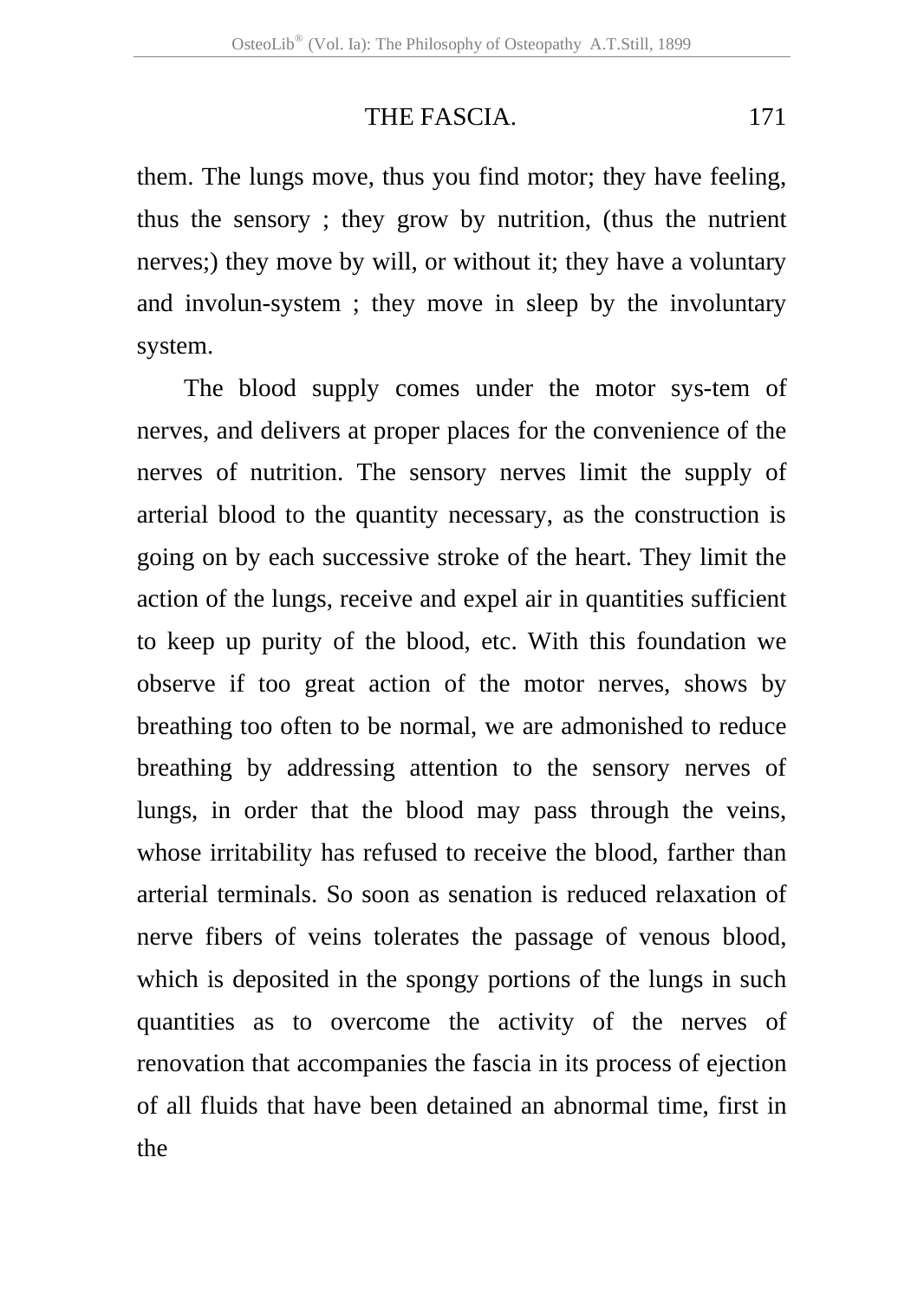them. The lungs move, thus you find motor; they have feeling, thus the sensory ; they grow by nutrition, (thus the nutrient nerves;) they move by will, or without it; they have a voluntary and involun-system ; they move in sleep by the involuntary system.

The blood supply comes under the motor sys-tem of nerves, and delivers at proper places for the convenience of the nerves of nutrition. The sensory nerves limit the supply of arterial blood to the quantity necessary, as the construction is going on by each successive stroke of the heart. They limit the action of the lungs, receive and expel air in quantities sufficient to keep up purity of the blood, etc. With this foundation we observe if too great action of the motor nerves, shows by breathing too often to be normal, we are admonished to reduce breathing by addressing attention to the sensory nerves of lungs, in order that the blood may pass through the veins, whose irritability has refused to receive the blood, farther than arterial terminals. So soon as senation is reduced relaxation of nerve fibers of veins tolerates the passage of venous blood, which is deposited in the spongy portions of the lungs in such quantities as to overcome the activity of the nerves of renovation that accompanies the fascia in its process of ejection of all fluids that have been detained an abnormal time, first in the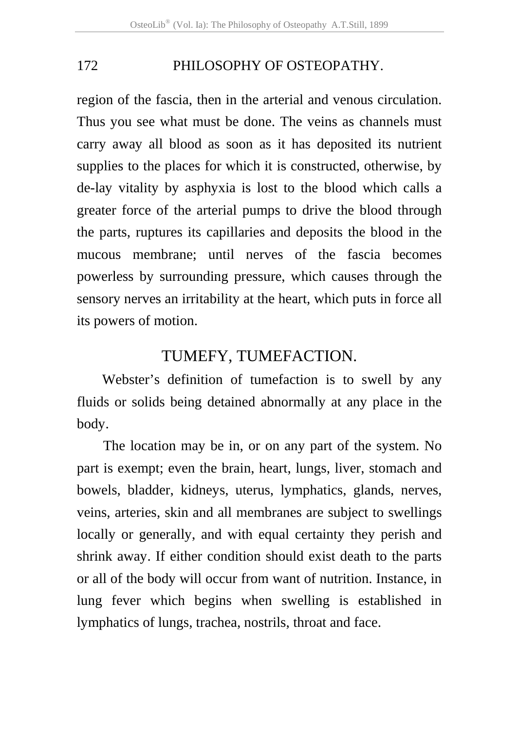region of the fascia, then in the arterial and venous circulation. Thus you see what must be done. The veins as channels must carry away all blood as soon as it has deposited its nutrient supplies to the places for which it is constructed, otherwise, by de-lay vitality by asphyxia is lost to the blood which calls a greater force of the arterial pumps to drive the blood through the parts, ruptures its capillaries and deposits the blood in the mucous membrane; until nerves of the fascia becomes powerless by surrounding pressure, which causes through the sensory nerves an irritability at the heart, which puts in force all its powers of motion.

## TUMEFY, TUMEFACTION.

Webster's definition of tumefaction is to swell by any fluids or solids being detained abnormally at any place in the body.

The location may be in, or on any part of the system. No part is exempt; even the brain, heart, lungs, liver, stomach and bowels, bladder, kidneys, uterus, lymphatics, glands, nerves, veins, arteries, skin and all membranes are subject to swellings locally or generally, and with equal certainty they perish and shrink away. If either condition should exist death to the parts or all of the body will occur from want of nutrition. Instance, in lung fever which begins when swelling is established in lymphatics of lungs, trachea, nostrils, throat and face.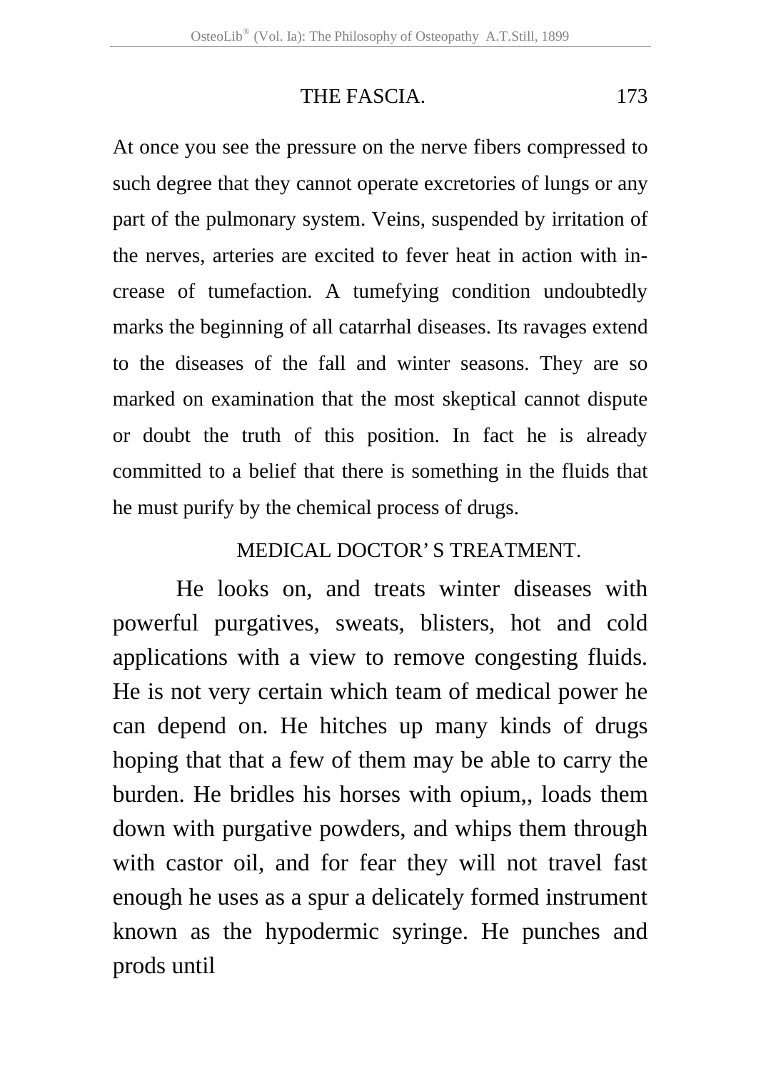At once you see the pressure on the nerve fibers compressed to such degree that they cannot operate excretories of lungs or any part of the pulmonary system. Veins, suspended by irritation of the nerves, arteries are excited to fever heat in action with increase of tumefaction. A tumefying condition undoubtedly marks the beginning of all catarrhal diseases. Its ravages extend to the diseases of the fall and winter seasons. They are so marked on examination that the most skeptical cannot dispute or doubt the truth of this position. In fact he is already committed to a belief that there is something in the fluids that he must purify by the chemical process of drugs.

## MEDICAL DOCTOR' S TREATMENT.

He looks on, and treats winter diseases with powerful purgatives, sweats, blisters, hot and cold applications with a view to remove congesting fluids. He is not very certain which team of medical power he can depend on. He hitches up many kinds of drugs hoping that that a few of them may be able to carry the burden. He bridles his horses with opium,, loads them down with purgative powders, and whips them through with castor oil, and for fear they will not travel fast enough he uses as a spur a delicately formed instrument known as the hypodermic syringe. He punches and prods until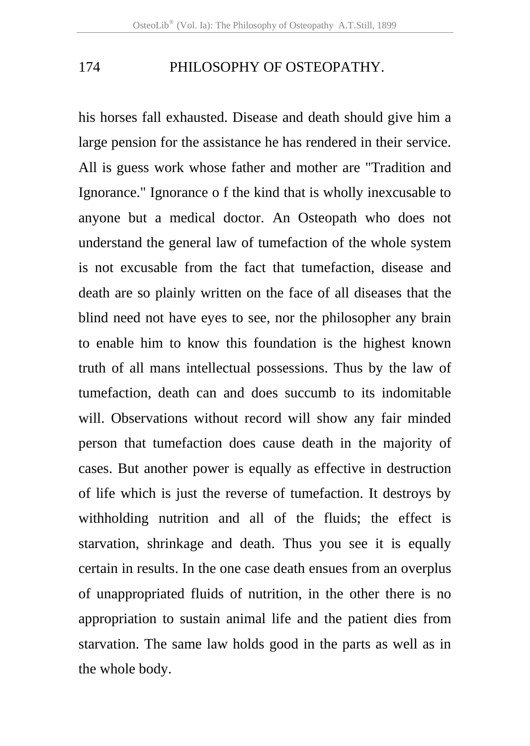his horses fall exhausted. Disease and death should give him a large pension for the assistance he has rendered in their service. All is guess work whose father and mother are "Tradition and Ignorance." Ignorance o f the kind that is wholly inexcusable to anyone but a medical doctor. An Osteopath who does not understand the general law of tumefaction of the whole system is not excusable from the fact that tumefaction, disease and death are so plainly written on the face of all diseases that the blind need not have eyes to see, nor the philosopher any brain to enable him to know this foundation is the highest known truth of all mans intellectual possessions. Thus by the law of tumefaction, death can and does succumb to its indomitable will. Observations without record will show any fair minded person that tumefaction does cause death in the majority of cases. But another power is equally as effective in destruction of life which is just the reverse of tumefaction. It destroys by withholding nutrition and all of the fluids; the effect is starvation, shrinkage and death. Thus you see it is equally certain in results. In the one case death ensues from an overplus of unappropriated fluids of nutrition, in the other there is no appropriation to sustain animal life and the patient dies from starvation. The same law holds good in the parts as well as in the whole body.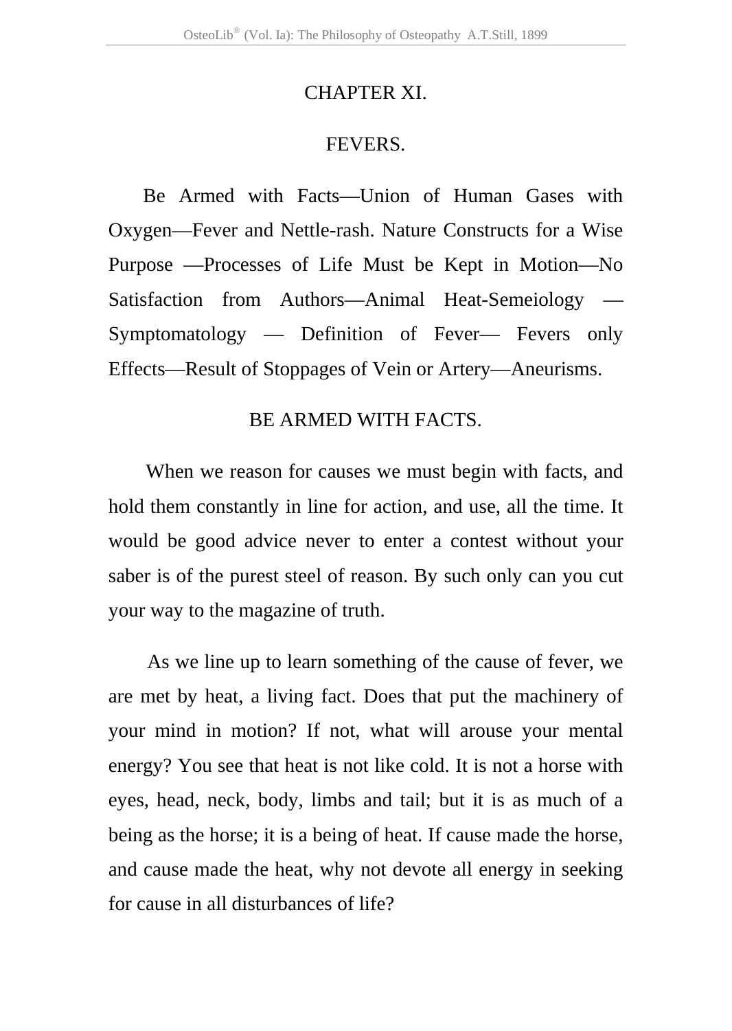## CHAPTER XI.

## FEVERS.

Be Armed with Facts—Union of Human Gases with Oxygen—Fever and Nettle-rash. Nature Constructs for a Wise Purpose —Processes of Life Must be Kept in Motion—No Satisfaction from Authors—Animal Heat-Semeiology —Symptomatology — Definition of Fever— Fevers only Effects—Result of Stoppages of Vein or Artery—Aneurisms.

### BE ARMED WITH FACTS.

When we reason for causes we must begin with facts, and hold them constantly in line for action, and use, all the time. It would be good advice never to enter a contest without your saber is of the purest steel of reason. By such only can you cut your way to the magazine of truth.

As we line up to learn something of the cause of fever, we are met by heat, a living fact. Does that put the machinery of your mind in motion? If not, what will arouse your mental energy? You see that heat is not like cold. It is not a horse with eyes, head, neck, body, limbs and tail; but it is as much of a being as the horse; it is a being of heat. If cause made the horse, and cause made the heat, why not devote all energy in seeking for cause in all disturbances of life?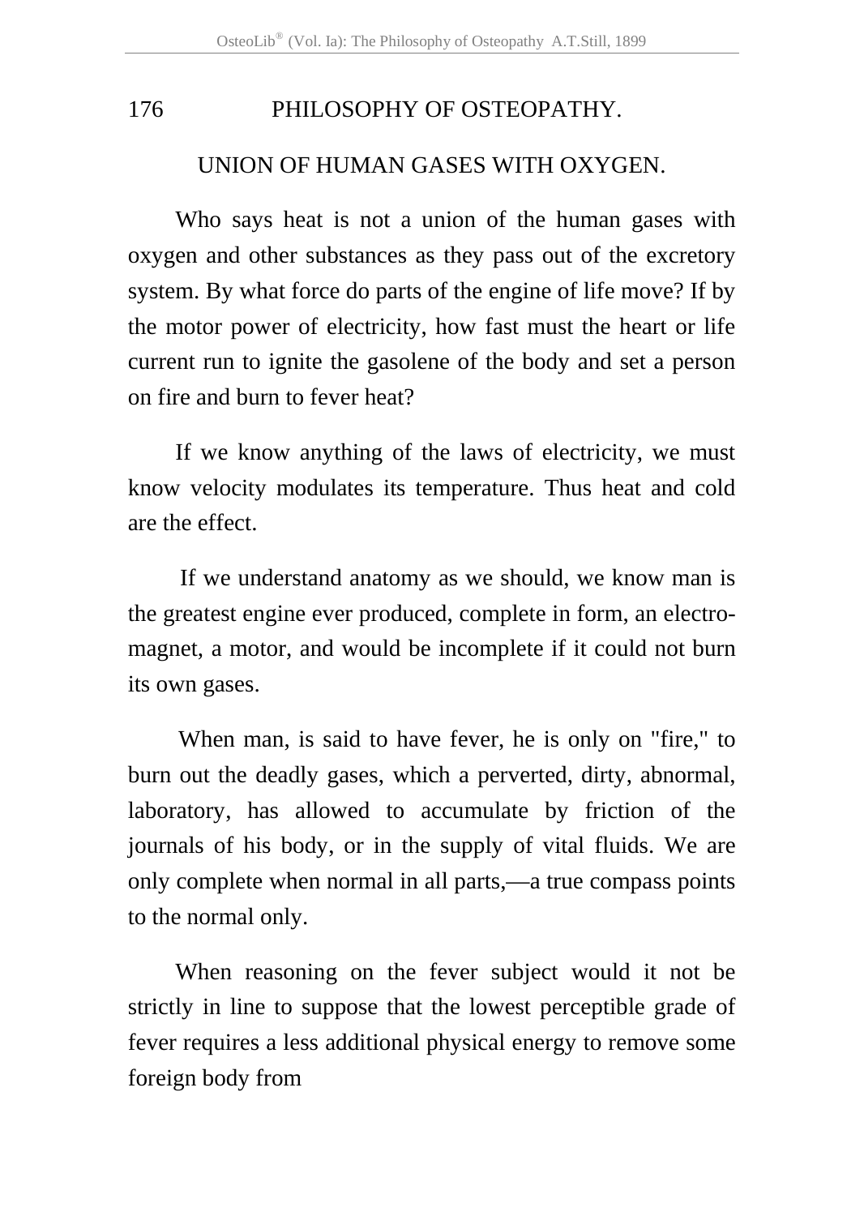## UNION OF HUMAN GASES WITH OXYGEN.

Who says heat is not a union of the human gases with oxygen and other substances as they pass out of the excretory system. By what force do parts of the engine of life move? If by the motor power of electricity, how fast must the heart or life current run to ignite the gasolene of the body and set a person on fire and burn to fever heat?

If we know anything of the laws of electricity, we must know velocity modulates its temperature. Thus heat and cold are the effect.

If we understand anatomy as we should, we know man is the greatest engine ever produced, complete in form, an electro-magnet, a motor, and would be incomplete if it could not burn its own gases.

When man, is said to have fever, he is only on "fire," to burn out the deadly gases, which a perverted, dirty, abnormal, laboratory, has allowed to accumulate by friction of the journals of his body, or in the supply of vital fluids. We are only complete when normal in all parts,—a true compass points to the normal only.

When reasoning on the fever subject would it not be strictly in line to suppose that the lowest perceptible grade of fever requires a less additional physical energy to remove some foreign body from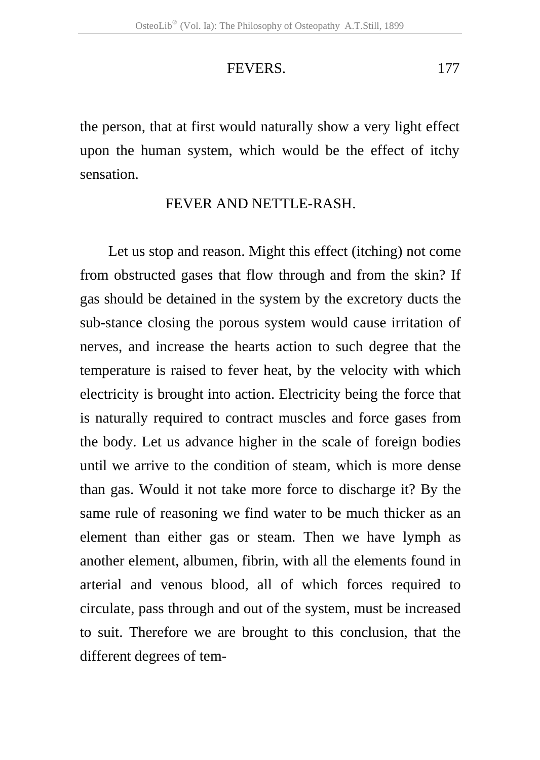the person, that at first would naturally show a very light effect upon the human system, which would be the effect of itchy sensation.

## FEVER AND NETTLE-RASH.

Let us stop and reason. Might this effect (itching) not come from obstructed gases that flow through and from the skin? If gas should be detained in the system by the excretory ducts the sub-stance closing the porous system would cause irritation of nerves, and increase the hearts action to such degree that the temperature is raised to fever heat, by the velocity with which electricity is brought into action. Electricity being the force that is naturally required to contract muscles and force gases from the body. Let us advance higher in the scale of foreign bodies until we arrive to the condition of steam, which is more dense than gas. Would it not take more force to discharge it? By the same rule of reasoning we find water to be much thicker as an element than either gas or steam. Then we have lymph as another element, albumen, fibrin, with all the elements found in arterial and venous blood, all of which forces required to circulate, pass through and out of the system, must be increased to suit. Therefore we are brought to this conclusion, that the different degrees of tem-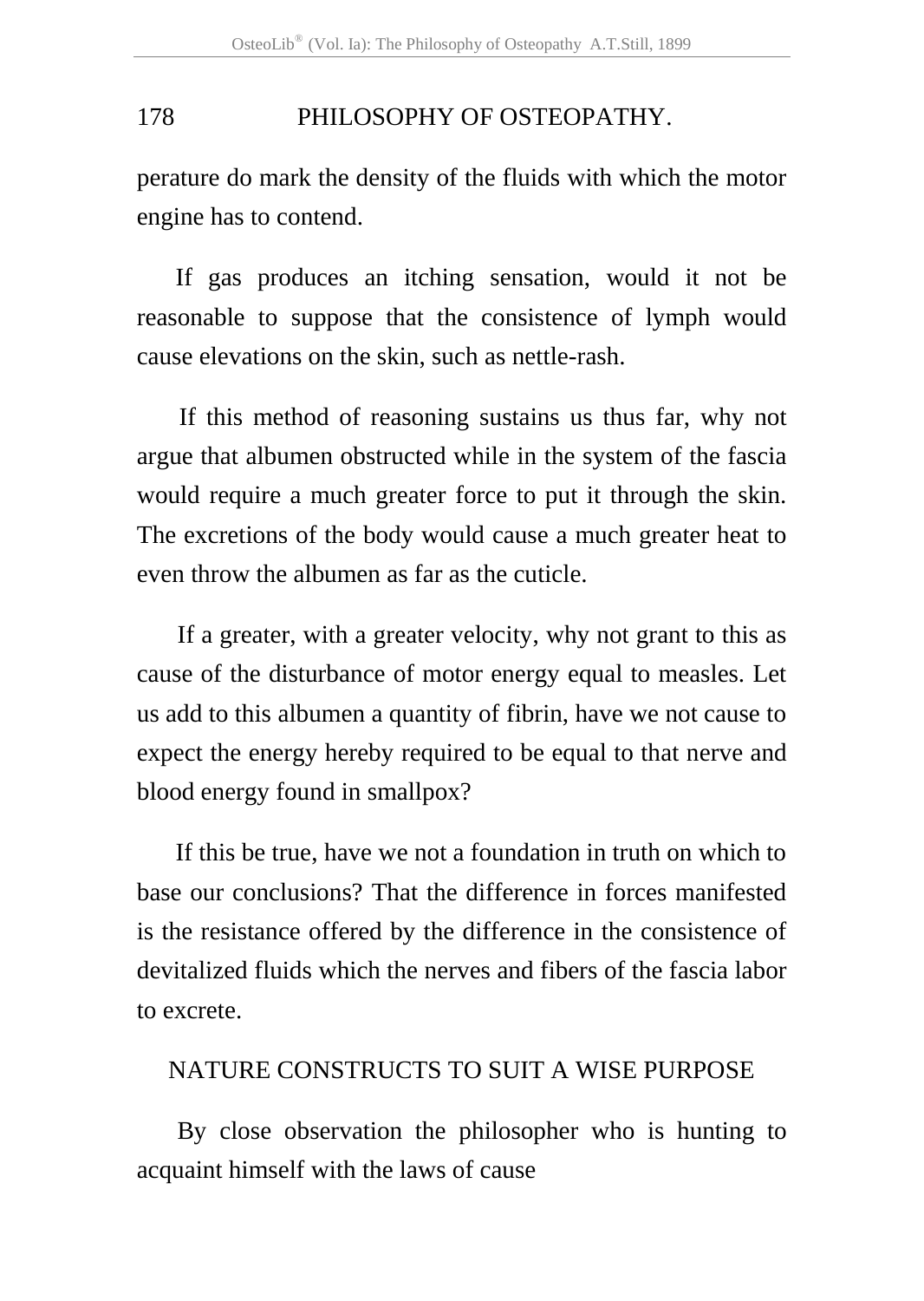perature do mark the density of the fluids with which the motor engine has to contend.

If gas produces an itching sensation, would it not be reasonable to suppose that the consistence of lymph would cause elevations on the skin, such as nettle-rash.

If this method of reasoning sustains us thus far, why not argue that albumen obstructed while in the system of the fascia would require a much greater force to put it through the skin. The excretions of the body would cause a much greater heat to even throw the albumen as far as the cuticle.

If a greater, with a greater velocity, why not grant to this as cause of the disturbance of motor energy equal to measles. Let us add to this albumen a quantity of fibrin, have we not cause to expect the energy hereby required to be equal to that nerve and blood energy found in smallpox?

If this be true, have we not a foundation in truth on which to base our conclusions? That the difference in forces manifested is the resistance offered by the difference in the consistence of devitalized fluids which the nerves and fibers of the fascia labor to excrete.

## NATURE CONSTRUCTS TO SUIT A WISE PURPOSE

By close observation the philosopher who is hunting to acquaint himself with the laws of cause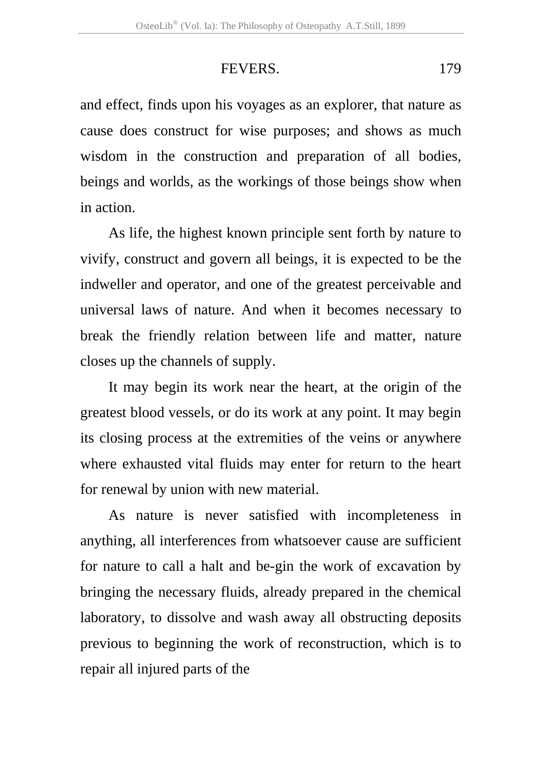and effect, finds upon his voyages as an explorer, that nature as cause does construct for wise purposes; and shows as much wisdom in the construction and preparation of all bodies, beings and worlds, as the workings of those beings show when in action.

As life, the highest known principle sent forth by nature to vivify, construct and govern all beings, it is expected to be the indweller and operator, and one of the greatest perceivable and universal laws of nature. And when it becomes necessary to break the friendly relation between life and matter, nature closes up the channels of supply.

It may begin its work near the heart, at the origin of the greatest blood vessels, or do its work at any point. It may begin its closing process at the extremities of the veins or anywhere where exhausted vital fluids may enter for return to the heart for renewal by union with new material.

As nature is never satisfied with incompleteness in anything, all interferences from whatsoever cause are sufficient for nature to call a halt and be-gin the work of excavation by bringing the necessary fluids, already prepared in the chemical laboratory, to dissolve and wash away all obstructing deposits previous to beginning the work of reconstruction, which is to repair all injured parts of the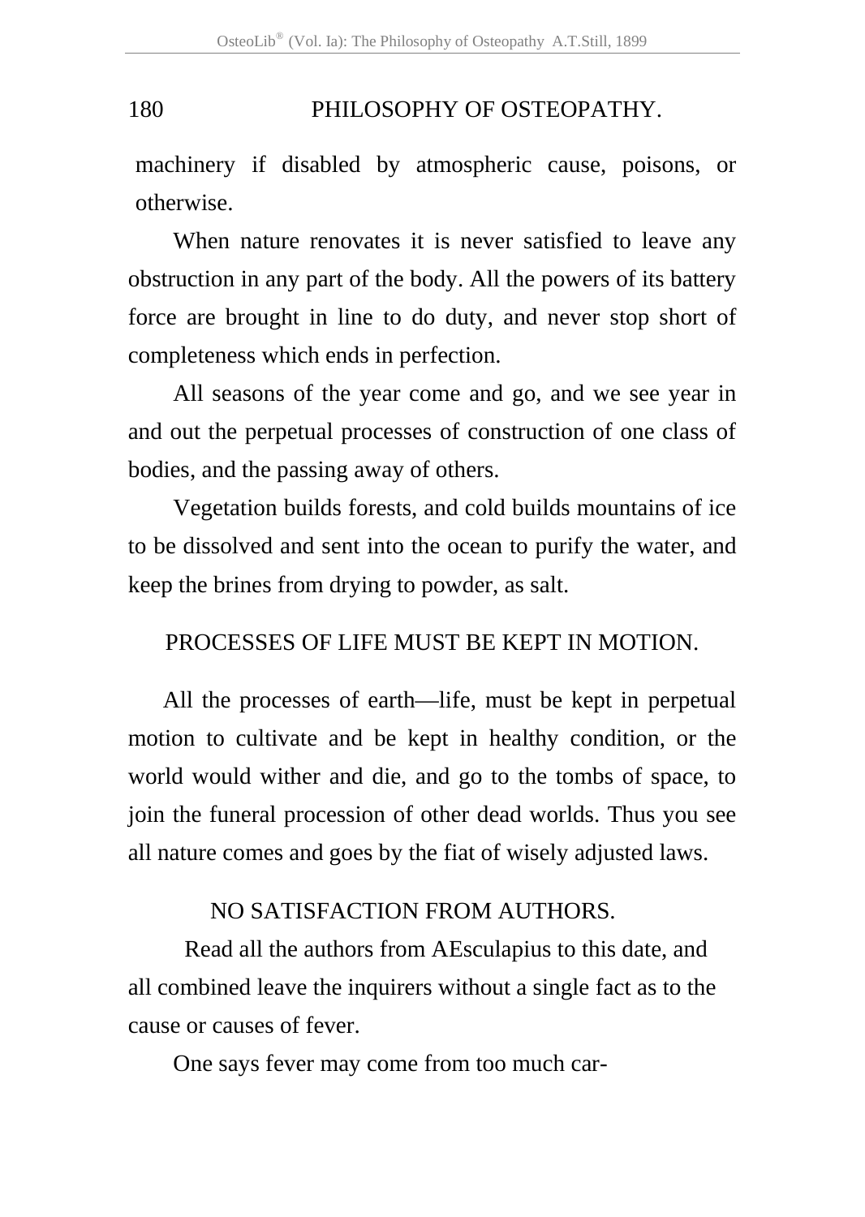machinery if disabled by atmospheric cause, poisons, or otherwise.

When nature renovates it is never satisfied to leave any obstruction in any part of the body. All the powers of its battery force are brought in line to do duty, and never stop short of completeness which ends in perfection.

All seasons of the year come and go, and we see year in and out the perpetual processes of construction of one class of bodies, and the passing away of others.

Vegetation builds forests, and cold builds mountains of ice to be dissolved and sent into the ocean to purify the water, and keep the brines from drying to powder, as salt.

## PROCESSES OF LIFE MUST BE KEPT IN MOTION.

All the processes of earth—life, must be kept in perpetual motion to cultivate and be kept in healthy condition, or the world would wither and die, and go to the tombs of space, to join the funeral procession of other dead worlds. Thus you see all nature comes and goes by the fiat of wisely adjusted laws.

## NO SATISFACTION FROM AUTHORS.

Read all the authors from AEsculapius to this date, and all combined leave the inquirers without a single fact as to the cause or causes of fever.

One says fever may come from too much car-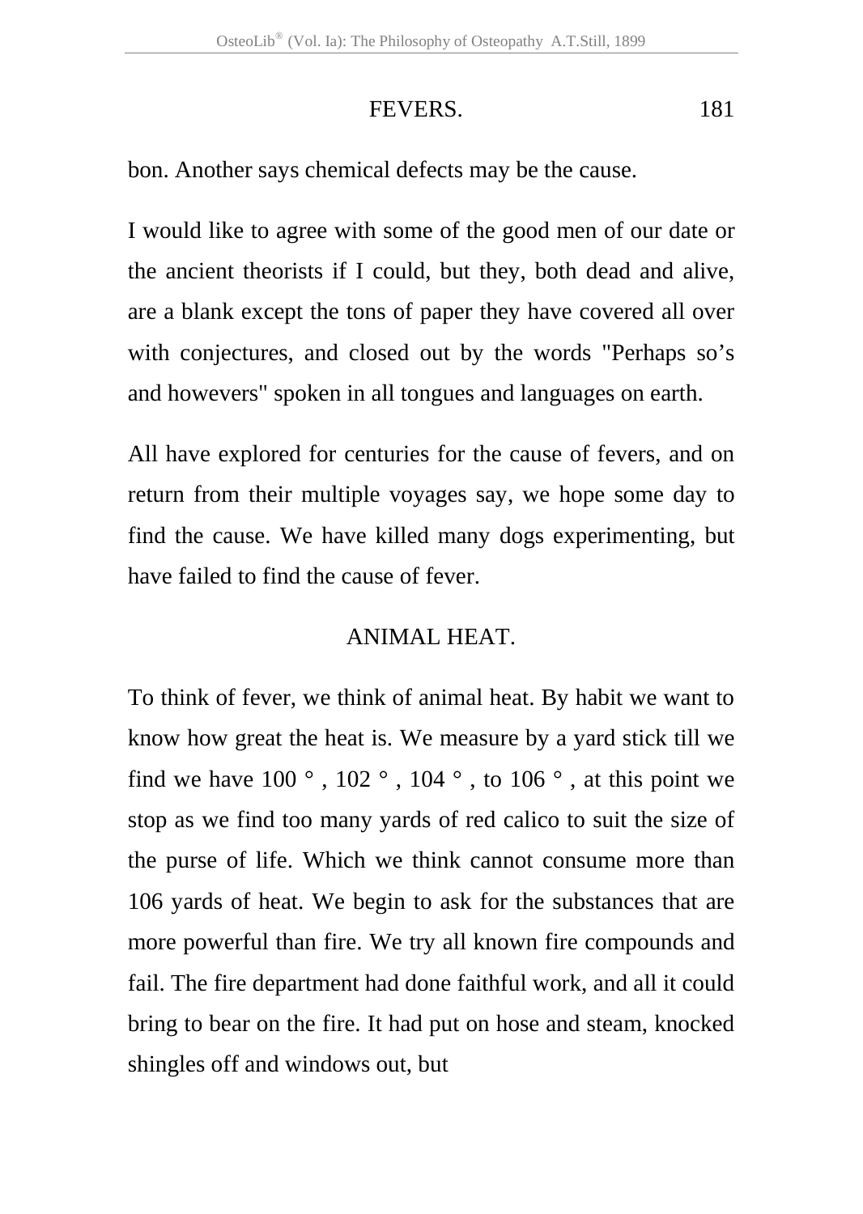bon. Another says chemical defects may be the cause.

I would like to agree with some of the good men of our date or the ancient theorists if I could, but they, both dead and alive, are a blank except the tons of paper they have covered all over with conjectures, and closed out by the words "Perhaps so’s and howevers" spoken in all tongues and languages on earth.

All have explored for centuries for the cause of fevers, and on return from their multiple voyages say, we hope some day to find the cause. We have killed many dogs experimenting, but have failed to find the cause of fever.

## ANIMAL HEAT.

To think of fever, we think of animal heat. By habit we want to know how great the heat is. We measure by a yard stick till we find we have 100 ° , 102 ° , 104 ° , to 106 ° , at this point we stop as we find too many yards of red calico to suit the size of the purse of life. Which we think cannot consume more than 106 yards of heat. We begin to ask for the substances that are more powerful than fire. We try all known fire compounds and fail. The fire department had done faithful work, and all it could bring to bear on the fire. It had put on hose and steam, knocked shingles off and windows out, but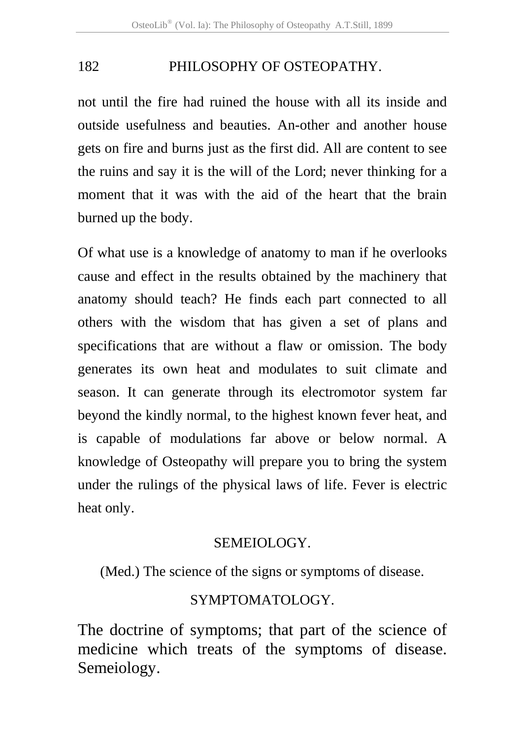not until the fire had ruined the house with all its inside and outside usefulness and beauties. An-other and another house gets on fire and burns just as the first did. All are content to see the ruins and say it is the will of the Lord; never thinking for a moment that it was with the aid of the heart that the brain burned up the body.

Of what use is a knowledge of anatomy to man if he overlooks cause and effect in the results obtained by the machinery that anatomy should teach? He finds each part connected to all others with the wisdom that has given a set of plans and specifications that are without a flaw or omission. The body generates its own heat and modulates to suit climate and season. It can generate through its electromotor system far beyond the kindly normal, to the highest known fever heat, and is capable of modulations far above or below normal. A knowledge of Osteopathy will prepare you to bring the system under the rulings of the physical laws of life. Fever is electric heat only.

## SEMEIOLOGY.

(Med.) The science of the signs or symptoms of disease.

## SYMPTOMATOLOGY.

The doctrine of symptoms; that part of the science of medicine which treats of the symptoms of disease. Semeiology.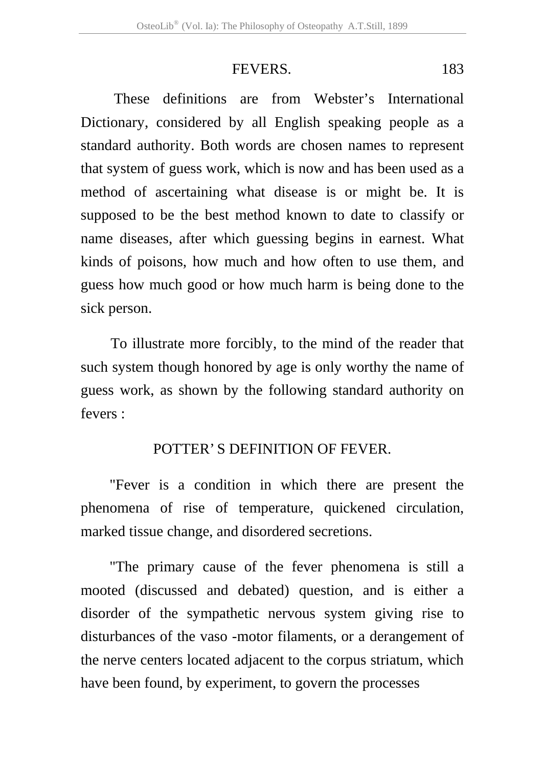These definitions are from Webster's International Dictionary, considered by all English speaking people as a standard authority. Both words are chosen names to represent that system of guess work, which is now and has been used as a method of ascertaining what disease is or might be. It is supposed to be the best method known to date to classify or name diseases, after which guessing begins in earnest. What kinds of poisons, how much and how often to use them, and guess how much good or how much harm is being done to the sick person.

To illustrate more forcibly, to the mind of the reader that such system though honored by age is only worthy the name of guess work, as shown by the following standard authority on fevers :

## POTTER' S DEFINITION OF FEVER.

"Fever is a condition in which there are present the phenomena of rise of temperature, quickened circulation, marked tissue change, and disordered secretions.

"The primary cause of the fever phenomena is still a mooted (discussed and debated) question, and is either a disorder of the sympathetic nervous system giving rise to disturbances of the vaso -motor filaments, or a derangement of the nerve centers located adjacent to the corpus striatum, which have been found, by experiment, to govern the processes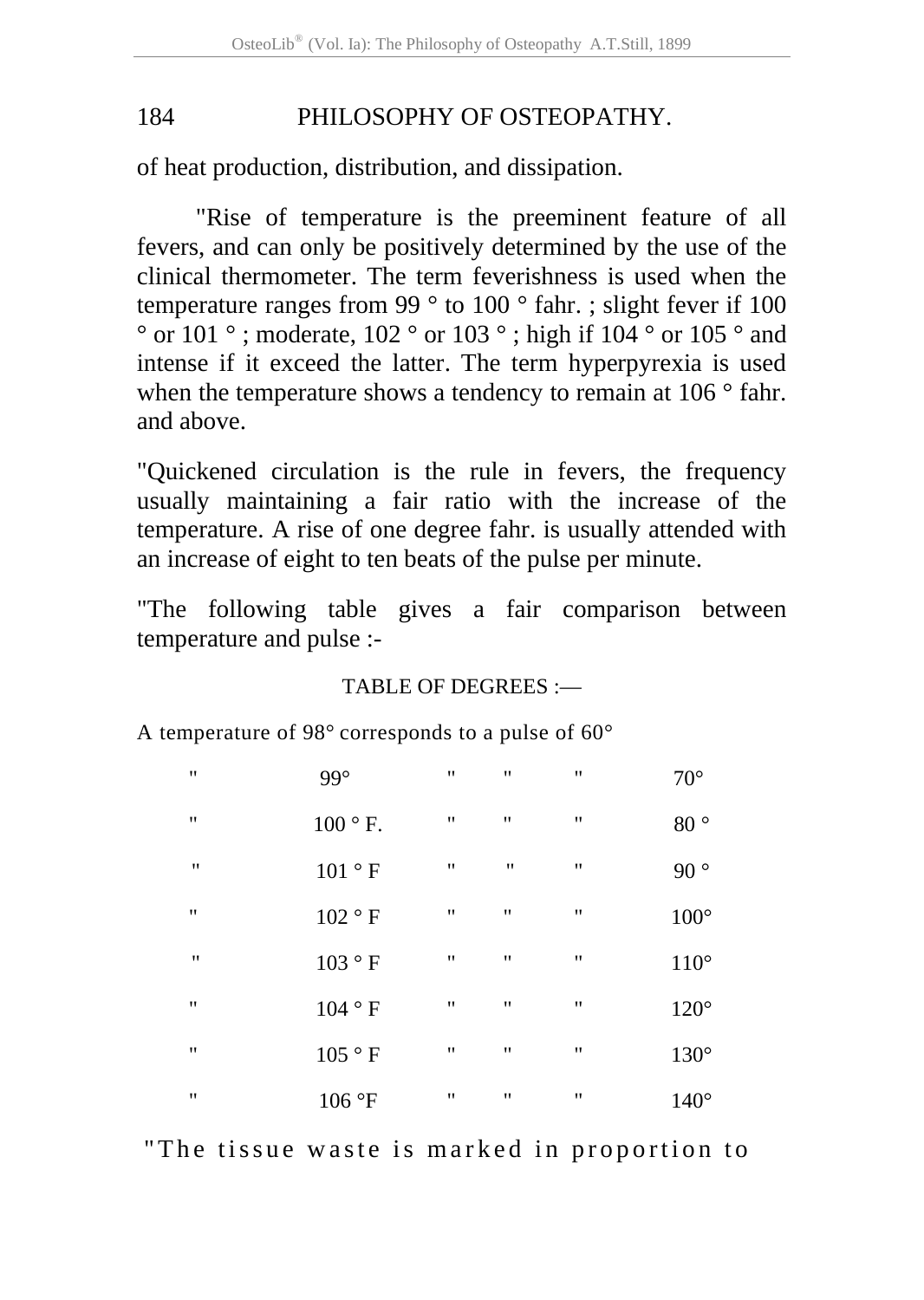of heat production, distribution, and dissipation.

"Rise of temperature is the preeminent feature of all fevers, and can only be positively determined by the use of the clinical thermometer. The term feverishness is used when the temperature ranges from 99 ° to 100 ° fahr. ; slight fever if 100 ° or 101 ° ; moderate, 102 ° or 103 ° ; high if 104 ° or 105 ° and intense if it exceed the latter. The term hyperpyrexia is used when the temperature shows a tendency to remain at 106 ° fahr. and above.

"Quickened circulation is the rule in fevers, the frequency usually maintaining a fair ratio with the increase of the temperature. A rise of one degree fahr. is usually attended with an increase of eight to ten beats of the pulse per minute.

"The following table gives a fair comparison between temperature and pulse :-

TABLE OF DEGREES :—

A temperature of 98° corresponds to a pulse of 60°

| | | | | | |
|---|---|---|---|---|---|
| " | 99° | " | " | " | 70° |
| " | 100 ° F. | " | " | " | 80 ° |
| " | 101 ° F | " | " | " | 90 ° |
| " | 102 ° F | " | " | " | 100° |
| " | 103 ° F | " | " | " | 110° |
| " | 104 ° F | " | " | " | 120° |
| " | 105 ° F | " | " | " | 130° |
| " | 106 °F | " | " | " | 140° |

"The tissue waste is marked in proportion to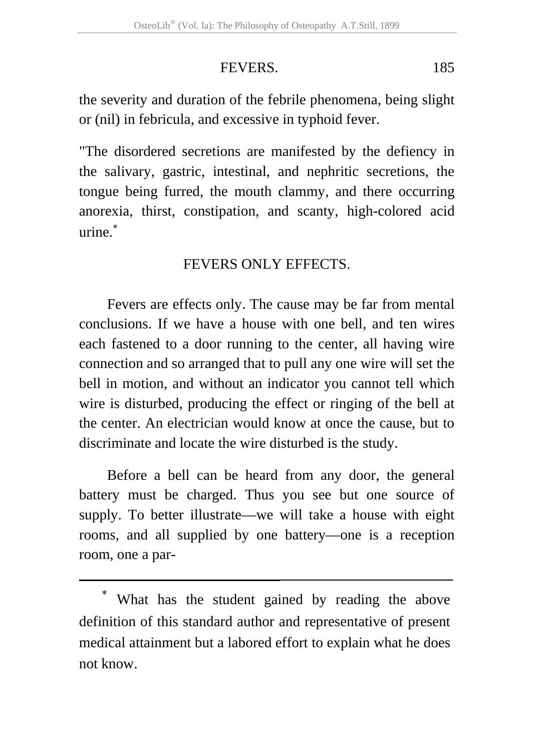the severity and duration of the febrile phenomena, being slight or (nil) in febricula, and excessive in typhoid fever.

"The disordered secretions are manifested by the defiency in the salivary, gastric, intestinal, and nephritic secretions, the tongue being furred, the mouth clammy, and there occurring anorexia, thirst, constipation, and scanty, high-colored acid urine.*

## FEVERS ONLY EFFECTS.

Fevers are effects only. The cause may be far from mental conclusions. If we have a house with one bell, and ten wires each fastened to a door running to the center, all having wire connection and so arranged that to pull any one wire will set the bell in motion, and without an indicator you cannot tell which wire is disturbed, producing the effect or ringing of the bell at the center. An electrician would know at once the cause, but to discriminate and locate the wire disturbed is the study.

Before a bell can be heard from any door, the general battery must be charged. Thus you see but one source of supply. To better illustrate—we will take a house with eight rooms, and all supplied by one battery—one is a reception room, one a par-

---

* What has the student gained by reading the above definition of this standard author and representative of present medical attainment but a labored effort to explain what he does not know.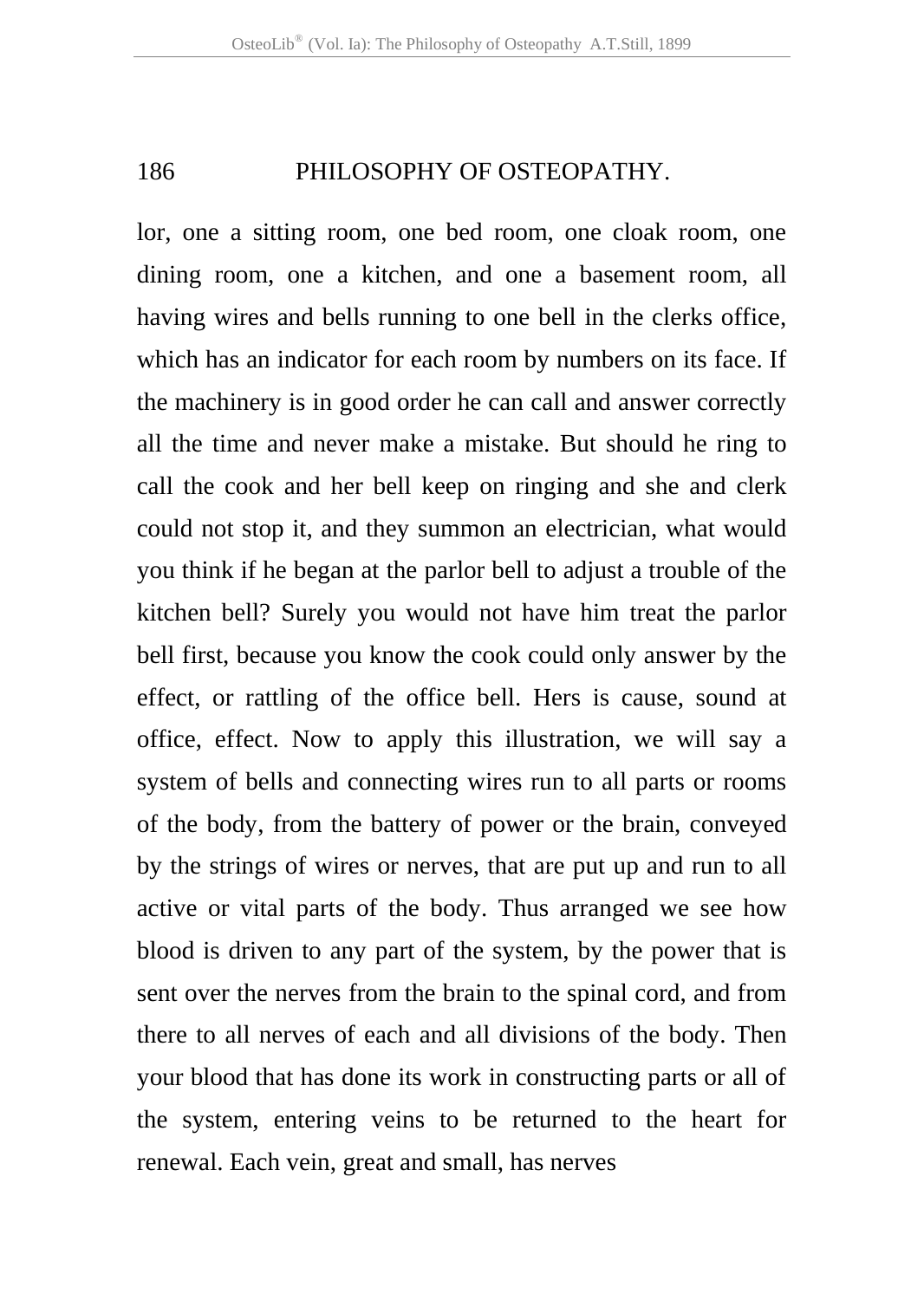lor, one a sitting room, one bed room, one cloak room, one dining room, one a kitchen, and one a basement room, all having wires and bells running to one bell in the clerks office, which has an indicator for each room by numbers on its face. If the machinery is in good order he can call and answer correctly all the time and never make a mistake. But should he ring to call the cook and her bell keep on ringing and she and clerk could not stop it, and they summon an electrician, what would you think if he began at the parlor bell to adjust a trouble of the kitchen bell? Surely you would not have him treat the parlor bell first, because you know the cook could only answer by the effect, or rattling of the office bell. Hers is cause, sound at office, effect. Now to apply this illustration, we will say a system of bells and connecting wires run to all parts or rooms of the body, from the battery of power or the brain, conveyed by the strings of wires or nerves, that are put up and run to all active or vital parts of the body. Thus arranged we see how blood is driven to any part of the system, by the power that is sent over the nerves from the brain to the spinal cord, and from there to all nerves of each and all divisions of the body. Then your blood that has done its work in constructing parts or all of the system, entering veins to be returned to the heart for renewal. Each vein, great and small, has nerves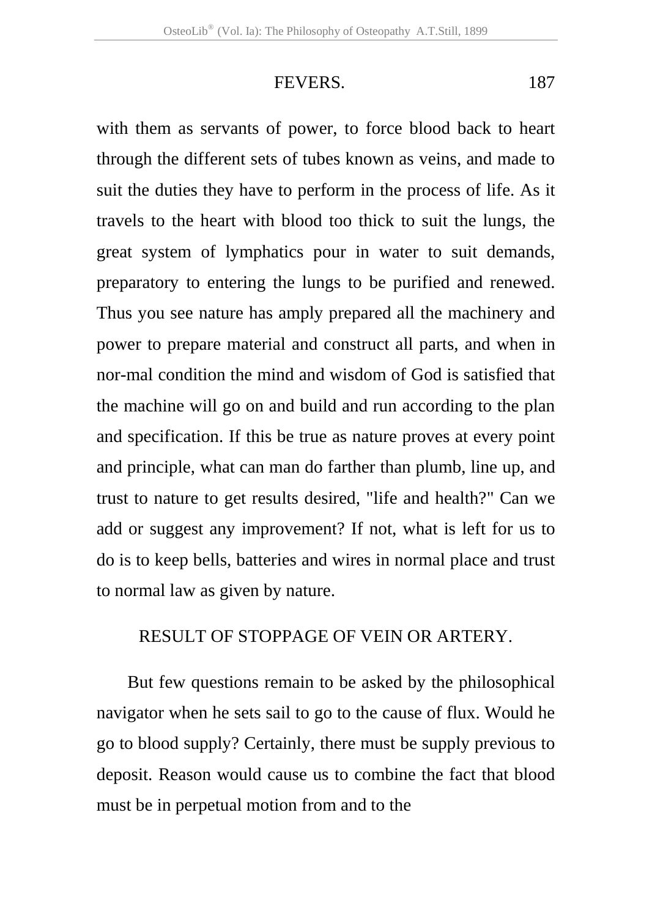with them as servants of power, to force blood back to heart through the different sets of tubes known as veins, and made to suit the duties they have to perform in the process of life. As it travels to the heart with blood too thick to suit the lungs, the great system of lymphatics pour in water to suit demands, preparatory to entering the lungs to be purified and renewed. Thus you see nature has amply prepared all the machinery and power to prepare material and construct all parts, and when in nor-mal condition the mind and wisdom of God is satisfied that the machine will go on and build and run according to the plan and specification. If this be true as nature proves at every point and principle, what can man do farther than plumb, line up, and trust to nature to get results desired, "life and health?" Can we add or suggest any improvement? If not, what is left for us to do is to keep bells, batteries and wires in normal place and trust to normal law as given by nature.

## RESULT OF STOPPAGE OF VEIN OR ARTERY.

But few questions remain to be asked by the philosophical navigator when he sets sail to go to the cause of flux. Would he go to blood supply? Certainly, there must be supply previous to deposit. Reason would cause us to combine the fact that blood must be in perpetual motion from and to the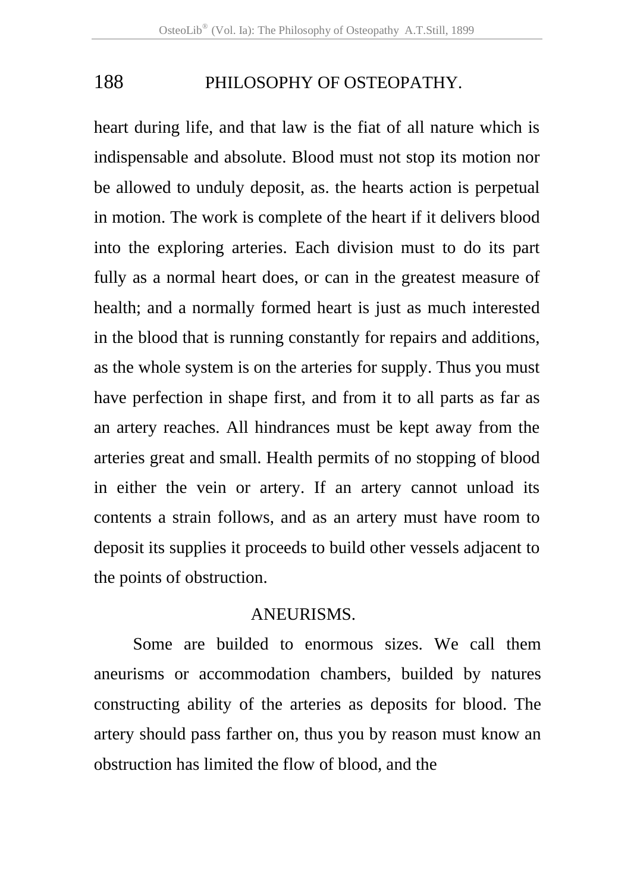heart during life, and that law is the fiat of all nature which is indispensable and absolute. Blood must not stop its motion nor be allowed to unduly deposit, as. the hearts action is perpetual in motion. The work is complete of the heart if it delivers blood into the exploring arteries. Each division must to do its part fully as a normal heart does, or can in the greatest measure of health; and a normally formed heart is just as much interested in the blood that is running constantly for repairs and additions, as the whole system is on the arteries for supply. Thus you must have perfection in shape first, and from it to all parts as far as an artery reaches. All hindrances must be kept away from the arteries great and small. Health permits of no stopping of blood in either the vein or artery. If an artery cannot unload its contents a strain follows, and as an artery must have room to deposit its supplies it proceeds to build other vessels adjacent to the points of obstruction.

## ANEURISMS.

Some are builded to enormous sizes. We call them aneurisms or accommodation chambers, builded by natures constructing ability of the arteries as deposits for blood. The artery should pass farther on, thus you by reason must know an obstruction has limited the flow of blood, and the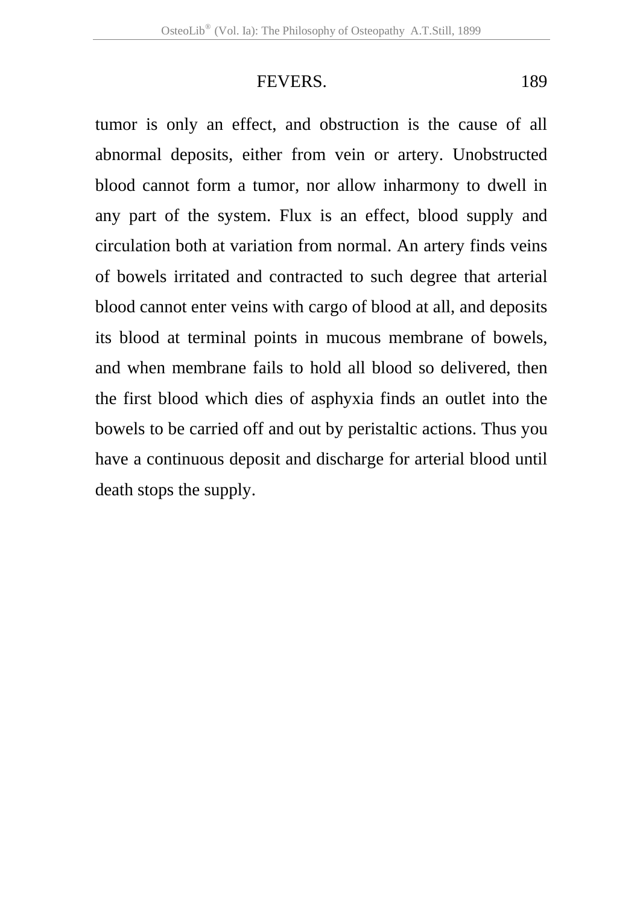tumor is only an effect, and obstruction is the cause of all abnormal deposits, either from vein or artery. Unobstructed blood cannot form a tumor, nor allow inharmony to dwell in any part of the system. Flux is an effect, blood supply and circulation both at variation from normal. An artery finds veins of bowels irritated and contracted to such degree that arterial blood cannot enter veins with cargo of blood at all, and deposits its blood at terminal points in mucous membrane of bowels, and when membrane fails to hold all blood so delivered, then the first blood which dies of asphyxia finds an outlet into the bowels to be carried off and out by peristaltic actions. Thus you have a continuous deposit and discharge for arterial blood until death stops the supply.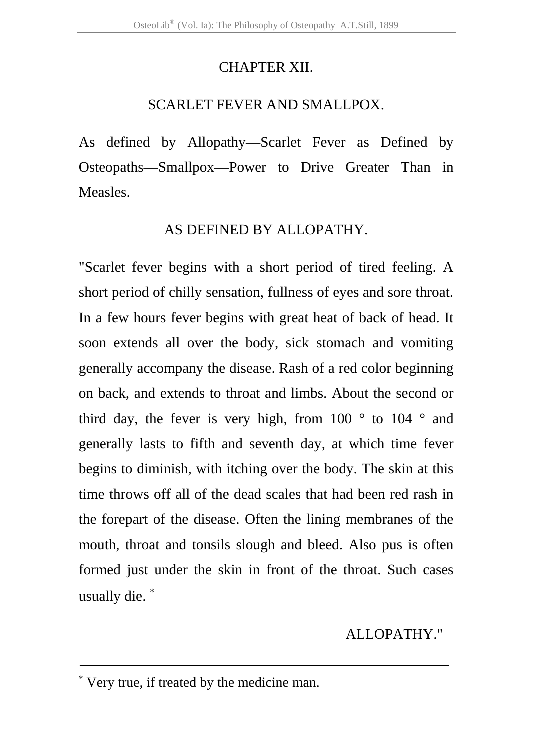## CHAPTER XII.

## SCARLET FEVER AND SMALLPOX.

As defined by Allopathy—Scarlet Fever as Defined by Osteopaths—Smallpox—Power to Drive Greater Than in Measles.

### AS DEFINED BY ALLOPATHY.

"Scarlet fever begins with a short period of tired feeling. A short period of chilly sensation, fullness of eyes and sore throat. In a few hours fever begins with great heat of back of head. It soon extends all over the body, sick stomach and vomiting generally accompany the disease. Rash of a red color beginning on back, and extends to throat and limbs. About the second or third day, the fever is very high, from 100 ° to 104 ° and generally lasts to fifth and seventh day, at which time fever begins to diminish, with itching over the body. The skin at this time throws off all of the dead scales that had been red rash in the forepart of the disease. Often the lining membranes of the mouth, throat and tonsils slough and bleed. Also pus is often formed just under the skin in front of the throat. Such cases usually die. *

ALLOPATHY."

* Very true, if treated by the medicine man.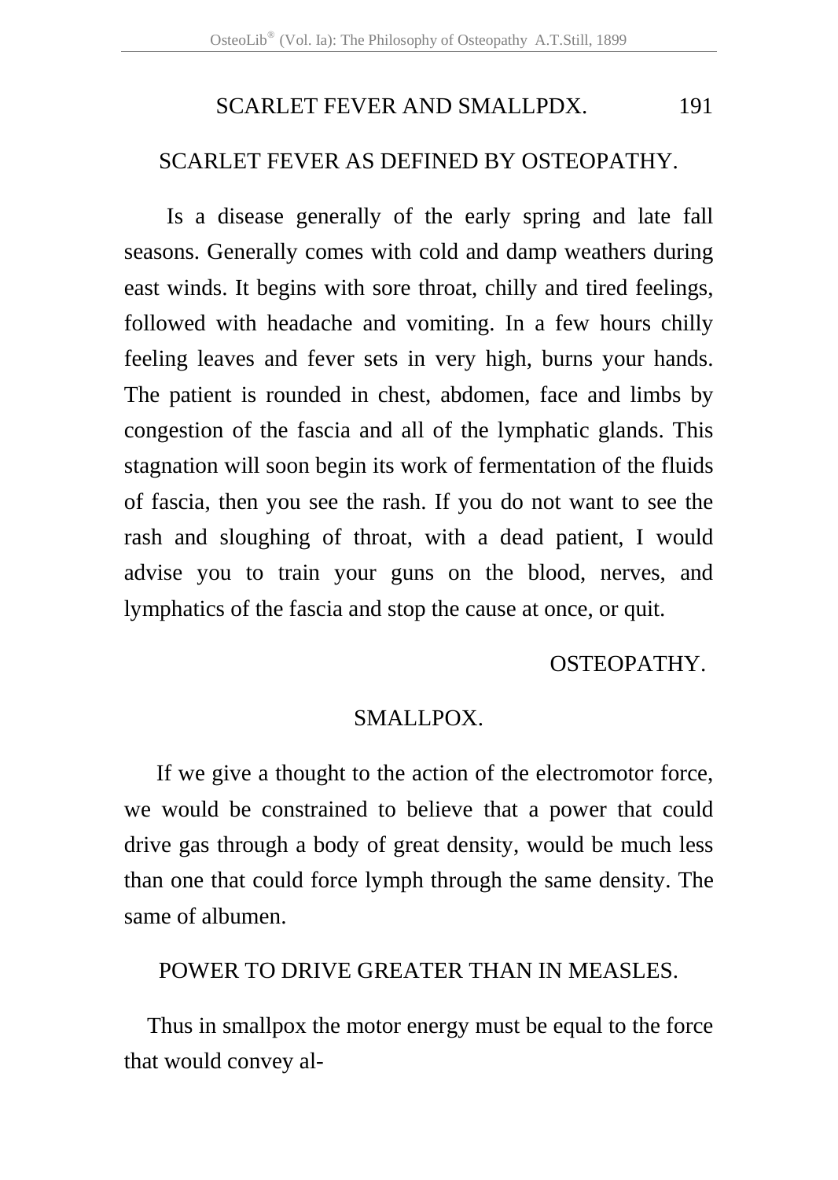## SCARLET FEVER AS DEFINED BY OSTEOPATHY.

Is a disease generally of the early spring and late fall seasons. Generally comes with cold and damp weathers during east winds. It begins with sore throat, chilly and tired feelings, followed with headache and vomiting. In a few hours chilly feeling leaves and fever sets in very high, burns your hands. The patient is rounded in chest, abdomen, face and limbs by congestion of the fascia and all of the lymphatic glands. This stagnation will soon begin its work of fermentation of the fluids of fascia, then you see the rash. If you do not want to see the rash and sloughing of throat, with a dead patient, I would advise you to train your guns on the blood, nerves, and lymphatics of the fascia and stop the cause at once, or quit.

OSTEOPATHY.

## SMALLPOX.

If we give a thought to the action of the electromotor force, we would be constrained to believe that a power that could drive gas through a body of great density, would be much less than one that could force lymph through the same density. The same of albumen.

### POWER TO DRIVE GREATER THAN IN MEASLES.

Thus in smallpox the motor energy must be equal to the force that would convey al-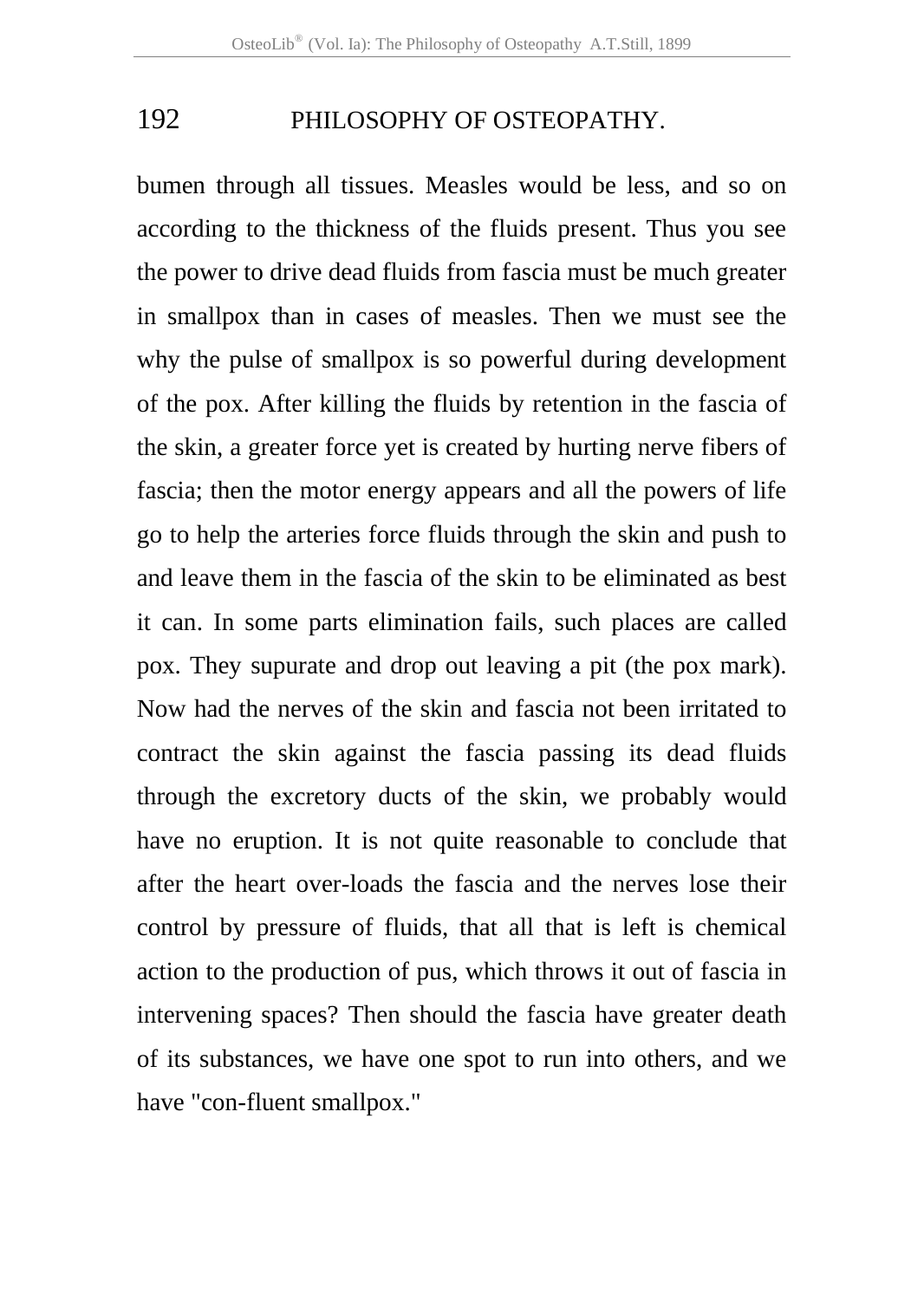bumen through all tissues. Measles would be less, and so on according to the thickness of the fluids present. Thus you see the power to drive dead fluids from fascia must be much greater in smallpox than in cases of measles. Then we must see the why the pulse of smallpox is so powerful during development of the pox. After killing the fluids by retention in the fascia of the skin, a greater force yet is created by hurting nerve fibers of fascia; then the motor energy appears and all the powers of life go to help the arteries force fluids through the skin and push to and leave them in the fascia of the skin to be eliminated as best it can. In some parts elimination fails, such places are called pox. They supurate and drop out leaving a pit (the pox mark). Now had the nerves of the skin and fascia not been irritated to contract the skin against the fascia passing its dead fluids through the excretory ducts of the skin, we probably would have no eruption. It is not quite reasonable to conclude that after the heart over-loads the fascia and the nerves lose their control by pressure of fluids, that all that is left is chemical action to the production of pus, which throws it out of fascia in intervening spaces? Then should the fascia have greater death of its substances, we have one spot to run into others, and we have "con-fluent smallpox."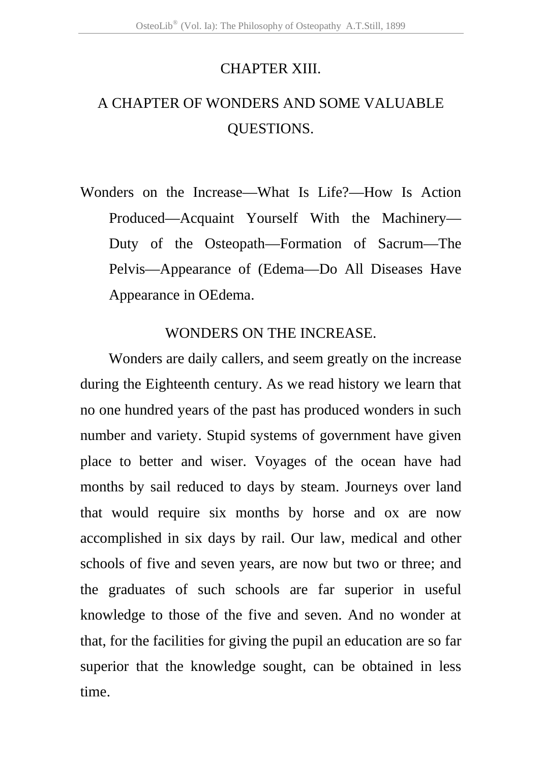# CHAPTER XIII.

## A CHAPTER OF WONDERS AND SOME VALUABLE QUESTIONS.

Wonders on the Increase—What Is Life?—How Is Action Produced—Acquaint Yourself With the Machinery—Duty of the Osteopath—Formation of Sacrum—The Pelvis—Appearance of (Edema—Do All Diseases Have Appearance in OEdema.

### WONDERS ON THE INCREASE.

Wonders are daily callers, and seem greatly on the increase during the Eighteenth century. As we read history we learn that no one hundred years of the past has produced wonders in such number and variety. Stupid systems of government have given place to better and wiser. Voyages of the ocean have had months by sail reduced to days by steam. Journeys over land that would require six months by horse and ox are now accomplished in six days by rail. Our law, medical and other schools of five and seven years, are now but two or three; and the graduates of such schools are far superior in useful knowledge to those of the five and seven. And no wonder at that, for the facilities for giving the pupil an education are so far superior that the knowledge sought, can be obtained in less time.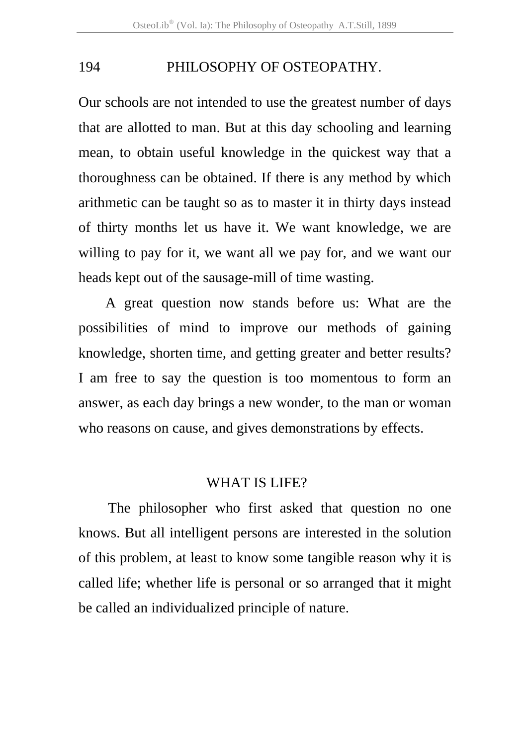Our schools are not intended to use the greatest number of days that are allotted to man. But at this day schooling and learning mean, to obtain useful knowledge in the quickest way that a thoroughness can be obtained. If there is any method by which arithmetic can be taught so as to master it in thirty days instead of thirty months let us have it. We want knowledge, we are willing to pay for it, we want all we pay for, and we want our heads kept out of the sausage-mill of time wasting.

A great question now stands before us: What are the possibilities of mind to improve our methods of gaining knowledge, shorten time, and getting greater and better results? I am free to say the question is too momentous to form an answer, as each day brings a new wonder, to the man or woman who reasons on cause, and gives demonstrations by effects.

## WHAT IS LIFE?

The philosopher who first asked that question no one knows. But all intelligent persons are interested in the solution of this problem, at least to know some tangible reason why it is called life; whether life is personal or so arranged that it might be called an individualized principle of nature.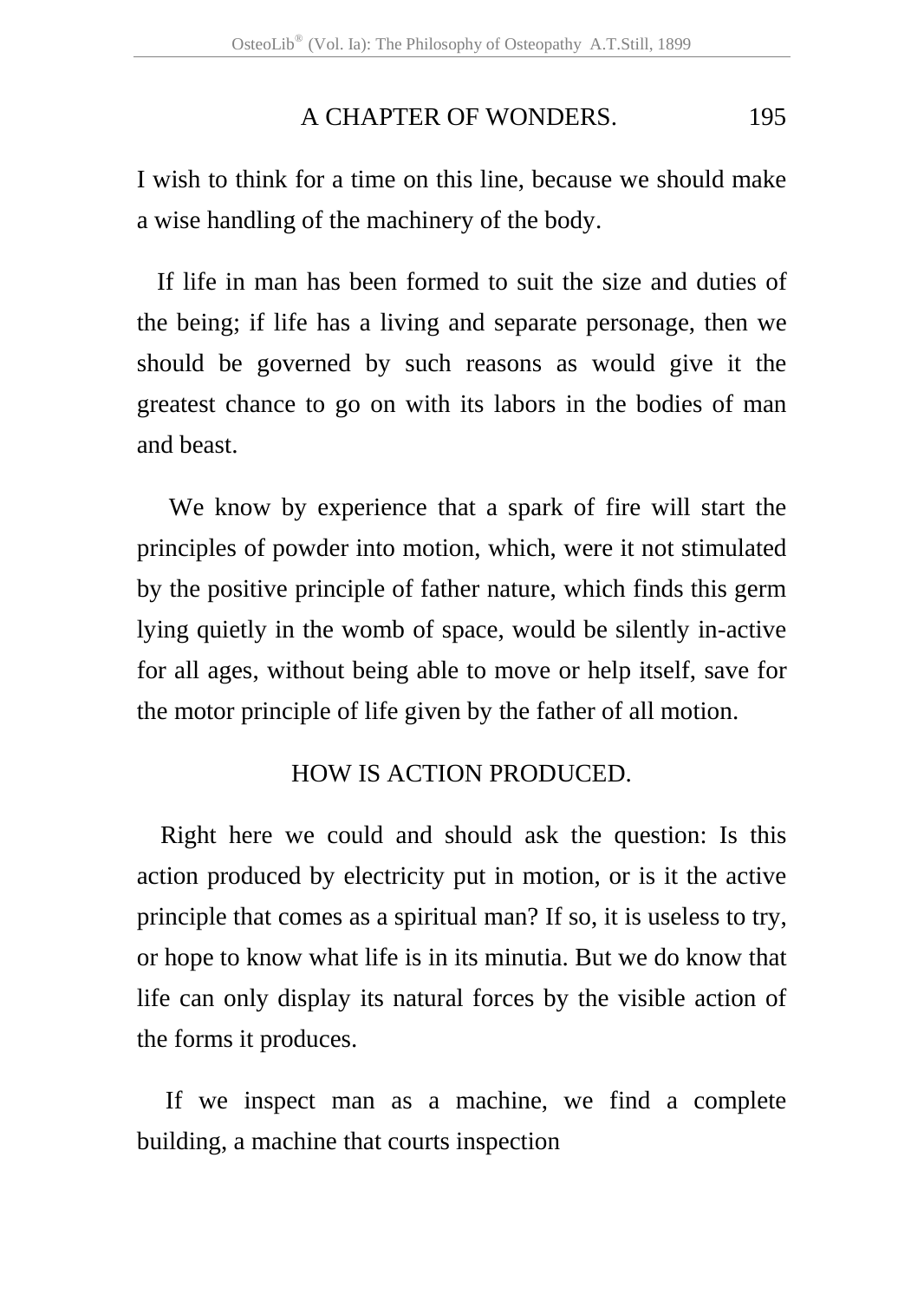I wish to think for a time on this line, because we should make a wise handling of the machinery of the body.

If life in man has been formed to suit the size and duties of the being; if life has a living and separate personage, then we should be governed by such reasons as would give it the greatest chance to go on with its labors in the bodies of man and beast.

We know by experience that a spark of fire will start the principles of powder into motion, which, were it not stimulated by the positive principle of father nature, which finds this germ lying quietly in the womb of space, would be silently in-active for all ages, without being able to move or help itself, save for the motor principle of life given by the father of all motion.

## HOW IS ACTION PRODUCED.

Right here we could and should ask the question: Is this action produced by electricity put in motion, or is it the active principle that comes as a spiritual man? If so, it is useless to try, or hope to know what life is in its minutia. But we do know that life can only display its natural forces by the visible action of the forms it produces.

If we inspect man as a machine, we find a complete building, a machine that courts inspection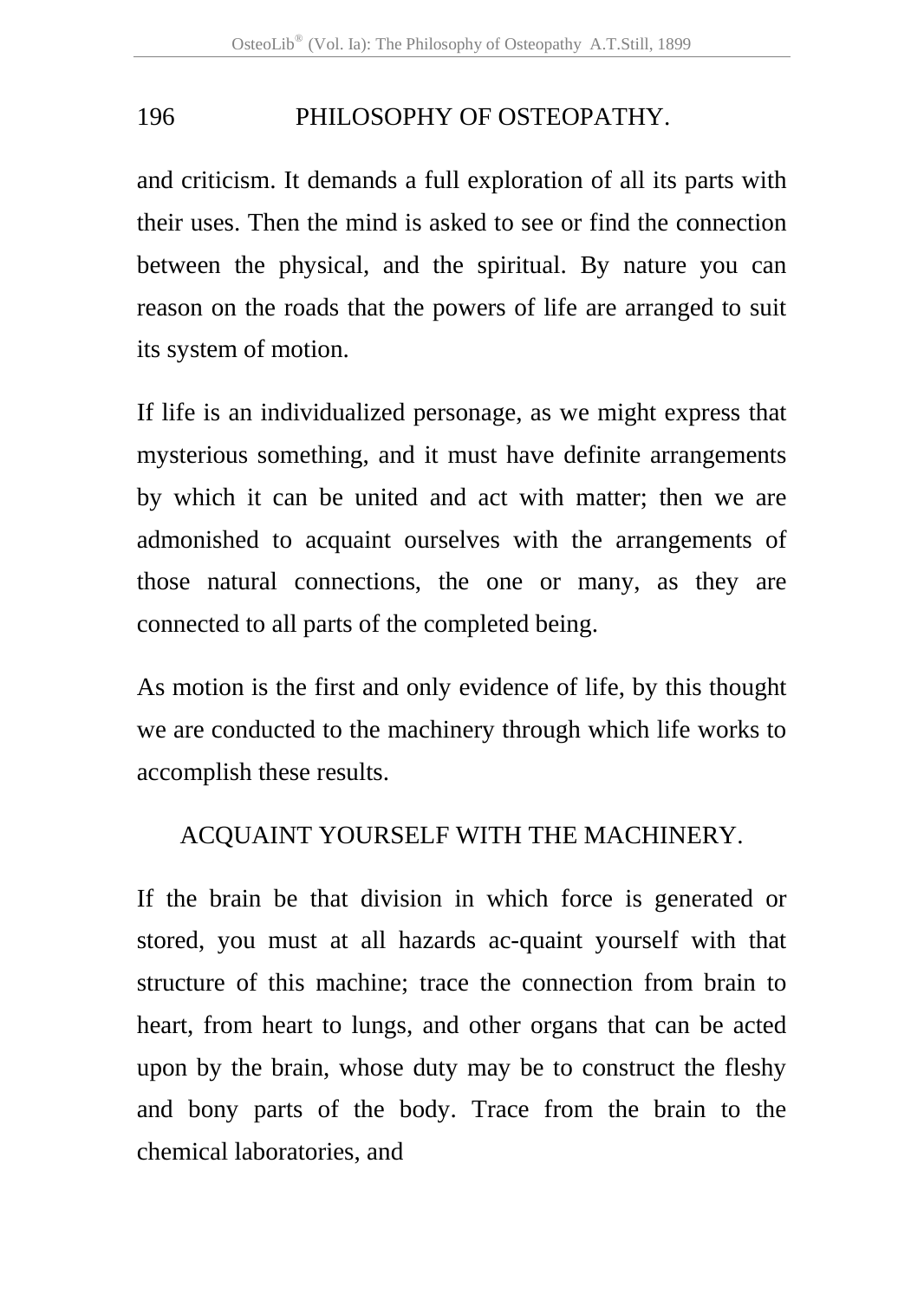and criticism. It demands a full exploration of all its parts with their uses. Then the mind is asked to see or find the connection between the physical, and the spiritual. By nature you can reason on the roads that the powers of life are arranged to suit its system of motion.

If life is an individualized personage, as we might express that mysterious something, and it must have definite arrangements by which it can be united and act with matter; then we are admonished to acquaint ourselves with the arrangements of those natural connections, the one or many, as they are connected to all parts of the completed being.

As motion is the first and only evidence of life, by this thought we are conducted to the machinery through which life works to accomplish these results.

## ACQUAINT YOURSELF WITH THE MACHINERY.

If the brain be that division in which force is generated or stored, you must at all hazards ac-quaint yourself with that structure of this machine; trace the connection from brain to heart, from heart to lungs, and other organs that can be acted upon by the brain, whose duty may be to construct the fleshy and bony parts of the body. Trace from the brain to the chemical laboratories, and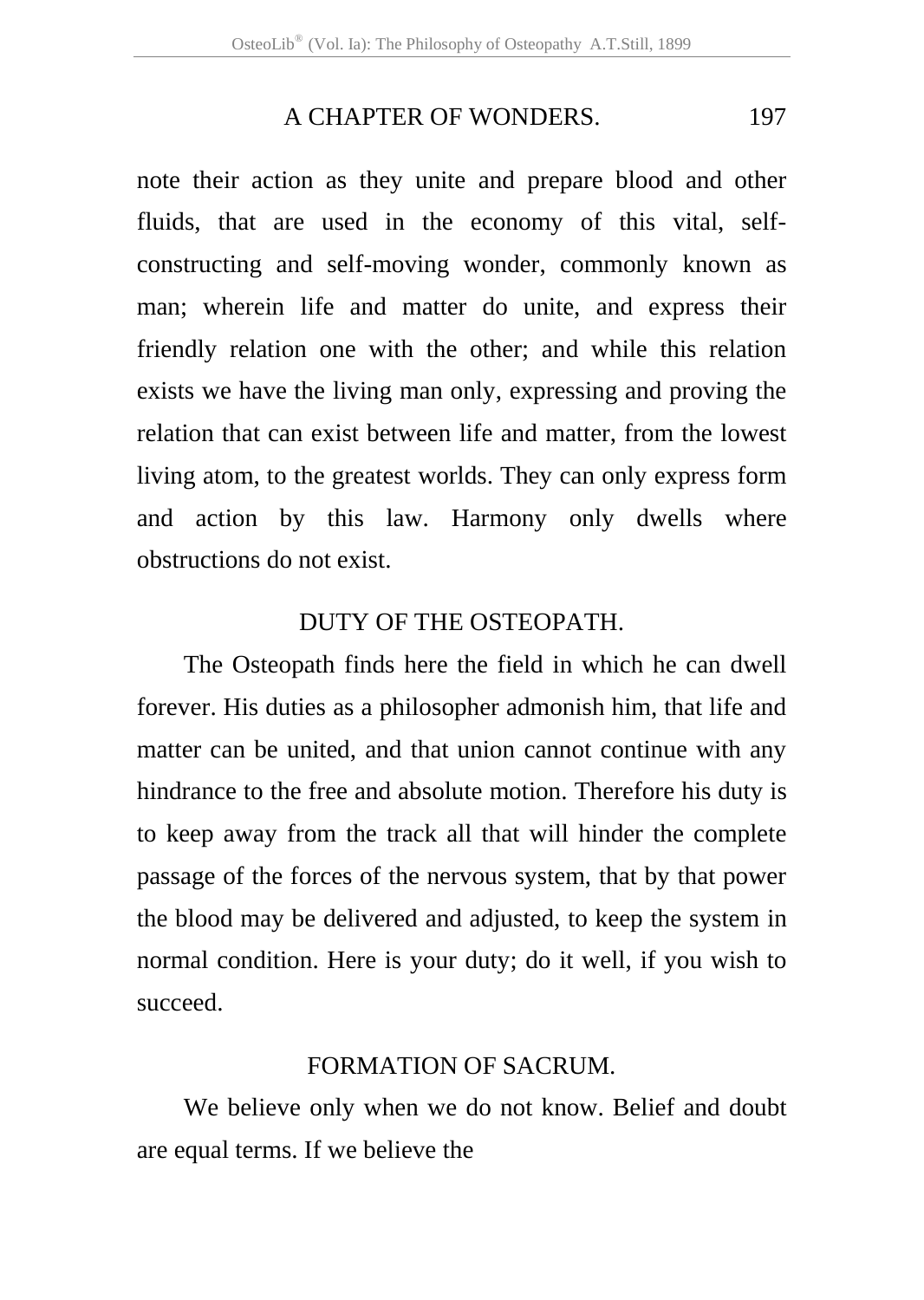note their action as they unite and prepare blood and other fluids, that are used in the economy of this vital, self-constructing and self-moving wonder, commonly known as man; wherein life and matter do unite, and express their friendly relation one with the other; and while this relation exists we have the living man only, expressing and proving the relation that can exist between life and matter, from the lowest living atom, to the greatest worlds. They can only express form and action by this law. Harmony only dwells where obstructions do not exist.

## DUTY OF THE OSTEOPATH.

The Osteopath finds here the field in which he can dwell forever. His duties as a philosopher admonish him, that life and matter can be united, and that union cannot continue with any hindrance to the free and absolute motion. Therefore his duty is to keep away from the track all that will hinder the complete passage of the forces of the nervous system, that by that power the blood may be delivered and adjusted, to keep the system in normal condition. Here is your duty; do it well, if you wish to succeed.

## FORMATION OF SACRUM.

We believe only when we do not know. Belief and doubt are equal terms. If we believe the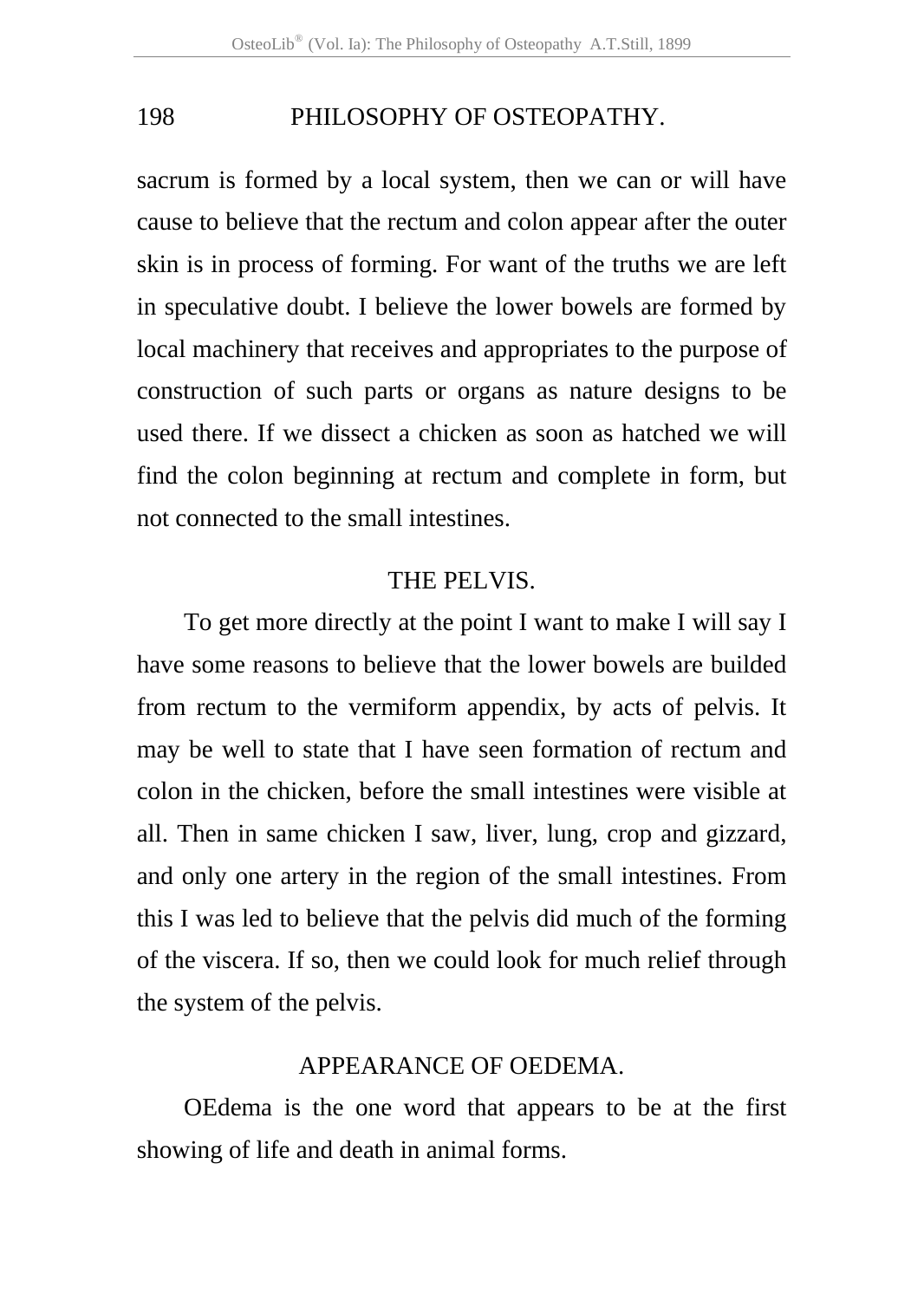sacrum is formed by a local system, then we can or will have cause to believe that the rectum and colon appear after the outer skin is in process of forming. For want of the truths we are left in speculative doubt. I believe the lower bowels are formed by local machinery that receives and appropriates to the purpose of construction of such parts or organs as nature designs to be used there. If we dissect a chicken as soon as hatched we will find the colon beginning at rectum and complete in form, but not connected to the small intestines.

## THE PELVIS.

To get more directly at the point I want to make I will say I have some reasons to believe that the lower bowels are builded from rectum to the vermiform appendix, by acts of pelvis. It may be well to state that I have seen formation of rectum and colon in the chicken, before the small intestines were visible at all. Then in same chicken I saw, liver, lung, crop and gizzard, and only one artery in the region of the small intestines. From this I was led to believe that the pelvis did much of the forming of the viscera. If so, then we could look for much relief through the system of the pelvis.

## APPEARANCE OF OEDEMA.

OEdema is the one word that appears to be at the first showing of life and death in animal forms.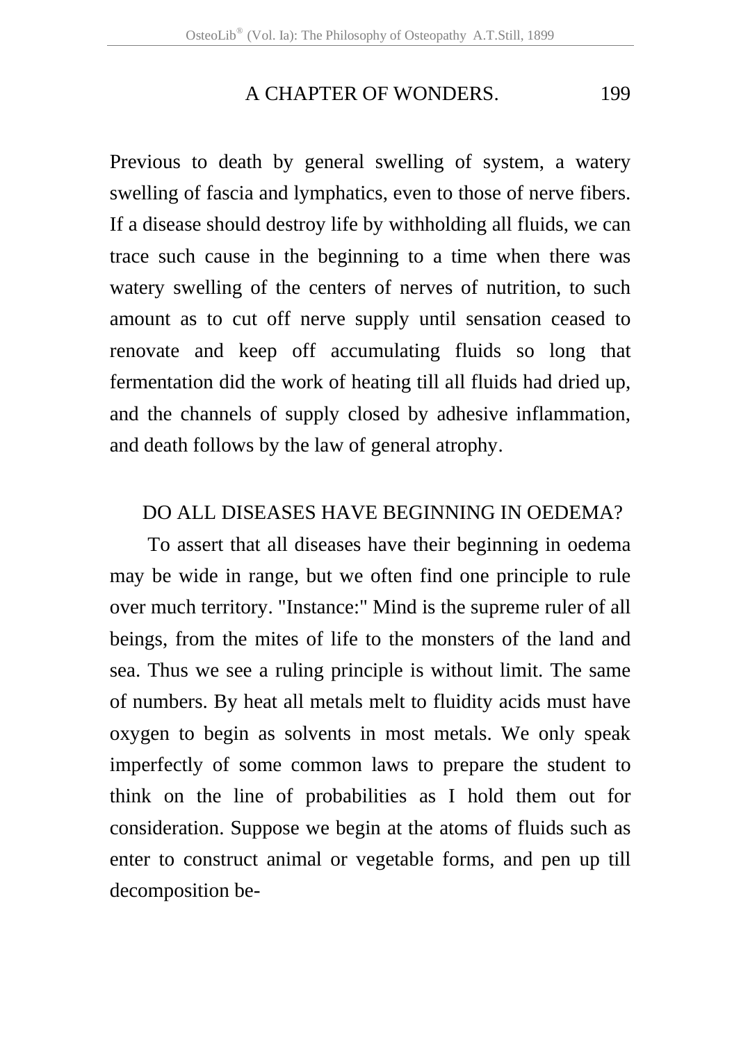Previous to death by general swelling of system, a watery swelling of fascia and lymphatics, even to those of nerve fibers. If a disease should destroy life by withholding all fluids, we can trace such cause in the beginning to a time when there was watery swelling of the centers of nerves of nutrition, to such amount as to cut off nerve supply until sensation ceased to renovate and keep off accumulating fluids so long that fermentation did the work of heating till all fluids had dried up, and the channels of supply closed by adhesive inflammation, and death follows by the law of general atrophy.

## DO ALL DISEASES HAVE BEGINNING IN OEDEMA?

To assert that all diseases have their beginning in oedema may be wide in range, but we often find one principle to rule over much territory. "Instance:" Mind is the supreme ruler of all beings, from the mites of life to the monsters of the land and sea. Thus we see a ruling principle is without limit. The same of numbers. By heat all metals melt to fluidity acids must have oxygen to begin as solvents in most metals. We only speak imperfectly of some common laws to prepare the student to think on the line of probabilities as I hold them out for consideration. Suppose we begin at the atoms of fluids such as enter to construct animal or vegetable forms, and pen up till decomposition be-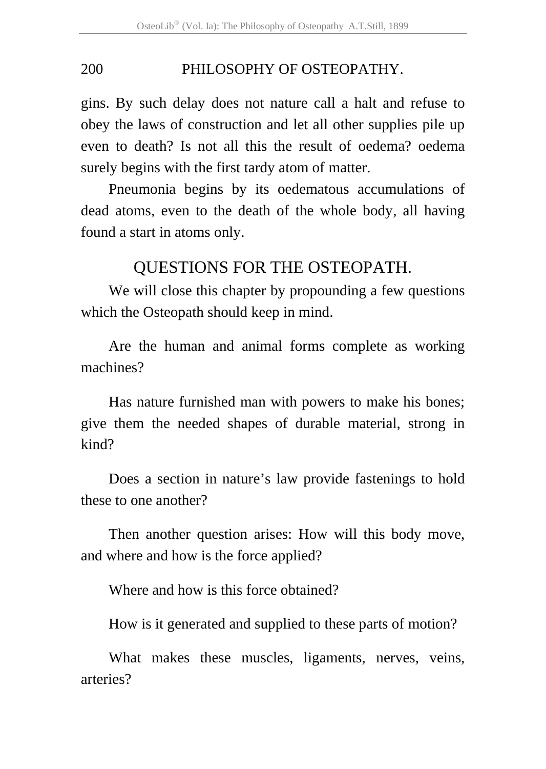gins. By such delay does not nature call a halt and refuse to obey the laws of construction and let all other supplies pile up even to death? Is not all this the result of oedema? oedema surely begins with the first tardy atom of matter.

Pneumonia begins by its oedematous accumulations of dead atoms, even to the death of the whole body, all having found a start in atoms only.

## QUESTIONS FOR THE OSTEOPATH.

We will close this chapter by propounding a few questions which the Osteopath should keep in mind.

Are the human and animal forms complete as working machines?

Has nature furnished man with powers to make his bones; give them the needed shapes of durable material, strong in kind?

Does a section in nature's law provide fastenings to hold these to one another?

Then another question arises: How will this body move, and where and how is the force applied?

Where and how is this force obtained?

How is it generated and supplied to these parts of motion?

What makes these muscles, ligaments, nerves, veins, arteries?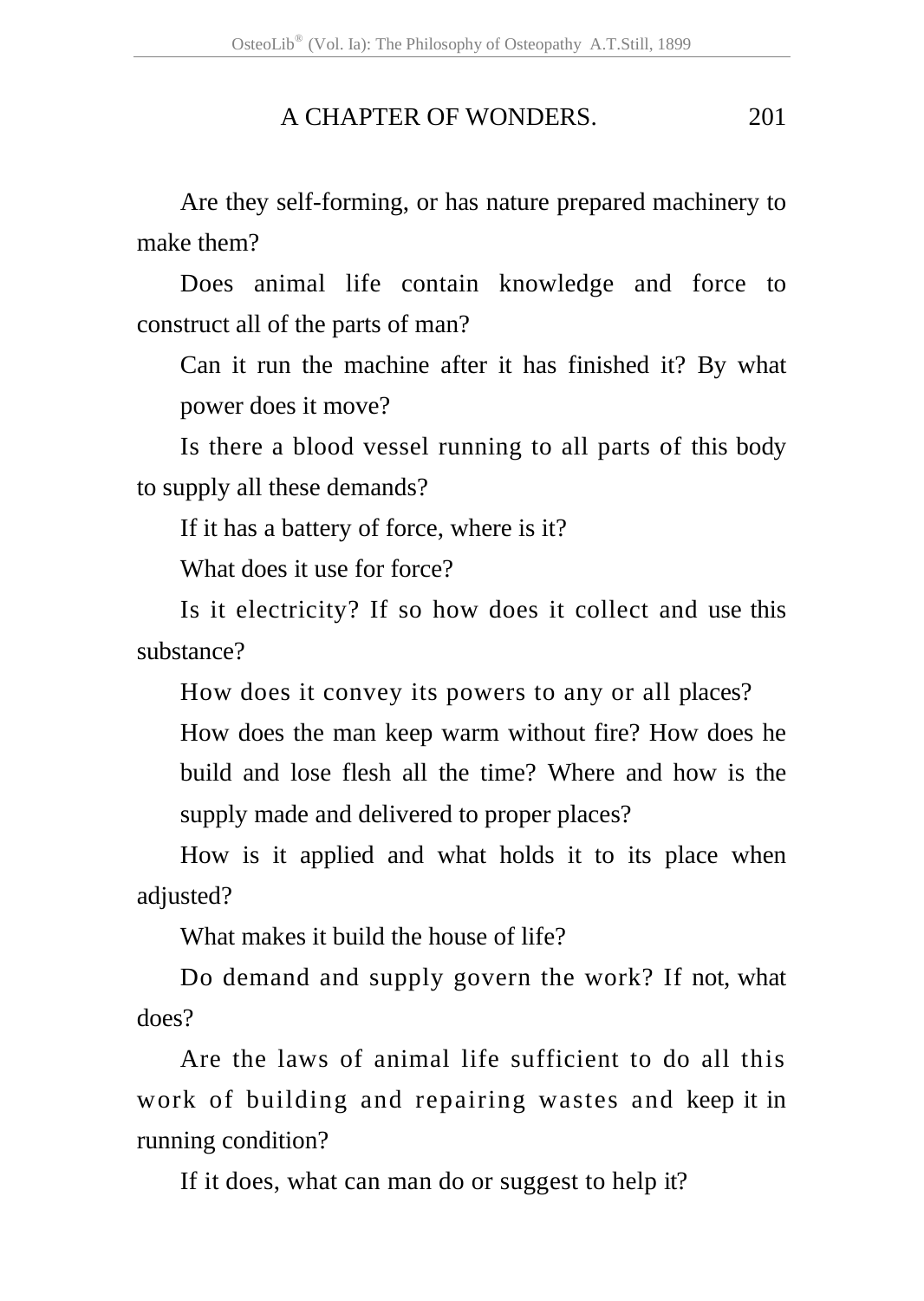Are they self-forming, or has nature prepared machinery to make them?

Does animal life contain knowledge and force to construct all of the parts of man?

Can it run the machine after it has finished it? By what power does it move?

Is there a blood vessel running to all parts of this body to supply all these demands?

If it has a battery of force, where is it?

What does it use for force?

Is it electricity? If so how does it collect and use this substance?

How does it convey its powers to any or all places?

How does the man keep warm without fire? How does he build and lose flesh all the time? Where and how is the supply made and delivered to proper places?

How is it applied and what holds it to its place when adjusted?

What makes it build the house of life?

Do demand and supply govern the work? If not, what does?

Are the laws of animal life sufficient to do all this work of building and repairing wastes and keep it in running condition?

If it does, what can man do or suggest to help it?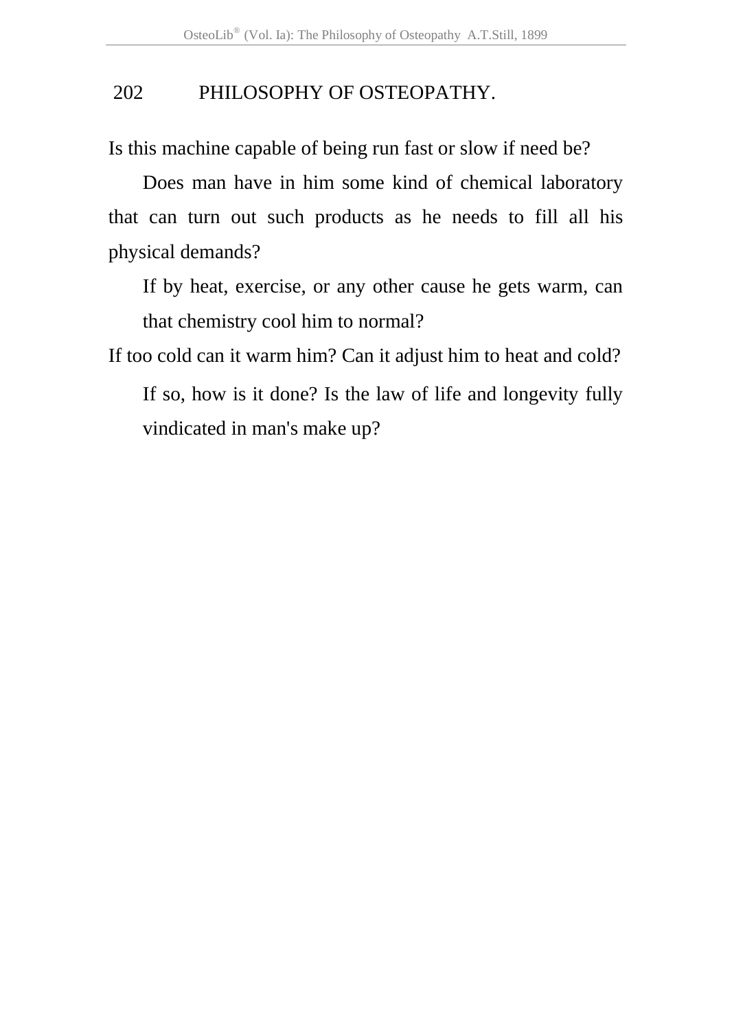Is this machine capable of being run fast or slow if need be?

Does man have in him some kind of chemical laboratory that can turn out such products as he needs to fill all his physical demands?

If by heat, exercise, or any other cause he gets warm, can that chemistry cool him to normal?

If too cold can it warm him? Can it adjust him to heat and cold?

If so, how is it done? Is the law of life and longevity fully vindicated in man's make up?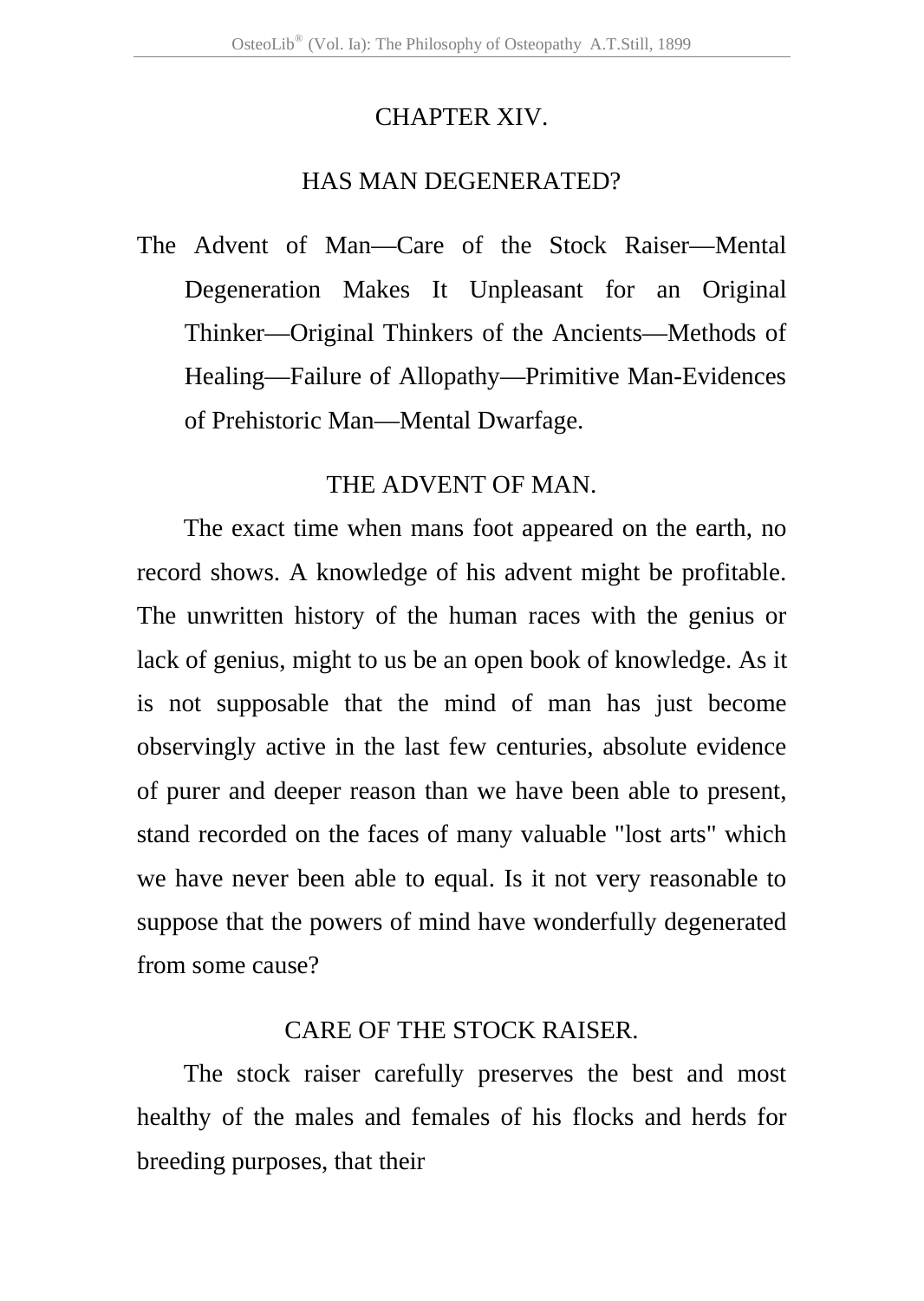# CHAPTER XIV.

## HAS MAN DEGENERATED?

The Advent of Man—Care of the Stock Raiser—Mental Degeneration Makes It Unpleasant for an Original Thinker—Original Thinkers of the Ancients—Methods of Healing—Failure of Allopathy—Primitive Man-Evidences of Prehistoric Man—Mental Dwarfage.

### THE ADVENT OF MAN.

The exact time when mans foot appeared on the earth, no record shows. A knowledge of his advent might be profitable. The unwritten history of the human races with the genius or lack of genius, might to us be an open book of knowledge. As it is not supposable that the mind of man has just become observingly active in the last few centuries, absolute evidence of purer and deeper reason than we have been able to present, stand recorded on the faces of many valuable "lost arts" which we have never been able to equal. Is it not very reasonable to suppose that the powers of mind have wonderfully degenerated from some cause?

### CARE OF THE STOCK RAISER.

The stock raiser carefully preserves the best and most healthy of the males and females of his flocks and herds for breeding purposes, that their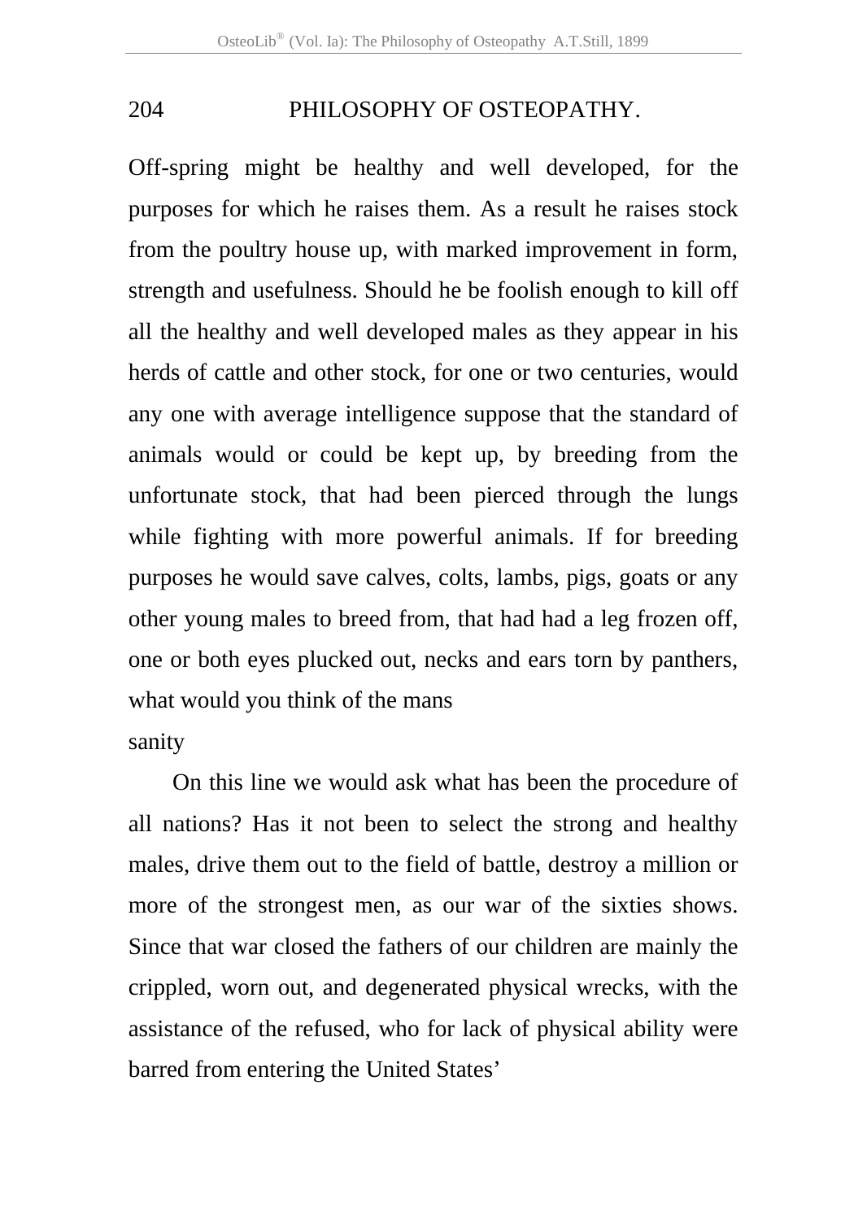Off-spring might be healthy and well developed, for the purposes for which he raises them. As a result he raises stock from the poultry house up, with marked improvement in form, strength and usefulness. Should he be foolish enough to kill off all the healthy and well developed males as they appear in his herds of cattle and other stock, for one or two centuries, would any one with average intelligence suppose that the standard of animals would or could be kept up, by breeding from the unfortunate stock, that had been pierced through the lungs while fighting with more powerful animals. If for breeding purposes he would save calves, colts, lambs, pigs, goats or any other young males to breed from, that had had a leg frozen off, one or both eyes plucked out, necks and ears torn by panthers, what would you think of the mans sanity

On this line we would ask what has been the procedure of all nations? Has it not been to select the strong and healthy males, drive them out to the field of battle, destroy a million or more of the strongest men, as our war of the sixties shows. Since that war closed the fathers of our children are mainly the crippled, worn out, and degenerated physical wrecks, with the assistance of the refused, who for lack of physical ability were barred from entering the United States'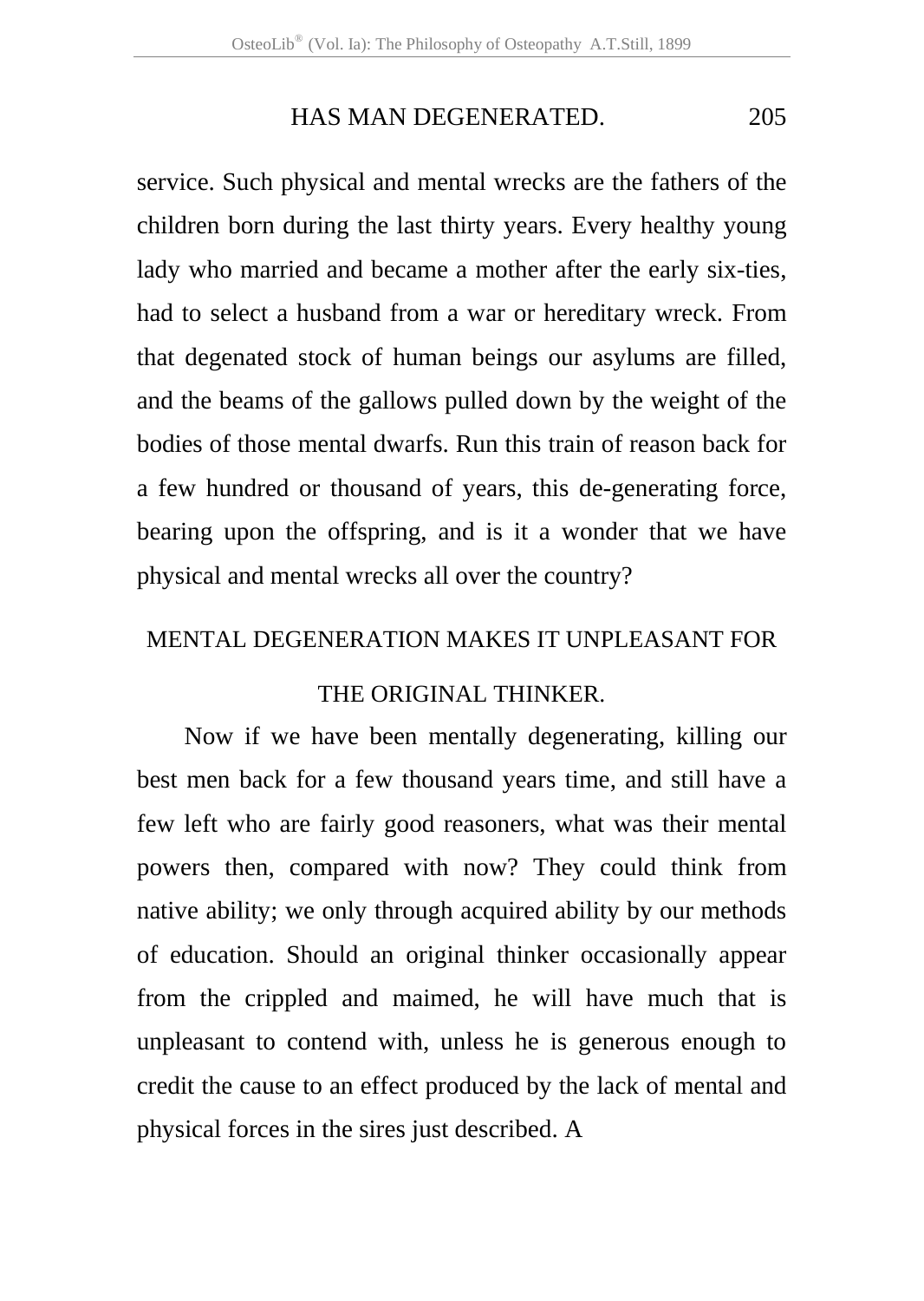service. Such physical and mental wrecks are the fathers of the children born during the last thirty years. Every healthy young lady who married and became a mother after the early six-ties, had to select a husband from a war or hereditary wreck. From that degenated stock of human beings our asylums are filled, and the beams of the gallows pulled down by the weight of the bodies of those mental dwarfs. Run this train of reason back for a few hundred or thousand of years, this de-generating force, bearing upon the offspring, and is it a wonder that we have physical and mental wrecks all over the country?

## MENTAL DEGENERATION MAKES IT UNPLEASANT FOR THE ORIGINAL THINKER.

Now if we have been mentally degenerating, killing our best men back for a few thousand years time, and still have a few left who are fairly good reasoners, what was their mental powers then, compared with now? They could think from native ability; we only through acquired ability by our methods of education. Should an original thinker occasionally appear from the crippled and maimed, he will have much that is unpleasant to contend with, unless he is generous enough to credit the cause to an effect produced by the lack of mental and physical forces in the sires just described. A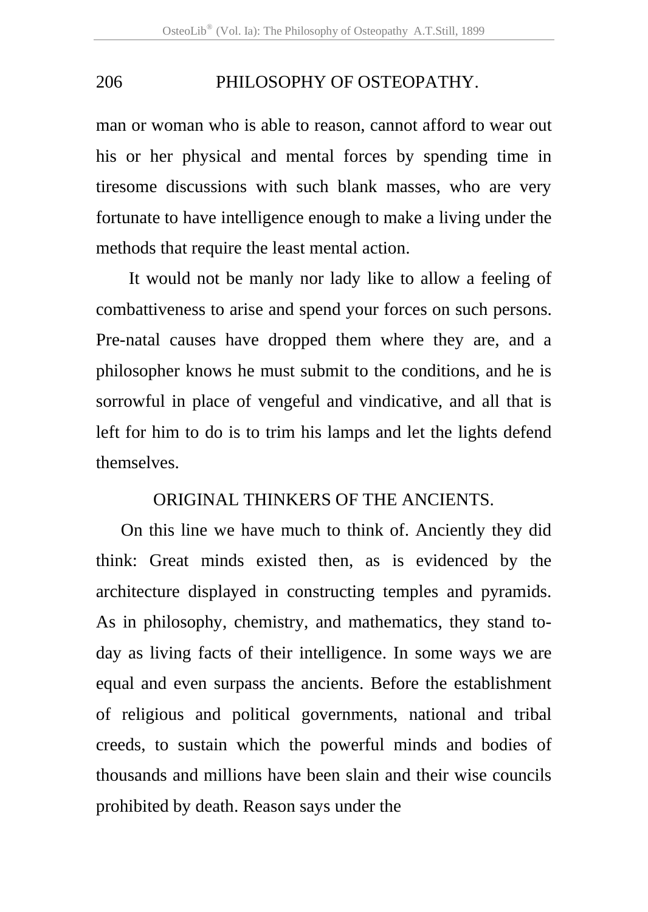man or woman who is able to reason, cannot afford to wear out his or her physical and mental forces by spending time in tiresome discussions with such blank masses, who are very fortunate to have intelligence enough to make a living under the methods that require the least mental action.

It would not be manly nor lady like to allow a feeling of combattiveness to arise and spend your forces on such persons. Pre-natal causes have dropped them where they are, and a philosopher knows he must submit to the conditions, and he is sorrowful in place of vengeful and vindicative, and all that is left for him to do is to trim his lamps and let the lights defend themselves.

## ORIGINAL THINKERS OF THE ANCIENTS.

On this line we have much to think of. Anciently they did think: Great minds existed then, as is evidenced by the architecture displayed in constructing temples and pyramids. As in philosophy, chemistry, and mathematics, they stand to-day as living facts of their intelligence. In some ways we are equal and even surpass the ancients. Before the establishment of religious and political governments, national and tribal creeds, to sustain which the powerful minds and bodies of thousands and millions have been slain and their wise councils prohibited by death. Reason says under the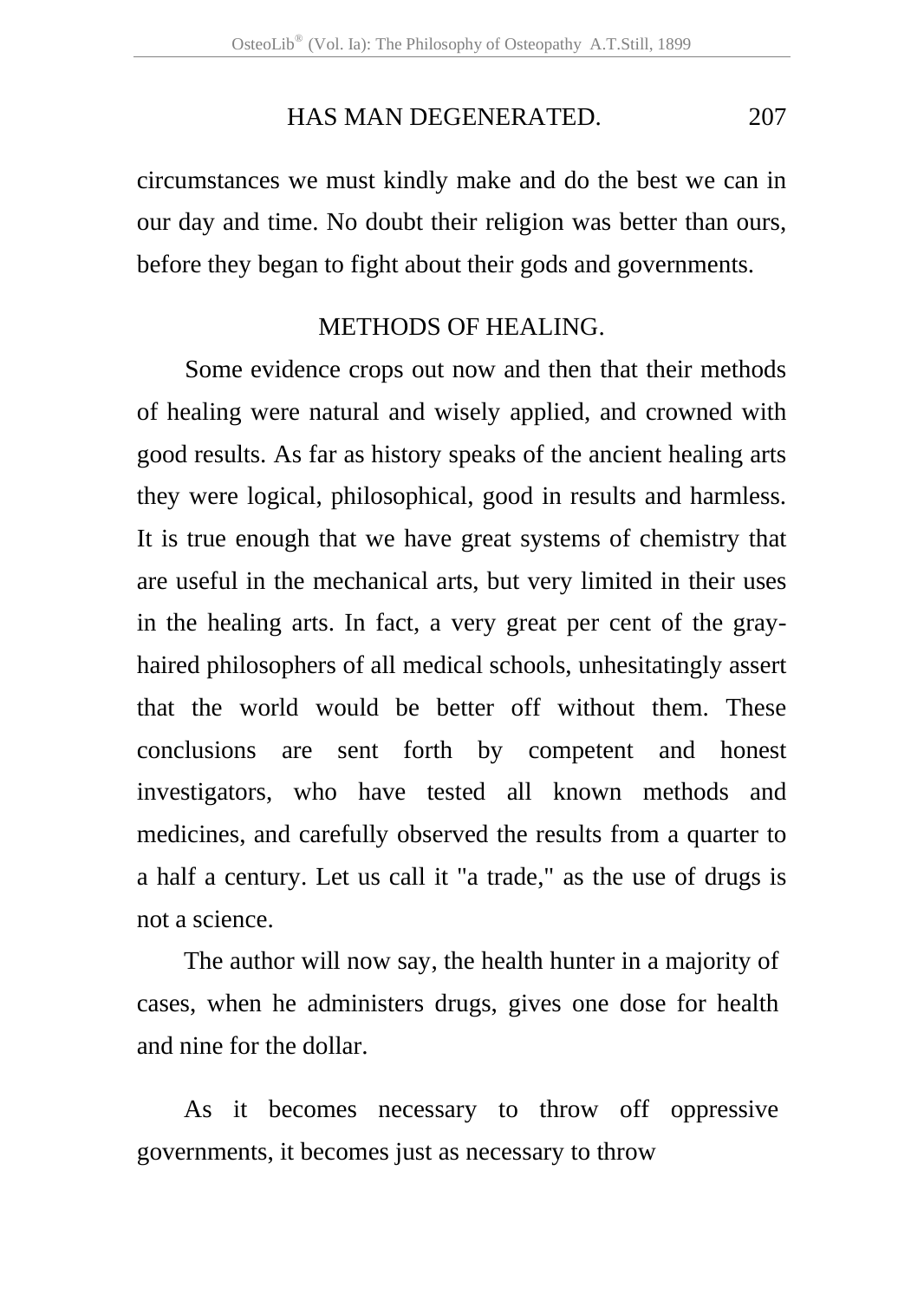circumstances we must kindly make and do the best we can in our day and time. No doubt their religion was better than ours, before they began to fight about their gods and governments.

## METHODS OF HEALING.

Some evidence crops out now and then that their methods of healing were natural and wisely applied, and crowned with good results. As far as history speaks of the ancient healing arts they were logical, philosophical, good in results and harmless. It is true enough that we have great systems of chemistry that are useful in the mechanical arts, but very limited in their uses in the healing arts. In fact, a very great per cent of the gray-haired philosophers of all medical schools, unhesitatingly assert that the world would be better off without them. These conclusions are sent forth by competent and honest investigators, who have tested all known methods and medicines, and carefully observed the results from a quarter to a half a century. Let us call it "a trade," as the use of drugs is not a science.

The author will now say, the health hunter in a majority of cases, when he administers drugs, gives one dose for health and nine for the dollar.

As it becomes necessary to throw off oppressive governments, it becomes just as necessary to throw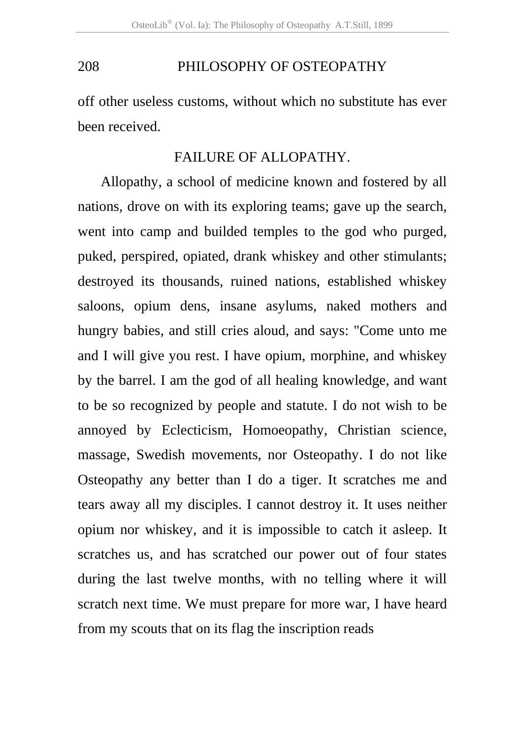off other useless customs, without which no substitute has ever been received.

## FAILURE OF ALLOPATHY.

Allopathy, a school of medicine known and fostered by all nations, drove on with its exploring teams; gave up the search, went into camp and builded temples to the god who purged, puked, perspired, opiated, drank whiskey and other stimulants; destroyed its thousands, ruined nations, established whiskey saloons, opium dens, insane asylums, naked mothers and hungry babies, and still cries aloud, and says: "Come unto me and I will give you rest. I have opium, morphine, and whiskey by the barrel. I am the god of all healing knowledge, and want to be so recognized by people and statute. I do not wish to be annoyed by Eclecticism, Homoeopathy, Christian science, massage, Swedish movements, nor Osteopathy. I do not like Osteopathy any better than I do a tiger. It scratches me and tears away all my disciples. I cannot destroy it. It uses neither opium nor whiskey, and it is impossible to catch it asleep. It scratches us, and has scratched our power out of four states during the last twelve months, with no telling where it will scratch next time. We must prepare for more war, I have heard from my scouts that on its flag the inscription reads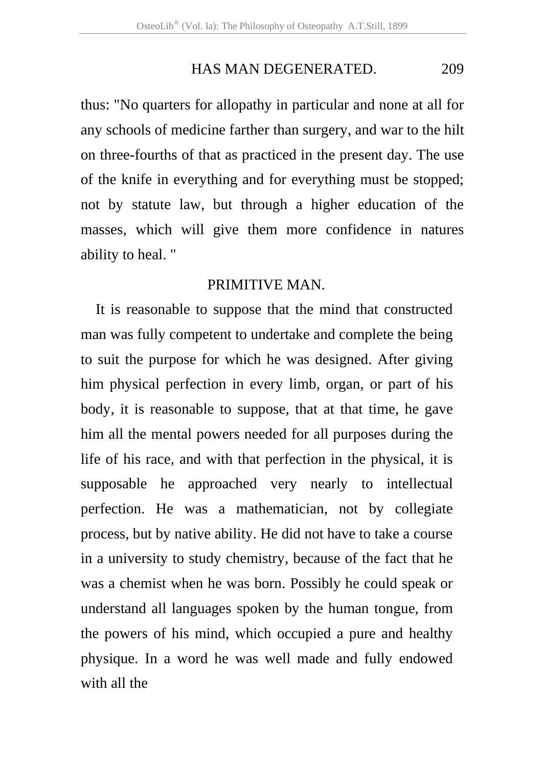thus: "No quarters for allopathy in particular and none at all for any schools of medicine farther than surgery, and war to the hilt on three-fourths of that as practiced in the present day. The use of the knife in everything and for everything must be stopped; not by statute law, but through a higher education of the masses, which will give them more confidence in natures ability to heal. "

## PRIMITIVE MAN.

It is reasonable to suppose that the mind that constructed man was fully competent to undertake and complete the being to suit the purpose for which he was designed. After giving him physical perfection in every limb, organ, or part of his body, it is reasonable to suppose, that at that time, he gave him all the mental powers needed for all purposes during the life of his race, and with that perfection in the physical, it is supposable he approached very nearly to intellectual perfection. He was a mathematician, not by collegiate process, but by native ability. He did not have to take a course in a university to study chemistry, because of the fact that he was a chemist when he was born. Possibly he could speak or understand all languages spoken by the human tongue, from the powers of his mind, which occupied a pure and healthy physique. In a word he was well made and fully endowed with all the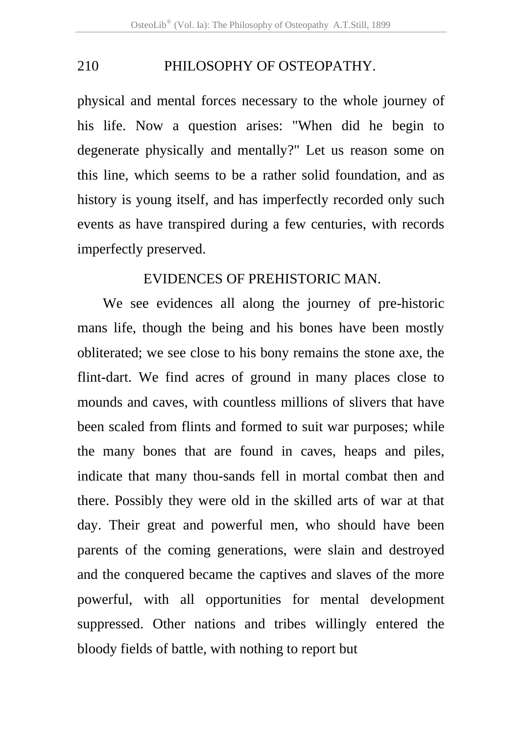physical and mental forces necessary to the whole journey of his life. Now a question arises: "When did he begin to degenerate physically and mentally?" Let us reason some on this line, which seems to be a rather solid foundation, and as history is young itself, and has imperfectly recorded only such events as have transpired during a few centuries, with records imperfectly preserved.

## EVIDENCES OF PREHISTORIC MAN.

We see evidences all along the journey of pre-historic mans life, though the being and his bones have been mostly obliterated; we see close to his bony remains the stone axe, the flint-dart. We find acres of ground in many places close to mounds and caves, with countless millions of slivers that have been scaled from flints and formed to suit war purposes; while the many bones that are found in caves, heaps and piles, indicate that many thou-sands fell in mortal combat then and there. Possibly they were old in the skilled arts of war at that day. Their great and powerful men, who should have been parents of the coming generations, were slain and destroyed and the conquered became the captives and slaves of the more powerful, with all opportunities for mental development suppressed. Other nations and tribes willingly entered the bloody fields of battle, with nothing to report but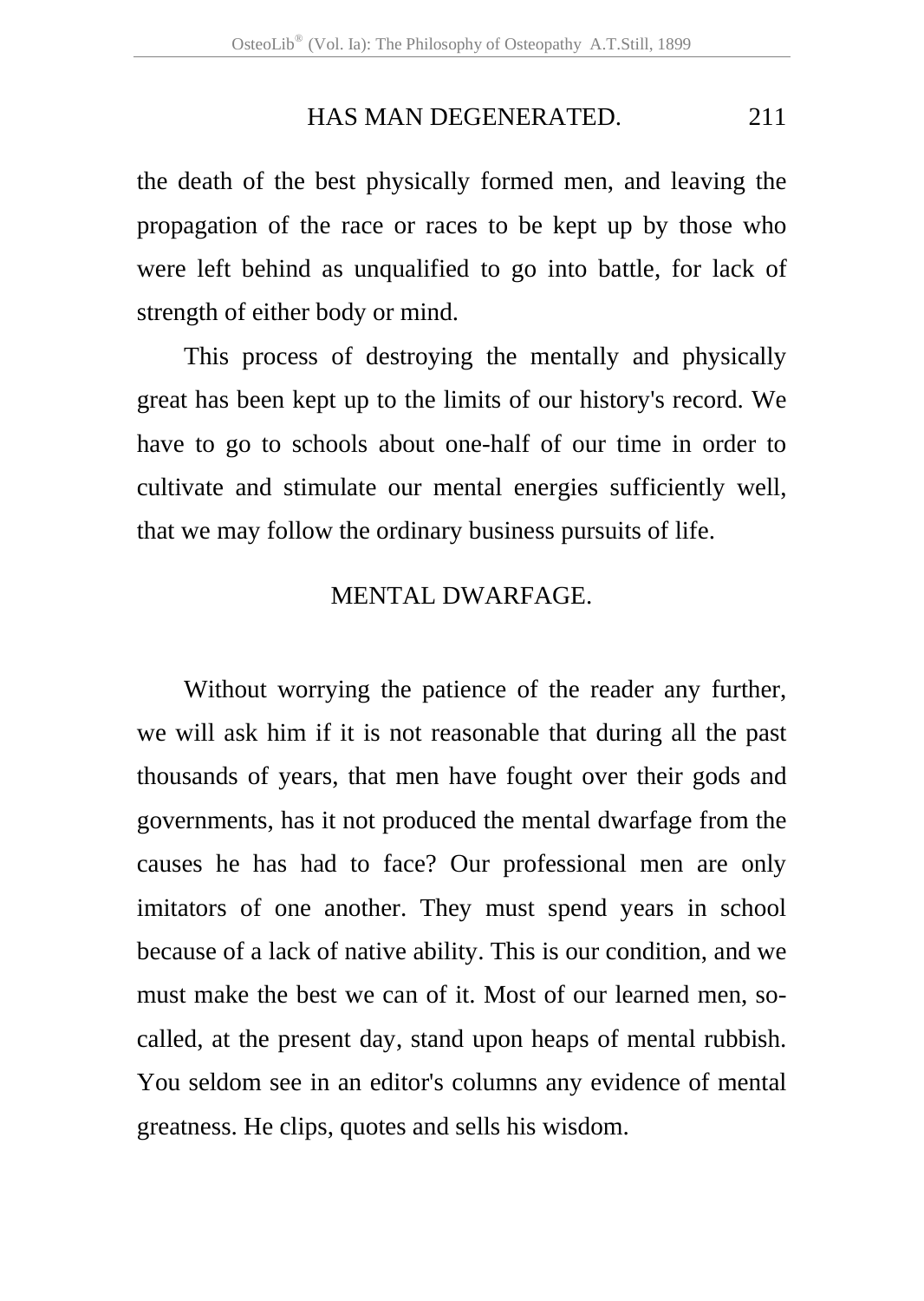the death of the best physically formed men, and leaving the propagation of the race or races to be kept up by those who were left behind as unqualified to go into battle, for lack of strength of either body or mind.

This process of destroying the mentally and physically great has been kept up to the limits of our history's record. We have to go to schools about one-half of our time in order to cultivate and stimulate our mental energies sufficiently well, that we may follow the ordinary business pursuits of life.

## MENTAL DWARFAGE.

Without worrying the patience of the reader any further, we will ask him if it is not reasonable that during all the past thousands of years, that men have fought over their gods and governments, has it not produced the mental dwarfage from the causes he has had to face? Our professional men are only imitators of one another. They must spend years in school because of a lack of native ability. This is our condition, and we must make the best we can of it. Most of our learned men, so-called, at the present day, stand upon heaps of mental rubbish. You seldom see in an editor's columns any evidence of mental greatness. He clips, quotes and sells his wisdom.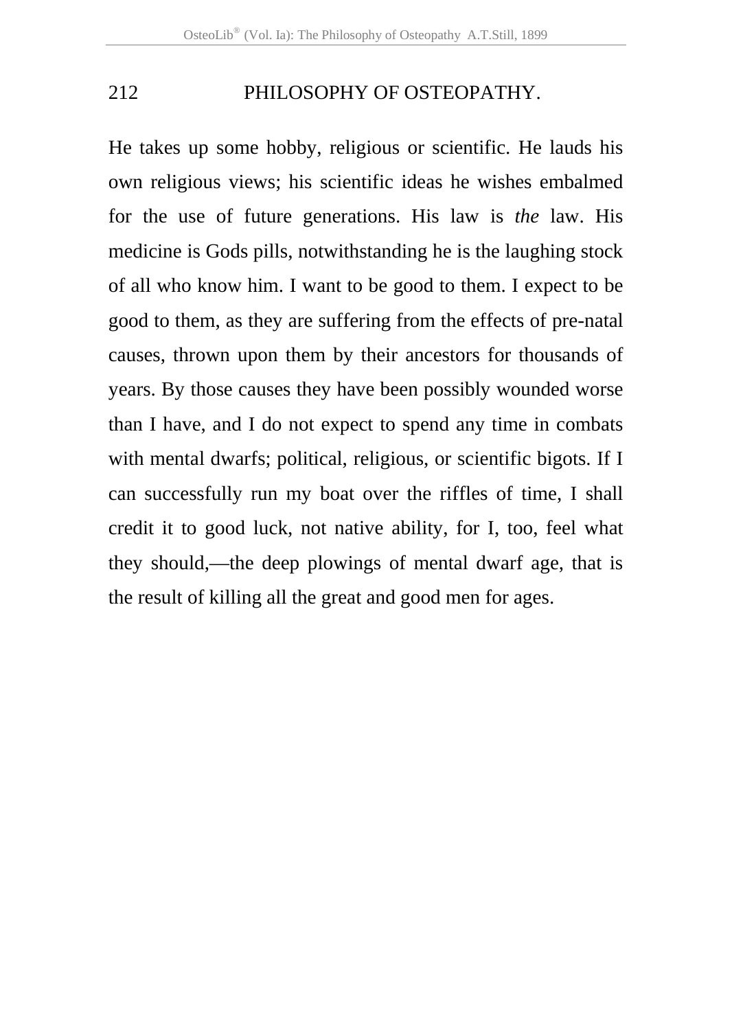He takes up some hobby, religious or scientific. He lauds his own religious views; his scientific ideas he wishes embalmed for the use of future generations. His law is *the* law. His medicine is Gods pills, notwithstanding he is the laughing stock of all who know him. I want to be good to them. I expect to be good to them, as they are suffering from the effects of pre-natal causes, thrown upon them by their ancestors for thousands of years. By those causes they have been possibly wounded worse than I have, and I do not expect to spend any time in combats with mental dwarfs; political, religious, or scientific bigots. If I can successfully run my boat over the riffles of time, I shall credit it to good luck, not native ability, for I, too, feel what they should,—the deep plowings of mental dwarf age, that is the result of killing all the great and good men for ages.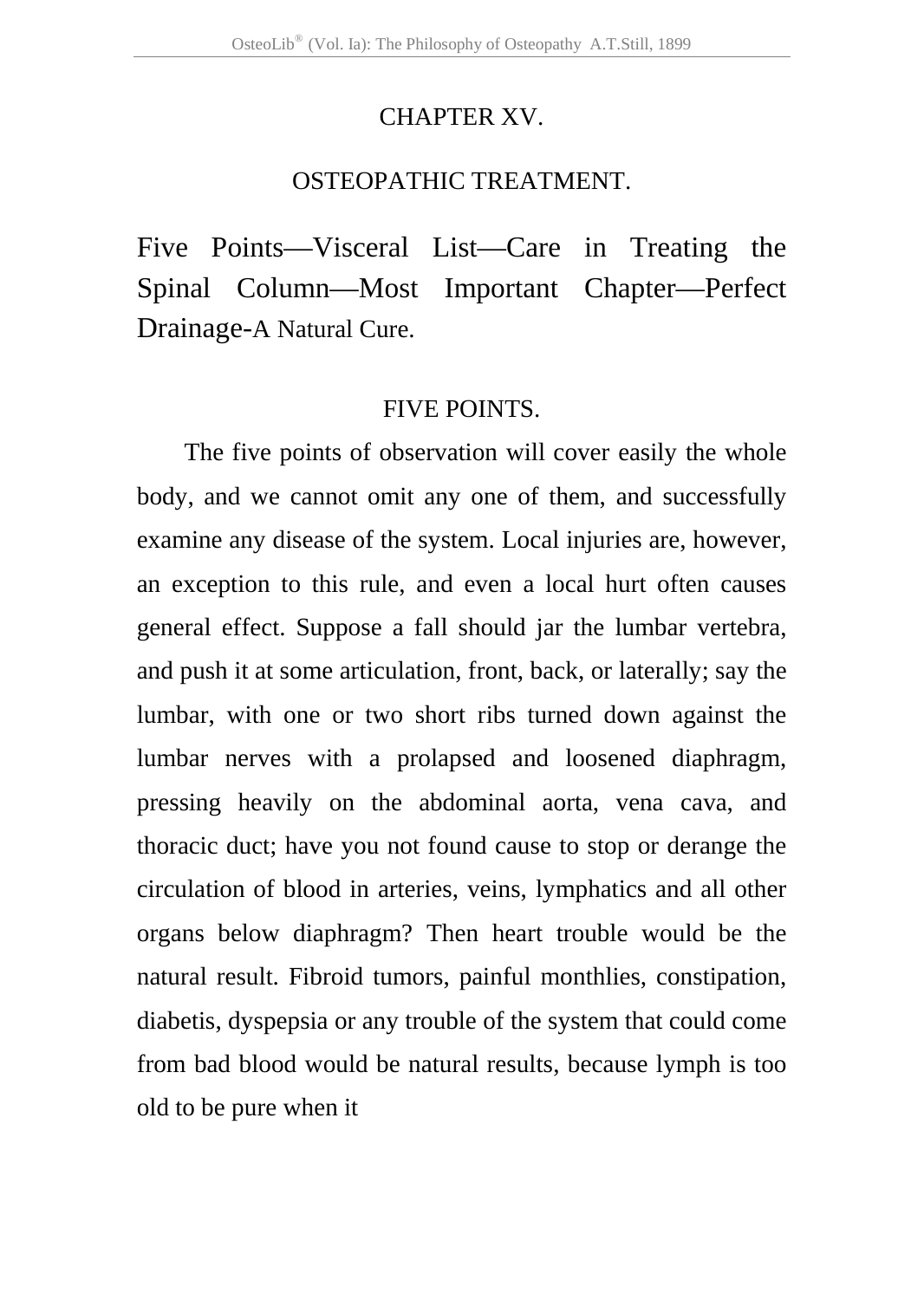# CHAPTER XV.

## OSTEOPATHIC TREATMENT.

Five Points—Visceral List—Care in Treating the Spinal Column—Most Important Chapter—Perfect Drainage-A Natural Cure.

### FIVE POINTS.

The five points of observation will cover easily the whole body, and we cannot omit any one of them, and successfully examine any disease of the system. Local injuries are, however, an exception to this rule, and even a local hurt often causes general effect. Suppose a fall should jar the lumbar vertebra, and push it at some articulation, front, back, or laterally; say the lumbar, with one or two short ribs turned down against the lumbar nerves with a prolapsed and loosened diaphragm, pressing heavily on the abdominal aorta, vena cava, and thoracic duct; have you not found cause to stop or derange the circulation of blood in arteries, veins, lymphatics and all other organs below diaphragm? Then heart trouble would be the natural result. Fibroid tumors, painful monthlies, constipation, diabetis, dyspepsia or any trouble of the system that could come from bad blood would be natural results, because lymph is too old to be pure when it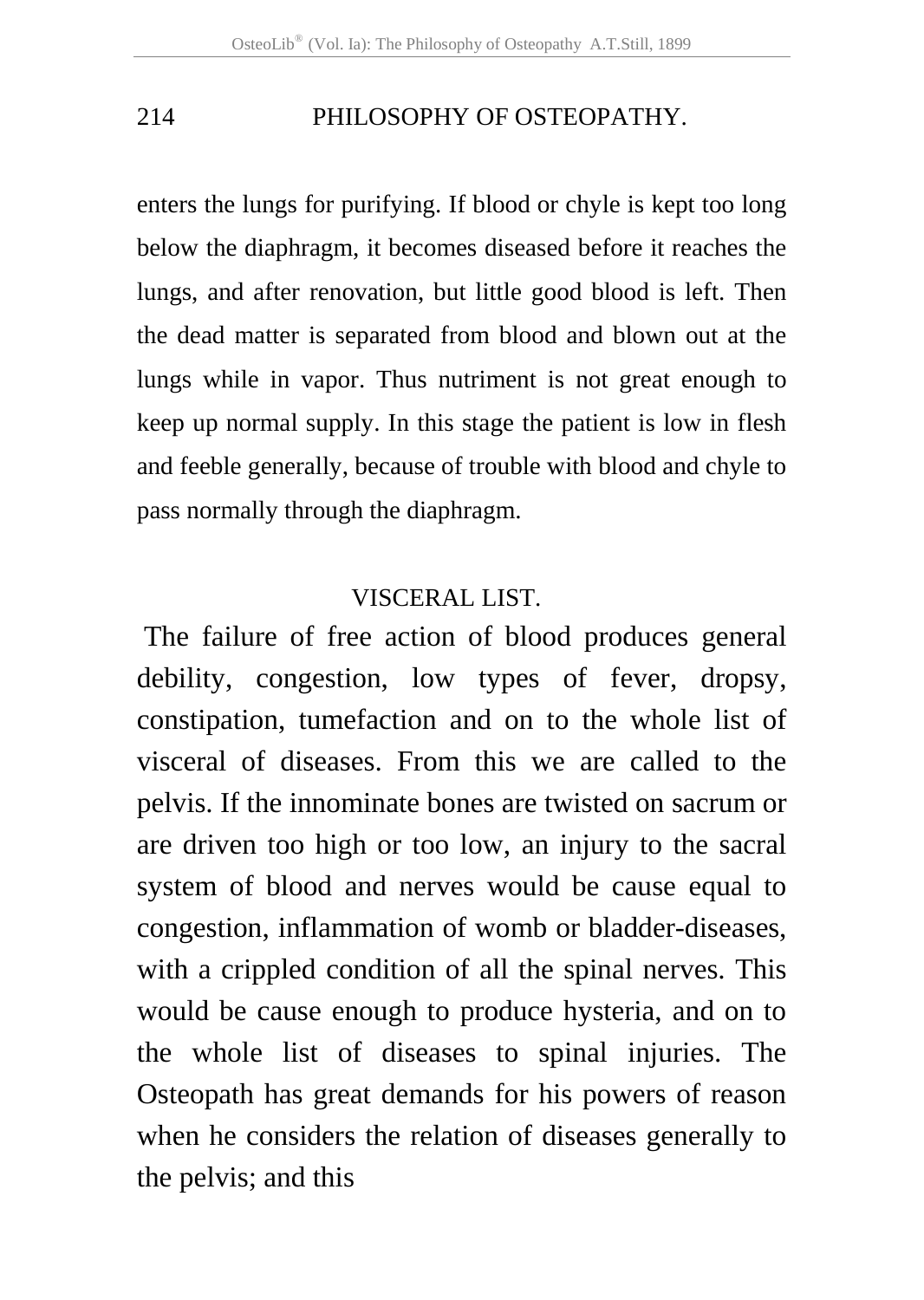enters the lungs for purifying. If blood or chyle is kept too long below the diaphragm, it becomes diseased before it reaches the lungs, and after renovation, but little good blood is left. Then the dead matter is separated from blood and blown out at the lungs while in vapor. Thus nutriment is not great enough to keep up normal supply. In this stage the patient is low in flesh and feeble generally, because of trouble with blood and chyle to pass normally through the diaphragm.

## VISCERAL LIST.

The failure of free action of blood produces general debility, congestion, low types of fever, dropsy, constipation, tumefaction and on to the whole list of visceral of diseases. From this we are called to the pelvis. If the innominate bones are twisted on sacrum or are driven too high or too low, an injury to the sacral system of blood and nerves would be cause equal to congestion, inflammation of womb or bladder-diseases, with a crippled condition of all the spinal nerves. This would be cause enough to produce hysteria, and on to the whole list of diseases to spinal injuries. The Osteopath has great demands for his powers of reason when he considers the relation of diseases generally to the pelvis; and this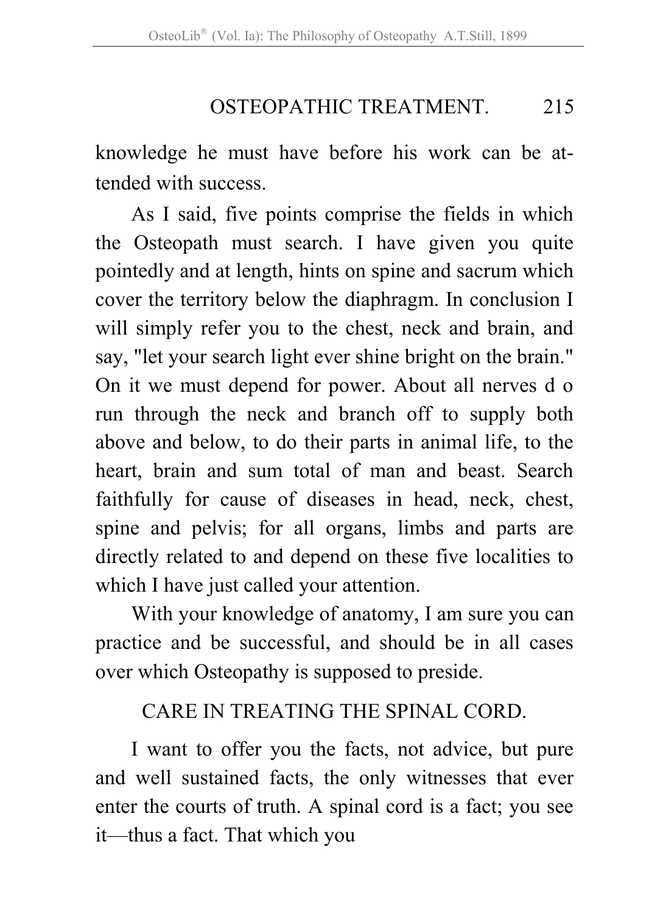knowledge he must have before his work can be attended with success.

As I said, five points comprise the fields in which the Osteopath must search. I have given you quite pointedly and at length, hints on spine and sacrum which cover the territory below the diaphragm. In conclusion I will simply refer you to the chest, neck and brain, and say, "let your search light ever shine bright on the brain." On it we must depend for power. About all nerves d o run through the neck and branch off to supply both above and below, to do their parts in animal life, to the heart, brain and sum total of man and beast. Search faithfully for cause of diseases in head, neck, chest, spine and pelvis; for all organs, limbs and parts are directly related to and depend on these five localities to which I have just called your attention.

With your knowledge of anatomy, I am sure you can practice and be successful, and should be in all cases over which Osteopathy is supposed to preside.

## CARE IN TREATING THE SPINAL CORD.

I want to offer you the facts, not advice, but pure and well sustained facts, the only witnesses that ever enter the courts of truth. A spinal cord is a fact; you see it—thus a fact. That which you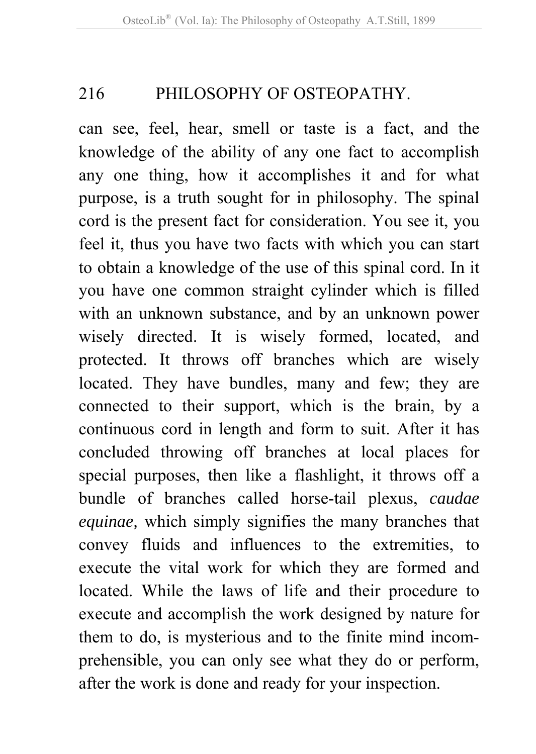can see, feel, hear, smell or taste is a fact, and the knowledge of the ability of any one fact to accomplish any one thing, how it accomplishes it and for what purpose, is a truth sought for in philosophy. The spinal cord is the present fact for consideration. You see it, you feel it, thus you have two facts with which you can start to obtain a knowledge of the use of this spinal cord. In it you have one common straight cylinder which is filled with an unknown substance, and by an unknown power wisely directed. It is wisely formed, located, and protected. It throws off branches which are wisely located. They have bundles, many and few; they are connected to their support, which is the brain, by a continuous cord in length and form to suit. After it has concluded throwing off branches at local places for special purposes, then like a flashlight, it throws off a bundle of branches called horse-tail plexus, *caudae equinae,* which simply signifies the many branches that convey fluids and influences to the extremities, to execute the vital work for which they are formed and located. While the laws of life and their procedure to execute and accomplish the work designed by nature for them to do, is mysterious and to the finite mind incomprehensible, you can only see what they do or perform, after the work is done and ready for your inspection.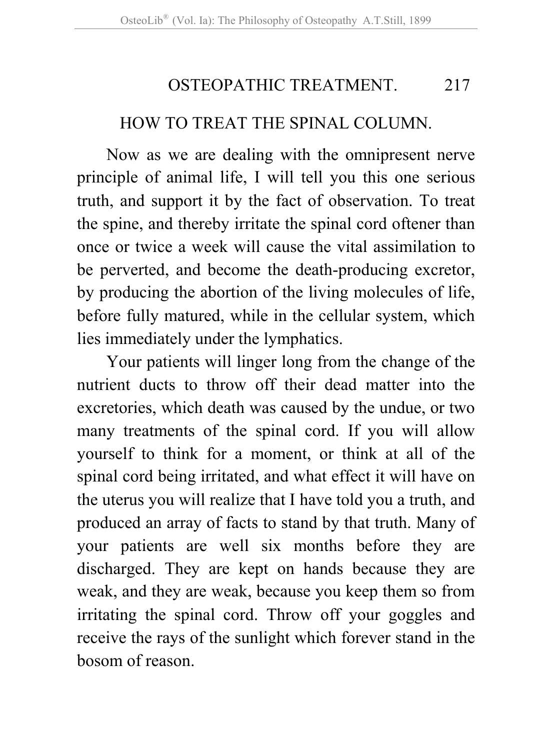## HOW TO TREAT THE SPINAL COLUMN.

Now as we are dealing with the omnipresent nerve principle of animal life, I will tell you this one serious truth, and support it by the fact of observation. To treat the spine, and thereby irritate the spinal cord oftener than once or twice a week will cause the vital assimilation to be perverted, and become the death-producing excretor, by producing the abortion of the living molecules of life, before fully matured, while in the cellular system, which lies immediately under the lymphatics.

Your patients will linger long from the change of the nutrient ducts to throw off their dead matter into the excretories, which death was caused by the undue, or two many treatments of the spinal cord. If you will allow yourself to think for a moment, or think at all of the spinal cord being irritated, and what effect it will have on the uterus you will realize that I have told you a truth, and produced an array of facts to stand by that truth. Many of your patients are well six months before they are discharged. They are kept on hands because they are weak, and they are weak, because you keep them so from irritating the spinal cord. Throw off your goggles and receive the rays of the sunlight which forever stand in the bosom of reason.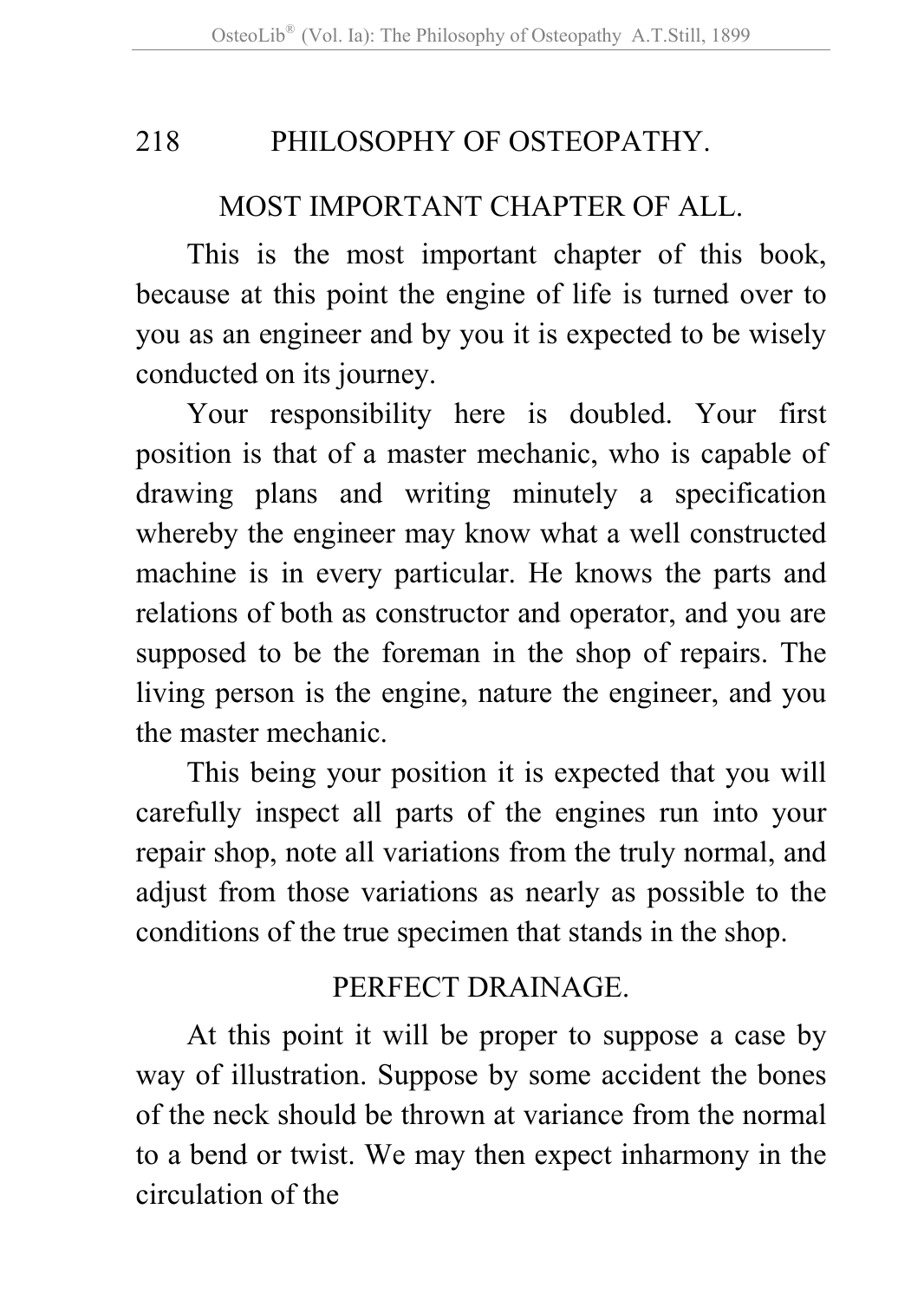## MOST IMPORTANT CHAPTER OF ALL.

This is the most important chapter of this book, because at this point the engine of life is turned over to you as an engineer and by you it is expected to be wisely conducted on its journey.

Your responsibility here is doubled. Your first position is that of a master mechanic, who is capable of drawing plans and writing minutely a specification whereby the engineer may know what a well constructed machine is in every particular. He knows the parts and relations of both as constructor and operator, and you are supposed to be the foreman in the shop of repairs. The living person is the engine, nature the engineer, and you the master mechanic.

This being your position it is expected that you will carefully inspect all parts of the engines run into your repair shop, note all variations from the truly normal, and adjust from those variations as nearly as possible to the conditions of the true specimen that stands in the shop.

## PERFECT DRAINAGE.

At this point it will be proper to suppose a case by way of illustration. Suppose by some accident the bones of the neck should be thrown at variance from the normal to a bend or twist. We may then expect inharmony in the circulation of the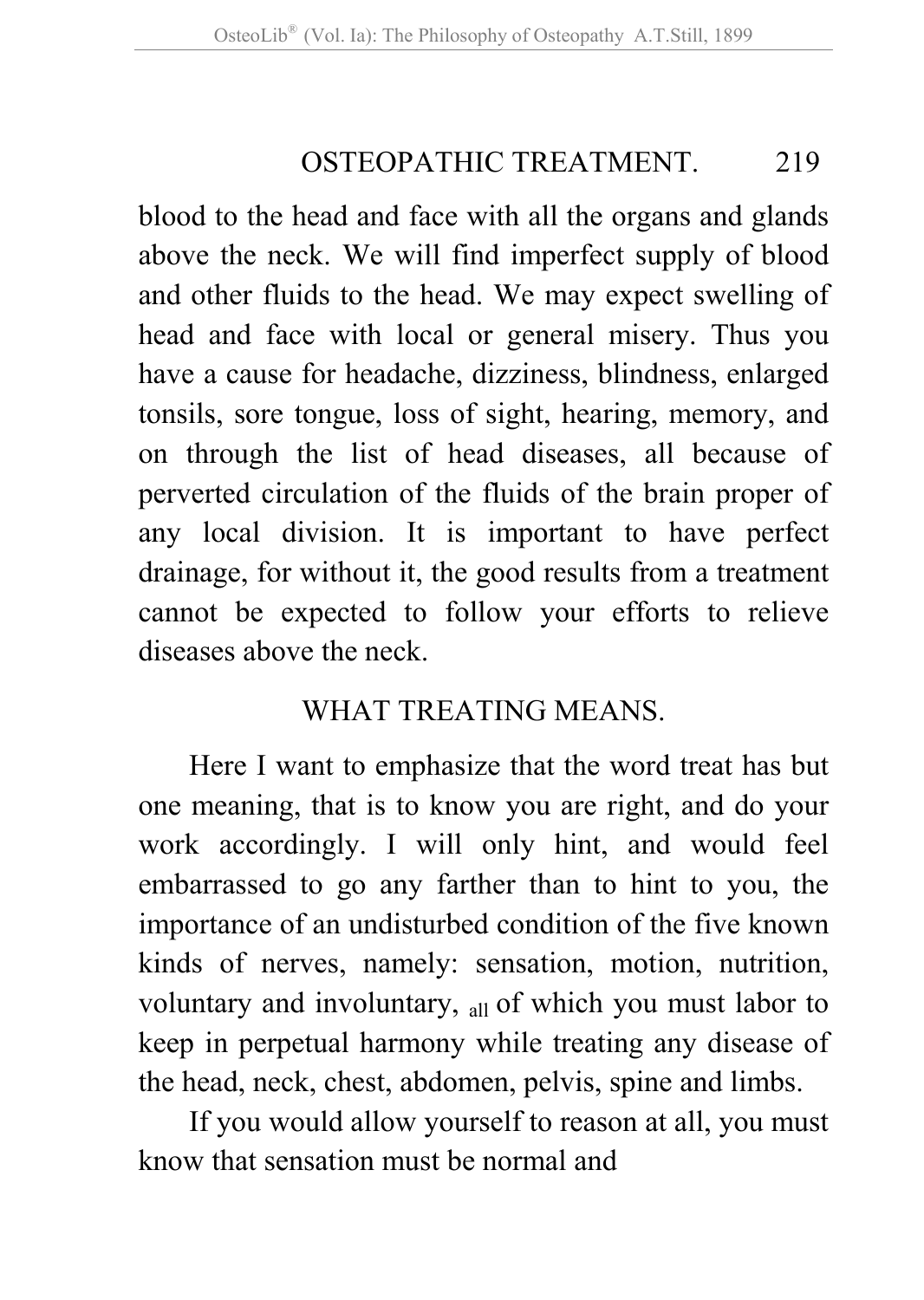blood to the head and face with all the organs and glands above the neck. We will find imperfect supply of blood and other fluids to the head. We may expect swelling of head and face with local or general misery. Thus you have a cause for headache, dizziness, blindness, enlarged tonsils, sore tongue, loss of sight, hearing, memory, and on through the list of head diseases, all because of perverted circulation of the fluids of the brain proper of any local division. It is important to have perfect drainage, for without it, the good results from a treatment cannot be expected to follow your efforts to relieve diseases above the neck.

## WHAT TREATING MEANS.

Here I want to emphasize that the word treat has but one meaning, that is to know you are right, and do your work accordingly. I will only hint, and would feel embarrassed to go any farther than to hint to you, the importance of an undisturbed condition of the five known kinds of nerves, namely: sensation, motion, nutrition, voluntary and involuntary, all of which you must labor to keep in perpetual harmony while treating any disease of the head, neck, chest, abdomen, pelvis, spine and limbs.

If you would allow yourself to reason at all, you must know that sensation must be normal and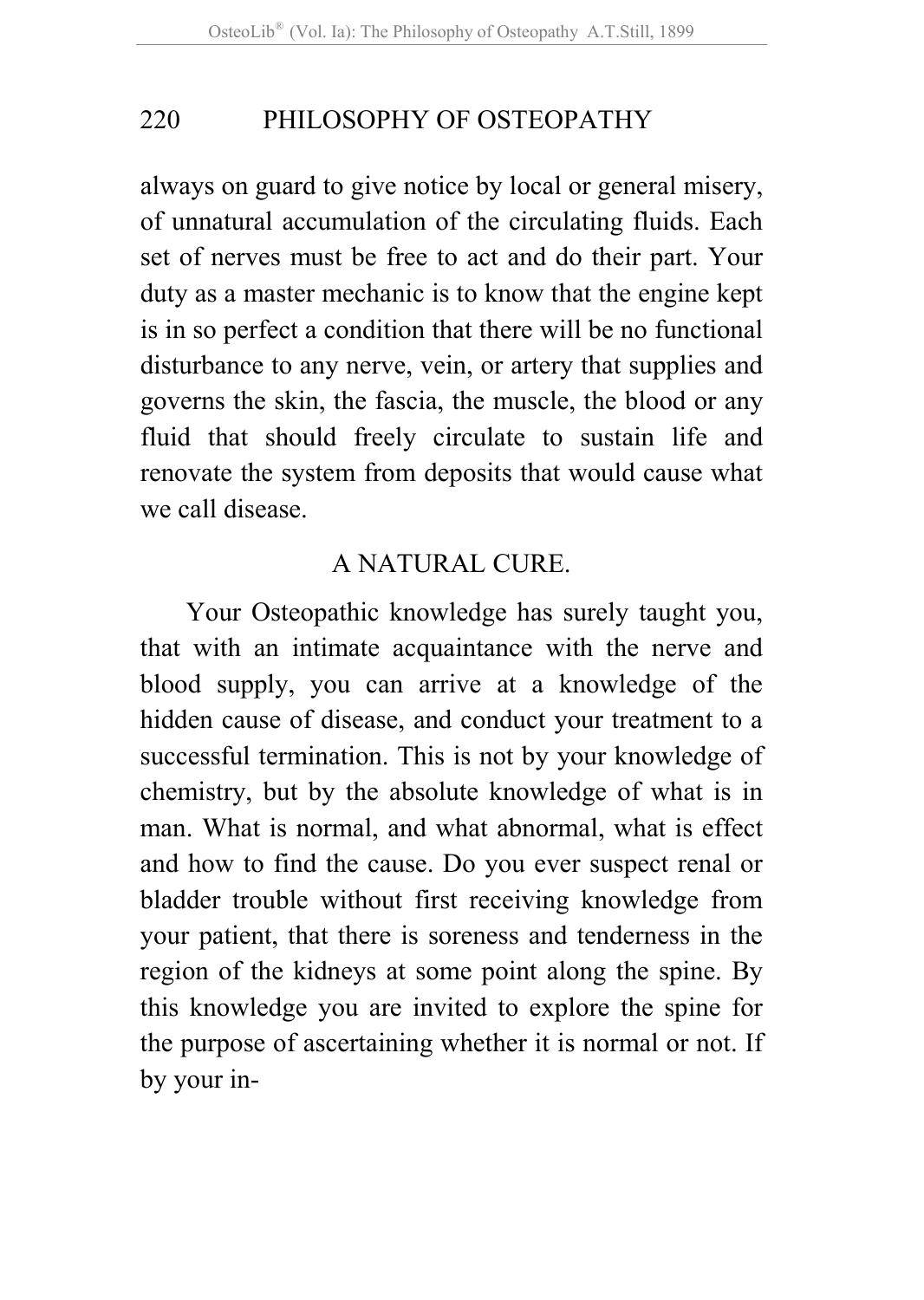always on guard to give notice by local or general misery, of unnatural accumulation of the circulating fluids. Each set of nerves must be free to act and do their part. Your duty as a master mechanic is to know that the engine kept is in so perfect a condition that there will be no functional disturbance to any nerve, vein, or artery that supplies and governs the skin, the fascia, the muscle, the blood or any fluid that should freely circulate to sustain life and renovate the system from deposits that would cause what we call disease.

## A NATURAL CURE.

Your Osteopathic knowledge has surely taught you, that with an intimate acquaintance with the nerve and blood supply, you can arrive at a knowledge of the hidden cause of disease, and conduct your treatment to a successful termination. This is not by your knowledge of chemistry, but by the absolute knowledge of what is in man. What is normal, and what abnormal, what is effect and how to find the cause. Do you ever suspect renal or bladder trouble without first receiving knowledge from your patient, that there is soreness and tenderness in the region of the kidneys at some point along the spine. By this knowledge you are invited to explore the spine for the purpose of ascertaining whether it is normal or not. If by your in-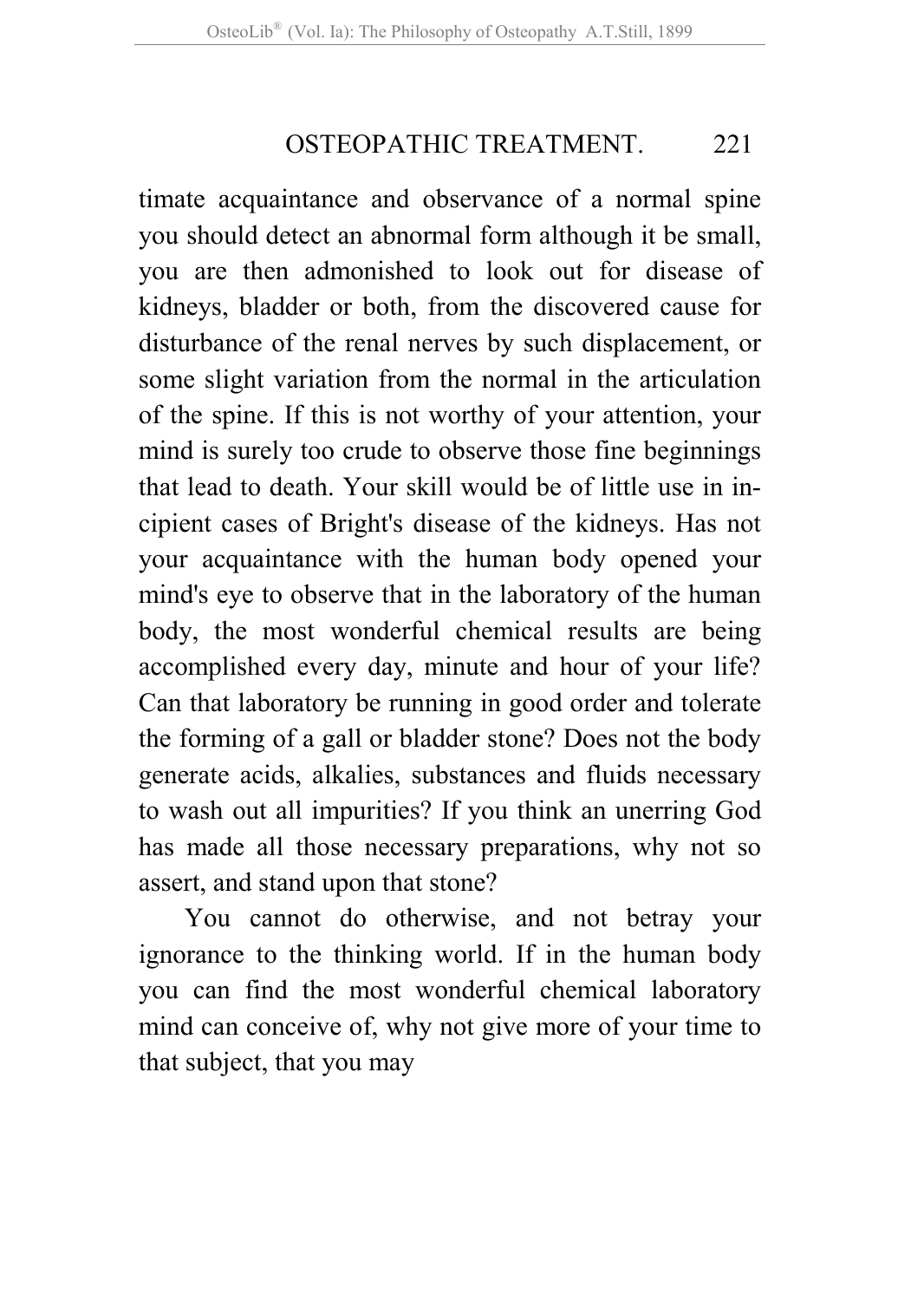timate acquaintance and observance of a normal spine you should detect an abnormal form although it be small, you are then admonished to look out for disease of kidneys, bladder or both, from the discovered cause for disturbance of the renal nerves by such displacement, or some slight variation from the normal in the articulation of the spine. If this is not worthy of your attention, your mind is surely too crude to observe those fine beginnings that lead to death. Your skill would be of little use in incipient cases of Bright's disease of the kidneys. Has not your acquaintance with the human body opened your mind's eye to observe that in the laboratory of the human body, the most wonderful chemical results are being accomplished every day, minute and hour of your life? Can that laboratory be running in good order and tolerate the forming of a gall or bladder stone? Does not the body generate acids, alkalies, substances and fluids necessary to wash out all impurities? If you think an unerring God has made all those necessary preparations, why not so assert, and stand upon that stone?

You cannot do otherwise, and not betray your ignorance to the thinking world. If in the human body you can find the most wonderful chemical laboratory mind can conceive of, why not give more of your time to that subject, that you may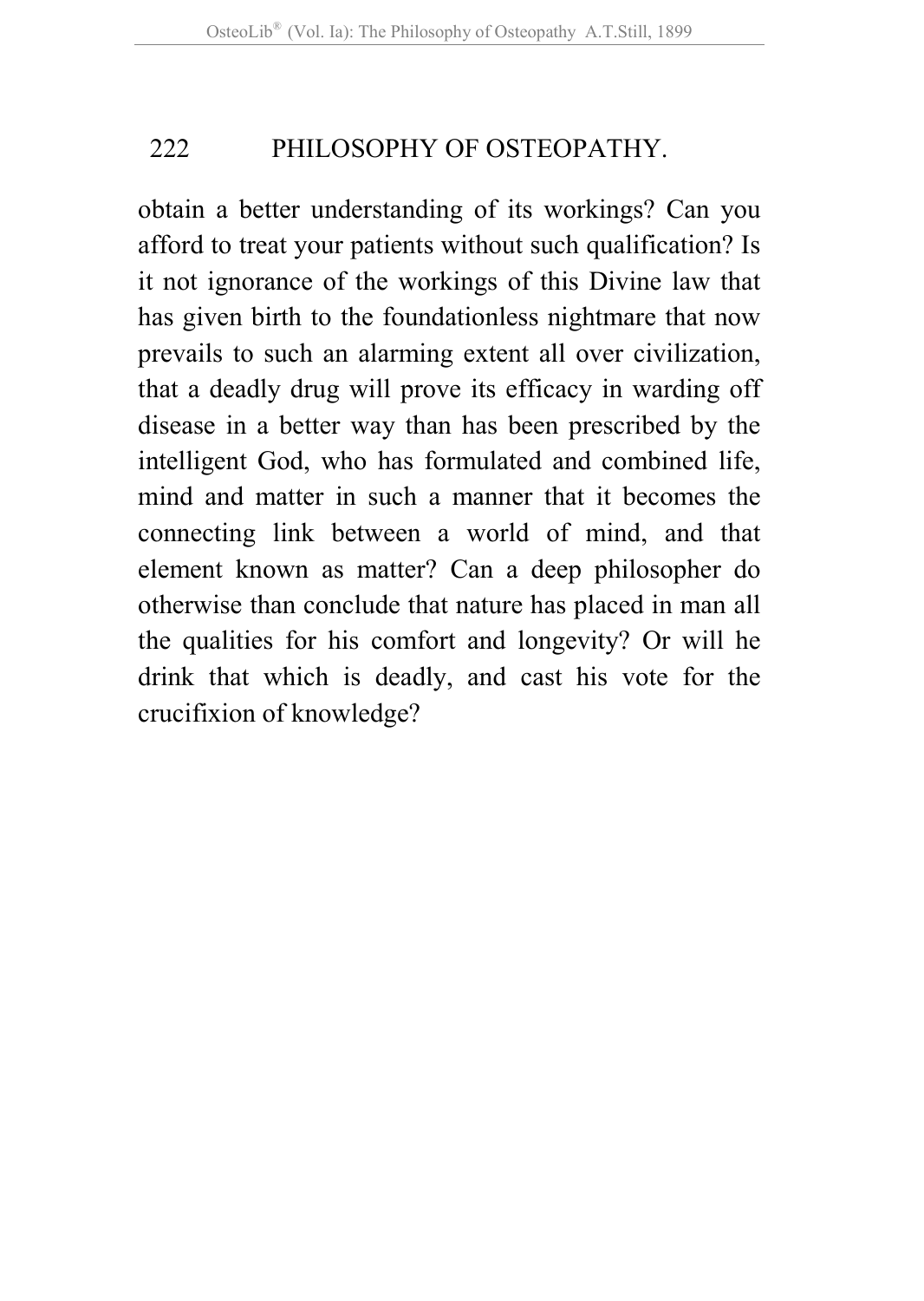obtain a better understanding of its workings? Can you afford to treat your patients without such qualification? Is it not ignorance of the workings of this Divine law that has given birth to the foundationless nightmare that now prevails to such an alarming extent all over civilization, that a deadly drug will prove its efficacy in warding off disease in a better way than has been prescribed by the intelligent God, who has formulated and combined life, mind and matter in such a manner that it becomes the connecting link between a world of mind, and that element known as matter? Can a deep philosopher do otherwise than conclude that nature has placed in man all the qualities for his comfort and longevity? Or will he drink that which is deadly, and cast his vote for the crucifixion of knowledge?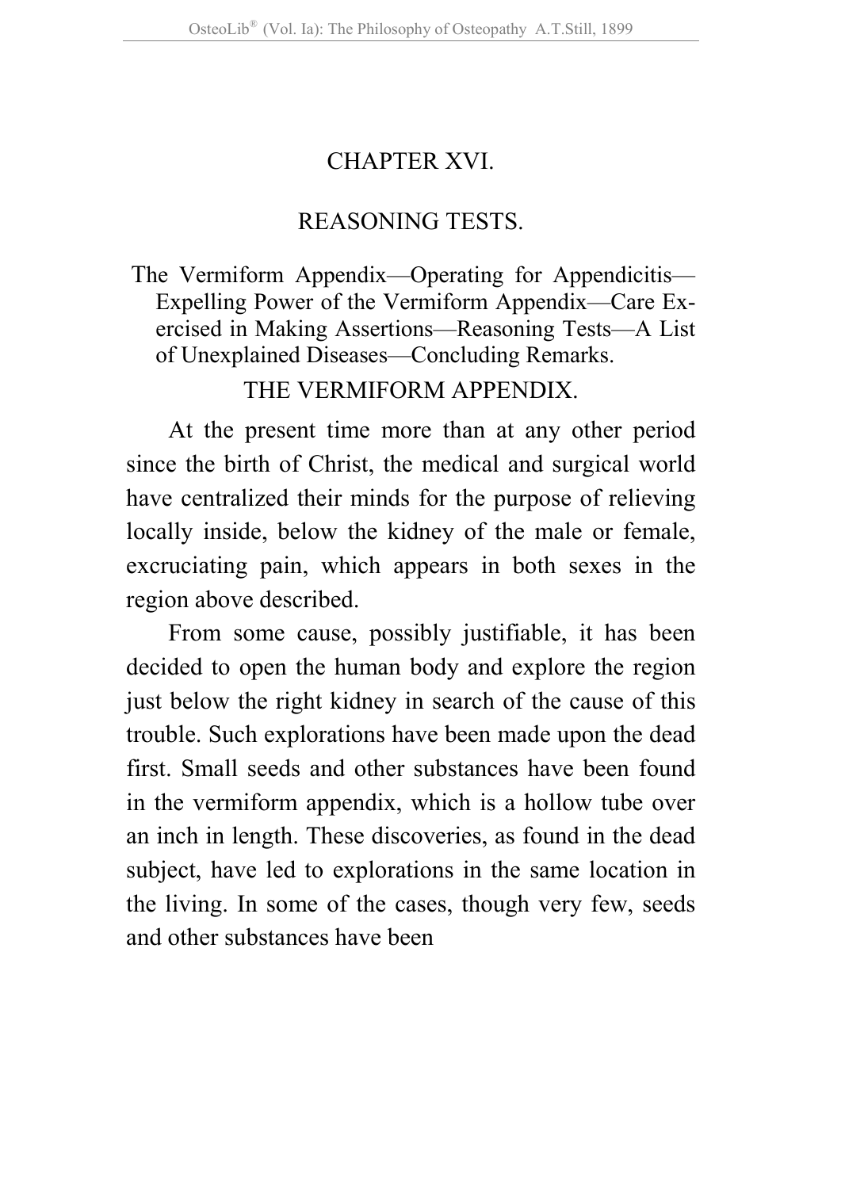# CHAPTER XVI.

## REASONING TESTS.

The Vermiform Appendix—Operating for Appendicitis—Expelling Power of the Vermiform Appendix—Care Exercised in Making Assertions—Reasoning Tests—A List of Unexplained Diseases—Concluding Remarks.

### THE VERMIFORM APPENDIX.

At the present time more than at any other period since the birth of Christ, the medical and surgical world have centralized their minds for the purpose of relieving locally inside, below the kidney of the male or female, excruciating pain, which appears in both sexes in the region above described.

From some cause, possibly justifiable, it has been decided to open the human body and explore the region just below the right kidney in search of the cause of this trouble. Such explorations have been made upon the dead first. Small seeds and other substances have been found in the vermiform appendix, which is a hollow tube over an inch in length. These discoveries, as found in the dead subject, have led to explorations in the same location in the living. In some of the cases, though very few, seeds and other substances have been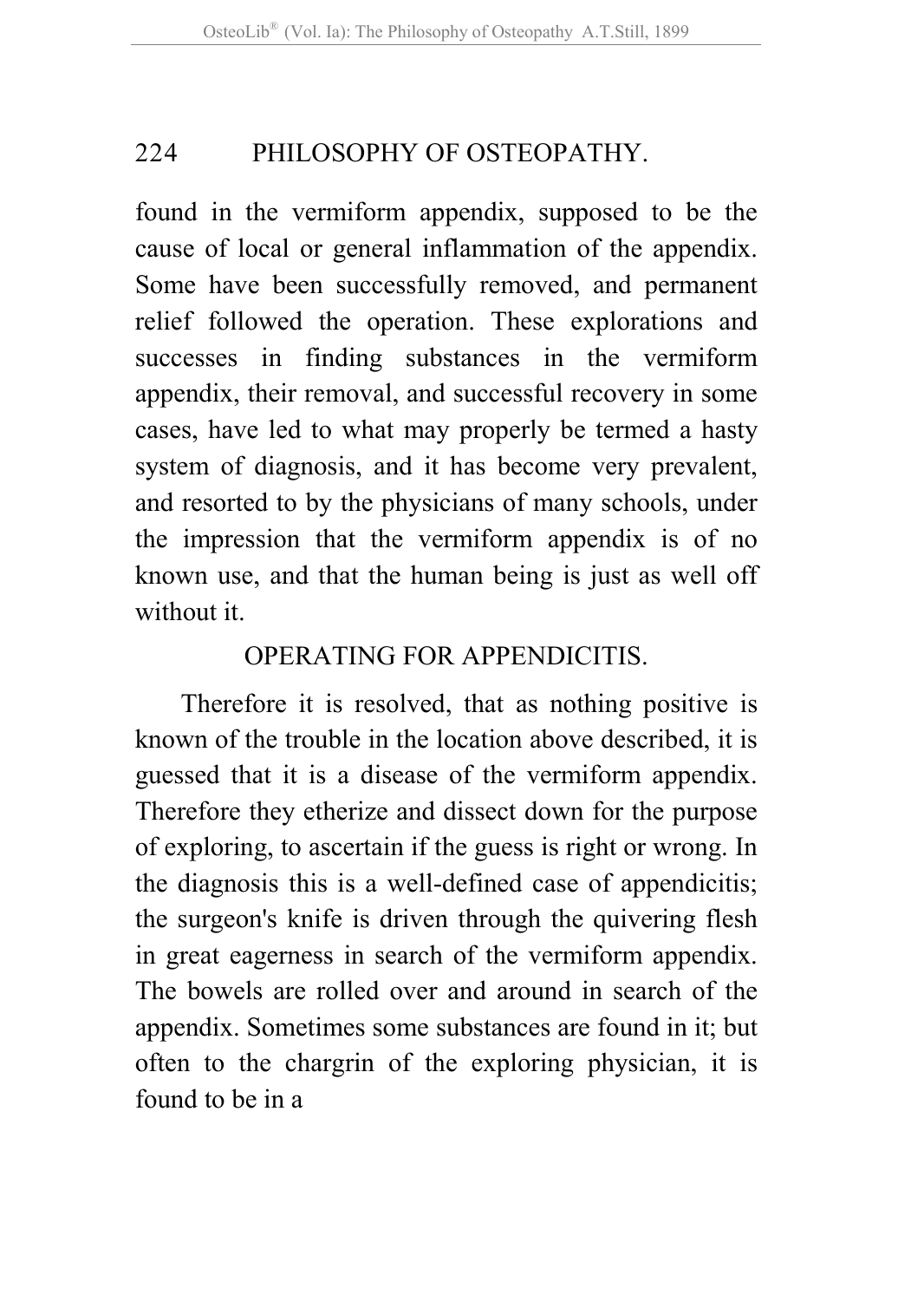found in the vermiform appendix, supposed to be the cause of local or general inflammation of the appendix. Some have been successfully removed, and permanent relief followed the operation. These explorations and successes in finding substances in the vermiform appendix, their removal, and successful recovery in some cases, have led to what may properly be termed a hasty system of diagnosis, and it has become very prevalent, and resorted to by the physicians of many schools, under the impression that the vermiform appendix is of no known use, and that the human being is just as well off without it.

## OPERATING FOR APPENDICITIS.

Therefore it is resolved, that as nothing positive is known of the trouble in the location above described, it is guessed that it is a disease of the vermiform appendix. Therefore they etherize and dissect down for the purpose of exploring, to ascertain if the guess is right or wrong. In the diagnosis this is a well-defined case of appendicitis; the surgeon's knife is driven through the quivering flesh in great eagerness in search of the vermiform appendix. The bowels are rolled over and around in search of the appendix. Sometimes some substances are found in it; but often to the chargrin of the exploring physician, it is found to be in a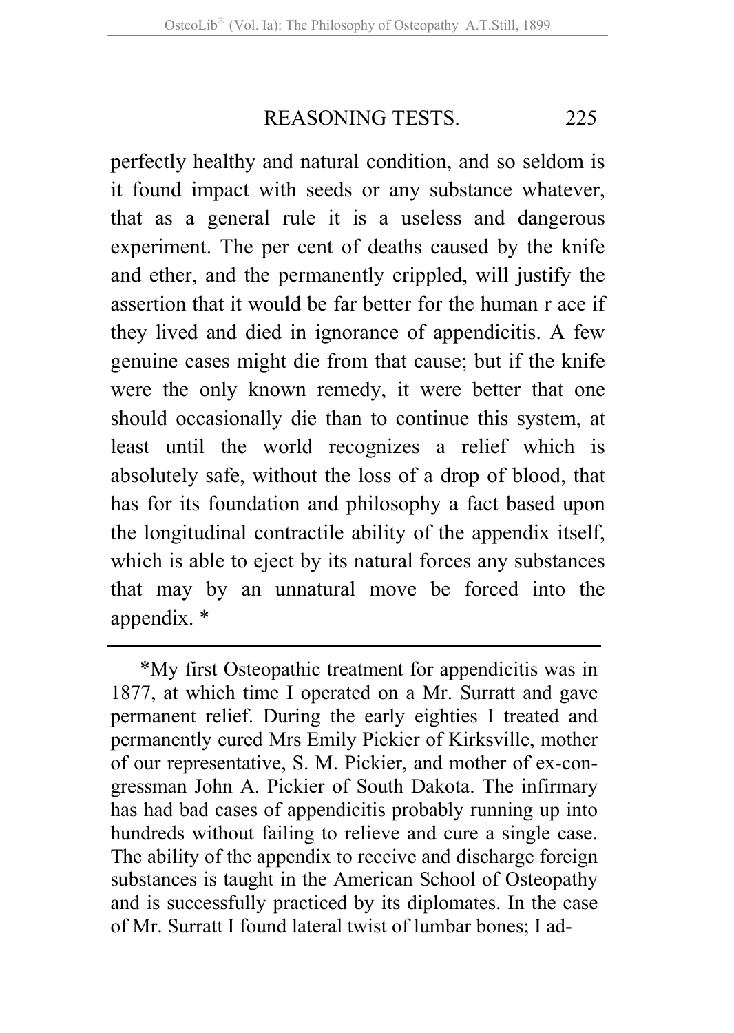perfectly healthy and natural condition, and so seldom is it found impact with seeds or any substance whatever, that as a general rule it is a useless and dangerous experiment. The per cent of deaths caused by the knife and ether, and the permanently crippled, will justify the assertion that it would be far better for the human r ace if they lived and died in ignorance of appendicitis. A few genuine cases might die from that cause; but if the knife were the only known remedy, it were better that one should occasionally die than to continue this system, at least until the world recognizes a relief which is absolutely safe, without the loss of a drop of blood, that has for its foundation and philosophy a fact based upon the longitudinal contractile ability of the appendix itself, which is able to eject by its natural forces any substances that may by an unnatural move be forced into the appendix. *

---

*My first Osteopathic treatment for appendicitis was in 1877, at which time I operated on a Mr. Surratt and gave permanent relief. During the early eighties I treated and permanently cured Mrs Emily Pickier of Kirksville, mother of our representative, S. M. Pickier, and mother of ex-congressman John A. Pickier of South Dakota. The infirmary has had bad cases of appendicitis probably running up into hundreds without failing to relieve and cure a single case. The ability of the appendix to receive and discharge foreign substances is taught in the American School of Osteopathy and is successfully practiced by its diplomates. In the case of Mr. Surratt I found lateral twist of lumbar bones; I ad-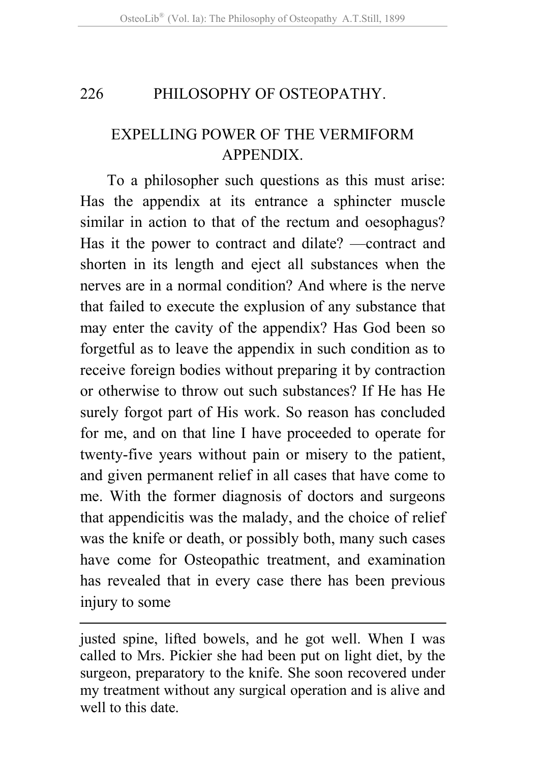## EXPELLING POWER OF THE VERMIFORM APPENDIX.

To a philosopher such questions as this must arise: Has the appendix at its entrance a sphincter muscle similar in action to that of the rectum and oesophagus? Has it the power to contract and dilate? —contract and shorten in its length and eject all substances when the nerves are in a normal condition? And where is the nerve that failed to execute the explusion of any substance that may enter the cavity of the appendix? Has God been so forgetful as to leave the appendix in such condition as to receive foreign bodies without preparing it by contraction or otherwise to throw out such substances? If He has He surely forgot part of His work. So reason has concluded for me, and on that line I have proceeded to operate for twenty-five years without pain or misery to the patient, and given permanent relief in all cases that have come to me. With the former diagnosis of doctors and surgeons that appendicitis was the malady, and the choice of relief was the knife or death, or possibly both, many such cases have come for Osteopathic treatment, and examination has revealed that in every case there has been previous injury to some

---

justed spine, lifted bowels, and he got well. When I was called to Mrs. Pickier she had been put on light diet, by the surgeon, preparatory to the knife. She soon recovered under my treatment without any surgical operation and is alive and well to this date.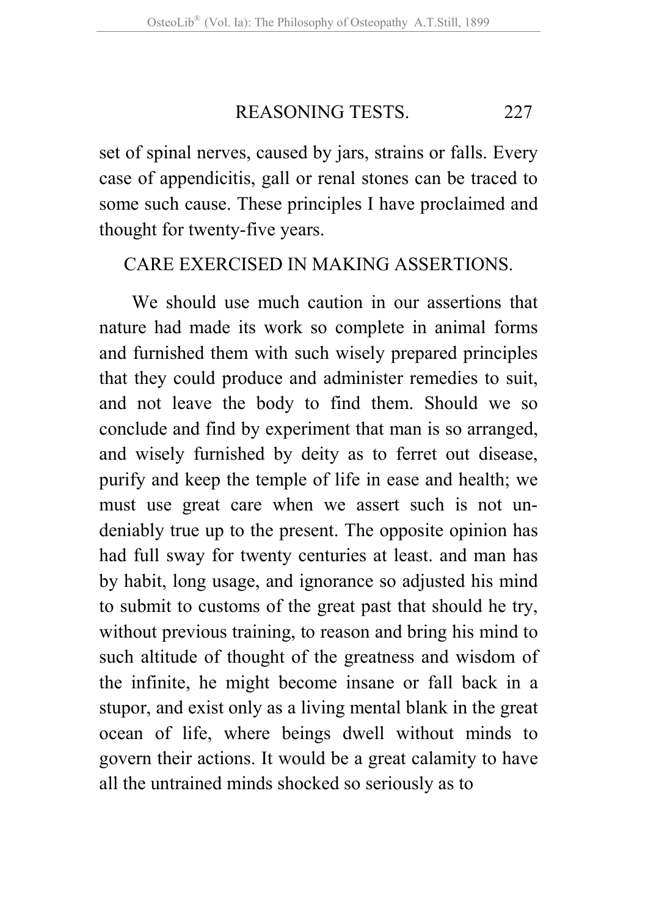set of spinal nerves, caused by jars, strains or falls. Every case of appendicitis, gall or renal stones can be traced to some such cause. These principles I have proclaimed and thought for twenty-five years.

## CARE EXERCISED IN MAKING ASSERTIONS.

We should use much caution in our assertions that nature had made its work so complete in animal forms and furnished them with such wisely prepared principles that they could produce and administer remedies to suit, and not leave the body to find them. Should we so conclude and find by experiment that man is so arranged, and wisely furnished by deity as to ferret out disease, purify and keep the temple of life in ease and health; we must use great care when we assert such is not undeniably true up to the present. The opposite opinion has had full sway for twenty centuries at least. and man has by habit, long usage, and ignorance so adjusted his mind to submit to customs of the great past that should he try, without previous training, to reason and bring his mind to such altitude of thought of the greatness and wisdom of the infinite, he might become insane or fall back in a stupor, and exist only as a living mental blank in the great ocean of life, where beings dwell without minds to govern their actions. It would be a great calamity to have all the untrained minds shocked so seriously as to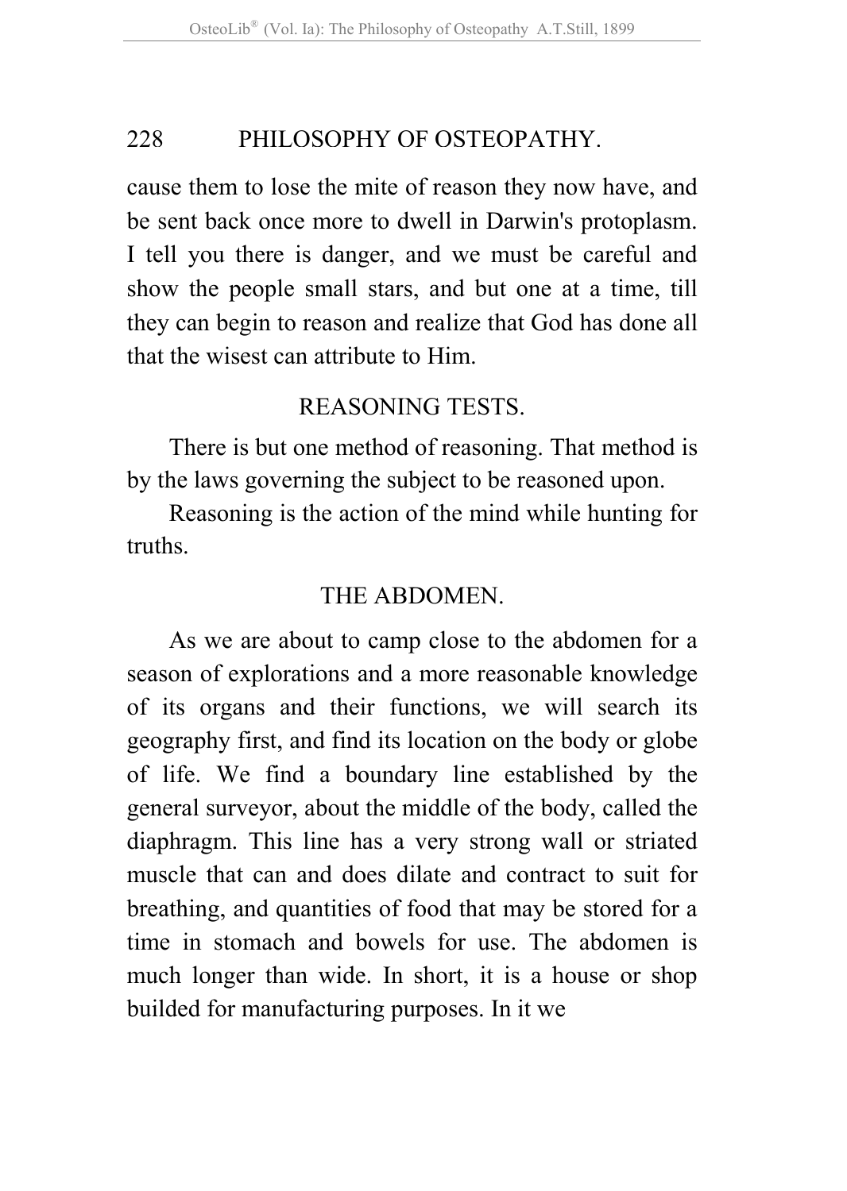cause them to lose the mite of reason they now have, and be sent back once more to dwell in Darwin's protoplasm. I tell you there is danger, and we must be careful and show the people small stars, and but one at a time, till they can begin to reason and realize that God has done all that the wisest can attribute to Him.

## REASONING TESTS.

There is but one method of reasoning. That method is by the laws governing the subject to be reasoned upon.

Reasoning is the action of the mind while hunting for truths.

## THE ABDOMEN.

As we are about to camp close to the abdomen for a season of explorations and a more reasonable knowledge of its organs and their functions, we will search its geography first, and find its location on the body or globe of life. We find a boundary line established by the general surveyor, about the middle of the body, called the diaphragm. This line has a very strong wall or striated muscle that can and does dilate and contract to suit for breathing, and quantities of food that may be stored for a time in stomach and bowels for use. The abdomen is much longer than wide. In short, it is a house or shop builded for manufacturing purposes. In it we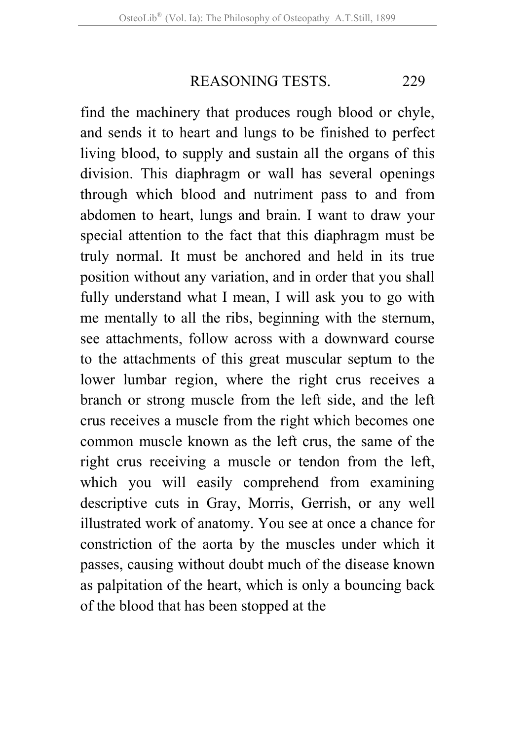find the machinery that produces rough blood or chyle, and sends it to heart and lungs to be finished to perfect living blood, to supply and sustain all the organs of this division. This diaphragm or wall has several openings through which blood and nutriment pass to and from abdomen to heart, lungs and brain. I want to draw your special attention to the fact that this diaphragm must be truly normal. It must be anchored and held in its true position without any variation, and in order that you shall fully understand what I mean, I will ask you to go with me mentally to all the ribs, beginning with the sternum, see attachments, follow across with a downward course to the attachments of this great muscular septum to the lower lumbar region, where the right crus receives a branch or strong muscle from the left side, and the left crus receives a muscle from the right which becomes one common muscle known as the left crus, the same of the right crus receiving a muscle or tendon from the left, which you will easily comprehend from examining descriptive cuts in Gray, Morris, Gerrish, or any well illustrated work of anatomy. You see at once a chance for constriction of the aorta by the muscles under which it passes, causing without doubt much of the disease known as palpitation of the heart, which is only a bouncing back of the blood that has been stopped at the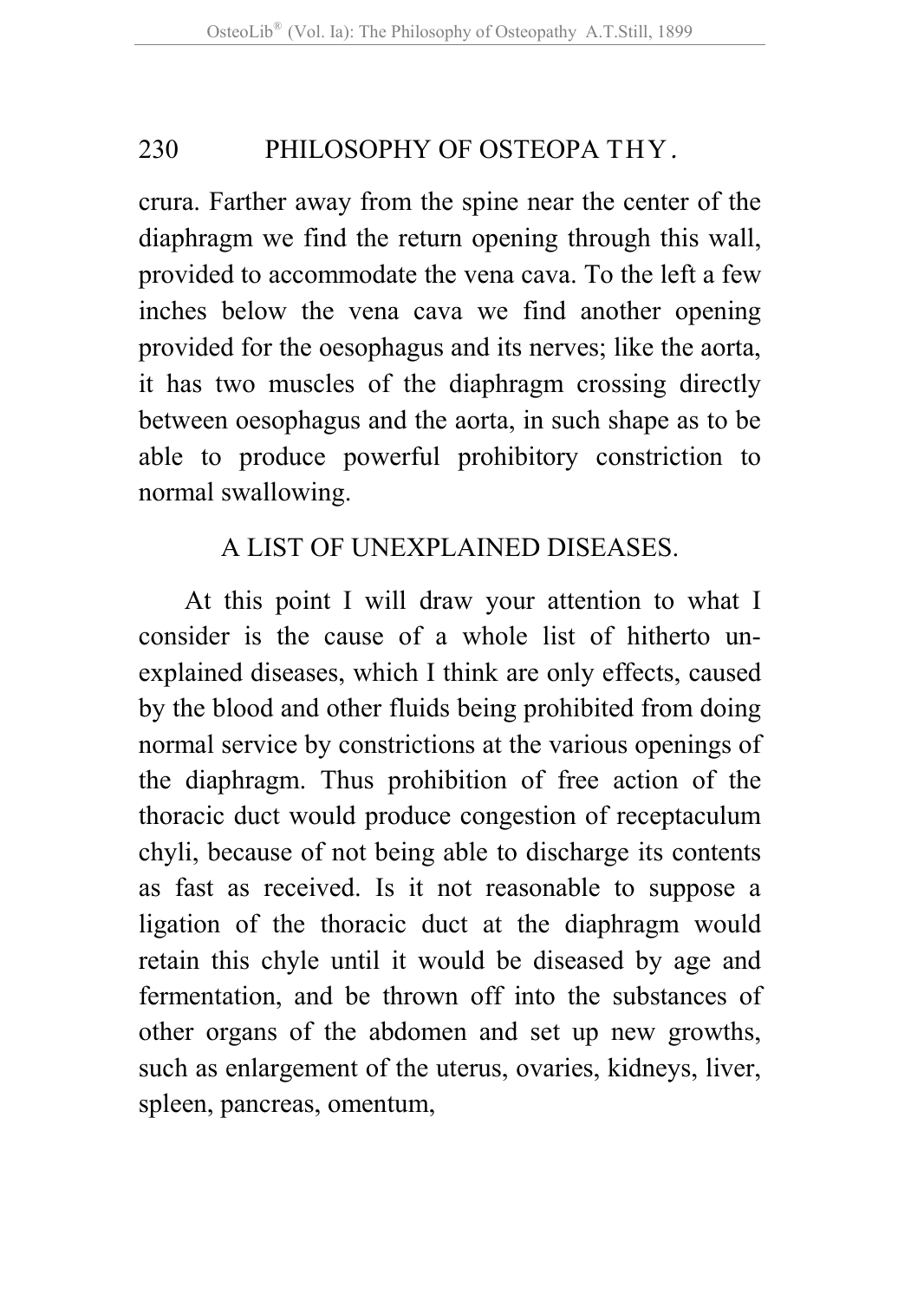crura. Farther away from the spine near the center of the diaphragm we find the return opening through this wall, provided to accommodate the vena cava. To the left a few inches below the vena cava we find another opening provided for the oesophagus and its nerves; like the aorta, it has two muscles of the diaphragm crossing directly between oesophagus and the aorta, in such shape as to be able to produce powerful prohibitory constriction to normal swallowing.

## A LIST OF UNEXPLAINED DISEASES.

At this point I will draw your attention to what I consider is the cause of a whole list of hitherto unexplained diseases, which I think are only effects, caused by the blood and other fluids being prohibited from doing normal service by constrictions at the various openings of the diaphragm. Thus prohibition of free action of the thoracic duct would produce congestion of receptaculum chyli, because of not being able to discharge its contents as fast as received. Is it not reasonable to suppose a ligation of the thoracic duct at the diaphragm would retain this chyle until it would be diseased by age and fermentation, and be thrown off into the substances of other organs of the abdomen and set up new growths, such as enlargement of the uterus, ovaries, kidneys, liver, spleen, pancreas, omentum,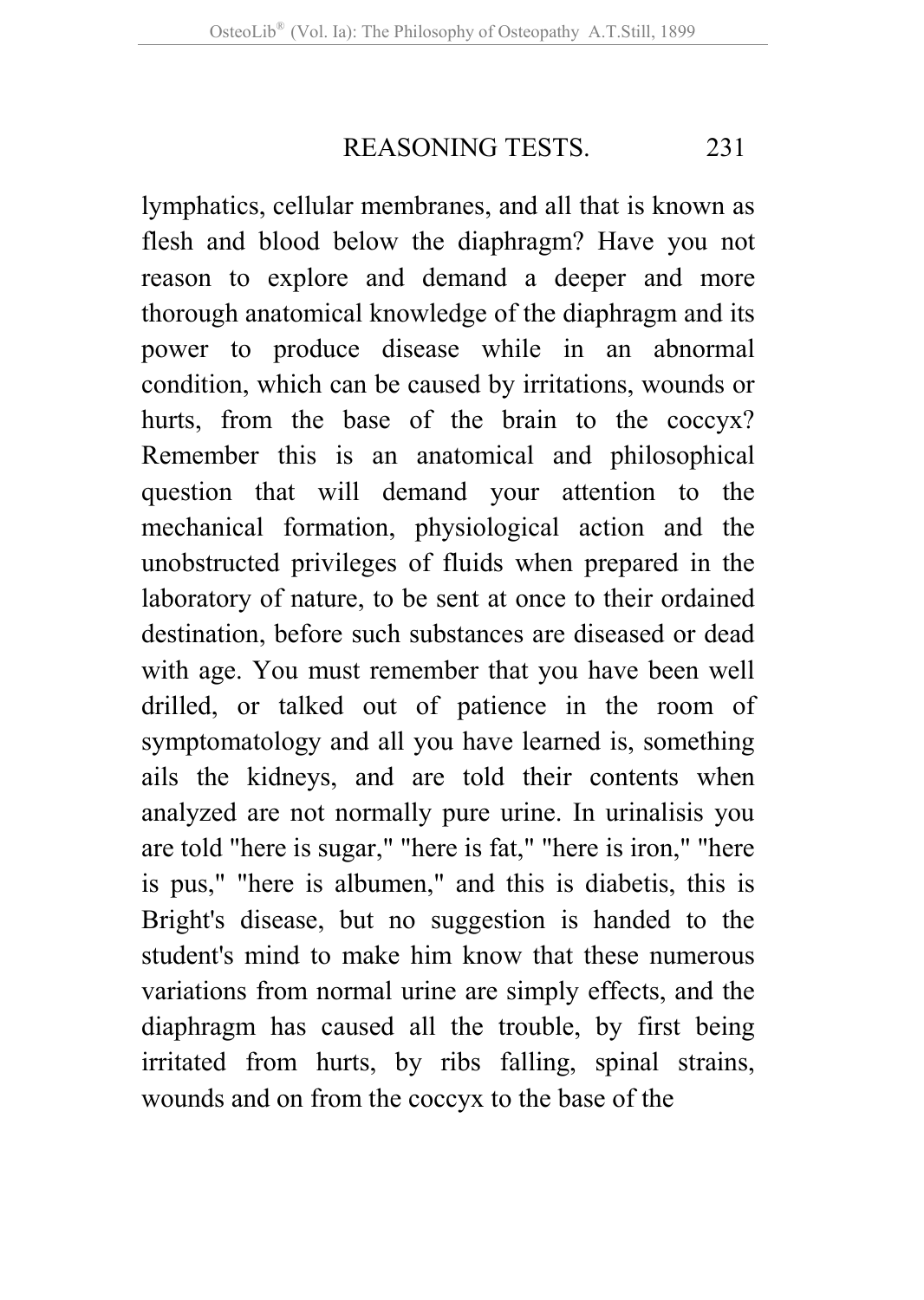lymphatics, cellular membranes, and all that is known as flesh and blood below the diaphragm? Have you not reason to explore and demand a deeper and more thorough anatomical knowledge of the diaphragm and its power to produce disease while in an abnormal condition, which can be caused by irritations, wounds or hurts, from the base of the brain to the coccyx? Remember this is an anatomical and philosophical question that will demand your attention to the mechanical formation, physiological action and the unobstructed privileges of fluids when prepared in the laboratory of nature, to be sent at once to their ordained destination, before such substances are diseased or dead with age. You must remember that you have been well drilled, or talked out of patience in the room of symptomatology and all you have learned is, something ails the kidneys, and are told their contents when analyzed are not normally pure urine. In urinalisis you are told "here is sugar," "here is fat," "here is iron," "here is pus," "here is albumen," and this is diabetis, this is Bright's disease, but no suggestion is handed to the student's mind to make him know that these numerous variations from normal urine are simply effects, and the diaphragm has caused all the trouble, by first being irritated from hurts, by ribs falling, spinal strains, wounds and on from the coccyx to the base of the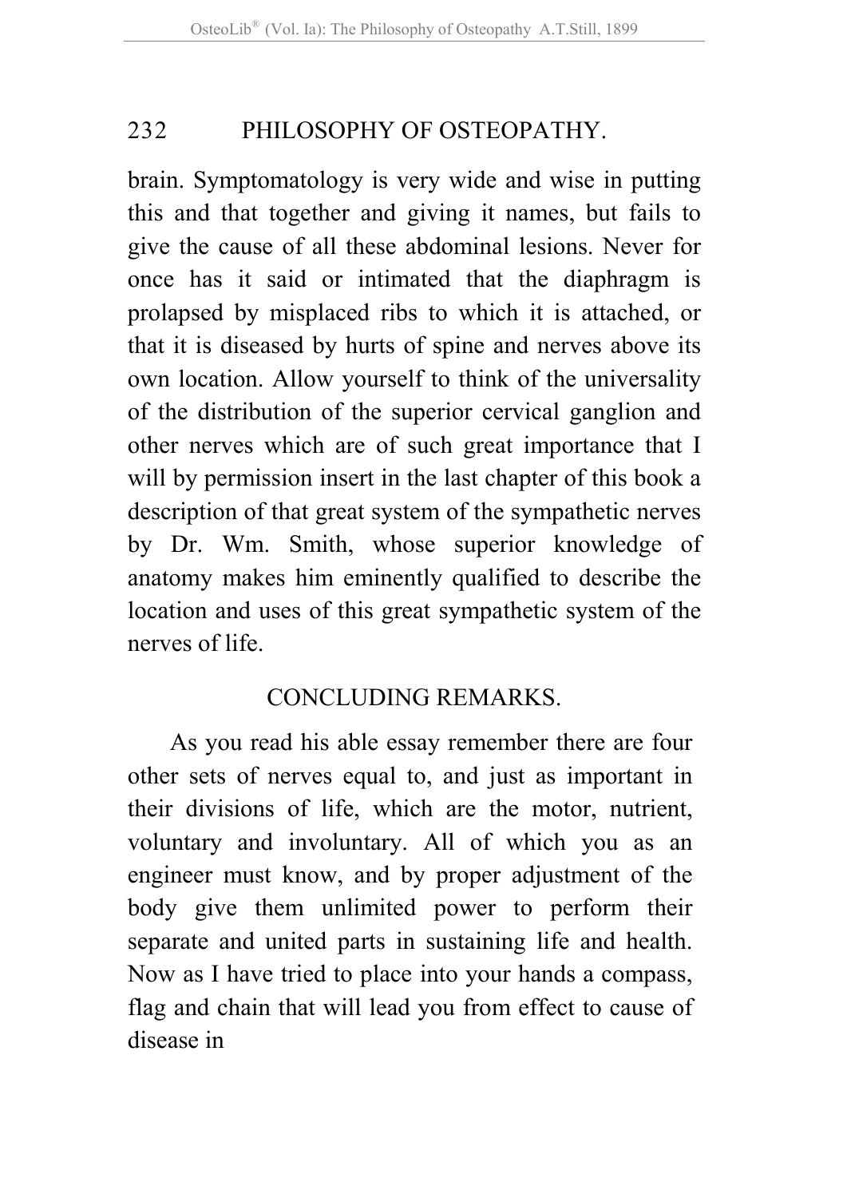brain. Symptomatology is very wide and wise in putting this and that together and giving it names, but fails to give the cause of all these abdominal lesions. Never for once has it said or intimated that the diaphragm is prolapsed by misplaced ribs to which it is attached, or that it is diseased by hurts of spine and nerves above its own location. Allow yourself to think of the universality of the distribution of the superior cervical ganglion and other nerves which are of such great importance that I will by permission insert in the last chapter of this book a description of that great system of the sympathetic nerves by Dr. Wm. Smith, whose superior knowledge of anatomy makes him eminently qualified to describe the location and uses of this great sympathetic system of the nerves of life.

## CONCLUDING REMARKS.

As you read his able essay remember there are four other sets of nerves equal to, and just as important in their divisions of life, which are the motor, nutrient, voluntary and involuntary. All of which you as an engineer must know, and by proper adjustment of the body give them unlimited power to perform their separate and united parts in sustaining life and health. Now as I have tried to place into your hands a compass, flag and chain that will lead you from effect to cause of disease in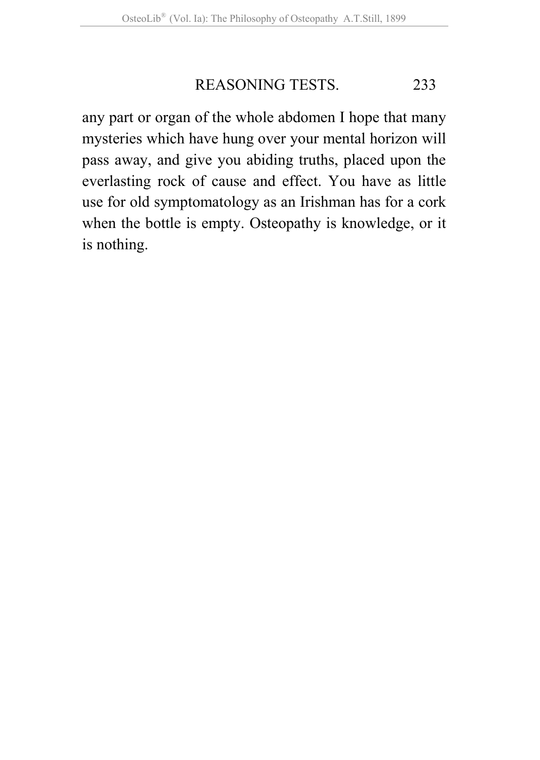any part or organ of the whole abdomen I hope that many mysteries which have hung over your mental horizon will pass away, and give you abiding truths, placed upon the everlasting rock of cause and effect. You have as little use for old symptomatology as an Irishman has for a cork when the bottle is empty. Osteopathy is knowledge, or it is nothing.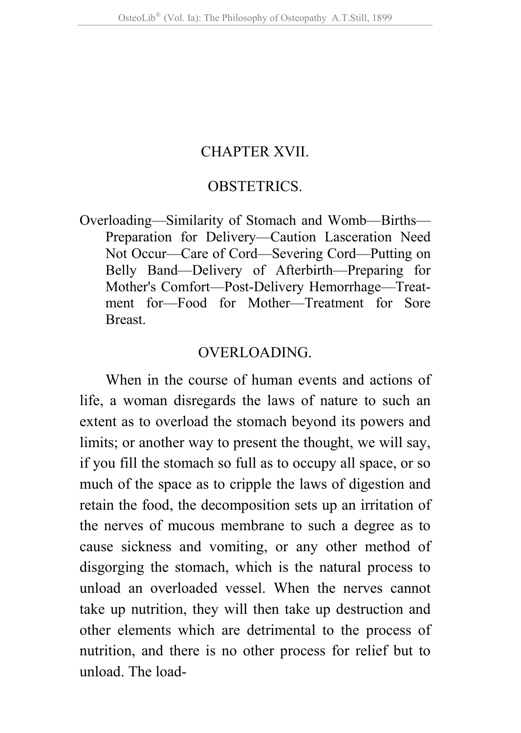# CHAPTER XVII.

## OBSTETRICS.

Overloading—Similarity of Stomach and Womb—Births—Preparation for Delivery—Caution Lasceration Need Not Occur—Care of Cord—Severing Cord—Putting on Belly Band—Delivery of Afterbirth—Preparing for Mother's Comfort—Post-Delivery Hemorrhage—Treatment for—Food for Mother—Treatment for Sore Breast.

### OVERLOADING.

When in the course of human events and actions of life, a woman disregards the laws of nature to such an extent as to overload the stomach beyond its powers and limits; or another way to present the thought, we will say, if you fill the stomach so full as to occupy all space, or so much of the space as to cripple the laws of digestion and retain the food, the decomposition sets up an irritation of the nerves of mucous membrane to such a degree as to cause sickness and vomiting, or any other method of disgorging the stomach, which is the natural process to unload an overloaded vessel. When the nerves cannot take up nutrition, they will then take up destruction and other elements which are detrimental to the process of nutrition, and there is no other process for relief but to unload. The load-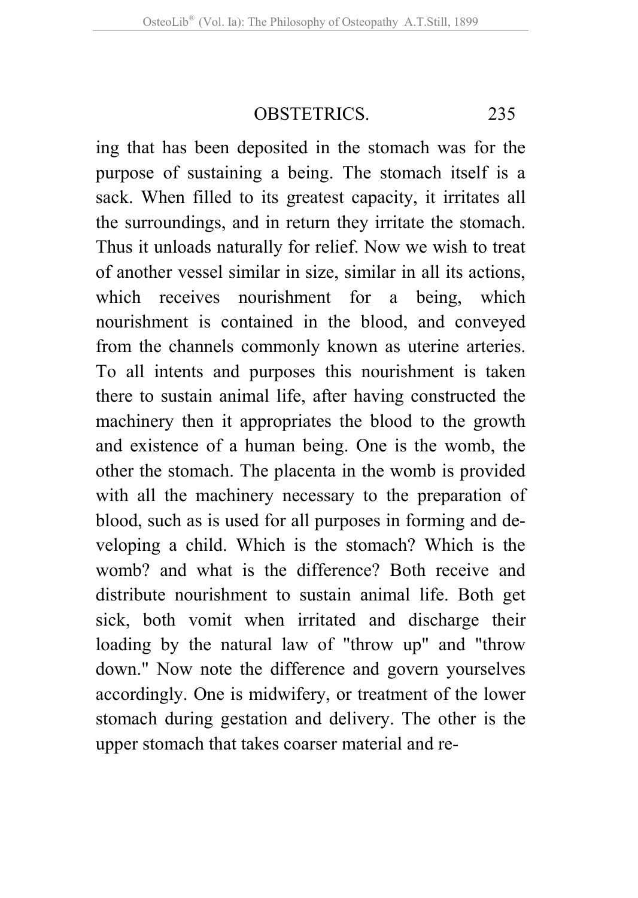ing that has been deposited in the stomach was for the purpose of sustaining a being. The stomach itself is a sack. When filled to its greatest capacity, it irritates all the surroundings, and in return they irritate the stomach. Thus it unloads naturally for relief. Now we wish to treat of another vessel similar in size, similar in all its actions, which receives nourishment for a being, which nourishment is contained in the blood, and conveyed from the channels commonly known as uterine arteries. To all intents and purposes this nourishment is taken there to sustain animal life, after having constructed the machinery then it appropriates the blood to the growth and existence of a human being. One is the womb, the other the stomach. The placenta in the womb is provided with all the machinery necessary to the preparation of blood, such as is used for all purposes in forming and developing a child. Which is the stomach? Which is the womb? and what is the difference? Both receive and distribute nourishment to sustain animal life. Both get sick, both vomit when irritated and discharge their loading by the natural law of "throw up" and "throw down." Now note the difference and govern yourselves accordingly. One is midwifery, or treatment of the lower stomach during gestation and delivery. The other is the upper stomach that takes coarser material and re-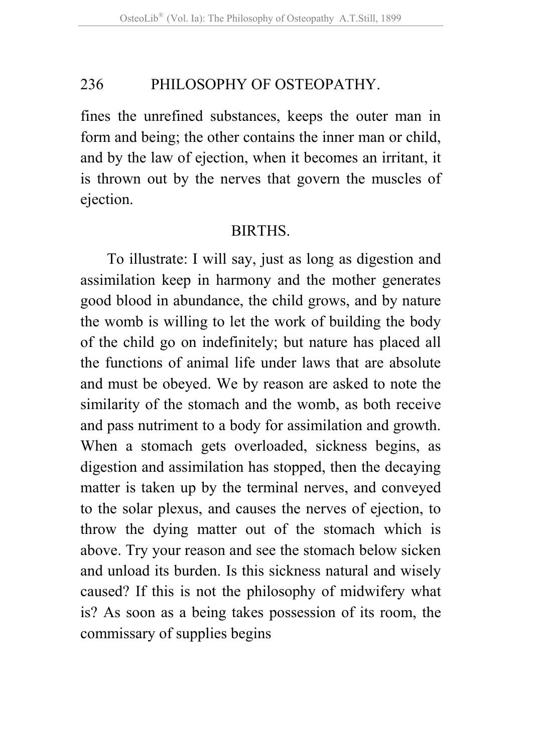fines the unrefined substances, keeps the outer man in form and being; the other contains the inner man or child, and by the law of ejection, when it becomes an irritant, it is thrown out by the nerves that govern the muscles of ejection.

## BIRTHS.

To illustrate: I will say, just as long as digestion and assimilation keep in harmony and the mother generates good blood in abundance, the child grows, and by nature the womb is willing to let the work of building the body of the child go on indefinitely; but nature has placed all the functions of animal life under laws that are absolute and must be obeyed. We by reason are asked to note the similarity of the stomach and the womb, as both receive and pass nutriment to a body for assimilation and growth. When a stomach gets overloaded, sickness begins, as digestion and assimilation has stopped, then the decaying matter is taken up by the terminal nerves, and conveyed to the solar plexus, and causes the nerves of ejection, to throw the dying matter out of the stomach which is above. Try your reason and see the stomach below sicken and unload its burden. Is this sickness natural and wisely caused? If this is not the philosophy of midwifery what is? As soon as a being takes possession of its room, the commissary of supplies begins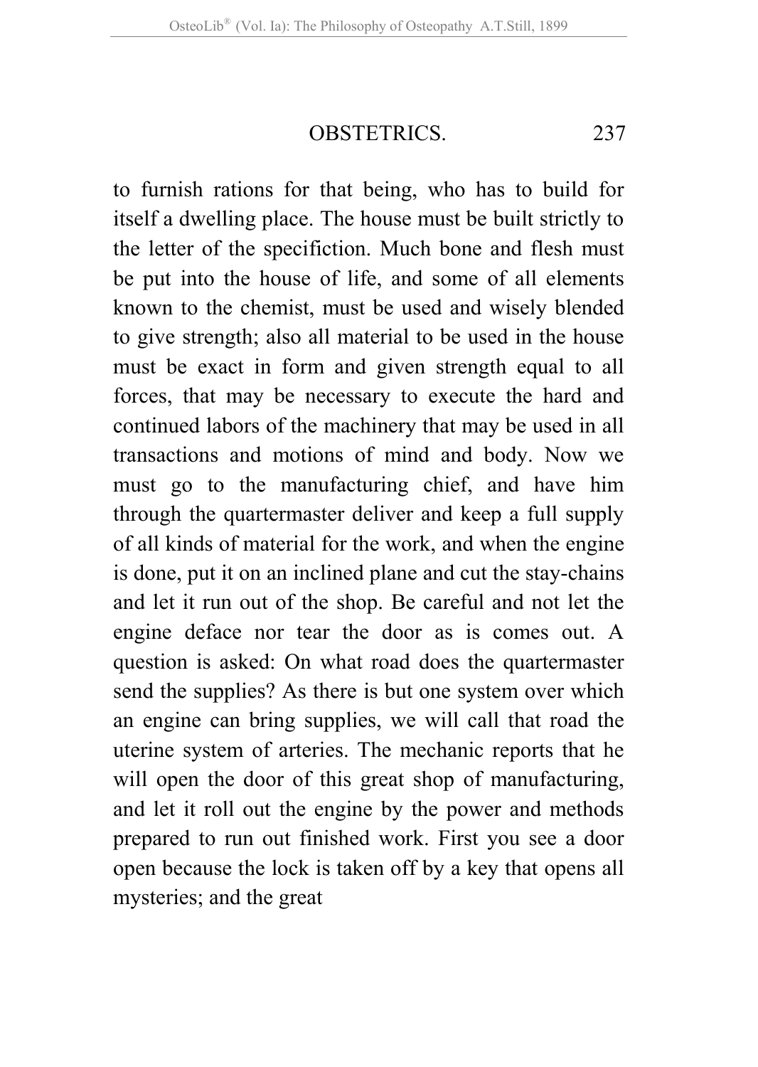to furnish rations for that being, who has to build for itself a dwelling place. The house must be built strictly to the letter of the specifiction. Much bone and flesh must be put into the house of life, and some of all elements known to the chemist, must be used and wisely blended to give strength; also all material to be used in the house must be exact in form and given strength equal to all forces, that may be necessary to execute the hard and continued labors of the machinery that may be used in all transactions and motions of mind and body. Now we must go to the manufacturing chief, and have him through the quartermaster deliver and keep a full supply of all kinds of material for the work, and when the engine is done, put it on an inclined plane and cut the stay-chains and let it run out of the shop. Be careful and not let the engine deface nor tear the door as is comes out. A question is asked: On what road does the quartermaster send the supplies? As there is but one system over which an engine can bring supplies, we will call that road the uterine system of arteries. The mechanic reports that he will open the door of this great shop of manufacturing, and let it roll out the engine by the power and methods prepared to run out finished work. First you see a door open because the lock is taken off by a key that opens all mysteries; and the great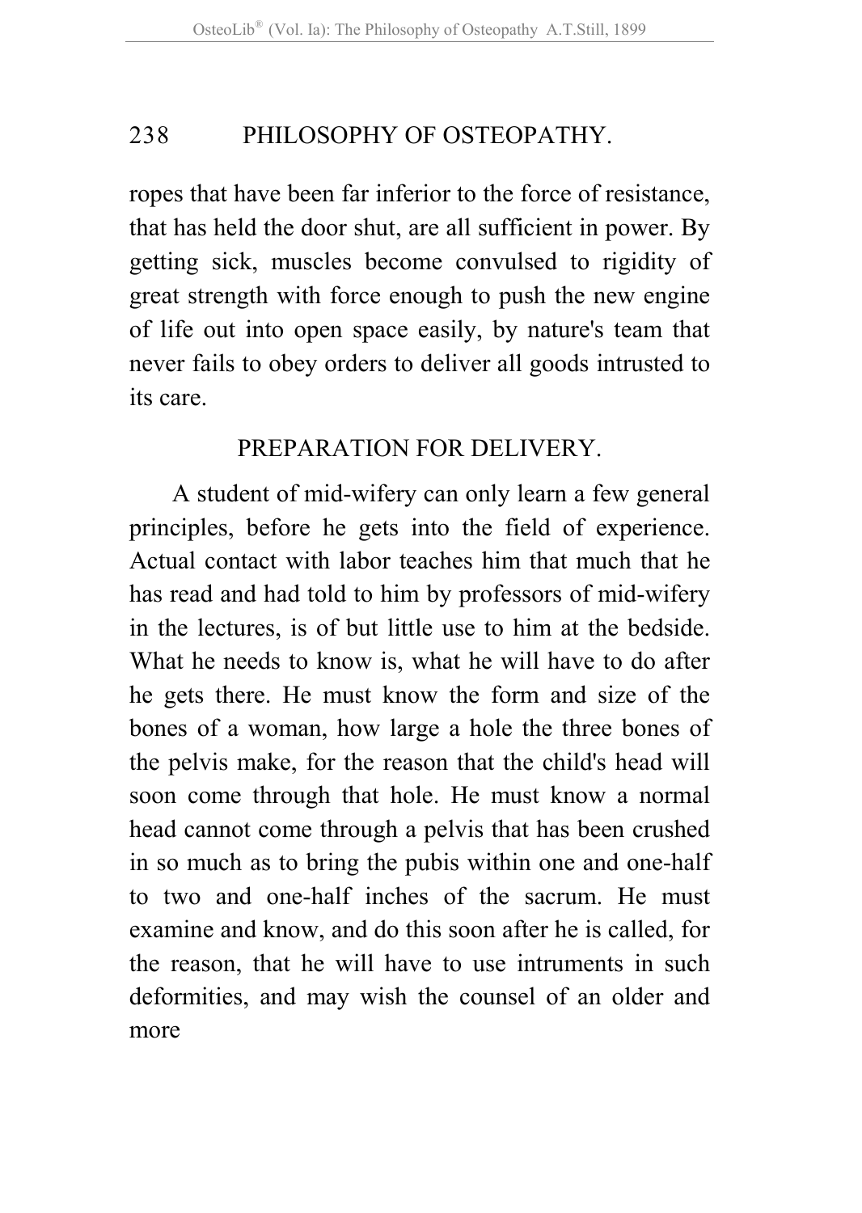ropes that have been far inferior to the force of resistance, that has held the door shut, are all sufficient in power. By getting sick, muscles become convulsed to rigidity of great strength with force enough to push the new engine of life out into open space easily, by nature's team that never fails to obey orders to deliver all goods intrusted to its care.

## PREPARATION FOR DELIVERY.

A student of mid-wifery can only learn a few general principles, before he gets into the field of experience. Actual contact with labor teaches him that much that he has read and had told to him by professors of mid-wifery in the lectures, is of but little use to him at the bedside. What he needs to know is, what he will have to do after he gets there. He must know the form and size of the bones of a woman, how large a hole the three bones of the pelvis make, for the reason that the child's head will soon come through that hole. He must know a normal head cannot come through a pelvis that has been crushed in so much as to bring the pubis within one and one-half to two and one-half inches of the sacrum. He must examine and know, and do this soon after he is called, for the reason, that he will have to use intruments in such deformities, and may wish the counsel of an older and more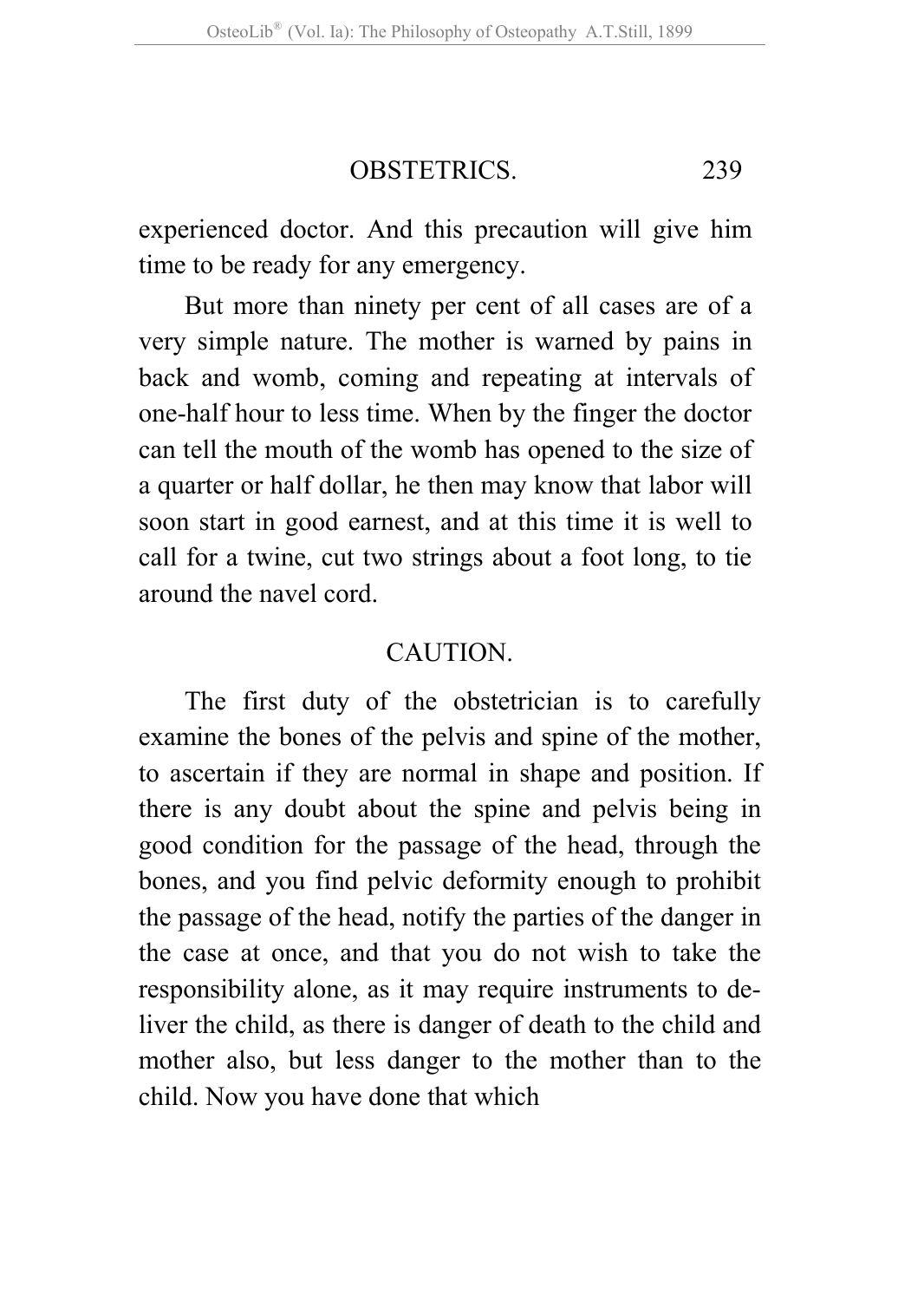experienced doctor. And this precaution will give him time to be ready for any emergency.

But more than ninety per cent of all cases are of a very simple nature. The mother is warned by pains in back and womb, coming and repeating at intervals of one-half hour to less time. When by the finger the doctor can tell the mouth of the womb has opened to the size of a quarter or half dollar, he then may know that labor will soon start in good earnest, and at this time it is well to call for a twine, cut two strings about a foot long, to tie around the navel cord.

## CAUTION.

The first duty of the obstetrician is to carefully examine the bones of the pelvis and spine of the mother, to ascertain if they are normal in shape and position. If there is any doubt about the spine and pelvis being in good condition for the passage of the head, through the bones, and you find pelvic deformity enough to prohibit the passage of the head, notify the parties of the danger in the case at once, and that you do not wish to take the responsibility alone, as it may require instruments to deliver the child, as there is danger of death to the child and mother also, but less danger to the mother than to the child. Now you have done that which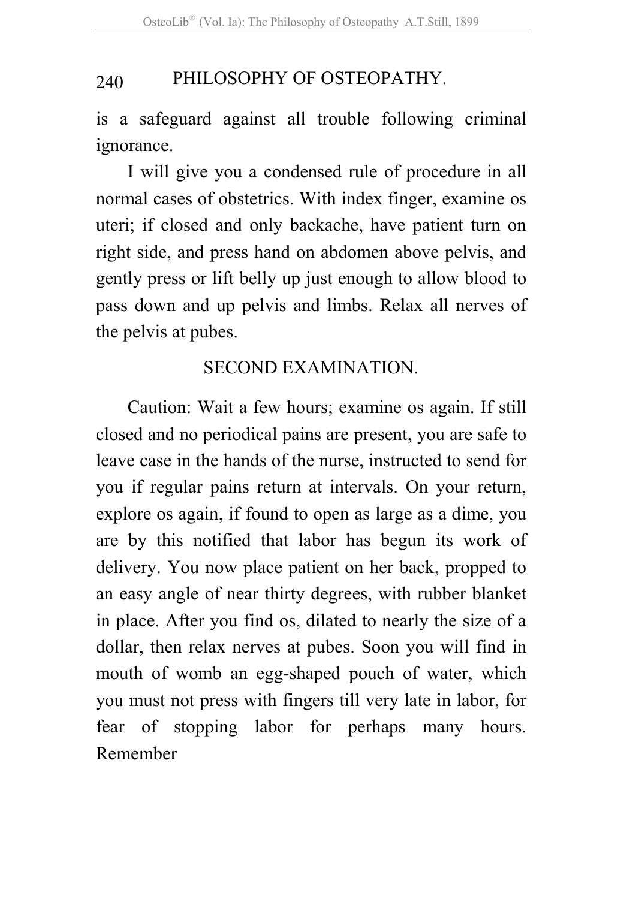is a safeguard against all trouble following criminal ignorance.

I will give you a condensed rule of procedure in all normal cases of obstetrics. With index finger, examine os uteri; if closed and only backache, have patient turn on right side, and press hand on abdomen above pelvis, and gently press or lift belly up just enough to allow blood to pass down and up pelvis and limbs. Relax all nerves of the pelvis at pubes.

## SECOND EXAMINATION.

Caution: Wait a few hours; examine os again. If still closed and no periodical pains are present, you are safe to leave case in the hands of the nurse, instructed to send for you if regular pains return at intervals. On your return, explore os again, if found to open as large as a dime, you are by this notified that labor has begun its work of delivery. You now place patient on her back, propped to an easy angle of near thirty degrees, with rubber blanket in place. After you find os, dilated to nearly the size of a dollar, then relax nerves at pubes. Soon you will find in mouth of womb an egg-shaped pouch of water, which you must not press with fingers till very late in labor, for fear of stopping labor for perhaps many hours. Remember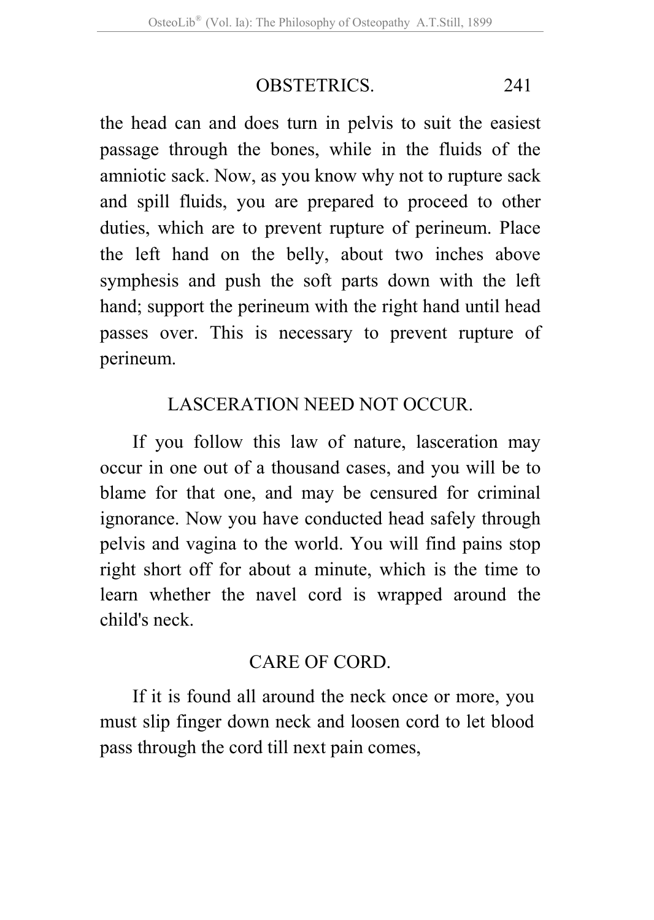the head can and does turn in pelvis to suit the easiest passage through the bones, while in the fluids of the amniotic sack. Now, as you know why not to rupture sack and spill fluids, you are prepared to proceed to other duties, which are to prevent rupture of perineum. Place the left hand on the belly, about two inches above symphesis and push the soft parts down with the left hand; support the perineum with the right hand until head passes over. This is necessary to prevent rupture of perineum.

## LASCERATION NEED NOT OCCUR.

If you follow this law of nature, lasceration may occur in one out of a thousand cases, and you will be to blame for that one, and may be censured for criminal ignorance. Now you have conducted head safely through pelvis and vagina to the world. You will find pains stop right short off for about a minute, which is the time to learn whether the navel cord is wrapped around the child's neck.

## CARE OF CORD.

If it is found all around the neck once or more, you must slip finger down neck and loosen cord to let blood pass through the cord till next pain comes,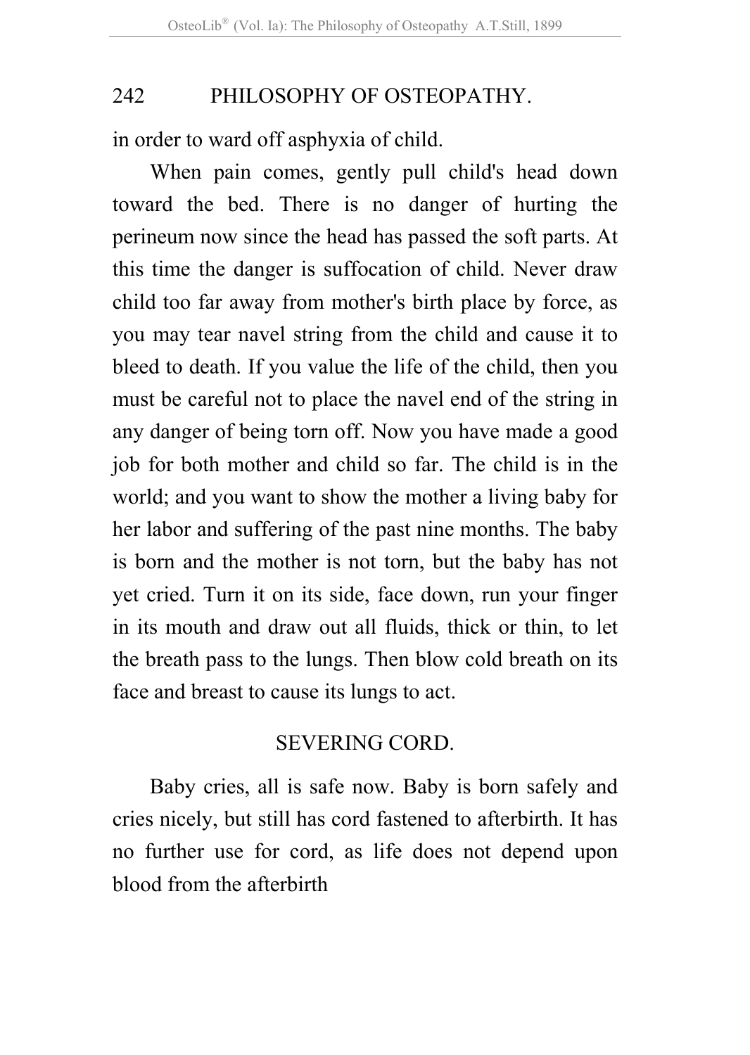in order to ward off asphyxia of child.

When pain comes, gently pull child's head down toward the bed. There is no danger of hurting the perineum now since the head has passed the soft parts. At this time the danger is suffocation of child. Never draw child too far away from mother's birth place by force, as you may tear navel string from the child and cause it to bleed to death. If you value the life of the child, then you must be careful not to place the navel end of the string in any danger of being torn off. Now you have made a good job for both mother and child so far. The child is in the world; and you want to show the mother a living baby for her labor and suffering of the past nine months. The baby is born and the mother is not torn, but the baby has not yet cried. Turn it on its side, face down, run your finger in its mouth and draw out all fluids, thick or thin, to let the breath pass to the lungs. Then blow cold breath on its face and breast to cause its lungs to act.

## SEVERING CORD.

Baby cries, all is safe now. Baby is born safely and cries nicely, but still has cord fastened to afterbirth. It has no further use for cord, as life does not depend upon blood from the afterbirth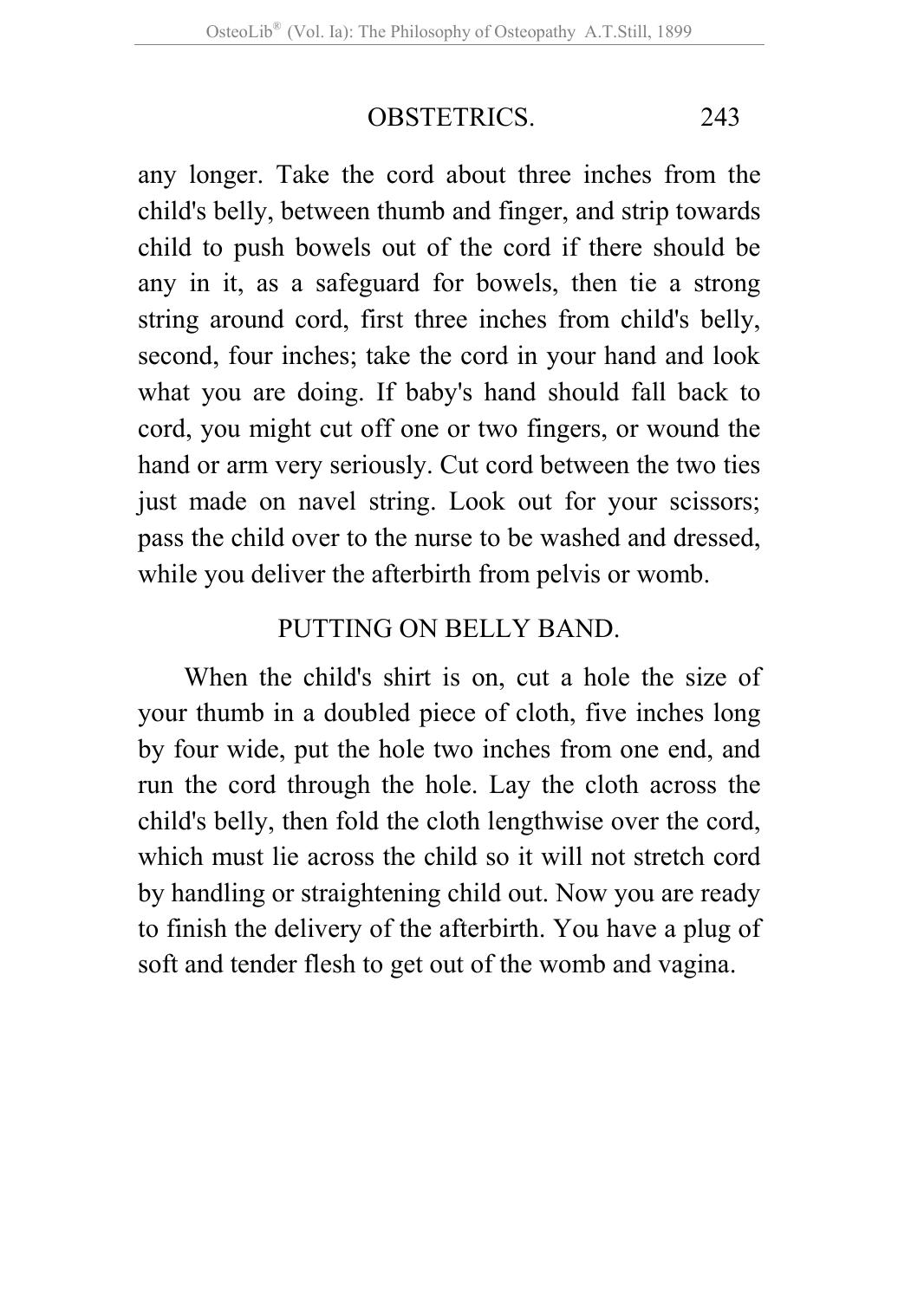any longer. Take the cord about three inches from the child's belly, between thumb and finger, and strip towards child to push bowels out of the cord if there should be any in it, as a safeguard for bowels, then tie a strong string around cord, first three inches from child's belly, second, four inches; take the cord in your hand and look what you are doing. If baby's hand should fall back to cord, you might cut off one or two fingers, or wound the hand or arm very seriously. Cut cord between the two ties just made on navel string. Look out for your scissors; pass the child over to the nurse to be washed and dressed, while you deliver the afterbirth from pelvis or womb.

## PUTTING ON BELLY BAND.

When the child's shirt is on, cut a hole the size of your thumb in a doubled piece of cloth, five inches long by four wide, put the hole two inches from one end, and run the cord through the hole. Lay the cloth across the child's belly, then fold the cloth lengthwise over the cord, which must lie across the child so it will not stretch cord by handling or straightening child out. Now you are ready to finish the delivery of the afterbirth. You have a plug of soft and tender flesh to get out of the womb and vagina.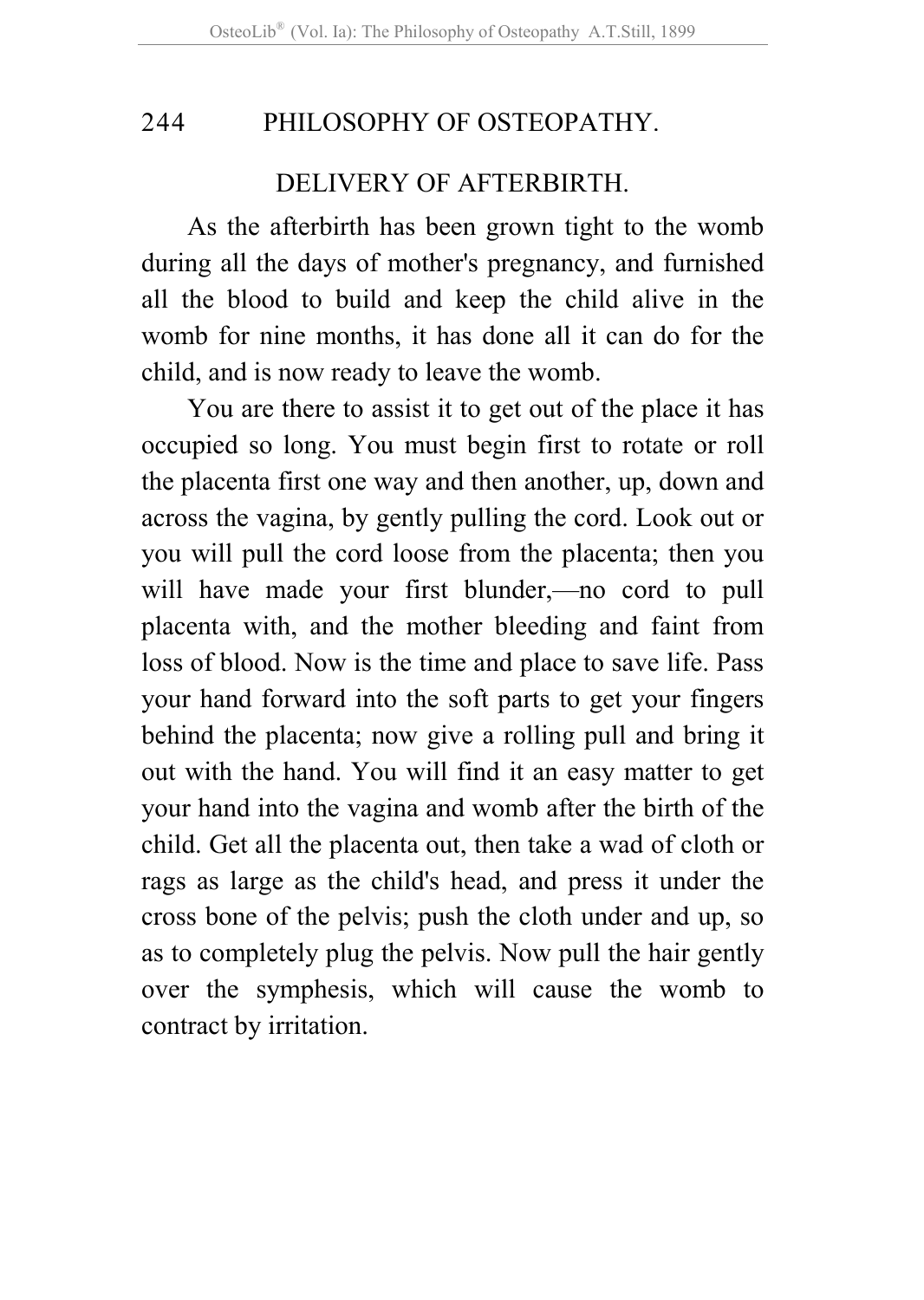## DELIVERY OF AFTERBIRTH.

As the afterbirth has been grown tight to the womb during all the days of mother's pregnancy, and furnished all the blood to build and keep the child alive in the womb for nine months, it has done all it can do for the child, and is now ready to leave the womb.

You are there to assist it to get out of the place it has occupied so long. You must begin first to rotate or roll the placenta first one way and then another, up, down and across the vagina, by gently pulling the cord. Look out or you will pull the cord loose from the placenta; then you will have made your first blunder,—no cord to pull placenta with, and the mother bleeding and faint from loss of blood. Now is the time and place to save life. Pass your hand forward into the soft parts to get your fingers behind the placenta; now give a rolling pull and bring it out with the hand. You will find it an easy matter to get your hand into the vagina and womb after the birth of the child. Get all the placenta out, then take a wad of cloth or rags as large as the child's head, and press it under the cross bone of the pelvis; push the cloth under and up, so as to completely plug the pelvis. Now pull the hair gently over the symphesis, which will cause the womb to contract by irritation.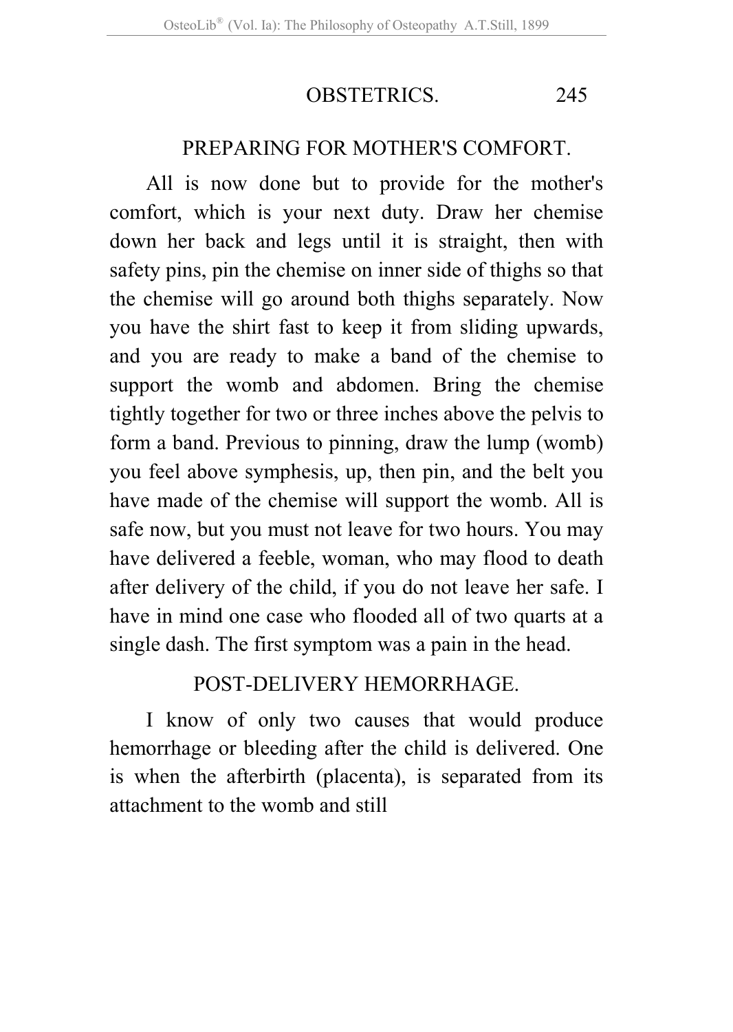## PREPARING FOR MOTHER'S COMFORT.

All is now done but to provide for the mother's comfort, which is your next duty. Draw her chemise down her back and legs until it is straight, then with safety pins, pin the chemise on inner side of thighs so that the chemise will go around both thighs separately. Now you have the shirt fast to keep it from sliding upwards, and you are ready to make a band of the chemise to support the womb and abdomen. Bring the chemise tightly together for two or three inches above the pelvis to form a band. Previous to pinning, draw the lump (womb) you feel above symphesis, up, then pin, and the belt you have made of the chemise will support the womb. All is safe now, but you must not leave for two hours. You may have delivered a feeble, woman, who may flood to death after delivery of the child, if you do not leave her safe. I have in mind one case who flooded all of two quarts at a single dash. The first symptom was a pain in the head.

## POST-DELIVERY HEMORRHAGE.

I know of only two causes that would produce hemorrhage or bleeding after the child is delivered. One is when the afterbirth (placenta), is separated from its attachment to the womb and still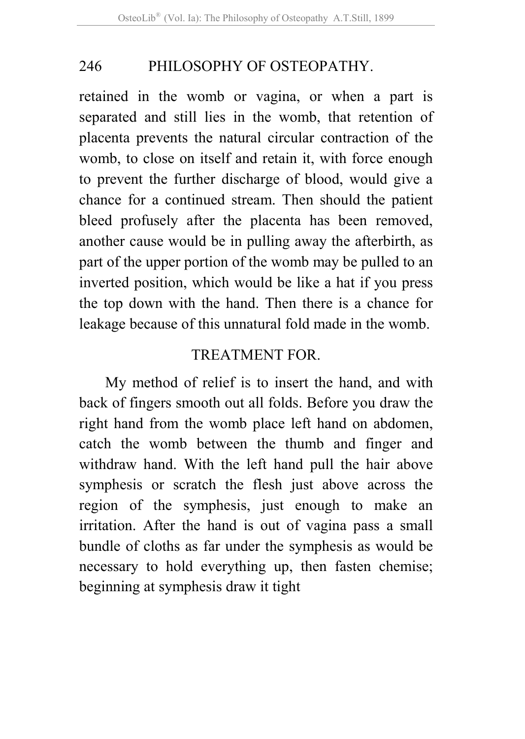retained in the womb or vagina, or when a part is separated and still lies in the womb, that retention of placenta prevents the natural circular contraction of the womb, to close on itself and retain it, with force enough to prevent the further discharge of blood, would give a chance for a continued stream. Then should the patient bleed profusely after the placenta has been removed, another cause would be in pulling away the afterbirth, as part of the upper portion of the womb may be pulled to an inverted position, which would be like a hat if you press the top down with the hand. Then there is a chance for leakage because of this unnatural fold made in the womb.

## TREATMENT FOR.

My method of relief is to insert the hand, and with back of fingers smooth out all folds. Before you draw the right hand from the womb place left hand on abdomen, catch the womb between the thumb and finger and withdraw hand. With the left hand pull the hair above symphesis or scratch the flesh just above across the region of the symphesis, just enough to make an irritation. After the hand is out of vagina pass a small bundle of cloths as far under the symphesis as would be necessary to hold everything up, then fasten chemise; beginning at symphesis draw it tight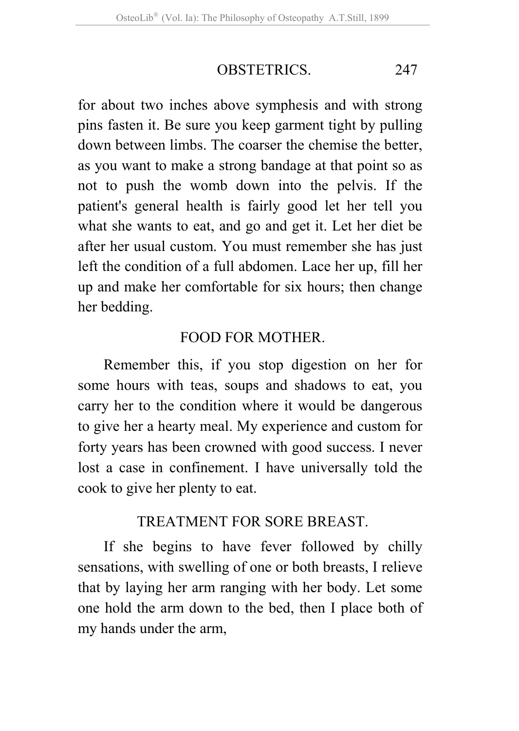for about two inches above symphesis and with strong pins fasten it. Be sure you keep garment tight by pulling down between limbs. The coarser the chemise the better, as you want to make a strong bandage at that point so as not to push the womb down into the pelvis. If the patient's general health is fairly good let her tell you what she wants to eat, and go and get it. Let her diet be after her usual custom. You must remember she has just left the condition of a full abdomen. Lace her up, fill her up and make her comfortable for six hours; then change her bedding.

## FOOD FOR MOTHER.

Remember this, if you stop digestion on her for some hours with teas, soups and shadows to eat, you carry her to the condition where it would be dangerous to give her a hearty meal. My experience and custom for forty years has been crowned with good success. I never lost a case in confinement. I have universally told the cook to give her plenty to eat.

## TREATMENT FOR SORE BREAST.

If she begins to have fever followed by chilly sensations, with swelling of one or both breasts, I relieve that by laying her arm ranging with her body. Let some one hold the arm down to the bed, then I place both of my hands under the arm,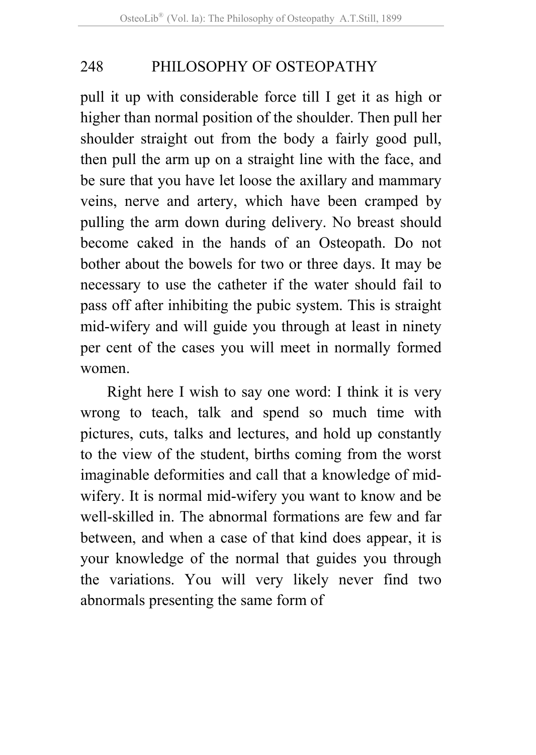pull it up with considerable force till I get it as high or higher than normal position of the shoulder. Then pull her shoulder straight out from the body a fairly good pull, then pull the arm up on a straight line with the face, and be sure that you have let loose the axillary and mammary veins, nerve and artery, which have been cramped by pulling the arm down during delivery. No breast should become caked in the hands of an Osteopath. Do not bother about the bowels for two or three days. It may be necessary to use the catheter if the water should fail to pass off after inhibiting the pubic system. This is straight mid-wifery and will guide you through at least in ninety per cent of the cases you will meet in normally formed women.

Right here I wish to say one word: I think it is very wrong to teach, talk and spend so much time with pictures, cuts, talks and lectures, and hold up constantly to the view of the student, births coming from the worst imaginable deformities and call that a knowledge of mid-wifery. It is normal mid-wifery you want to know and be well-skilled in. The abnormal formations are few and far between, and when a case of that kind does appear, it is your knowledge of the normal that guides you through the variations. You will very likely never find two abnormals presenting the same form of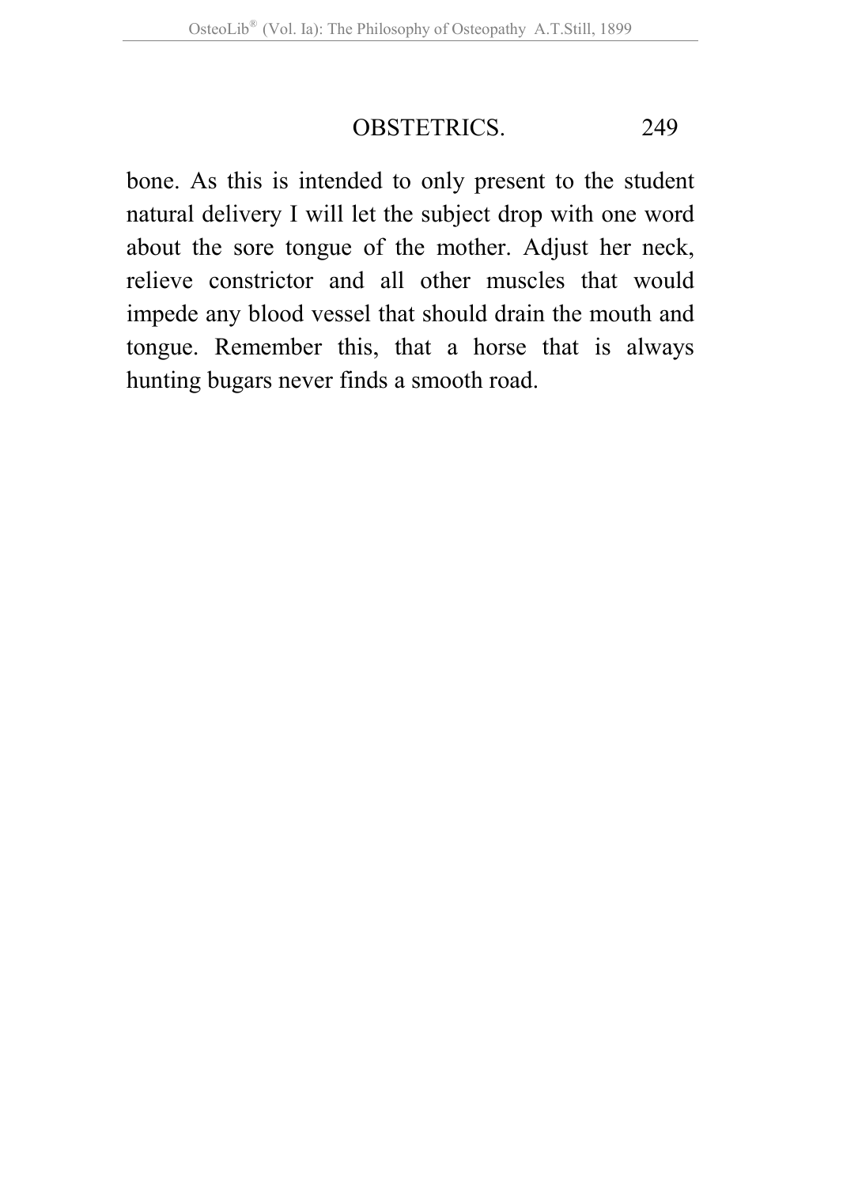bone. As this is intended to only present to the student natural delivery I will let the subject drop with one word about the sore tongue of the mother. Adjust her neck, relieve constrictor and all other muscles that would impede any blood vessel that should drain the mouth and tongue. Remember this, that a horse that is always hunting bugars never finds a smooth road.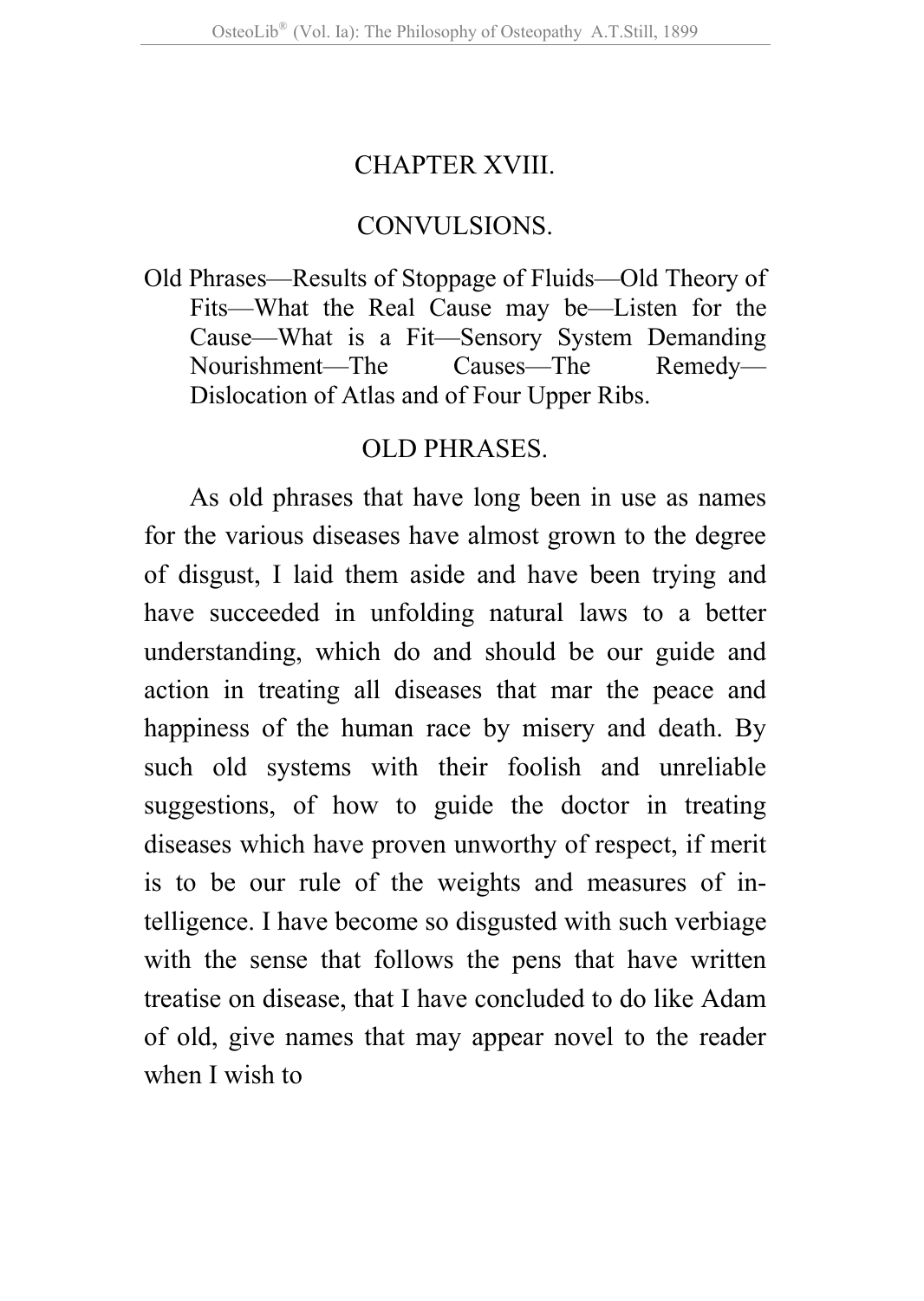## CHAPTER XVIII.

## CONVULSIONS.

Old Phrases—Results of Stoppage of Fluids—Old Theory of Fits—What the Real Cause may be—Listen for the Cause—What is a Fit—Sensory System Demanding Nourishment—The Causes—The Remedy—Dislocation of Atlas and of Four Upper Ribs.

### OLD PHRASES.

As old phrases that have long been in use as names for the various diseases have almost grown to the degree of disgust, I laid them aside and have been trying and have succeeded in unfolding natural laws to a better understanding, which do and should be our guide and action in treating all diseases that mar the peace and happiness of the human race by misery and death. By such old systems with their foolish and unreliable suggestions, of how to guide the doctor in treating diseases which have proven unworthy of respect, if merit is to be our rule of the weights and measures of intelligence. I have become so disgusted with such verbiage with the sense that follows the pens that have written treatise on disease, that I have concluded to do like Adam of old, give names that may appear novel to the reader when I wish to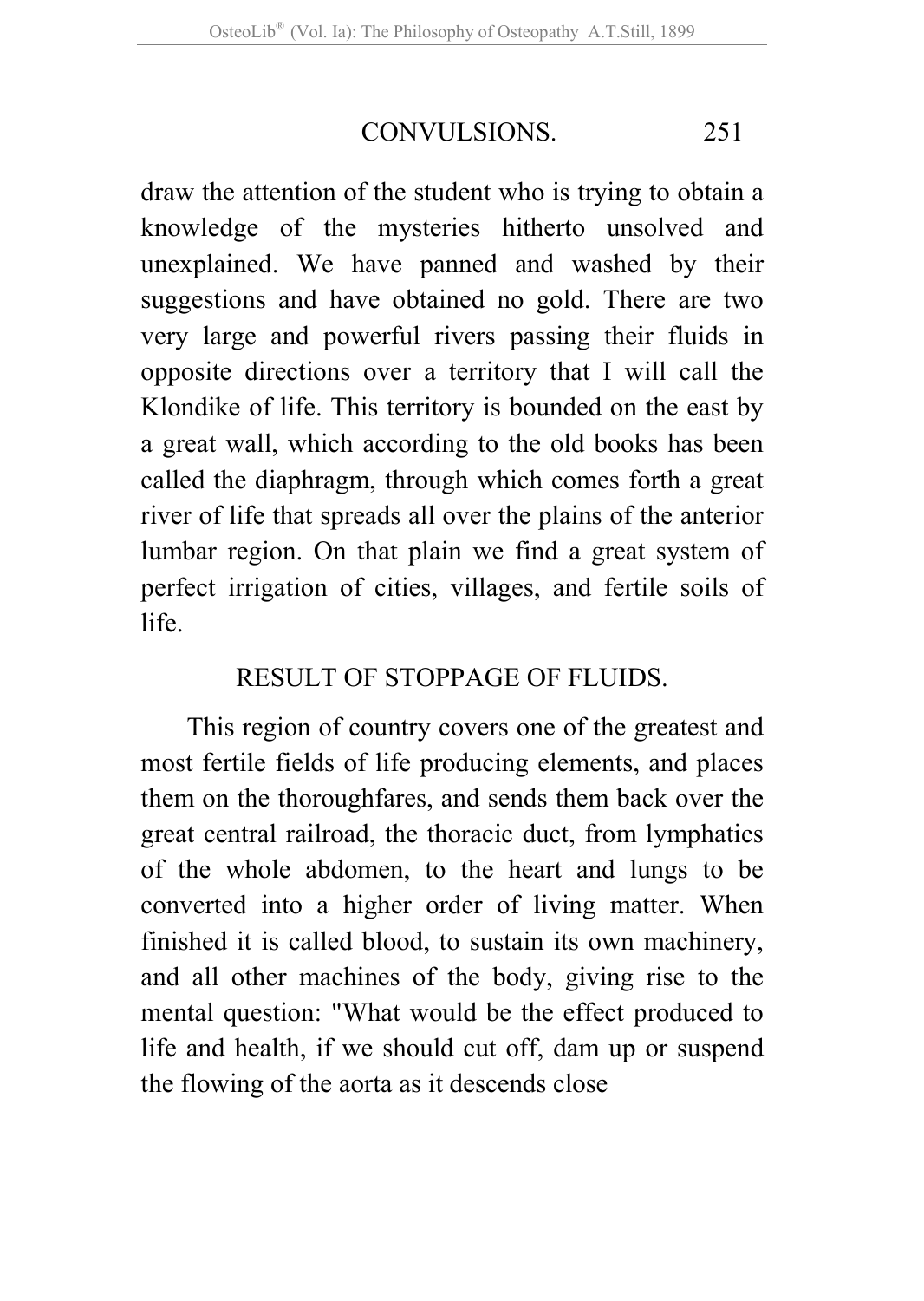draw the attention of the student who is trying to obtain a knowledge of the mysteries hitherto unsolved and unexplained. We have panned and washed by their suggestions and have obtained no gold. There are two very large and powerful rivers passing their fluids in opposite directions over a territory that I will call the Klondike of life. This territory is bounded on the east by a great wall, which according to the old books has been called the diaphragm, through which comes forth a great river of life that spreads all over the plains of the anterior lumbar region. On that plain we find a great system of perfect irrigation of cities, villages, and fertile soils of life.

## RESULT OF STOPPAGE OF FLUIDS.

This region of country covers one of the greatest and most fertile fields of life producing elements, and places them on the thoroughfares, and sends them back over the great central railroad, the thoracic duct, from lymphatics of the whole abdomen, to the heart and lungs to be converted into a higher order of living matter. When finished it is called blood, to sustain its own machinery, and all other machines of the body, giving rise to the mental question: "What would be the effect produced to life and health, if we should cut off, dam up or suspend the flowing of the aorta as it descends close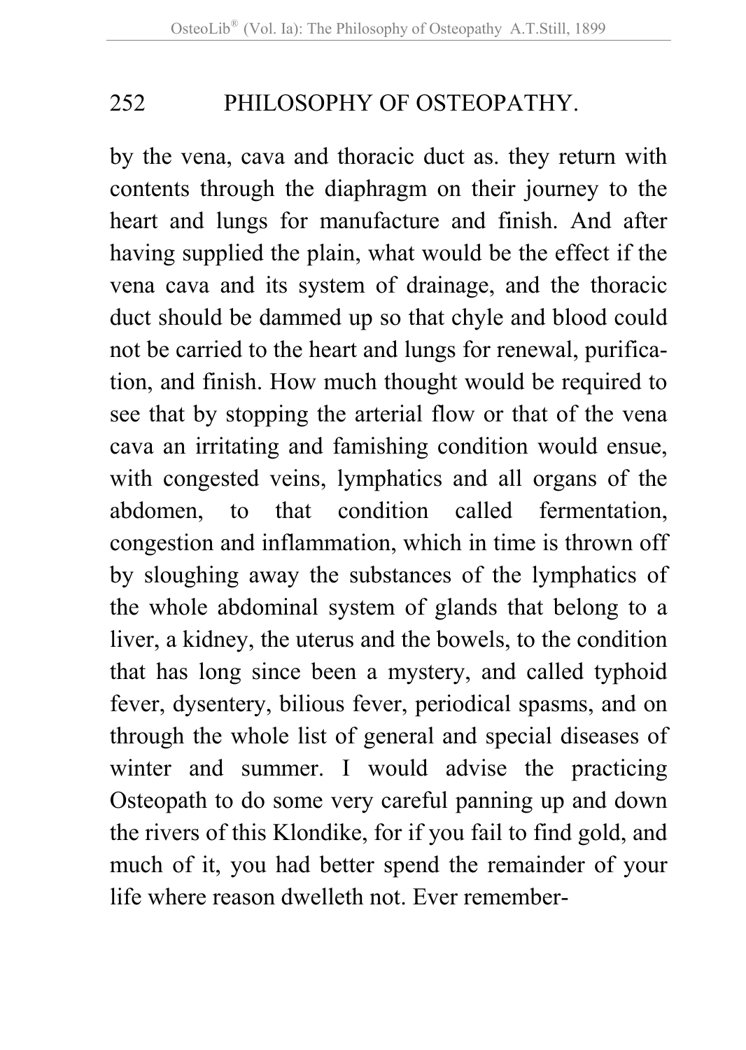by the vena, cava and thoracic duct as. they return with contents through the diaphragm on their journey to the heart and lungs for manufacture and finish. And after having supplied the plain, what would be the effect if the vena cava and its system of drainage, and the thoracic duct should be dammed up so that chyle and blood could not be carried to the heart and lungs for renewal, purification, and finish. How much thought would be required to see that by stopping the arterial flow or that of the vena cava an irritating and famishing condition would ensue, with congested veins, lymphatics and all organs of the abdomen, to that condition called fermentation, congestion and inflammation, which in time is thrown off by sloughing away the substances of the lymphatics of the whole abdominal system of glands that belong to a liver, a kidney, the uterus and the bowels, to the condition that has long since been a mystery, and called typhoid fever, dysentery, bilious fever, periodical spasms, and on through the whole list of general and special diseases of winter and summer. I would advise the practicing Osteopath to do some very careful panning up and down the rivers of this Klondike, for if you fail to find gold, and much of it, you had better spend the remainder of your life where reason dwelleth not. Ever remember-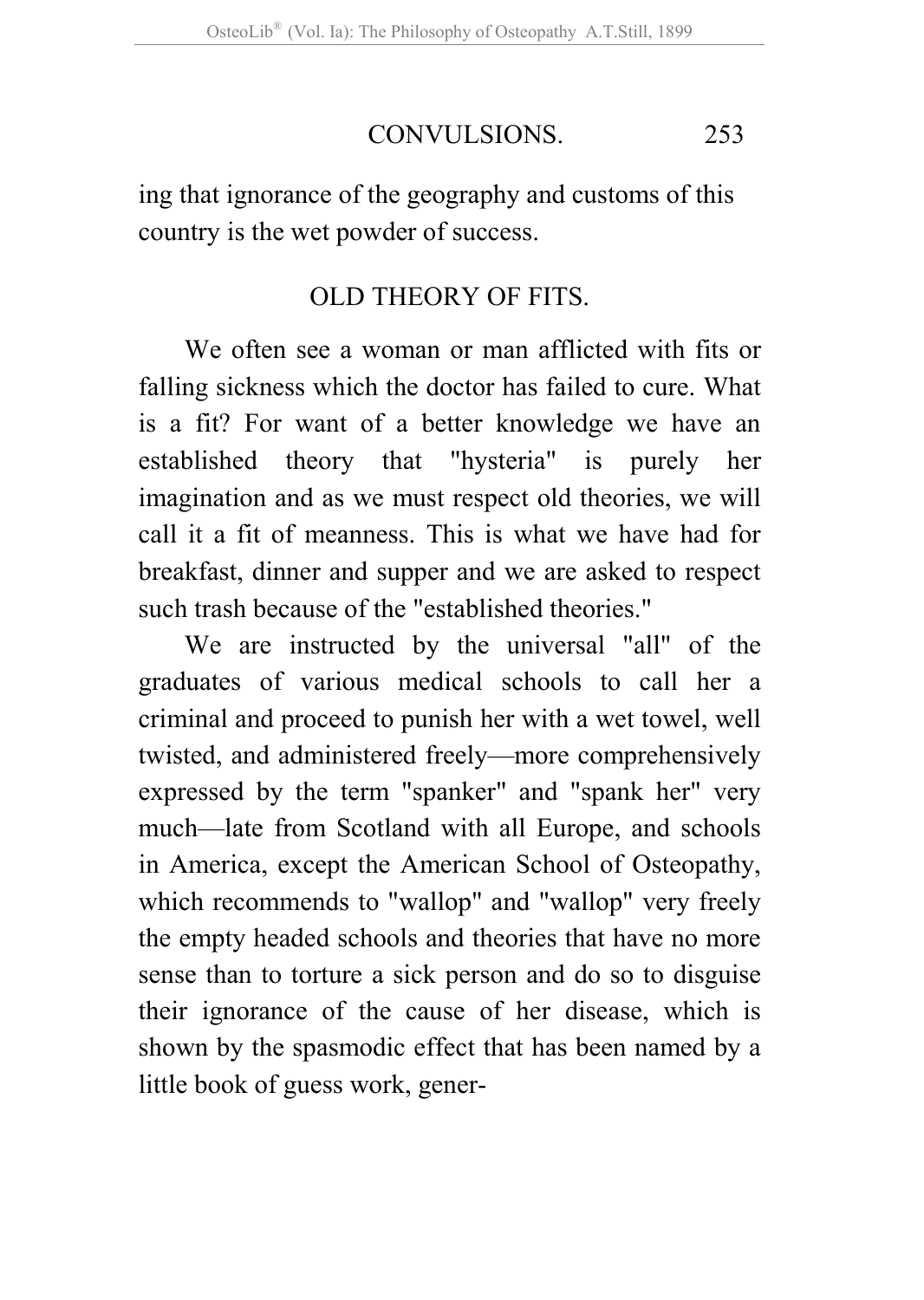ing that ignorance of the geography and customs of this country is the wet powder of success.

## OLD THEORY OF FITS.

We often see a woman or man afflicted with fits or falling sickness which the doctor has failed to cure. What is a fit? For want of a better knowledge we have an established theory that "hysteria" is purely her imagination and as we must respect old theories, we will call it a fit of meanness. This is what we have had for breakfast, dinner and supper and we are asked to respect such trash because of the "established theories."

We are instructed by the universal "all" of the graduates of various medical schools to call her a criminal and proceed to punish her with a wet towel, well twisted, and administered freely—more comprehensively expressed by the term "spanker" and "spank her" very much—late from Scotland with all Europe, and schools in America, except the American School of Osteopathy, which recommends to "wallop" and "wallop" very freely the empty headed schools and theories that have no more sense than to torture a sick person and do so to disguise their ignorance of the cause of her disease, which is shown by the spasmodic effect that has been named by a little book of guess work, gener-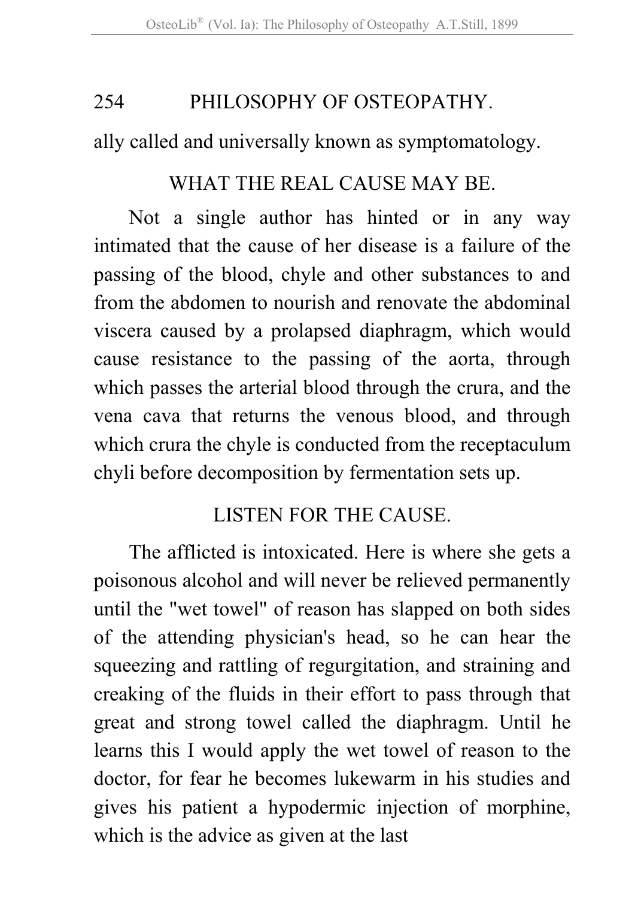ally called and universally known as symptomatology.

## WHAT THE REAL CAUSE MAY BE.

Not a single author has hinted or in any way intimated that the cause of her disease is a failure of the passing of the blood, chyle and other substances to and from the abdomen to nourish and renovate the abdominal viscera caused by a prolapsed diaphragm, which would cause resistance to the passing of the aorta, through which passes the arterial blood through the crura, and the vena cava that returns the venous blood, and through which crura the chyle is conducted from the receptaculum chyli before decomposition by fermentation sets up.

## LISTEN FOR THE CAUSE.

The afflicted is intoxicated. Here is where she gets a poisonous alcohol and will never be relieved permanently until the "wet towel" of reason has slapped on both sides of the attending physician's head, so he can hear the squeezing and rattling of regurgitation, and straining and creaking of the fluids in their effort to pass through that great and strong towel called the diaphragm. Until he learns this I would apply the wet towel of reason to the doctor, for fear he becomes lukewarm in his studies and gives his patient a hypodermic injection of morphine, which is the advice as given at the last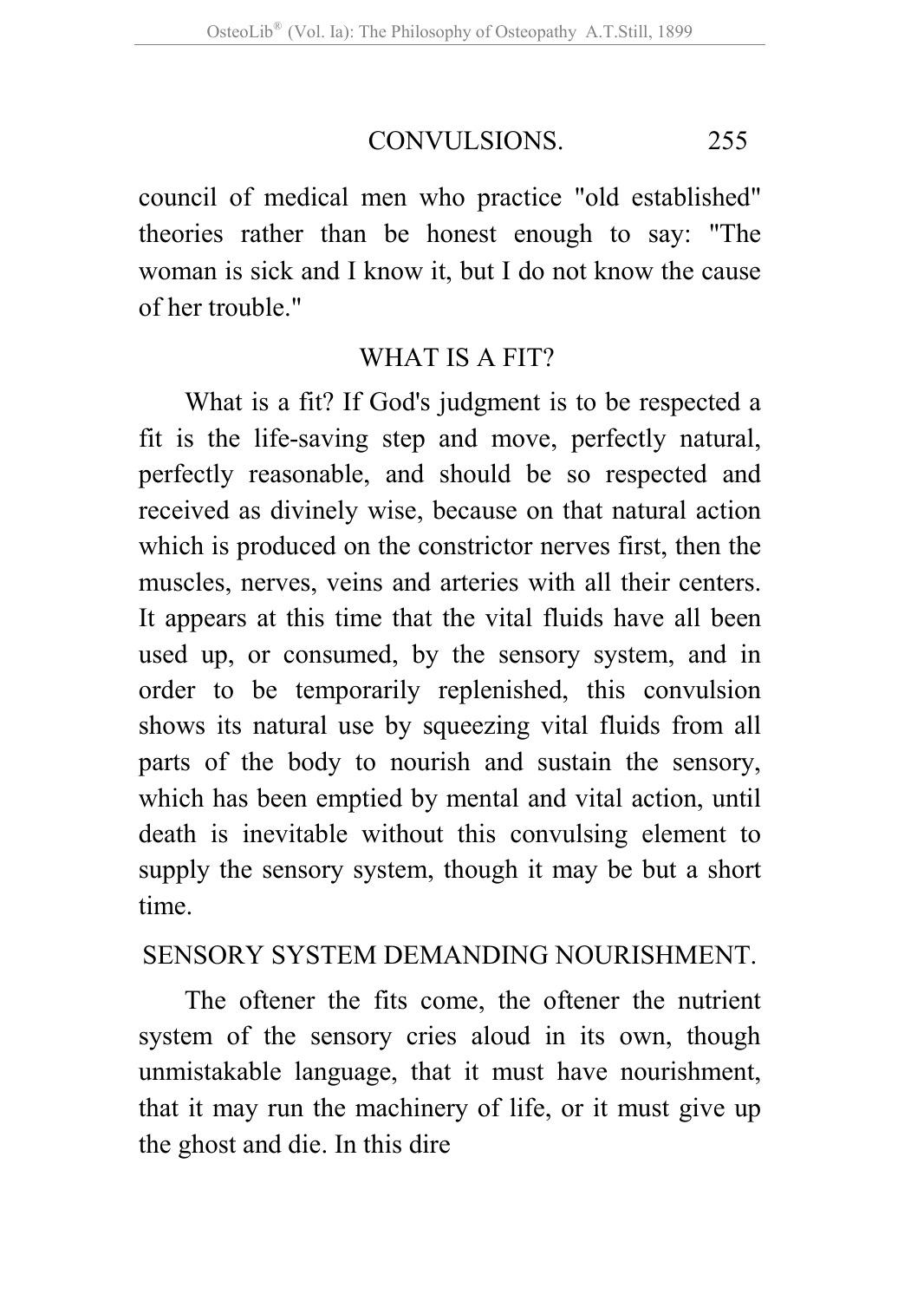council of medical men who practice "old established" theories rather than be honest enough to say: "The woman is sick and I know it, but I do not know the cause of her trouble."

## WHAT IS A FIT?

What is a fit? If God's judgment is to be respected a fit is the life-saving step and move, perfectly natural, perfectly reasonable, and should be so respected and received as divinely wise, because on that natural action which is produced on the constrictor nerves first, then the muscles, nerves, veins and arteries with all their centers. It appears at this time that the vital fluids have all been used up, or consumed, by the sensory system, and in order to be temporarily replenished, this convulsion shows its natural use by squeezing vital fluids from all parts of the body to nourish and sustain the sensory, which has been emptied by mental and vital action, until death is inevitable without this convulsing element to supply the sensory system, though it may be but a short time.

## SENSORY SYSTEM DEMANDING NOURISHMENT.

The oftener the fits come, the oftener the nutrient system of the sensory cries aloud in its own, though unmistakable language, that it must have nourishment, that it may run the machinery of life, or it must give up the ghost and die. In this dire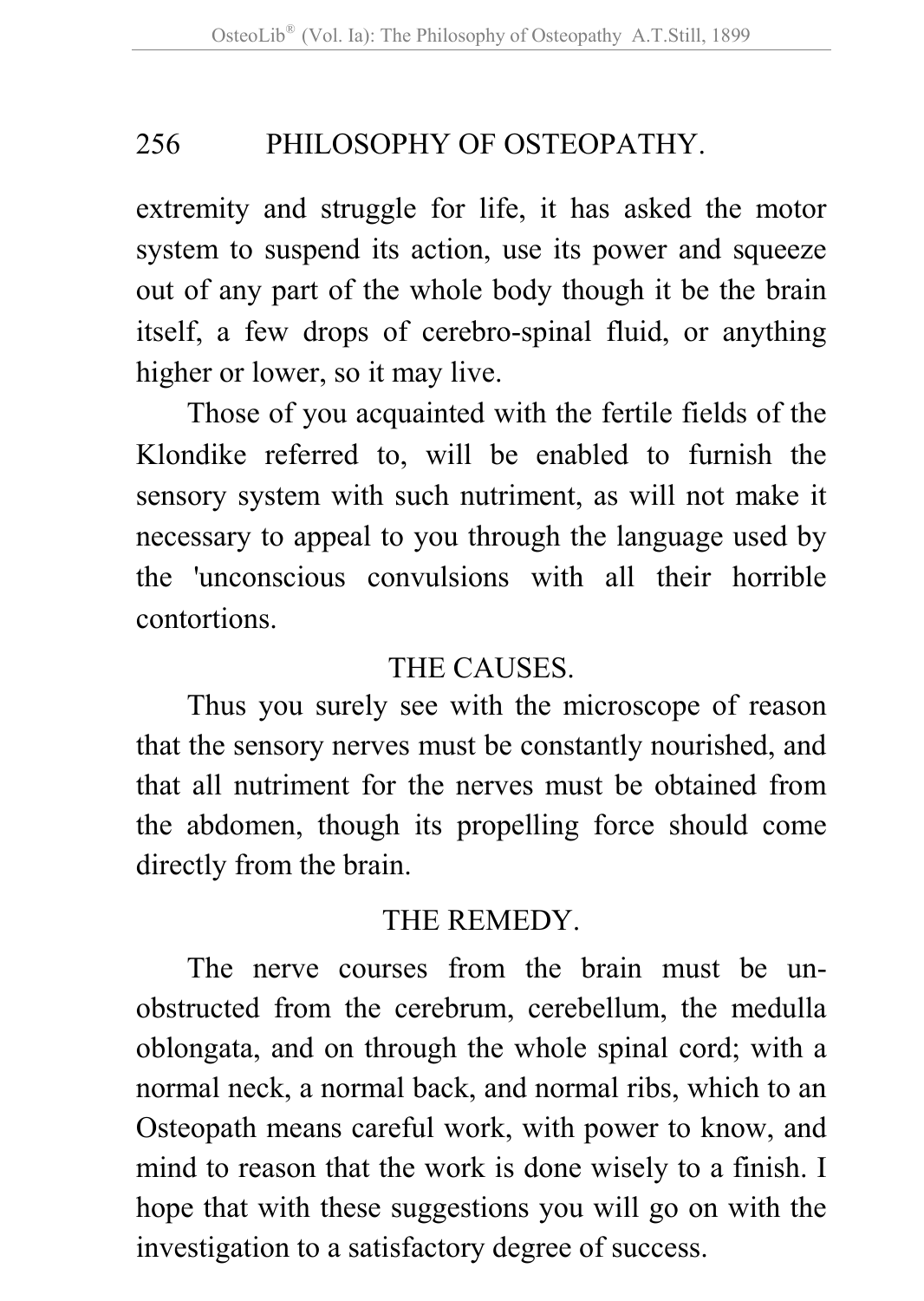extremity and struggle for life, it has asked the motor system to suspend its action, use its power and squeeze out of any part of the whole body though it be the brain itself, a few drops of cerebro-spinal fluid, or anything higher or lower, so it may live.

Those of you acquainted with the fertile fields of the Klondike referred to, will be enabled to furnish the sensory system with such nutriment, as will not make it necessary to appeal to you through the language used by the 'unconscious convulsions with all their horrible contortions.

## THE CAUSES.

Thus you surely see with the microscope of reason that the sensory nerves must be constantly nourished, and that all nutriment for the nerves must be obtained from the abdomen, though its propelling force should come directly from the brain.

## THE REMEDY.

The nerve courses from the brain must be unobstructed from the cerebrum, cerebellum, the medulla oblongata, and on through the whole spinal cord; with a normal neck, a normal back, and normal ribs, which to an Osteopath means careful work, with power to know, and mind to reason that the work is done wisely to a finish. I hope that with these suggestions you will go on with the investigation to a satisfactory degree of success.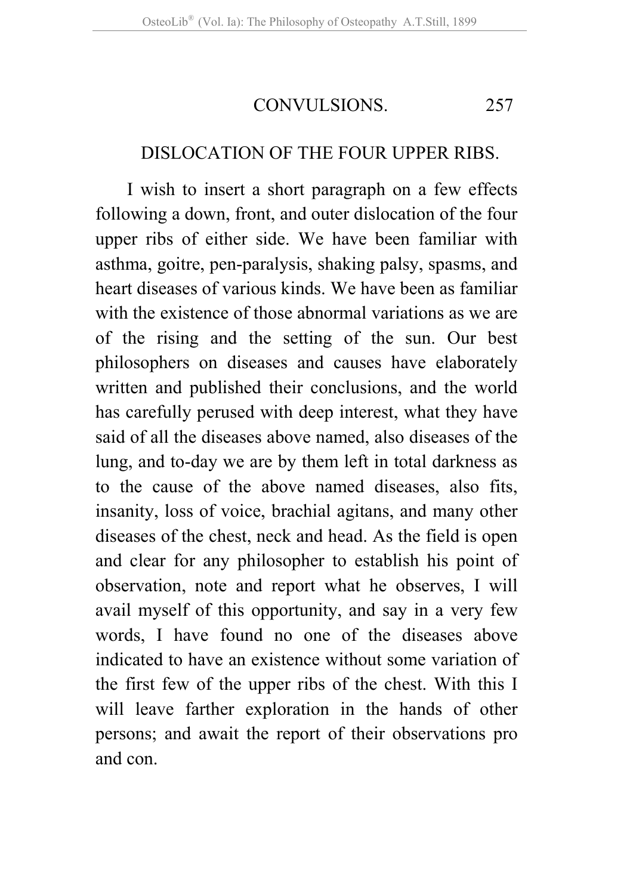## DISLOCATION OF THE FOUR UPPER RIBS.

I wish to insert a short paragraph on a few effects following a down, front, and outer dislocation of the four upper ribs of either side. We have been familiar with asthma, goitre, pen-paralysis, shaking palsy, spasms, and heart diseases of various kinds. We have been as familiar with the existence of those abnormal variations as we are of the rising and the setting of the sun. Our best philosophers on diseases and causes have elaborately written and published their conclusions, and the world has carefully perused with deep interest, what they have said of all the diseases above named, also diseases of the lung, and to-day we are by them left in total darkness as to the cause of the above named diseases, also fits, insanity, loss of voice, brachial agitans, and many other diseases of the chest, neck and head. As the field is open and clear for any philosopher to establish his point of observation, note and report what he observes, I will avail myself of this opportunity, and say in a very few words, I have found no one of the diseases above indicated to have an existence without some variation of the first few of the upper ribs of the chest. With this I will leave farther exploration in the hands of other persons; and await the report of their observations pro and con.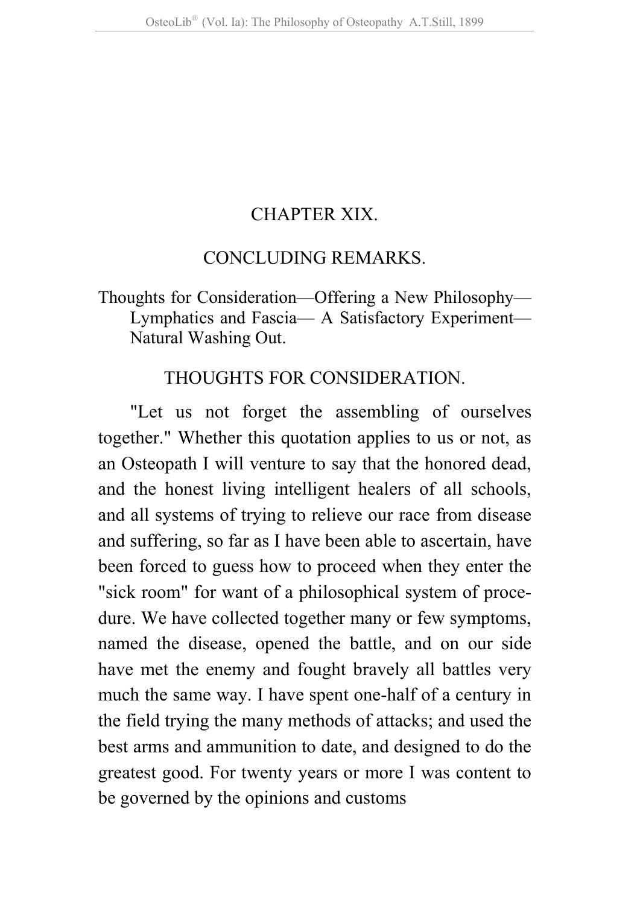# CHAPTER XIX.

## CONCLUDING REMARKS.

Thoughts for Consideration—Offering a New Philosophy—Lymphatics and Fascia— A Satisfactory Experiment—Natural Washing Out.

### THOUGHTS FOR CONSIDERATION.

"Let us not forget the assembling of ourselves together." Whether this quotation applies to us or not, as an Osteopath I will venture to say that the honored dead, and the honest living intelligent healers of all schools, and all systems of trying to relieve our race from disease and suffering, so far as I have been able to ascertain, have been forced to guess how to proceed when they enter the "sick room" for want of a philosophical system of procedure. We have collected together many or few symptoms, named the disease, opened the battle, and on our side have met the enemy and fought bravely all battles very much the same way. I have spent one-half of a century in the field trying the many methods of attacks; and used the best arms and ammunition to date, and designed to do the greatest good. For twenty years or more I was content to be governed by the opinions and customs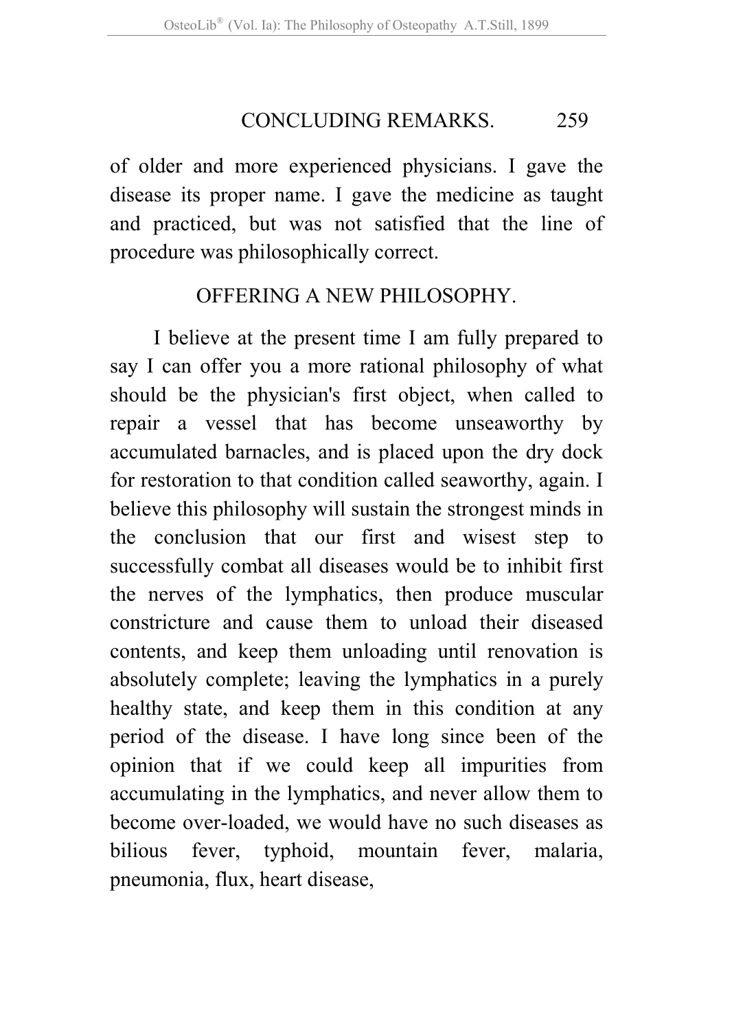of older and more experienced physicians. I gave the disease its proper name. I gave the medicine as taught and practiced, but was not satisfied that the line of procedure was philosophically correct.

## OFFERING A NEW PHILOSOPHY.

I believe at the present time I am fully prepared to say I can offer you a more rational philosophy of what should be the physician's first object, when called to repair a vessel that has become unseaworthy by accumulated barnacles, and is placed upon the dry dock for restoration to that condition called seaworthy, again. I believe this philosophy will sustain the strongest minds in the conclusion that our first and wisest step to successfully combat all diseases would be to inhibit first the nerves of the lymphatics, then produce muscular constricture and cause them to unload their diseased contents, and keep them unloading until renovation is absolutely complete; leaving the lymphatics in a purely healthy state, and keep them in this condition at any period of the disease. I have long since been of the opinion that if we could keep all impurities from accumulating in the lymphatics, and never allow them to become over-loaded, we would have no such diseases as bilious fever, typhoid, mountain fever, malaria, pneumonia, flux, heart disease,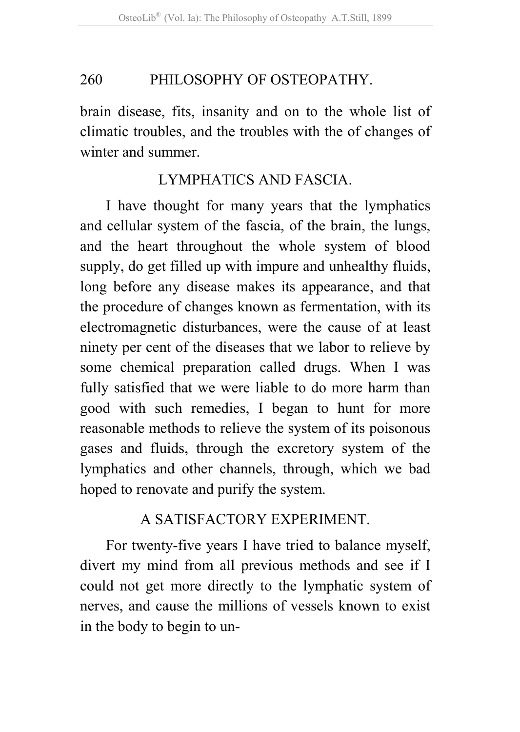brain disease, fits, insanity and on to the whole list of climatic troubles, and the troubles with the of changes of winter and summer.

## LYMPHATICS AND FASCIA.

I have thought for many years that the lymphatics and cellular system of the fascia, of the brain, the lungs, and the heart throughout the whole system of blood supply, do get filled up with impure and unhealthy fluids, long before any disease makes its appearance, and that the procedure of changes known as fermentation, with its electromagnetic disturbances, were the cause of at least ninety per cent of the diseases that we labor to relieve by some chemical preparation called drugs. When I was fully satisfied that we were liable to do more harm than good with such remedies, I began to hunt for more reasonable methods to relieve the system of its poisonous gases and fluids, through the excretory system of the lymphatics and other channels, through, which we bad hoped to renovate and purify the system.

## A SATISFACTORY EXPERIMENT.

For twenty-five years I have tried to balance myself, divert my mind from all previous methods and see if I could not get more directly to the lymphatic system of nerves, and cause the millions of vessels known to exist in the body to begin to un-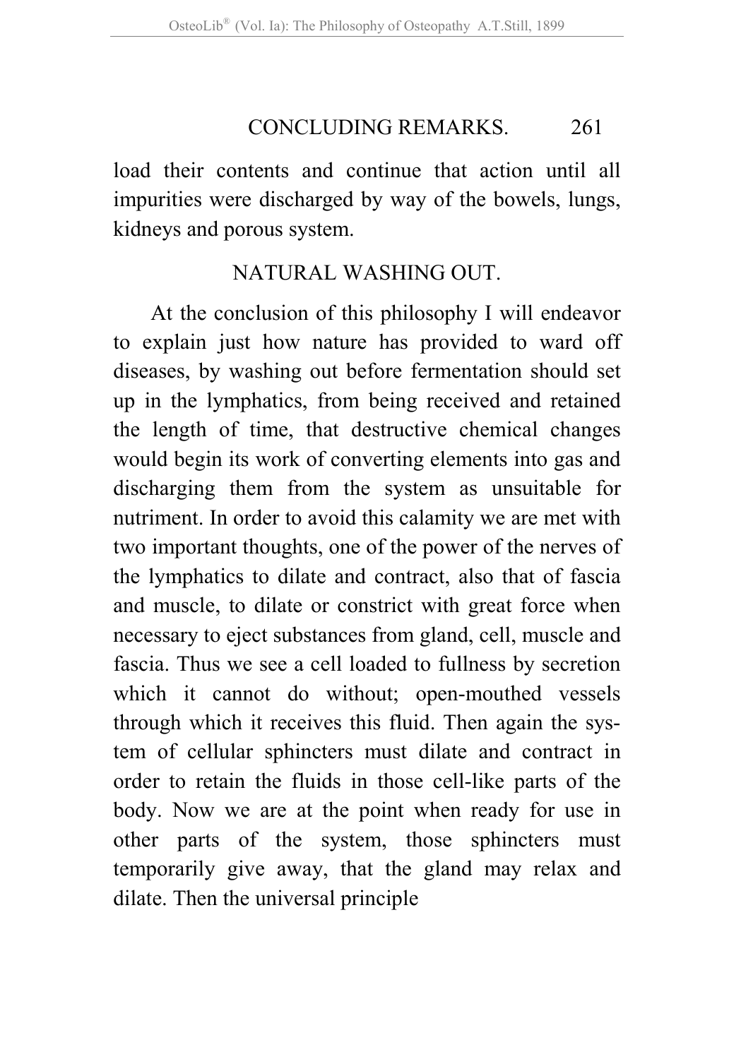load their contents and continue that action until all impurities were discharged by way of the bowels, lungs, kidneys and porous system.

## NATURAL WASHING OUT.

At the conclusion of this philosophy I will endeavor to explain just how nature has provided to ward off diseases, by washing out before fermentation should set up in the lymphatics, from being received and retained the length of time, that destructive chemical changes would begin its work of converting elements into gas and discharging them from the system as unsuitable for nutriment. In order to avoid this calamity we are met with two important thoughts, one of the power of the nerves of the lymphatics to dilate and contract, also that of fascia and muscle, to dilate or constrict with great force when necessary to eject substances from gland, cell, muscle and fascia. Thus we see a cell loaded to fullness by secretion which it cannot do without; open-mouthed vessels through which it receives this fluid. Then again the system of cellular sphincters must dilate and contract in order to retain the fluids in those cell-like parts of the body. Now we are at the point when ready for use in other parts of the system, those sphincters must temporarily give away, that the gland may relax and dilate. Then the universal principle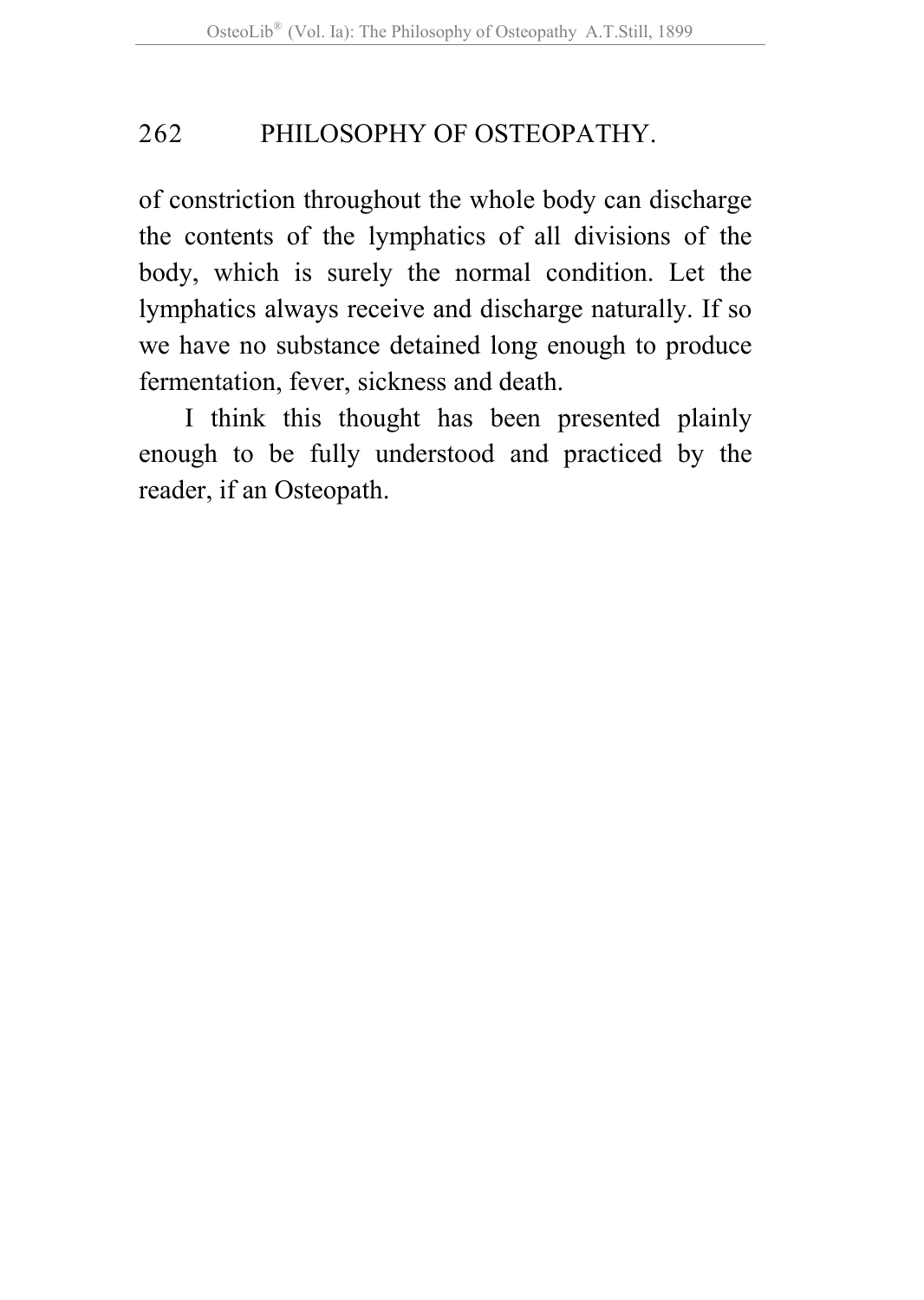of constriction throughout the whole body can discharge the contents of the lymphatics of all divisions of the body, which is surely the normal condition. Let the lymphatics always receive and discharge naturally. If so we have no substance detained long enough to produce fermentation, fever, sickness and death.

I think this thought has been presented plainly enough to be fully understood and practiced by the reader, if an Osteopath.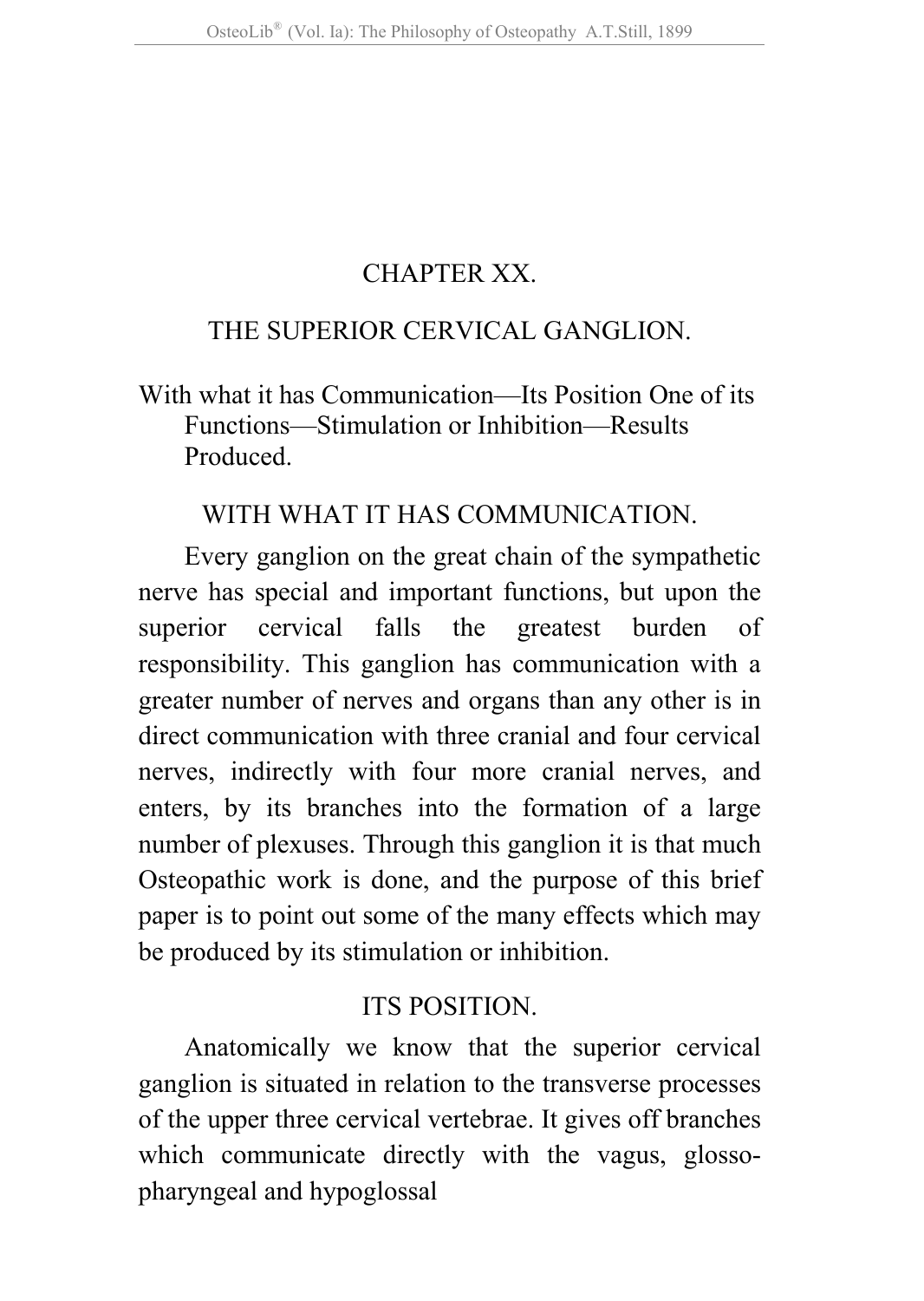# CHAPTER XX.

## THE SUPERIOR CERVICAL GANGLION.

With what it has Communication—Its Position One of its Functions—Stimulation or Inhibition—Results Produced.

### WITH WHAT IT HAS COMMUNICATION.

Every ganglion on the great chain of the sympathetic nerve has special and important functions, but upon the superior cervical falls the greatest burden of responsibility. This ganglion has communication with a greater number of nerves and organs than any other is in direct communication with three cranial and four cervical nerves, indirectly with four more cranial nerves, and enters, by its branches into the formation of a large number of plexuses. Through this ganglion it is that much Osteopathic work is done, and the purpose of this brief paper is to point out some of the many effects which may be produced by its stimulation or inhibition.

### ITS POSITION.

Anatomically we know that the superior cervical ganglion is situated in relation to the transverse processes of the upper three cervical vertebrae. It gives off branches which communicate directly with the vagus, glosso-pharyngeal and hypoglossal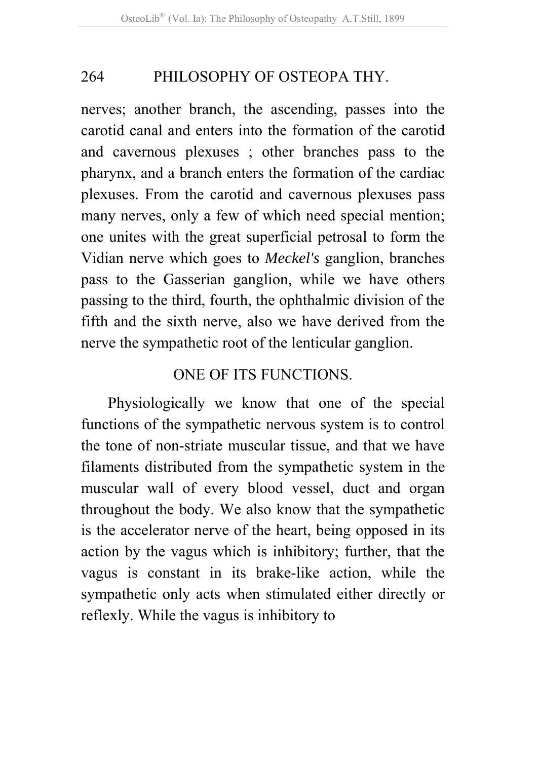nerves; another branch, the ascending, passes into the carotid canal and enters into the formation of the carotid and cavernous plexuses ; other branches pass to the pharynx, and a branch enters the formation of the cardiac plexuses. From the carotid and cavernous plexuses pass many nerves, only a few of which need special mention; one unites with the great superficial petrosal to form the Vidian nerve which goes to *Meckel's* ganglion, branches pass to the Gasserian ganglion, while we have others passing to the third, fourth, the ophthalmic division of the fifth and the sixth nerve, also we have derived from the nerve the sympathetic root of the lenticular ganglion.

## ONE OF ITS FUNCTIONS.

Physiologically we know that one of the special functions of the sympathetic nervous system is to control the tone of non-striate muscular tissue, and that we have filaments distributed from the sympathetic system in the muscular wall of every blood vessel, duct and organ throughout the body. We also know that the sympathetic is the accelerator nerve of the heart, being opposed in its action by the vagus which is inhibitory; further, that the vagus is constant in its brake-like action, while the sympathetic only acts when stimulated either directly or reflexly. While the vagus is inhibitory to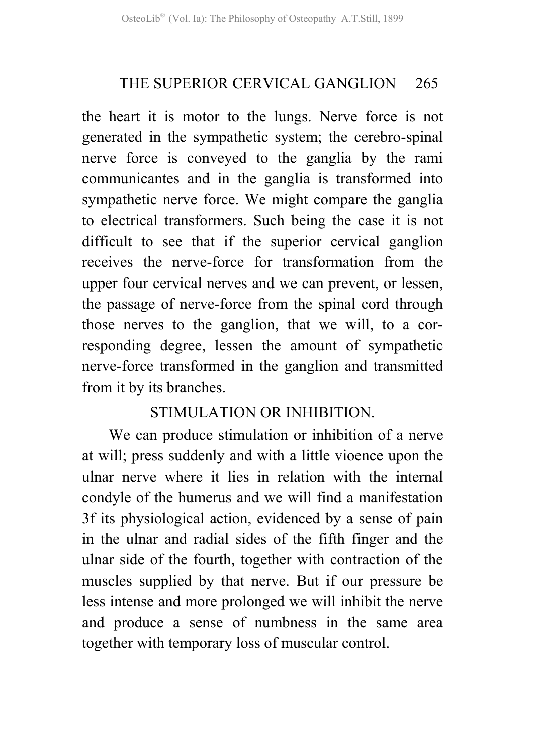the heart it is motor to the lungs. Nerve force is not generated in the sympathetic system; the cerebro-spinal nerve force is conveyed to the ganglia by the rami communicantes and in the ganglia is transformed into sympathetic nerve force. We might compare the ganglia to electrical transformers. Such being the case it is not difficult to see that if the superior cervical ganglion receives the nerve-force for transformation from the upper four cervical nerves and we can prevent, or lessen, the passage of nerve-force from the spinal cord through those nerves to the ganglion, that we will, to a corresponding degree, lessen the amount of sympathetic nerve-force transformed in the ganglion and transmitted from it by its branches.

## STIMULATION OR INHIBITION.

We can produce stimulation or inhibition of a nerve at will; press suddenly and with a little vioence upon the ulnar nerve where it lies in relation with the internal condyle of the humerus and we will find a manifestation 3f its physiological action, evidenced by a sense of pain in the ulnar and radial sides of the fifth finger and the ulnar side of the fourth, together with contraction of the muscles supplied by that nerve. But if our pressure be less intense and more prolonged we will inhibit the nerve and produce a sense of numbness in the same area together with temporary loss of muscular control.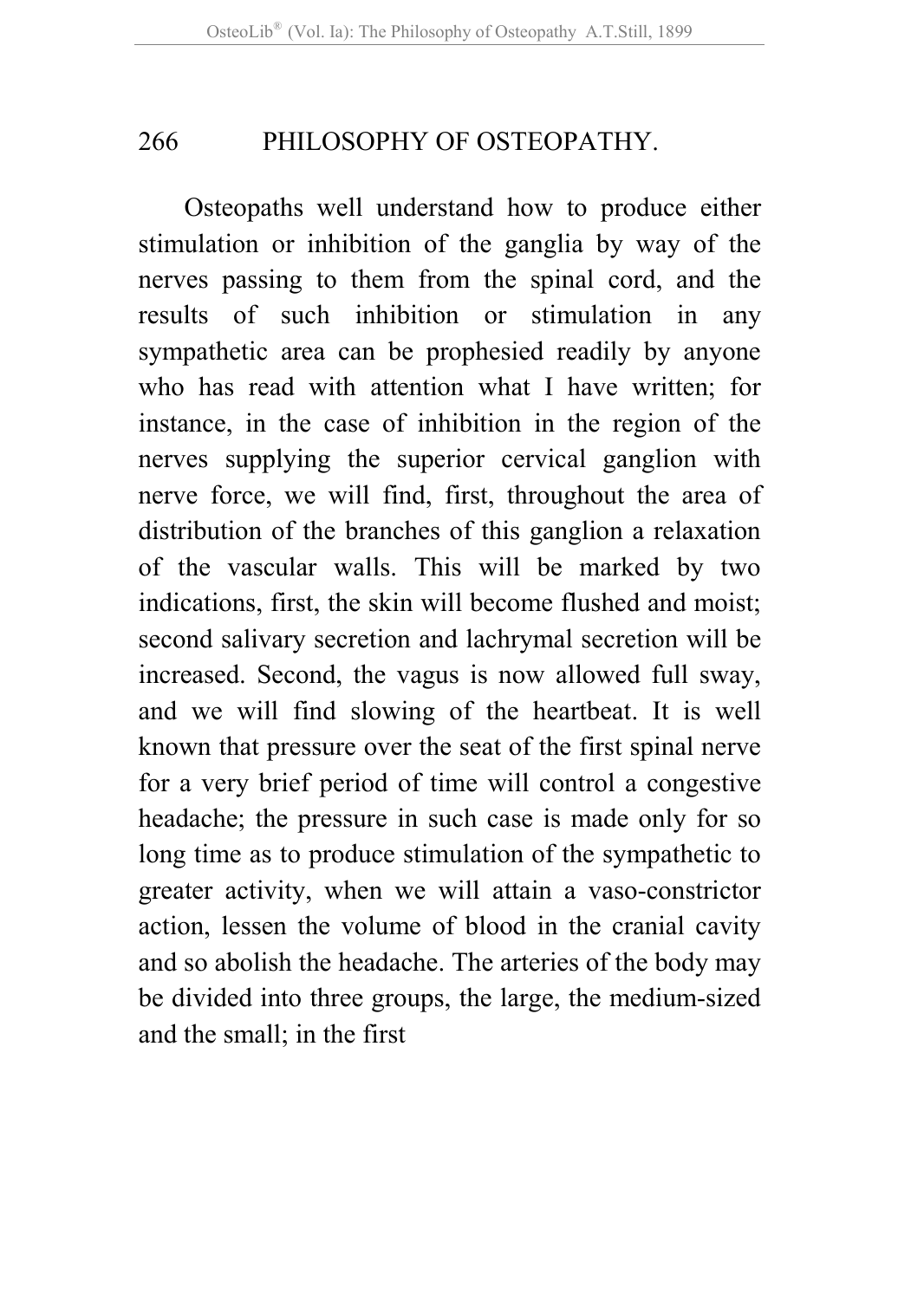Osteopaths well understand how to produce either stimulation or inhibition of the ganglia by way of the nerves passing to them from the spinal cord, and the results of such inhibition or stimulation in any sympathetic area can be prophesied readily by anyone who has read with attention what I have written; for instance, in the case of inhibition in the region of the nerves supplying the superior cervical ganglion with nerve force, we will find, first, throughout the area of distribution of the branches of this ganglion a relaxation of the vascular walls. This will be marked by two indications, first, the skin will become flushed and moist; second salivary secretion and lachrymal secretion will be increased. Second, the vagus is now allowed full sway, and we will find slowing of the heartbeat. It is well known that pressure over the seat of the first spinal nerve for a very brief period of time will control a congestive headache; the pressure in such case is made only for so long time as to produce stimulation of the sympathetic to greater activity, when we will attain a vaso-constrictor action, lessen the volume of blood in the cranial cavity and so abolish the headache. The arteries of the body may be divided into three groups, the large, the medium-sized and the small; in the first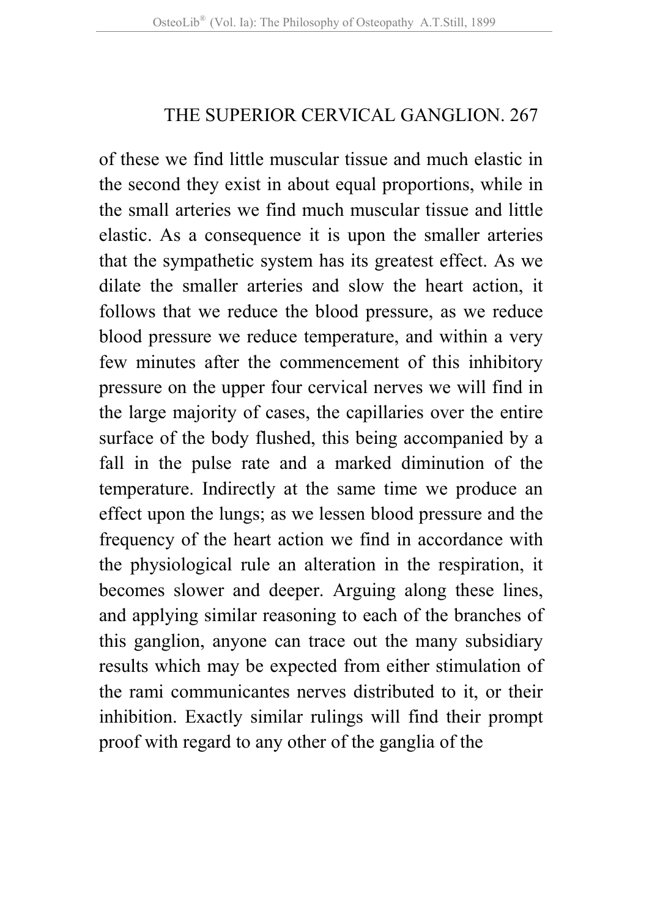of these we find little muscular tissue and much elastic in the second they exist in about equal proportions, while in the small arteries we find much muscular tissue and little elastic. As a consequence it is upon the smaller arteries that the sympathetic system has its greatest effect. As we dilate the smaller arteries and slow the heart action, it follows that we reduce the blood pressure, as we reduce blood pressure we reduce temperature, and within a very few minutes after the commencement of this inhibitory pressure on the upper four cervical nerves we will find in the large majority of cases, the capillaries over the entire surface of the body flushed, this being accompanied by a fall in the pulse rate and a marked diminution of the temperature. Indirectly at the same time we produce an effect upon the lungs; as we lessen blood pressure and the frequency of the heart action we find in accordance with the physiological rule an alteration in the respiration, it becomes slower and deeper. Arguing along these lines, and applying similar reasoning to each of the branches of this ganglion, anyone can trace out the many subsidiary results which may be expected from either stimulation of the rami communicantes nerves distributed to it, or their inhibition. Exactly similar rulings will find their prompt proof with regard to any other of the ganglia of the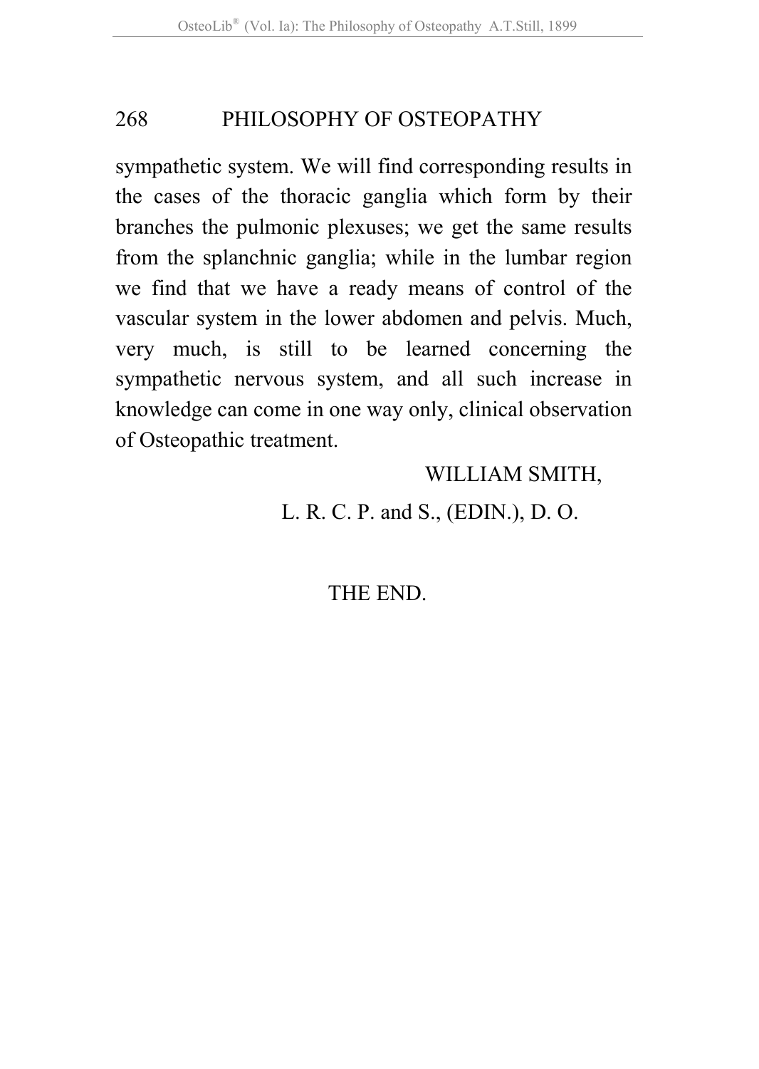sympathetic system. We will find corresponding results in the cases of the thoracic ganglia which form by their branches the pulmonic plexuses; we get the same results from the splanchnic ganglia; while in the lumbar region we find that we have a ready means of control of the vascular system in the lower abdomen and pelvis. Much, very much, is still to be learned concerning the sympathetic nervous system, and all such increase in knowledge can come in one way only, clinical observation of Osteopathic treatment.

WILLIAM SMITH,  
L. R. C. P. and S., (EDIN.), D. O.

THE END.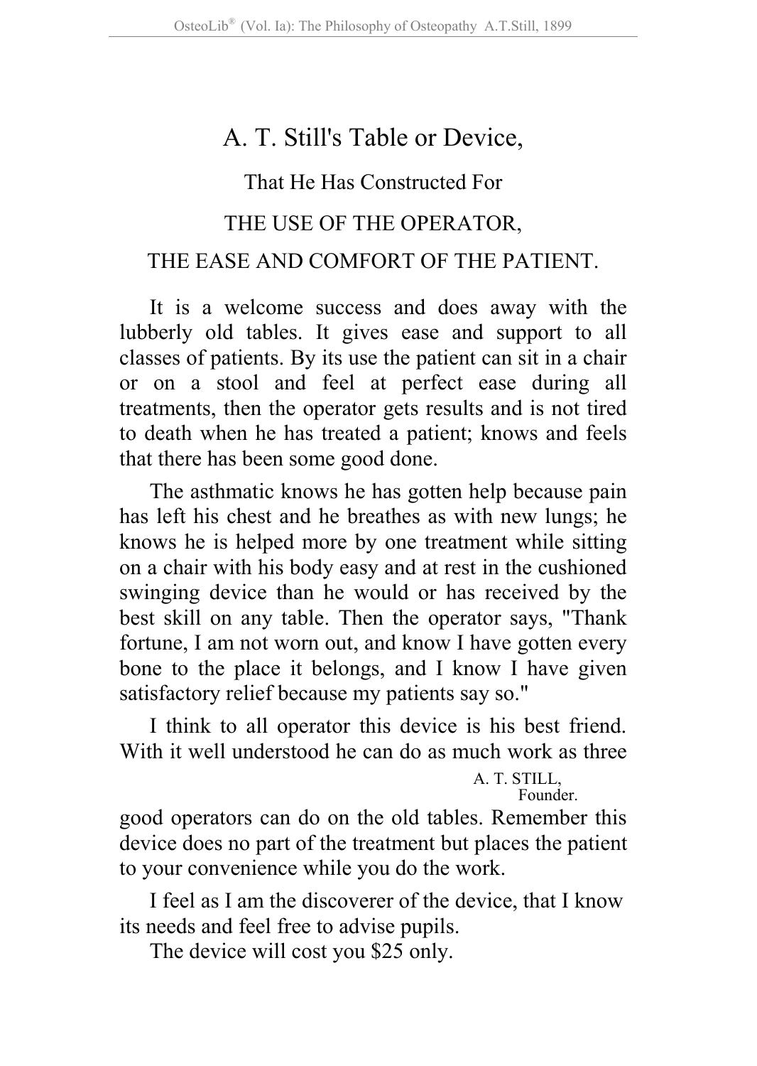# A. T. Still's Table or Device,

## That He Has Constructed For

## THE USE OF THE OPERATOR,

## THE EASE AND COMFORT OF THE PATIENT.

It is a welcome success and does away with the lubberly old tables. It gives ease and support to all classes of patients. By its use the patient can sit in a chair or on a stool and feel at perfect ease during all treatments, then the operator gets results and is not tired to death when he has treated a patient; knows and feels that there has been some good done.

The asthmatic knows he has gotten help because pain has left his chest and he breathes as with new lungs; he knows he is helped more by one treatment while sitting on a chair with his body easy and at rest in the cushioned swinging device than he would or has received by the best skill on any table. Then the operator says, "Thank fortune, I am not worn out, and know I have gotten every bone to the place it belongs, and I know I have given satisfactory relief because my patients say so."

I think to all operator this device is his best friend. With it well understood he can do as much work as three good operators can do on the old tables. Remember this device does no part of the treatment but places the patient to your convenience while you do the work.

I feel as I am the discoverer of the device, that I know its needs and feel free to advise pupils.

The device will cost you $25 only.

A. T. STILL,
Founder.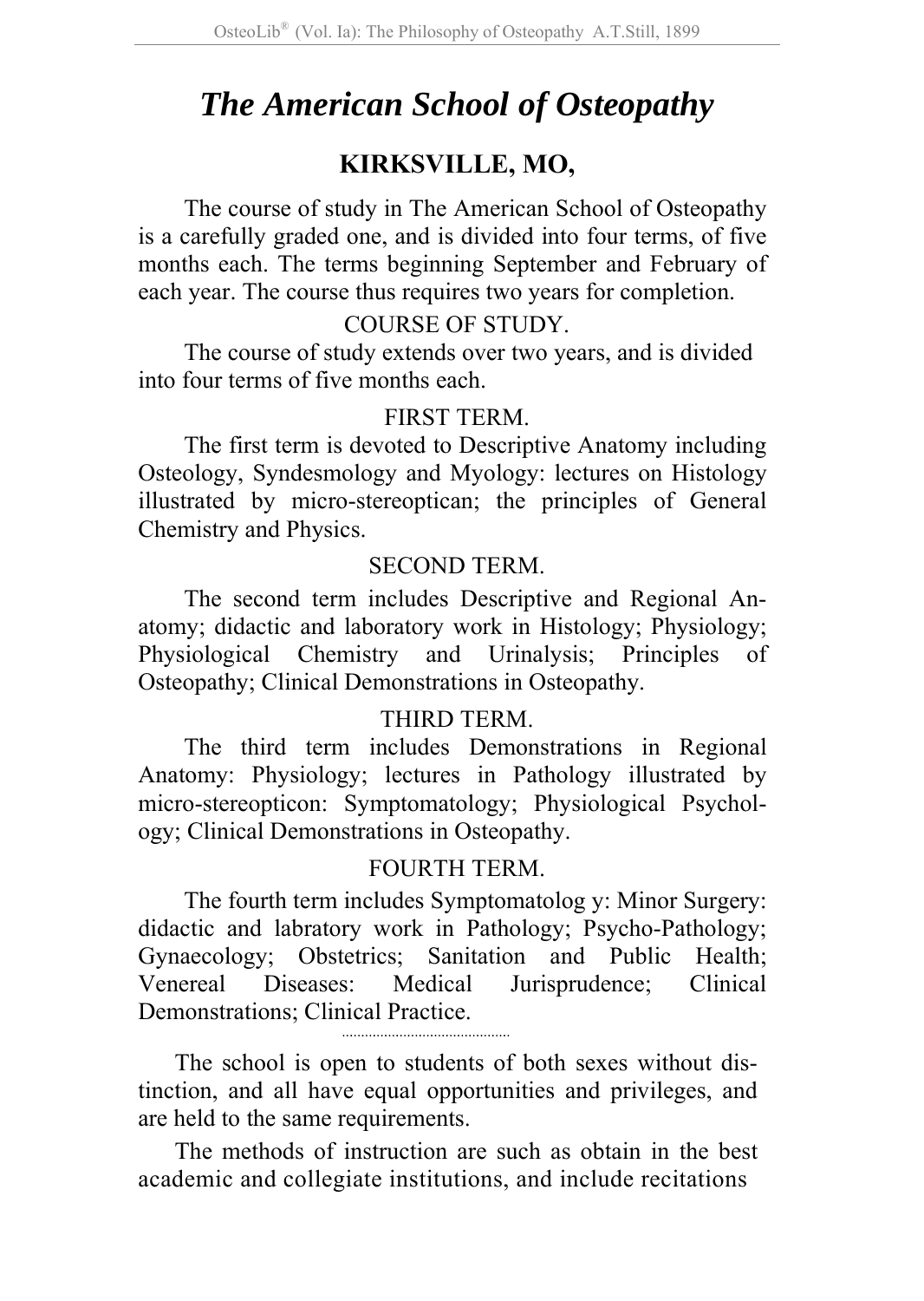# *The American School of Osteopathy*

## KIRKSVILLE, MO,

The course of study in The American School of Osteopathy is a carefully graded one, and is divided into four terms, of five months each. The terms beginning September and February of each year. The course thus requires two years for completion.

### COURSE OF STUDY.

The course of study extends over two years, and is divided into four terms of five months each.

### FIRST TERM.

The first term is devoted to Descriptive Anatomy including Osteology, Syndesmology and Myology: lectures on Histology illustrated by micro-stereoptican; the principles of General Chemistry and Physics.

### SECOND TERM.

The second term includes Descriptive and Regional Anatomy; didactic and laboratory work in Histology; Physiology; Physiological Chemistry and Urinalysis; Principles of Osteopathy; Clinical Demonstrations in Osteopathy.

### THIRD TERM.

The third term includes Demonstrations in Regional Anatomy: Physiology; lectures in Pathology illustrated by micro-stereopticon: Symptomatology; Physiological Psychology; Clinical Demonstrations in Osteopathy.

### FOURTH TERM.

The fourth term includes Symptomatolog y: Minor Surgery: didactic and labratory work in Pathology; Psycho-Pathology; Gynaecology; Obstetrics; Sanitation and Public Health; Venereal Diseases: Medical Jurisprudence; Clinical Demonstrations; Clinical Practice.

---

The school is open to students of both sexes without distinction, and all have equal opportunities and privileges, and are held to the same requirements.

The methods of instruction are such as obtain in the best academic and collegiate institutions, and include recitations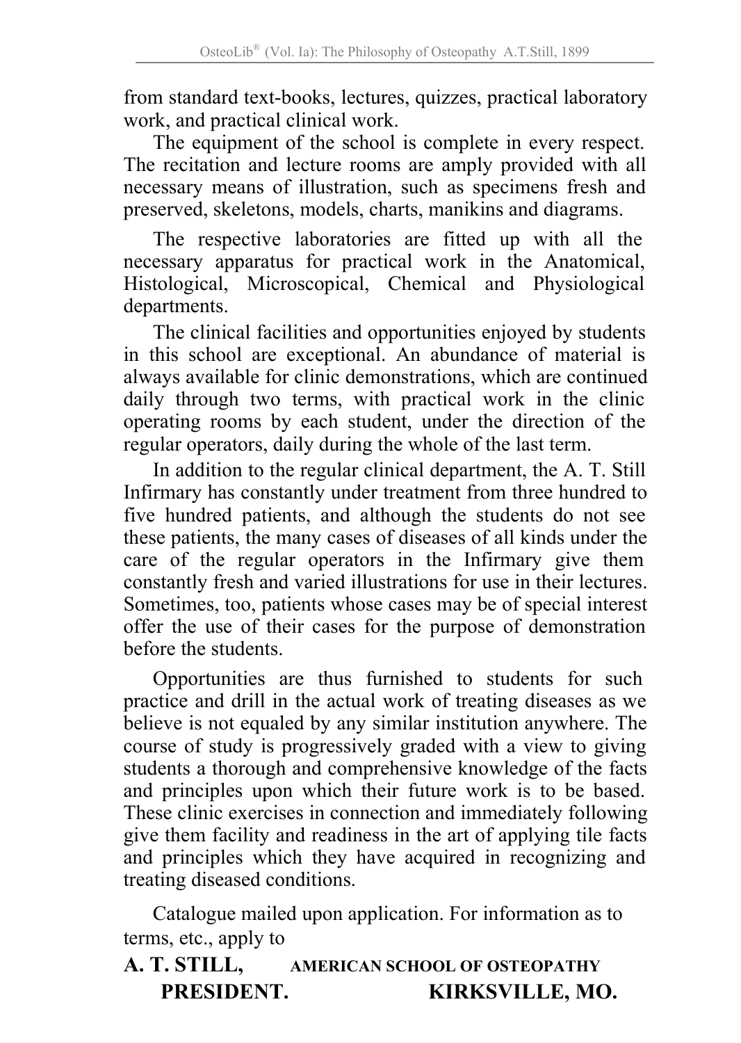from standard text-books, lectures, quizzes, practical laboratory work, and practical clinical work.

The equipment of the school is complete in every respect. The recitation and lecture rooms are amply provided with all necessary means of illustration, such as specimens fresh and preserved, skeletons, models, charts, manikins and diagrams.

The respective laboratories are fitted up with all the necessary apparatus for practical work in the Anatomical, Histological, Microscopical, Chemical and Physiological departments.

The clinical facilities and opportunities enjoyed by students in this school are exceptional. An abundance of material is always available for clinic demonstrations, which are continued daily through two terms, with practical work in the clinic operating rooms by each student, under the direction of the regular operators, daily during the whole of the last term.

In addition to the regular clinical department, the A. T. Still Infirmary has constantly under treatment from three hundred to five hundred patients, and although the students do not see these patients, the many cases of diseases of all kinds under the care of the regular operators in the Infirmary give them constantly fresh and varied illustrations for use in their lectures. Sometimes, too, patients whose cases may be of special interest offer the use of their cases for the purpose of demonstration before the students.

Opportunities are thus furnished to students for such practice and drill in the actual work of treating diseases as we believe is not equaled by any similar institution anywhere. The course of study is progressively graded with a view to giving students a thorough and comprehensive knowledge of the facts and principles upon which their future work is to be based. These clinic exercises in connection and immediately following give them facility and readiness in the art of applying tile facts and principles which they have acquired in recognizing and treating diseased conditions.

Catalogue mailed upon application. For information as to terms, etc., apply to

**A. T. STILL, PRESIDENT.** **AMERICAN SCHOOL OF OSTEOPATHY KIRKSVILLE, MO.**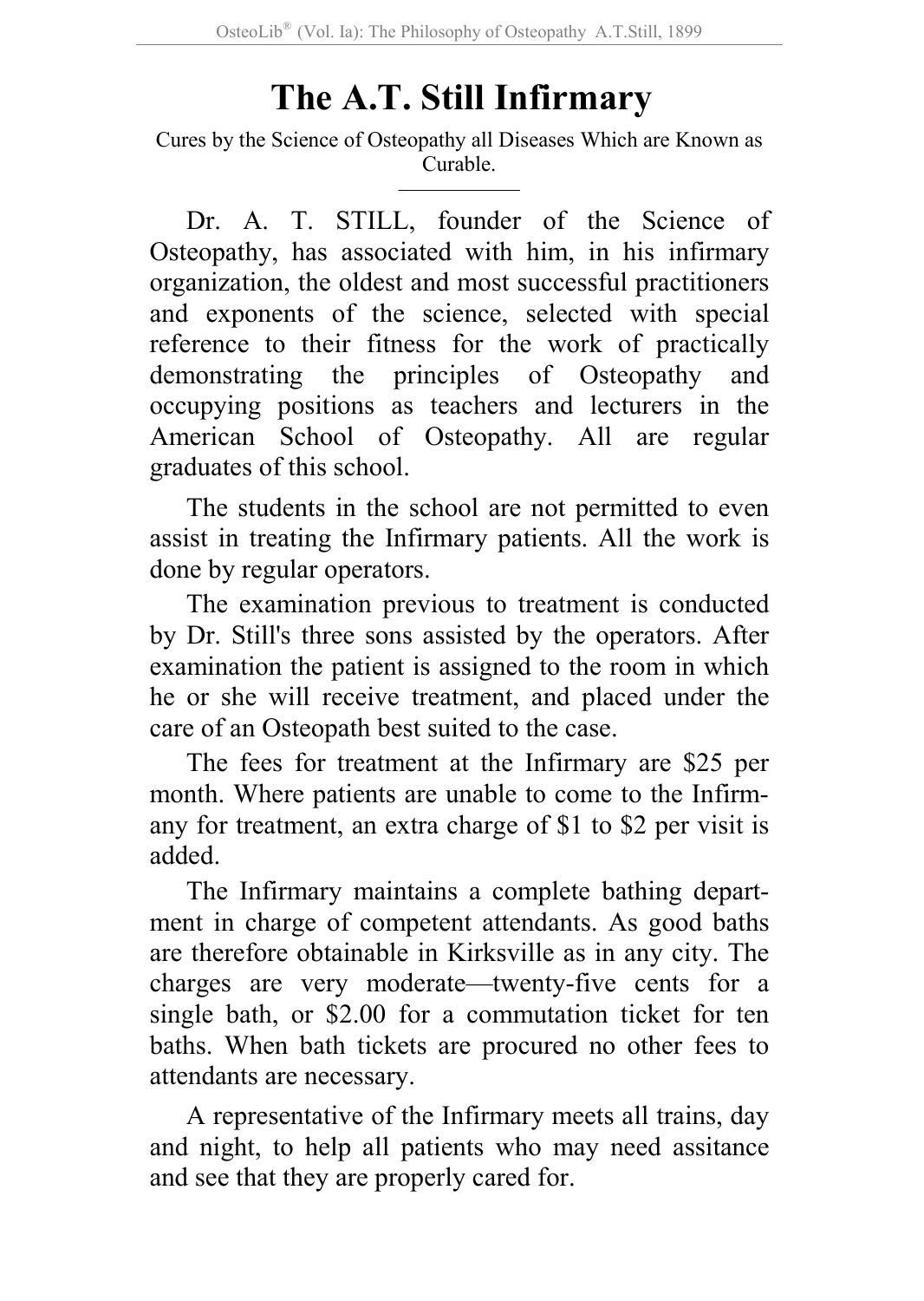# The A.T. Still Infirmary

Cures by the Science of Osteopathy all Diseases Which are Known as Curable.

---

Dr. A. T. STILL, founder of the Science of Osteopathy, has associated with him, in his infirmary organization, the oldest and most successful practitioners and exponents of the science, selected with special reference to their fitness for the work of practically demonstrating the principles of Osteopathy and occupying positions as teachers and lecturers in the American School of Osteopathy. All are regular graduates of this school.

The students in the school are not permitted to even assist in treating the Infirmary patients. All the work is done by regular operators.

The examination previous to treatment is conducted by Dr. Still's three sons assisted by the operators. After examination the patient is assigned to the room in which he or she will receive treatment, and placed under the care of an Osteopath best suited to the case.

The fees for treatment at the Infirmary are $25 per month. Where patients are unable to come to the Infirmany for treatment, an extra charge of $1 to $2 per visit is added.

The Infirmary maintains a complete bathing department in charge of competent attendants. As good baths are therefore obtainable in Kirksville as in any city. The charges are very moderate—twenty-five cents for a single bath, or $2.00 for a commutation ticket for ten baths. When bath tickets are procured no other fees to attendants are necessary.

A representative of the Infirmary meets all trains, day and night, to help all patients who may need assitance and see that they are properly cared for.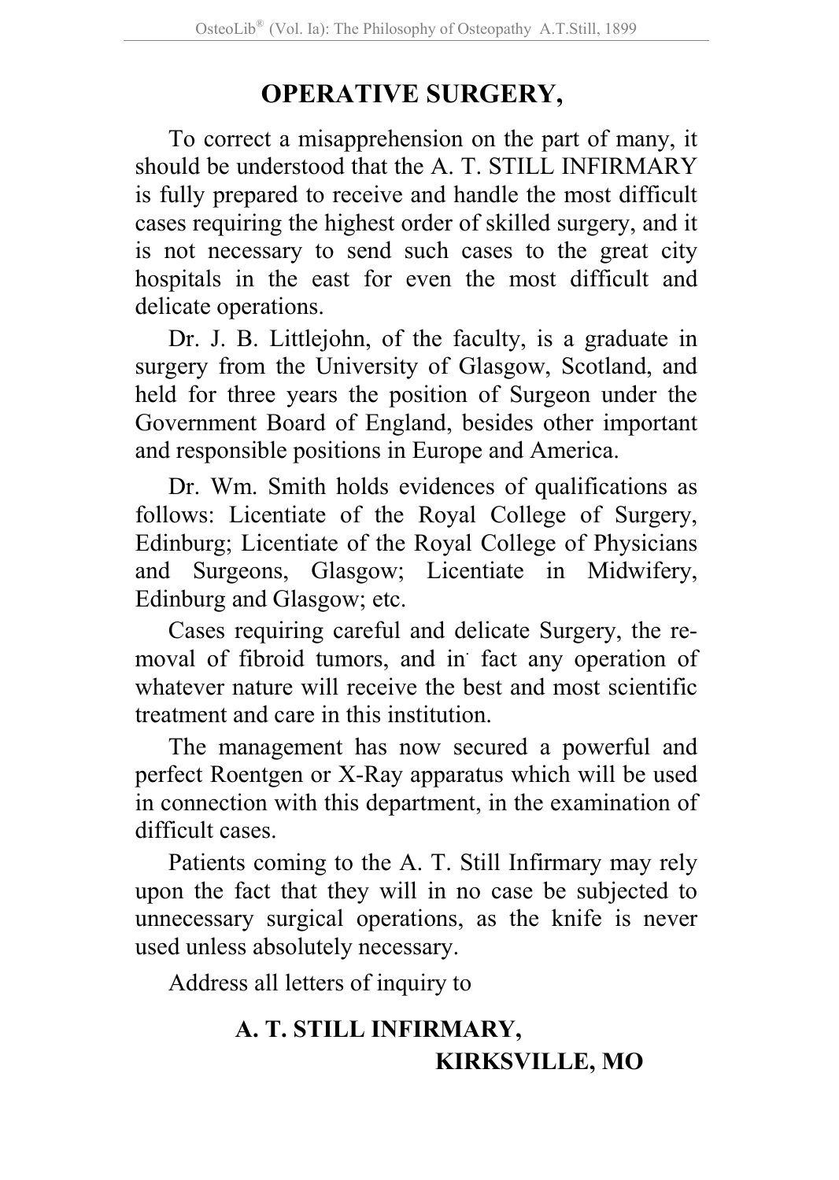# OPERATIVE SURGERY,

To correct a misapprehension on the part of many, it should be understood that the A. T. STILL INFIRMARY is fully prepared to receive and handle the most difficult cases requiring the highest order of skilled surgery, and it is not necessary to send such cases to the great city hospitals in the east for even the most difficult and delicate operations.

Dr. J. B. Littlejohn, of the faculty, is a graduate in surgery from the University of Glasgow, Scotland, and held for three years the position of Surgeon under the Government Board of England, besides other important and responsible positions in Europe and America.

Dr. Wm. Smith holds evidences of qualifications as follows: Licentiate of the Royal College of Surgery, Edinburg; Licentiate of the Royal College of Physicians and Surgeons, Glasgow; Licentiate in Midwifery, Edinburg and Glasgow; etc.

Cases requiring careful and delicate Surgery, the removal of fibroid tumors, and in fact any operation of whatever nature will receive the best and most scientific treatment and care in this institution.

The management has now secured a powerful and perfect Roentgen or X-Ray apparatus which will be used in connection with this department, in the examination of difficult cases.

Patients coming to the A. T. Still Infirmary may rely upon the fact that they will in no case be subjected to unnecessary surgical operations, as the knife is never used unless absolutely necessary.

Address all letters of inquiry to

**A. T. STILL INFIRMARY,**
**KIRKSVILLE, MO**